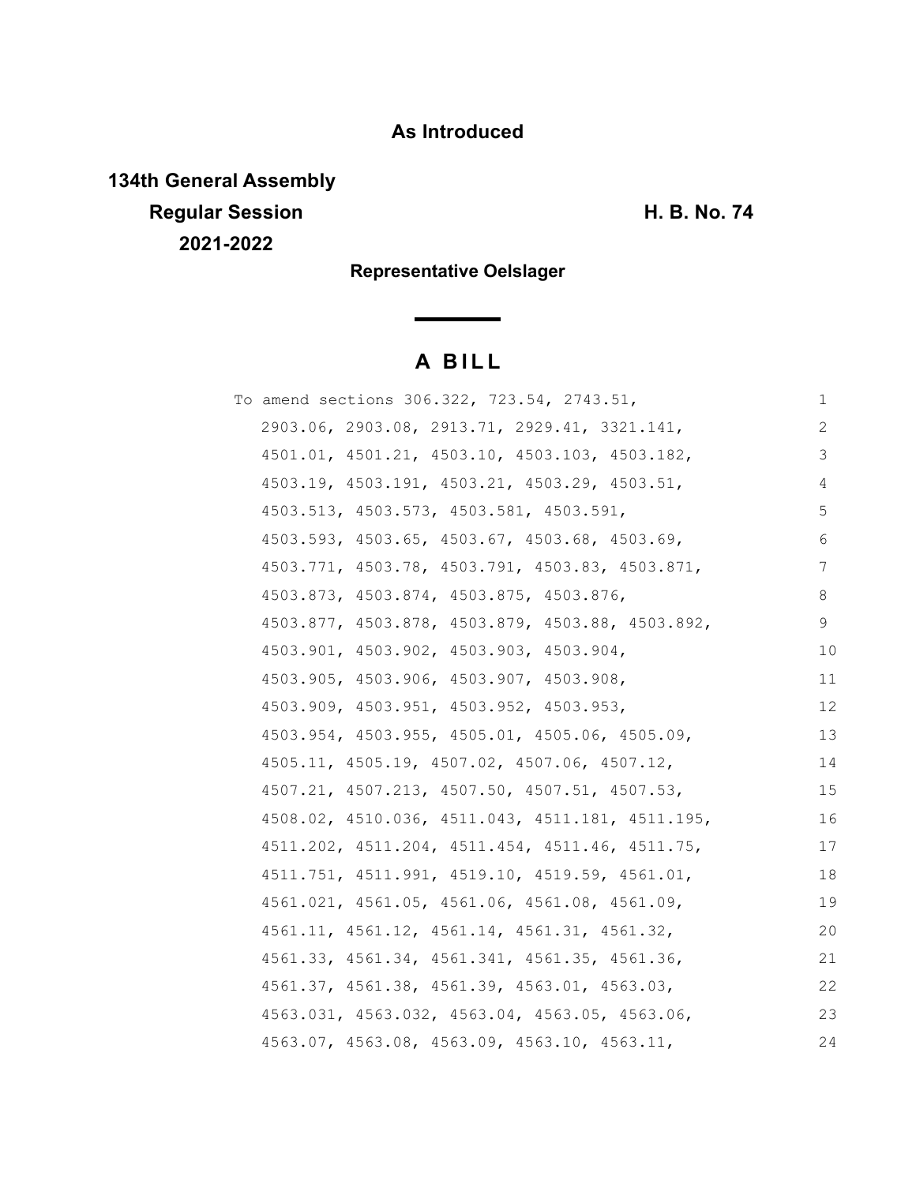**As Introduced**

**134th General Assembly**
**Regular Session** **H. B. No. 74**
**2021-2022**

**Representative Oelslager**

# A BILL

To amend sections 306.322, 723.54, 2743.51, 2903.06, 2903.08, 2913.71, 2929.41, 3321.141, 4501.01, 4501.21, 4503.10, 4503.103, 4503.182, 4503.19, 4503.191, 4503.21, 4503.29, 4503.51, 4503.513, 4503.573, 4503.581, 4503.591, 4503.593, 4503.65, 4503.67, 4503.68, 4503.69, 4503.771, 4503.78, 4503.791, 4503.83, 4503.871, 4503.873, 4503.874, 4503.875, 4503.876, 4503.877, 4503.878, 4503.879, 4503.88, 4503.892, 4503.901, 4503.902, 4503.903, 4503.904, 4503.905, 4503.906, 4503.907, 4503.908, 4503.909, 4503.951, 4503.952, 4503.953, 4503.954, 4503.955, 4505.01, 4505.06, 4505.09, 4505.11, 4505.19, 4507.02, 4507.06, 4507.12, 4507.21, 4507.213, 4507.50, 4507.51, 4507.53, 4508.02, 4510.036, 4511.043, 4511.181, 4511.195, 4511.202, 4511.204, 4511.454, 4511.46, 4511.75, 4511.751, 4511.991, 4519.10, 4519.59, 4561.01, 4561.021, 4561.05, 4561.06, 4561.08, 4561.09, 4561.11, 4561.12, 4561.14, 4561.31, 4561.32, 4561.33, 4561.34, 4561.341, 4561.35, 4561.36, 4561.37, 4561.38, 4561.39, 4563.01, 4563.03, 4563.031, 4563.032, 4563.04, 4563.05, 4563.06, 4563.07, 4563.08, 4563.09, 4563.10, 4563.11,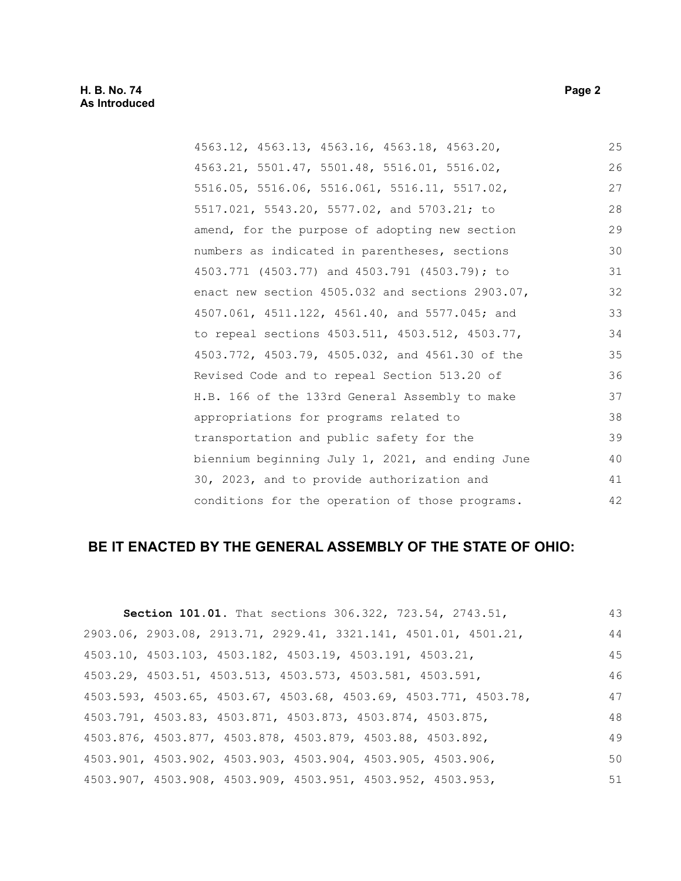4563.12, 4563.13, 4563.16, 4563.18, 4563.20, 4563.21, 5501.47, 5501.48, 5516.01, 5516.02, 5516.05, 5516.06, 5516.061, 5516.11, 5517.02, 5517.021, 5543.20, 5577.02, and 5703.21; to amend, for the purpose of adopting new section numbers as indicated in parentheses, sections 4503.771 (4503.77) and 4503.791 (4503.79); to enact new section 4505.032 and sections 2903.07, 4507.061, 4511.122, 4561.40, and 5577.045; and to repeal sections 4503.511, 4503.512, 4503.77, 4503.772, 4503.79, 4505.032, and 4561.30 of the Revised Code and to repeal Section 513.20 of H.B. 166 of the 133rd General Assembly to make appropriations for programs related to transportation and public safety for the biennium beginning July 1, 2021, and ending June 30, 2023, and to provide authorization and conditions for the operation of those programs.

## BE IT ENACTED BY THE GENERAL ASSEMBLY OF THE STATE OF OHIO:

**Section 101.01.** That sections 306.322, 723.54, 2743.51, 2903.06, 2903.08, 2913.71, 2929.41, 3321.141, 4501.01, 4501.21, 4503.10, 4503.103, 4503.182, 4503.19, 4503.191, 4503.21, 4503.29, 4503.51, 4503.513, 4503.573, 4503.581, 4503.591, 4503.593, 4503.65, 4503.67, 4503.68, 4503.69, 4503.771, 4503.78, 4503.791, 4503.83, 4503.871, 4503.873, 4503.874, 4503.875, 4503.876, 4503.877, 4503.878, 4503.879, 4503.88, 4503.892, 4503.901, 4503.902, 4503.903, 4503.904, 4503.905, 4503.906, 4503.907, 4503.908, 4503.909, 4503.951, 4503.952, 4503.953,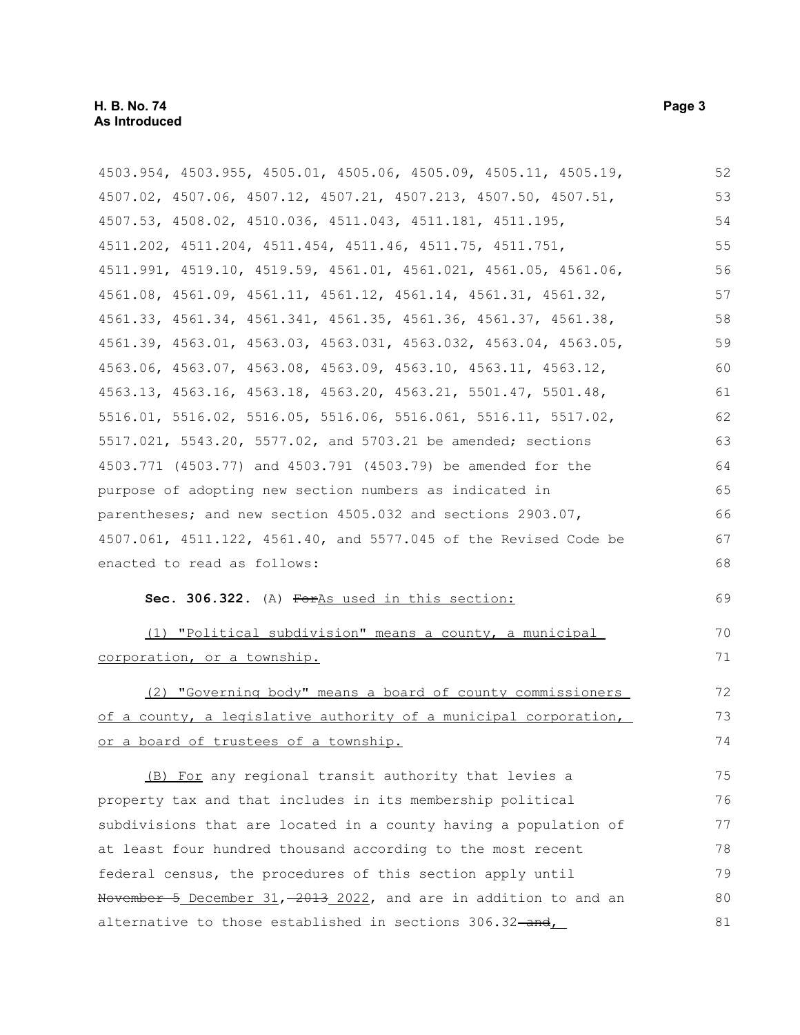4503.954, 4503.955, 4505.01, 4505.06, 4505.09, 4505.11, 4505.19, 4507.02, 4507.06, 4507.12, 4507.21, 4507.213, 4507.50, 4507.51, 4507.53, 4508.02, 4510.036, 4511.043, 4511.181, 4511.195, 4511.202, 4511.204, 4511.454, 4511.46, 4511.75, 4511.751, 4511.991, 4519.10, 4519.59, 4561.01, 4561.021, 4561.05, 4561.06, 4561.08, 4561.09, 4561.11, 4561.12, 4561.14, 4561.31, 4561.32, 4561.33, 4561.34, 4561.341, 4561.35, 4561.36, 4561.37, 4561.38, 4561.39, 4563.01, 4563.03, 4563.031, 4563.032, 4563.04, 4563.05, 4563.06, 4563.07, 4563.08, 4563.09, 4563.10, 4563.11, 4563.12, 4563.13, 4563.16, 4563.18, 4563.20, 4563.21, 5501.47, 5501.48, 5516.01, 5516.02, 5516.05, 5516.06, 5516.061, 5516.11, 5517.02, 5517.021, 5543.20, 5577.02, and 5703.21 be amended; sections 4503.771 (4503.77) and 4503.791 (4503.79) be amended for the purpose of adopting new section numbers as indicated in parentheses; and new section 4505.032 and sections 2903.07, 4507.061, 4511.122, 4561.40, and 5577.045 of the Revised Code be enacted to read as follows:

**Sec. 306.322.** (A) ~~For~~<u>As used in this section:</u>

<u>(1) "Political subdivision" means a county, a municipal corporation, or a township.</u>

<u>(2) "Governing body" means a board of county commissioners of a county, a legislative authority of a municipal corporation, or a board of trustees of a township.</u>

<u>(B) For</u> any regional transit authority that levies a property tax and that includes in its membership political subdivisions that are located in a county having a population of at least four hundred thousand according to the most recent federal census, the procedures of this section apply until ~~November 5~~ <u>December 31</u>, ~~2013~~ <u>2022</u>, and are in addition to and an alternative to those established in sections 306.32 ~~and~~<u>,</u>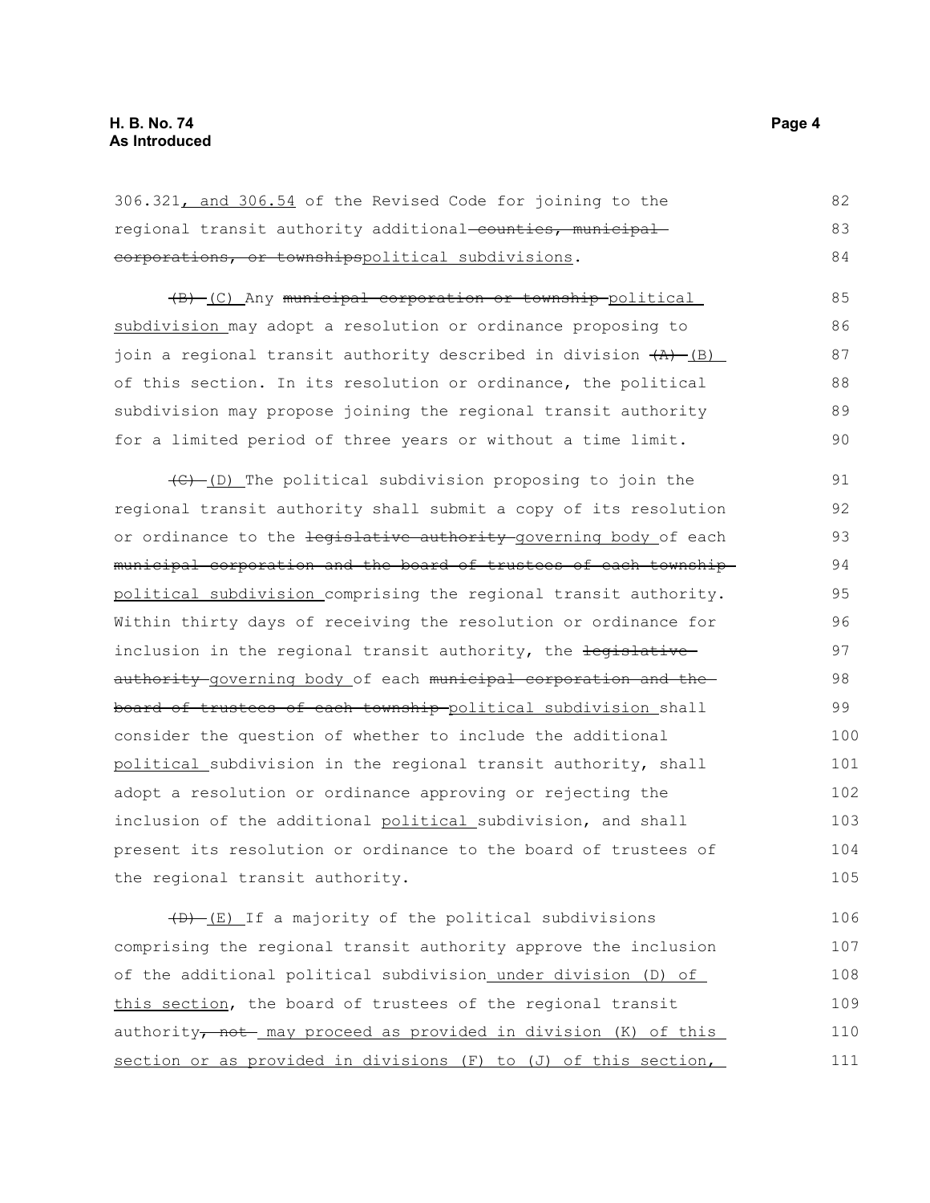306.321<u>, and 306.54</u> of the Revised Code for joining to the regional transit authority additional ~~counties, municipal corporations, or townships~~<u>political subdivisions</u>.

~~(B)~~ <u>(C)</u> Any ~~municipal corporation or township~~ <u>political subdivision</u> may adopt a resolution or ordinance proposing to join a regional transit authority described in division ~~(A)~~ <u>(B)</u> of this section. In its resolution or ordinance, the political subdivision may propose joining the regional transit authority for a limited period of three years or without a time limit.

~~(C)~~ <u>(D)</u> The political subdivision proposing to join the regional transit authority shall submit a copy of its resolution or ordinance to the ~~legislative authority~~ <u>governing body</u> of each ~~municipal corporation and the board of trustees of each township~~ <u>political subdivision</u> comprising the regional transit authority. Within thirty days of receiving the resolution or ordinance for inclusion in the regional transit authority, the ~~legislative authority~~ <u>governing body</u> of each ~~municipal corporation and the board of trustees of each township~~ <u>political subdivision</u> shall consider the question of whether to include the additional <u>political</u> subdivision in the regional transit authority, shall adopt a resolution or ordinance approving or rejecting the inclusion of the additional <u>political</u> subdivision, and shall present its resolution or ordinance to the board of trustees of the regional transit authority.

~~(D)~~ <u>(E)</u> If a majority of the political subdivisions comprising the regional transit authority approve the inclusion of the additional political subdivision<u> under division (D) of this section</u>, the board of trustees of the regional transit authority~~, not~~ <u>may proceed as provided in division (K) of this section or as provided in divisions (F) to (J) of this section,</u>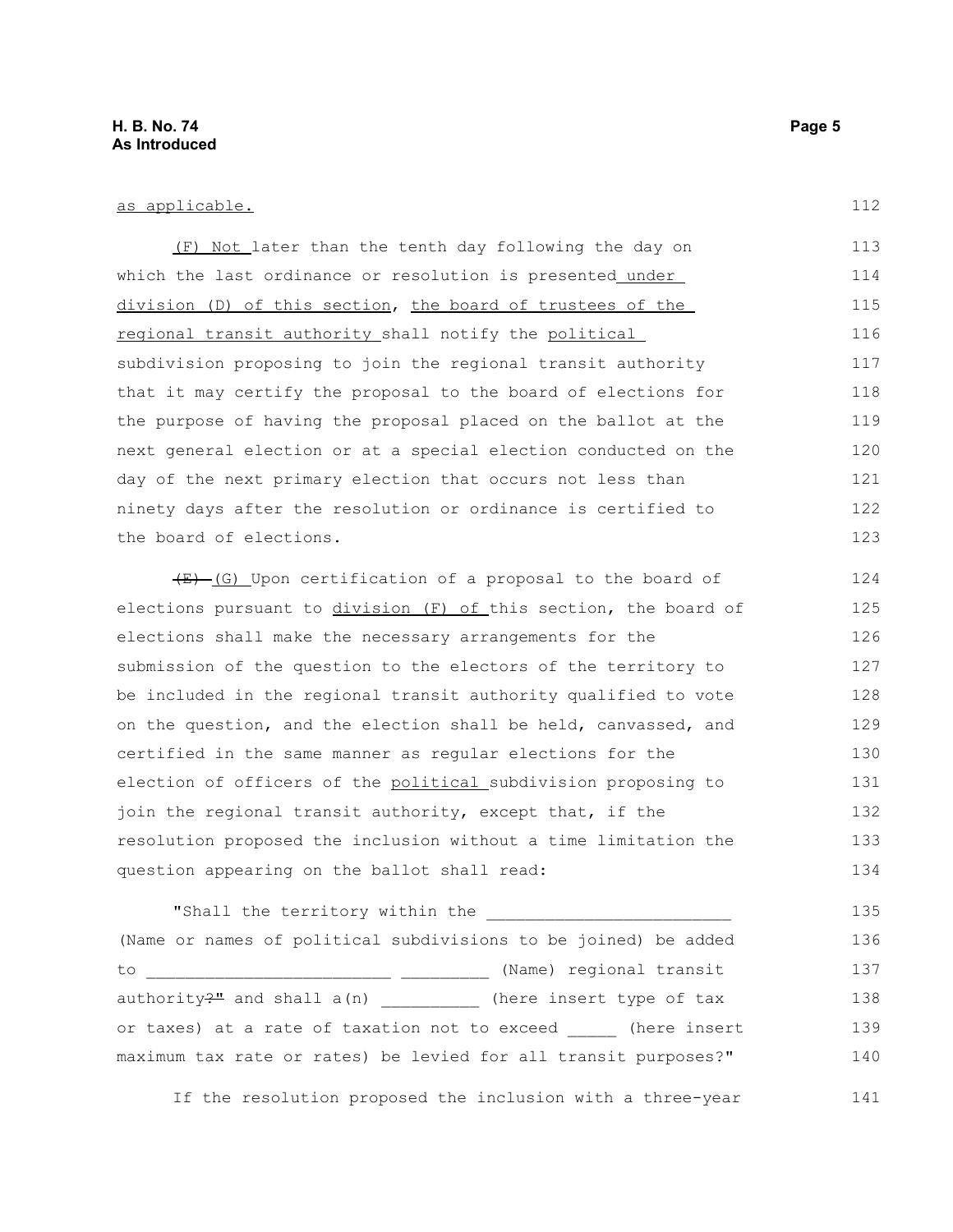as applicable.

(F) Not later than the tenth day following the day on which the last ordinance or resolution is presented under division (D) of this section, the board of trustees of the regional transit authority shall notify the political subdivision proposing to join the regional transit authority that it may certify the proposal to the board of elections for the purpose of having the proposal placed on the ballot at the next general election or at a special election conducted on the day of the next primary election that occurs not less than ninety days after the resolution or ordinance is certified to the board of elections.

~~(E)~~ (G) Upon certification of a proposal to the board of elections pursuant to division (F) of this section, the board of elections shall make the necessary arrangements for the submission of the question to the electors of the territory to be included in the regional transit authority qualified to vote on the question, and the election shall be held, canvassed, and certified in the same manner as regular elections for the election of officers of the political subdivision proposing to join the regional transit authority, except that, if the resolution proposed the inclusion without a time limitation the question appearing on the ballot shall read:

"Shall the territory within the ________________________ (Name or names of political subdivisions to be joined) be added to ________________________ _________ (Name) regional transit authority~~?"~~ and shall a(n) __________ (here insert type of tax or taxes) at a rate of taxation not to exceed _____ (here insert maximum tax rate or rates) be levied for all transit purposes?"

If the resolution proposed the inclusion with a three-year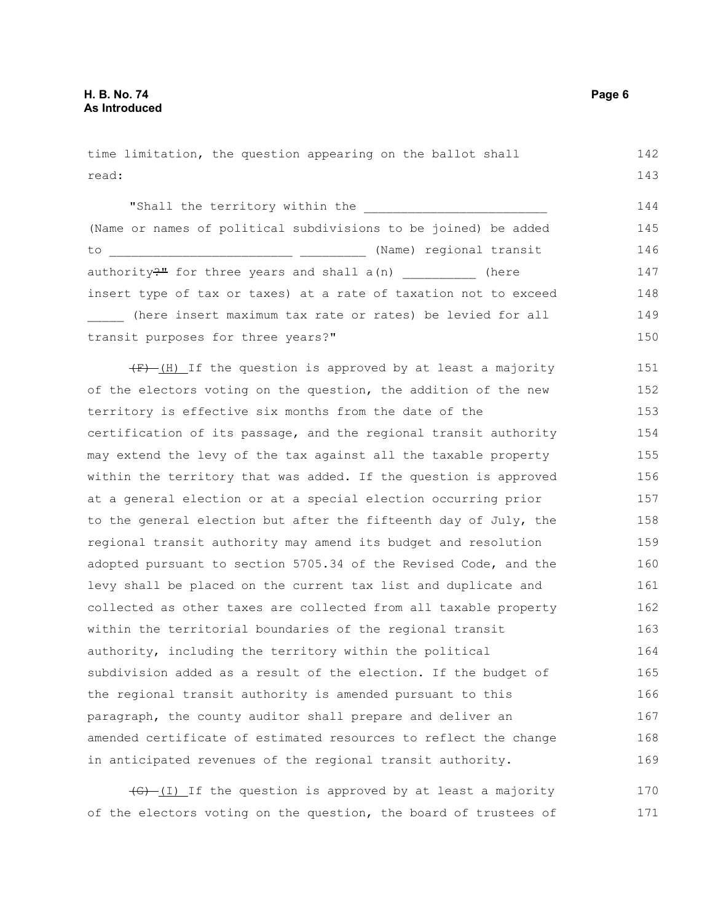time limitation, the question appearing on the ballot shall read:

"Shall the territory within the ________________________ (Name or names of political subdivisions to be joined) be added to ________________________ _________ (Name) regional transit authority?" for three years and shall a(n) __________ (here insert type of tax or taxes) at a rate of taxation not to exceed _____ (here insert maximum tax rate or rates) be levied for all transit purposes for three years?"

~~(F)~~ (H) If the question is approved by at least a majority of the electors voting on the question, the addition of the new territory is effective six months from the date of the certification of its passage, and the regional transit authority may extend the levy of the tax against all the taxable property within the territory that was added. If the question is approved at a general election or at a special election occurring prior to the general election but after the fifteenth day of July, the regional transit authority may amend its budget and resolution adopted pursuant to section 5705.34 of the Revised Code, and the levy shall be placed on the current tax list and duplicate and collected as other taxes are collected from all taxable property within the territorial boundaries of the regional transit authority, including the territory within the political subdivision added as a result of the election. If the budget of the regional transit authority is amended pursuant to this paragraph, the county auditor shall prepare and deliver an amended certificate of estimated resources to reflect the change in anticipated revenues of the regional transit authority.

~~(G)~~ (I) If the question is approved by at least a majority of the electors voting on the question, the board of trustees of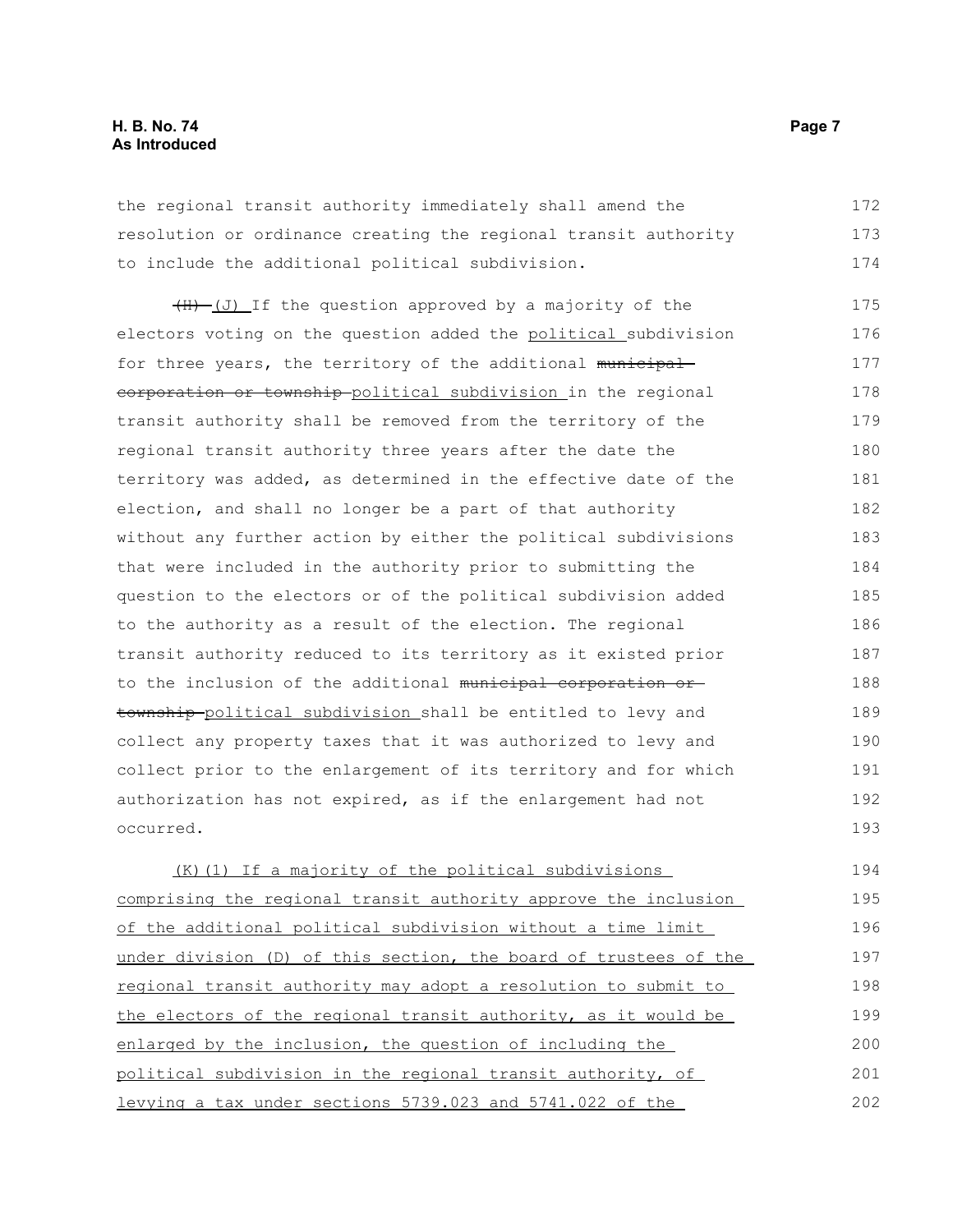the regional transit authority immediately shall amend the resolution or ordinance creating the regional transit authority to include the additional political subdivision.

~~(H)~~ (J) If the question approved by a majority of the electors voting on the question added the political subdivision for three years, the territory of the additional ~~municipal corporation or township~~ political subdivision in the regional transit authority shall be removed from the territory of the regional transit authority three years after the date the territory was added, as determined in the effective date of the election, and shall no longer be a part of that authority without any further action by either the political subdivisions that were included in the authority prior to submitting the question to the electors or of the political subdivision added to the authority as a result of the election. The regional transit authority reduced to its territory as it existed prior to the inclusion of the additional ~~municipal corporation or township~~ political subdivision shall be entitled to levy and collect any property taxes that it was authorized to levy and collect prior to the enlargement of its territory and for which authorization has not expired, as if the enlargement had not occurred.

(K)(1) If a majority of the political subdivisions comprising the regional transit authority approve the inclusion of the additional political subdivision without a time limit under division (D) of this section, the board of trustees of the regional transit authority may adopt a resolution to submit to the electors of the regional transit authority, as it would be enlarged by the inclusion, the question of including the political subdivision in the regional transit authority, of levying a tax under sections 5739.023 and 5741.022 of the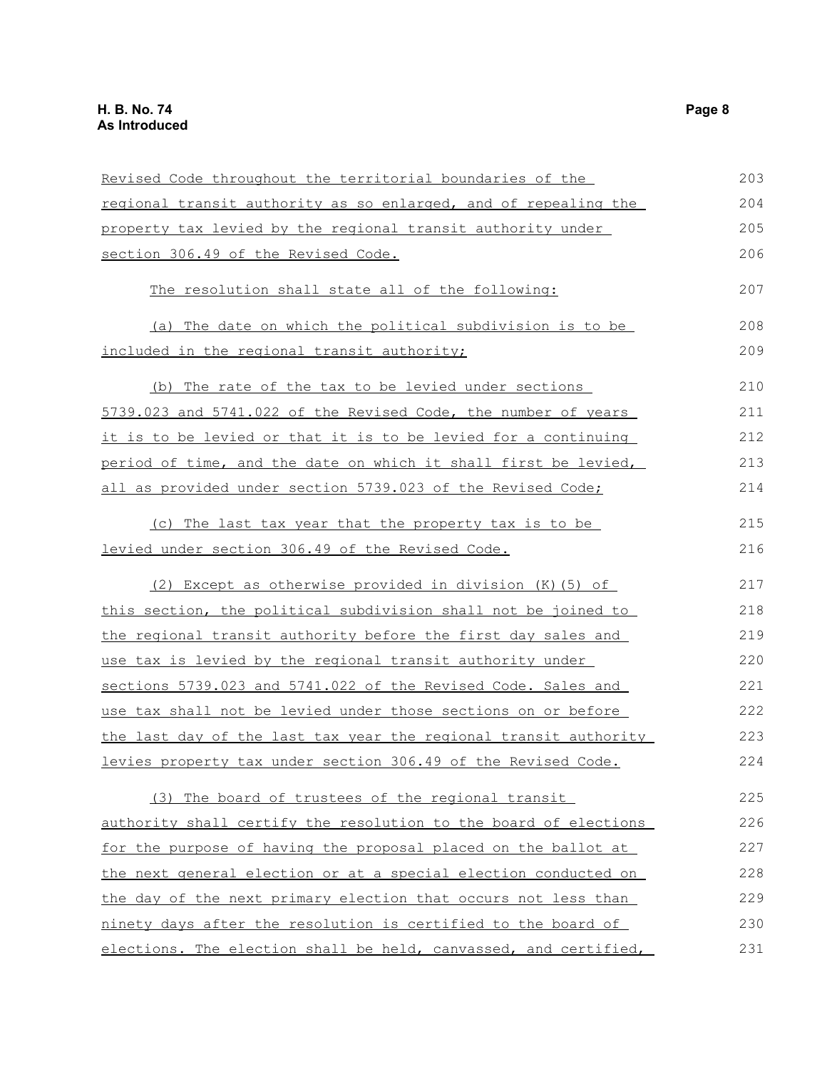Revised Code throughout the territorial boundaries of the regional transit authority as so enlarged, and of repealing the property tax levied by the regional transit authority under section 306.49 of the Revised Code.

The resolution shall state all of the following:

(a) The date on which the political subdivision is to be included in the regional transit authority;

(b) The rate of the tax to be levied under sections 5739.023 and 5741.022 of the Revised Code, the number of years it is to be levied or that it is to be levied for a continuing period of time, and the date on which it shall first be levied, all as provided under section 5739.023 of the Revised Code;

(c) The last tax year that the property tax is to be levied under section 306.49 of the Revised Code.

(2) Except as otherwise provided in division (K)(5) of this section, the political subdivision shall not be joined to the regional transit authority before the first day sales and use tax is levied by the regional transit authority under sections 5739.023 and 5741.022 of the Revised Code. Sales and use tax shall not be levied under those sections on or before the last day of the last tax year the regional transit authority levies property tax under section 306.49 of the Revised Code.

(3) The board of trustees of the regional transit authority shall certify the resolution to the board of elections for the purpose of having the proposal placed on the ballot at the next general election or at a special election conducted on the day of the next primary election that occurs not less than ninety days after the resolution is certified to the board of elections. The election shall be held, canvassed, and certified,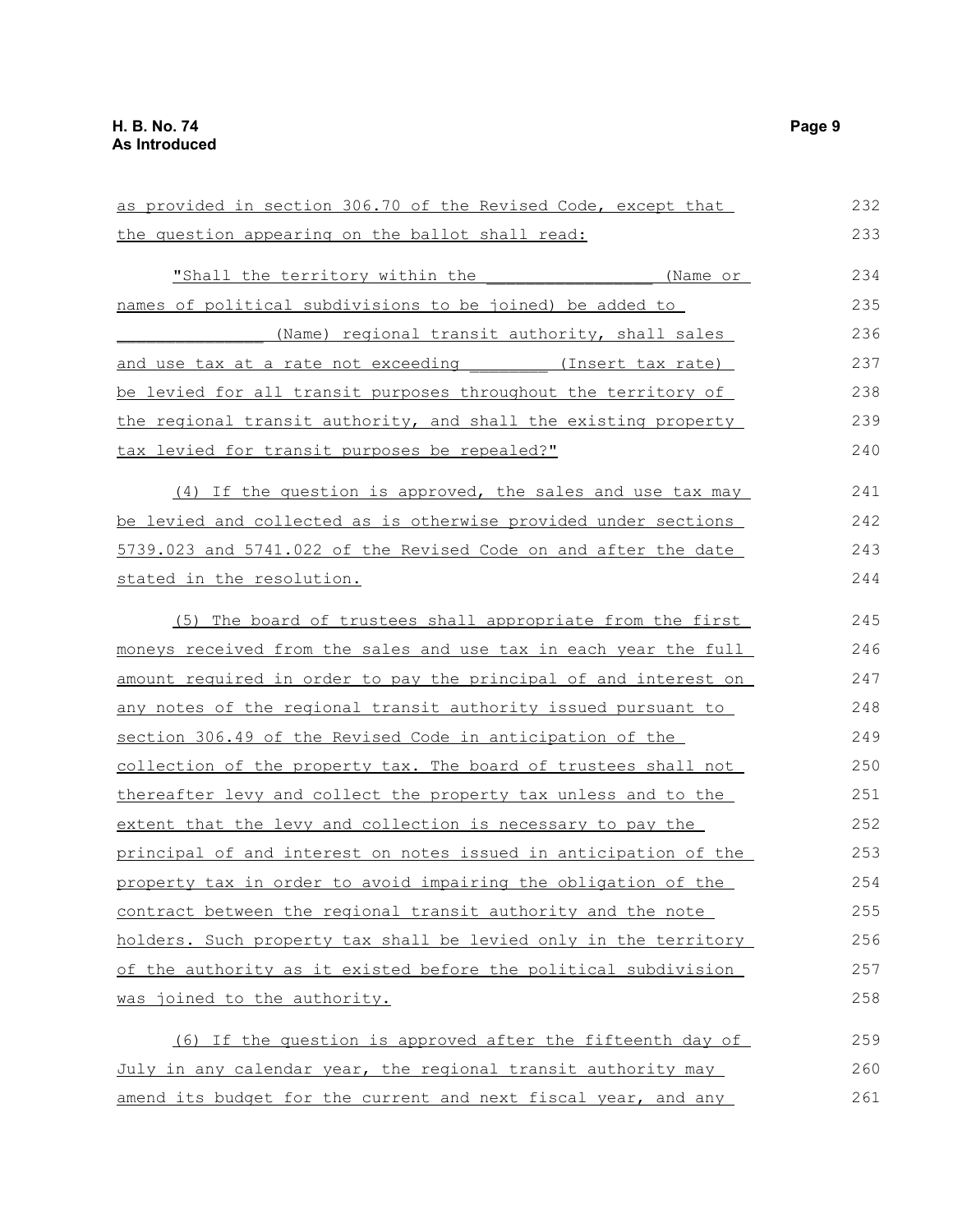as provided in section 306.70 of the Revised Code, except that the question appearing on the ballot shall read:

"Shall the territory within the ________________ (Name or names of political subdivisions to be joined) be added to ______________ (Name) regional transit authority, shall sales and use tax at a rate not exceeding ________ (Insert tax rate) be levied for all transit purposes throughout the territory of the regional transit authority, and shall the existing property tax levied for transit purposes be repealed?"

(4) If the question is approved, the sales and use tax may be levied and collected as is otherwise provided under sections 5739.023 and 5741.022 of the Revised Code on and after the date stated in the resolution.

(5) The board of trustees shall appropriate from the first moneys received from the sales and use tax in each year the full amount required in order to pay the principal of and interest on any notes of the regional transit authority issued pursuant to section 306.49 of the Revised Code in anticipation of the collection of the property tax. The board of trustees shall not thereafter levy and collect the property tax unless and to the extent that the levy and collection is necessary to pay the principal of and interest on notes issued in anticipation of the property tax in order to avoid impairing the obligation of the contract between the regional transit authority and the note holders. Such property tax shall be levied only in the territory of the authority as it existed before the political subdivision was joined to the authority.

(6) If the question is approved after the fifteenth day of July in any calendar year, the regional transit authority may amend its budget for the current and next fiscal year, and any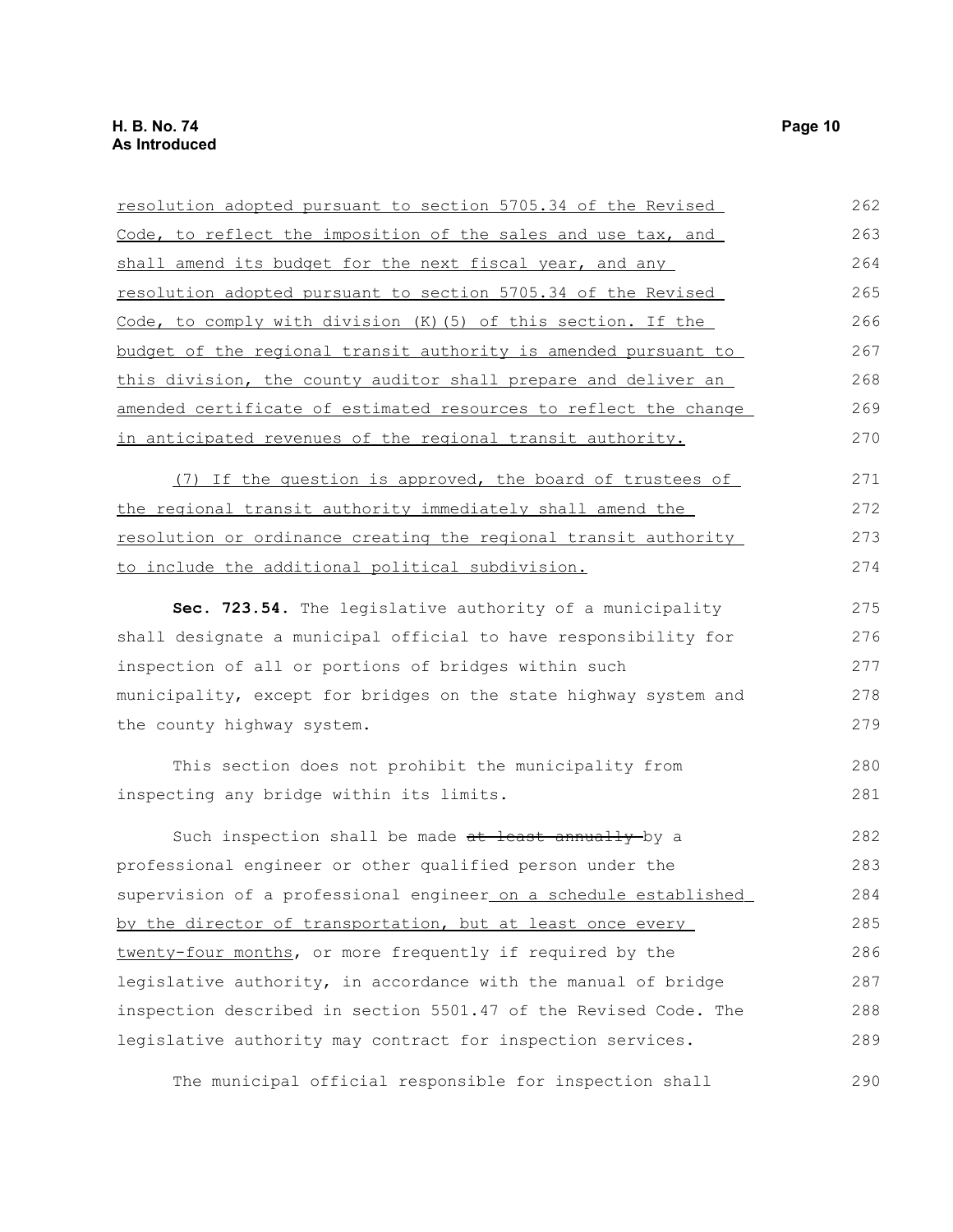resolution adopted pursuant to section 5705.34 of the Revised Code, to reflect the imposition of the sales and use tax, and shall amend its budget for the next fiscal year, and any resolution adopted pursuant to section 5705.34 of the Revised Code, to comply with division (K)(5) of this section. If the budget of the regional transit authority is amended pursuant to this division, the county auditor shall prepare and deliver an amended certificate of estimated resources to reflect the change in anticipated revenues of the regional transit authority.

(7) If the question is approved, the board of trustees of the regional transit authority immediately shall amend the resolution or ordinance creating the regional transit authority to include the additional political subdivision.

**Sec. 723.54.** The legislative authority of a municipality shall designate a municipal official to have responsibility for inspection of all or portions of bridges within such municipality, except for bridges on the state highway system and the county highway system.

This section does not prohibit the municipality from inspecting any bridge within its limits.

Such inspection shall be made ~~at least annually~~ by a professional engineer or other qualified person under the supervision of a professional engineer on a schedule established by the director of transportation, but at least once every twenty-four months, or more frequently if required by the legislative authority, in accordance with the manual of bridge inspection described in section 5501.47 of the Revised Code. The legislative authority may contract for inspection services.

The municipal official responsible for inspection shall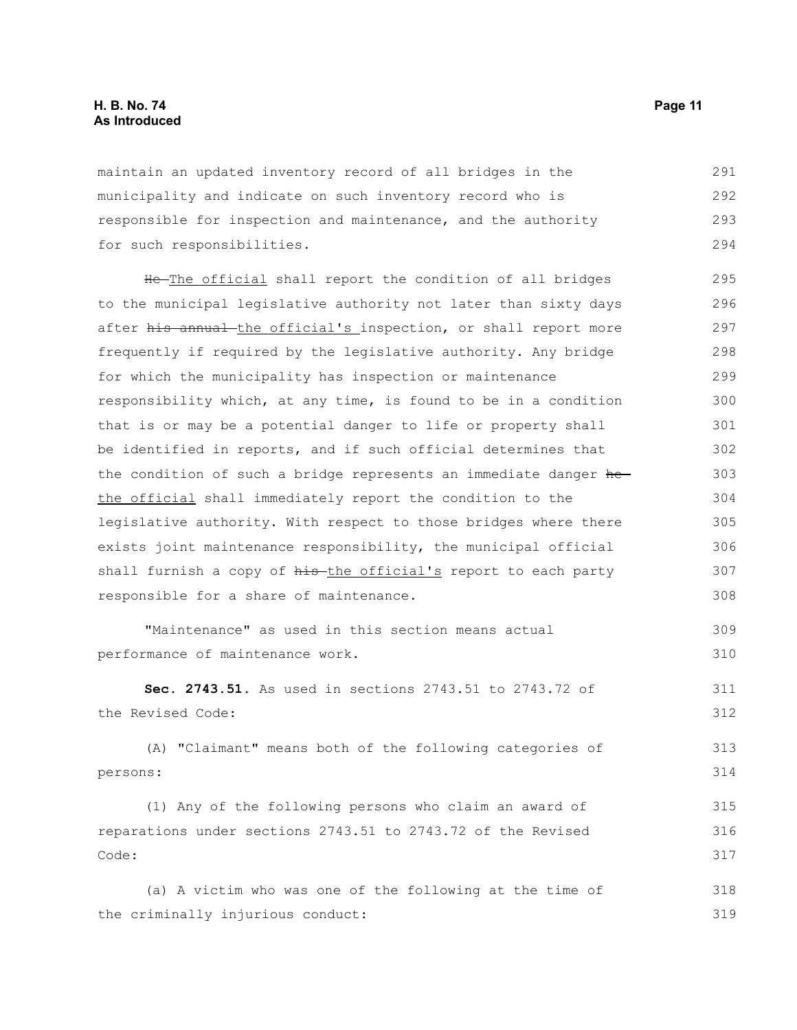maintain an updated inventory record of all bridges in the municipality and indicate on such inventory record who is responsible for inspection and maintenance, and the authority for such responsibilities.

~~He~~ The official shall report the condition of all bridges to the municipal legislative authority not later than sixty days after ~~his annual~~ the official's inspection, or shall report more frequently if required by the legislative authority. Any bridge for which the municipality has inspection or maintenance responsibility which, at any time, is found to be in a condition that is or may be a potential danger to life or property shall be identified in reports, and if such official determines that the condition of such a bridge represents an immediate danger ~~he~~ the official shall immediately report the condition to the legislative authority. With respect to those bridges where there exists joint maintenance responsibility, the municipal official shall furnish a copy of ~~his~~ the official's report to each party responsible for a share of maintenance.

"Maintenance" as used in this section means actual performance of maintenance work.

**Sec. 2743.51.** As used in sections 2743.51 to 2743.72 of the Revised Code:

(A) "Claimant" means both of the following categories of persons:

(1) Any of the following persons who claim an award of reparations under sections 2743.51 to 2743.72 of the Revised Code:

(a) A victim who was one of the following at the time of the criminally injurious conduct: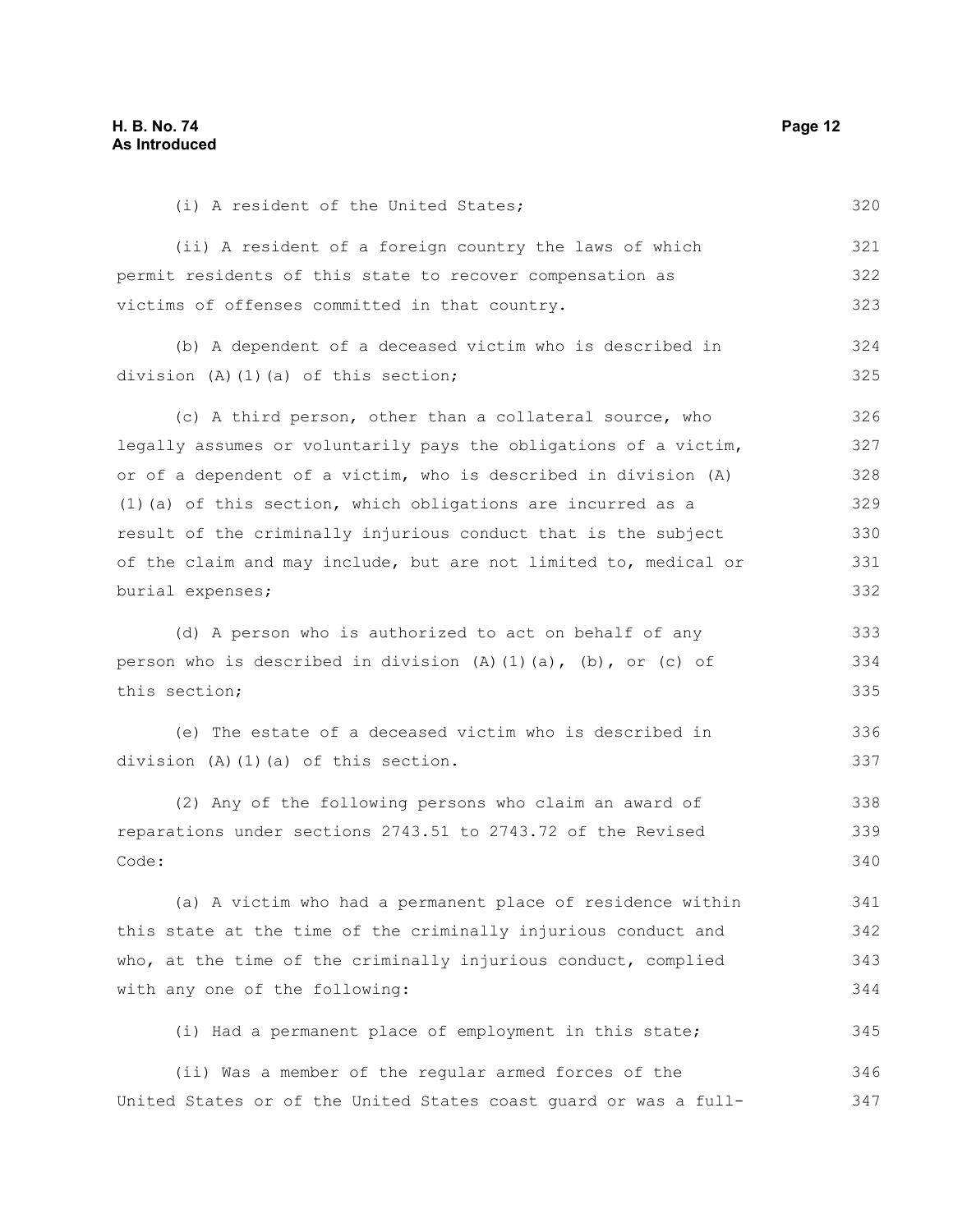(i) A resident of the United States;

(ii) A resident of a foreign country the laws of which permit residents of this state to recover compensation as victims of offenses committed in that country.

(b) A dependent of a deceased victim who is described in division (A)(1)(a) of this section;

(c) A third person, other than a collateral source, who legally assumes or voluntarily pays the obligations of a victim, or of a dependent of a victim, who is described in division (A)(1)(a) of this section, which obligations are incurred as a result of the criminally injurious conduct that is the subject of the claim and may include, but are not limited to, medical or burial expenses;

(d) A person who is authorized to act on behalf of any person who is described in division (A)(1)(a), (b), or (c) of this section;

(e) The estate of a deceased victim who is described in division (A)(1)(a) of this section.

(2) Any of the following persons who claim an award of reparations under sections 2743.51 to 2743.72 of the Revised Code:

(a) A victim who had a permanent place of residence within this state at the time of the criminally injurious conduct and who, at the time of the criminally injurious conduct, complied with any one of the following:

(i) Had a permanent place of employment in this state;

(ii) Was a member of the regular armed forces of the United States or of the United States coast guard or was a full-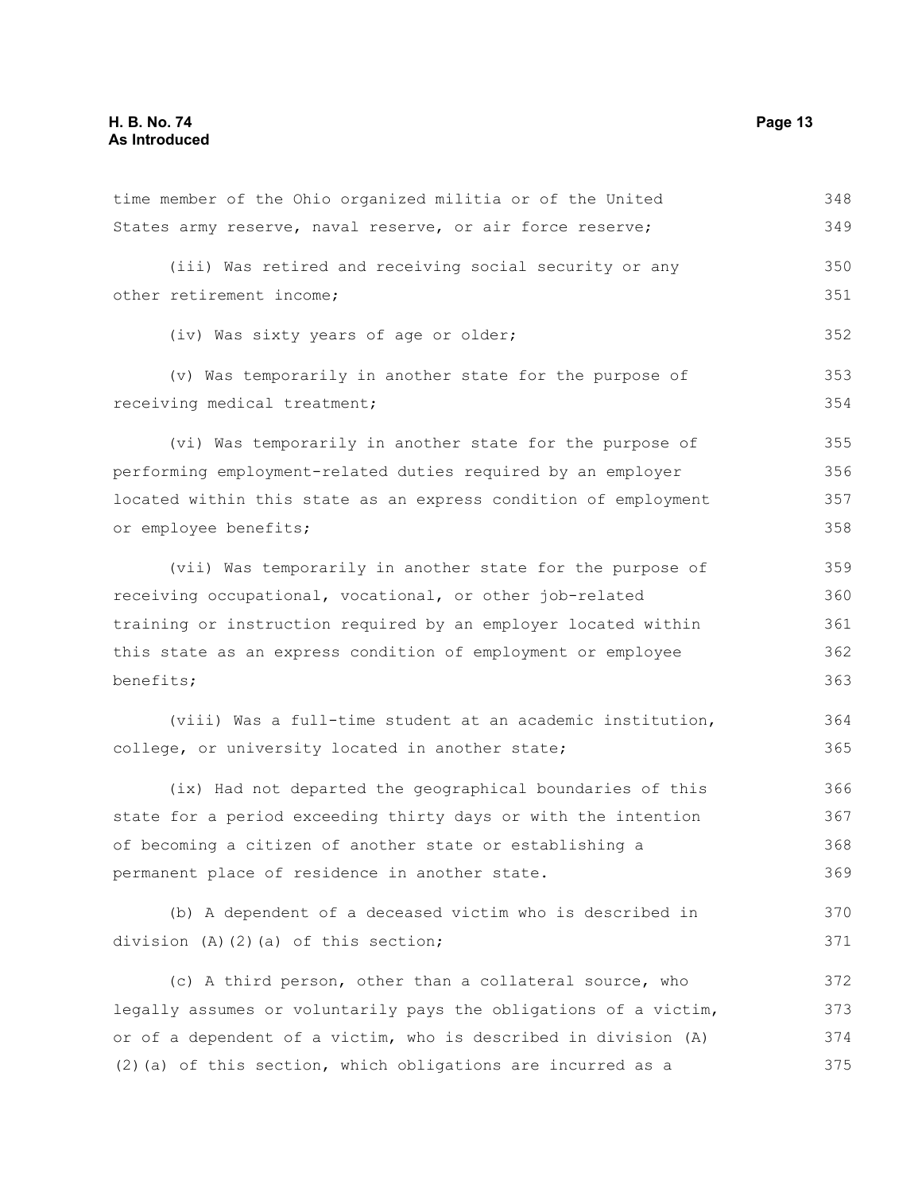time member of the Ohio organized militia or of the United States army reserve, naval reserve, or air force reserve;

(iii) Was retired and receiving social security or any other retirement income;

(iv) Was sixty years of age or older;

(v) Was temporarily in another state for the purpose of receiving medical treatment;

(vi) Was temporarily in another state for the purpose of performing employment-related duties required by an employer located within this state as an express condition of employment or employee benefits;

(vii) Was temporarily in another state for the purpose of receiving occupational, vocational, or other job-related training or instruction required by an employer located within this state as an express condition of employment or employee benefits;

(viii) Was a full-time student at an academic institution, college, or university located in another state;

(ix) Had not departed the geographical boundaries of this state for a period exceeding thirty days or with the intention of becoming a citizen of another state or establishing a permanent place of residence in another state.

(b) A dependent of a deceased victim who is described in division (A)(2)(a) of this section;

(c) A third person, other than a collateral source, who legally assumes or voluntarily pays the obligations of a victim, or of a dependent of a victim, who is described in division (A)(2)(a) of this section, which obligations are incurred as a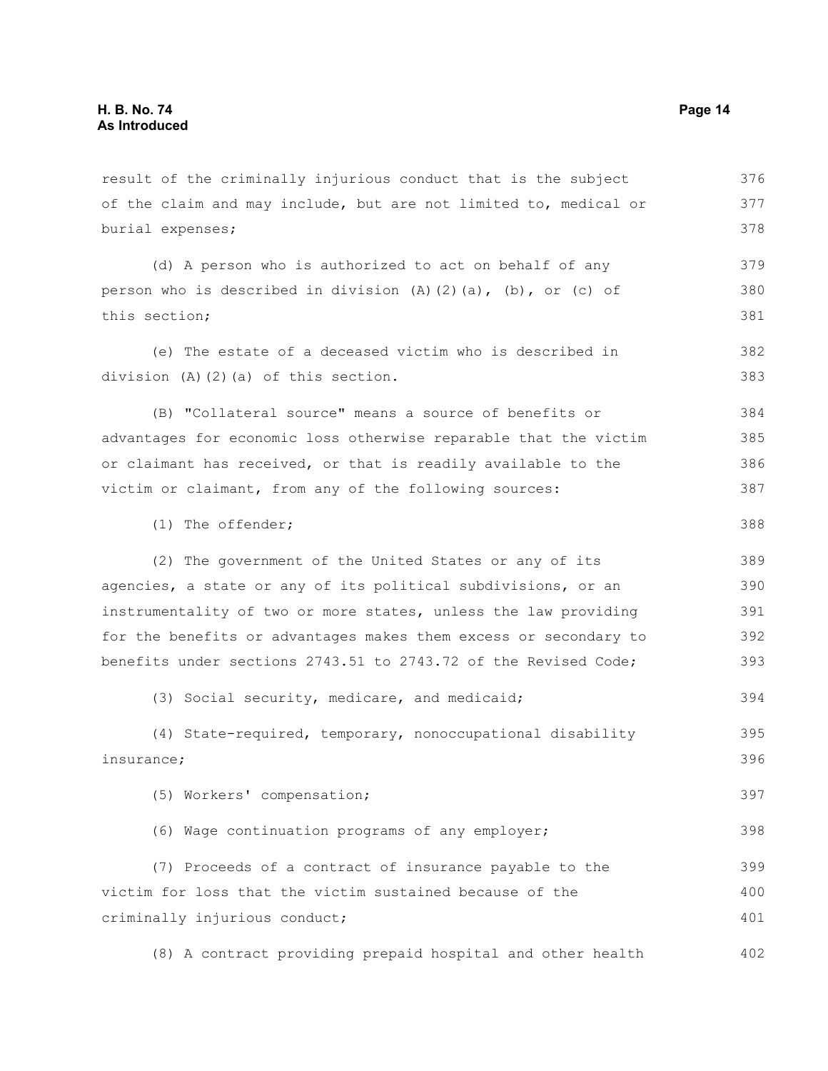result of the criminally injurious conduct that is the subject of the claim and may include, but are not limited to, medical or burial expenses;

(d) A person who is authorized to act on behalf of any person who is described in division (A)(2)(a), (b), or (c) of this section;

(e) The estate of a deceased victim who is described in division (A)(2)(a) of this section.

(B) "Collateral source" means a source of benefits or advantages for economic loss otherwise reparable that the victim or claimant has received, or that is readily available to the victim or claimant, from any of the following sources:

(1) The offender;

(2) The government of the United States or any of its agencies, a state or any of its political subdivisions, or an instrumentality of two or more states, unless the law providing for the benefits or advantages makes them excess or secondary to benefits under sections 2743.51 to 2743.72 of the Revised Code;

(3) Social security, medicare, and medicaid;

(4) State-required, temporary, nonoccupational disability insurance;

(5) Workers' compensation;

(6) Wage continuation programs of any employer;

(7) Proceeds of a contract of insurance payable to the victim for loss that the victim sustained because of the criminally injurious conduct;

(8) A contract providing prepaid hospital and other health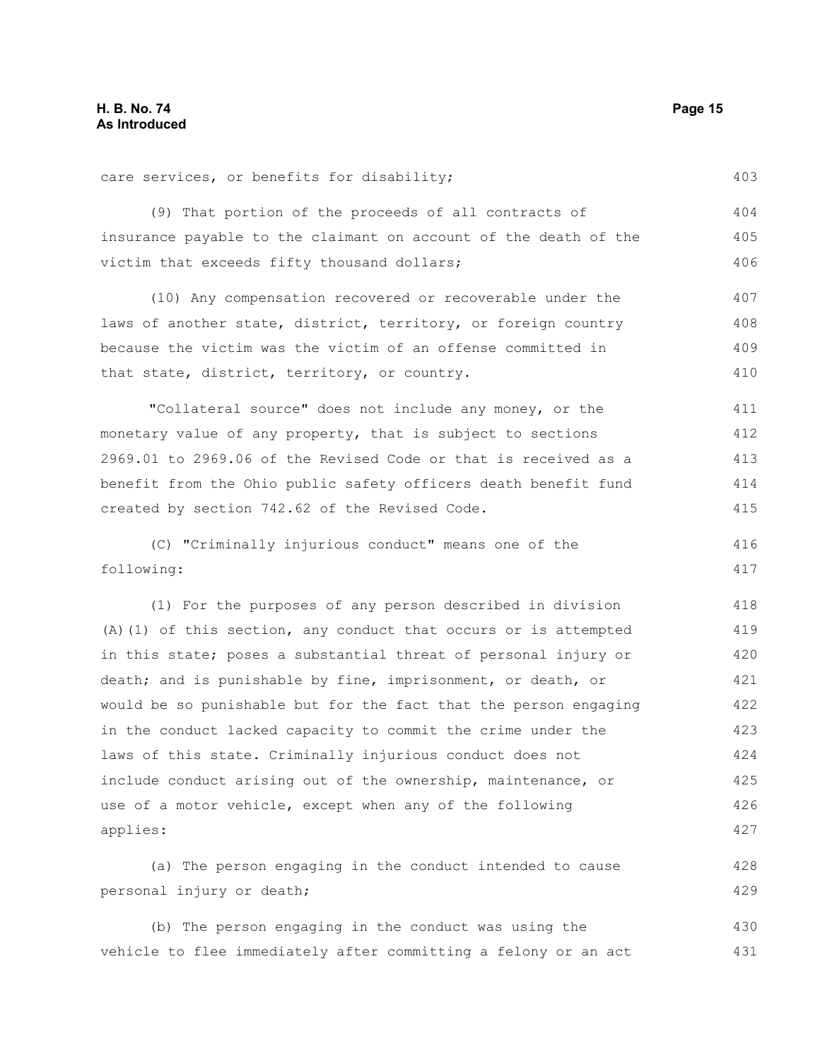care services, or benefits for disability;

(9) That portion of the proceeds of all contracts of insurance payable to the claimant on account of the death of the victim that exceeds fifty thousand dollars;

(10) Any compensation recovered or recoverable under the laws of another state, district, territory, or foreign country because the victim was the victim of an offense committed in that state, district, territory, or country.

"Collateral source" does not include any money, or the monetary value of any property, that is subject to sections 2969.01 to 2969.06 of the Revised Code or that is received as a benefit from the Ohio public safety officers death benefit fund created by section 742.62 of the Revised Code.

(C) "Criminally injurious conduct" means one of the following:

(1) For the purposes of any person described in division (A)(1) of this section, any conduct that occurs or is attempted in this state; poses a substantial threat of personal injury or death; and is punishable by fine, imprisonment, or death, or would be so punishable but for the fact that the person engaging in the conduct lacked capacity to commit the crime under the laws of this state. Criminally injurious conduct does not include conduct arising out of the ownership, maintenance, or use of a motor vehicle, except when any of the following applies:

(a) The person engaging in the conduct intended to cause personal injury or death;

(b) The person engaging in the conduct was using the vehicle to flee immediately after committing a felony or an act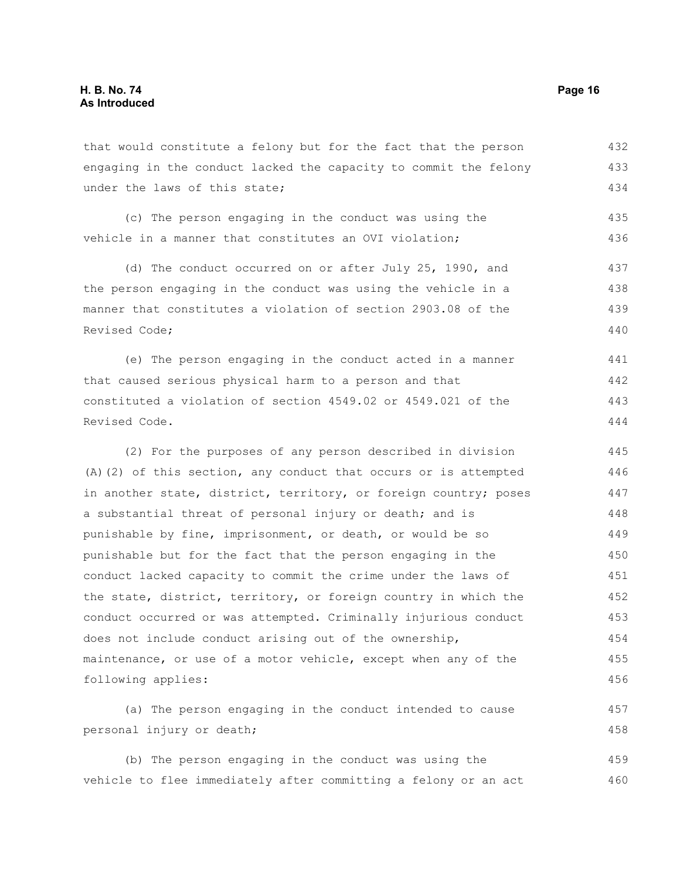that would constitute a felony but for the fact that the person engaging in the conduct lacked the capacity to commit the felony under the laws of this state;

(c) The person engaging in the conduct was using the vehicle in a manner that constitutes an OVI violation;

(d) The conduct occurred on or after July 25, 1990, and the person engaging in the conduct was using the vehicle in a manner that constitutes a violation of section 2903.08 of the Revised Code;

(e) The person engaging in the conduct acted in a manner that caused serious physical harm to a person and that constituted a violation of section 4549.02 or 4549.021 of the Revised Code.

(2) For the purposes of any person described in division (A)(2) of this section, any conduct that occurs or is attempted in another state, district, territory, or foreign country; poses a substantial threat of personal injury or death; and is punishable by fine, imprisonment, or death, or would be so punishable but for the fact that the person engaging in the conduct lacked capacity to commit the crime under the laws of the state, district, territory, or foreign country in which the conduct occurred or was attempted. Criminally injurious conduct does not include conduct arising out of the ownership, maintenance, or use of a motor vehicle, except when any of the following applies:

(a) The person engaging in the conduct intended to cause personal injury or death;

(b) The person engaging in the conduct was using the vehicle to flee immediately after committing a felony or an act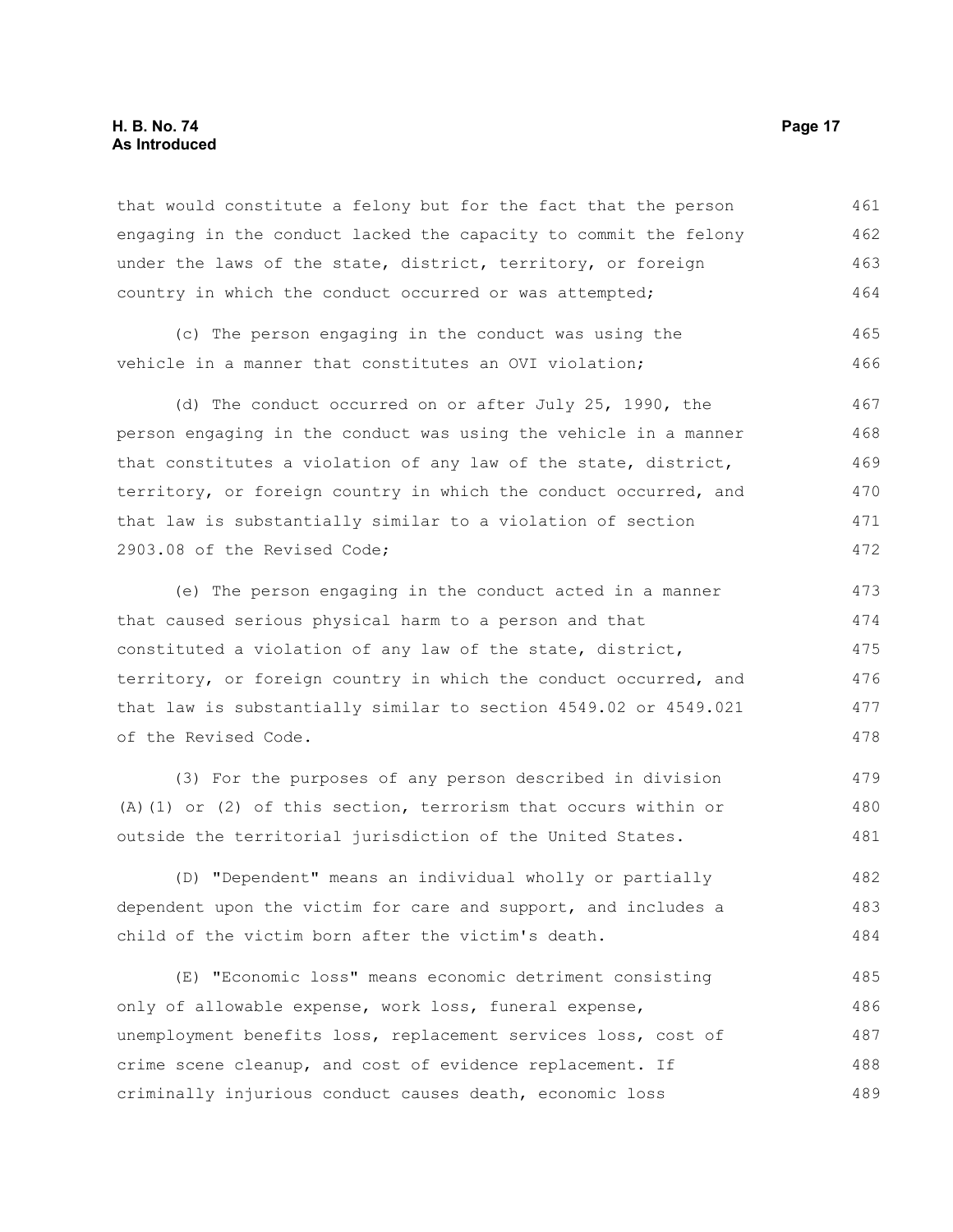that would constitute a felony but for the fact that the person engaging in the conduct lacked the capacity to commit the felony under the laws of the state, district, territory, or foreign country in which the conduct occurred or was attempted;

(c) The person engaging in the conduct was using the vehicle in a manner that constitutes an OVI violation;

(d) The conduct occurred on or after July 25, 1990, the person engaging in the conduct was using the vehicle in a manner that constitutes a violation of any law of the state, district, territory, or foreign country in which the conduct occurred, and that law is substantially similar to a violation of section 2903.08 of the Revised Code;

(e) The person engaging in the conduct acted in a manner that caused serious physical harm to a person and that constituted a violation of any law of the state, district, territory, or foreign country in which the conduct occurred, and that law is substantially similar to section 4549.02 or 4549.021 of the Revised Code.

(3) For the purposes of any person described in division (A)(1) or (2) of this section, terrorism that occurs within or outside the territorial jurisdiction of the United States.

(D) "Dependent" means an individual wholly or partially dependent upon the victim for care and support, and includes a child of the victim born after the victim's death.

(E) "Economic loss" means economic detriment consisting only of allowable expense, work loss, funeral expense, unemployment benefits loss, replacement services loss, cost of crime scene cleanup, and cost of evidence replacement. If criminally injurious conduct causes death, economic loss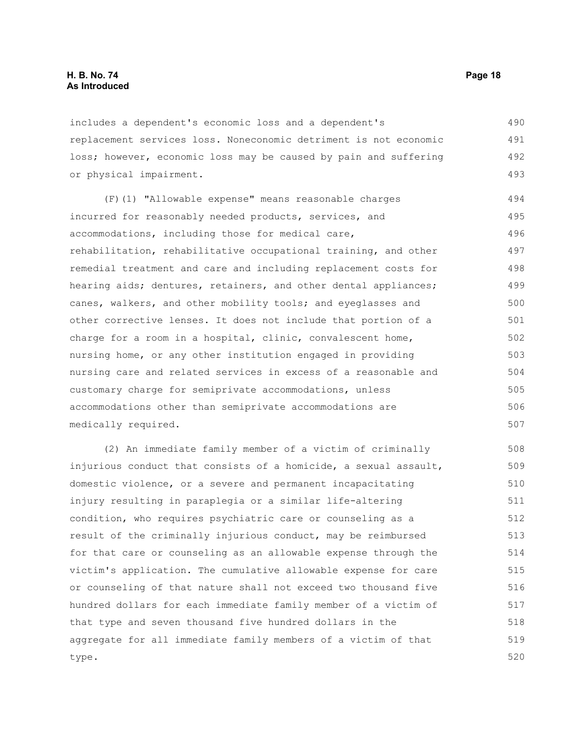includes a dependent's economic loss and a dependent's replacement services loss. Noneconomic detriment is not economic loss; however, economic loss may be caused by pain and suffering or physical impairment.

(F)(1) "Allowable expense" means reasonable charges incurred for reasonably needed products, services, and accommodations, including those for medical care, rehabilitation, rehabilitative occupational training, and other remedial treatment and care and including replacement costs for hearing aids; dentures, retainers, and other dental appliances; canes, walkers, and other mobility tools; and eyeglasses and other corrective lenses. It does not include that portion of a charge for a room in a hospital, clinic, convalescent home, nursing home, or any other institution engaged in providing nursing care and related services in excess of a reasonable and customary charge for semiprivate accommodations, unless accommodations other than semiprivate accommodations are medically required.

(2) An immediate family member of a victim of criminally injurious conduct that consists of a homicide, a sexual assault, domestic violence, or a severe and permanent incapacitating injury resulting in paraplegia or a similar life-altering condition, who requires psychiatric care or counseling as a result of the criminally injurious conduct, may be reimbursed for that care or counseling as an allowable expense through the victim's application. The cumulative allowable expense for care or counseling of that nature shall not exceed two thousand five hundred dollars for each immediate family member of a victim of that type and seven thousand five hundred dollars in the aggregate for all immediate family members of a victim of that type.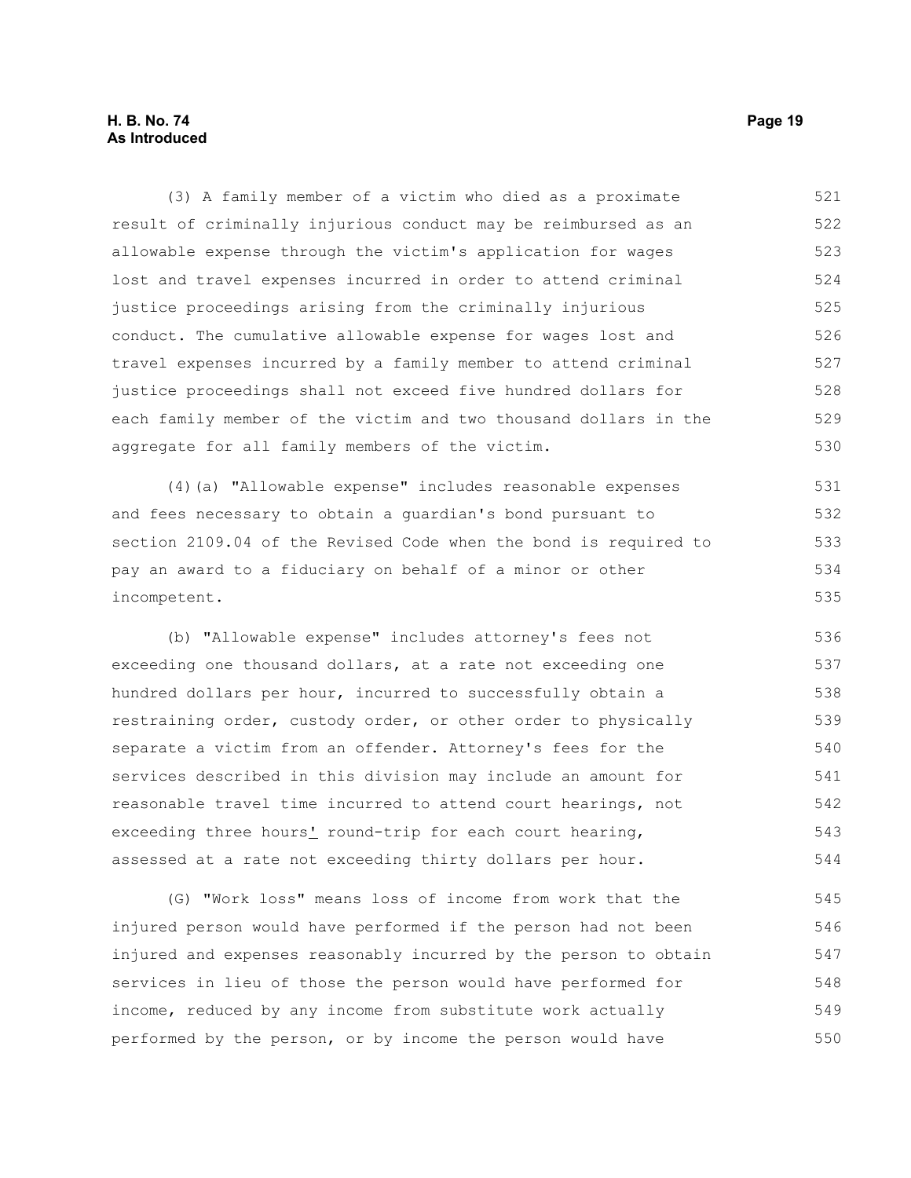(3) A family member of a victim who died as a proximate result of criminally injurious conduct may be reimbursed as an allowable expense through the victim's application for wages lost and travel expenses incurred in order to attend criminal justice proceedings arising from the criminally injurious conduct. The cumulative allowable expense for wages lost and travel expenses incurred by a family member to attend criminal justice proceedings shall not exceed five hundred dollars for each family member of the victim and two thousand dollars in the aggregate for all family members of the victim.

(4)(a) "Allowable expense" includes reasonable expenses and fees necessary to obtain a guardian's bond pursuant to section 2109.04 of the Revised Code when the bond is required to pay an award to a fiduciary on behalf of a minor or other incompetent.

(b) "Allowable expense" includes attorney's fees not exceeding one thousand dollars, at a rate not exceeding one hundred dollars per hour, incurred to successfully obtain a restraining order, custody order, or other order to physically separate a victim from an offender. Attorney's fees for the services described in this division may include an amount for reasonable travel time incurred to attend court hearings, not exceeding three hours' round-trip for each court hearing, assessed at a rate not exceeding thirty dollars per hour.

(G) "Work loss" means loss of income from work that the injured person would have performed if the person had not been injured and expenses reasonably incurred by the person to obtain services in lieu of those the person would have performed for income, reduced by any income from substitute work actually performed by the person, or by income the person would have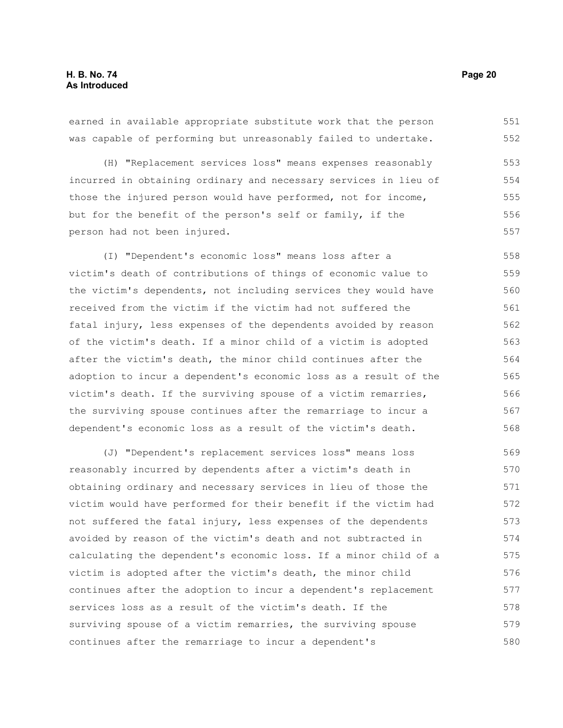earned in available appropriate substitute work that the person was capable of performing but unreasonably failed to undertake.

(H) "Replacement services loss" means expenses reasonably incurred in obtaining ordinary and necessary services in lieu of those the injured person would have performed, not for income, but for the benefit of the person's self or family, if the person had not been injured.

(I) "Dependent's economic loss" means loss after a victim's death of contributions of things of economic value to the victim's dependents, not including services they would have received from the victim if the victim had not suffered the fatal injury, less expenses of the dependents avoided by reason of the victim's death. If a minor child of a victim is adopted after the victim's death, the minor child continues after the adoption to incur a dependent's economic loss as a result of the victim's death. If the surviving spouse of a victim remarries, the surviving spouse continues after the remarriage to incur a dependent's economic loss as a result of the victim's death.

(J) "Dependent's replacement services loss" means loss reasonably incurred by dependents after a victim's death in obtaining ordinary and necessary services in lieu of those the victim would have performed for their benefit if the victim had not suffered the fatal injury, less expenses of the dependents avoided by reason of the victim's death and not subtracted in calculating the dependent's economic loss. If a minor child of a victim is adopted after the victim's death, the minor child continues after the adoption to incur a dependent's replacement services loss as a result of the victim's death. If the surviving spouse of a victim remarries, the surviving spouse continues after the remarriage to incur a dependent's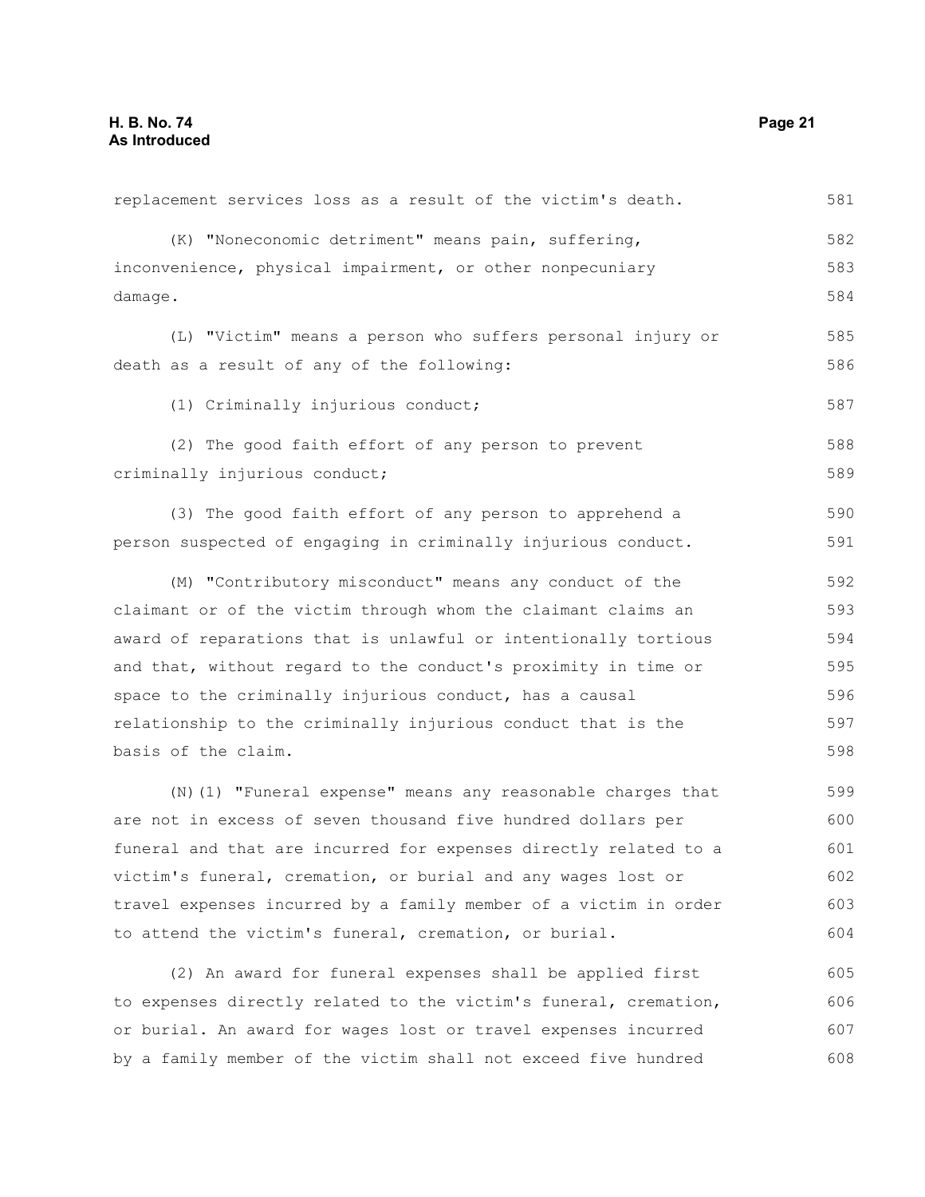replacement services loss as a result of the victim's death.

(K) "Noneconomic detriment" means pain, suffering, inconvenience, physical impairment, or other nonpecuniary damage.

(L) "Victim" means a person who suffers personal injury or death as a result of any of the following:

(1) Criminally injurious conduct;

(2) The good faith effort of any person to prevent criminally injurious conduct;

(3) The good faith effort of any person to apprehend a person suspected of engaging in criminally injurious conduct.

(M) "Contributory misconduct" means any conduct of the claimant or of the victim through whom the claimant claims an award of reparations that is unlawful or intentionally tortious and that, without regard to the conduct's proximity in time or space to the criminally injurious conduct, has a causal relationship to the criminally injurious conduct that is the basis of the claim.

(N)(1) "Funeral expense" means any reasonable charges that are not in excess of seven thousand five hundred dollars per funeral and that are incurred for expenses directly related to a victim's funeral, cremation, or burial and any wages lost or travel expenses incurred by a family member of a victim in order to attend the victim's funeral, cremation, or burial.

(2) An award for funeral expenses shall be applied first to expenses directly related to the victim's funeral, cremation, or burial. An award for wages lost or travel expenses incurred by a family member of the victim shall not exceed five hundred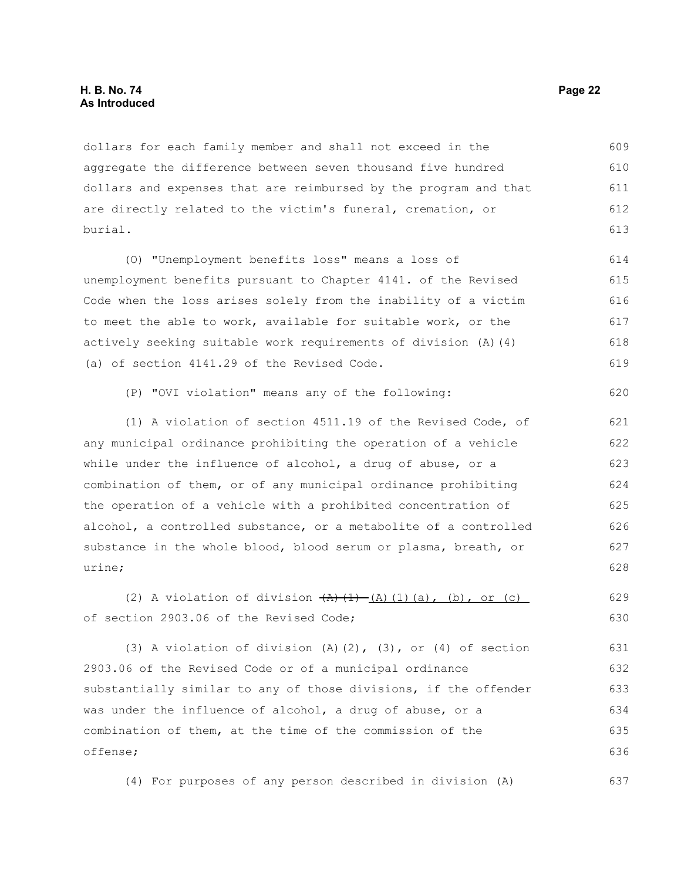dollars for each family member and shall not exceed in the aggregate the difference between seven thousand five hundred dollars and expenses that are reimbursed by the program and that are directly related to the victim's funeral, cremation, or burial.

(O) "Unemployment benefits loss" means a loss of unemployment benefits pursuant to Chapter 4141. of the Revised Code when the loss arises solely from the inability of a victim to meet the able to work, available for suitable work, or the actively seeking suitable work requirements of division (A)(4)(a) of section 4141.29 of the Revised Code.

(P) "OVI violation" means any of the following:

(1) A violation of section 4511.19 of the Revised Code, of any municipal ordinance prohibiting the operation of a vehicle while under the influence of alcohol, a drug of abuse, or a combination of them, or of any municipal ordinance prohibiting the operation of a vehicle with a prohibited concentration of alcohol, a controlled substance, or a metabolite of a controlled substance in the whole blood, blood serum or plasma, breath, or urine;

(2) A violation of division ~~(A)(1)~~ <u>(A)(1)(a), (b), or (c)</u> of section 2903.06 of the Revised Code;

(3) A violation of division (A)(2), (3), or (4) of section 2903.06 of the Revised Code or of a municipal ordinance substantially similar to any of those divisions, if the offender was under the influence of alcohol, a drug of abuse, or a combination of them, at the time of the commission of the offense;

(4) For purposes of any person described in division (A)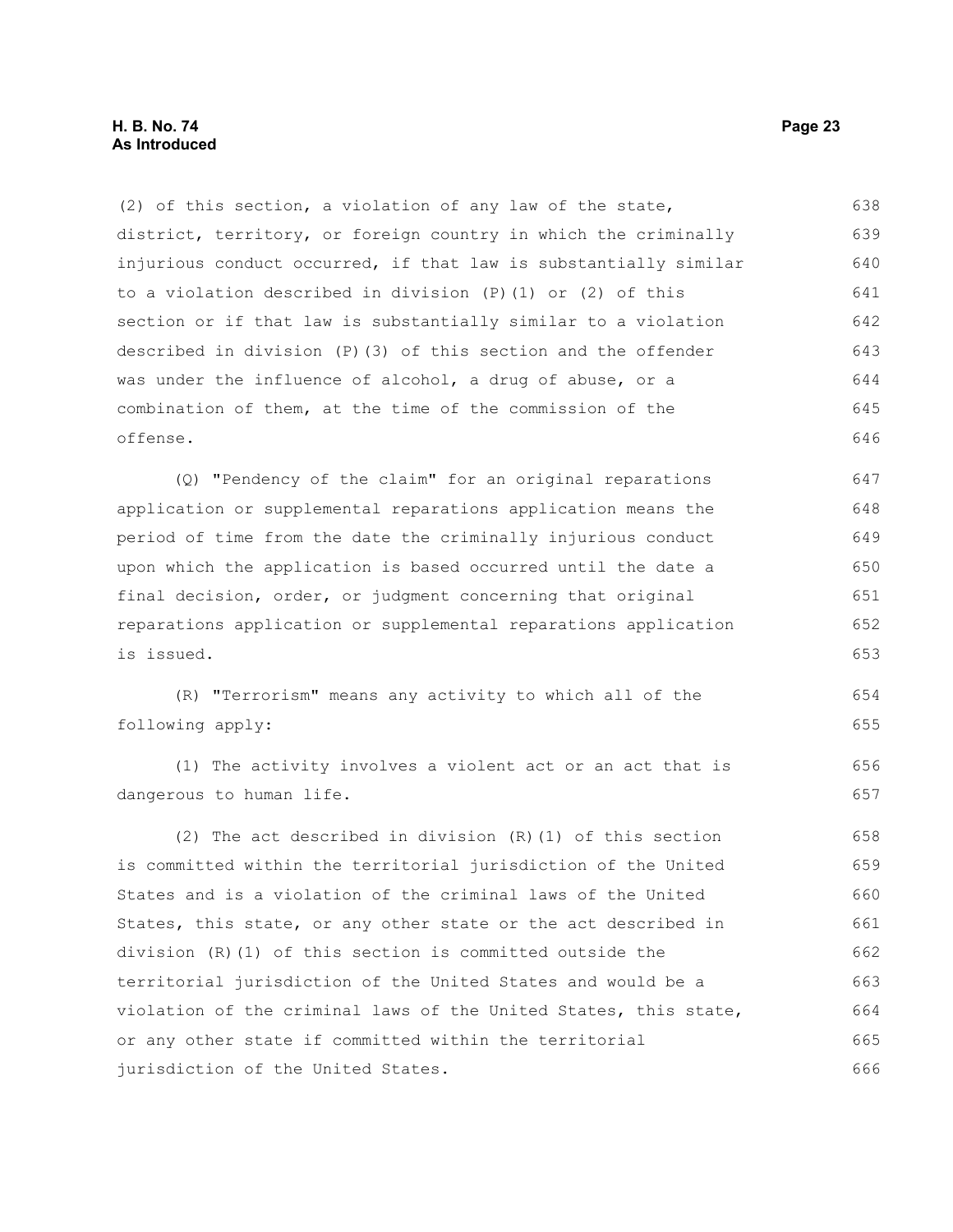(2) of this section, a violation of any law of the state, district, territory, or foreign country in which the criminally injurious conduct occurred, if that law is substantially similar to a violation described in division (P)(1) or (2) of this section or if that law is substantially similar to a violation described in division (P)(3) of this section and the offender was under the influence of alcohol, a drug of abuse, or a combination of them, at the time of the commission of the offense.

(Q) "Pendency of the claim" for an original reparations application or supplemental reparations application means the period of time from the date the criminally injurious conduct upon which the application is based occurred until the date a final decision, order, or judgment concerning that original reparations application or supplemental reparations application is issued.

(R) "Terrorism" means any activity to which all of the following apply:

(1) The activity involves a violent act or an act that is dangerous to human life.

(2) The act described in division (R)(1) of this section is committed within the territorial jurisdiction of the United States and is a violation of the criminal laws of the United States, this state, or any other state or the act described in division (R)(1) of this section is committed outside the territorial jurisdiction of the United States and would be a violation of the criminal laws of the United States, this state, or any other state if committed within the territorial jurisdiction of the United States.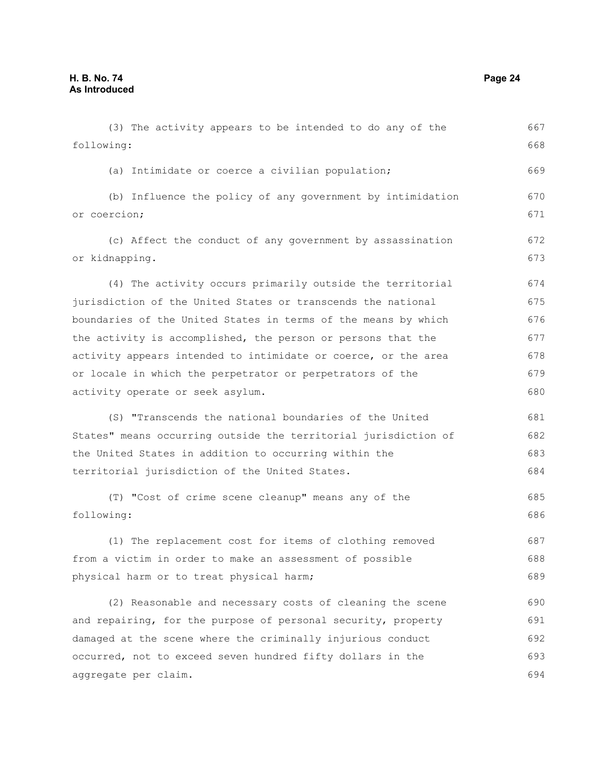(3) The activity appears to be intended to do any of the following:

(a) Intimidate or coerce a civilian population;

(b) Influence the policy of any government by intimidation or coercion;

(c) Affect the conduct of any government by assassination or kidnapping.

(4) The activity occurs primarily outside the territorial jurisdiction of the United States or transcends the national boundaries of the United States in terms of the means by which the activity is accomplished, the person or persons that the activity appears intended to intimidate or coerce, or the area or locale in which the perpetrator or perpetrators of the activity operate or seek asylum.

(S) "Transcends the national boundaries of the United States" means occurring outside the territorial jurisdiction of the United States in addition to occurring within the territorial jurisdiction of the United States.

(T) "Cost of crime scene cleanup" means any of the following:

(1) The replacement cost for items of clothing removed from a victim in order to make an assessment of possible physical harm or to treat physical harm;

(2) Reasonable and necessary costs of cleaning the scene and repairing, for the purpose of personal security, property damaged at the scene where the criminally injurious conduct occurred, not to exceed seven hundred fifty dollars in the aggregate per claim.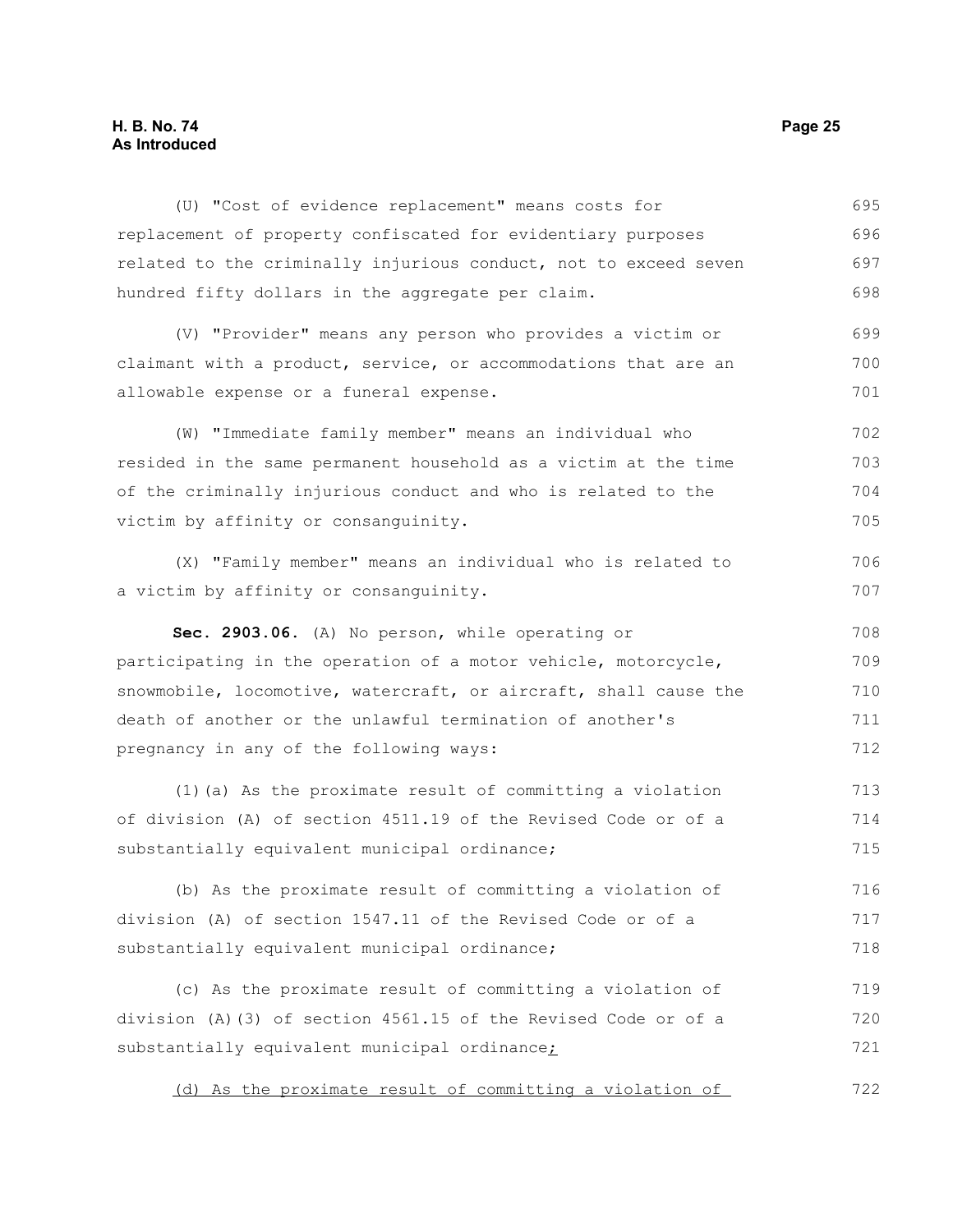(U) "Cost of evidence replacement" means costs for replacement of property confiscated for evidentiary purposes related to the criminally injurious conduct, not to exceed seven hundred fifty dollars in the aggregate per claim.

(V) "Provider" means any person who provides a victim or claimant with a product, service, or accommodations that are an allowable expense or a funeral expense.

(W) "Immediate family member" means an individual who resided in the same permanent household as a victim at the time of the criminally injurious conduct and who is related to the victim by affinity or consanguinity.

(X) "Family member" means an individual who is related to a victim by affinity or consanguinity.

**Sec. 2903.06.** (A) No person, while operating or participating in the operation of a motor vehicle, motorcycle, snowmobile, locomotive, watercraft, or aircraft, shall cause the death of another or the unlawful termination of another's pregnancy in any of the following ways:

(1)(a) As the proximate result of committing a violation of division (A) of section 4511.19 of the Revised Code or of a substantially equivalent municipal ordinance;

(b) As the proximate result of committing a violation of division (A) of section 1547.11 of the Revised Code or of a substantially equivalent municipal ordinance;

(c) As the proximate result of committing a violation of division (A)(3) of section 4561.15 of the Revised Code or of a substantially equivalent municipal ordinance;

(d) As the proximate result of committing a violation of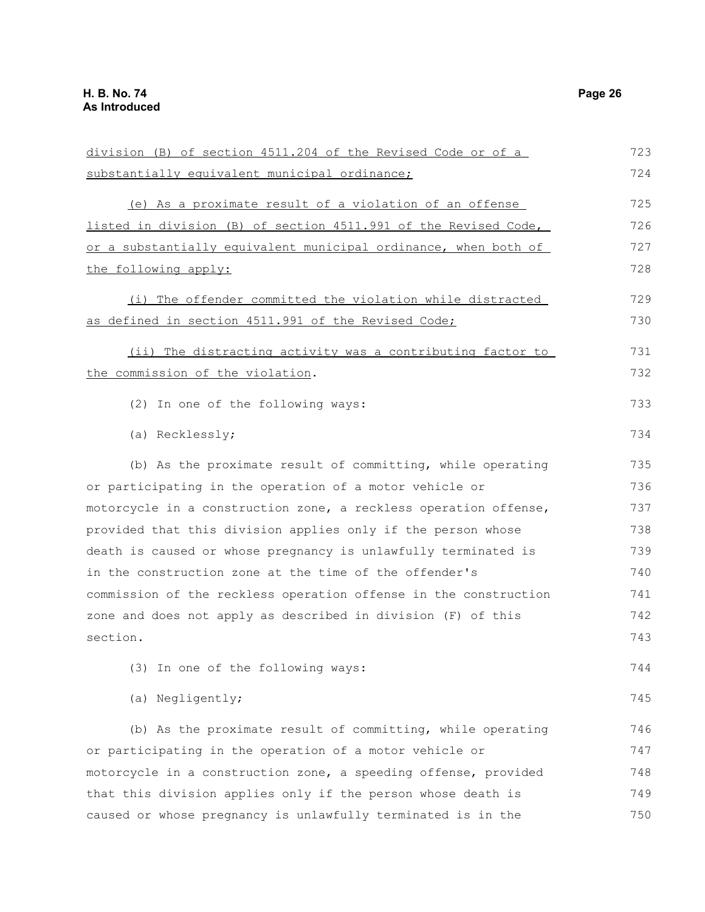division (B) of section 4511.204 of the Revised Code or of a substantially equivalent municipal ordinance;

(e) As a proximate result of a violation of an offense listed in division (B) of section 4511.991 of the Revised Code, or a substantially equivalent municipal ordinance, when both of the following apply:

(i) The offender committed the violation while distracted as defined in section 4511.991 of the Revised Code;

(ii) The distracting activity was a contributing factor to the commission of the violation.

(2) In one of the following ways:

(a) Recklessly;

(b) As the proximate result of committing, while operating or participating in the operation of a motor vehicle or motorcycle in a construction zone, a reckless operation offense, provided that this division applies only if the person whose death is caused or whose pregnancy is unlawfully terminated is in the construction zone at the time of the offender's commission of the reckless operation offense in the construction zone and does not apply as described in division (F) of this section.

(3) In one of the following ways:

(a) Negligently;

(b) As the proximate result of committing, while operating or participating in the operation of a motor vehicle or motorcycle in a construction zone, a speeding offense, provided that this division applies only if the person whose death is caused or whose pregnancy is unlawfully terminated is in the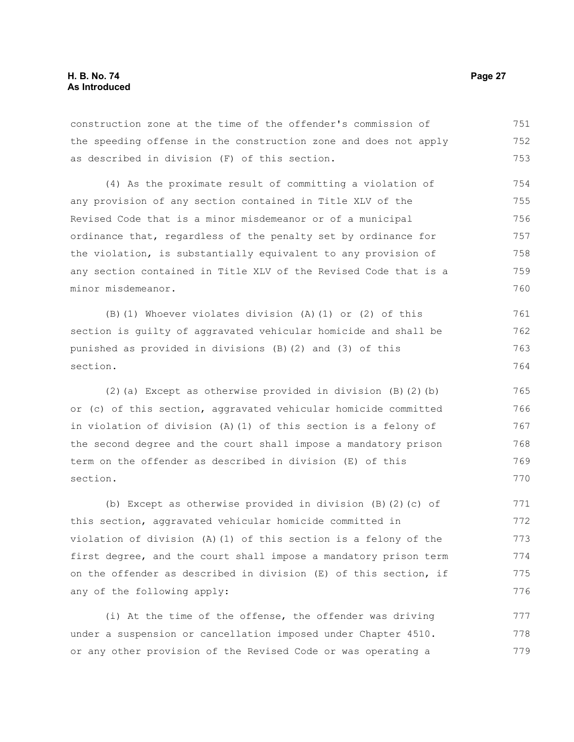construction zone at the time of the offender's commission of the speeding offense in the construction zone and does not apply as described in division (F) of this section.

(4) As the proximate result of committing a violation of any provision of any section contained in Title XLV of the Revised Code that is a minor misdemeanor or of a municipal ordinance that, regardless of the penalty set by ordinance for the violation, is substantially equivalent to any provision of any section contained in Title XLV of the Revised Code that is a minor misdemeanor.

(B)(1) Whoever violates division (A)(1) or (2) of this section is guilty of aggravated vehicular homicide and shall be punished as provided in divisions (B)(2) and (3) of this section.

(2)(a) Except as otherwise provided in division (B)(2)(b) or (c) of this section, aggravated vehicular homicide committed in violation of division (A)(1) of this section is a felony of the second degree and the court shall impose a mandatory prison term on the offender as described in division (E) of this section.

(b) Except as otherwise provided in division (B)(2)(c) of this section, aggravated vehicular homicide committed in violation of division (A)(1) of this section is a felony of the first degree, and the court shall impose a mandatory prison term on the offender as described in division (E) of this section, if any of the following apply:

(i) At the time of the offense, the offender was driving under a suspension or cancellation imposed under Chapter 4510. or any other provision of the Revised Code or was operating a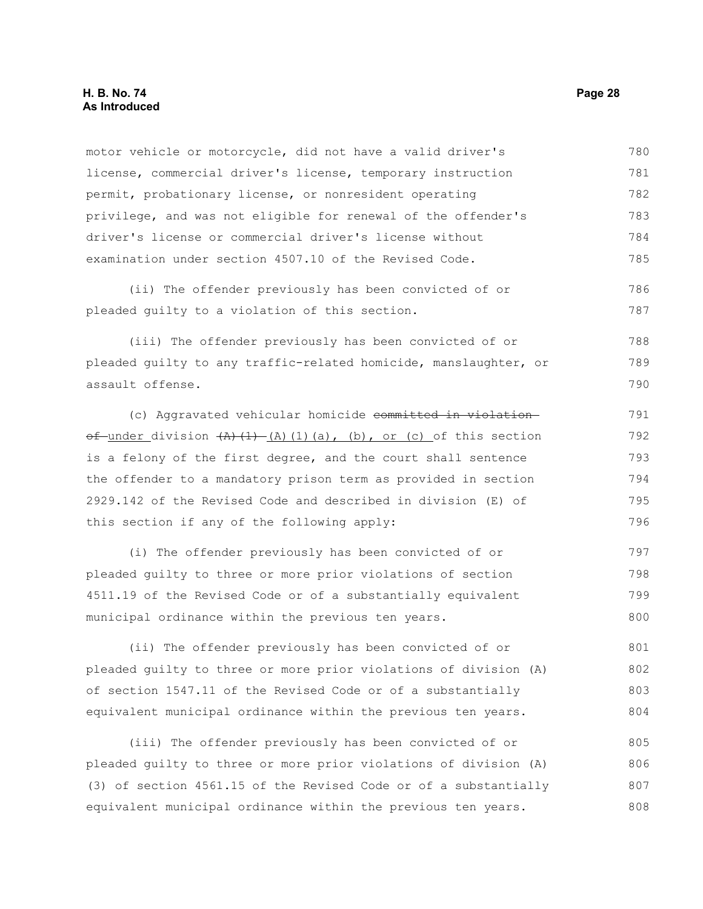motor vehicle or motorcycle, did not have a valid driver's license, commercial driver's license, temporary instruction permit, probationary license, or nonresident operating privilege, and was not eligible for renewal of the offender's driver's license or commercial driver's license without examination under section 4507.10 of the Revised Code.

(ii) The offender previously has been convicted of or pleaded guilty to a violation of this section.

(iii) The offender previously has been convicted of or pleaded guilty to any traffic-related homicide, manslaughter, or assault offense.

(c) Aggravated vehicular homicide ~~committed in violation of~~ under division ~~(A)(1)~~ (A)(1)(a), (b), or (c) of this section is a felony of the first degree, and the court shall sentence the offender to a mandatory prison term as provided in section 2929.142 of the Revised Code and described in division (E) of this section if any of the following apply:

(i) The offender previously has been convicted of or pleaded guilty to three or more prior violations of section 4511.19 of the Revised Code or of a substantially equivalent municipal ordinance within the previous ten years.

(ii) The offender previously has been convicted of or pleaded guilty to three or more prior violations of division (A) of section 1547.11 of the Revised Code or of a substantially equivalent municipal ordinance within the previous ten years.

(iii) The offender previously has been convicted of or pleaded guilty to three or more prior violations of division (A)(3) of section 4561.15 of the Revised Code or of a substantially equivalent municipal ordinance within the previous ten years.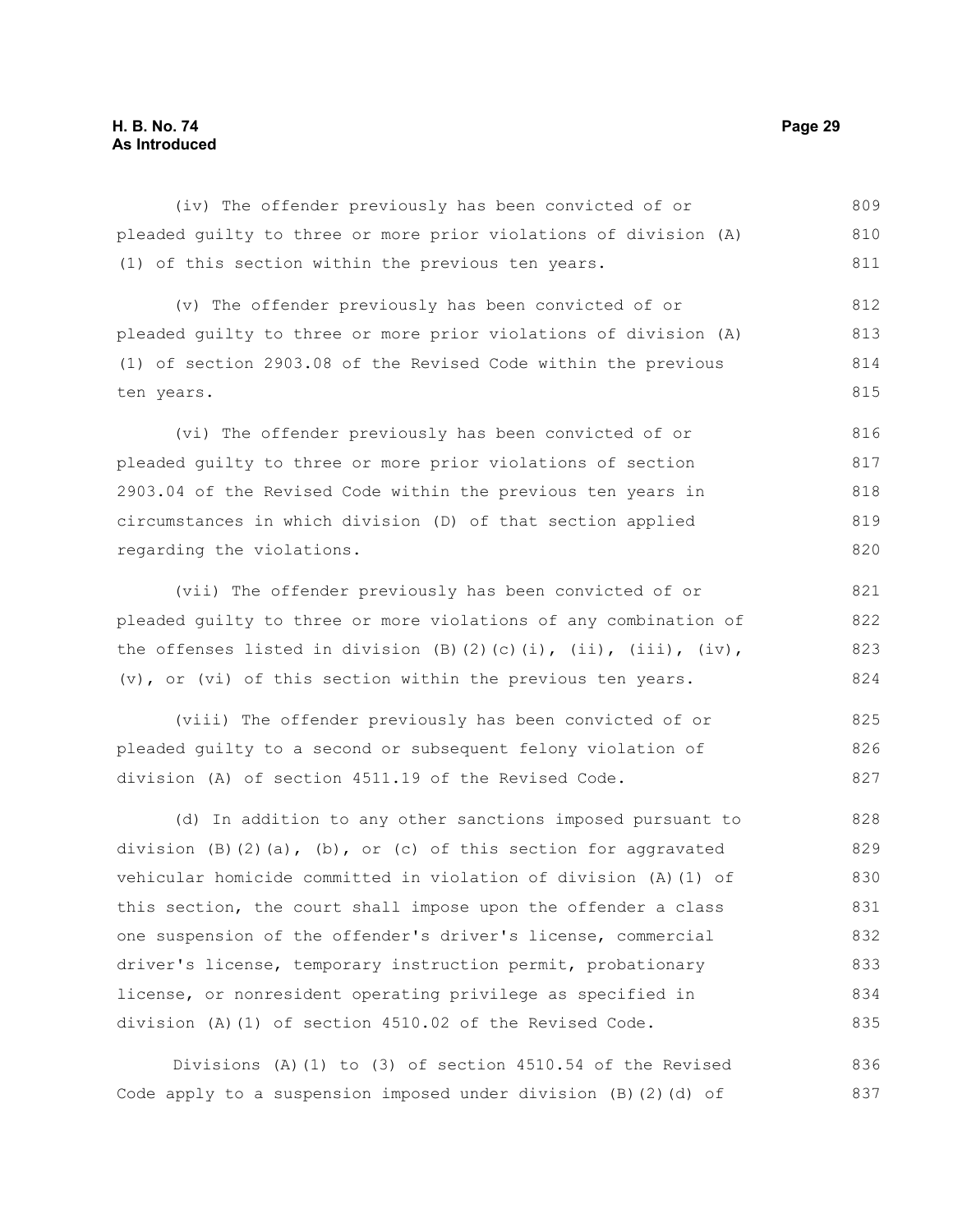(iv) The offender previously has been convicted of or pleaded guilty to three or more prior violations of division (A)(1) of this section within the previous ten years.

(v) The offender previously has been convicted of or pleaded guilty to three or more prior violations of division (A)(1) of section 2903.08 of the Revised Code within the previous ten years.

(vi) The offender previously has been convicted of or pleaded guilty to three or more prior violations of section 2903.04 of the Revised Code within the previous ten years in circumstances in which division (D) of that section applied regarding the violations.

(vii) The offender previously has been convicted of or pleaded guilty to three or more violations of any combination of the offenses listed in division (B)(2)(c)(i), (ii), (iii), (iv), (v), or (vi) of this section within the previous ten years.

(viii) The offender previously has been convicted of or pleaded guilty to a second or subsequent felony violation of division (A) of section 4511.19 of the Revised Code.

(d) In addition to any other sanctions imposed pursuant to division (B)(2)(a), (b), or (c) of this section for aggravated vehicular homicide committed in violation of division (A)(1) of this section, the court shall impose upon the offender a class one suspension of the offender's driver's license, commercial driver's license, temporary instruction permit, probationary license, or nonresident operating privilege as specified in division (A)(1) of section 4510.02 of the Revised Code.

Divisions (A)(1) to (3) of section 4510.54 of the Revised Code apply to a suspension imposed under division (B)(2)(d) of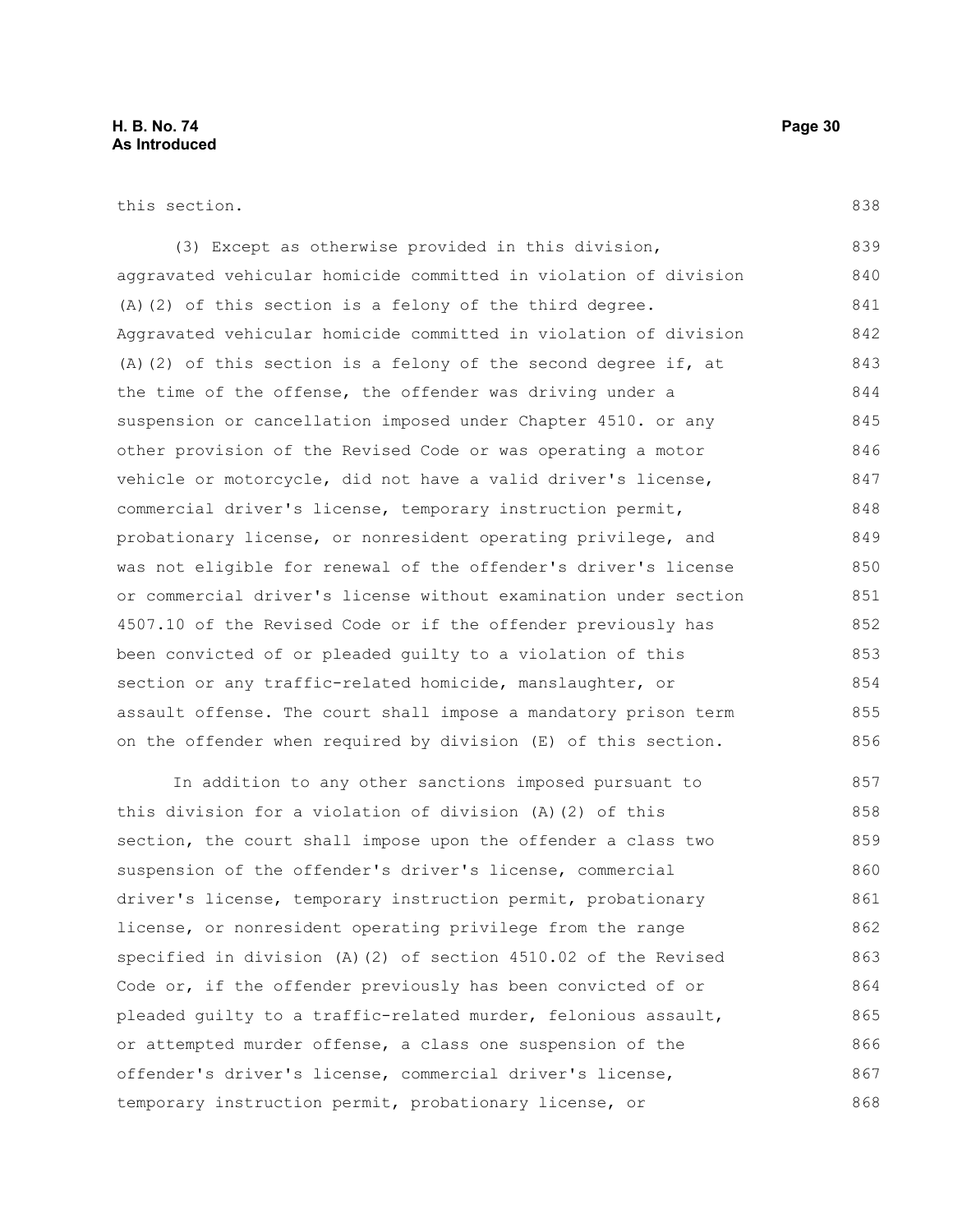this section.

(3) Except as otherwise provided in this division, aggravated vehicular homicide committed in violation of division (A)(2) of this section is a felony of the third degree. Aggravated vehicular homicide committed in violation of division (A)(2) of this section is a felony of the second degree if, at the time of the offense, the offender was driving under a suspension or cancellation imposed under Chapter 4510. or any other provision of the Revised Code or was operating a motor vehicle or motorcycle, did not have a valid driver's license, commercial driver's license, temporary instruction permit, probationary license, or nonresident operating privilege, and was not eligible for renewal of the offender's driver's license or commercial driver's license without examination under section 4507.10 of the Revised Code or if the offender previously has been convicted of or pleaded guilty to a violation of this section or any traffic-related homicide, manslaughter, or assault offense. The court shall impose a mandatory prison term on the offender when required by division (E) of this section.

In addition to any other sanctions imposed pursuant to this division for a violation of division (A)(2) of this section, the court shall impose upon the offender a class two suspension of the offender's driver's license, commercial driver's license, temporary instruction permit, probationary license, or nonresident operating privilege from the range specified in division (A)(2) of section 4510.02 of the Revised Code or, if the offender previously has been convicted of or pleaded guilty to a traffic-related murder, felonious assault, or attempted murder offense, a class one suspension of the offender's driver's license, commercial driver's license, temporary instruction permit, probationary license, or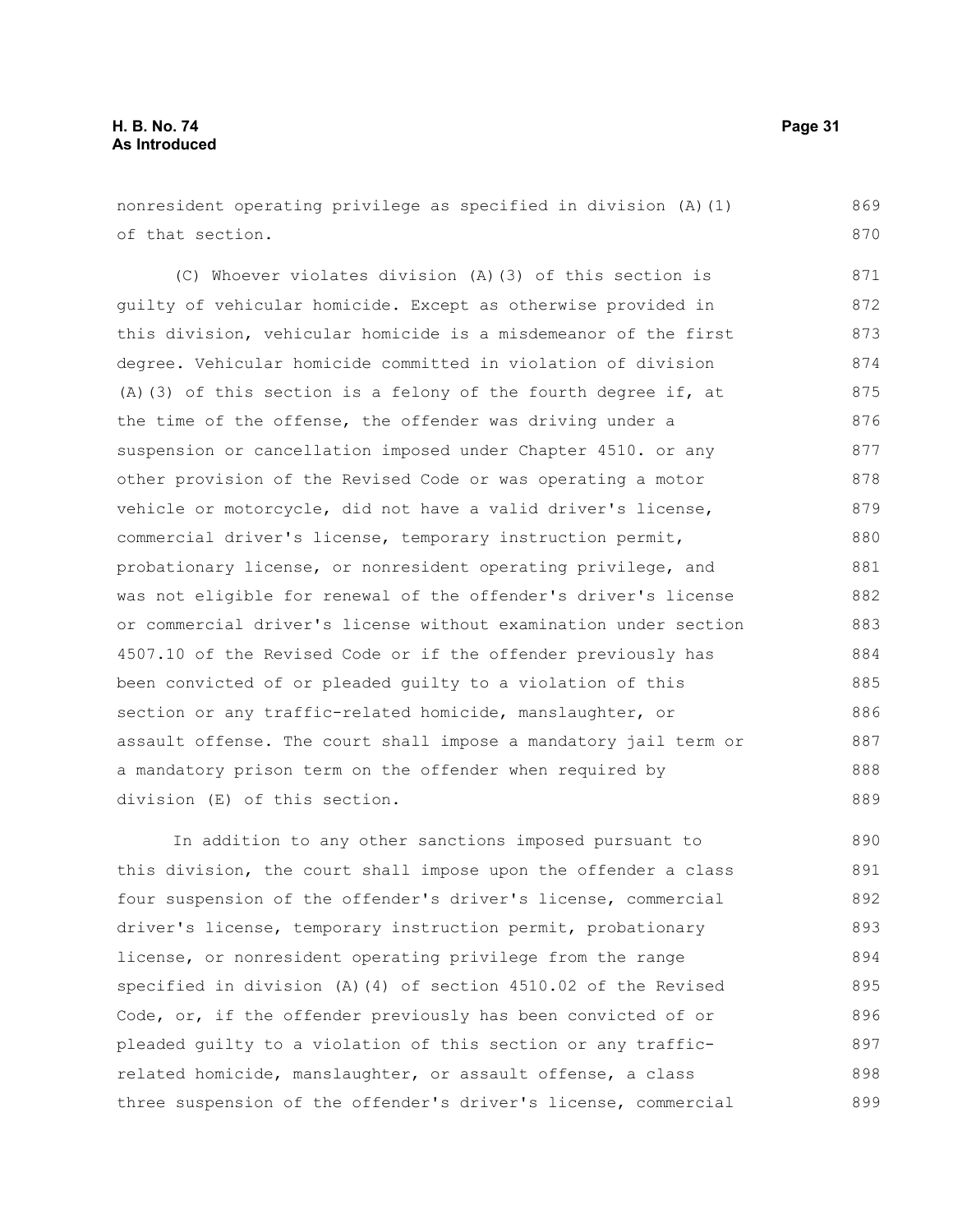nonresident operating privilege as specified in division (A)(1) of that section.

(C) Whoever violates division (A)(3) of this section is guilty of vehicular homicide. Except as otherwise provided in this division, vehicular homicide is a misdemeanor of the first degree. Vehicular homicide committed in violation of division (A)(3) of this section is a felony of the fourth degree if, at the time of the offense, the offender was driving under a suspension or cancellation imposed under Chapter 4510. or any other provision of the Revised Code or was operating a motor vehicle or motorcycle, did not have a valid driver's license, commercial driver's license, temporary instruction permit, probationary license, or nonresident operating privilege, and was not eligible for renewal of the offender's driver's license or commercial driver's license without examination under section 4507.10 of the Revised Code or if the offender previously has been convicted of or pleaded guilty to a violation of this section or any traffic-related homicide, manslaughter, or assault offense. The court shall impose a mandatory jail term or a mandatory prison term on the offender when required by division (E) of this section.

In addition to any other sanctions imposed pursuant to this division, the court shall impose upon the offender a class four suspension of the offender's driver's license, commercial driver's license, temporary instruction permit, probationary license, or nonresident operating privilege from the range specified in division (A)(4) of section 4510.02 of the Revised Code, or, if the offender previously has been convicted of or pleaded guilty to a violation of this section or any traffic-related homicide, manslaughter, or assault offense, a class three suspension of the offender's driver's license, commercial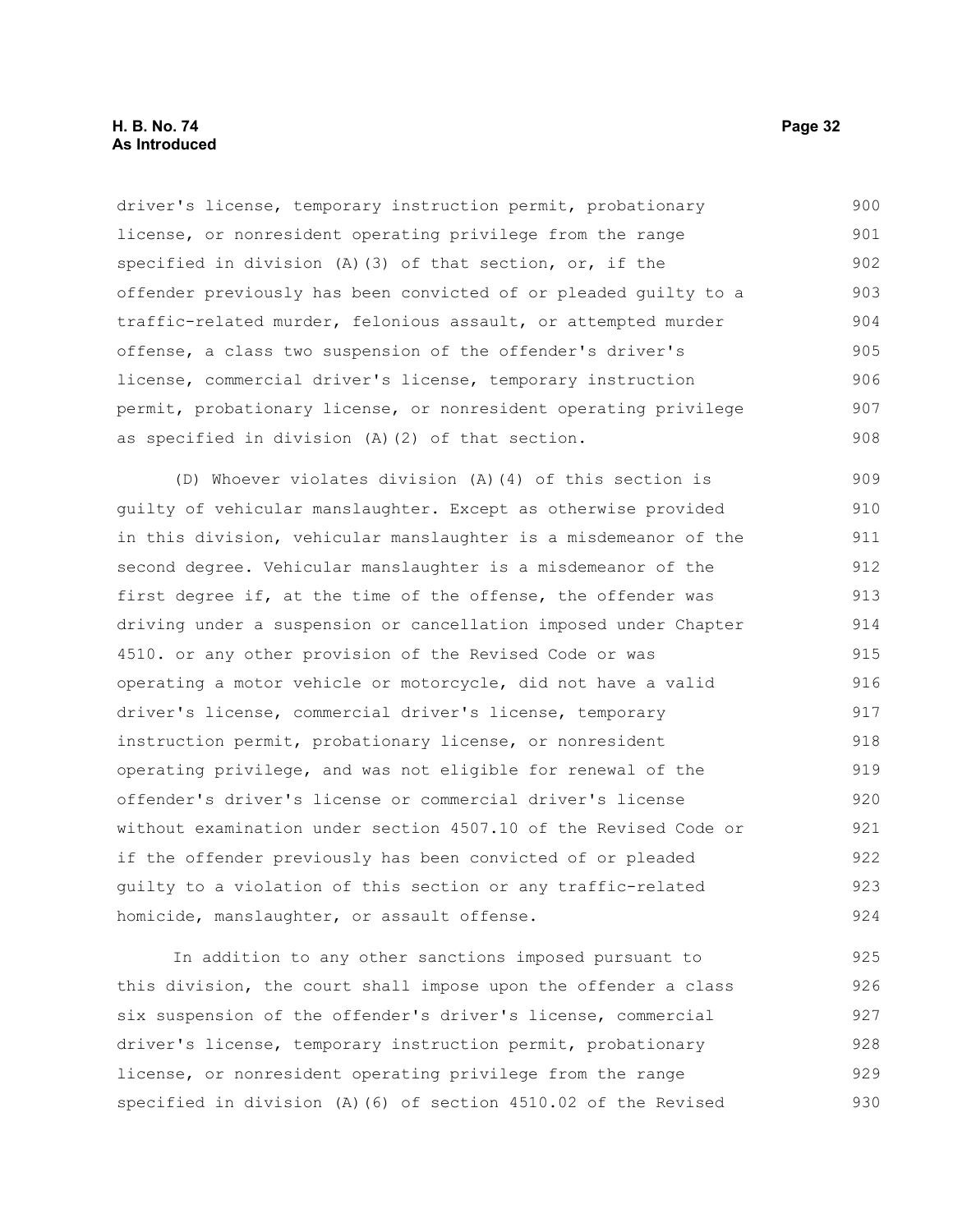driver's license, temporary instruction permit, probationary license, or nonresident operating privilege from the range specified in division (A)(3) of that section, or, if the offender previously has been convicted of or pleaded guilty to a traffic-related murder, felonious assault, or attempted murder offense, a class two suspension of the offender's driver's license, commercial driver's license, temporary instruction permit, probationary license, or nonresident operating privilege as specified in division (A)(2) of that section.

(D) Whoever violates division (A)(4) of this section is guilty of vehicular manslaughter. Except as otherwise provided in this division, vehicular manslaughter is a misdemeanor of the second degree. Vehicular manslaughter is a misdemeanor of the first degree if, at the time of the offense, the offender was driving under a suspension or cancellation imposed under Chapter 4510. or any other provision of the Revised Code or was operating a motor vehicle or motorcycle, did not have a valid driver's license, commercial driver's license, temporary instruction permit, probationary license, or nonresident operating privilege, and was not eligible for renewal of the offender's driver's license or commercial driver's license without examination under section 4507.10 of the Revised Code or if the offender previously has been convicted of or pleaded guilty to a violation of this section or any traffic-related homicide, manslaughter, or assault offense.

In addition to any other sanctions imposed pursuant to this division, the court shall impose upon the offender a class six suspension of the offender's driver's license, commercial driver's license, temporary instruction permit, probationary license, or nonresident operating privilege from the range specified in division (A)(6) of section 4510.02 of the Revised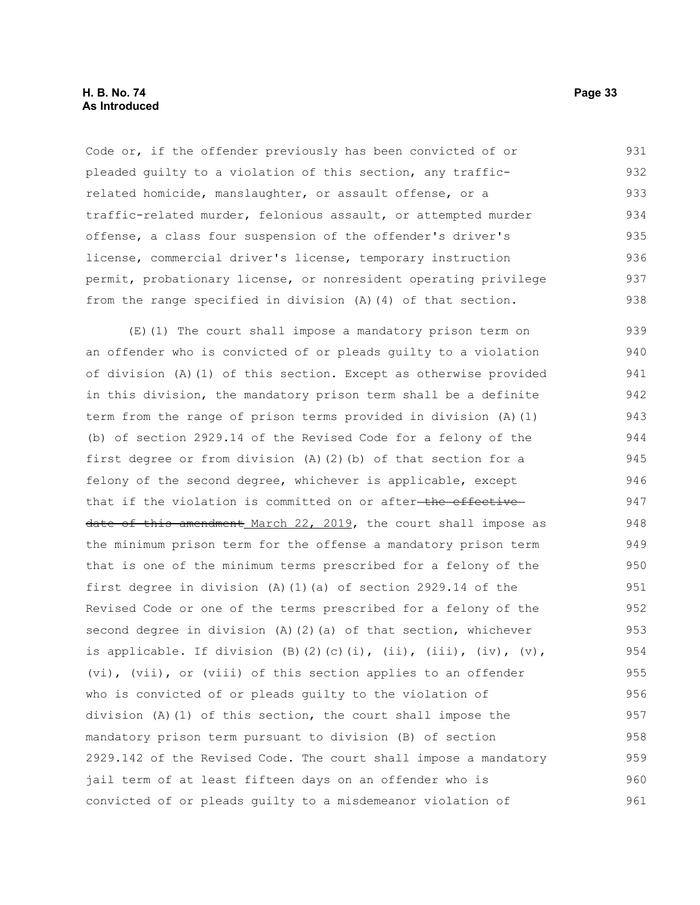Code or, if the offender previously has been convicted of or pleaded guilty to a violation of this section, any traffic-related homicide, manslaughter, or assault offense, or a traffic-related murder, felonious assault, or attempted murder offense, a class four suspension of the offender's driver's license, commercial driver's license, temporary instruction permit, probationary license, or nonresident operating privilege from the range specified in division (A)(4) of that section.

(E)(1) The court shall impose a mandatory prison term on an offender who is convicted of or pleads guilty to a violation of division (A)(1) of this section. Except as otherwise provided in this division, the mandatory prison term shall be a definite term from the range of prison terms provided in division (A)(1)(b) of section 2929.14 of the Revised Code for a felony of the first degree or from division (A)(2)(b) of that section for a felony of the second degree, whichever is applicable, except that if the violation is committed on or after ~~the effective date of this amendment~~ March 22, 2019, the court shall impose as the minimum prison term for the offense a mandatory prison term that is one of the minimum terms prescribed for a felony of the first degree in division (A)(1)(a) of section 2929.14 of the Revised Code or one of the terms prescribed for a felony of the second degree in division (A)(2)(a) of that section, whichever is applicable. If division (B)(2)(c)(i), (ii), (iii), (iv), (v), (vi), (vii), or (viii) of this section applies to an offender who is convicted of or pleads guilty to the violation of division (A)(1) of this section, the court shall impose the mandatory prison term pursuant to division (B) of section 2929.142 of the Revised Code. The court shall impose a mandatory jail term of at least fifteen days on an offender who is convicted of or pleads guilty to a misdemeanor violation of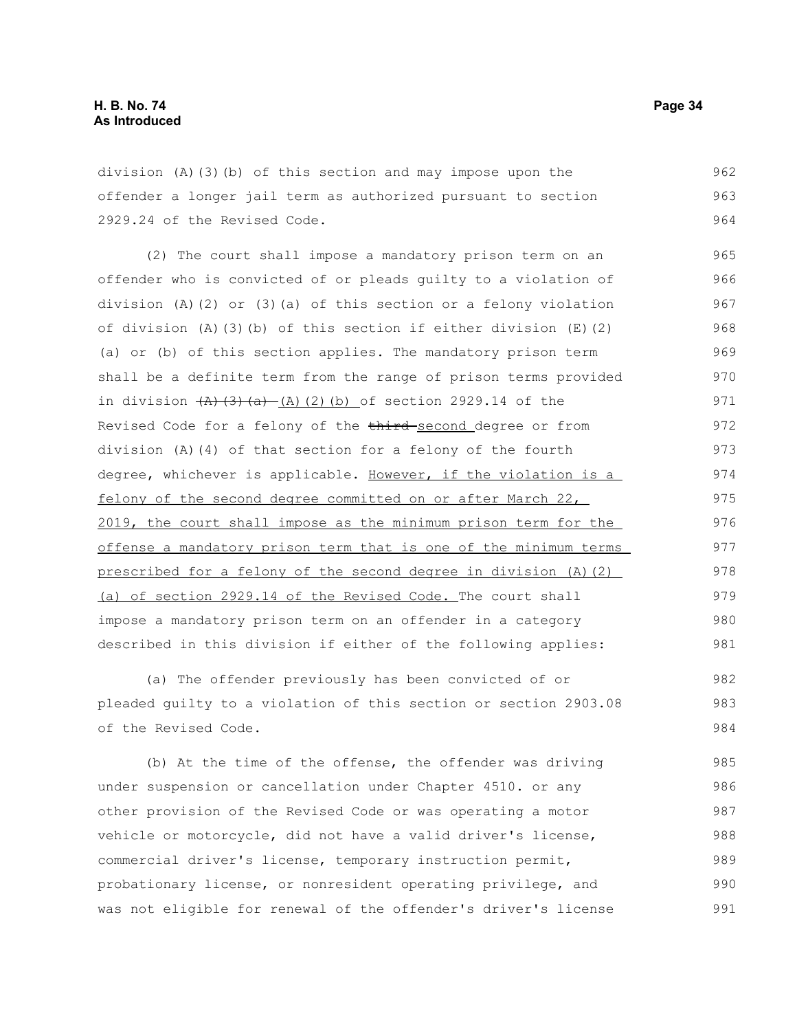division (A)(3)(b) of this section and may impose upon the offender a longer jail term as authorized pursuant to section 2929.24 of the Revised Code.

(2) The court shall impose a mandatory prison term on an offender who is convicted of or pleads guilty to a violation of division (A)(2) or (3)(a) of this section or a felony violation of division (A)(3)(b) of this section if either division (E)(2)(a) or (b) of this section applies. The mandatory prison term shall be a definite term from the range of prison terms provided in division ~~(A)(3)(a)~~ <u>(A)(2)(b)</u> of section 2929.14 of the Revised Code for a felony of the ~~third~~ <u>second</u> degree or from division (A)(4) of that section for a felony of the fourth degree, whichever is applicable. <u>However, if the violation is a felony of the second degree committed on or after March 22, 2019, the court shall impose as the minimum prison term for the offense a mandatory prison term that is one of the minimum terms prescribed for a felony of the second degree in division (A)(2)(a) of section 2929.14 of the Revised Code.</u> The court shall impose a mandatory prison term on an offender in a category described in this division if either of the following applies:

(a) The offender previously has been convicted of or pleaded guilty to a violation of this section or section 2903.08 of the Revised Code.

(b) At the time of the offense, the offender was driving under suspension or cancellation under Chapter 4510. or any other provision of the Revised Code or was operating a motor vehicle or motorcycle, did not have a valid driver's license, commercial driver's license, temporary instruction permit, probationary license, or nonresident operating privilege, and was not eligible for renewal of the offender's driver's license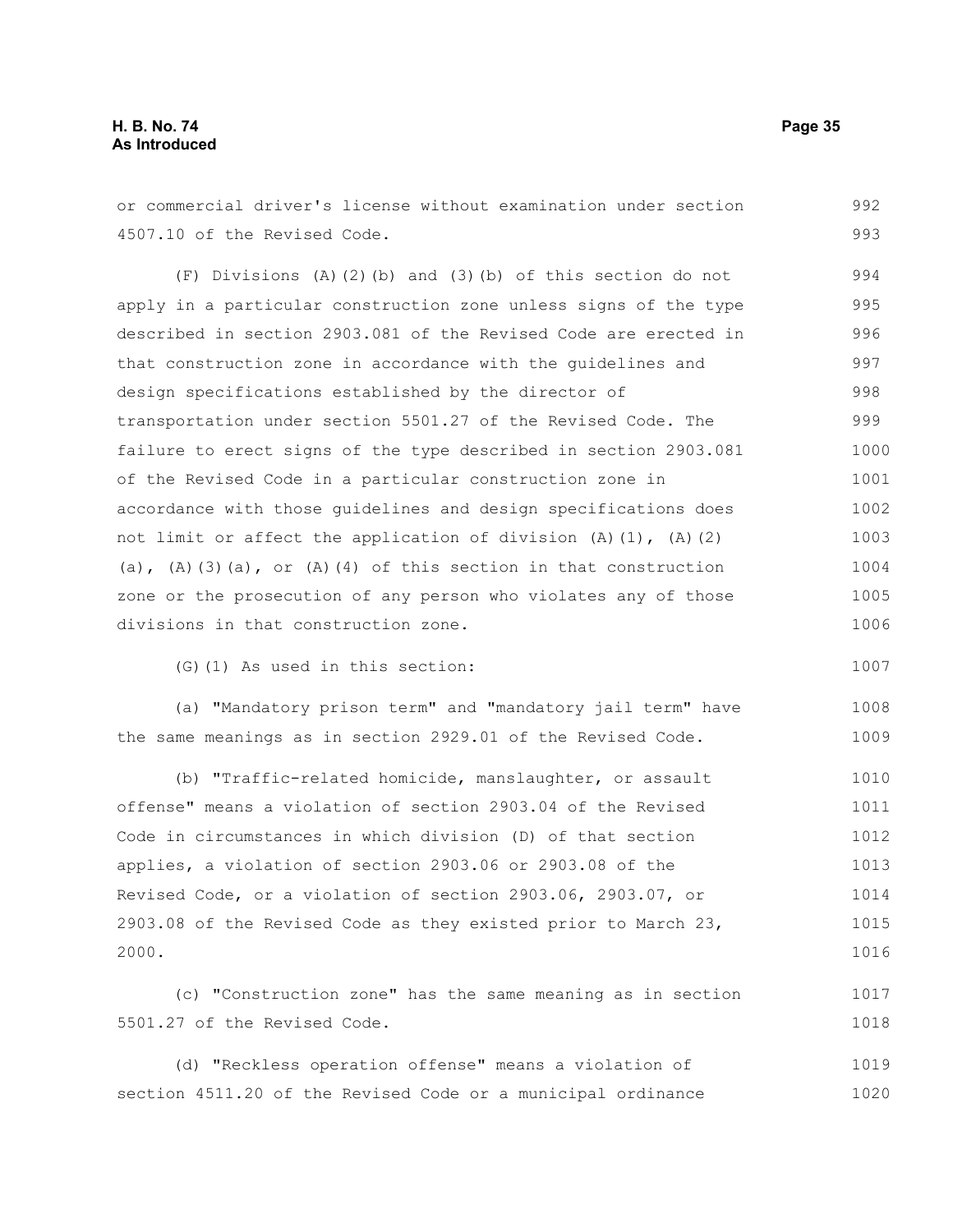or commercial driver's license without examination under section 4507.10 of the Revised Code.

(F) Divisions (A)(2)(b) and (3)(b) of this section do not apply in a particular construction zone unless signs of the type described in section 2903.081 of the Revised Code are erected in that construction zone in accordance with the guidelines and design specifications established by the director of transportation under section 5501.27 of the Revised Code. The failure to erect signs of the type described in section 2903.081 of the Revised Code in a particular construction zone in accordance with those guidelines and design specifications does not limit or affect the application of division (A)(1), (A)(2)(a), (A)(3)(a), or (A)(4) of this section in that construction zone or the prosecution of any person who violates any of those divisions in that construction zone.

(G)(1) As used in this section:

(a) "Mandatory prison term" and "mandatory jail term" have the same meanings as in section 2929.01 of the Revised Code.

(b) "Traffic-related homicide, manslaughter, or assault offense" means a violation of section 2903.04 of the Revised Code in circumstances in which division (D) of that section applies, a violation of section 2903.06 or 2903.08 of the Revised Code, or a violation of section 2903.06, 2903.07, or 2903.08 of the Revised Code as they existed prior to March 23, 2000.

(c) "Construction zone" has the same meaning as in section 5501.27 of the Revised Code.

(d) "Reckless operation offense" means a violation of section 4511.20 of the Revised Code or a municipal ordinance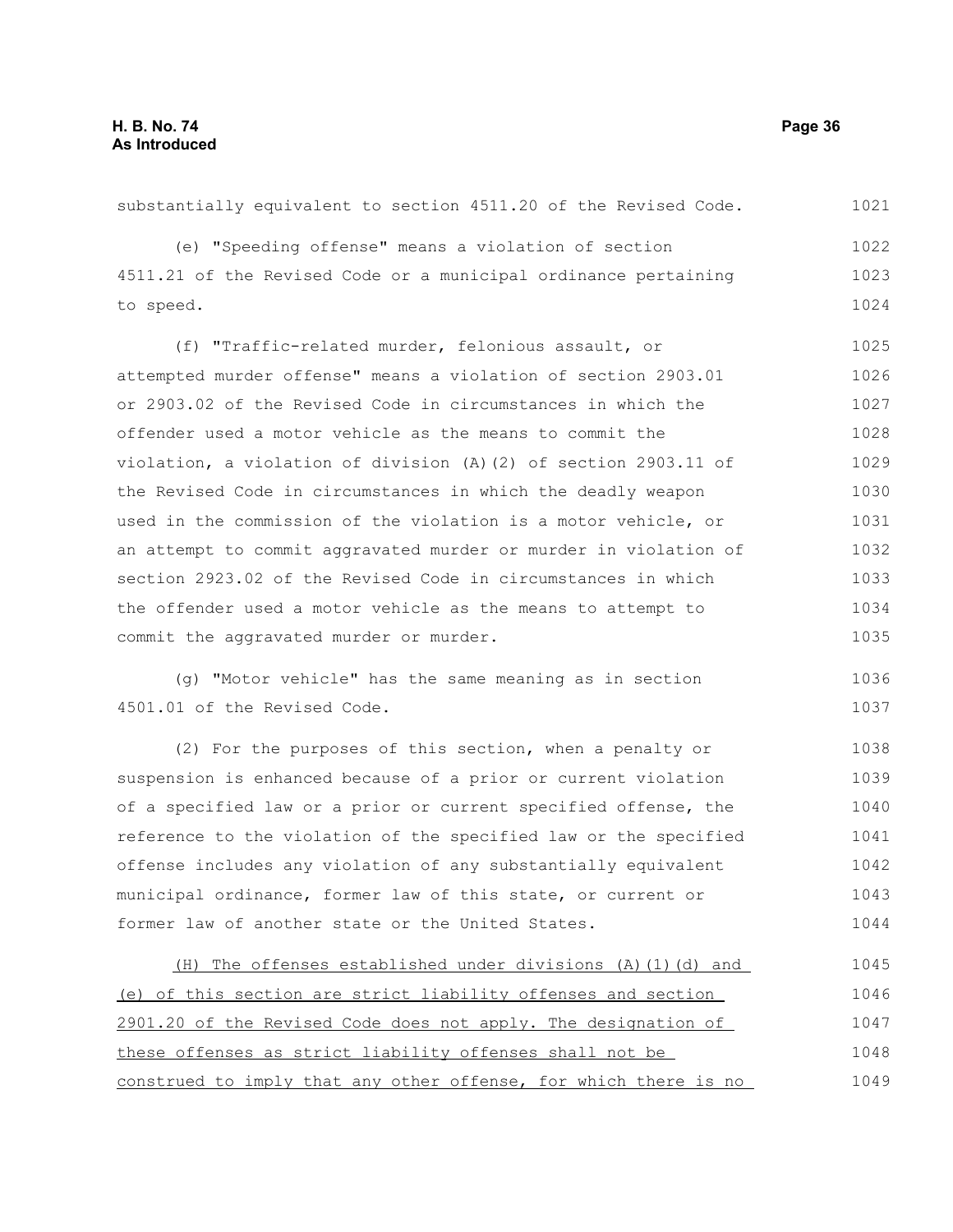substantially equivalent to section 4511.20 of the Revised Code.

(e) "Speeding offense" means a violation of section 4511.21 of the Revised Code or a municipal ordinance pertaining to speed.

(f) "Traffic-related murder, felonious assault, or attempted murder offense" means a violation of section 2903.01 or 2903.02 of the Revised Code in circumstances in which the offender used a motor vehicle as the means to commit the violation, a violation of division (A)(2) of section 2903.11 of the Revised Code in circumstances in which the deadly weapon used in the commission of the violation is a motor vehicle, or an attempt to commit aggravated murder or murder in violation of section 2923.02 of the Revised Code in circumstances in which the offender used a motor vehicle as the means to attempt to commit the aggravated murder or murder.

(g) "Motor vehicle" has the same meaning as in section 4501.01 of the Revised Code.

(2) For the purposes of this section, when a penalty or suspension is enhanced because of a prior or current violation of a specified law or a prior or current specified offense, the reference to the violation of the specified law or the specified offense includes any violation of any substantially equivalent municipal ordinance, former law of this state, or current or former law of another state or the United States.

<u>(H) The offenses established under divisions (A)(1)(d) and (e) of this section are strict liability offenses and section 2901.20 of the Revised Code does not apply. The designation of these offenses as strict liability offenses shall not be construed to imply that any other offense, for which there is no</u>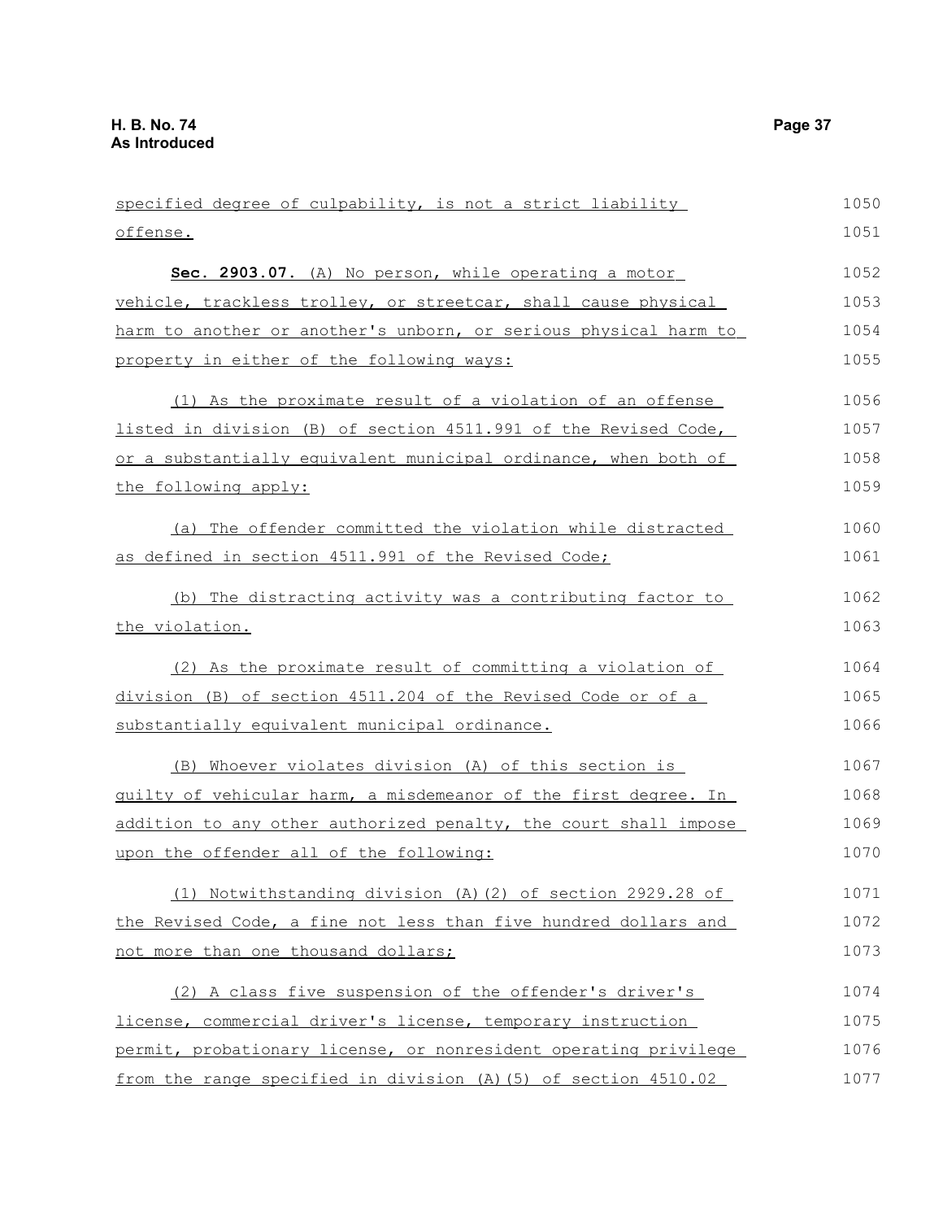specified degree of culpability, is not a strict liability offense.

**Sec. 2903.07.** (A) No person, while operating a motor vehicle, trackless trolley, or streetcar, shall cause physical harm to another or another's unborn, or serious physical harm to property in either of the following ways:

(1) As the proximate result of a violation of an offense listed in division (B) of section 4511.991 of the Revised Code, or a substantially equivalent municipal ordinance, when both of the following apply:

(a) The offender committed the violation while distracted as defined in section 4511.991 of the Revised Code;

(b) The distracting activity was a contributing factor to the violation.

(2) As the proximate result of committing a violation of division (B) of section 4511.204 of the Revised Code or of a substantially equivalent municipal ordinance.

(B) Whoever violates division (A) of this section is guilty of vehicular harm, a misdemeanor of the first degree. In addition to any other authorized penalty, the court shall impose upon the offender all of the following:

(1) Notwithstanding division (A)(2) of section 2929.28 of the Revised Code, a fine not less than five hundred dollars and not more than one thousand dollars;

(2) A class five suspension of the offender's driver's license, commercial driver's license, temporary instruction permit, probationary license, or nonresident operating privilege from the range specified in division (A)(5) of section 4510.02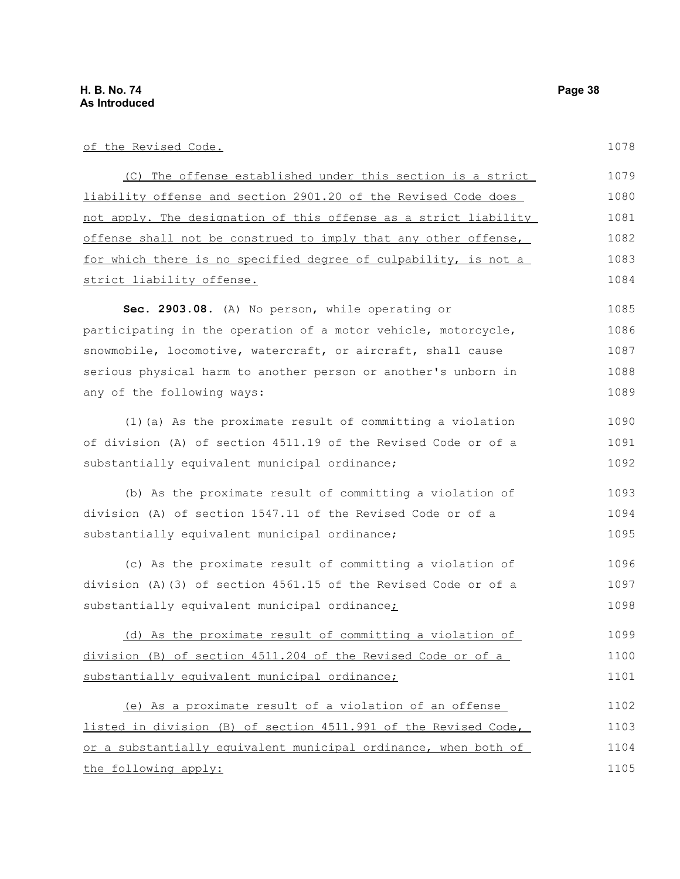of the Revised Code.

(C) The offense established under this section is a strict liability offense and section 2901.20 of the Revised Code does not apply. The designation of this offense as a strict liability offense shall not be construed to imply that any other offense, for which there is no specified degree of culpability, is not a strict liability offense.

**Sec. 2903.08.** (A) No person, while operating or participating in the operation of a motor vehicle, motorcycle, snowmobile, locomotive, watercraft, or aircraft, shall cause serious physical harm to another person or another's unborn in any of the following ways:

(1)(a) As the proximate result of committing a violation of division (A) of section 4511.19 of the Revised Code or of a substantially equivalent municipal ordinance;

(b) As the proximate result of committing a violation of division (A) of section 1547.11 of the Revised Code or of a substantially equivalent municipal ordinance;

(c) As the proximate result of committing a violation of division (A)(3) of section 4561.15 of the Revised Code or of a substantially equivalent municipal ordinance;

(d) As the proximate result of committing a violation of division (B) of section 4511.204 of the Revised Code or of a substantially equivalent municipal ordinance;

(e) As a proximate result of a violation of an offense listed in division (B) of section 4511.991 of the Revised Code, or a substantially equivalent municipal ordinance, when both of the following apply: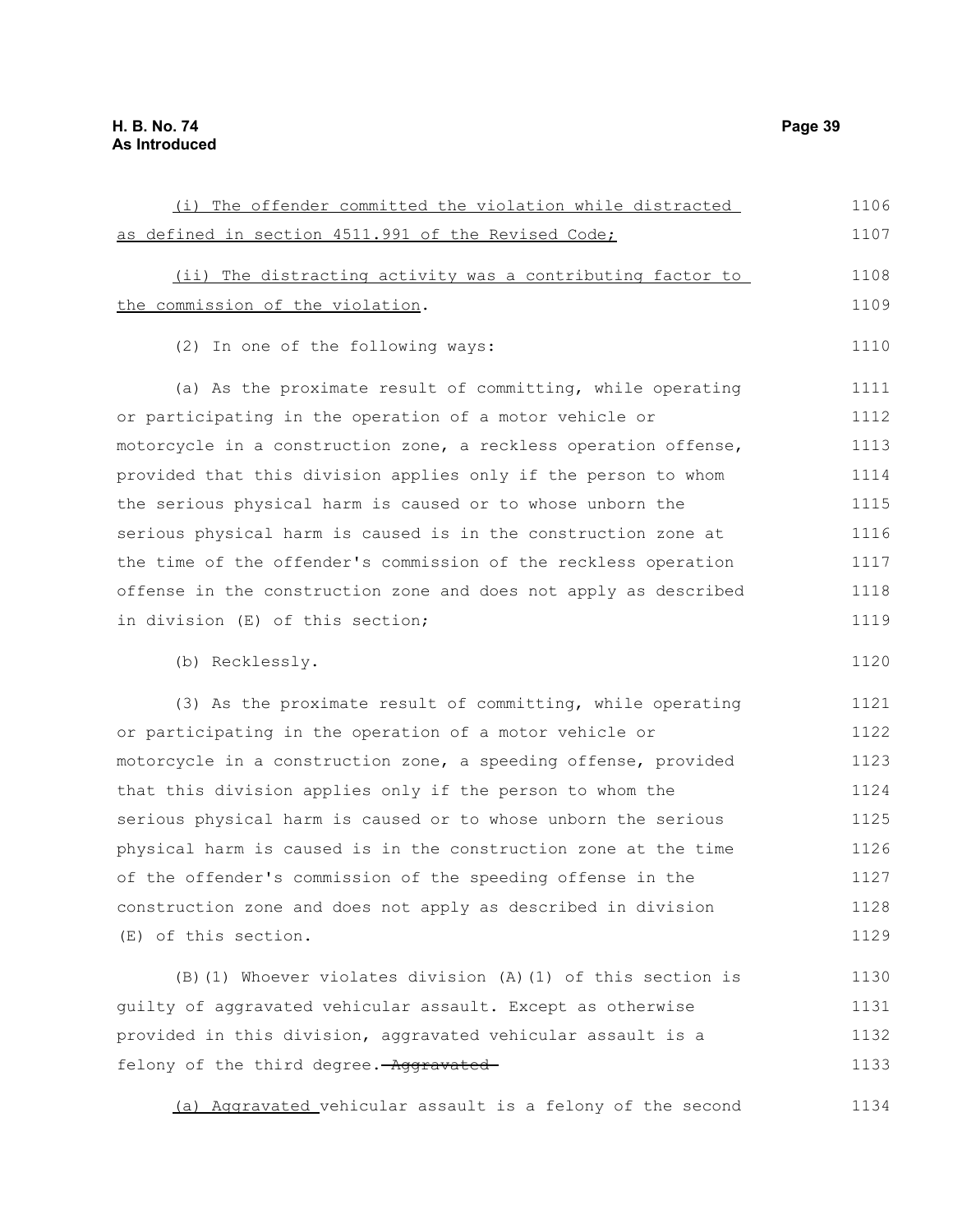(i) The offender committed the violation while distracted as defined in section 4511.991 of the Revised Code;

(ii) The distracting activity was a contributing factor to the commission of the violation.

(2) In one of the following ways:

(a) As the proximate result of committing, while operating or participating in the operation of a motor vehicle or motorcycle in a construction zone, a reckless operation offense, provided that this division applies only if the person to whom the serious physical harm is caused or to whose unborn the serious physical harm is caused is in the construction zone at the time of the offender's commission of the reckless operation offense in the construction zone and does not apply as described in division (E) of this section;

(b) Recklessly.

(3) As the proximate result of committing, while operating or participating in the operation of a motor vehicle or motorcycle in a construction zone, a speeding offense, provided that this division applies only if the person to whom the serious physical harm is caused or to whose unborn the serious physical harm is caused is in the construction zone at the time of the offender's commission of the speeding offense in the construction zone and does not apply as described in division (E) of this section.

(B)(1) Whoever violates division (A)(1) of this section is guilty of aggravated vehicular assault. Except as otherwise provided in this division, aggravated vehicular assault is a felony of the third degree. ~~Aggravated~~

(a) Aggravated vehicular assault is a felony of the second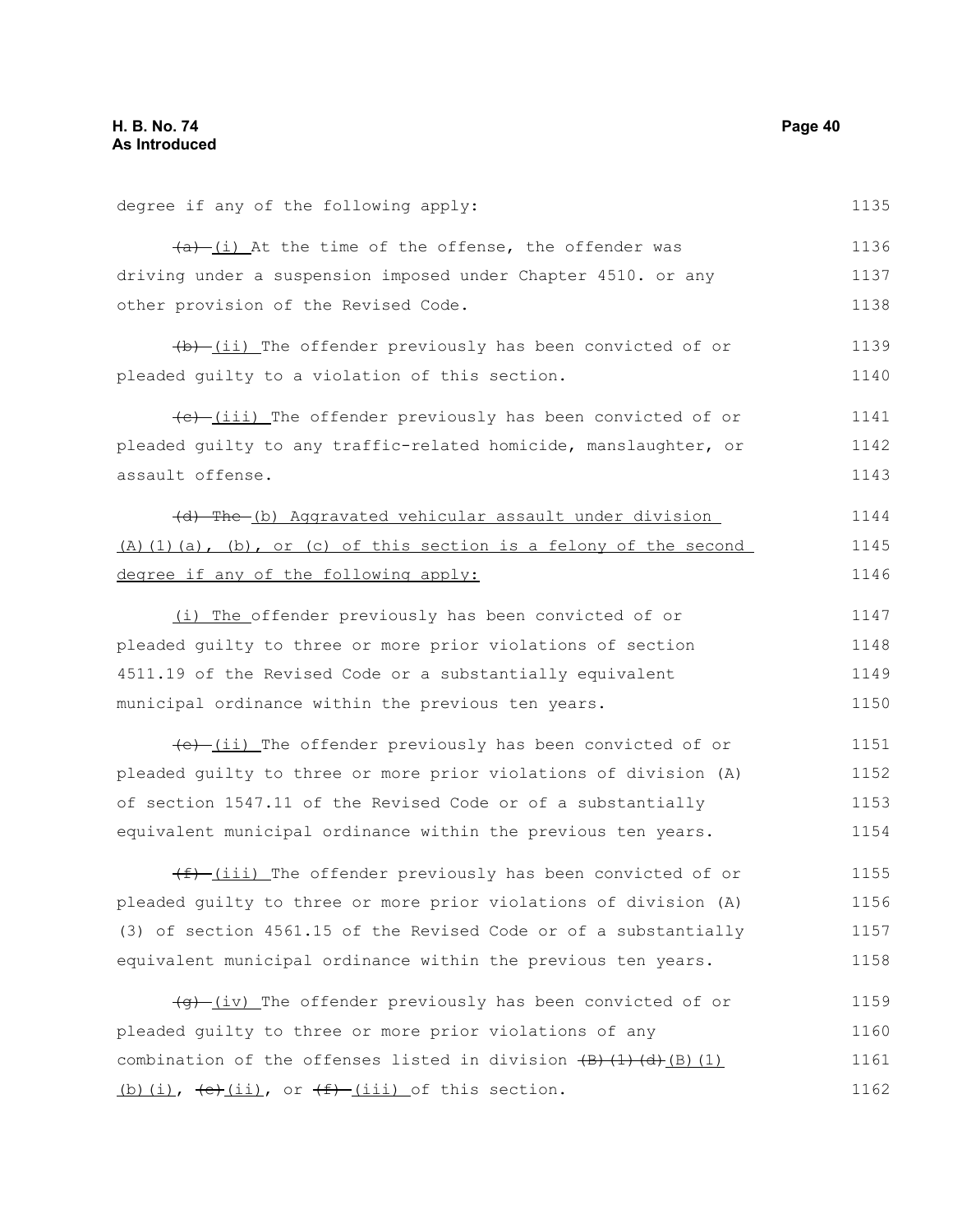degree if any of the following apply:

~~(a)~~ (i) At the time of the offense, the offender was driving under a suspension imposed under Chapter 4510. or any other provision of the Revised Code.

~~(b)~~ (ii) The offender previously has been convicted of or pleaded guilty to a violation of this section.

~~(c)~~ (iii) The offender previously has been convicted of or pleaded guilty to any traffic-related homicide, manslaughter, or assault offense.

~~(d) The~~ (b) Aggravated vehicular assault under division (A)(1)(a), (b), or (c) of this section is a felony of the second degree if any of the following apply:

(i) The offender previously has been convicted of or pleaded guilty to three or more prior violations of section 4511.19 of the Revised Code or a substantially equivalent municipal ordinance within the previous ten years.

~~(e)~~ (ii) The offender previously has been convicted of or pleaded guilty to three or more prior violations of division (A) of section 1547.11 of the Revised Code or of a substantially equivalent municipal ordinance within the previous ten years.

~~(f)~~ (iii) The offender previously has been convicted of or pleaded guilty to three or more prior violations of division (A)(3) of section 4561.15 of the Revised Code or of a substantially equivalent municipal ordinance within the previous ten years.

~~(g)~~ (iv) The offender previously has been convicted of or pleaded guilty to three or more prior violations of any combination of the offenses listed in division ~~(B)(1)(d)~~ (B)(1)(b)(i), ~~(e)~~ (ii), or ~~(f)~~ (iii) of this section.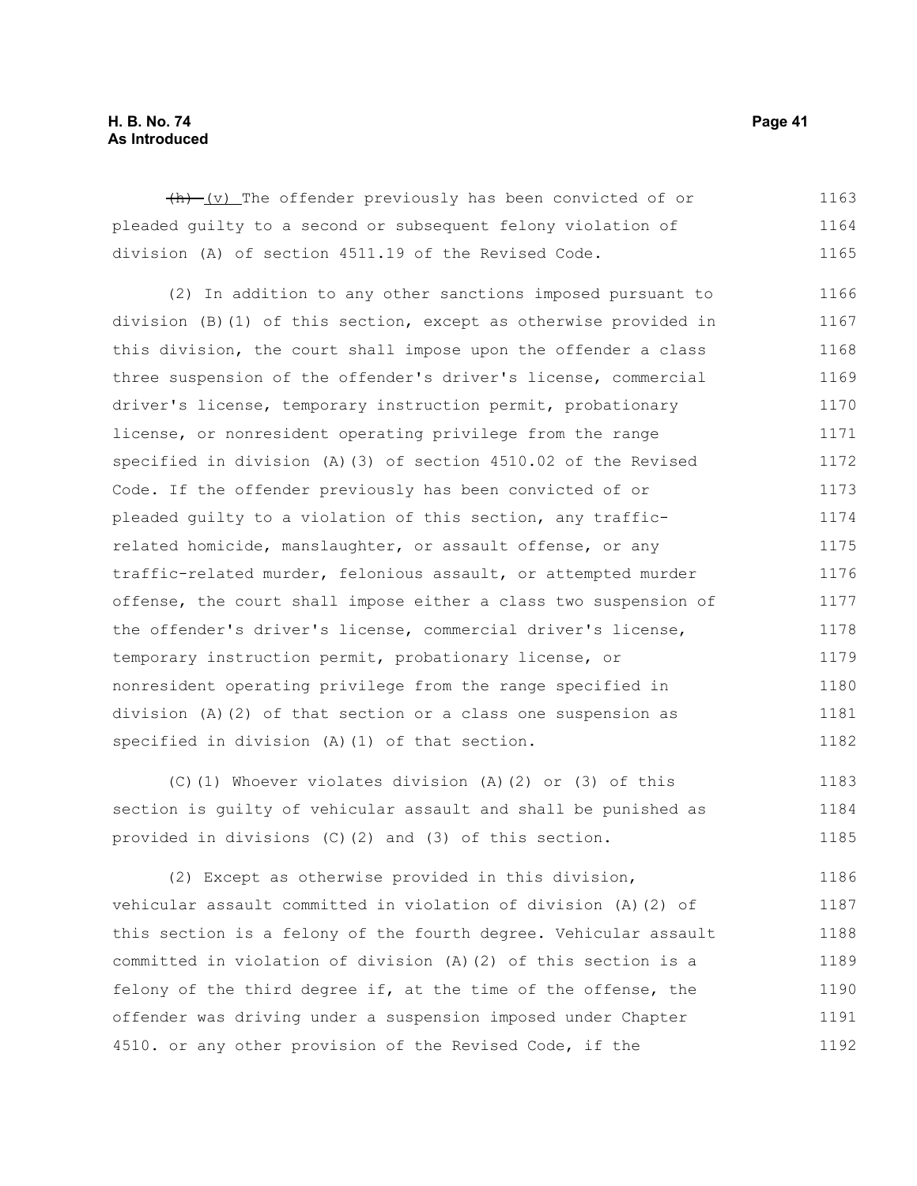~~(h)~~ (v) The offender previously has been convicted of or pleaded guilty to a second or subsequent felony violation of division (A) of section 4511.19 of the Revised Code.

(2) In addition to any other sanctions imposed pursuant to division (B)(1) of this section, except as otherwise provided in this division, the court shall impose upon the offender a class three suspension of the offender's driver's license, commercial driver's license, temporary instruction permit, probationary license, or nonresident operating privilege from the range specified in division (A)(3) of section 4510.02 of the Revised Code. If the offender previously has been convicted of or pleaded guilty to a violation of this section, any traffic-related homicide, manslaughter, or assault offense, or any traffic-related murder, felonious assault, or attempted murder offense, the court shall impose either a class two suspension of the offender's driver's license, commercial driver's license, temporary instruction permit, probationary license, or nonresident operating privilege from the range specified in division (A)(2) of that section or a class one suspension as specified in division (A)(1) of that section.

(C)(1) Whoever violates division (A)(2) or (3) of this section is guilty of vehicular assault and shall be punished as provided in divisions (C)(2) and (3) of this section.

(2) Except as otherwise provided in this division, vehicular assault committed in violation of division (A)(2) of this section is a felony of the fourth degree. Vehicular assault committed in violation of division (A)(2) of this section is a felony of the third degree if, at the time of the offense, the offender was driving under a suspension imposed under Chapter 4510. or any other provision of the Revised Code, if the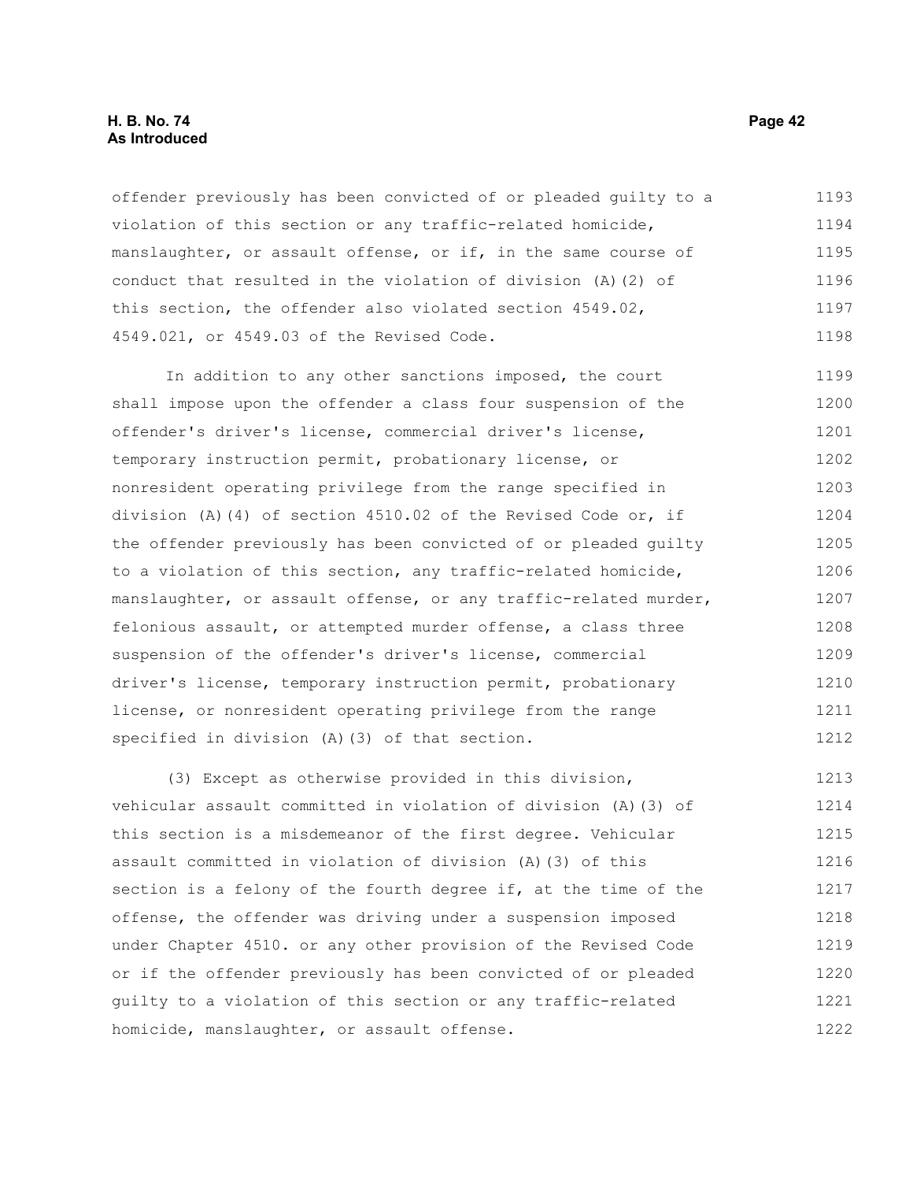offender previously has been convicted of or pleaded guilty to a violation of this section or any traffic-related homicide, manslaughter, or assault offense, or if, in the same course of conduct that resulted in the violation of division (A)(2) of this section, the offender also violated section 4549.02, 4549.021, or 4549.03 of the Revised Code.

In addition to any other sanctions imposed, the court shall impose upon the offender a class four suspension of the offender's driver's license, commercial driver's license, temporary instruction permit, probationary license, or nonresident operating privilege from the range specified in division (A)(4) of section 4510.02 of the Revised Code or, if the offender previously has been convicted of or pleaded guilty to a violation of this section, any traffic-related homicide, manslaughter, or assault offense, or any traffic-related murder, felonious assault, or attempted murder offense, a class three suspension of the offender's driver's license, commercial driver's license, temporary instruction permit, probationary license, or nonresident operating privilege from the range specified in division (A)(3) of that section.

(3) Except as otherwise provided in this division, vehicular assault committed in violation of division (A)(3) of this section is a misdemeanor of the first degree. Vehicular assault committed in violation of division (A)(3) of this section is a felony of the fourth degree if, at the time of the offense, the offender was driving under a suspension imposed under Chapter 4510. or any other provision of the Revised Code or if the offender previously has been convicted of or pleaded guilty to a violation of this section or any traffic-related homicide, manslaughter, or assault offense.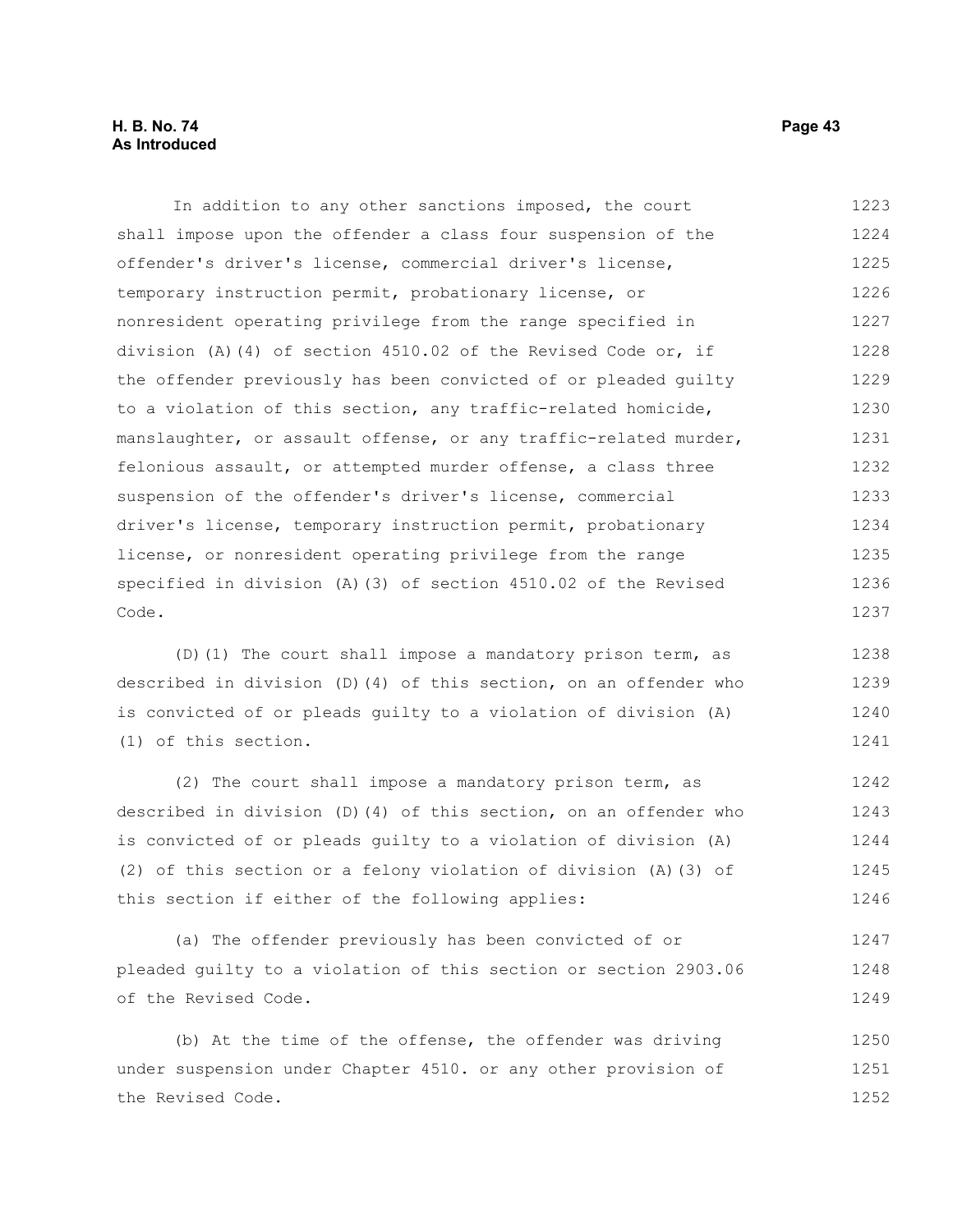In addition to any other sanctions imposed, the court shall impose upon the offender a class four suspension of the offender's driver's license, commercial driver's license, temporary instruction permit, probationary license, or nonresident operating privilege from the range specified in division (A)(4) of section 4510.02 of the Revised Code or, if the offender previously has been convicted of or pleaded guilty to a violation of this section, any traffic-related homicide, manslaughter, or assault offense, or any traffic-related murder, felonious assault, or attempted murder offense, a class three suspension of the offender's driver's license, commercial driver's license, temporary instruction permit, probationary license, or nonresident operating privilege from the range specified in division (A)(3) of section 4510.02 of the Revised Code.

(D)(1) The court shall impose a mandatory prison term, as described in division (D)(4) of this section, on an offender who is convicted of or pleads guilty to a violation of division (A)(1) of this section.

(2) The court shall impose a mandatory prison term, as described in division (D)(4) of this section, on an offender who is convicted of or pleads guilty to a violation of division (A)(2) of this section or a felony violation of division (A)(3) of this section if either of the following applies:

(a) The offender previously has been convicted of or pleaded guilty to a violation of this section or section 2903.06 of the Revised Code.

(b) At the time of the offense, the offender was driving under suspension under Chapter 4510. or any other provision of the Revised Code.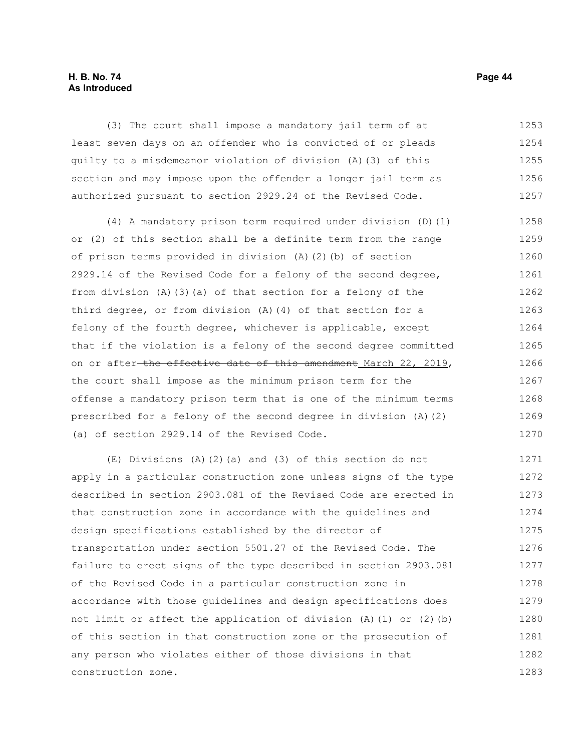(3) The court shall impose a mandatory jail term of at least seven days on an offender who is convicted of or pleads guilty to a misdemeanor violation of division (A)(3) of this section and may impose upon the offender a longer jail term as authorized pursuant to section 2929.24 of the Revised Code.

(4) A mandatory prison term required under division (D)(1) or (2) of this section shall be a definite term from the range of prison terms provided in division (A)(2)(b) of section 2929.14 of the Revised Code for a felony of the second degree, from division (A)(3)(a) of that section for a felony of the third degree, or from division (A)(4) of that section for a felony of the fourth degree, whichever is applicable, except that if the violation is a felony of the second degree committed on or after ~~the effective date of this amendment~~ March 22, 2019, the court shall impose as the minimum prison term for the offense a mandatory prison term that is one of the minimum terms prescribed for a felony of the second degree in division (A)(2)(a) of section 2929.14 of the Revised Code.

(E) Divisions (A)(2)(a) and (3) of this section do not apply in a particular construction zone unless signs of the type described in section 2903.081 of the Revised Code are erected in that construction zone in accordance with the guidelines and design specifications established by the director of transportation under section 5501.27 of the Revised Code. The failure to erect signs of the type described in section 2903.081 of the Revised Code in a particular construction zone in accordance with those guidelines and design specifications does not limit or affect the application of division (A)(1) or (2)(b) of this section in that construction zone or the prosecution of any person who violates either of those divisions in that construction zone.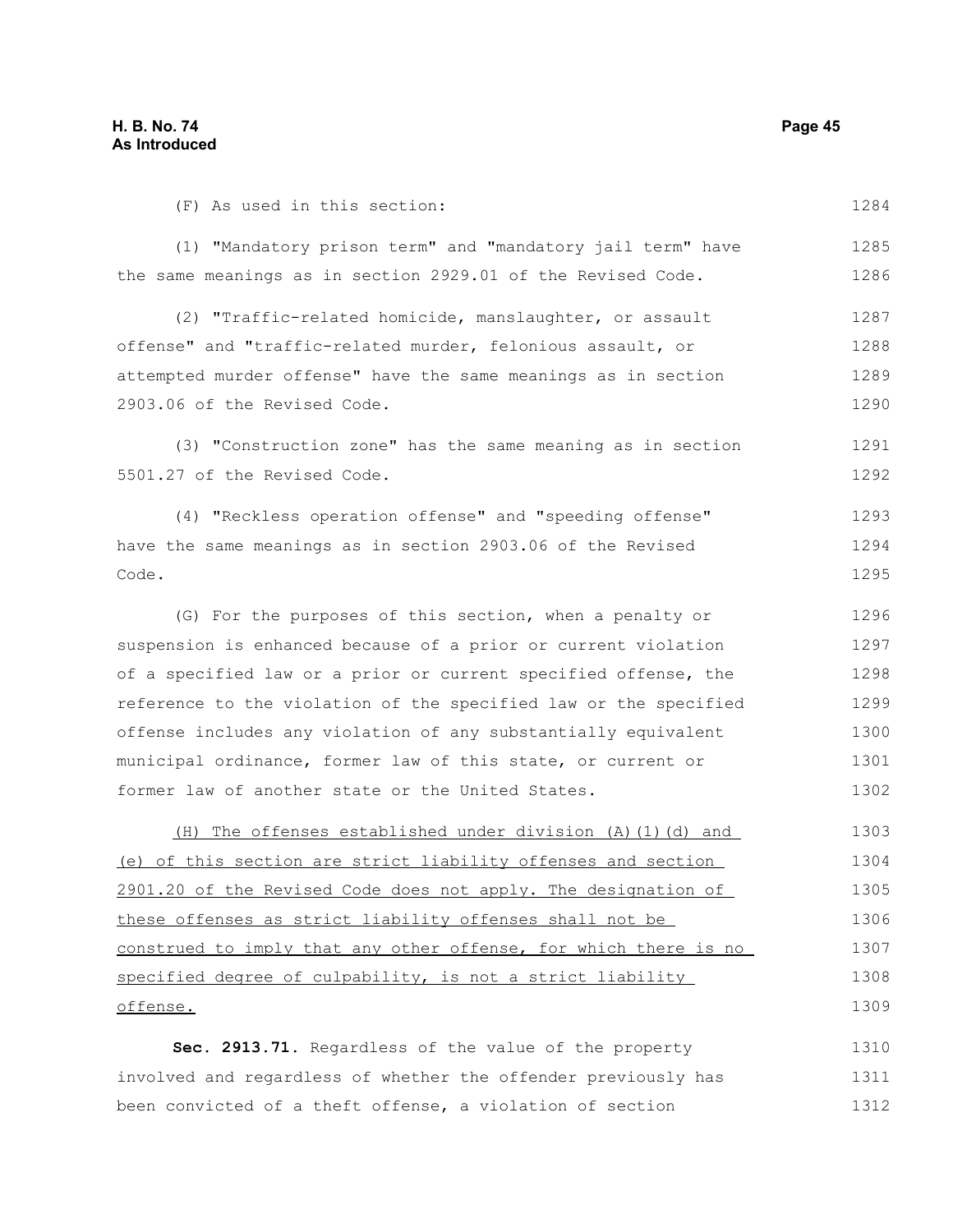(F) As used in this section:

(1) "Mandatory prison term" and "mandatory jail term" have the same meanings as in section 2929.01 of the Revised Code.

(2) "Traffic-related homicide, manslaughter, or assault offense" and "traffic-related murder, felonious assault, or attempted murder offense" have the same meanings as in section 2903.06 of the Revised Code.

(3) "Construction zone" has the same meaning as in section 5501.27 of the Revised Code.

(4) "Reckless operation offense" and "speeding offense" have the same meanings as in section 2903.06 of the Revised Code.

(G) For the purposes of this section, when a penalty or suspension is enhanced because of a prior or current violation of a specified law or a prior or current specified offense, the reference to the violation of the specified law or the specified offense includes any violation of any substantially equivalent municipal ordinance, former law of this state, or current or former law of another state or the United States.

<u>(H) The offenses established under division (A)(1)(d) and (e) of this section are strict liability offenses and section 2901.20 of the Revised Code does not apply. The designation of these offenses as strict liability offenses shall not be construed to imply that any other offense, for which there is no specified degree of culpability, is not a strict liability offense.</u>

**Sec. 2913.71.** Regardless of the value of the property involved and regardless of whether the offender previously has been convicted of a theft offense, a violation of section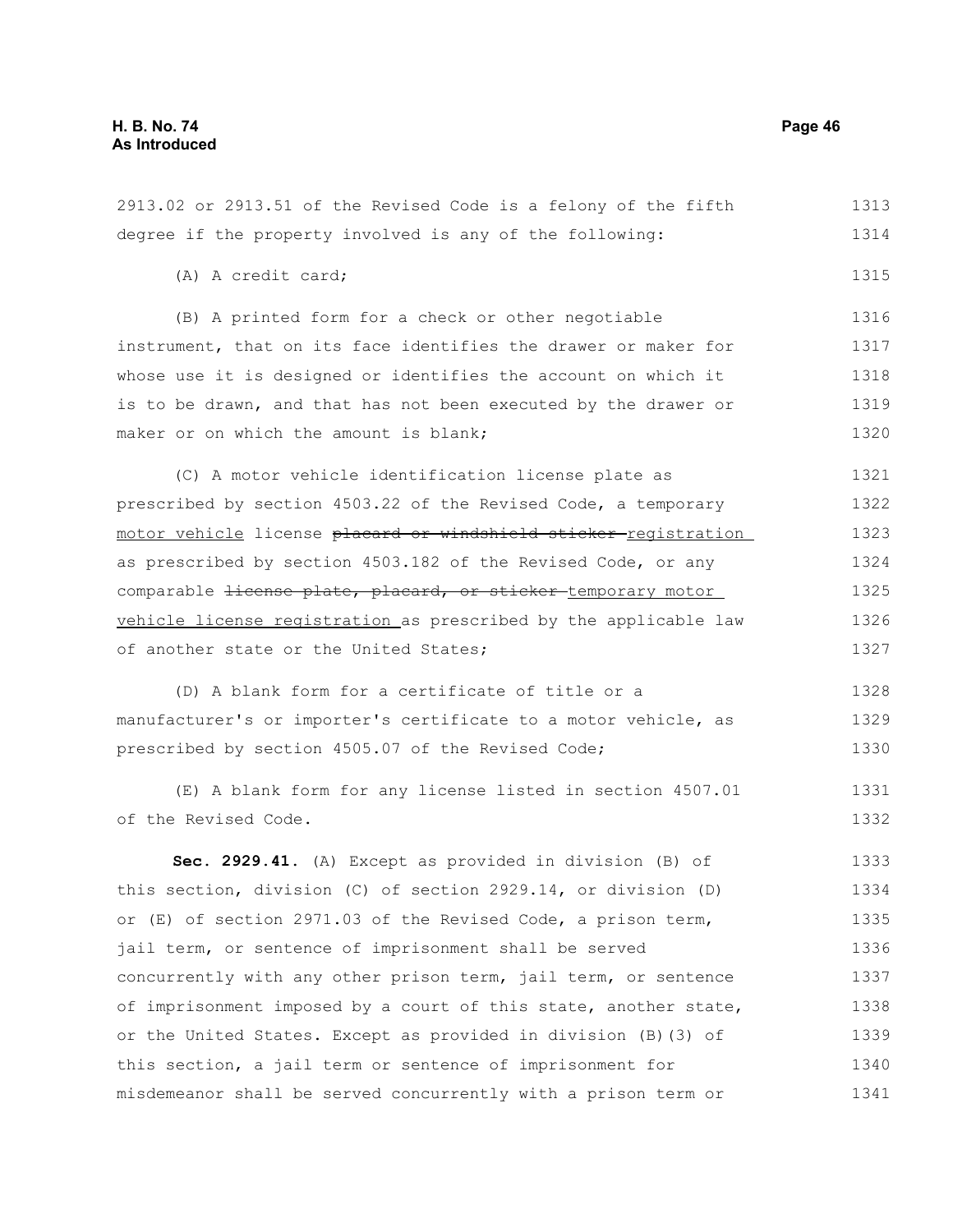2913.02 or 2913.51 of the Revised Code is a felony of the fifth degree if the property involved is any of the following:

(A) A credit card;

(B) A printed form for a check or other negotiable instrument, that on its face identifies the drawer or maker for whose use it is designed or identifies the account on which it is to be drawn, and that has not been executed by the drawer or maker or on which the amount is blank;

(C) A motor vehicle identification license plate as prescribed by section 4503.22 of the Revised Code, a temporary motor vehicle license ~~placard or windshield sticker~~ registration as prescribed by section 4503.182 of the Revised Code, or any comparable ~~license plate, placard, or sticker~~ temporary motor vehicle license registration as prescribed by the applicable law of another state or the United States;

(D) A blank form for a certificate of title or a manufacturer's or importer's certificate to a motor vehicle, as prescribed by section 4505.07 of the Revised Code;

(E) A blank form for any license listed in section 4507.01 of the Revised Code.

**Sec. 2929.41.** (A) Except as provided in division (B) of this section, division (C) of section 2929.14, or division (D) or (E) of section 2971.03 of the Revised Code, a prison term, jail term, or sentence of imprisonment shall be served concurrently with any other prison term, jail term, or sentence of imprisonment imposed by a court of this state, another state, or the United States. Except as provided in division (B)(3) of this section, a jail term or sentence of imprisonment for misdemeanor shall be served concurrently with a prison term or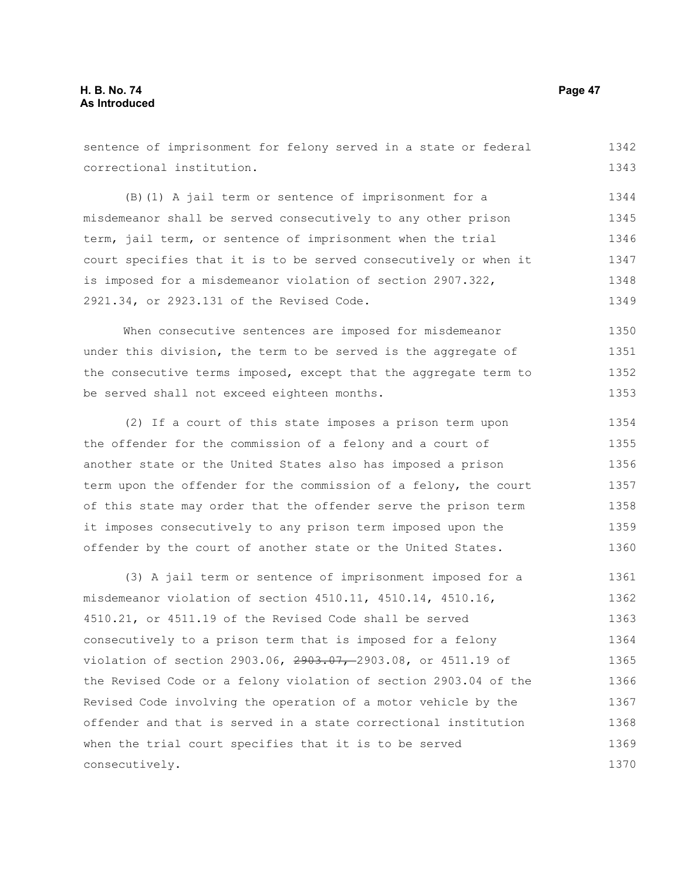sentence of imprisonment for felony served in a state or federal correctional institution.

(B)(1) A jail term or sentence of imprisonment for a misdemeanor shall be served consecutively to any other prison term, jail term, or sentence of imprisonment when the trial court specifies that it is to be served consecutively or when it is imposed for a misdemeanor violation of section 2907.322, 2921.34, or 2923.131 of the Revised Code.

When consecutive sentences are imposed for misdemeanor under this division, the term to be served is the aggregate of the consecutive terms imposed, except that the aggregate term to be served shall not exceed eighteen months.

(2) If a court of this state imposes a prison term upon the offender for the commission of a felony and a court of another state or the United States also has imposed a prison term upon the offender for the commission of a felony, the court of this state may order that the offender serve the prison term it imposes consecutively to any prison term imposed upon the offender by the court of another state or the United States.

(3) A jail term or sentence of imprisonment imposed for a misdemeanor violation of section 4510.11, 4510.14, 4510.16, 4510.21, or 4511.19 of the Revised Code shall be served consecutively to a prison term that is imposed for a felony violation of section 2903.06, ~~2903.07,~~ 2903.08, or 4511.19 of the Revised Code or a felony violation of section 2903.04 of the Revised Code involving the operation of a motor vehicle by the offender and that is served in a state correctional institution when the trial court specifies that it is to be served consecutively.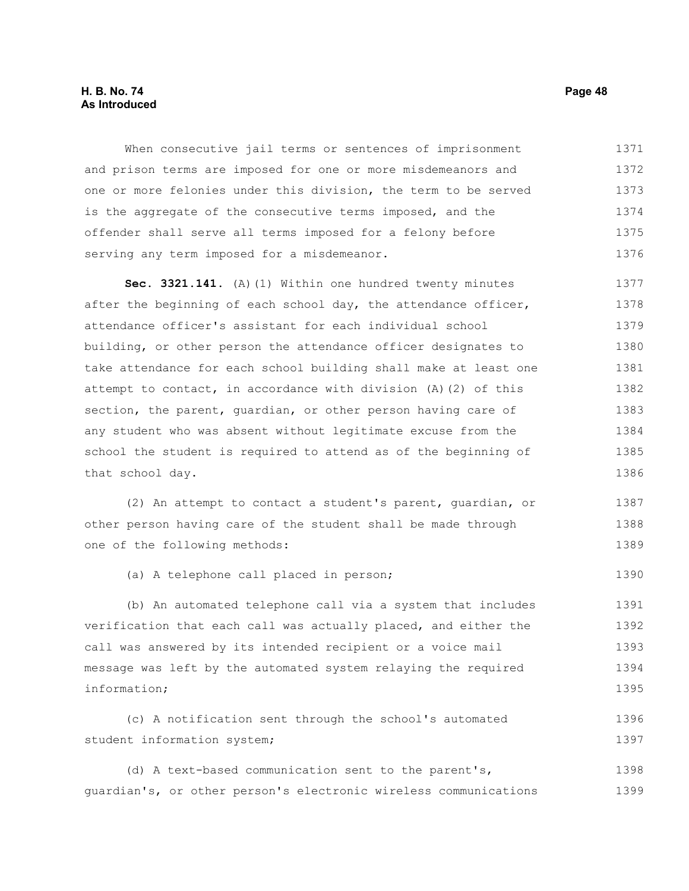When consecutive jail terms or sentences of imprisonment and prison terms are imposed for one or more misdemeanors and one or more felonies under this division, the term to be served is the aggregate of the consecutive terms imposed, and the offender shall serve all terms imposed for a felony before serving any term imposed for a misdemeanor.

**Sec. 3321.141.** (A)(1) Within one hundred twenty minutes after the beginning of each school day, the attendance officer, attendance officer's assistant for each individual school building, or other person the attendance officer designates to take attendance for each school building shall make at least one attempt to contact, in accordance with division (A)(2) of this section, the parent, guardian, or other person having care of any student who was absent without legitimate excuse from the school the student is required to attend as of the beginning of that school day.

(2) An attempt to contact a student's parent, guardian, or other person having care of the student shall be made through one of the following methods:

(a) A telephone call placed in person;

(b) An automated telephone call via a system that includes verification that each call was actually placed, and either the call was answered by its intended recipient or a voice mail message was left by the automated system relaying the required information;

(c) A notification sent through the school's automated student information system;

(d) A text-based communication sent to the parent's, guardian's, or other person's electronic wireless communications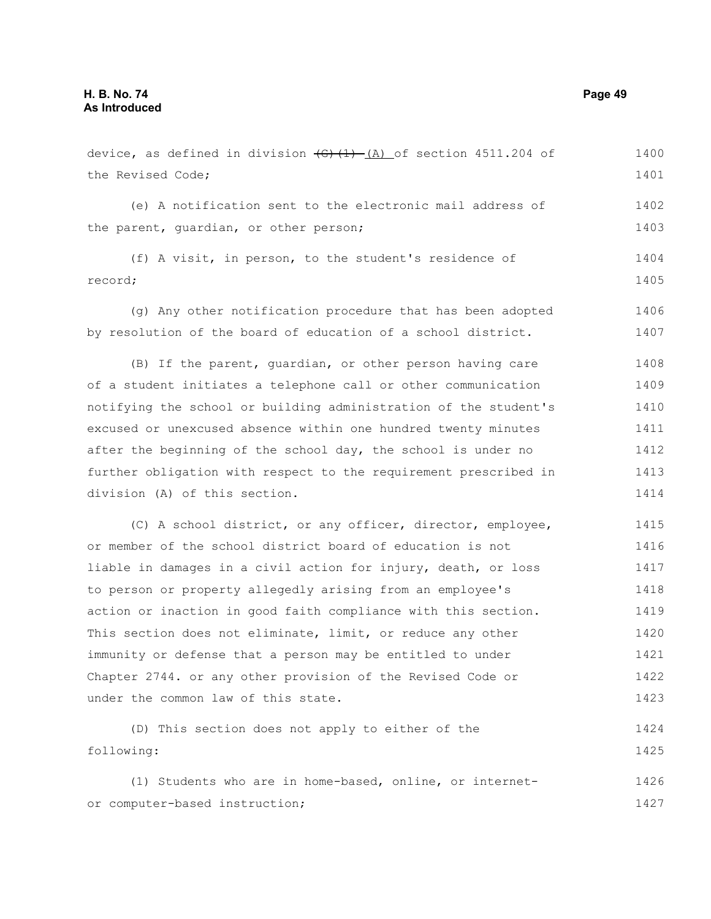device, as defined in division ~~(G)(1)~~ (A) of section 4511.204 of the Revised Code;

(e) A notification sent to the electronic mail address of the parent, guardian, or other person;

(f) A visit, in person, to the student's residence of record;

(g) Any other notification procedure that has been adopted by resolution of the board of education of a school district.

(B) If the parent, guardian, or other person having care of a student initiates a telephone call or other communication notifying the school or building administration of the student's excused or unexcused absence within one hundred twenty minutes after the beginning of the school day, the school is under no further obligation with respect to the requirement prescribed in division (A) of this section.

(C) A school district, or any officer, director, employee, or member of the school district board of education is not liable in damages in a civil action for injury, death, or loss to person or property allegedly arising from an employee's action or inaction in good faith compliance with this section. This section does not eliminate, limit, or reduce any other immunity or defense that a person may be entitled to under Chapter 2744. or any other provision of the Revised Code or under the common law of this state.

(D) This section does not apply to either of the following:

(1) Students who are in home-based, online, or internet- or computer-based instruction;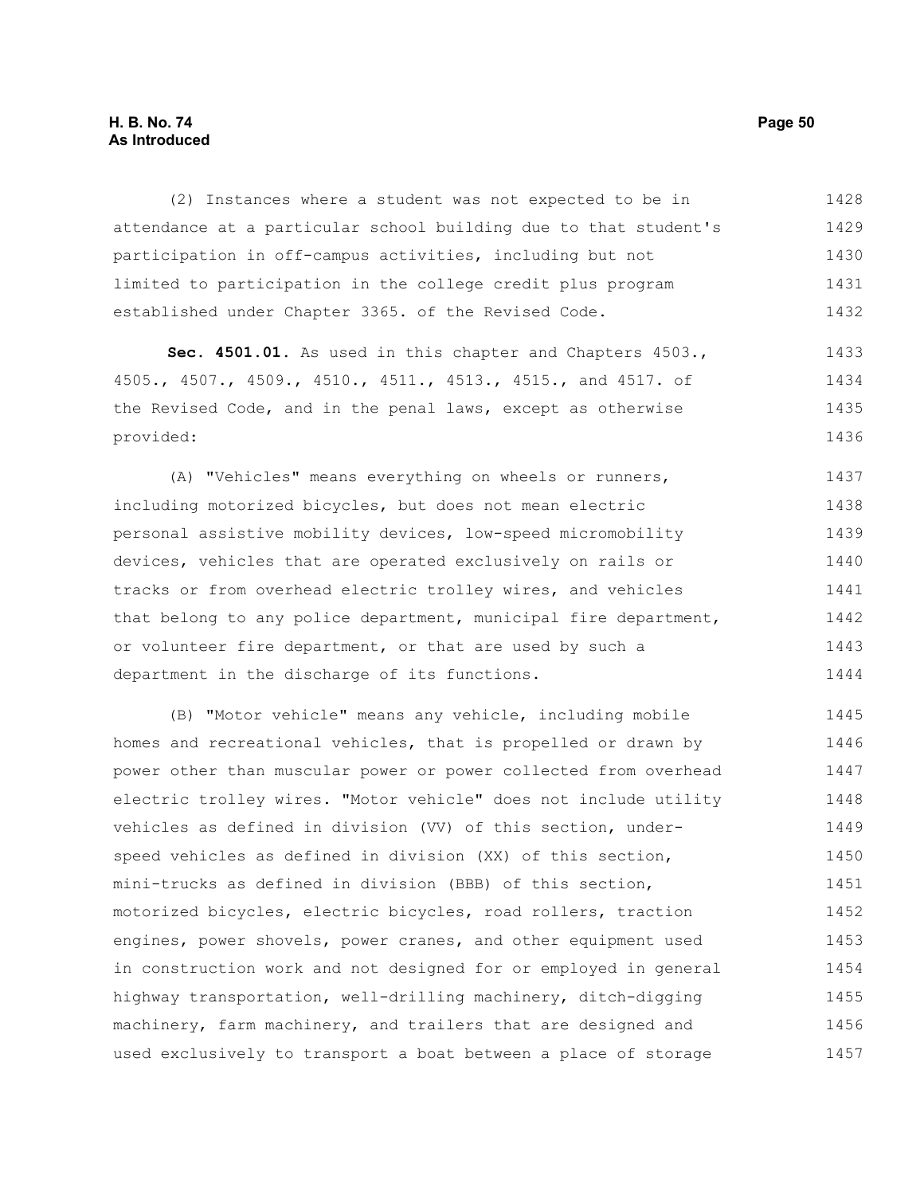(2) Instances where a student was not expected to be in attendance at a particular school building due to that student's participation in off-campus activities, including but not limited to participation in the college credit plus program established under Chapter 3365. of the Revised Code.

**Sec. 4501.01.** As used in this chapter and Chapters 4503., 4505., 4507., 4509., 4510., 4511., 4513., 4515., and 4517. of the Revised Code, and in the penal laws, except as otherwise provided:

(A) "Vehicles" means everything on wheels or runners, including motorized bicycles, but does not mean electric personal assistive mobility devices, low-speed micromobility devices, vehicles that are operated exclusively on rails or tracks or from overhead electric trolley wires, and vehicles that belong to any police department, municipal fire department, or volunteer fire department, or that are used by such a department in the discharge of its functions.

(B) "Motor vehicle" means any vehicle, including mobile homes and recreational vehicles, that is propelled or drawn by power other than muscular power or power collected from overhead electric trolley wires. "Motor vehicle" does not include utility vehicles as defined in division (VV) of this section, under-speed vehicles as defined in division (XX) of this section, mini-trucks as defined in division (BBB) of this section, motorized bicycles, electric bicycles, road rollers, traction engines, power shovels, power cranes, and other equipment used in construction work and not designed for or employed in general highway transportation, well-drilling machinery, ditch-digging machinery, farm machinery, and trailers that are designed and used exclusively to transport a boat between a place of storage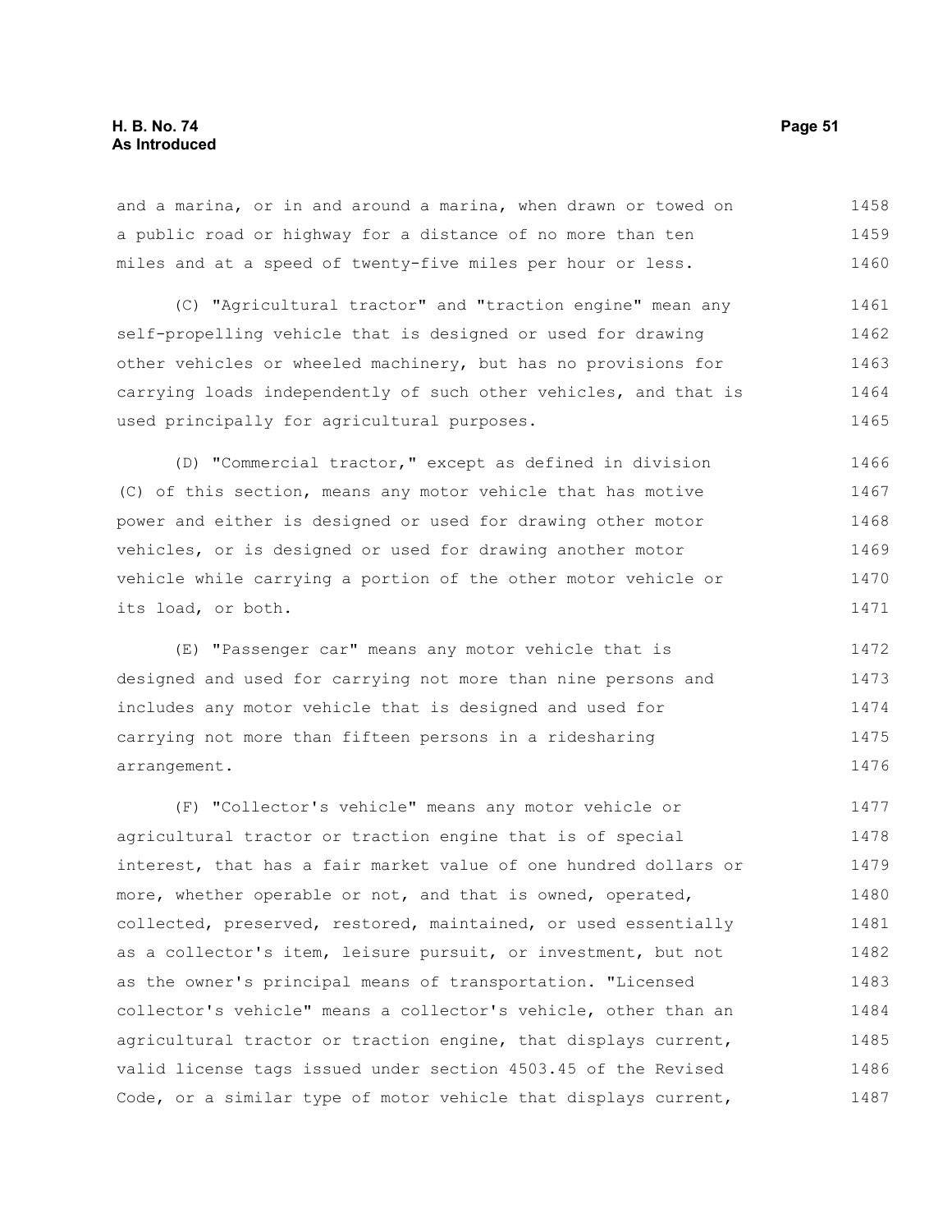and a marina, or in and around a marina, when drawn or towed on a public road or highway for a distance of no more than ten miles and at a speed of twenty-five miles per hour or less.

(C) "Agricultural tractor" and "traction engine" mean any self-propelling vehicle that is designed or used for drawing other vehicles or wheeled machinery, but has no provisions for carrying loads independently of such other vehicles, and that is used principally for agricultural purposes.

(D) "Commercial tractor," except as defined in division (C) of this section, means any motor vehicle that has motive power and either is designed or used for drawing other motor vehicles, or is designed or used for drawing another motor vehicle while carrying a portion of the other motor vehicle or its load, or both.

(E) "Passenger car" means any motor vehicle that is designed and used for carrying not more than nine persons and includes any motor vehicle that is designed and used for carrying not more than fifteen persons in a ridesharing arrangement.

(F) "Collector's vehicle" means any motor vehicle or agricultural tractor or traction engine that is of special interest, that has a fair market value of one hundred dollars or more, whether operable or not, and that is owned, operated, collected, preserved, restored, maintained, or used essentially as a collector's item, leisure pursuit, or investment, but not as the owner's principal means of transportation. "Licensed collector's vehicle" means a collector's vehicle, other than an agricultural tractor or traction engine, that displays current, valid license tags issued under section 4503.45 of the Revised Code, or a similar type of motor vehicle that displays current,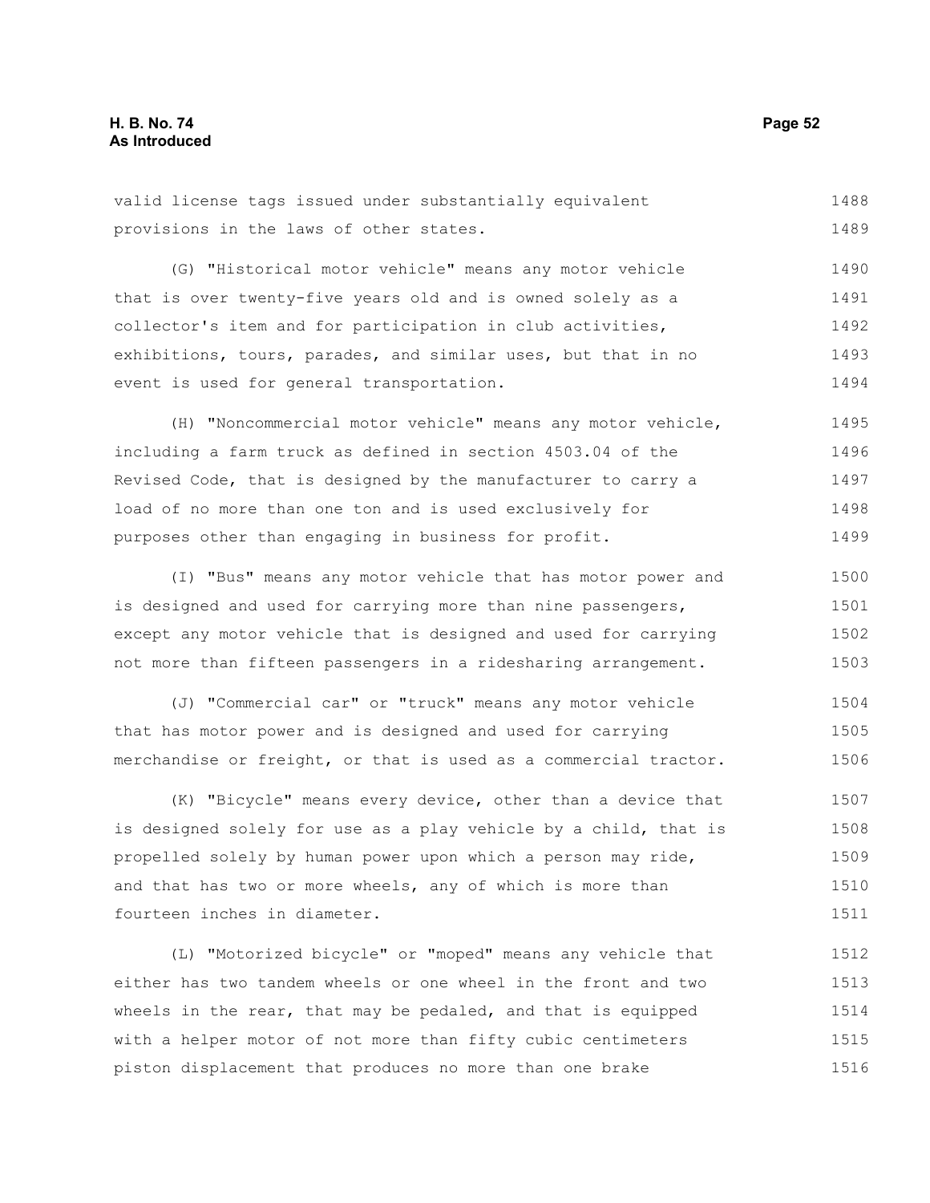valid license tags issued under substantially equivalent provisions in the laws of other states.

(G) "Historical motor vehicle" means any motor vehicle that is over twenty-five years old and is owned solely as a collector's item and for participation in club activities, exhibitions, tours, parades, and similar uses, but that in no event is used for general transportation.

(H) "Noncommercial motor vehicle" means any motor vehicle, including a farm truck as defined in section 4503.04 of the Revised Code, that is designed by the manufacturer to carry a load of no more than one ton and is used exclusively for purposes other than engaging in business for profit.

(I) "Bus" means any motor vehicle that has motor power and is designed and used for carrying more than nine passengers, except any motor vehicle that is designed and used for carrying not more than fifteen passengers in a ridesharing arrangement.

(J) "Commercial car" or "truck" means any motor vehicle that has motor power and is designed and used for carrying merchandise or freight, or that is used as a commercial tractor.

(K) "Bicycle" means every device, other than a device that is designed solely for use as a play vehicle by a child, that is propelled solely by human power upon which a person may ride, and that has two or more wheels, any of which is more than fourteen inches in diameter.

(L) "Motorized bicycle" or "moped" means any vehicle that either has two tandem wheels or one wheel in the front and two wheels in the rear, that may be pedaled, and that is equipped with a helper motor of not more than fifty cubic centimeters piston displacement that produces no more than one brake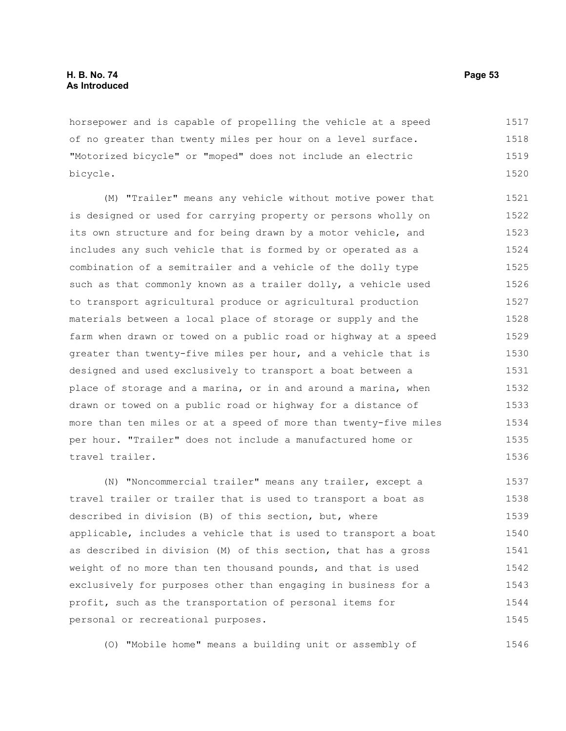horsepower and is capable of propelling the vehicle at a speed of no greater than twenty miles per hour on a level surface. "Motorized bicycle" or "moped" does not include an electric bicycle.

(M) "Trailer" means any vehicle without motive power that is designed or used for carrying property or persons wholly on its own structure and for being drawn by a motor vehicle, and includes any such vehicle that is formed by or operated as a combination of a semitrailer and a vehicle of the dolly type such as that commonly known as a trailer dolly, a vehicle used to transport agricultural produce or agricultural production materials between a local place of storage or supply and the farm when drawn or towed on a public road or highway at a speed greater than twenty-five miles per hour, and a vehicle that is designed and used exclusively to transport a boat between a place of storage and a marina, or in and around a marina, when drawn or towed on a public road or highway for a distance of more than ten miles or at a speed of more than twenty-five miles per hour. "Trailer" does not include a manufactured home or travel trailer.

(N) "Noncommercial trailer" means any trailer, except a travel trailer or trailer that is used to transport a boat as described in division (B) of this section, but, where applicable, includes a vehicle that is used to transport a boat as described in division (M) of this section, that has a gross weight of no more than ten thousand pounds, and that is used exclusively for purposes other than engaging in business for a profit, such as the transportation of personal items for personal or recreational purposes.

(O) "Mobile home" means a building unit or assembly of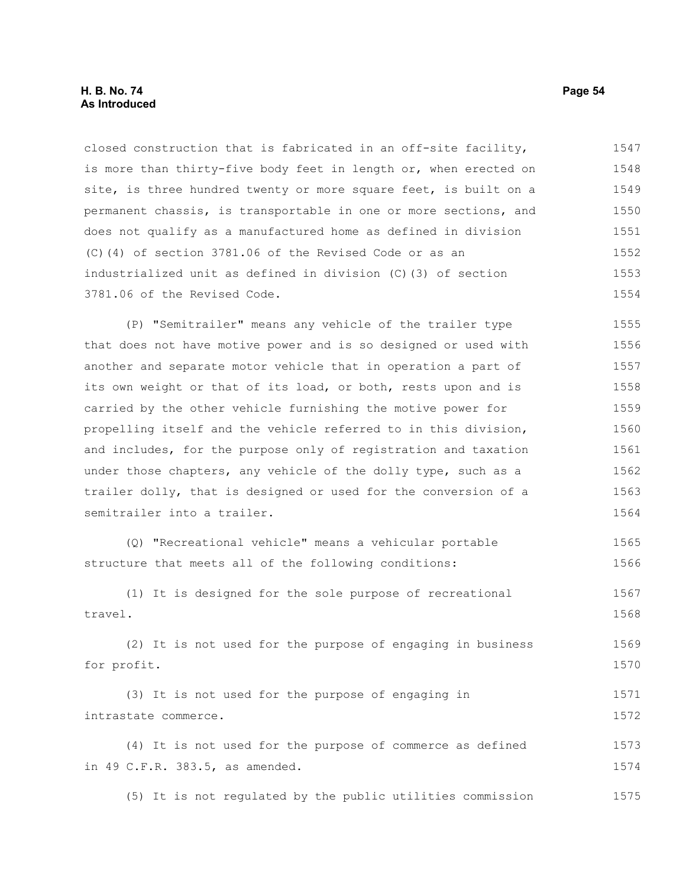closed construction that is fabricated in an off-site facility, is more than thirty-five body feet in length or, when erected on site, is three hundred twenty or more square feet, is built on a permanent chassis, is transportable in one or more sections, and does not qualify as a manufactured home as defined in division (C)(4) of section 3781.06 of the Revised Code or as an industrialized unit as defined in division (C)(3) of section 3781.06 of the Revised Code.

(P) "Semitrailer" means any vehicle of the trailer type that does not have motive power and is so designed or used with another and separate motor vehicle that in operation a part of its own weight or that of its load, or both, rests upon and is carried by the other vehicle furnishing the motive power for propelling itself and the vehicle referred to in this division, and includes, for the purpose only of registration and taxation under those chapters, any vehicle of the dolly type, such as a trailer dolly, that is designed or used for the conversion of a semitrailer into a trailer.

(Q) "Recreational vehicle" means a vehicular portable structure that meets all of the following conditions:

(1) It is designed for the sole purpose of recreational travel.

(2) It is not used for the purpose of engaging in business for profit.

(3) It is not used for the purpose of engaging in intrastate commerce.

(4) It is not used for the purpose of commerce as defined in 49 C.F.R. 383.5, as amended.

(5) It is not regulated by the public utilities commission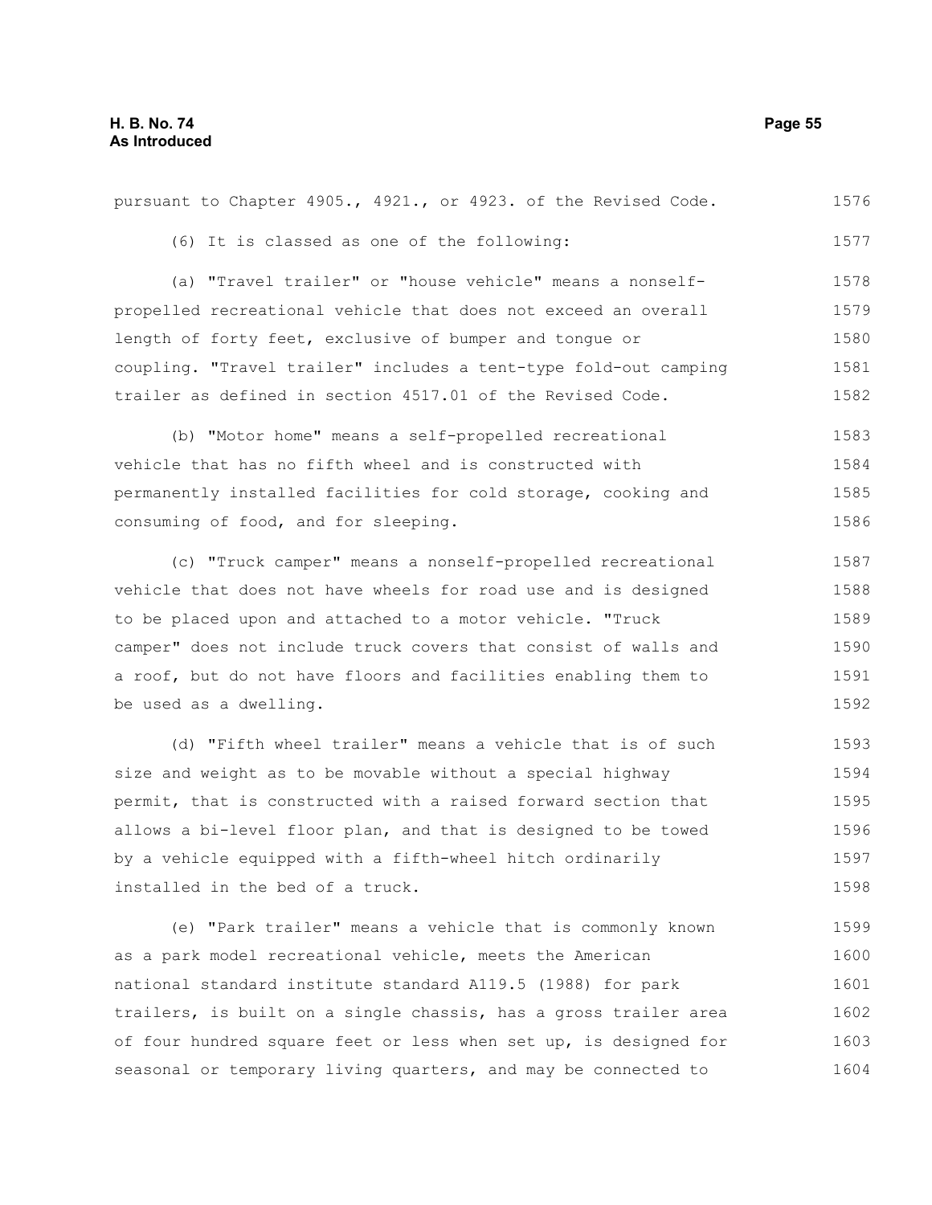pursuant to Chapter 4905., 4921., or 4923. of the Revised Code.

(6) It is classed as one of the following:

(a) "Travel trailer" or "house vehicle" means a nonself-propelled recreational vehicle that does not exceed an overall length of forty feet, exclusive of bumper and tongue or coupling. "Travel trailer" includes a tent-type fold-out camping trailer as defined in section 4517.01 of the Revised Code.

(b) "Motor home" means a self-propelled recreational vehicle that has no fifth wheel and is constructed with permanently installed facilities for cold storage, cooking and consuming of food, and for sleeping.

(c) "Truck camper" means a nonself-propelled recreational vehicle that does not have wheels for road use and is designed to be placed upon and attached to a motor vehicle. "Truck camper" does not include truck covers that consist of walls and a roof, but do not have floors and facilities enabling them to be used as a dwelling.

(d) "Fifth wheel trailer" means a vehicle that is of such size and weight as to be movable without a special highway permit, that is constructed with a raised forward section that allows a bi-level floor plan, and that is designed to be towed by a vehicle equipped with a fifth-wheel hitch ordinarily installed in the bed of a truck.

(e) "Park trailer" means a vehicle that is commonly known as a park model recreational vehicle, meets the American national standard institute standard A119.5 (1988) for park trailers, is built on a single chassis, has a gross trailer area of four hundred square feet or less when set up, is designed for seasonal or temporary living quarters, and may be connected to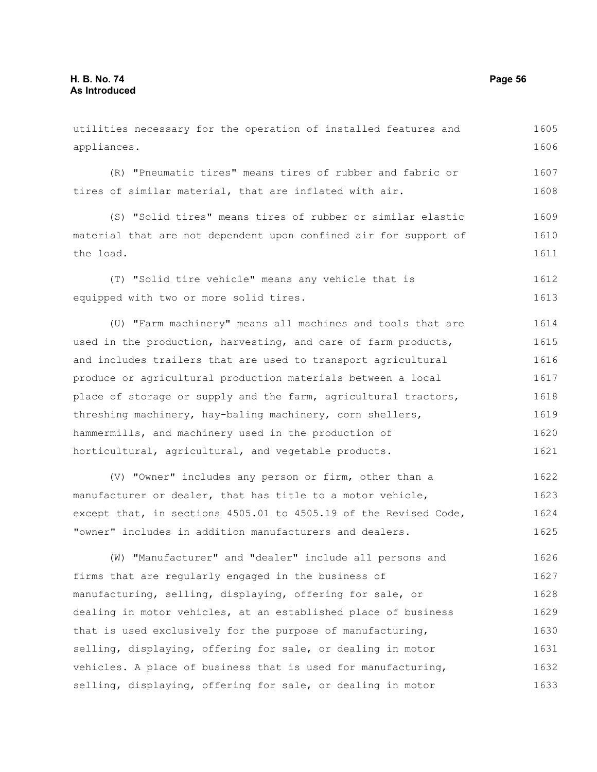utilities necessary for the operation of installed features and appliances.

(R) "Pneumatic tires" means tires of rubber and fabric or tires of similar material, that are inflated with air.

(S) "Solid tires" means tires of rubber or similar elastic material that are not dependent upon confined air for support of the load.

(T) "Solid tire vehicle" means any vehicle that is equipped with two or more solid tires.

(U) "Farm machinery" means all machines and tools that are used in the production, harvesting, and care of farm products, and includes trailers that are used to transport agricultural produce or agricultural production materials between a local place of storage or supply and the farm, agricultural tractors, threshing machinery, hay-baling machinery, corn shellers, hammermills, and machinery used in the production of horticultural, agricultural, and vegetable products.

(V) "Owner" includes any person or firm, other than a manufacturer or dealer, that has title to a motor vehicle, except that, in sections 4505.01 to 4505.19 of the Revised Code, "owner" includes in addition manufacturers and dealers.

(W) "Manufacturer" and "dealer" include all persons and firms that are regularly engaged in the business of manufacturing, selling, displaying, offering for sale, or dealing in motor vehicles, at an established place of business that is used exclusively for the purpose of manufacturing, selling, displaying, offering for sale, or dealing in motor vehicles. A place of business that is used for manufacturing, selling, displaying, offering for sale, or dealing in motor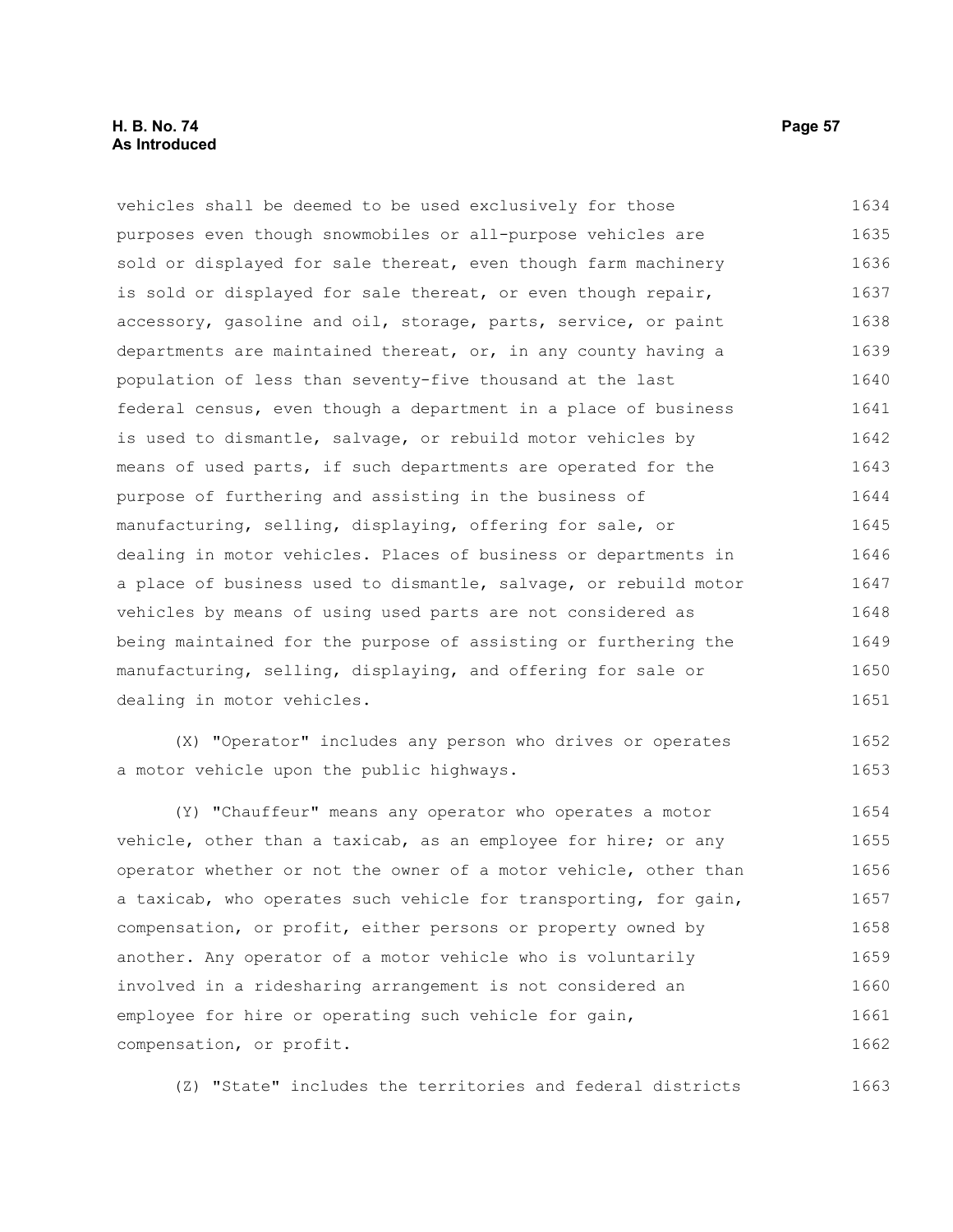vehicles shall be deemed to be used exclusively for those purposes even though snowmobiles or all-purpose vehicles are sold or displayed for sale thereat, even though farm machinery is sold or displayed for sale thereat, or even though repair, accessory, gasoline and oil, storage, parts, service, or paint departments are maintained thereat, or, in any county having a population of less than seventy-five thousand at the last federal census, even though a department in a place of business is used to dismantle, salvage, or rebuild motor vehicles by means of used parts, if such departments are operated for the purpose of furthering and assisting in the business of manufacturing, selling, displaying, offering for sale, or dealing in motor vehicles. Places of business or departments in a place of business used to dismantle, salvage, or rebuild motor vehicles by means of using used parts are not considered as being maintained for the purpose of assisting or furthering the manufacturing, selling, displaying, and offering for sale or dealing in motor vehicles.

(X) "Operator" includes any person who drives or operates a motor vehicle upon the public highways.

(Y) "Chauffeur" means any operator who operates a motor vehicle, other than a taxicab, as an employee for hire; or any operator whether or not the owner of a motor vehicle, other than a taxicab, who operates such vehicle for transporting, for gain, compensation, or profit, either persons or property owned by another. Any operator of a motor vehicle who is voluntarily involved in a ridesharing arrangement is not considered an employee for hire or operating such vehicle for gain, compensation, or profit.

(Z) "State" includes the territories and federal districts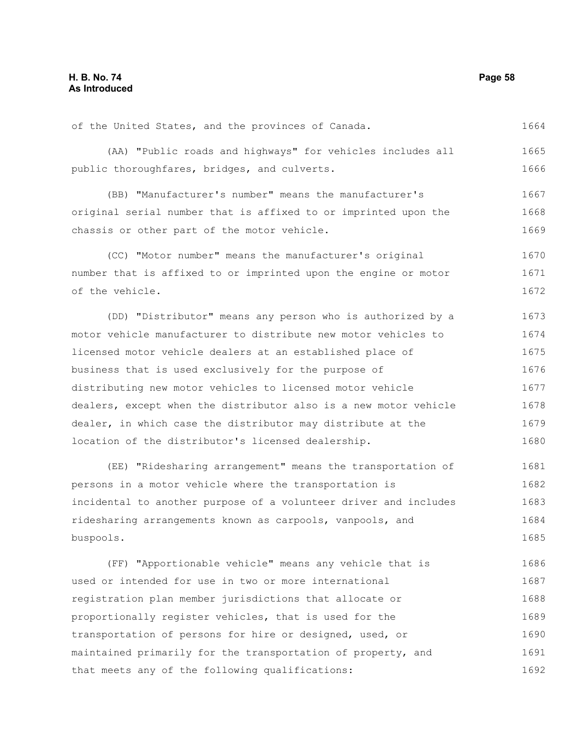of the United States, and the provinces of Canada.

(AA) "Public roads and highways" for vehicles includes all public thoroughfares, bridges, and culverts.

(BB) "Manufacturer's number" means the manufacturer's original serial number that is affixed to or imprinted upon the chassis or other part of the motor vehicle.

(CC) "Motor number" means the manufacturer's original number that is affixed to or imprinted upon the engine or motor of the vehicle.

(DD) "Distributor" means any person who is authorized by a motor vehicle manufacturer to distribute new motor vehicles to licensed motor vehicle dealers at an established place of business that is used exclusively for the purpose of distributing new motor vehicles to licensed motor vehicle dealers, except when the distributor also is a new motor vehicle dealer, in which case the distributor may distribute at the location of the distributor's licensed dealership.

(EE) "Ridesharing arrangement" means the transportation of persons in a motor vehicle where the transportation is incidental to another purpose of a volunteer driver and includes ridesharing arrangements known as carpools, vanpools, and buspools.

(FF) "Apportionable vehicle" means any vehicle that is used or intended for use in two or more international registration plan member jurisdictions that allocate or proportionally register vehicles, that is used for the transportation of persons for hire or designed, used, or maintained primarily for the transportation of property, and that meets any of the following qualifications: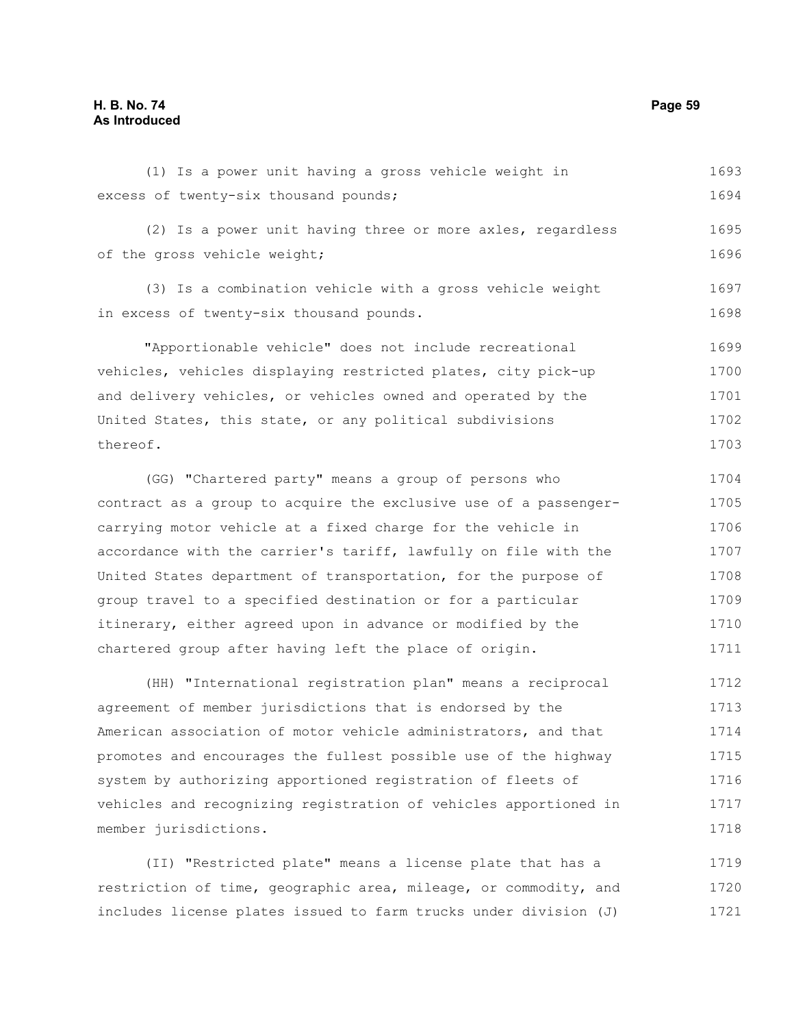(1) Is a power unit having a gross vehicle weight in excess of twenty-six thousand pounds;

(2) Is a power unit having three or more axles, regardless of the gross vehicle weight;

(3) Is a combination vehicle with a gross vehicle weight in excess of twenty-six thousand pounds.

"Apportionable vehicle" does not include recreational vehicles, vehicles displaying restricted plates, city pick-up and delivery vehicles, or vehicles owned and operated by the United States, this state, or any political subdivisions thereof.

(GG) "Chartered party" means a group of persons who contract as a group to acquire the exclusive use of a passenger-carrying motor vehicle at a fixed charge for the vehicle in accordance with the carrier's tariff, lawfully on file with the United States department of transportation, for the purpose of group travel to a specified destination or for a particular itinerary, either agreed upon in advance or modified by the chartered group after having left the place of origin.

(HH) "International registration plan" means a reciprocal agreement of member jurisdictions that is endorsed by the American association of motor vehicle administrators, and that promotes and encourages the fullest possible use of the highway system by authorizing apportioned registration of fleets of vehicles and recognizing registration of vehicles apportioned in member jurisdictions.

(II) "Restricted plate" means a license plate that has a restriction of time, geographic area, mileage, or commodity, and includes license plates issued to farm trucks under division (J)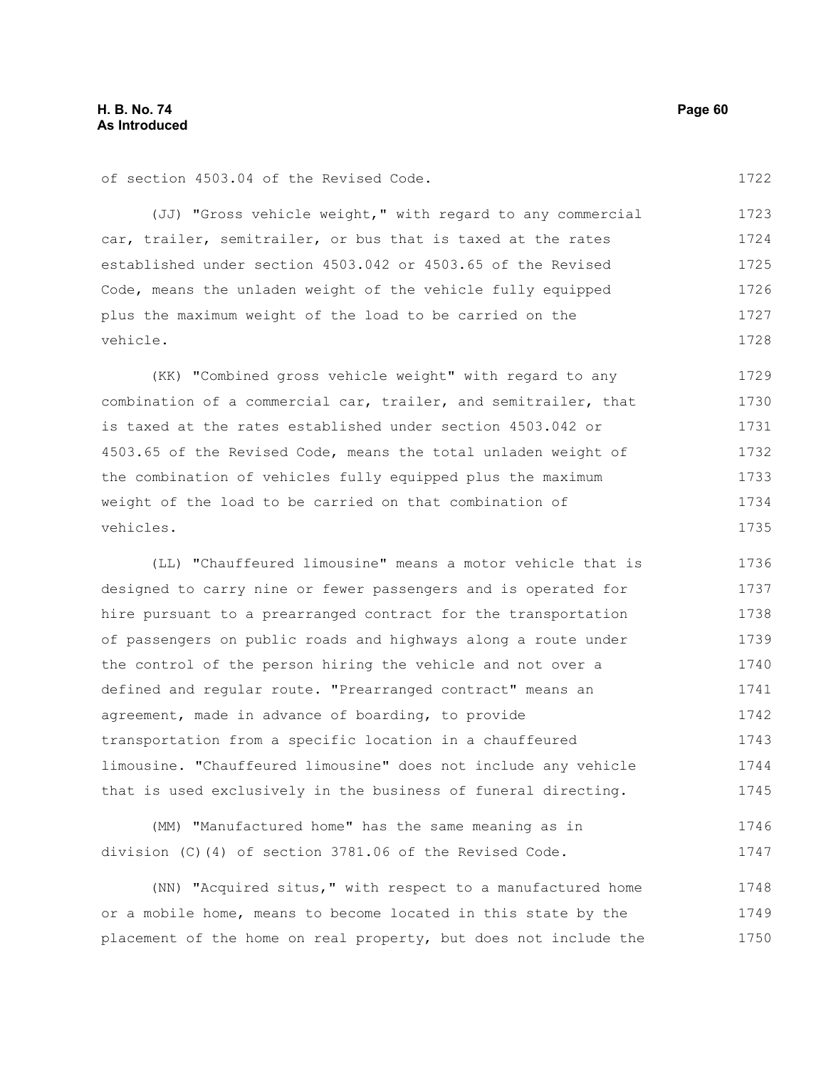of section 4503.04 of the Revised Code.

(JJ) "Gross vehicle weight," with regard to any commercial car, trailer, semitrailer, or bus that is taxed at the rates established under section 4503.042 or 4503.65 of the Revised Code, means the unladen weight of the vehicle fully equipped plus the maximum weight of the load to be carried on the vehicle.

(KK) "Combined gross vehicle weight" with regard to any combination of a commercial car, trailer, and semitrailer, that is taxed at the rates established under section 4503.042 or 4503.65 of the Revised Code, means the total unladen weight of the combination of vehicles fully equipped plus the maximum weight of the load to be carried on that combination of vehicles.

(LL) "Chauffeured limousine" means a motor vehicle that is designed to carry nine or fewer passengers and is operated for hire pursuant to a prearranged contract for the transportation of passengers on public roads and highways along a route under the control of the person hiring the vehicle and not over a defined and regular route. "Prearranged contract" means an agreement, made in advance of boarding, to provide transportation from a specific location in a chauffeured limousine. "Chauffeured limousine" does not include any vehicle that is used exclusively in the business of funeral directing.

(MM) "Manufactured home" has the same meaning as in division (C)(4) of section 3781.06 of the Revised Code.

(NN) "Acquired situs," with respect to a manufactured home or a mobile home, means to become located in this state by the placement of the home on real property, but does not include the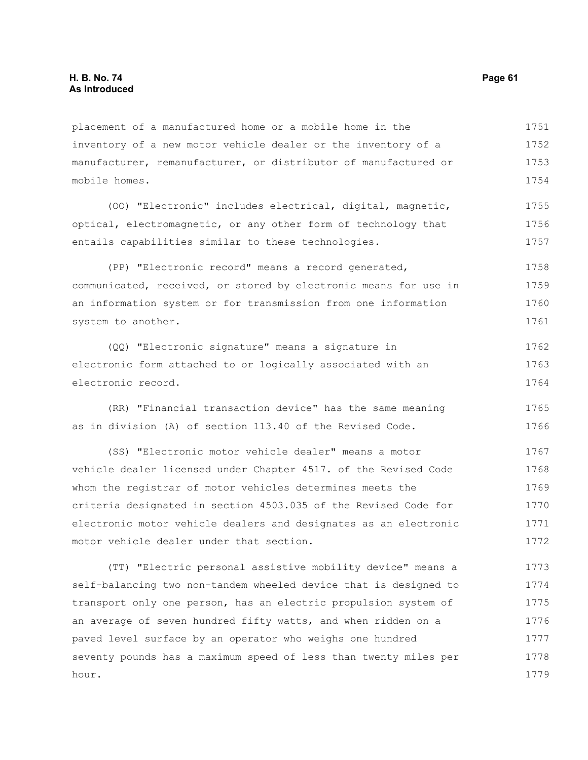placement of a manufactured home or a mobile home in the inventory of a new motor vehicle dealer or the inventory of a manufacturer, remanufacturer, or distributor of manufactured or mobile homes.

(OO) "Electronic" includes electrical, digital, magnetic, optical, electromagnetic, or any other form of technology that entails capabilities similar to these technologies.

(PP) "Electronic record" means a record generated, communicated, received, or stored by electronic means for use in an information system or for transmission from one information system to another.

(QQ) "Electronic signature" means a signature in electronic form attached to or logically associated with an electronic record.

(RR) "Financial transaction device" has the same meaning as in division (A) of section 113.40 of the Revised Code.

(SS) "Electronic motor vehicle dealer" means a motor vehicle dealer licensed under Chapter 4517. of the Revised Code whom the registrar of motor vehicles determines meets the criteria designated in section 4503.035 of the Revised Code for electronic motor vehicle dealers and designates as an electronic motor vehicle dealer under that section.

(TT) "Electric personal assistive mobility device" means a self-balancing two non-tandem wheeled device that is designed to transport only one person, has an electric propulsion system of an average of seven hundred fifty watts, and when ridden on a paved level surface by an operator who weighs one hundred seventy pounds has a maximum speed of less than twenty miles per hour.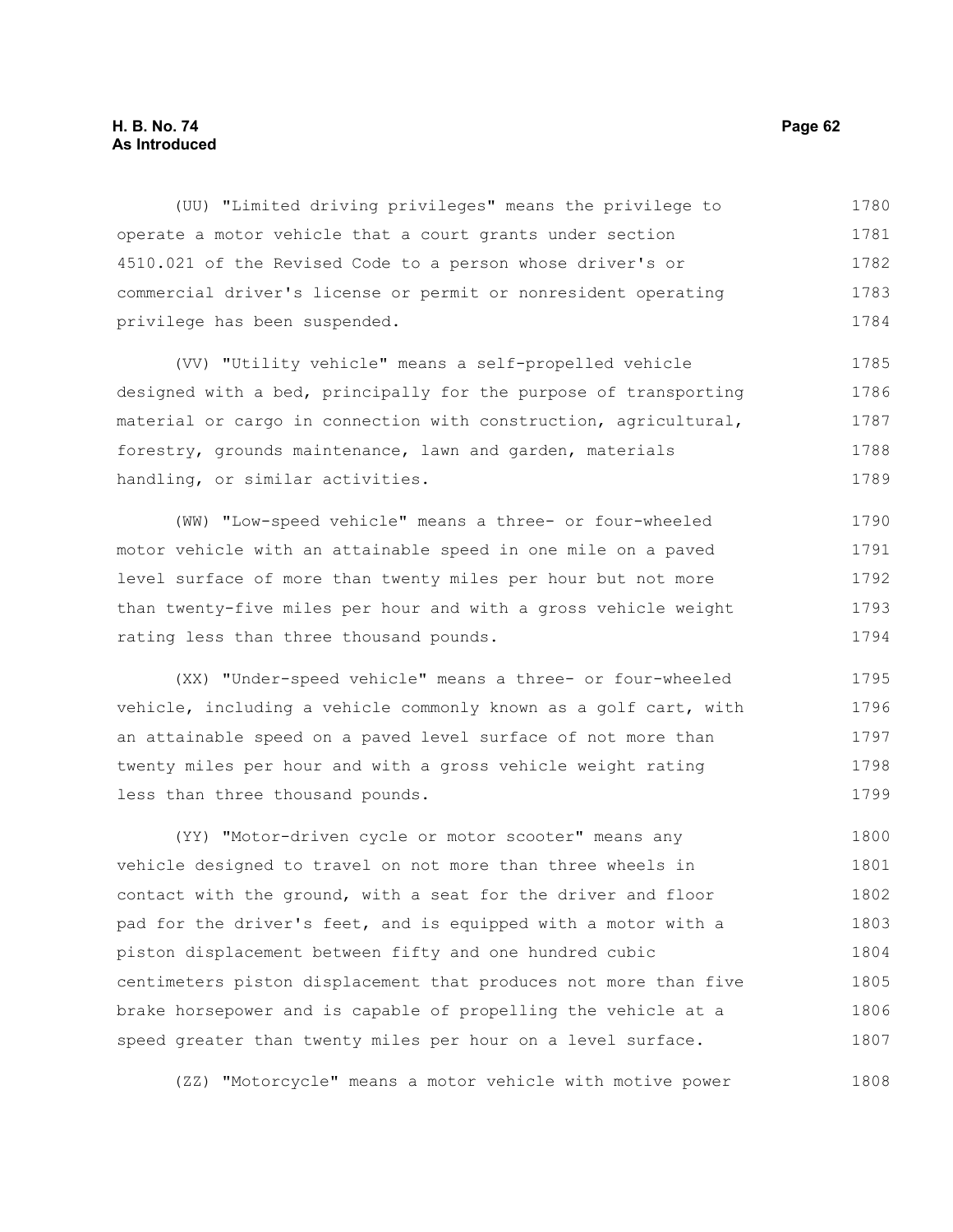(UU) "Limited driving privileges" means the privilege to operate a motor vehicle that a court grants under section 4510.021 of the Revised Code to a person whose driver's or commercial driver's license or permit or nonresident operating privilege has been suspended.

(VV) "Utility vehicle" means a self-propelled vehicle designed with a bed, principally for the purpose of transporting material or cargo in connection with construction, agricultural, forestry, grounds maintenance, lawn and garden, materials handling, or similar activities.

(WW) "Low-speed vehicle" means a three- or four-wheeled motor vehicle with an attainable speed in one mile on a paved level surface of more than twenty miles per hour but not more than twenty-five miles per hour and with a gross vehicle weight rating less than three thousand pounds.

(XX) "Under-speed vehicle" means a three- or four-wheeled vehicle, including a vehicle commonly known as a golf cart, with an attainable speed on a paved level surface of not more than twenty miles per hour and with a gross vehicle weight rating less than three thousand pounds.

(YY) "Motor-driven cycle or motor scooter" means any vehicle designed to travel on not more than three wheels in contact with the ground, with a seat for the driver and floor pad for the driver's feet, and is equipped with a motor with a piston displacement between fifty and one hundred cubic centimeters piston displacement that produces not more than five brake horsepower and is capable of propelling the vehicle at a speed greater than twenty miles per hour on a level surface.

(ZZ) "Motorcycle" means a motor vehicle with motive power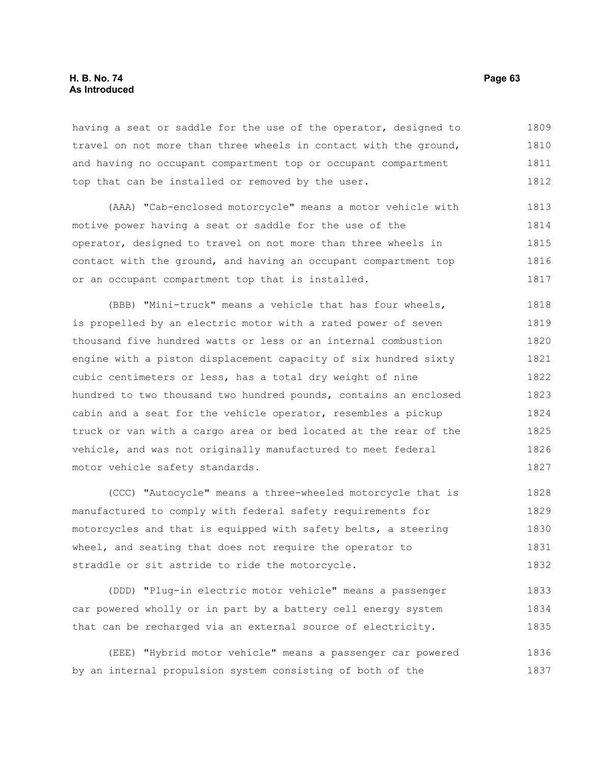having a seat or saddle for the use of the operator, designed to travel on not more than three wheels in contact with the ground, and having no occupant compartment top or occupant compartment top that can be installed or removed by the user.

(AAA) "Cab-enclosed motorcycle" means a motor vehicle with motive power having a seat or saddle for the use of the operator, designed to travel on not more than three wheels in contact with the ground, and having an occupant compartment top or an occupant compartment top that is installed.

(BBB) "Mini-truck" means a vehicle that has four wheels, is propelled by an electric motor with a rated power of seven thousand five hundred watts or less or an internal combustion engine with a piston displacement capacity of six hundred sixty cubic centimeters or less, has a total dry weight of nine hundred to two thousand two hundred pounds, contains an enclosed cabin and a seat for the vehicle operator, resembles a pickup truck or van with a cargo area or bed located at the rear of the vehicle, and was not originally manufactured to meet federal motor vehicle safety standards.

(CCC) "Autocycle" means a three-wheeled motorcycle that is manufactured to comply with federal safety requirements for motorcycles and that is equipped with safety belts, a steering wheel, and seating that does not require the operator to straddle or sit astride to ride the motorcycle.

(DDD) "Plug-in electric motor vehicle" means a passenger car powered wholly or in part by a battery cell energy system that can be recharged via an external source of electricity.

(EEE) "Hybrid motor vehicle" means a passenger car powered by an internal propulsion system consisting of both of the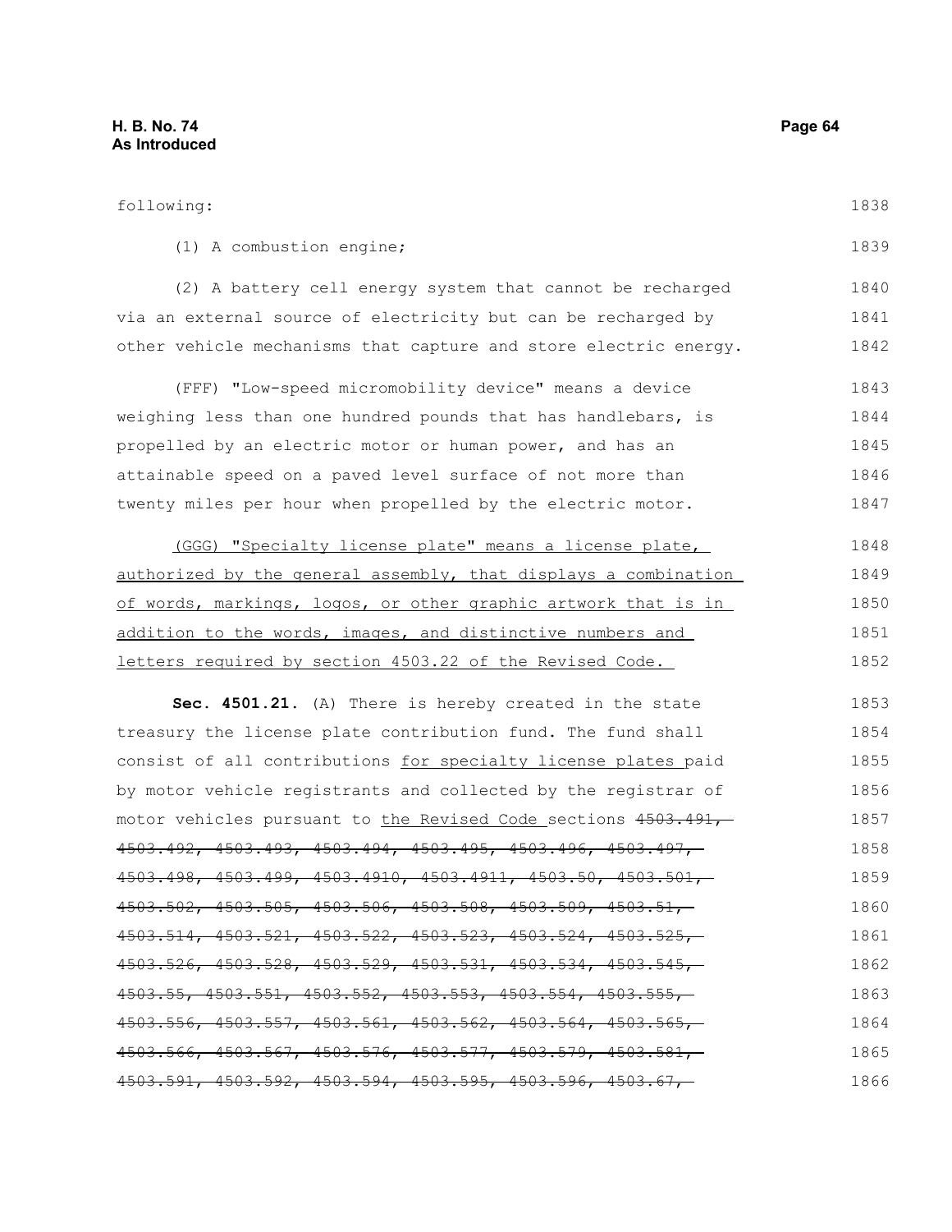following:

(1) A combustion engine;

(2) A battery cell energy system that cannot be recharged via an external source of electricity but can be recharged by other vehicle mechanisms that capture and store electric energy.

(FFF) "Low-speed micromobility device" means a device weighing less than one hundred pounds that has handlebars, is propelled by an electric motor or human power, and has an attainable speed on a paved level surface of not more than twenty miles per hour when propelled by the electric motor.

<u>(GGG) "Specialty license plate" means a license plate, authorized by the general assembly, that displays a combination of words, markings, logos, or other graphic artwork that is in addition to the words, images, and distinctive numbers and letters required by section 4503.22 of the Revised Code.</u>

**Sec. 4501.21.** (A) There is hereby created in the state treasury the license plate contribution fund. The fund shall consist of all contributions <u>for specialty license plates</u> paid by motor vehicle registrants and collected by the registrar of motor vehicles pursuant to <u>the Revised Code</u> sections ~~4503.491, 4503.492, 4503.493, 4503.494, 4503.495, 4503.496, 4503.497, 4503.498, 4503.499, 4503.4910, 4503.4911, 4503.50, 4503.501, 4503.502, 4503.505, 4503.506, 4503.508, 4503.509, 4503.51, 4503.514, 4503.521, 4503.522, 4503.523, 4503.524, 4503.525, 4503.526, 4503.528, 4503.529, 4503.531, 4503.534, 4503.545, 4503.55, 4503.551, 4503.552, 4503.553, 4503.554, 4503.555, 4503.556, 4503.557, 4503.561, 4503.562, 4503.564, 4503.565, 4503.566, 4503.567, 4503.576, 4503.577, 4503.579, 4503.581, 4503.591, 4503.592, 4503.594, 4503.595, 4503.596, 4503.67,~~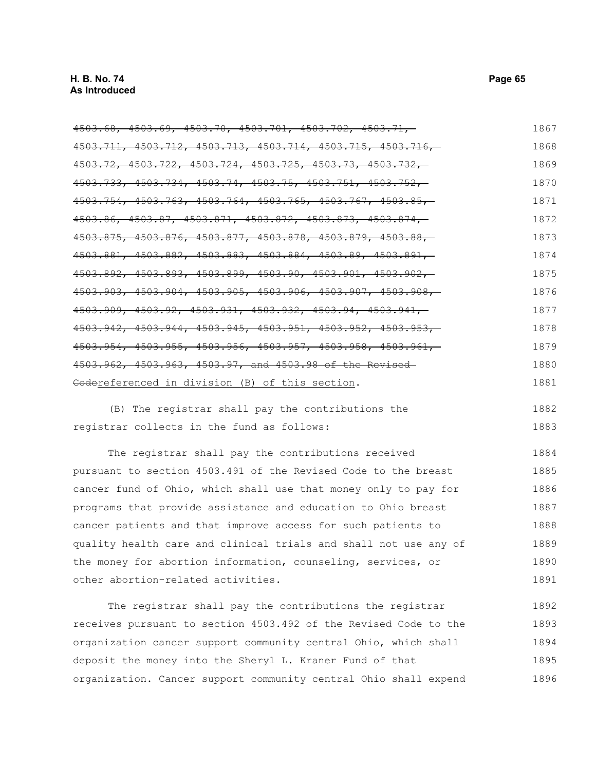~~4503.68, 4503.69, 4503.70, 4503.701, 4503.702, 4503.71, 4503.711, 4503.712, 4503.713, 4503.714, 4503.715, 4503.716, 4503.72, 4503.722, 4503.724, 4503.725, 4503.73, 4503.732, 4503.733, 4503.734, 4503.74, 4503.75, 4503.751, 4503.752, 4503.754, 4503.763, 4503.764, 4503.765, 4503.767, 4503.85, 4503.86, 4503.87, 4503.871, 4503.872, 4503.873, 4503.874, 4503.875, 4503.876, 4503.877, 4503.878, 4503.879, 4503.88, 4503.881, 4503.882, 4503.883, 4503.884, 4503.89, 4503.891, 4503.892, 4503.893, 4503.899, 4503.90, 4503.901, 4503.902, 4503.903, 4503.904, 4503.905, 4503.906, 4503.907, 4503.908, 4503.909, 4503.92, 4503.931, 4503.932, 4503.94, 4503.941, 4503.942, 4503.944, 4503.945, 4503.951, 4503.952, 4503.953, 4503.954, 4503.955, 4503.956, 4503.957, 4503.958, 4503.961, 4503.962, 4503.963, 4503.97, and 4503.98 of the Revised Code~~referenced in division (B) of this section.

(B) The registrar shall pay the contributions the registrar collects in the fund as follows:

The registrar shall pay the contributions received pursuant to section 4503.491 of the Revised Code to the breast cancer fund of Ohio, which shall use that money only to pay for programs that provide assistance and education to Ohio breast cancer patients and that improve access for such patients to quality health care and clinical trials and shall not use any of the money for abortion information, counseling, services, or other abortion-related activities.

The registrar shall pay the contributions the registrar receives pursuant to section 4503.492 of the Revised Code to the organization cancer support community central Ohio, which shall deposit the money into the Sheryl L. Kraner Fund of that organization. Cancer support community central Ohio shall expend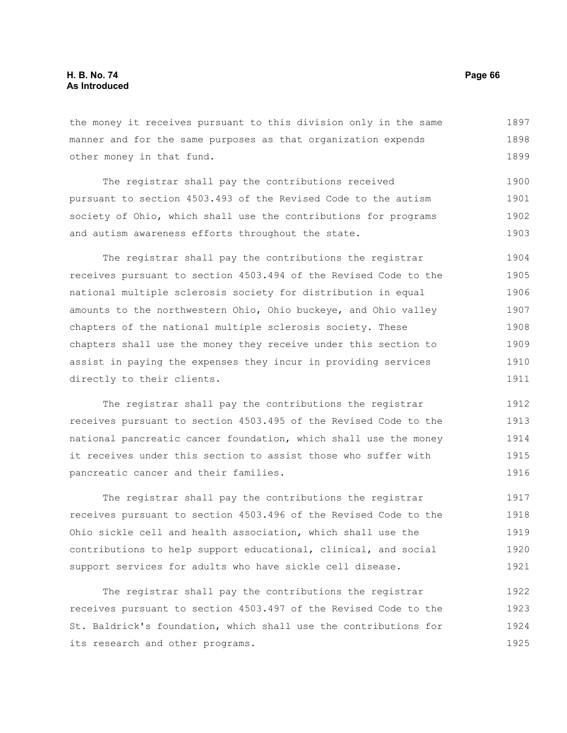the money it receives pursuant to this division only in the same manner and for the same purposes as that organization expends other money in that fund.

The registrar shall pay the contributions received pursuant to section 4503.493 of the Revised Code to the autism society of Ohio, which shall use the contributions for programs and autism awareness efforts throughout the state.

The registrar shall pay the contributions the registrar receives pursuant to section 4503.494 of the Revised Code to the national multiple sclerosis society for distribution in equal amounts to the northwestern Ohio, Ohio buckeye, and Ohio valley chapters of the national multiple sclerosis society. These chapters shall use the money they receive under this section to assist in paying the expenses they incur in providing services directly to their clients.

The registrar shall pay the contributions the registrar receives pursuant to section 4503.495 of the Revised Code to the national pancreatic cancer foundation, which shall use the money it receives under this section to assist those who suffer with pancreatic cancer and their families.

The registrar shall pay the contributions the registrar receives pursuant to section 4503.496 of the Revised Code to the Ohio sickle cell and health association, which shall use the contributions to help support educational, clinical, and social support services for adults who have sickle cell disease.

The registrar shall pay the contributions the registrar receives pursuant to section 4503.497 of the Revised Code to the St. Baldrick's foundation, which shall use the contributions for its research and other programs.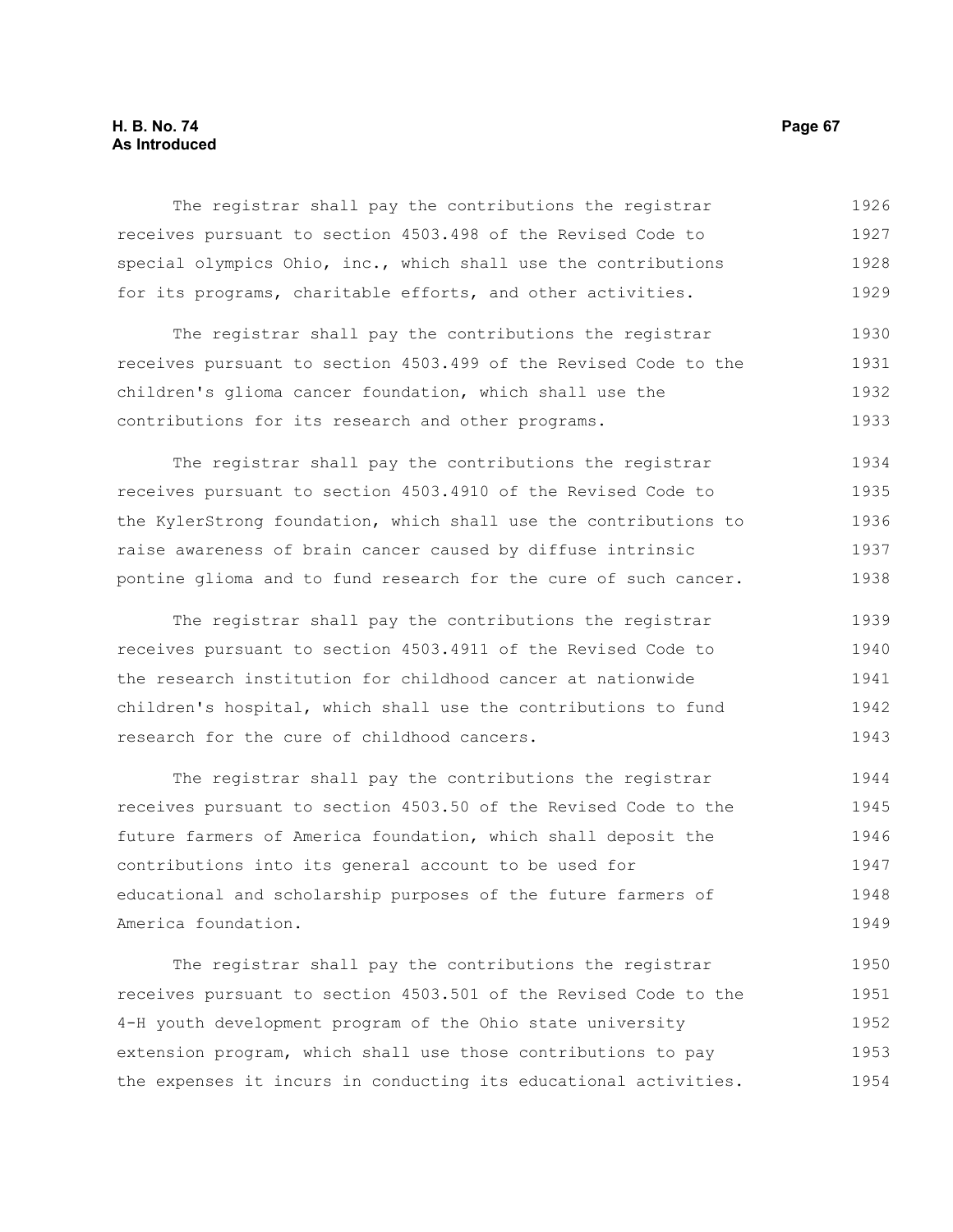The registrar shall pay the contributions the registrar receives pursuant to section 4503.498 of the Revised Code to special olympics Ohio, inc., which shall use the contributions for its programs, charitable efforts, and other activities.

The registrar shall pay the contributions the registrar receives pursuant to section 4503.499 of the Revised Code to the children's glioma cancer foundation, which shall use the contributions for its research and other programs.

The registrar shall pay the contributions the registrar receives pursuant to section 4503.4910 of the Revised Code to the KylerStrong foundation, which shall use the contributions to raise awareness of brain cancer caused by diffuse intrinsic pontine glioma and to fund research for the cure of such cancer.

The registrar shall pay the contributions the registrar receives pursuant to section 4503.4911 of the Revised Code to the research institution for childhood cancer at nationwide children's hospital, which shall use the contributions to fund research for the cure of childhood cancers.

The registrar shall pay the contributions the registrar receives pursuant to section 4503.50 of the Revised Code to the future farmers of America foundation, which shall deposit the contributions into its general account to be used for educational and scholarship purposes of the future farmers of America foundation.

The registrar shall pay the contributions the registrar receives pursuant to section 4503.501 of the Revised Code to the 4-H youth development program of the Ohio state university extension program, which shall use those contributions to pay the expenses it incurs in conducting its educational activities.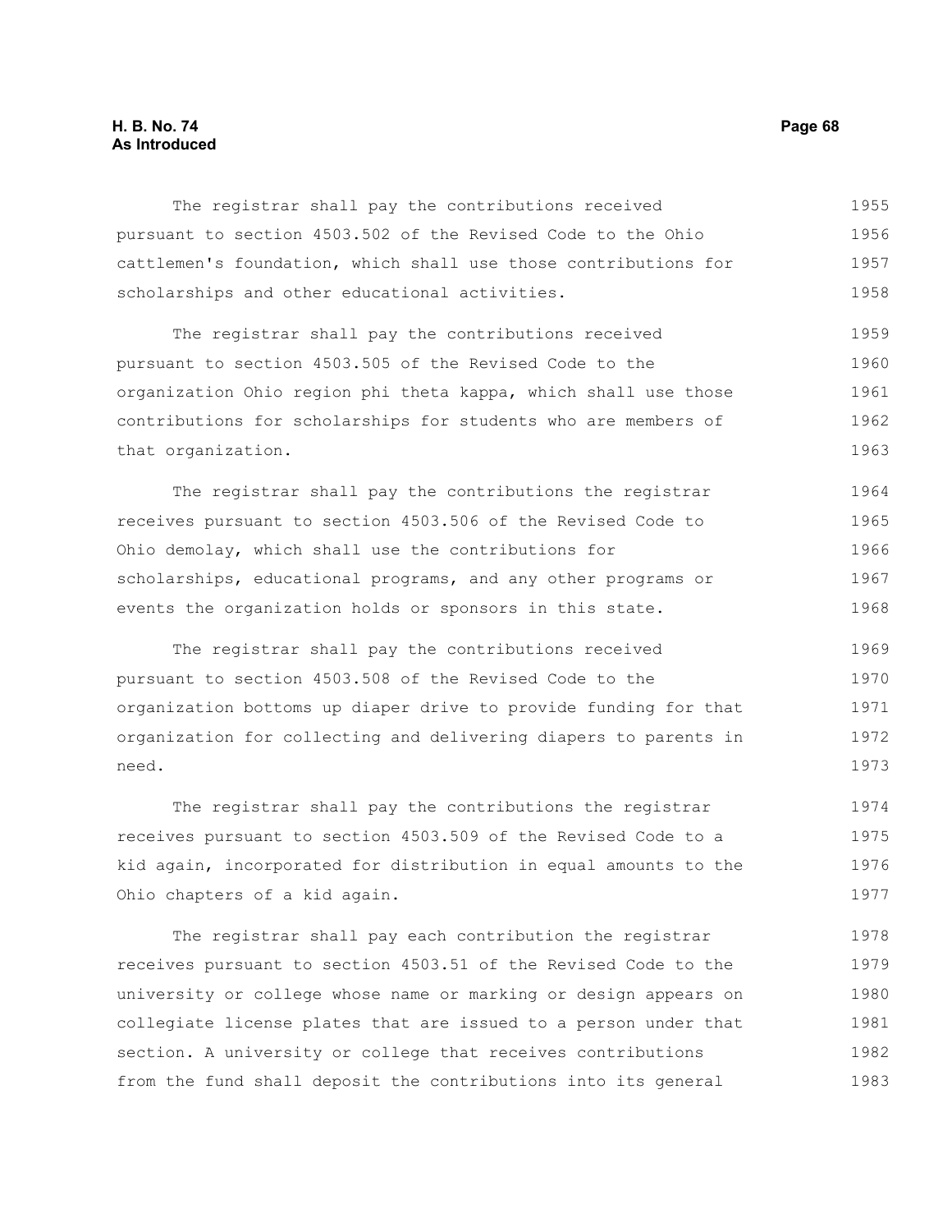The registrar shall pay the contributions received pursuant to section 4503.502 of the Revised Code to the Ohio cattlemen's foundation, which shall use those contributions for scholarships and other educational activities.

The registrar shall pay the contributions received pursuant to section 4503.505 of the Revised Code to the organization Ohio region phi theta kappa, which shall use those contributions for scholarships for students who are members of that organization.

The registrar shall pay the contributions the registrar receives pursuant to section 4503.506 of the Revised Code to Ohio demolay, which shall use the contributions for scholarships, educational programs, and any other programs or events the organization holds or sponsors in this state.

The registrar shall pay the contributions received pursuant to section 4503.508 of the Revised Code to the organization bottoms up diaper drive to provide funding for that organization for collecting and delivering diapers to parents in need.

The registrar shall pay the contributions the registrar receives pursuant to section 4503.509 of the Revised Code to a kid again, incorporated for distribution in equal amounts to the Ohio chapters of a kid again.

The registrar shall pay each contribution the registrar receives pursuant to section 4503.51 of the Revised Code to the university or college whose name or marking or design appears on collegiate license plates that are issued to a person under that section. A university or college that receives contributions from the fund shall deposit the contributions into its general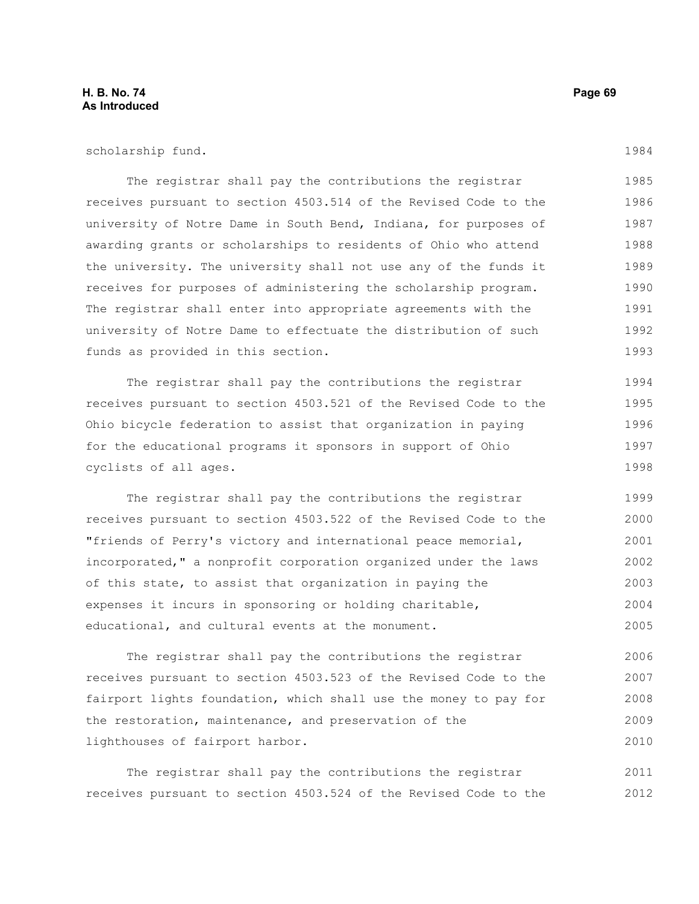scholarship fund.

The registrar shall pay the contributions the registrar receives pursuant to section 4503.514 of the Revised Code to the university of Notre Dame in South Bend, Indiana, for purposes of awarding grants or scholarships to residents of Ohio who attend the university. The university shall not use any of the funds it receives for purposes of administering the scholarship program. The registrar shall enter into appropriate agreements with the university of Notre Dame to effectuate the distribution of such funds as provided in this section.

The registrar shall pay the contributions the registrar receives pursuant to section 4503.521 of the Revised Code to the Ohio bicycle federation to assist that organization in paying for the educational programs it sponsors in support of Ohio cyclists of all ages.

The registrar shall pay the contributions the registrar receives pursuant to section 4503.522 of the Revised Code to the "friends of Perry's victory and international peace memorial, incorporated," a nonprofit corporation organized under the laws of this state, to assist that organization in paying the expenses it incurs in sponsoring or holding charitable, educational, and cultural events at the monument.

The registrar shall pay the contributions the registrar receives pursuant to section 4503.523 of the Revised Code to the fairport lights foundation, which shall use the money to pay for the restoration, maintenance, and preservation of the lighthouses of fairport harbor.

The registrar shall pay the contributions the registrar receives pursuant to section 4503.524 of the Revised Code to the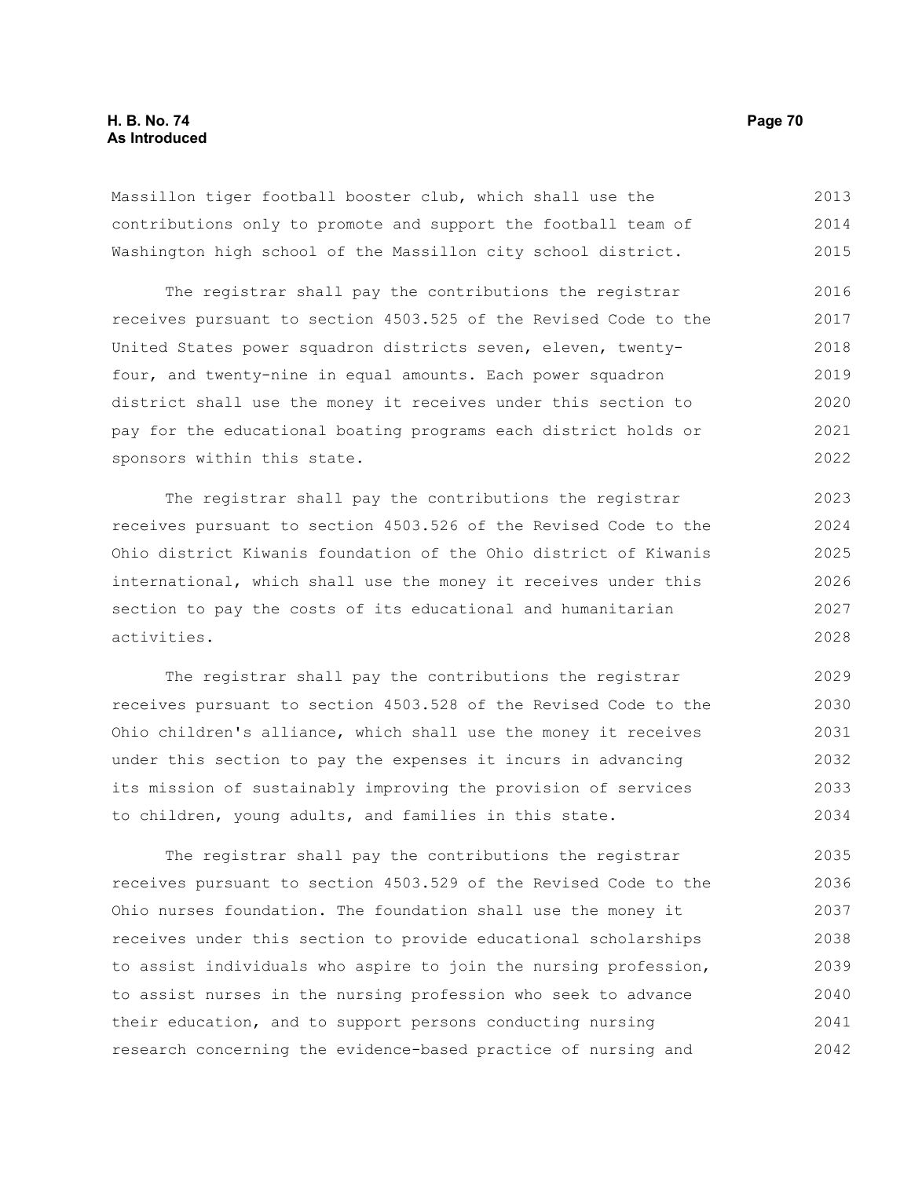Massillon tiger football booster club, which shall use the contributions only to promote and support the football team of Washington high school of the Massillon city school district.

The registrar shall pay the contributions the registrar receives pursuant to section 4503.525 of the Revised Code to the United States power squadron districts seven, eleven, twenty-four, and twenty-nine in equal amounts. Each power squadron district shall use the money it receives under this section to pay for the educational boating programs each district holds or sponsors within this state.

The registrar shall pay the contributions the registrar receives pursuant to section 4503.526 of the Revised Code to the Ohio district Kiwanis foundation of the Ohio district of Kiwanis international, which shall use the money it receives under this section to pay the costs of its educational and humanitarian activities.

The registrar shall pay the contributions the registrar receives pursuant to section 4503.528 of the Revised Code to the Ohio children's alliance, which shall use the money it receives under this section to pay the expenses it incurs in advancing its mission of sustainably improving the provision of services to children, young adults, and families in this state.

The registrar shall pay the contributions the registrar receives pursuant to section 4503.529 of the Revised Code to the Ohio nurses foundation. The foundation shall use the money it receives under this section to provide educational scholarships to assist individuals who aspire to join the nursing profession, to assist nurses in the nursing profession who seek to advance their education, and to support persons conducting nursing research concerning the evidence-based practice of nursing and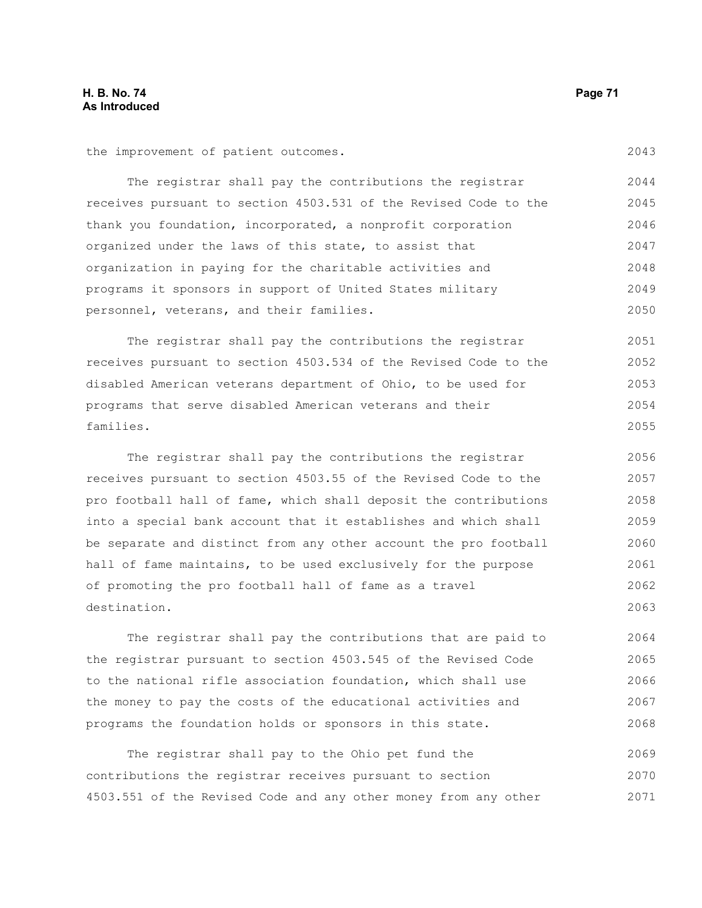the improvement of patient outcomes.

The registrar shall pay the contributions the registrar receives pursuant to section 4503.531 of the Revised Code to the thank you foundation, incorporated, a nonprofit corporation organized under the laws of this state, to assist that organization in paying for the charitable activities and programs it sponsors in support of United States military personnel, veterans, and their families.

The registrar shall pay the contributions the registrar receives pursuant to section 4503.534 of the Revised Code to the disabled American veterans department of Ohio, to be used for programs that serve disabled American veterans and their families.

The registrar shall pay the contributions the registrar receives pursuant to section 4503.55 of the Revised Code to the pro football hall of fame, which shall deposit the contributions into a special bank account that it establishes and which shall be separate and distinct from any other account the pro football hall of fame maintains, to be used exclusively for the purpose of promoting the pro football hall of fame as a travel destination.

The registrar shall pay the contributions that are paid to the registrar pursuant to section 4503.545 of the Revised Code to the national rifle association foundation, which shall use the money to pay the costs of the educational activities and programs the foundation holds or sponsors in this state.

The registrar shall pay to the Ohio pet fund the contributions the registrar receives pursuant to section 4503.551 of the Revised Code and any other money from any other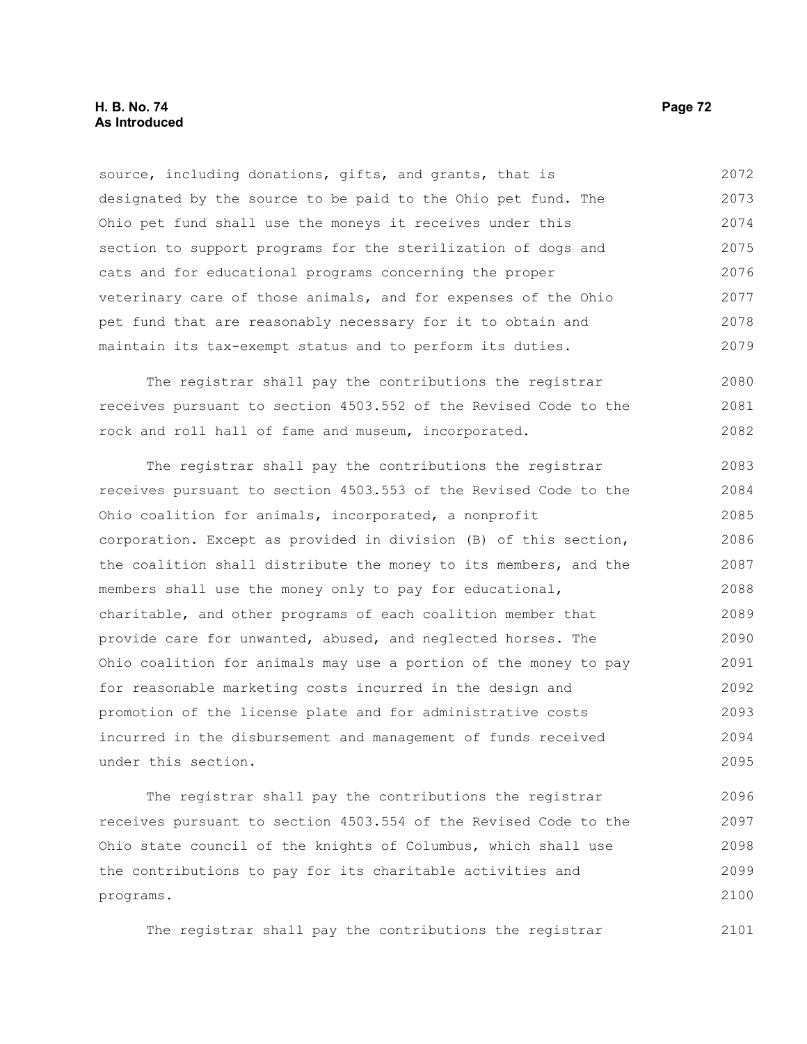source, including donations, gifts, and grants, that is designated by the source to be paid to the Ohio pet fund. The Ohio pet fund shall use the moneys it receives under this section to support programs for the sterilization of dogs and cats and for educational programs concerning the proper veterinary care of those animals, and for expenses of the Ohio pet fund that are reasonably necessary for it to obtain and maintain its tax-exempt status and to perform its duties.

The registrar shall pay the contributions the registrar receives pursuant to section 4503.552 of the Revised Code to the rock and roll hall of fame and museum, incorporated.

The registrar shall pay the contributions the registrar receives pursuant to section 4503.553 of the Revised Code to the Ohio coalition for animals, incorporated, a nonprofit corporation. Except as provided in division (B) of this section, the coalition shall distribute the money to its members, and the members shall use the money only to pay for educational, charitable, and other programs of each coalition member that provide care for unwanted, abused, and neglected horses. The Ohio coalition for animals may use a portion of the money to pay for reasonable marketing costs incurred in the design and promotion of the license plate and for administrative costs incurred in the disbursement and management of funds received under this section.

The registrar shall pay the contributions the registrar receives pursuant to section 4503.554 of the Revised Code to the Ohio state council of the knights of Columbus, which shall use the contributions to pay for its charitable activities and programs.

The registrar shall pay the contributions the registrar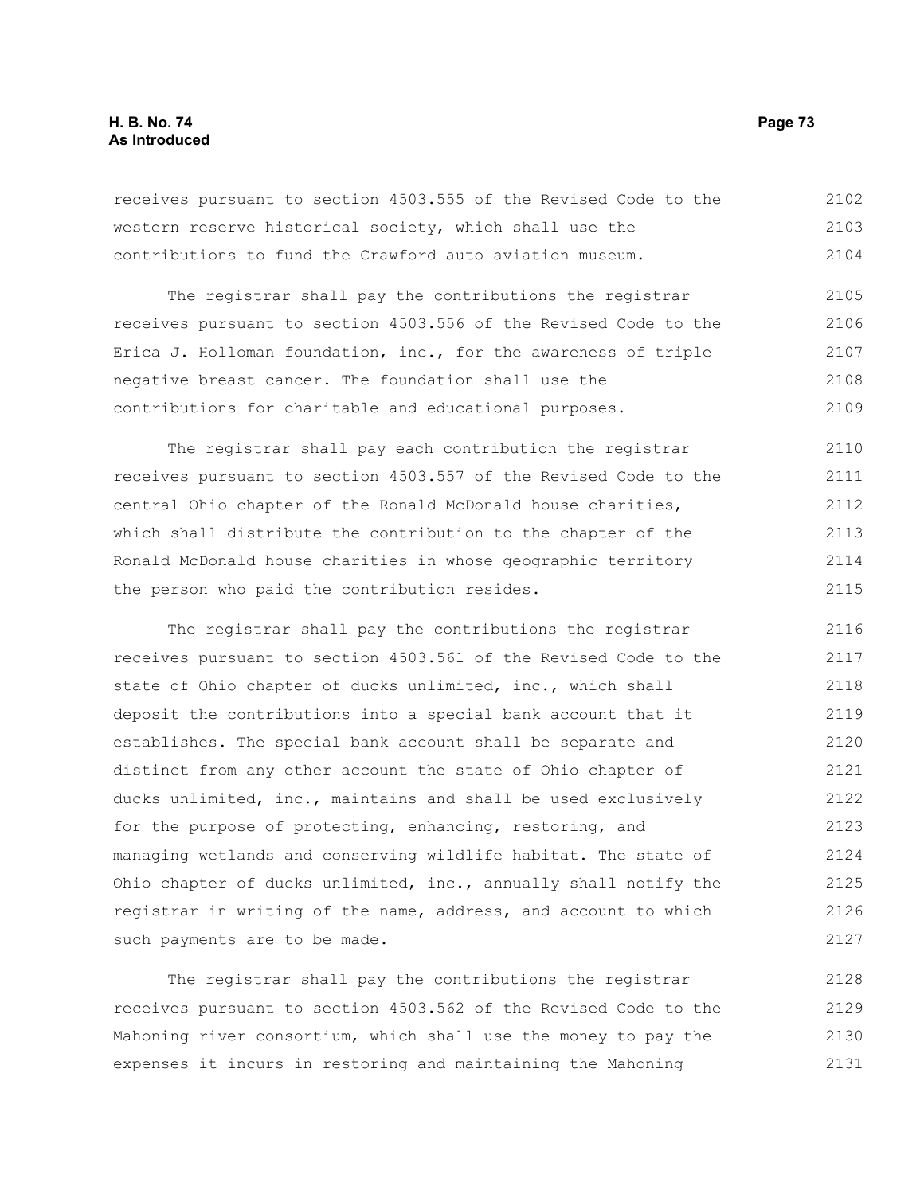receives pursuant to section 4503.555 of the Revised Code to the western reserve historical society, which shall use the contributions to fund the Crawford auto aviation museum.

The registrar shall pay the contributions the registrar receives pursuant to section 4503.556 of the Revised Code to the Erica J. Holloman foundation, inc., for the awareness of triple negative breast cancer. The foundation shall use the contributions for charitable and educational purposes.

The registrar shall pay each contribution the registrar receives pursuant to section 4503.557 of the Revised Code to the central Ohio chapter of the Ronald McDonald house charities, which shall distribute the contribution to the chapter of the Ronald McDonald house charities in whose geographic territory the person who paid the contribution resides.

The registrar shall pay the contributions the registrar receives pursuant to section 4503.561 of the Revised Code to the state of Ohio chapter of ducks unlimited, inc., which shall deposit the contributions into a special bank account that it establishes. The special bank account shall be separate and distinct from any other account the state of Ohio chapter of ducks unlimited, inc., maintains and shall be used exclusively for the purpose of protecting, enhancing, restoring, and managing wetlands and conserving wildlife habitat. The state of Ohio chapter of ducks unlimited, inc., annually shall notify the registrar in writing of the name, address, and account to which such payments are to be made.

The registrar shall pay the contributions the registrar receives pursuant to section 4503.562 of the Revised Code to the Mahoning river consortium, which shall use the money to pay the expenses it incurs in restoring and maintaining the Mahoning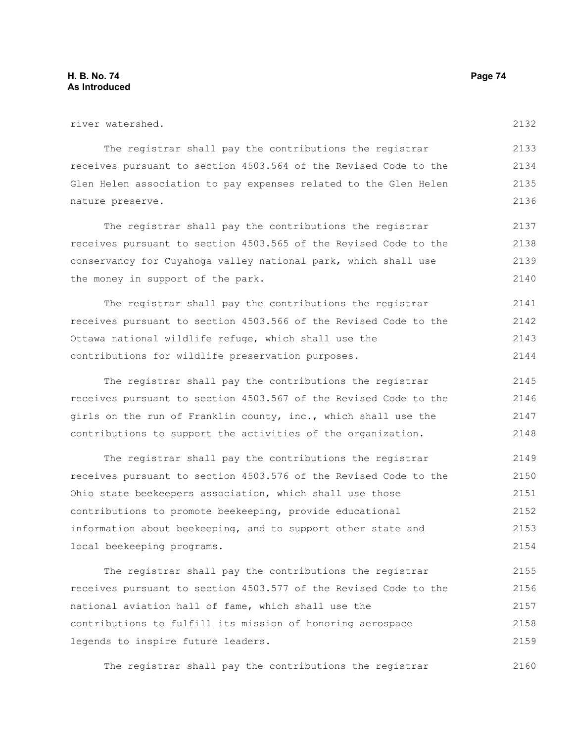river watershed.

The registrar shall pay the contributions the registrar receives pursuant to section 4503.564 of the Revised Code to the Glen Helen association to pay expenses related to the Glen Helen nature preserve.

The registrar shall pay the contributions the registrar receives pursuant to section 4503.565 of the Revised Code to the conservancy for Cuyahoga valley national park, which shall use the money in support of the park.

The registrar shall pay the contributions the registrar receives pursuant to section 4503.566 of the Revised Code to the Ottawa national wildlife refuge, which shall use the contributions for wildlife preservation purposes.

The registrar shall pay the contributions the registrar receives pursuant to section 4503.567 of the Revised Code to the girls on the run of Franklin county, inc., which shall use the contributions to support the activities of the organization.

The registrar shall pay the contributions the registrar receives pursuant to section 4503.576 of the Revised Code to the Ohio state beekeepers association, which shall use those contributions to promote beekeeping, provide educational information about beekeeping, and to support other state and local beekeeping programs.

The registrar shall pay the contributions the registrar receives pursuant to section 4503.577 of the Revised Code to the national aviation hall of fame, which shall use the contributions to fulfill its mission of honoring aerospace legends to inspire future leaders.

The registrar shall pay the contributions the registrar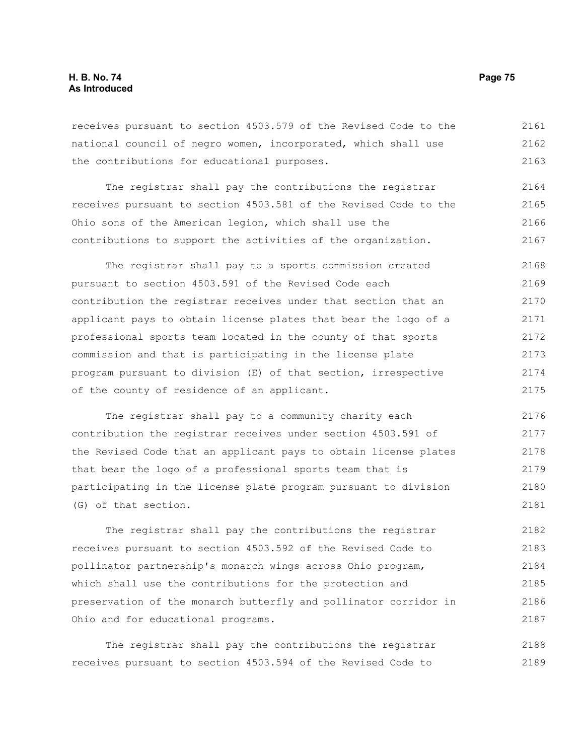receives pursuant to section 4503.579 of the Revised Code to the national council of negro women, incorporated, which shall use the contributions for educational purposes.

The registrar shall pay the contributions the registrar receives pursuant to section 4503.581 of the Revised Code to the Ohio sons of the American legion, which shall use the contributions to support the activities of the organization.

The registrar shall pay to a sports commission created pursuant to section 4503.591 of the Revised Code each contribution the registrar receives under that section that an applicant pays to obtain license plates that bear the logo of a professional sports team located in the county of that sports commission and that is participating in the license plate program pursuant to division (E) of that section, irrespective of the county of residence of an applicant.

The registrar shall pay to a community charity each contribution the registrar receives under section 4503.591 of the Revised Code that an applicant pays to obtain license plates that bear the logo of a professional sports team that is participating in the license plate program pursuant to division (G) of that section.

The registrar shall pay the contributions the registrar receives pursuant to section 4503.592 of the Revised Code to pollinator partnership's monarch wings across Ohio program, which shall use the contributions for the protection and preservation of the monarch butterfly and pollinator corridor in Ohio and for educational programs.

The registrar shall pay the contributions the registrar receives pursuant to section 4503.594 of the Revised Code to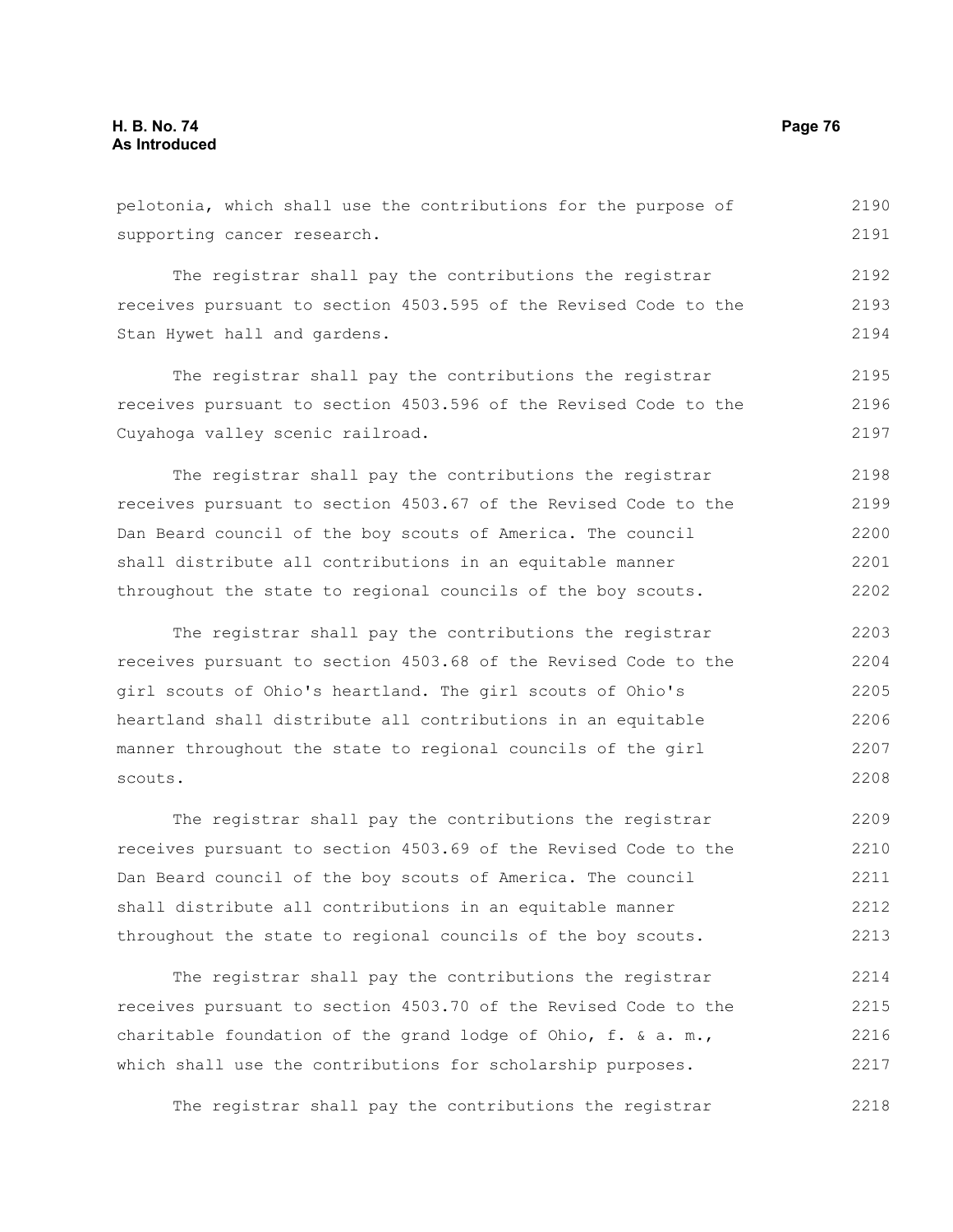pelotonia, which shall use the contributions for the purpose of supporting cancer research.

The registrar shall pay the contributions the registrar receives pursuant to section 4503.595 of the Revised Code to the Stan Hywet hall and gardens.

The registrar shall pay the contributions the registrar receives pursuant to section 4503.596 of the Revised Code to the Cuyahoga valley scenic railroad.

The registrar shall pay the contributions the registrar receives pursuant to section 4503.67 of the Revised Code to the Dan Beard council of the boy scouts of America. The council shall distribute all contributions in an equitable manner throughout the state to regional councils of the boy scouts.

The registrar shall pay the contributions the registrar receives pursuant to section 4503.68 of the Revised Code to the girl scouts of Ohio's heartland. The girl scouts of Ohio's heartland shall distribute all contributions in an equitable manner throughout the state to regional councils of the girl scouts.

The registrar shall pay the contributions the registrar receives pursuant to section 4503.69 of the Revised Code to the Dan Beard council of the boy scouts of America. The council shall distribute all contributions in an equitable manner throughout the state to regional councils of the boy scouts.

The registrar shall pay the contributions the registrar receives pursuant to section 4503.70 of the Revised Code to the charitable foundation of the grand lodge of Ohio, f. & a. m., which shall use the contributions for scholarship purposes.

The registrar shall pay the contributions the registrar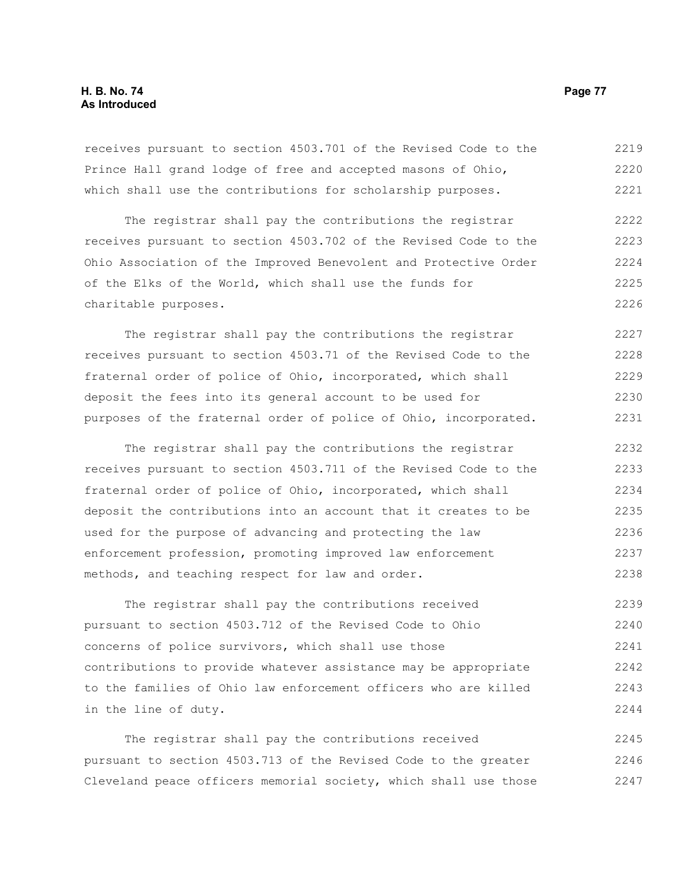receives pursuant to section 4503.701 of the Revised Code to the Prince Hall grand lodge of free and accepted masons of Ohio, which shall use the contributions for scholarship purposes.

The registrar shall pay the contributions the registrar receives pursuant to section 4503.702 of the Revised Code to the Ohio Association of the Improved Benevolent and Protective Order of the Elks of the World, which shall use the funds for charitable purposes.

The registrar shall pay the contributions the registrar receives pursuant to section 4503.71 of the Revised Code to the fraternal order of police of Ohio, incorporated, which shall deposit the fees into its general account to be used for purposes of the fraternal order of police of Ohio, incorporated.

The registrar shall pay the contributions the registrar receives pursuant to section 4503.711 of the Revised Code to the fraternal order of police of Ohio, incorporated, which shall deposit the contributions into an account that it creates to be used for the purpose of advancing and protecting the law enforcement profession, promoting improved law enforcement methods, and teaching respect for law and order.

The registrar shall pay the contributions received pursuant to section 4503.712 of the Revised Code to Ohio concerns of police survivors, which shall use those contributions to provide whatever assistance may be appropriate to the families of Ohio law enforcement officers who are killed in the line of duty.

The registrar shall pay the contributions received pursuant to section 4503.713 of the Revised Code to the greater Cleveland peace officers memorial society, which shall use those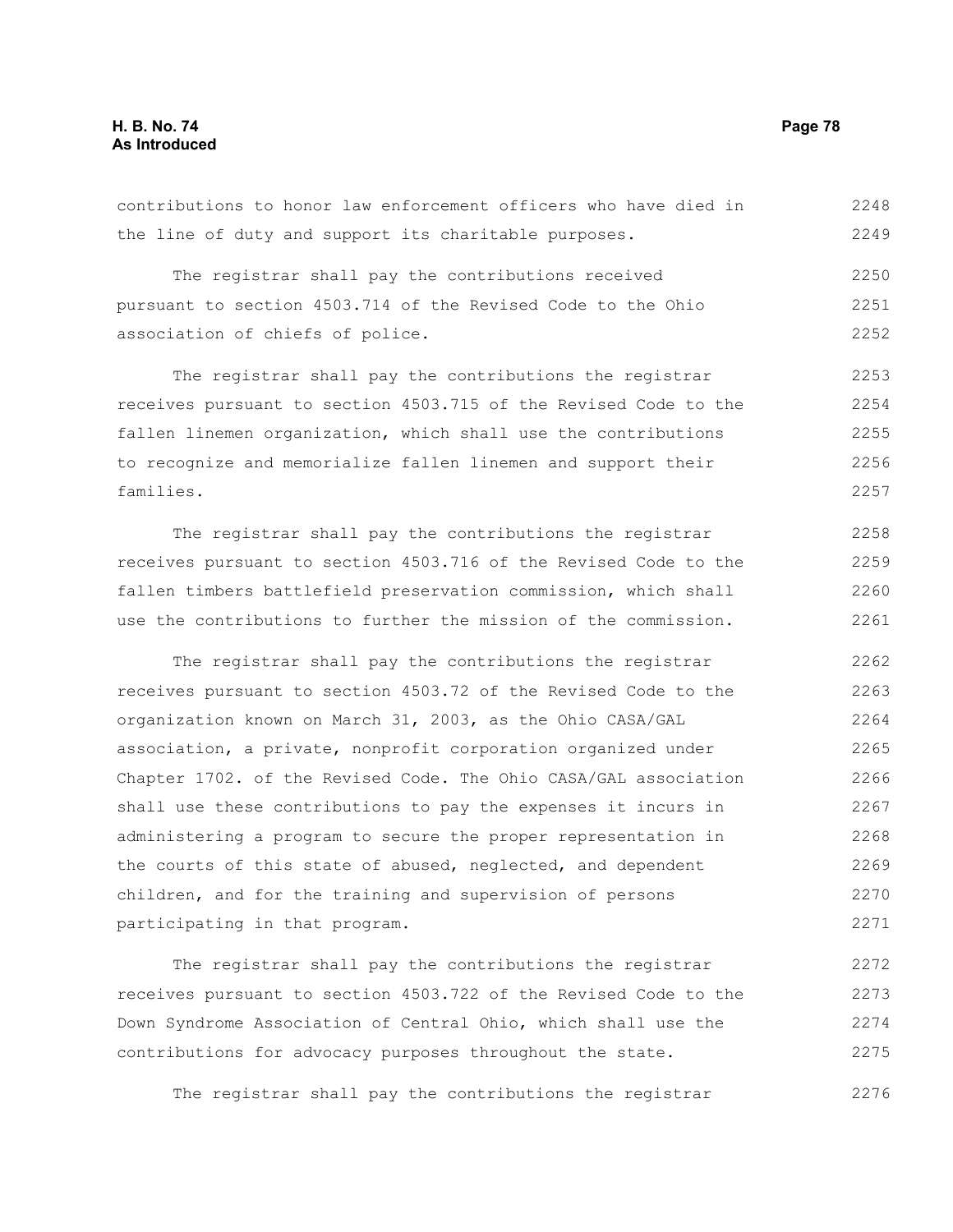contributions to honor law enforcement officers who have died in the line of duty and support its charitable purposes.

The registrar shall pay the contributions received pursuant to section 4503.714 of the Revised Code to the Ohio association of chiefs of police.

The registrar shall pay the contributions the registrar receives pursuant to section 4503.715 of the Revised Code to the fallen linemen organization, which shall use the contributions to recognize and memorialize fallen linemen and support their families.

The registrar shall pay the contributions the registrar receives pursuant to section 4503.716 of the Revised Code to the fallen timbers battlefield preservation commission, which shall use the contributions to further the mission of the commission.

The registrar shall pay the contributions the registrar receives pursuant to section 4503.72 of the Revised Code to the organization known on March 31, 2003, as the Ohio CASA/GAL association, a private, nonprofit corporation organized under Chapter 1702. of the Revised Code. The Ohio CASA/GAL association shall use these contributions to pay the expenses it incurs in administering a program to secure the proper representation in the courts of this state of abused, neglected, and dependent children, and for the training and supervision of persons participating in that program.

The registrar shall pay the contributions the registrar receives pursuant to section 4503.722 of the Revised Code to the Down Syndrome Association of Central Ohio, which shall use the contributions for advocacy purposes throughout the state.

The registrar shall pay the contributions the registrar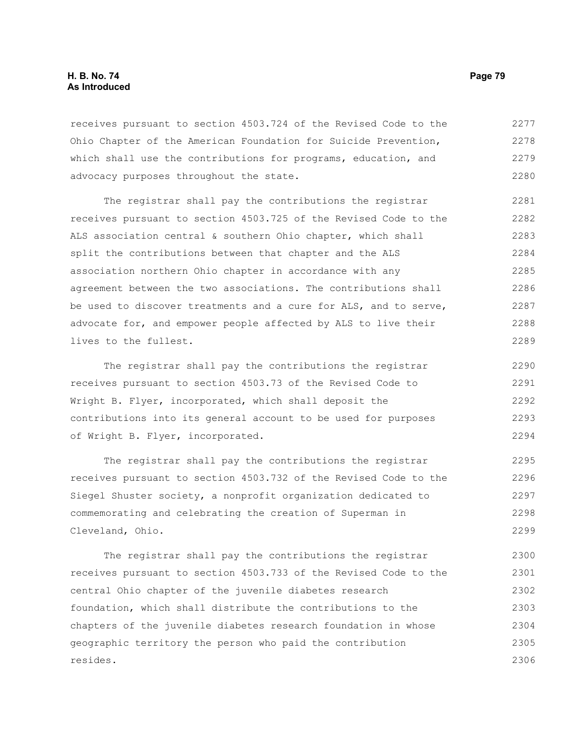receives pursuant to section 4503.724 of the Revised Code to the Ohio Chapter of the American Foundation for Suicide Prevention, which shall use the contributions for programs, education, and advocacy purposes throughout the state.

The registrar shall pay the contributions the registrar receives pursuant to section 4503.725 of the Revised Code to the ALS association central & southern Ohio chapter, which shall split the contributions between that chapter and the ALS association northern Ohio chapter in accordance with any agreement between the two associations. The contributions shall be used to discover treatments and a cure for ALS, and to serve, advocate for, and empower people affected by ALS to live their lives to the fullest.

The registrar shall pay the contributions the registrar receives pursuant to section 4503.73 of the Revised Code to Wright B. Flyer, incorporated, which shall deposit the contributions into its general account to be used for purposes of Wright B. Flyer, incorporated.

The registrar shall pay the contributions the registrar receives pursuant to section 4503.732 of the Revised Code to the Siegel Shuster society, a nonprofit organization dedicated to commemorating and celebrating the creation of Superman in Cleveland, Ohio.

The registrar shall pay the contributions the registrar receives pursuant to section 4503.733 of the Revised Code to the central Ohio chapter of the juvenile diabetes research foundation, which shall distribute the contributions to the chapters of the juvenile diabetes research foundation in whose geographic territory the person who paid the contribution resides.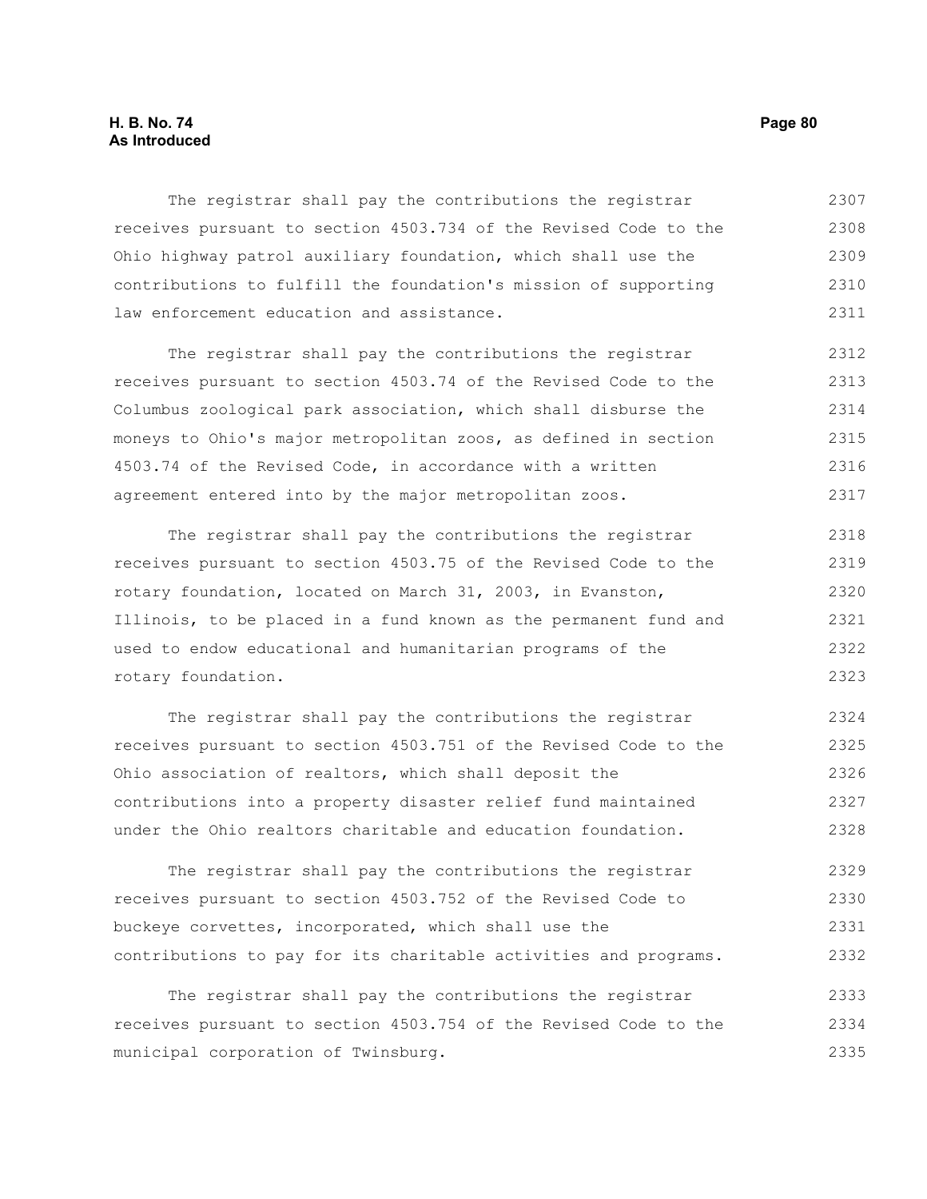The registrar shall pay the contributions the registrar receives pursuant to section 4503.734 of the Revised Code to the Ohio highway patrol auxiliary foundation, which shall use the contributions to fulfill the foundation's mission of supporting law enforcement education and assistance.

The registrar shall pay the contributions the registrar receives pursuant to section 4503.74 of the Revised Code to the Columbus zoological park association, which shall disburse the moneys to Ohio's major metropolitan zoos, as defined in section 4503.74 of the Revised Code, in accordance with a written agreement entered into by the major metropolitan zoos.

The registrar shall pay the contributions the registrar receives pursuant to section 4503.75 of the Revised Code to the rotary foundation, located on March 31, 2003, in Evanston, Illinois, to be placed in a fund known as the permanent fund and used to endow educational and humanitarian programs of the rotary foundation.

The registrar shall pay the contributions the registrar receives pursuant to section 4503.751 of the Revised Code to the Ohio association of realtors, which shall deposit the contributions into a property disaster relief fund maintained under the Ohio realtors charitable and education foundation.

The registrar shall pay the contributions the registrar receives pursuant to section 4503.752 of the Revised Code to buckeye corvettes, incorporated, which shall use the contributions to pay for its charitable activities and programs.

The registrar shall pay the contributions the registrar receives pursuant to section 4503.754 of the Revised Code to the municipal corporation of Twinsburg.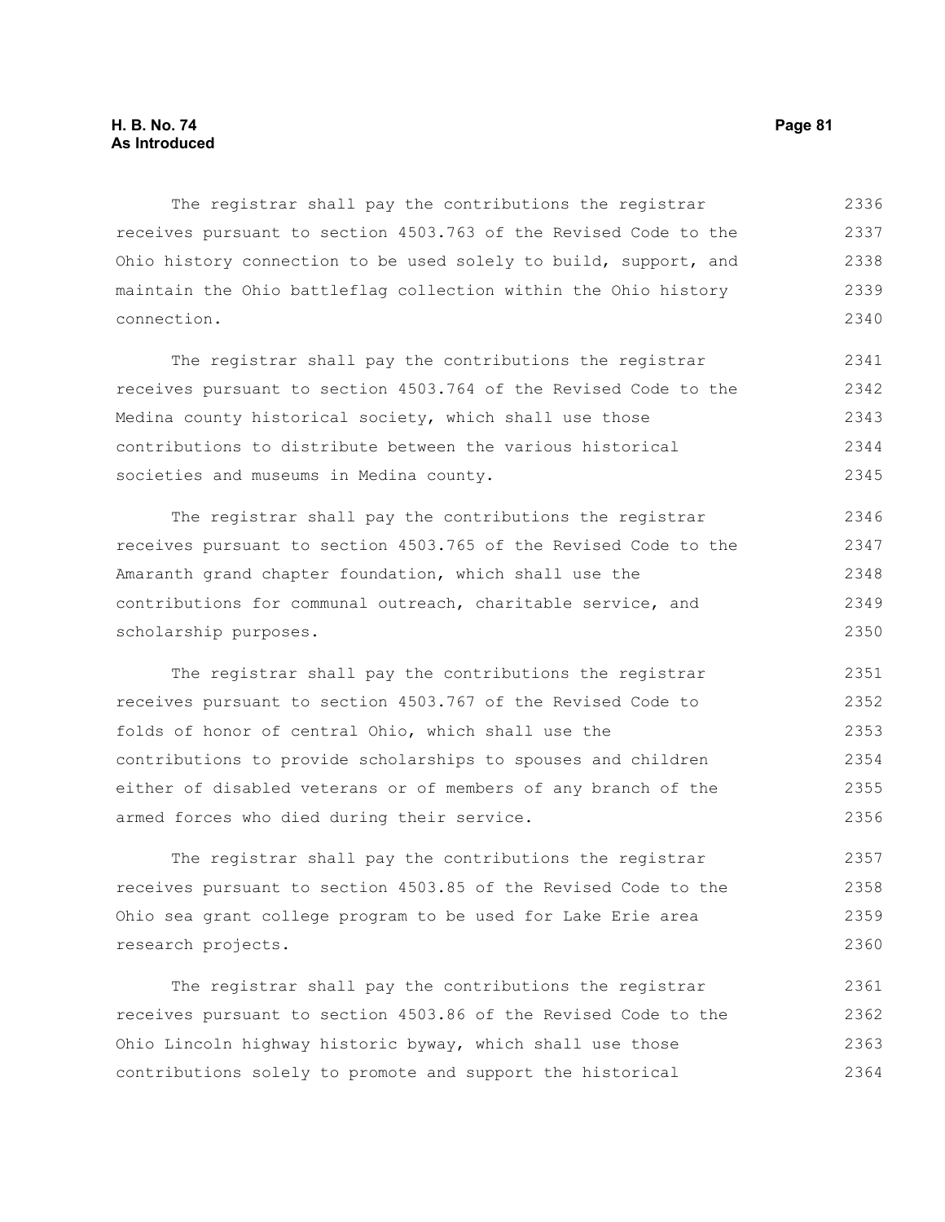The registrar shall pay the contributions the registrar receives pursuant to section 4503.763 of the Revised Code to the Ohio history connection to be used solely to build, support, and maintain the Ohio battleflag collection within the Ohio history connection.

The registrar shall pay the contributions the registrar receives pursuant to section 4503.764 of the Revised Code to the Medina county historical society, which shall use those contributions to distribute between the various historical societies and museums in Medina county.

The registrar shall pay the contributions the registrar receives pursuant to section 4503.765 of the Revised Code to the Amaranth grand chapter foundation, which shall use the contributions for communal outreach, charitable service, and scholarship purposes.

The registrar shall pay the contributions the registrar receives pursuant to section 4503.767 of the Revised Code to folds of honor of central Ohio, which shall use the contributions to provide scholarships to spouses and children either of disabled veterans or of members of any branch of the armed forces who died during their service.

The registrar shall pay the contributions the registrar receives pursuant to section 4503.85 of the Revised Code to the Ohio sea grant college program to be used for Lake Erie area research projects.

The registrar shall pay the contributions the registrar receives pursuant to section 4503.86 of the Revised Code to the Ohio Lincoln highway historic byway, which shall use those contributions solely to promote and support the historical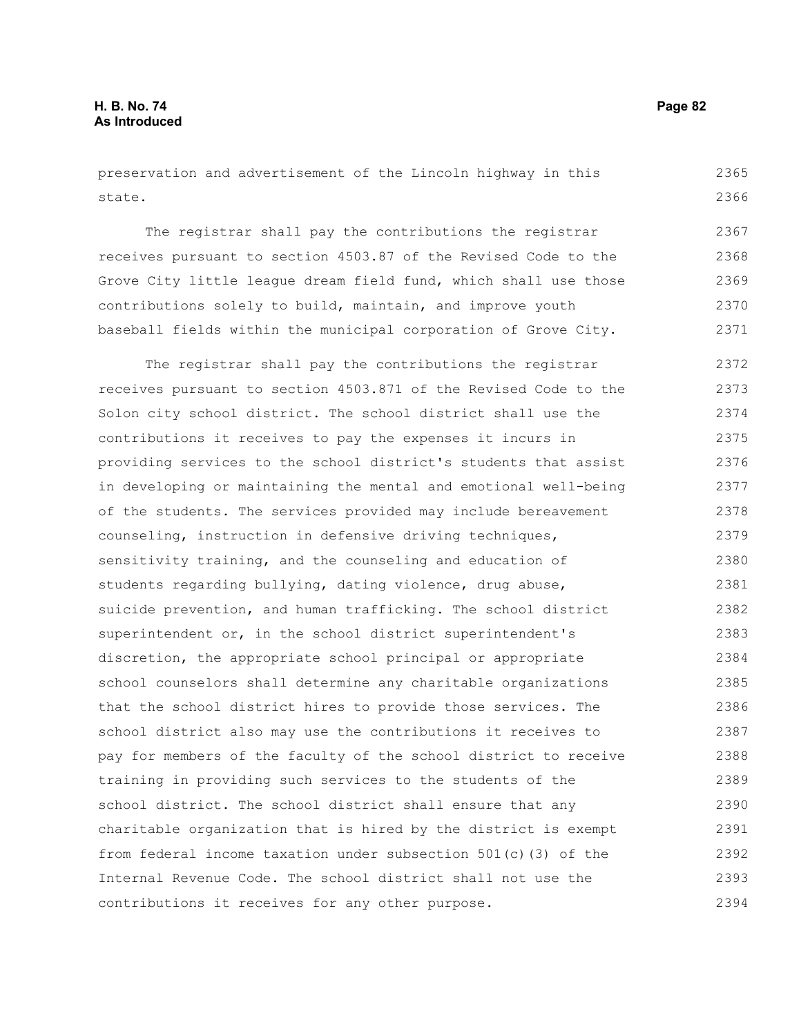preservation and advertisement of the Lincoln highway in this state.

The registrar shall pay the contributions the registrar receives pursuant to section 4503.87 of the Revised Code to the Grove City little league dream field fund, which shall use those contributions solely to build, maintain, and improve youth baseball fields within the municipal corporation of Grove City.

The registrar shall pay the contributions the registrar receives pursuant to section 4503.871 of the Revised Code to the Solon city school district. The school district shall use the contributions it receives to pay the expenses it incurs in providing services to the school district's students that assist in developing or maintaining the mental and emotional well-being of the students. The services provided may include bereavement counseling, instruction in defensive driving techniques, sensitivity training, and the counseling and education of students regarding bullying, dating violence, drug abuse, suicide prevention, and human trafficking. The school district superintendent or, in the school district superintendent's discretion, the appropriate school principal or appropriate school counselors shall determine any charitable organizations that the school district hires to provide those services. The school district also may use the contributions it receives to pay for members of the faculty of the school district to receive training in providing such services to the students of the school district. The school district shall ensure that any charitable organization that is hired by the district is exempt from federal income taxation under subsection 501(c)(3) of the Internal Revenue Code. The school district shall not use the contributions it receives for any other purpose.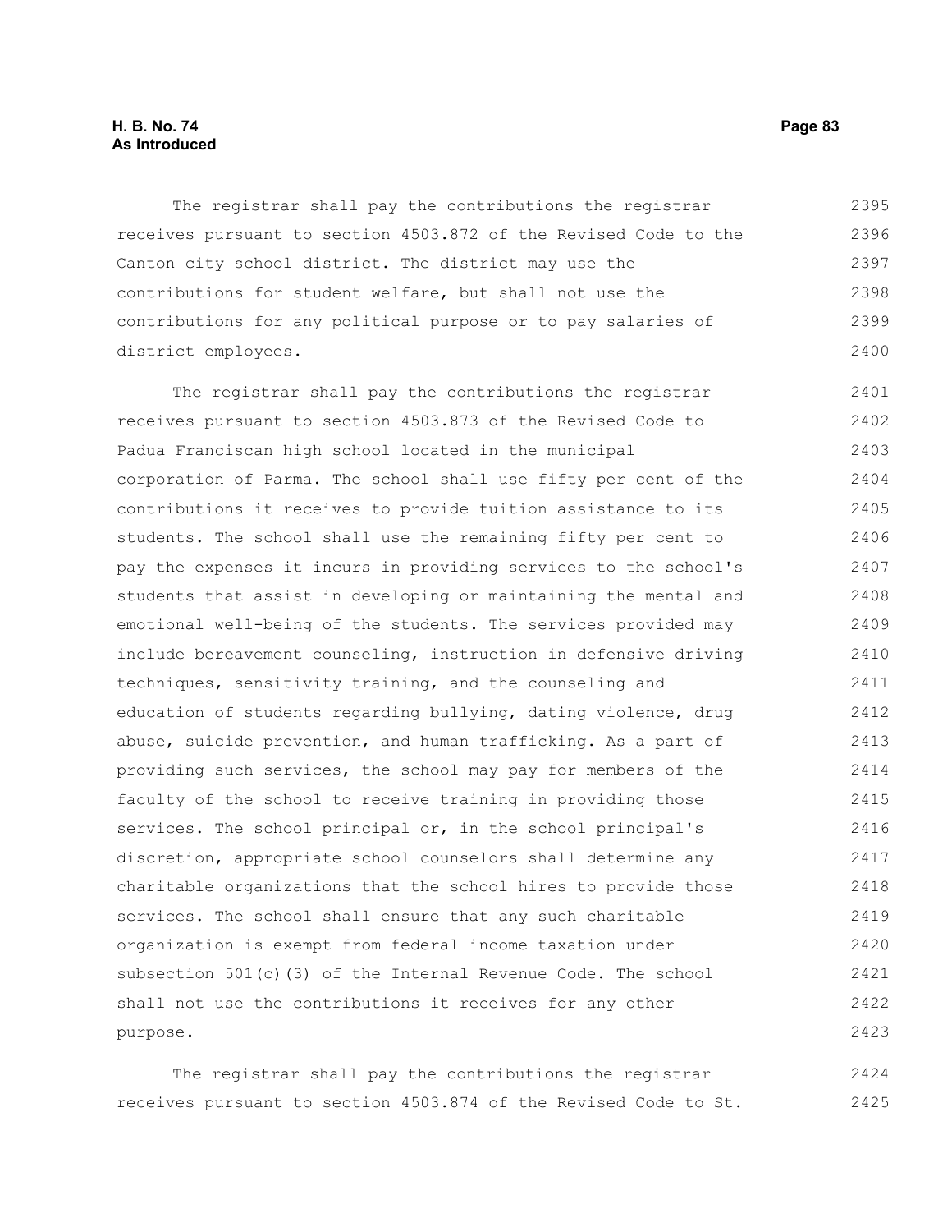The registrar shall pay the contributions the registrar receives pursuant to section 4503.872 of the Revised Code to the Canton city school district. The district may use the contributions for student welfare, but shall not use the contributions for any political purpose or to pay salaries of district employees.

The registrar shall pay the contributions the registrar receives pursuant to section 4503.873 of the Revised Code to Padua Franciscan high school located in the municipal corporation of Parma. The school shall use fifty per cent of the contributions it receives to provide tuition assistance to its students. The school shall use the remaining fifty per cent to pay the expenses it incurs in providing services to the school's students that assist in developing or maintaining the mental and emotional well-being of the students. The services provided may include bereavement counseling, instruction in defensive driving techniques, sensitivity training, and the counseling and education of students regarding bullying, dating violence, drug abuse, suicide prevention, and human trafficking. As a part of providing such services, the school may pay for members of the faculty of the school to receive training in providing those services. The school principal or, in the school principal's discretion, appropriate school counselors shall determine any charitable organizations that the school hires to provide those services. The school shall ensure that any such charitable organization is exempt from federal income taxation under subsection 501(c)(3) of the Internal Revenue Code. The school shall not use the contributions it receives for any other purpose.

The registrar shall pay the contributions the registrar receives pursuant to section 4503.874 of the Revised Code to St.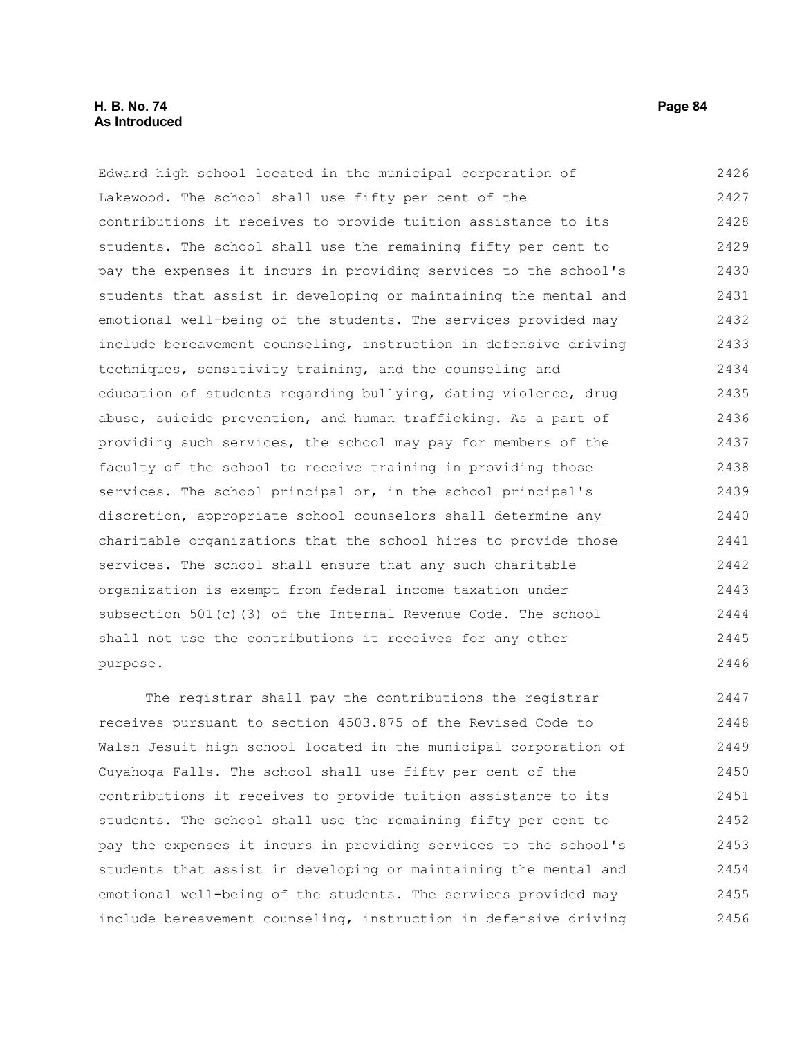Edward high school located in the municipal corporation of Lakewood. The school shall use fifty per cent of the contributions it receives to provide tuition assistance to its students. The school shall use the remaining fifty per cent to pay the expenses it incurs in providing services to the school's students that assist in developing or maintaining the mental and emotional well-being of the students. The services provided may include bereavement counseling, instruction in defensive driving techniques, sensitivity training, and the counseling and education of students regarding bullying, dating violence, drug abuse, suicide prevention, and human trafficking. As a part of providing such services, the school may pay for members of the faculty of the school to receive training in providing those services. The school principal or, in the school principal's discretion, appropriate school counselors shall determine any charitable organizations that the school hires to provide those services. The school shall ensure that any such charitable organization is exempt from federal income taxation under subsection 501(c)(3) of the Internal Revenue Code. The school shall not use the contributions it receives for any other purpose.

The registrar shall pay the contributions the registrar receives pursuant to section 4503.875 of the Revised Code to Walsh Jesuit high school located in the municipal corporation of Cuyahoga Falls. The school shall use fifty per cent of the contributions it receives to provide tuition assistance to its students. The school shall use the remaining fifty per cent to pay the expenses it incurs in providing services to the school's students that assist in developing or maintaining the mental and emotional well-being of the students. The services provided may include bereavement counseling, instruction in defensive driving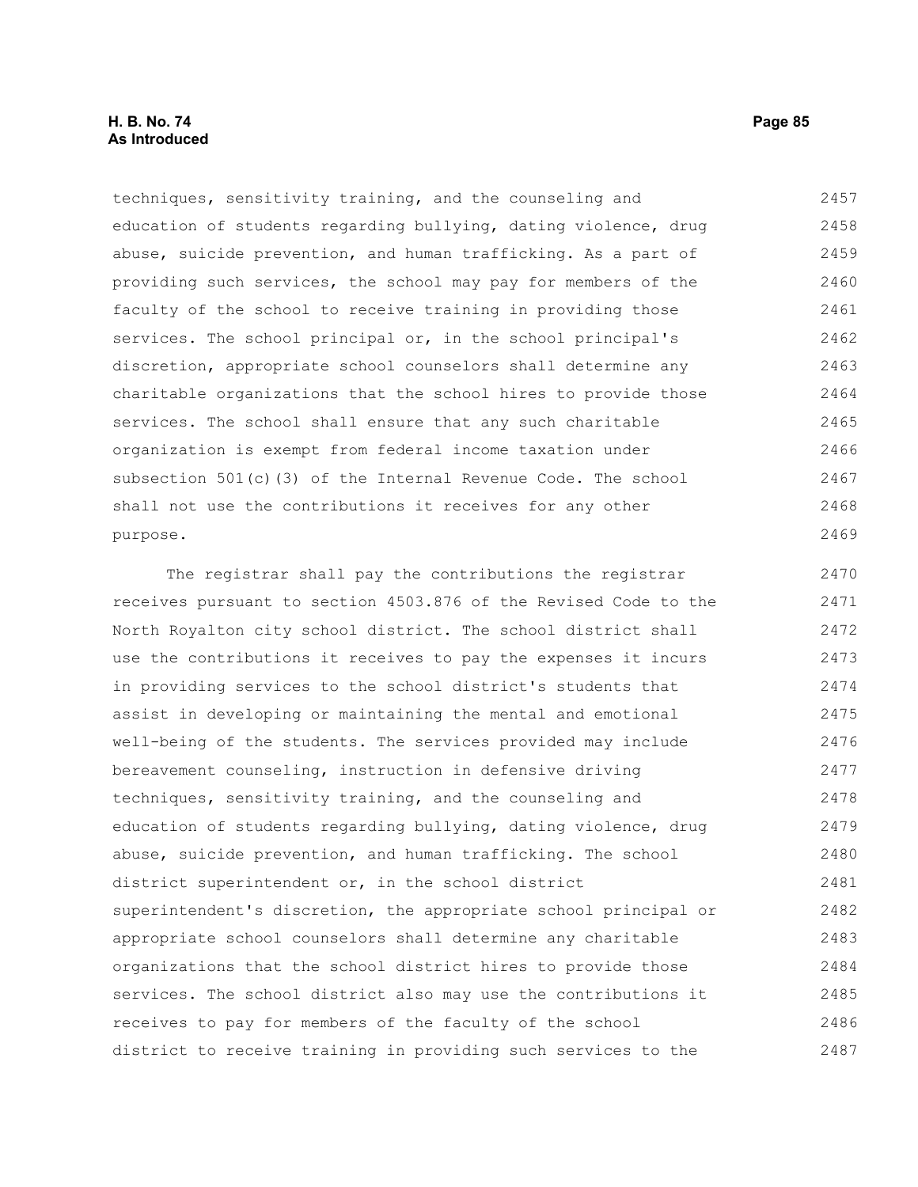techniques, sensitivity training, and the counseling and education of students regarding bullying, dating violence, drug abuse, suicide prevention, and human trafficking. As a part of providing such services, the school may pay for members of the faculty of the school to receive training in providing those services. The school principal or, in the school principal's discretion, appropriate school counselors shall determine any charitable organizations that the school hires to provide those services. The school shall ensure that any such charitable organization is exempt from federal income taxation under subsection 501(c)(3) of the Internal Revenue Code. The school shall not use the contributions it receives for any other purpose.

The registrar shall pay the contributions the registrar receives pursuant to section 4503.876 of the Revised Code to the North Royalton city school district. The school district shall use the contributions it receives to pay the expenses it incurs in providing services to the school district's students that assist in developing or maintaining the mental and emotional well-being of the students. The services provided may include bereavement counseling, instruction in defensive driving techniques, sensitivity training, and the counseling and education of students regarding bullying, dating violence, drug abuse, suicide prevention, and human trafficking. The school district superintendent or, in the school district superintendent's discretion, the appropriate school principal or appropriate school counselors shall determine any charitable organizations that the school district hires to provide those services. The school district also may use the contributions it receives to pay for members of the faculty of the school district to receive training in providing such services to the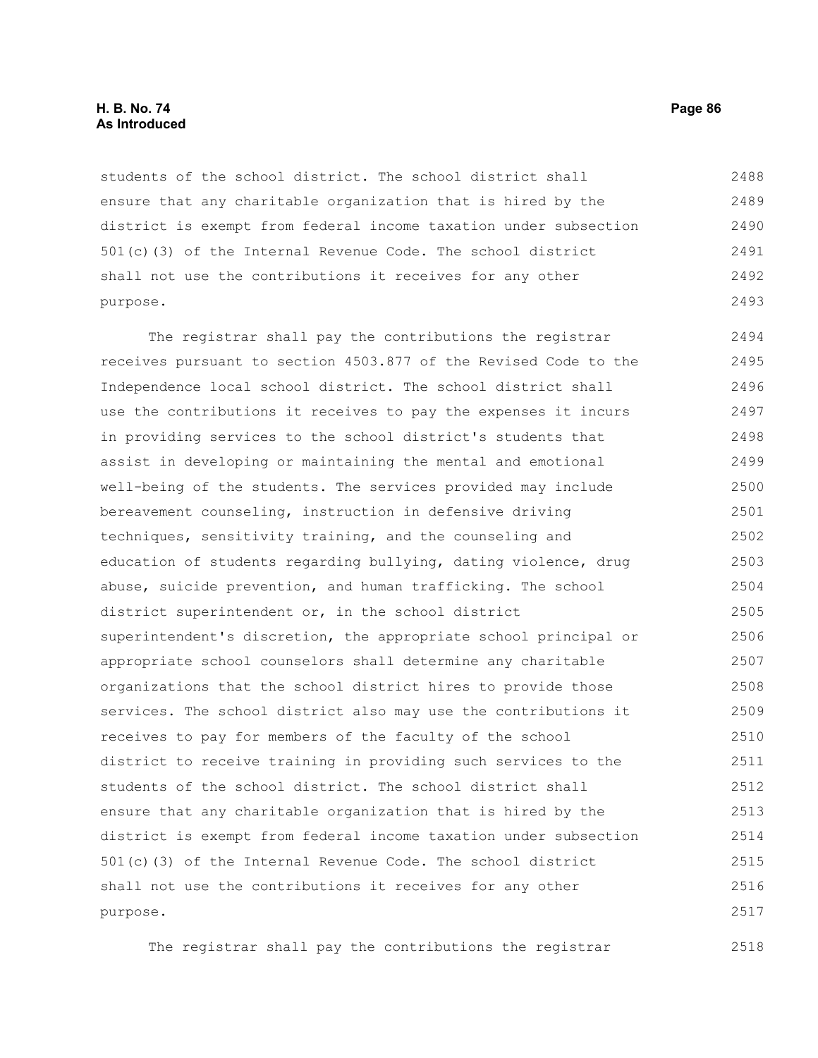students of the school district. The school district shall ensure that any charitable organization that is hired by the district is exempt from federal income taxation under subsection 501(c)(3) of the Internal Revenue Code. The school district shall not use the contributions it receives for any other purpose.

The registrar shall pay the contributions the registrar receives pursuant to section 4503.877 of the Revised Code to the Independence local school district. The school district shall use the contributions it receives to pay the expenses it incurs in providing services to the school district's students that assist in developing or maintaining the mental and emotional well-being of the students. The services provided may include bereavement counseling, instruction in defensive driving techniques, sensitivity training, and the counseling and education of students regarding bullying, dating violence, drug abuse, suicide prevention, and human trafficking. The school district superintendent or, in the school district superintendent's discretion, the appropriate school principal or appropriate school counselors shall determine any charitable organizations that the school district hires to provide those services. The school district also may use the contributions it receives to pay for members of the faculty of the school district to receive training in providing such services to the students of the school district. The school district shall ensure that any charitable organization that is hired by the district is exempt from federal income taxation under subsection 501(c)(3) of the Internal Revenue Code. The school district shall not use the contributions it receives for any other purpose.

The registrar shall pay the contributions the registrar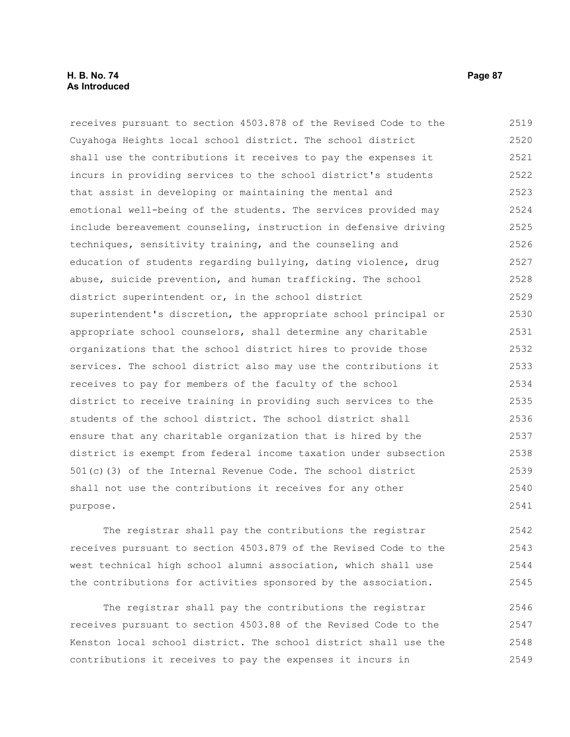receives pursuant to section 4503.878 of the Revised Code to the Cuyahoga Heights local school district. The school district shall use the contributions it receives to pay the expenses it incurs in providing services to the school district's students that assist in developing or maintaining the mental and emotional well-being of the students. The services provided may include bereavement counseling, instruction in defensive driving techniques, sensitivity training, and the counseling and education of students regarding bullying, dating violence, drug abuse, suicide prevention, and human trafficking. The school district superintendent or, in the school district superintendent's discretion, the appropriate school principal or appropriate school counselors, shall determine any charitable organizations that the school district hires to provide those services. The school district also may use the contributions it receives to pay for members of the faculty of the school district to receive training in providing such services to the students of the school district. The school district shall ensure that any charitable organization that is hired by the district is exempt from federal income taxation under subsection 501(c)(3) of the Internal Revenue Code. The school district shall not use the contributions it receives for any other purpose.

The registrar shall pay the contributions the registrar receives pursuant to section 4503.879 of the Revised Code to the west technical high school alumni association, which shall use the contributions for activities sponsored by the association.

The registrar shall pay the contributions the registrar receives pursuant to section 4503.88 of the Revised Code to the Kenston local school district. The school district shall use the contributions it receives to pay the expenses it incurs in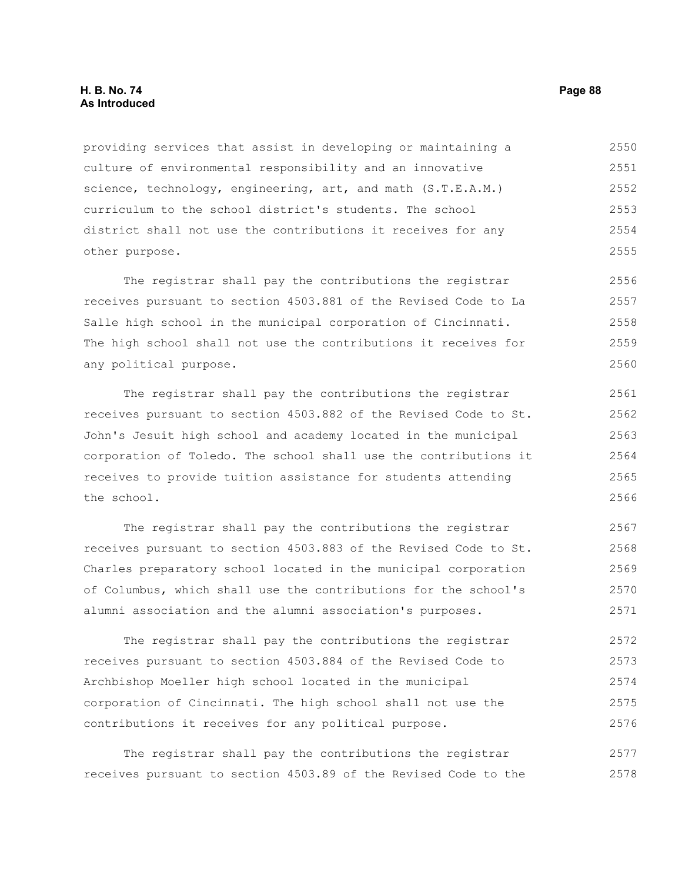providing services that assist in developing or maintaining a culture of environmental responsibility and an innovative science, technology, engineering, art, and math (S.T.E.A.M.) curriculum to the school district's students. The school district shall not use the contributions it receives for any other purpose.

The registrar shall pay the contributions the registrar receives pursuant to section 4503.881 of the Revised Code to La Salle high school in the municipal corporation of Cincinnati. The high school shall not use the contributions it receives for any political purpose.

The registrar shall pay the contributions the registrar receives pursuant to section 4503.882 of the Revised Code to St. John's Jesuit high school and academy located in the municipal corporation of Toledo. The school shall use the contributions it receives to provide tuition assistance for students attending the school.

The registrar shall pay the contributions the registrar receives pursuant to section 4503.883 of the Revised Code to St. Charles preparatory school located in the municipal corporation of Columbus, which shall use the contributions for the school's alumni association and the alumni association's purposes.

The registrar shall pay the contributions the registrar receives pursuant to section 4503.884 of the Revised Code to Archbishop Moeller high school located in the municipal corporation of Cincinnati. The high school shall not use the contributions it receives for any political purpose.

The registrar shall pay the contributions the registrar receives pursuant to section 4503.89 of the Revised Code to the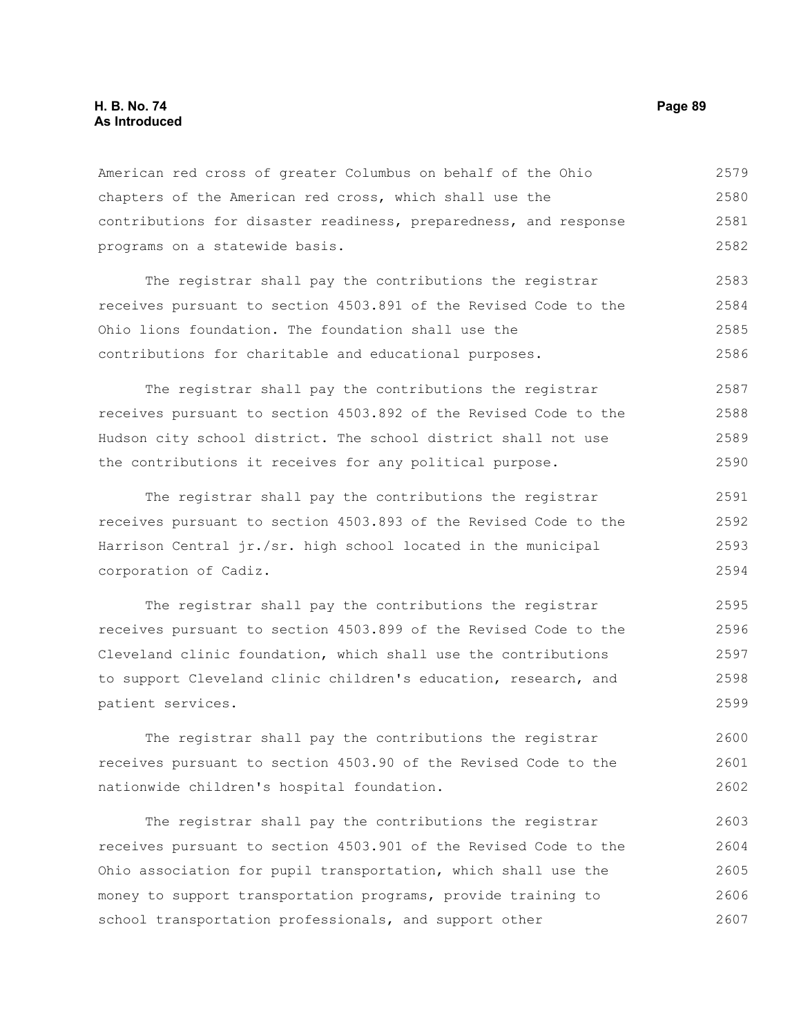American red cross of greater Columbus on behalf of the Ohio chapters of the American red cross, which shall use the contributions for disaster readiness, preparedness, and response programs on a statewide basis.

The registrar shall pay the contributions the registrar receives pursuant to section 4503.891 of the Revised Code to the Ohio lions foundation. The foundation shall use the contributions for charitable and educational purposes.

The registrar shall pay the contributions the registrar receives pursuant to section 4503.892 of the Revised Code to the Hudson city school district. The school district shall not use the contributions it receives for any political purpose.

The registrar shall pay the contributions the registrar receives pursuant to section 4503.893 of the Revised Code to the Harrison Central jr./sr. high school located in the municipal corporation of Cadiz.

The registrar shall pay the contributions the registrar receives pursuant to section 4503.899 of the Revised Code to the Cleveland clinic foundation, which shall use the contributions to support Cleveland clinic children's education, research, and patient services.

The registrar shall pay the contributions the registrar receives pursuant to section 4503.90 of the Revised Code to the nationwide children's hospital foundation.

The registrar shall pay the contributions the registrar receives pursuant to section 4503.901 of the Revised Code to the Ohio association for pupil transportation, which shall use the money to support transportation programs, provide training to school transportation professionals, and support other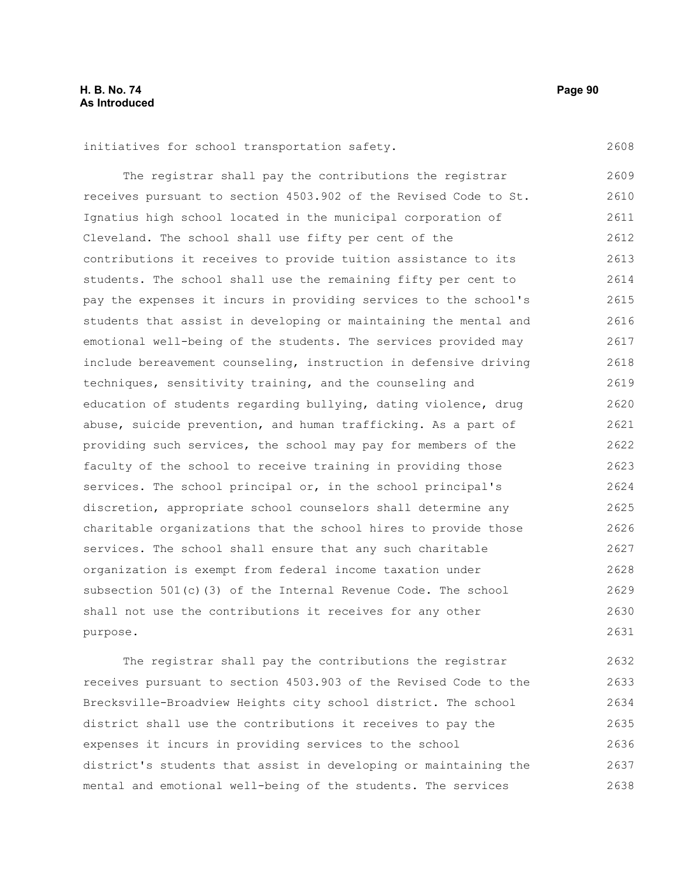initiatives for school transportation safety.

The registrar shall pay the contributions the registrar receives pursuant to section 4503.902 of the Revised Code to St. Ignatius high school located in the municipal corporation of Cleveland. The school shall use fifty per cent of the contributions it receives to provide tuition assistance to its students. The school shall use the remaining fifty per cent to pay the expenses it incurs in providing services to the school's students that assist in developing or maintaining the mental and emotional well-being of the students. The services provided may include bereavement counseling, instruction in defensive driving techniques, sensitivity training, and the counseling and education of students regarding bullying, dating violence, drug abuse, suicide prevention, and human trafficking. As a part of providing such services, the school may pay for members of the faculty of the school to receive training in providing those services. The school principal or, in the school principal's discretion, appropriate school counselors shall determine any charitable organizations that the school hires to provide those services. The school shall ensure that any such charitable organization is exempt from federal income taxation under subsection 501(c)(3) of the Internal Revenue Code. The school shall not use the contributions it receives for any other purpose.

The registrar shall pay the contributions the registrar receives pursuant to section 4503.903 of the Revised Code to the Brecksville-Broadview Heights city school district. The school district shall use the contributions it receives to pay the expenses it incurs in providing services to the school district's students that assist in developing or maintaining the mental and emotional well-being of the students. The services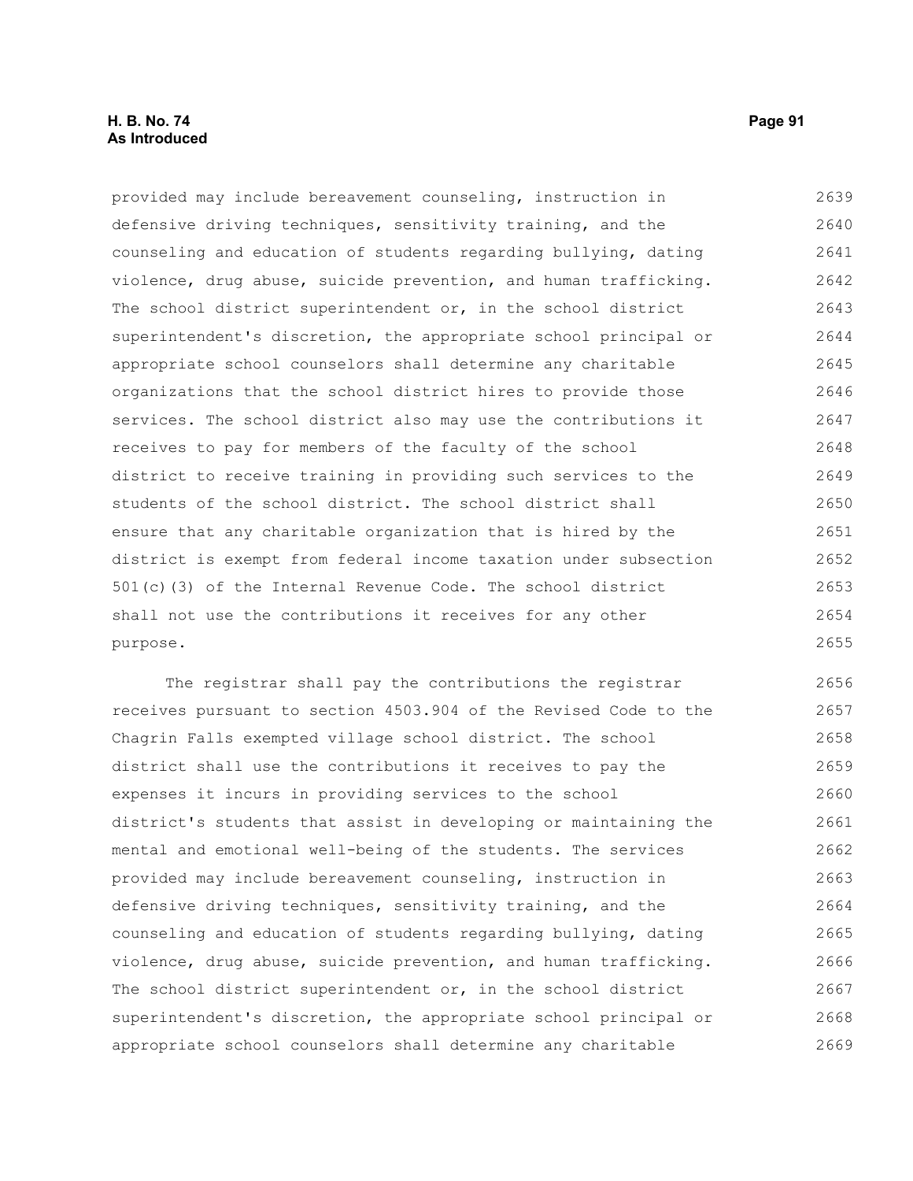provided may include bereavement counseling, instruction in defensive driving techniques, sensitivity training, and the counseling and education of students regarding bullying, dating violence, drug abuse, suicide prevention, and human trafficking. The school district superintendent or, in the school district superintendent's discretion, the appropriate school principal or appropriate school counselors shall determine any charitable organizations that the school district hires to provide those services. The school district also may use the contributions it receives to pay for members of the faculty of the school district to receive training in providing such services to the students of the school district. The school district shall ensure that any charitable organization that is hired by the district is exempt from federal income taxation under subsection 501(c)(3) of the Internal Revenue Code. The school district shall not use the contributions it receives for any other purpose.

The registrar shall pay the contributions the registrar receives pursuant to section 4503.904 of the Revised Code to the Chagrin Falls exempted village school district. The school district shall use the contributions it receives to pay the expenses it incurs in providing services to the school district's students that assist in developing or maintaining the mental and emotional well-being of the students. The services provided may include bereavement counseling, instruction in defensive driving techniques, sensitivity training, and the counseling and education of students regarding bullying, dating violence, drug abuse, suicide prevention, and human trafficking. The school district superintendent or, in the school district superintendent's discretion, the appropriate school principal or appropriate school counselors shall determine any charitable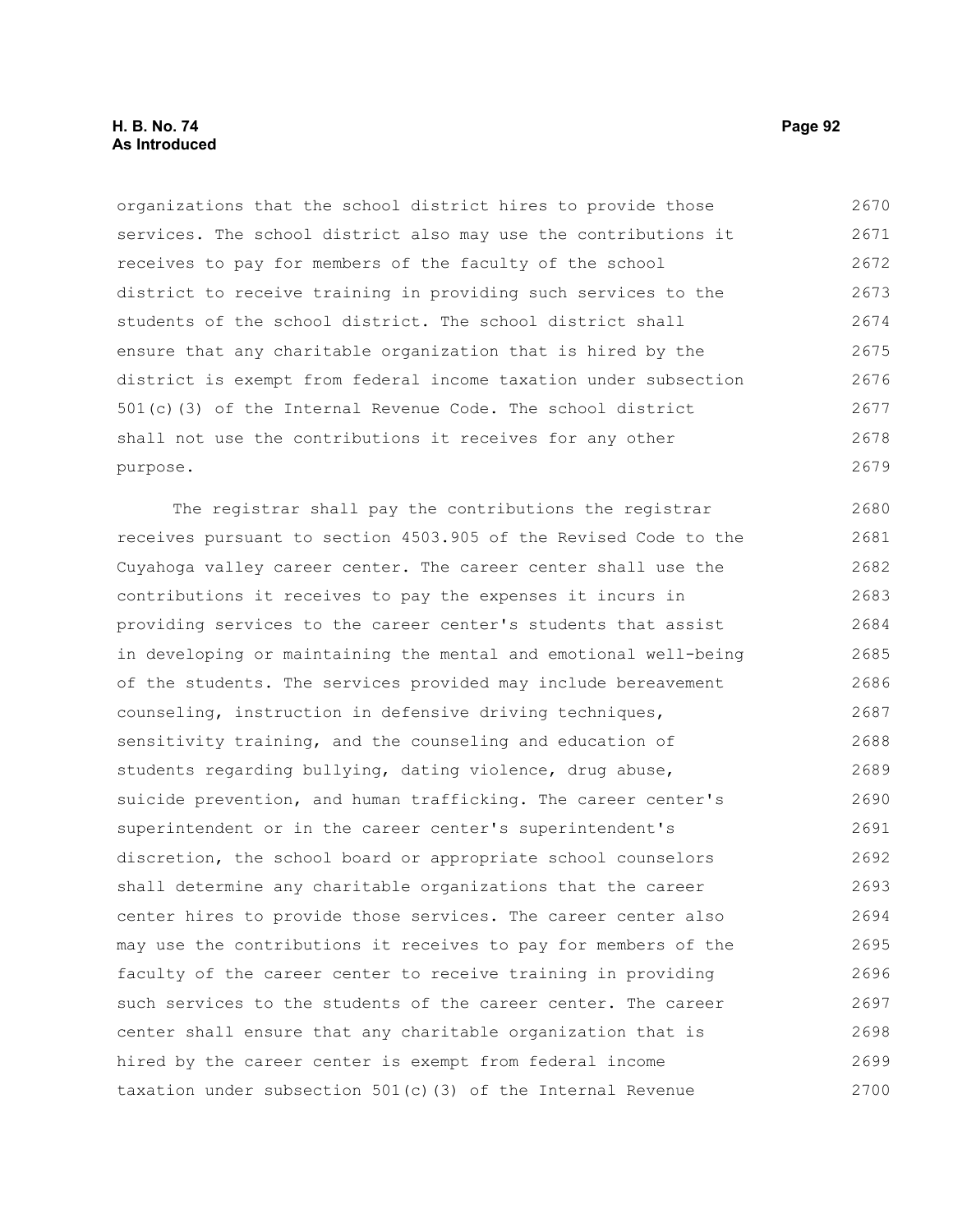organizations that the school district hires to provide those services. The school district also may use the contributions it receives to pay for members of the faculty of the school district to receive training in providing such services to the students of the school district. The school district shall ensure that any charitable organization that is hired by the district is exempt from federal income taxation under subsection 501(c)(3) of the Internal Revenue Code. The school district shall not use the contributions it receives for any other purpose.

The registrar shall pay the contributions the registrar receives pursuant to section 4503.905 of the Revised Code to the Cuyahoga valley career center. The career center shall use the contributions it receives to pay the expenses it incurs in providing services to the career center's students that assist in developing or maintaining the mental and emotional well-being of the students. The services provided may include bereavement counseling, instruction in defensive driving techniques, sensitivity training, and the counseling and education of students regarding bullying, dating violence, drug abuse, suicide prevention, and human trafficking. The career center's superintendent or in the career center's superintendent's discretion, the school board or appropriate school counselors shall determine any charitable organizations that the career center hires to provide those services. The career center also may use the contributions it receives to pay for members of the faculty of the career center to receive training in providing such services to the students of the career center. The career center shall ensure that any charitable organization that is hired by the career center is exempt from federal income taxation under subsection 501(c)(3) of the Internal Revenue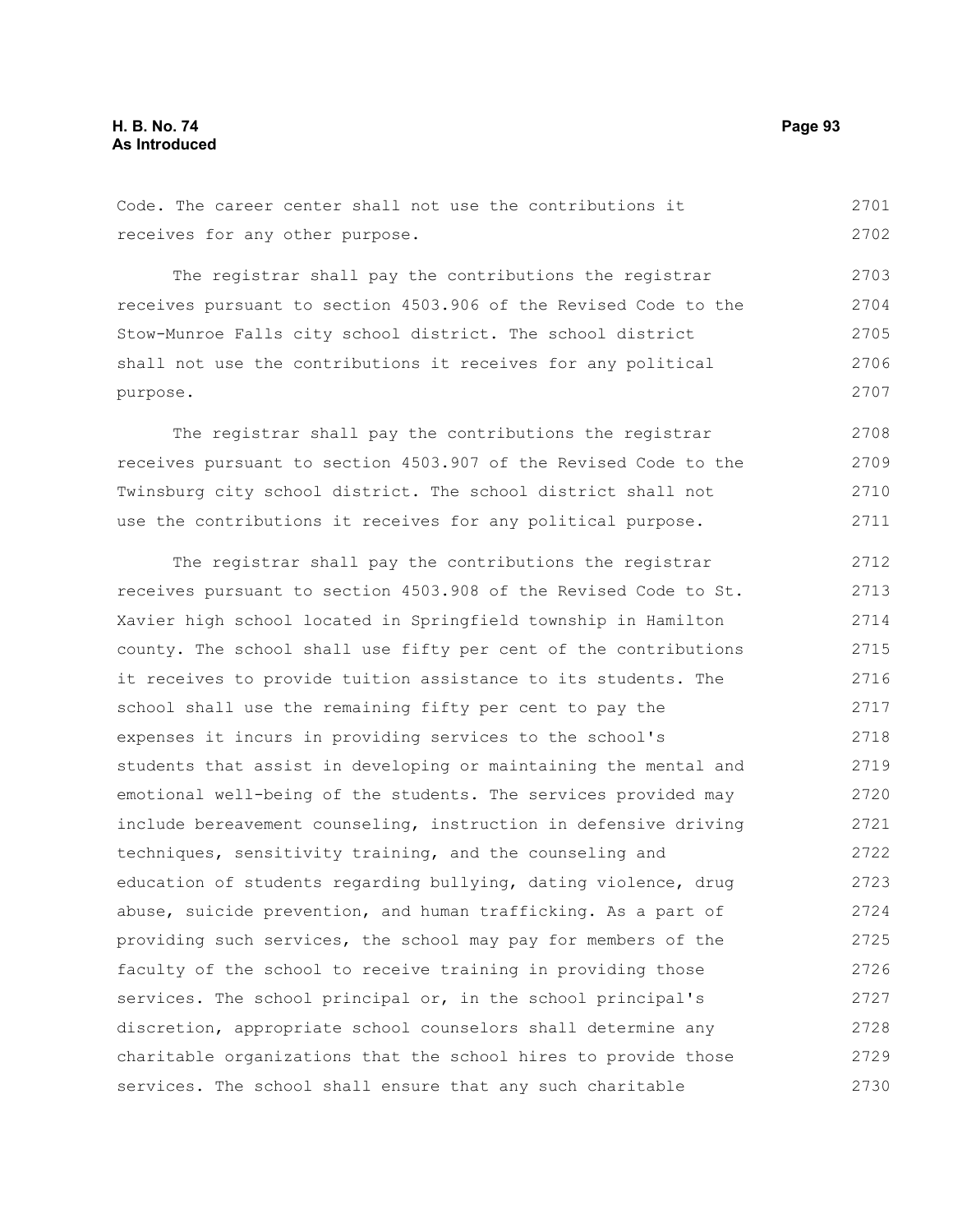Code. The career center shall not use the contributions it receives for any other purpose.

The registrar shall pay the contributions the registrar receives pursuant to section 4503.906 of the Revised Code to the Stow-Munroe Falls city school district. The school district shall not use the contributions it receives for any political purpose.

The registrar shall pay the contributions the registrar receives pursuant to section 4503.907 of the Revised Code to the Twinsburg city school district. The school district shall not use the contributions it receives for any political purpose.

The registrar shall pay the contributions the registrar receives pursuant to section 4503.908 of the Revised Code to St. Xavier high school located in Springfield township in Hamilton county. The school shall use fifty per cent of the contributions it receives to provide tuition assistance to its students. The school shall use the remaining fifty per cent to pay the expenses it incurs in providing services to the school's students that assist in developing or maintaining the mental and emotional well-being of the students. The services provided may include bereavement counseling, instruction in defensive driving techniques, sensitivity training, and the counseling and education of students regarding bullying, dating violence, drug abuse, suicide prevention, and human trafficking. As a part of providing such services, the school may pay for members of the faculty of the school to receive training in providing those services. The school principal or, in the school principal's discretion, appropriate school counselors shall determine any charitable organizations that the school hires to provide those services. The school shall ensure that any such charitable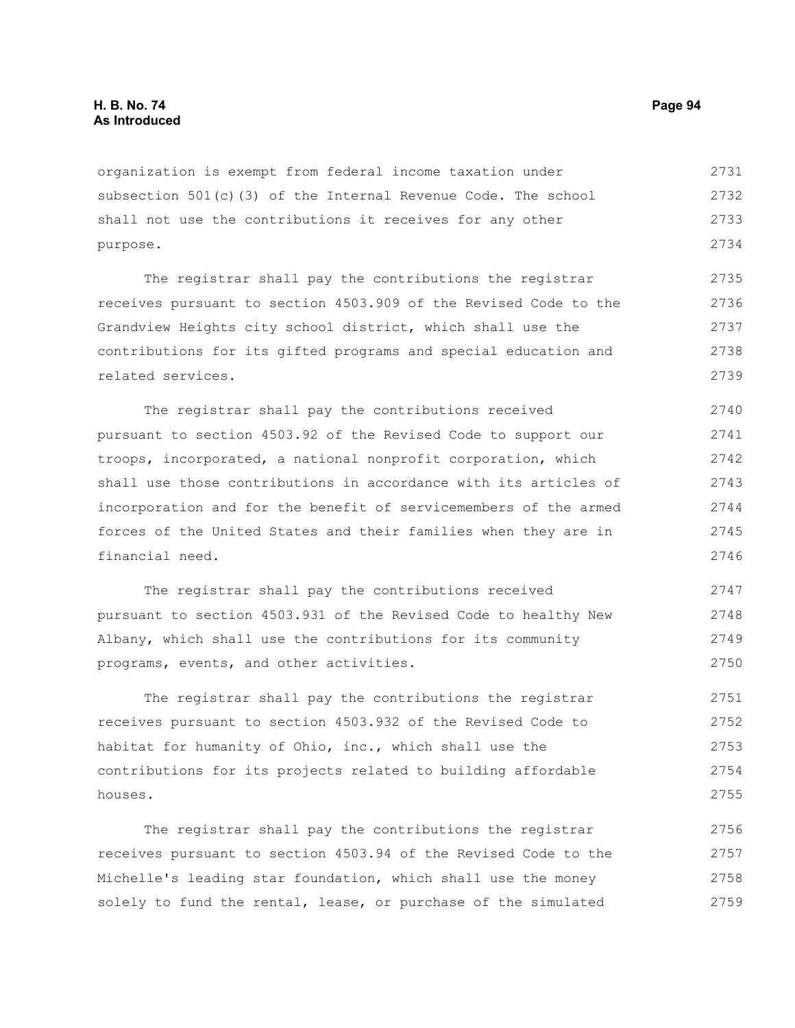organization is exempt from federal income taxation under subsection 501(c)(3) of the Internal Revenue Code. The school shall not use the contributions it receives for any other purpose.

The registrar shall pay the contributions the registrar receives pursuant to section 4503.909 of the Revised Code to the Grandview Heights city school district, which shall use the contributions for its gifted programs and special education and related services.

The registrar shall pay the contributions received pursuant to section 4503.92 of the Revised Code to support our troops, incorporated, a national nonprofit corporation, which shall use those contributions in accordance with its articles of incorporation and for the benefit of servicemembers of the armed forces of the United States and their families when they are in financial need.

The registrar shall pay the contributions received pursuant to section 4503.931 of the Revised Code to healthy New Albany, which shall use the contributions for its community programs, events, and other activities.

The registrar shall pay the contributions the registrar receives pursuant to section 4503.932 of the Revised Code to habitat for humanity of Ohio, inc., which shall use the contributions for its projects related to building affordable houses.

The registrar shall pay the contributions the registrar receives pursuant to section 4503.94 of the Revised Code to the Michelle's leading star foundation, which shall use the money solely to fund the rental, lease, or purchase of the simulated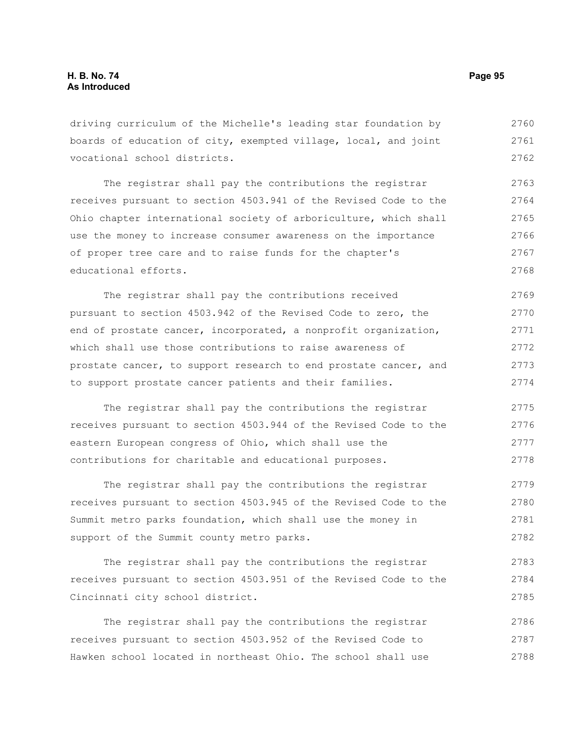driving curriculum of the Michelle's leading star foundation by boards of education of city, exempted village, local, and joint vocational school districts.

The registrar shall pay the contributions the registrar receives pursuant to section 4503.941 of the Revised Code to the Ohio chapter international society of arboriculture, which shall use the money to increase consumer awareness on the importance of proper tree care and to raise funds for the chapter's educational efforts.

The registrar shall pay the contributions received pursuant to section 4503.942 of the Revised Code to zero, the end of prostate cancer, incorporated, a nonprofit organization, which shall use those contributions to raise awareness of prostate cancer, to support research to end prostate cancer, and to support prostate cancer patients and their families.

The registrar shall pay the contributions the registrar receives pursuant to section 4503.944 of the Revised Code to the eastern European congress of Ohio, which shall use the contributions for charitable and educational purposes.

The registrar shall pay the contributions the registrar receives pursuant to section 4503.945 of the Revised Code to the Summit metro parks foundation, which shall use the money in support of the Summit county metro parks.

The registrar shall pay the contributions the registrar receives pursuant to section 4503.951 of the Revised Code to the Cincinnati city school district.

The registrar shall pay the contributions the registrar receives pursuant to section 4503.952 of the Revised Code to Hawken school located in northeast Ohio. The school shall use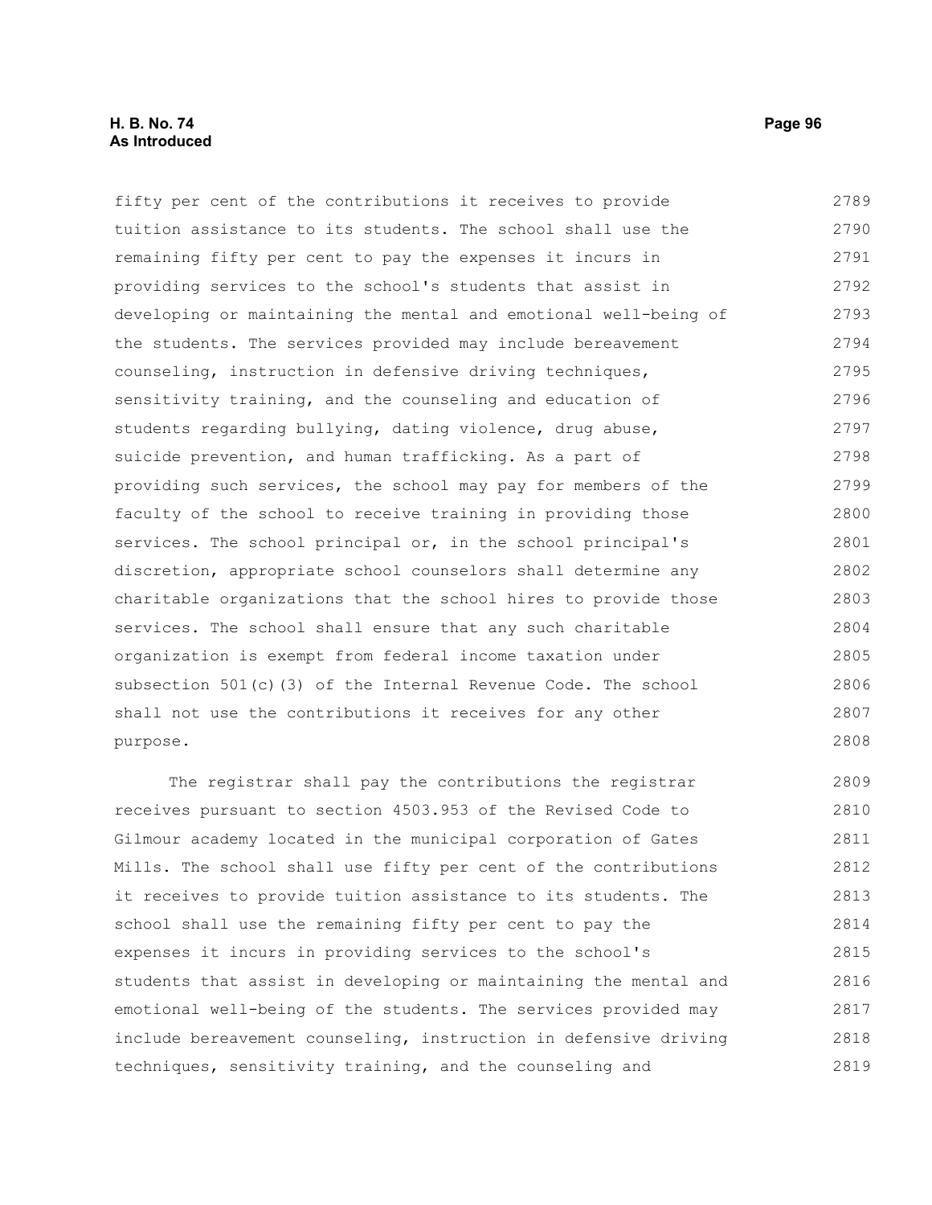fifty per cent of the contributions it receives to provide tuition assistance to its students. The school shall use the remaining fifty per cent to pay the expenses it incurs in providing services to the school's students that assist in developing or maintaining the mental and emotional well-being of the students. The services provided may include bereavement counseling, instruction in defensive driving techniques, sensitivity training, and the counseling and education of students regarding bullying, dating violence, drug abuse, suicide prevention, and human trafficking. As a part of providing such services, the school may pay for members of the faculty of the school to receive training in providing those services. The school principal or, in the school principal's discretion, appropriate school counselors shall determine any charitable organizations that the school hires to provide those services. The school shall ensure that any such charitable organization is exempt from federal income taxation under subsection 501(c)(3) of the Internal Revenue Code. The school shall not use the contributions it receives for any other purpose.

The registrar shall pay the contributions the registrar receives pursuant to section 4503.953 of the Revised Code to Gilmour academy located in the municipal corporation of Gates Mills. The school shall use fifty per cent of the contributions it receives to provide tuition assistance to its students. The school shall use the remaining fifty per cent to pay the expenses it incurs in providing services to the school's students that assist in developing or maintaining the mental and emotional well-being of the students. The services provided may include bereavement counseling, instruction in defensive driving techniques, sensitivity training, and the counseling and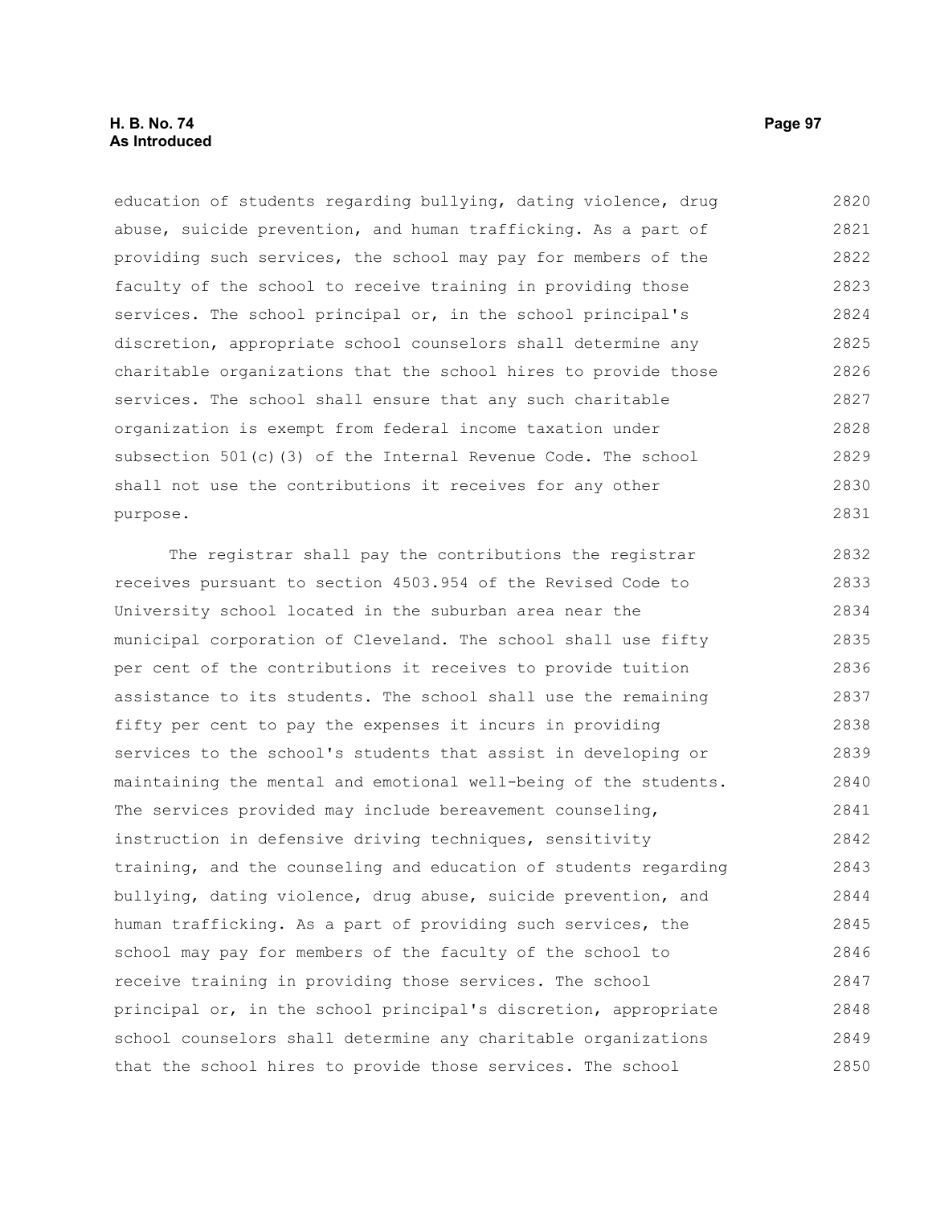education of students regarding bullying, dating violence, drug abuse, suicide prevention, and human trafficking. As a part of providing such services, the school may pay for members of the faculty of the school to receive training in providing those services. The school principal or, in the school principal's discretion, appropriate school counselors shall determine any charitable organizations that the school hires to provide those services. The school shall ensure that any such charitable organization is exempt from federal income taxation under subsection 501(c)(3) of the Internal Revenue Code. The school shall not use the contributions it receives for any other purpose.

The registrar shall pay the contributions the registrar receives pursuant to section 4503.954 of the Revised Code to University school located in the suburban area near the municipal corporation of Cleveland. The school shall use fifty per cent of the contributions it receives to provide tuition assistance to its students. The school shall use the remaining fifty per cent to pay the expenses it incurs in providing services to the school's students that assist in developing or maintaining the mental and emotional well-being of the students. The services provided may include bereavement counseling, instruction in defensive driving techniques, sensitivity training, and the counseling and education of students regarding bullying, dating violence, drug abuse, suicide prevention, and human trafficking. As a part of providing such services, the school may pay for members of the faculty of the school to receive training in providing those services. The school principal or, in the school principal's discretion, appropriate school counselors shall determine any charitable organizations that the school hires to provide those services. The school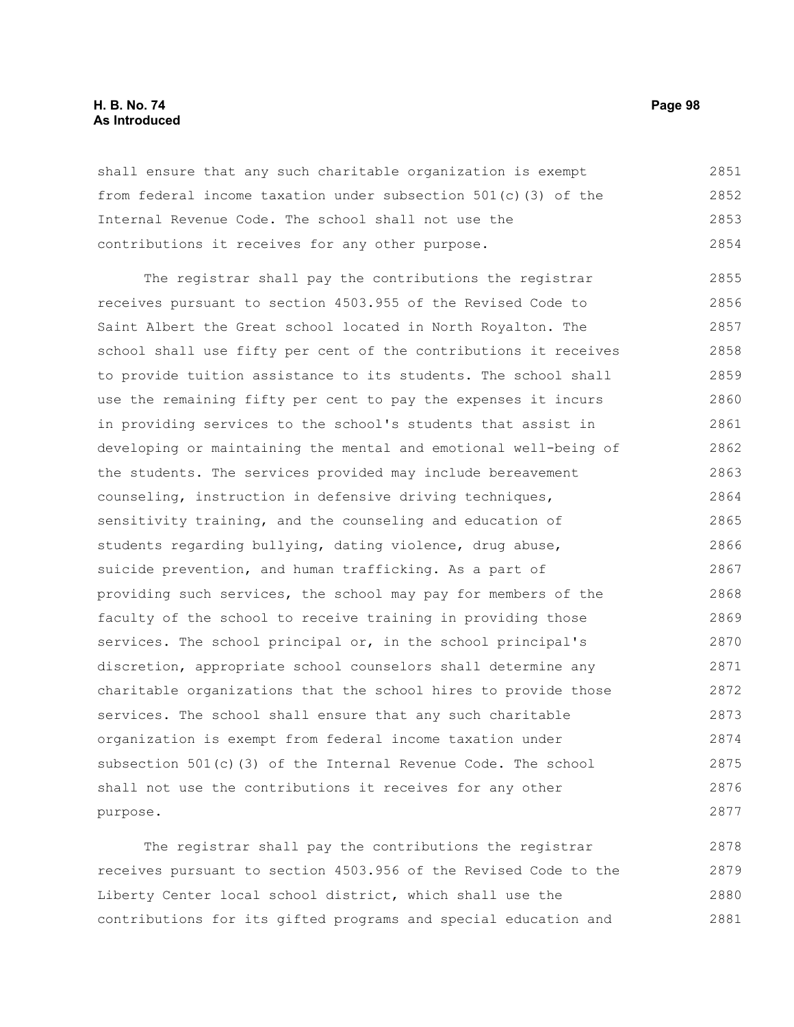shall ensure that any such charitable organization is exempt from federal income taxation under subsection 501(c)(3) of the Internal Revenue Code. The school shall not use the contributions it receives for any other purpose.

The registrar shall pay the contributions the registrar receives pursuant to section 4503.955 of the Revised Code to Saint Albert the Great school located in North Royalton. The school shall use fifty per cent of the contributions it receives to provide tuition assistance to its students. The school shall use the remaining fifty per cent to pay the expenses it incurs in providing services to the school's students that assist in developing or maintaining the mental and emotional well-being of the students. The services provided may include bereavement counseling, instruction in defensive driving techniques, sensitivity training, and the counseling and education of students regarding bullying, dating violence, drug abuse, suicide prevention, and human trafficking. As a part of providing such services, the school may pay for members of the faculty of the school to receive training in providing those services. The school principal or, in the school principal's discretion, appropriate school counselors shall determine any charitable organizations that the school hires to provide those services. The school shall ensure that any such charitable organization is exempt from federal income taxation under subsection 501(c)(3) of the Internal Revenue Code. The school shall not use the contributions it receives for any other purpose.

The registrar shall pay the contributions the registrar receives pursuant to section 4503.956 of the Revised Code to the Liberty Center local school district, which shall use the contributions for its gifted programs and special education and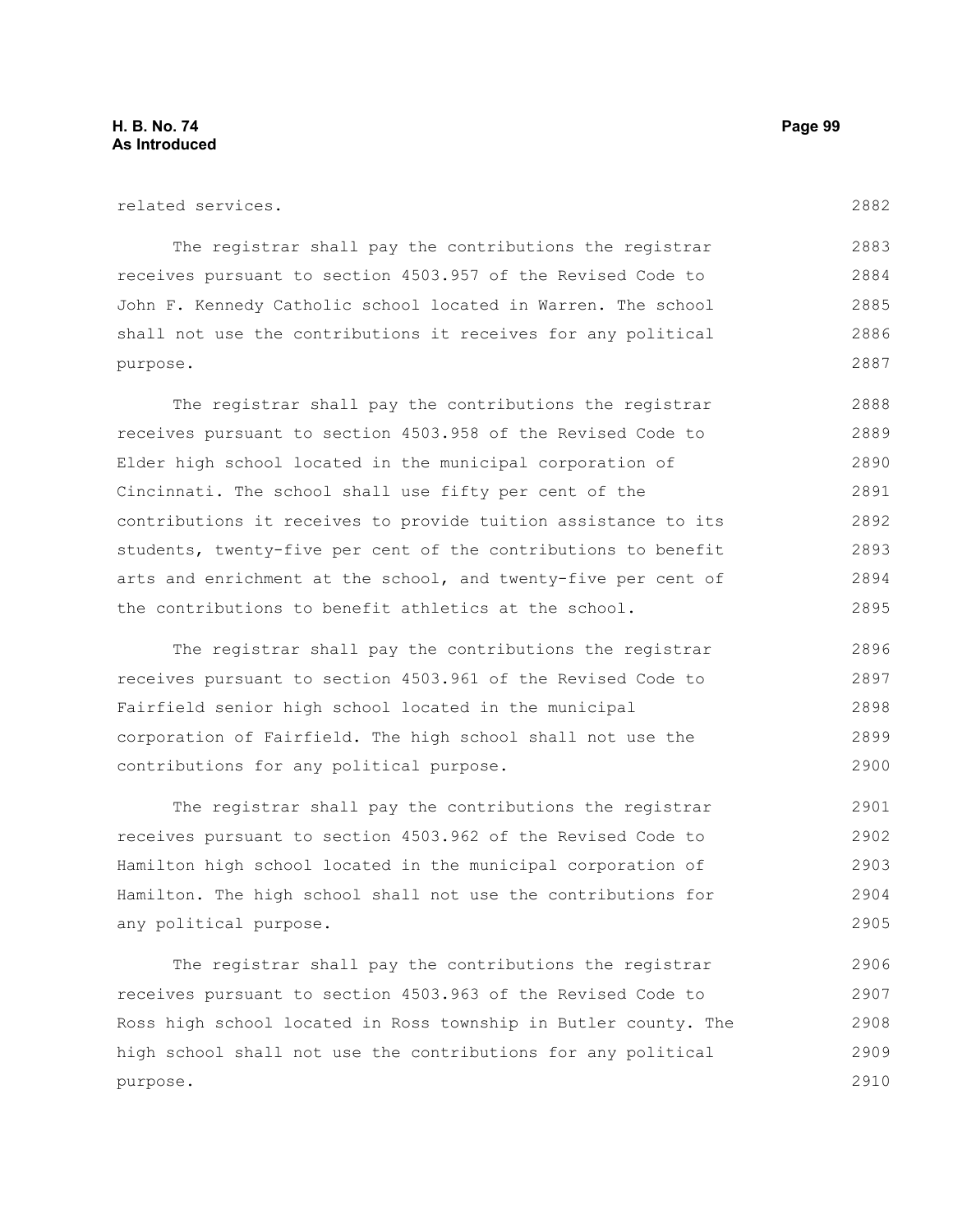related services.

The registrar shall pay the contributions the registrar receives pursuant to section 4503.957 of the Revised Code to John F. Kennedy Catholic school located in Warren. The school shall not use the contributions it receives for any political purpose.

The registrar shall pay the contributions the registrar receives pursuant to section 4503.958 of the Revised Code to Elder high school located in the municipal corporation of Cincinnati. The school shall use fifty per cent of the contributions it receives to provide tuition assistance to its students, twenty-five per cent of the contributions to benefit arts and enrichment at the school, and twenty-five per cent of the contributions to benefit athletics at the school.

The registrar shall pay the contributions the registrar receives pursuant to section 4503.961 of the Revised Code to Fairfield senior high school located in the municipal corporation of Fairfield. The high school shall not use the contributions for any political purpose.

The registrar shall pay the contributions the registrar receives pursuant to section 4503.962 of the Revised Code to Hamilton high school located in the municipal corporation of Hamilton. The high school shall not use the contributions for any political purpose.

The registrar shall pay the contributions the registrar receives pursuant to section 4503.963 of the Revised Code to Ross high school located in Ross township in Butler county. The high school shall not use the contributions for any political purpose.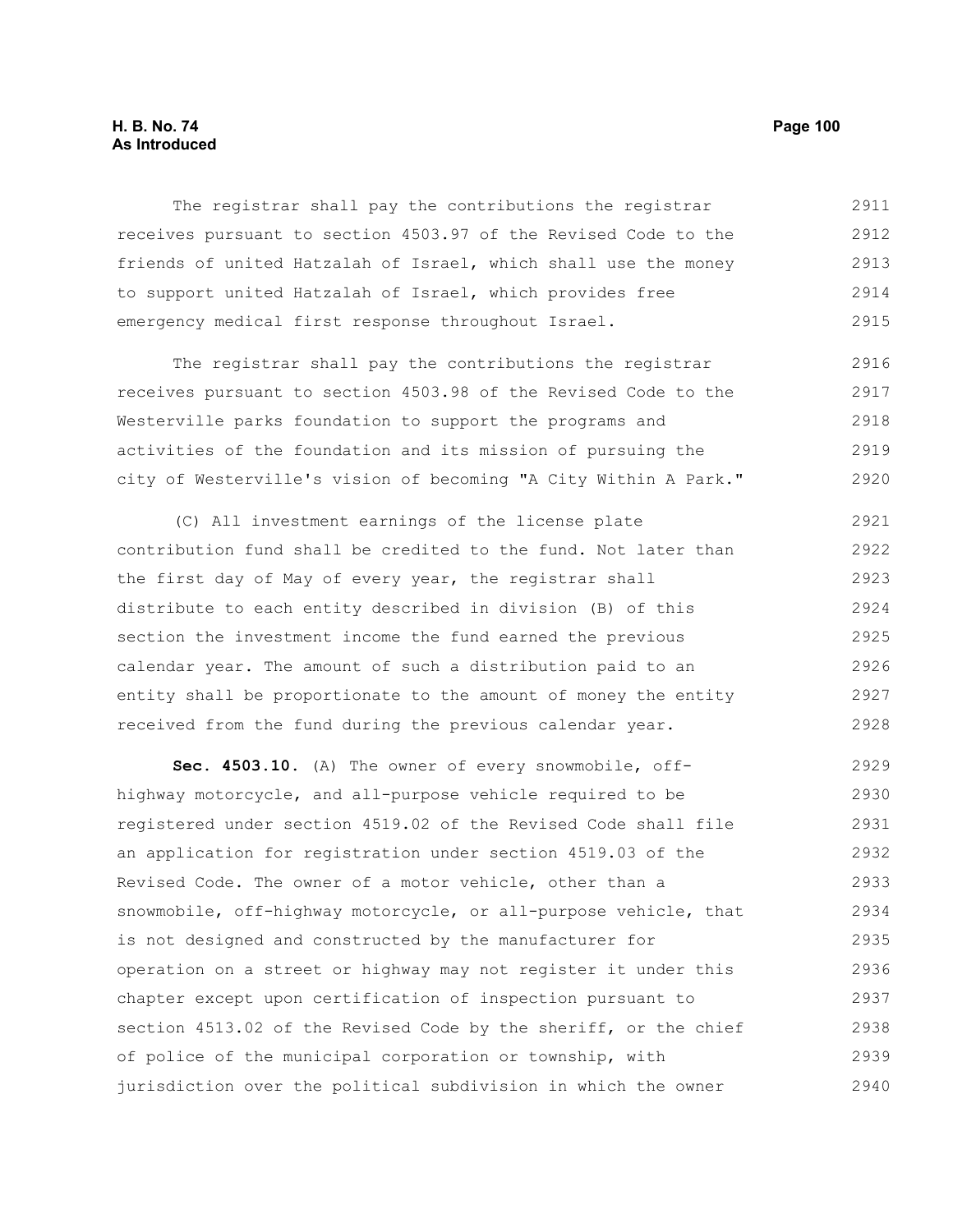The registrar shall pay the contributions the registrar receives pursuant to section 4503.97 of the Revised Code to the friends of united Hatzalah of Israel, which shall use the money to support united Hatzalah of Israel, which provides free emergency medical first response throughout Israel.

The registrar shall pay the contributions the registrar receives pursuant to section 4503.98 of the Revised Code to the Westerville parks foundation to support the programs and activities of the foundation and its mission of pursuing the city of Westerville's vision of becoming "A City Within A Park."

(C) All investment earnings of the license plate contribution fund shall be credited to the fund. Not later than the first day of May of every year, the registrar shall distribute to each entity described in division (B) of this section the investment income the fund earned the previous calendar year. The amount of such a distribution paid to an entity shall be proportionate to the amount of money the entity received from the fund during the previous calendar year.

**Sec. 4503.10.** (A) The owner of every snowmobile, off-highway motorcycle, and all-purpose vehicle required to be registered under section 4519.02 of the Revised Code shall file an application for registration under section 4519.03 of the Revised Code. The owner of a motor vehicle, other than a snowmobile, off-highway motorcycle, or all-purpose vehicle, that is not designed and constructed by the manufacturer for operation on a street or highway may not register it under this chapter except upon certification of inspection pursuant to section 4513.02 of the Revised Code by the sheriff, or the chief of police of the municipal corporation or township, with jurisdiction over the political subdivision in which the owner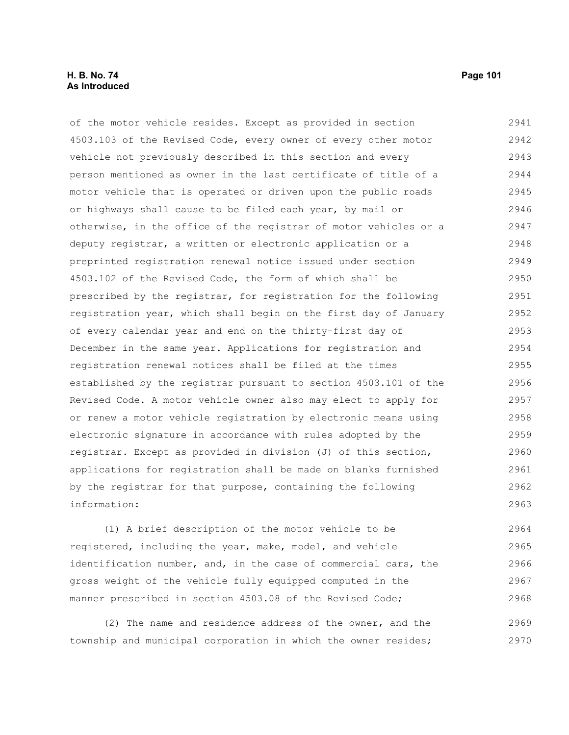of the motor vehicle resides. Except as provided in section 4503.103 of the Revised Code, every owner of every other motor vehicle not previously described in this section and every person mentioned as owner in the last certificate of title of a motor vehicle that is operated or driven upon the public roads or highways shall cause to be filed each year, by mail or otherwise, in the office of the registrar of motor vehicles or a deputy registrar, a written or electronic application or a preprinted registration renewal notice issued under section 4503.102 of the Revised Code, the form of which shall be prescribed by the registrar, for registration for the following registration year, which shall begin on the first day of January of every calendar year and end on the thirty-first day of December in the same year. Applications for registration and registration renewal notices shall be filed at the times established by the registrar pursuant to section 4503.101 of the Revised Code. A motor vehicle owner also may elect to apply for or renew a motor vehicle registration by electronic means using electronic signature in accordance with rules adopted by the registrar. Except as provided in division (J) of this section, applications for registration shall be made on blanks furnished by the registrar for that purpose, containing the following information:

(1) A brief description of the motor vehicle to be registered, including the year, make, model, and vehicle identification number, and, in the case of commercial cars, the gross weight of the vehicle fully equipped computed in the manner prescribed in section 4503.08 of the Revised Code;

(2) The name and residence address of the owner, and the township and municipal corporation in which the owner resides;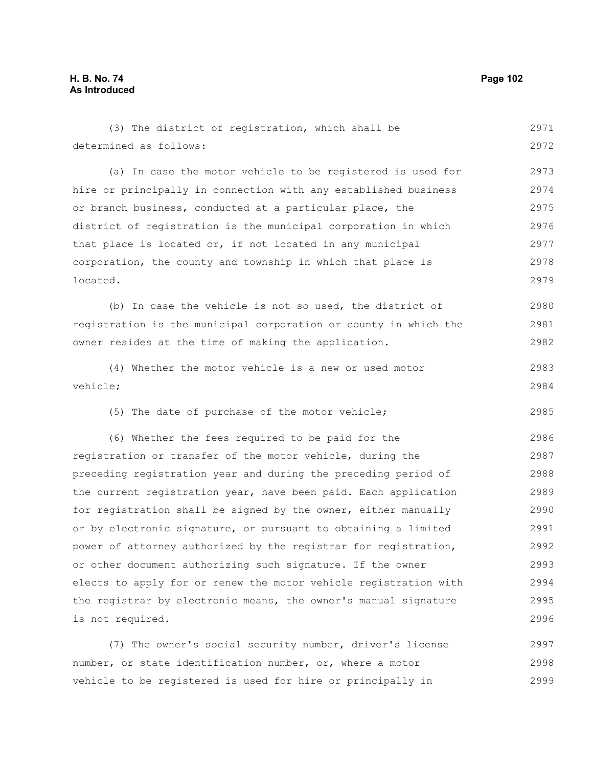(3) The district of registration, which shall be determined as follows:

(a) In case the motor vehicle to be registered is used for hire or principally in connection with any established business or branch business, conducted at a particular place, the district of registration is the municipal corporation in which that place is located or, if not located in any municipal corporation, the county and township in which that place is located.

(b) In case the vehicle is not so used, the district of registration is the municipal corporation or county in which the owner resides at the time of making the application.

(4) Whether the motor vehicle is a new or used motor vehicle;

(5) The date of purchase of the motor vehicle;

(6) Whether the fees required to be paid for the registration or transfer of the motor vehicle, during the preceding registration year and during the preceding period of the current registration year, have been paid. Each application for registration shall be signed by the owner, either manually or by electronic signature, or pursuant to obtaining a limited power of attorney authorized by the registrar for registration, or other document authorizing such signature. If the owner elects to apply for or renew the motor vehicle registration with the registrar by electronic means, the owner's manual signature is not required.

(7) The owner's social security number, driver's license number, or state identification number, or, where a motor vehicle to be registered is used for hire or principally in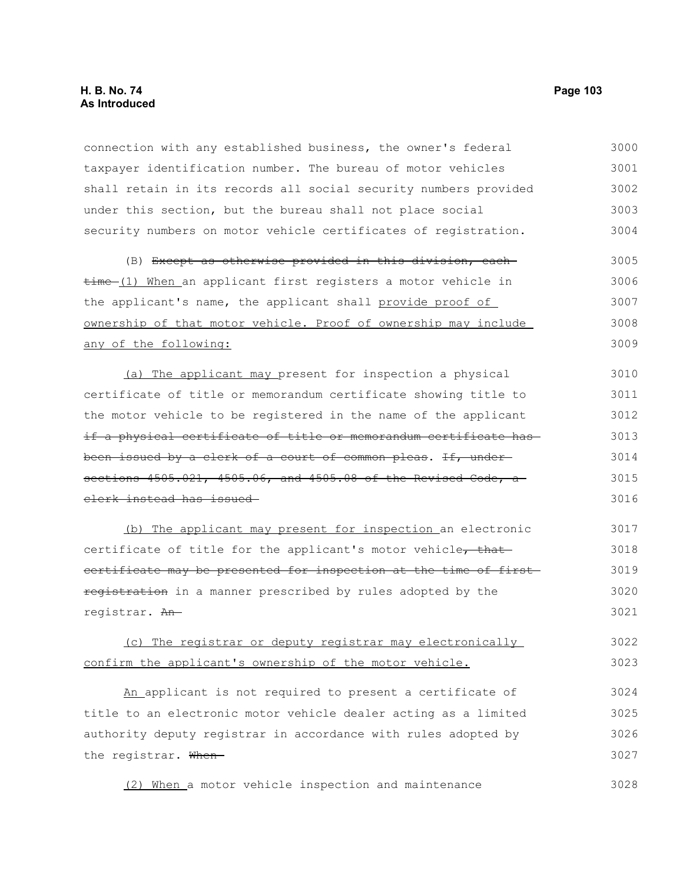connection with any established business, the owner's federal taxpayer identification number. The bureau of motor vehicles shall retain in its records all social security numbers provided under this section, but the bureau shall not place social security numbers on motor vehicle certificates of registration.

(B) ~~Except as otherwise provided in this division, each time~~ <u>(1) When</u> an applicant first registers a motor vehicle in the applicant's name, the applicant shall <u>provide proof of ownership of that motor vehicle. Proof of ownership may include any of the following:</u>

<u>(a) The applicant may</u> present for inspection a physical certificate of title or memorandum certificate showing title to the motor vehicle to be registered in the name of the applicant ~~if a physical certificate of title or memorandum certificate has been issued by a clerk of a court of common pleas~~. ~~If, under sections 4505.021, 4505.06, and 4505.08 of the Revised Code, a clerk instead has issued~~

<u>(b) The applicant may present for inspection</u> an electronic certificate of title for the applicant's motor vehicle~~, that certificate may be presented for inspection at the time of first registration~~ in a manner prescribed by rules adopted by the registrar. ~~An~~

<u>(c) The registrar or deputy registrar may electronically confirm the applicant's ownership of the motor vehicle.</u>

<u>An</u> applicant is not required to present a certificate of title to an electronic motor vehicle dealer acting as a limited authority deputy registrar in accordance with rules adopted by the registrar. ~~When~~

<u>(2) When</u> a motor vehicle inspection and maintenance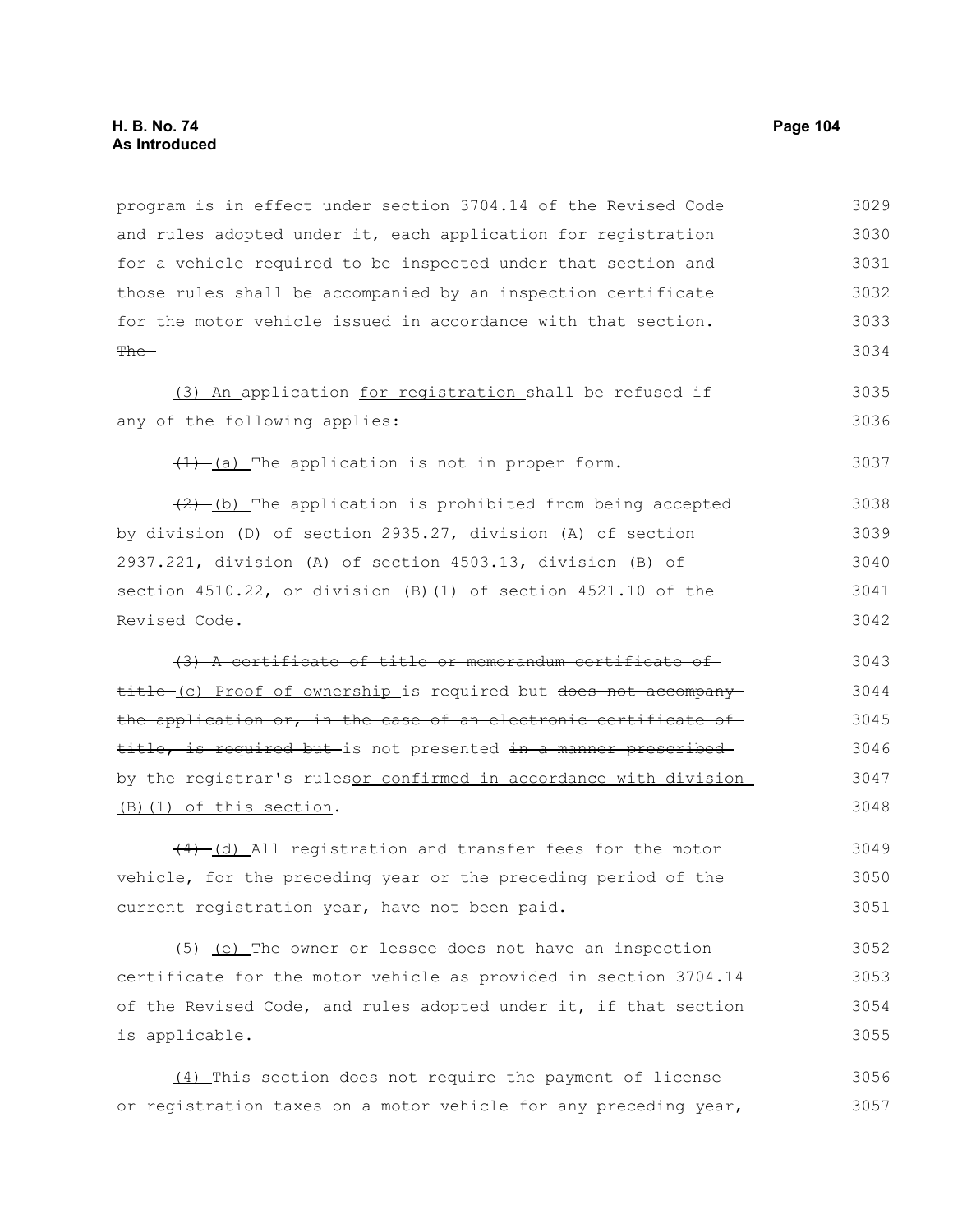program is in effect under section 3704.14 of the Revised Code and rules adopted under it, each application for registration for a vehicle required to be inspected under that section and those rules shall be accompanied by an inspection certificate for the motor vehicle issued in accordance with that section. ~~The~~

(3) An application for registration shall be refused if any of the following applies:

~~(1)~~ (a) The application is not in proper form.

~~(2)~~ (b) The application is prohibited from being accepted by division (D) of section 2935.27, division (A) of section 2937.221, division (A) of section 4503.13, division (B) of section 4510.22, or division (B)(1) of section 4521.10 of the Revised Code.

~~(3) A certificate of title or memorandum certificate of title~~ (c) Proof of ownership is required but ~~does not accompany the application or, in the case of an electronic certificate of title, is required but~~ is not presented ~~in a manner prescribed by the registrar's rules~~or confirmed in accordance with division (B)(1) of this section.

~~(4)~~ (d) All registration and transfer fees for the motor vehicle, for the preceding year or the preceding period of the current registration year, have not been paid.

~~(5)~~ (e) The owner or lessee does not have an inspection certificate for the motor vehicle as provided in section 3704.14 of the Revised Code, and rules adopted under it, if that section is applicable.

(4) This section does not require the payment of license or registration taxes on a motor vehicle for any preceding year,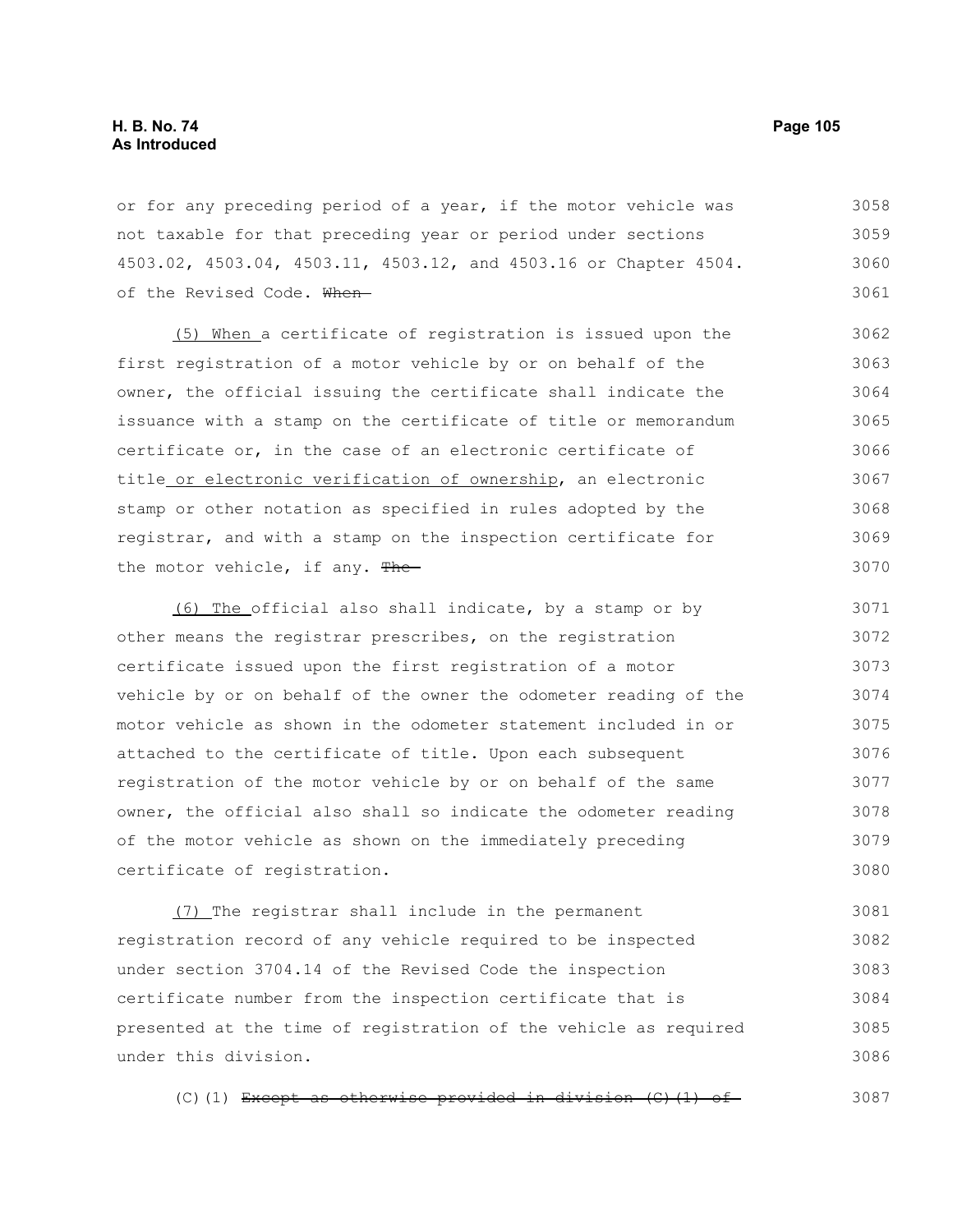or for any preceding period of a year, if the motor vehicle was not taxable for that preceding year or period under sections 4503.02, 4503.04, 4503.11, 4503.12, and 4503.16 or Chapter 4504. of the Revised Code. ~~When~~

(5) When a certificate of registration is issued upon the first registration of a motor vehicle by or on behalf of the owner, the official issuing the certificate shall indicate the issuance with a stamp on the certificate of title or memorandum certificate or, in the case of an electronic certificate of title or electronic verification of ownership, an electronic stamp or other notation as specified in rules adopted by the registrar, and with a stamp on the inspection certificate for the motor vehicle, if any. ~~The~~

(6) The official also shall indicate, by a stamp or by other means the registrar prescribes, on the registration certificate issued upon the first registration of a motor vehicle by or on behalf of the owner the odometer reading of the motor vehicle as shown in the odometer statement included in or attached to the certificate of title. Upon each subsequent registration of the motor vehicle by or on behalf of the same owner, the official also shall so indicate the odometer reading of the motor vehicle as shown on the immediately preceding certificate of registration.

(7) The registrar shall include in the permanent registration record of any vehicle required to be inspected under section 3704.14 of the Revised Code the inspection certificate number from the inspection certificate that is presented at the time of registration of the vehicle as required under this division.

(C)(1) ~~Except as otherwise provided in division (C)(1) of~~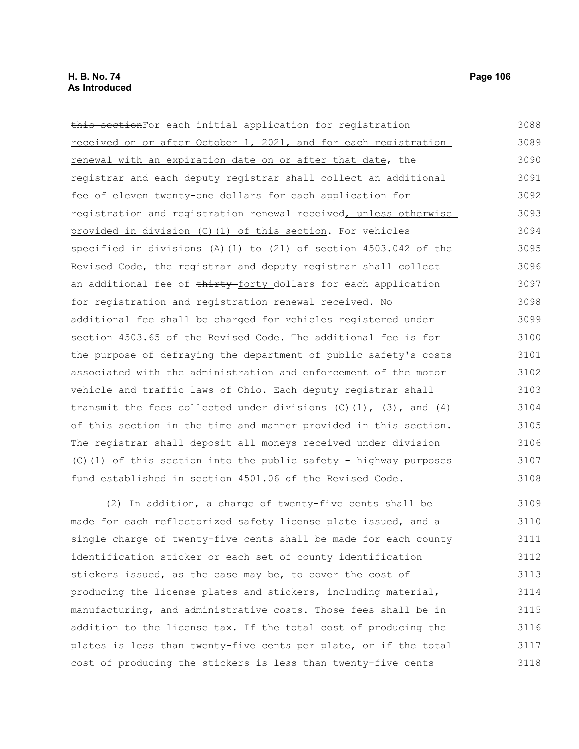~~this section~~For each initial application for registration received on or after October 1, 2021, and for each registration renewal with an expiration date on or after that date, the registrar and each deputy registrar shall collect an additional fee of ~~eleven~~ twenty-one dollars for each application for registration and registration renewal received, unless otherwise provided in division (C)(1) of this section. For vehicles specified in divisions (A)(1) to (21) of section 4503.042 of the Revised Code, the registrar and deputy registrar shall collect an additional fee of ~~thirty~~ forty dollars for each application for registration and registration renewal received. No additional fee shall be charged for vehicles registered under section 4503.65 of the Revised Code. The additional fee is for the purpose of defraying the department of public safety's costs associated with the administration and enforcement of the motor vehicle and traffic laws of Ohio. Each deputy registrar shall transmit the fees collected under divisions (C)(1), (3), and (4) of this section in the time and manner provided in this section. The registrar shall deposit all moneys received under division (C)(1) of this section into the public safety - highway purposes fund established in section 4501.06 of the Revised Code.

(2) In addition, a charge of twenty-five cents shall be made for each reflectorized safety license plate issued, and a single charge of twenty-five cents shall be made for each county identification sticker or each set of county identification stickers issued, as the case may be, to cover the cost of producing the license plates and stickers, including material, manufacturing, and administrative costs. Those fees shall be in addition to the license tax. If the total cost of producing the plates is less than twenty-five cents per plate, or if the total cost of producing the stickers is less than twenty-five cents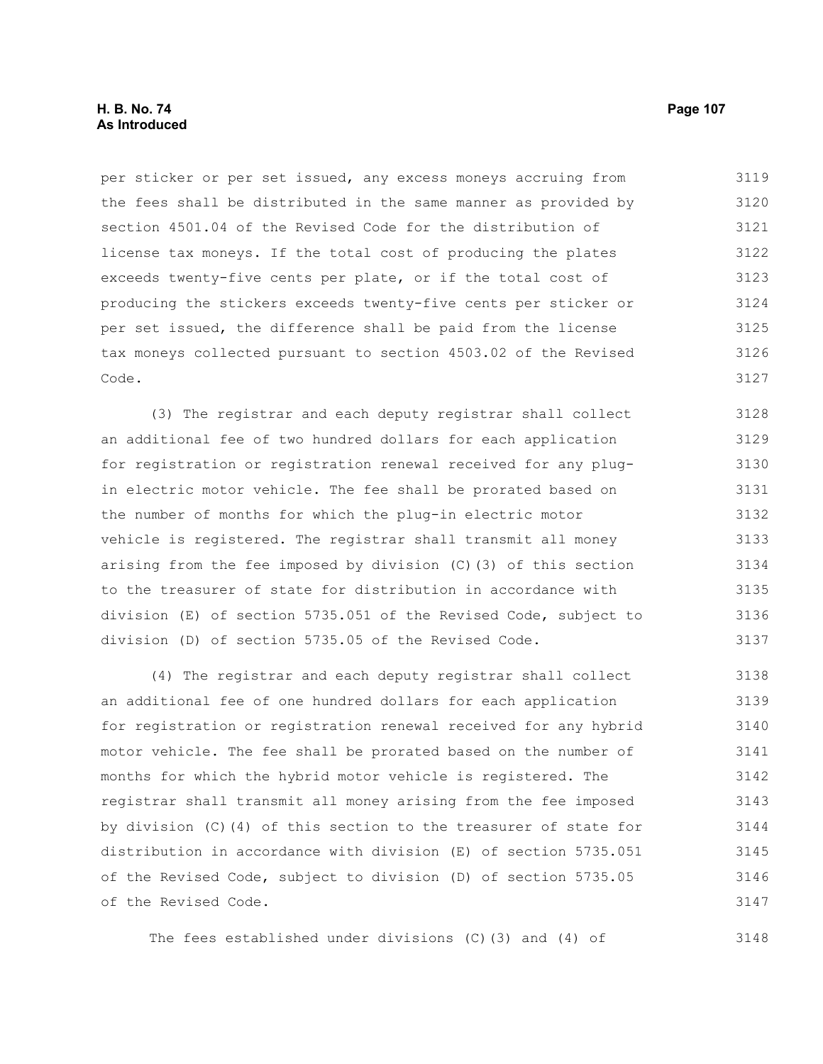per sticker or per set issued, any excess moneys accruing from the fees shall be distributed in the same manner as provided by section 4501.04 of the Revised Code for the distribution of license tax moneys. If the total cost of producing the plates exceeds twenty-five cents per plate, or if the total cost of producing the stickers exceeds twenty-five cents per sticker or per set issued, the difference shall be paid from the license tax moneys collected pursuant to section 4503.02 of the Revised Code.

(3) The registrar and each deputy registrar shall collect an additional fee of two hundred dollars for each application for registration or registration renewal received for any plug-in electric motor vehicle. The fee shall be prorated based on the number of months for which the plug-in electric motor vehicle is registered. The registrar shall transmit all money arising from the fee imposed by division (C)(3) of this section to the treasurer of state for distribution in accordance with division (E) of section 5735.051 of the Revised Code, subject to division (D) of section 5735.05 of the Revised Code.

(4) The registrar and each deputy registrar shall collect an additional fee of one hundred dollars for each application for registration or registration renewal received for any hybrid motor vehicle. The fee shall be prorated based on the number of months for which the hybrid motor vehicle is registered. The registrar shall transmit all money arising from the fee imposed by division (C)(4) of this section to the treasurer of state for distribution in accordance with division (E) of section 5735.051 of the Revised Code, subject to division (D) of section 5735.05 of the Revised Code.

The fees established under divisions (C)(3) and (4) of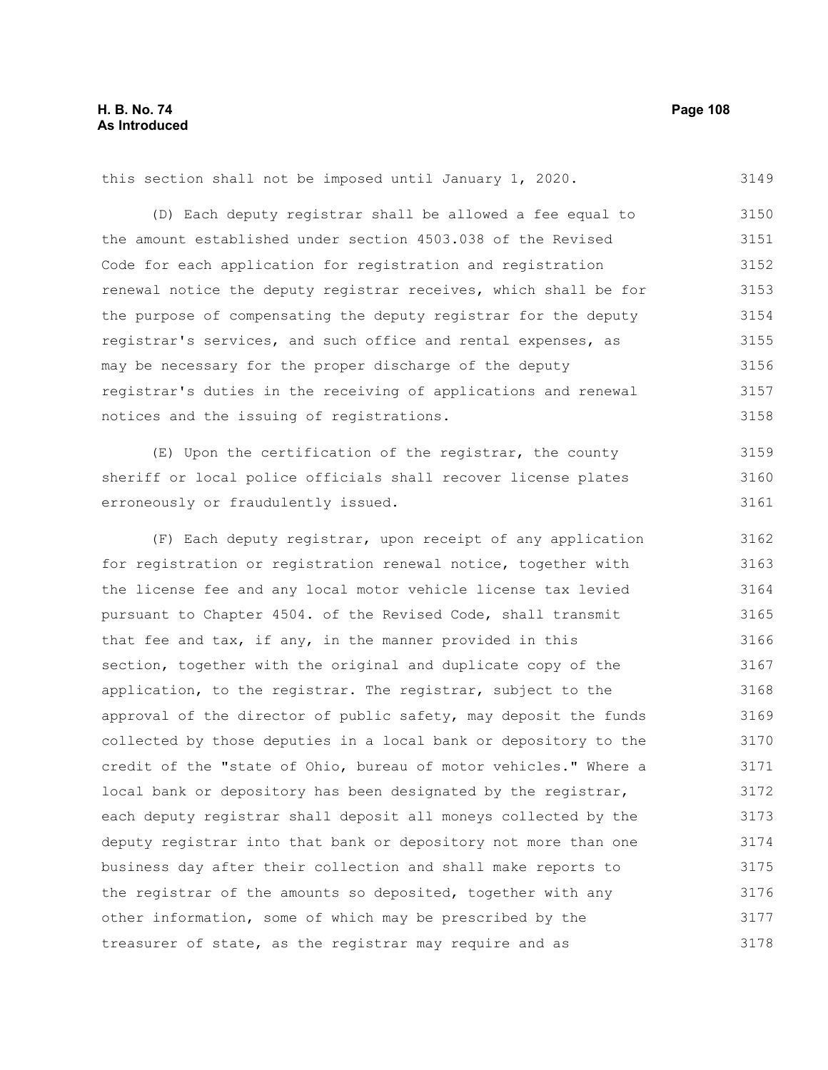this section shall not be imposed until January 1, 2020.

(D) Each deputy registrar shall be allowed a fee equal to the amount established under section 4503.038 of the Revised Code for each application for registration and registration renewal notice the deputy registrar receives, which shall be for the purpose of compensating the deputy registrar for the deputy registrar's services, and such office and rental expenses, as may be necessary for the proper discharge of the deputy registrar's duties in the receiving of applications and renewal notices and the issuing of registrations.

(E) Upon the certification of the registrar, the county sheriff or local police officials shall recover license plates erroneously or fraudulently issued.

(F) Each deputy registrar, upon receipt of any application for registration or registration renewal notice, together with the license fee and any local motor vehicle license tax levied pursuant to Chapter 4504. of the Revised Code, shall transmit that fee and tax, if any, in the manner provided in this section, together with the original and duplicate copy of the application, to the registrar. The registrar, subject to the approval of the director of public safety, may deposit the funds collected by those deputies in a local bank or depository to the credit of the "state of Ohio, bureau of motor vehicles." Where a local bank or depository has been designated by the registrar, each deputy registrar shall deposit all moneys collected by the deputy registrar into that bank or depository not more than one business day after their collection and shall make reports to the registrar of the amounts so deposited, together with any other information, some of which may be prescribed by the treasurer of state, as the registrar may require and as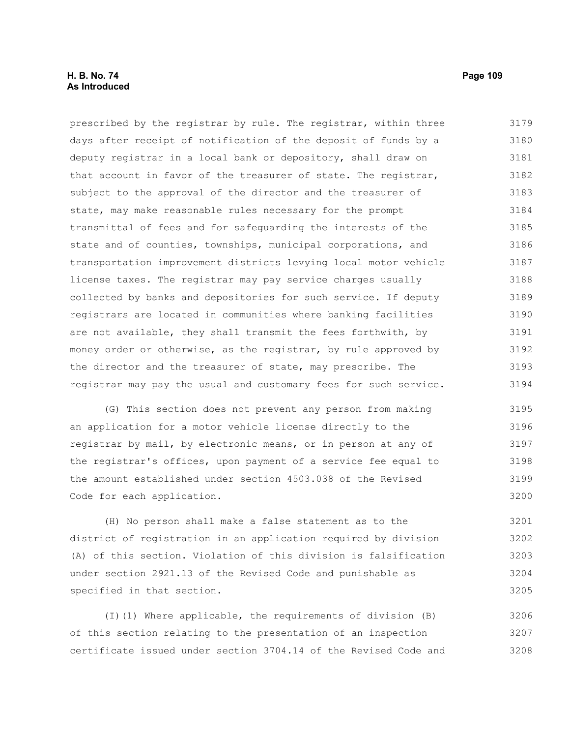prescribed by the registrar by rule. The registrar, within three days after receipt of notification of the deposit of funds by a deputy registrar in a local bank or depository, shall draw on that account in favor of the treasurer of state. The registrar, subject to the approval of the director and the treasurer of state, may make reasonable rules necessary for the prompt transmittal of fees and for safeguarding the interests of the state and of counties, townships, municipal corporations, and transportation improvement districts levying local motor vehicle license taxes. The registrar may pay service charges usually collected by banks and depositories for such service. If deputy registrars are located in communities where banking facilities are not available, they shall transmit the fees forthwith, by money order or otherwise, as the registrar, by rule approved by the director and the treasurer of state, may prescribe. The registrar may pay the usual and customary fees for such service.

(G) This section does not prevent any person from making an application for a motor vehicle license directly to the registrar by mail, by electronic means, or in person at any of the registrar's offices, upon payment of a service fee equal to the amount established under section 4503.038 of the Revised Code for each application.

(H) No person shall make a false statement as to the district of registration in an application required by division (A) of this section. Violation of this division is falsification under section 2921.13 of the Revised Code and punishable as specified in that section.

(I)(1) Where applicable, the requirements of division (B) of this section relating to the presentation of an inspection certificate issued under section 3704.14 of the Revised Code and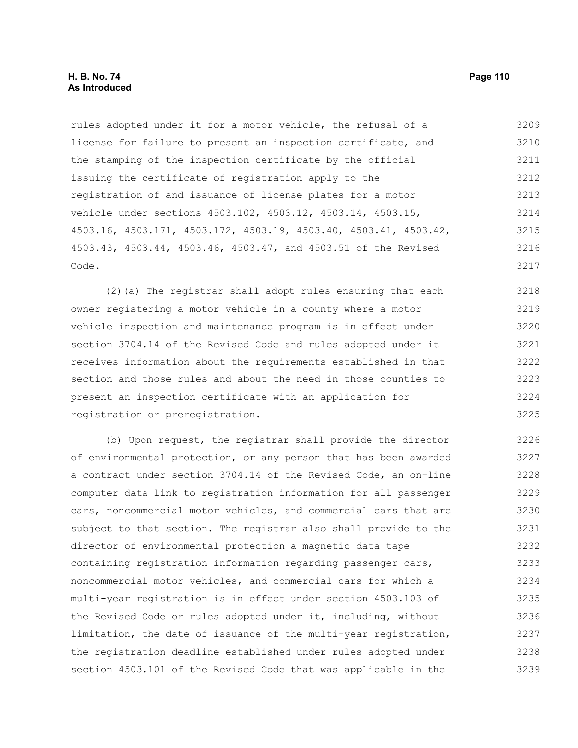rules adopted under it for a motor vehicle, the refusal of a license for failure to present an inspection certificate, and the stamping of the inspection certificate by the official issuing the certificate of registration apply to the registration of and issuance of license plates for a motor vehicle under sections 4503.102, 4503.12, 4503.14, 4503.15, 4503.16, 4503.171, 4503.172, 4503.19, 4503.40, 4503.41, 4503.42, 4503.43, 4503.44, 4503.46, 4503.47, and 4503.51 of the Revised Code.

(2)(a) The registrar shall adopt rules ensuring that each owner registering a motor vehicle in a county where a motor vehicle inspection and maintenance program is in effect under section 3704.14 of the Revised Code and rules adopted under it receives information about the requirements established in that section and those rules and about the need in those counties to present an inspection certificate with an application for registration or preregistration.

(b) Upon request, the registrar shall provide the director of environmental protection, or any person that has been awarded a contract under section 3704.14 of the Revised Code, an on-line computer data link to registration information for all passenger cars, noncommercial motor vehicles, and commercial cars that are subject to that section. The registrar also shall provide to the director of environmental protection a magnetic data tape containing registration information regarding passenger cars, noncommercial motor vehicles, and commercial cars for which a multi-year registration is in effect under section 4503.103 of the Revised Code or rules adopted under it, including, without limitation, the date of issuance of the multi-year registration, the registration deadline established under rules adopted under section 4503.101 of the Revised Code that was applicable in the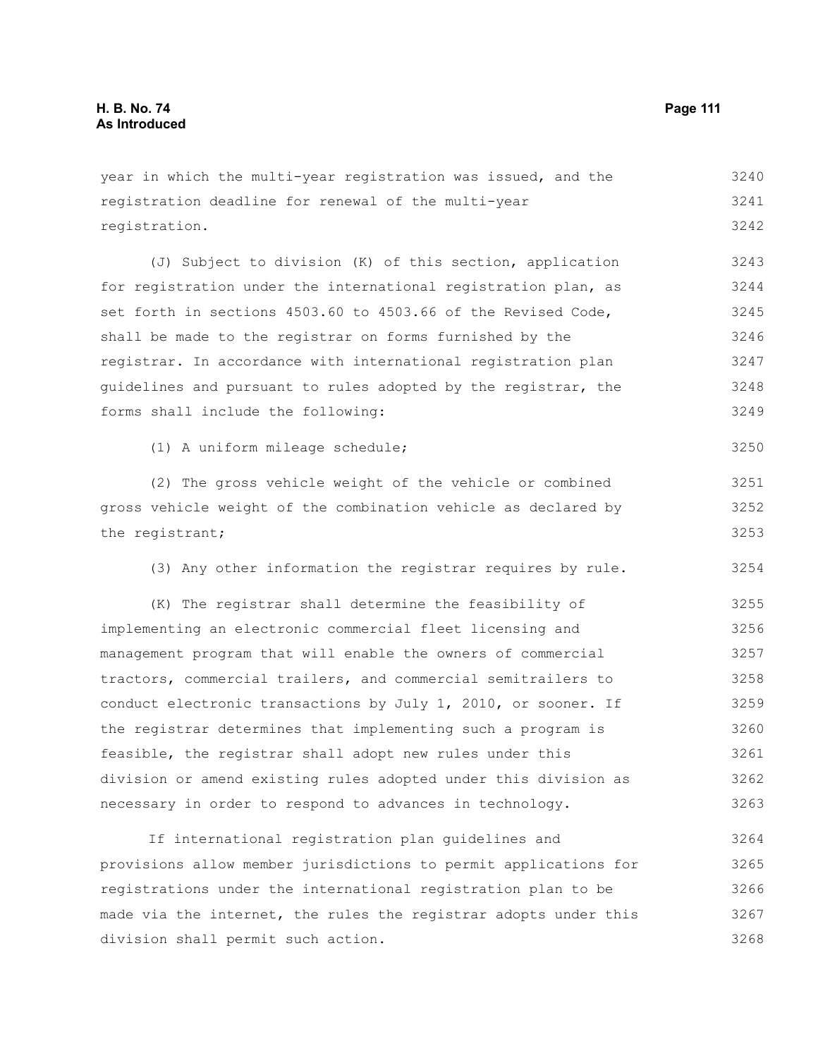year in which the multi-year registration was issued, and the registration deadline for renewal of the multi-year registration.

(J) Subject to division (K) of this section, application for registration under the international registration plan, as set forth in sections 4503.60 to 4503.66 of the Revised Code, shall be made to the registrar on forms furnished by the registrar. In accordance with international registration plan guidelines and pursuant to rules adopted by the registrar, the forms shall include the following:

(1) A uniform mileage schedule;

(2) The gross vehicle weight of the vehicle or combined gross vehicle weight of the combination vehicle as declared by the registrant;

(3) Any other information the registrar requires by rule.

(K) The registrar shall determine the feasibility of implementing an electronic commercial fleet licensing and management program that will enable the owners of commercial tractors, commercial trailers, and commercial semitrailers to conduct electronic transactions by July 1, 2010, or sooner. If the registrar determines that implementing such a program is feasible, the registrar shall adopt new rules under this division or amend existing rules adopted under this division as necessary in order to respond to advances in technology.

If international registration plan guidelines and provisions allow member jurisdictions to permit applications for registrations under the international registration plan to be made via the internet, the rules the registrar adopts under this division shall permit such action.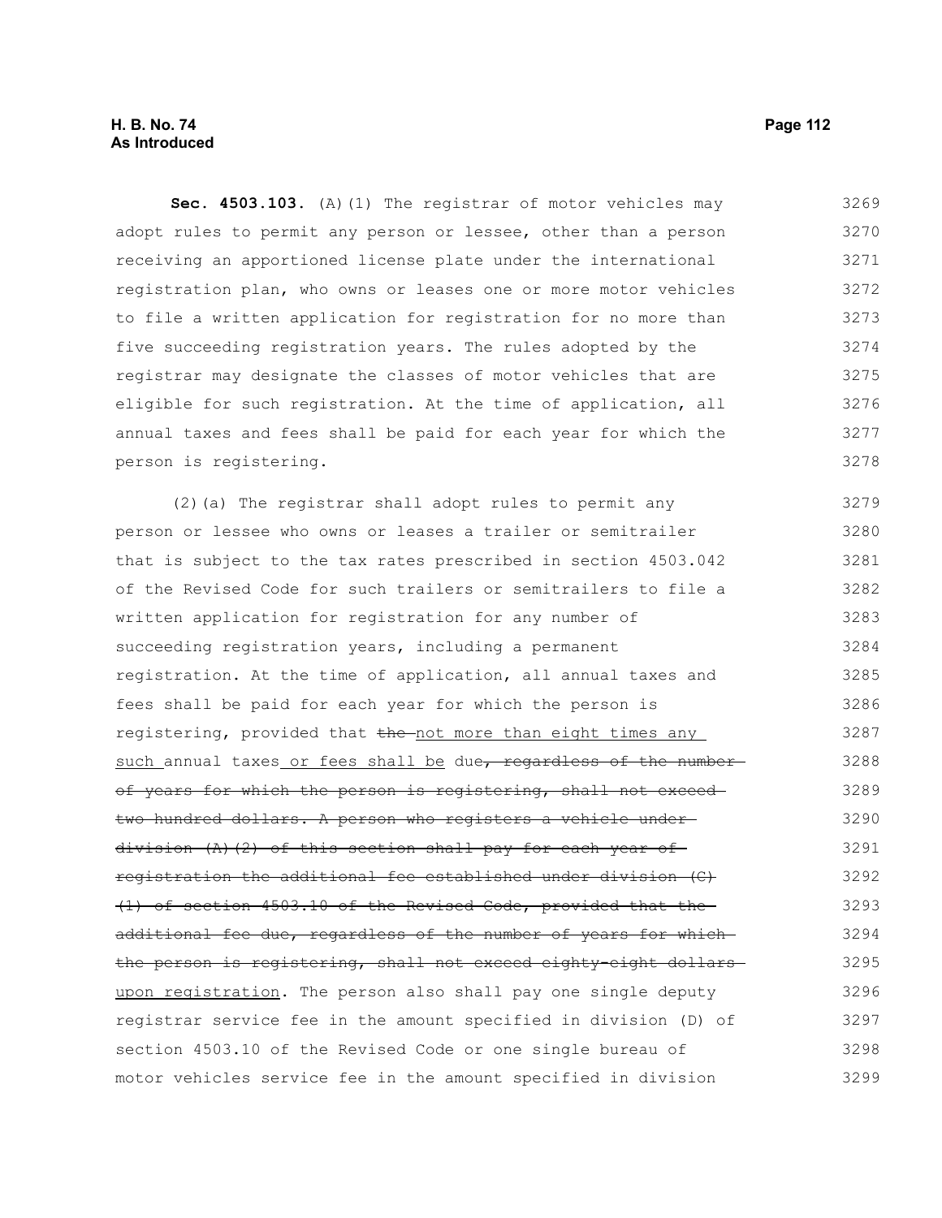**Sec. 4503.103.** (A)(1) The registrar of motor vehicles may adopt rules to permit any person or lessee, other than a person receiving an apportioned license plate under the international registration plan, who owns or leases one or more motor vehicles to file a written application for registration for no more than five succeeding registration years. The rules adopted by the registrar may designate the classes of motor vehicles that are eligible for such registration. At the time of application, all annual taxes and fees shall be paid for each year for which the person is registering.

(2)(a) The registrar shall adopt rules to permit any person or lessee who owns or leases a trailer or semitrailer that is subject to the tax rates prescribed in section 4503.042 of the Revised Code for such trailers or semitrailers to file a written application for registration for any number of succeeding registration years, including a permanent registration. At the time of application, all annual taxes and fees shall be paid for each year for which the person is registering, provided that ~~the~~ <u>not more than eight times any such</u> annual taxes <u>or fees shall be</u> due~~, regardless of the number of years for which the person is registering, shall not exceed two hundred dollars. A person who registers a vehicle under division (A)(2) of this section shall pay for each year of registration the additional fee established under division (C)(1) of section 4503.10 of the Revised Code, provided that the additional fee due, regardless of the number of years for which the person is registering, shall not exceed eighty-eight dollars~~ <u>upon registration</u>. The person also shall pay one single deputy registrar service fee in the amount specified in division (D) of section 4503.10 of the Revised Code or one single bureau of motor vehicles service fee in the amount specified in division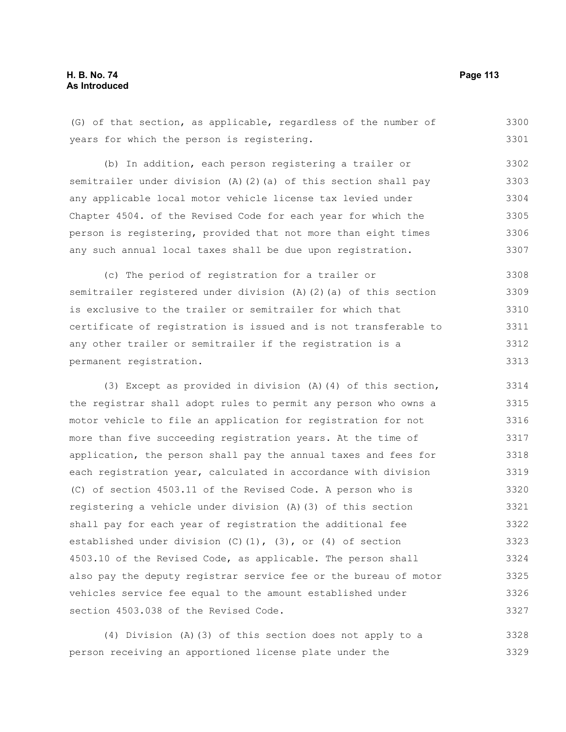(G) of that section, as applicable, regardless of the number of years for which the person is registering.

(b) In addition, each person registering a trailer or semitrailer under division (A)(2)(a) of this section shall pay any applicable local motor vehicle license tax levied under Chapter 4504. of the Revised Code for each year for which the person is registering, provided that not more than eight times any such annual local taxes shall be due upon registration.

(c) The period of registration for a trailer or semitrailer registered under division (A)(2)(a) of this section is exclusive to the trailer or semitrailer for which that certificate of registration is issued and is not transferable to any other trailer or semitrailer if the registration is a permanent registration.

(3) Except as provided in division (A)(4) of this section, the registrar shall adopt rules to permit any person who owns a motor vehicle to file an application for registration for not more than five succeeding registration years. At the time of application, the person shall pay the annual taxes and fees for each registration year, calculated in accordance with division (C) of section 4503.11 of the Revised Code. A person who is registering a vehicle under division (A)(3) of this section shall pay for each year of registration the additional fee established under division (C)(1), (3), or (4) of section 4503.10 of the Revised Code, as applicable. The person shall also pay the deputy registrar service fee or the bureau of motor vehicles service fee equal to the amount established under section 4503.038 of the Revised Code.

(4) Division (A)(3) of this section does not apply to a person receiving an apportioned license plate under the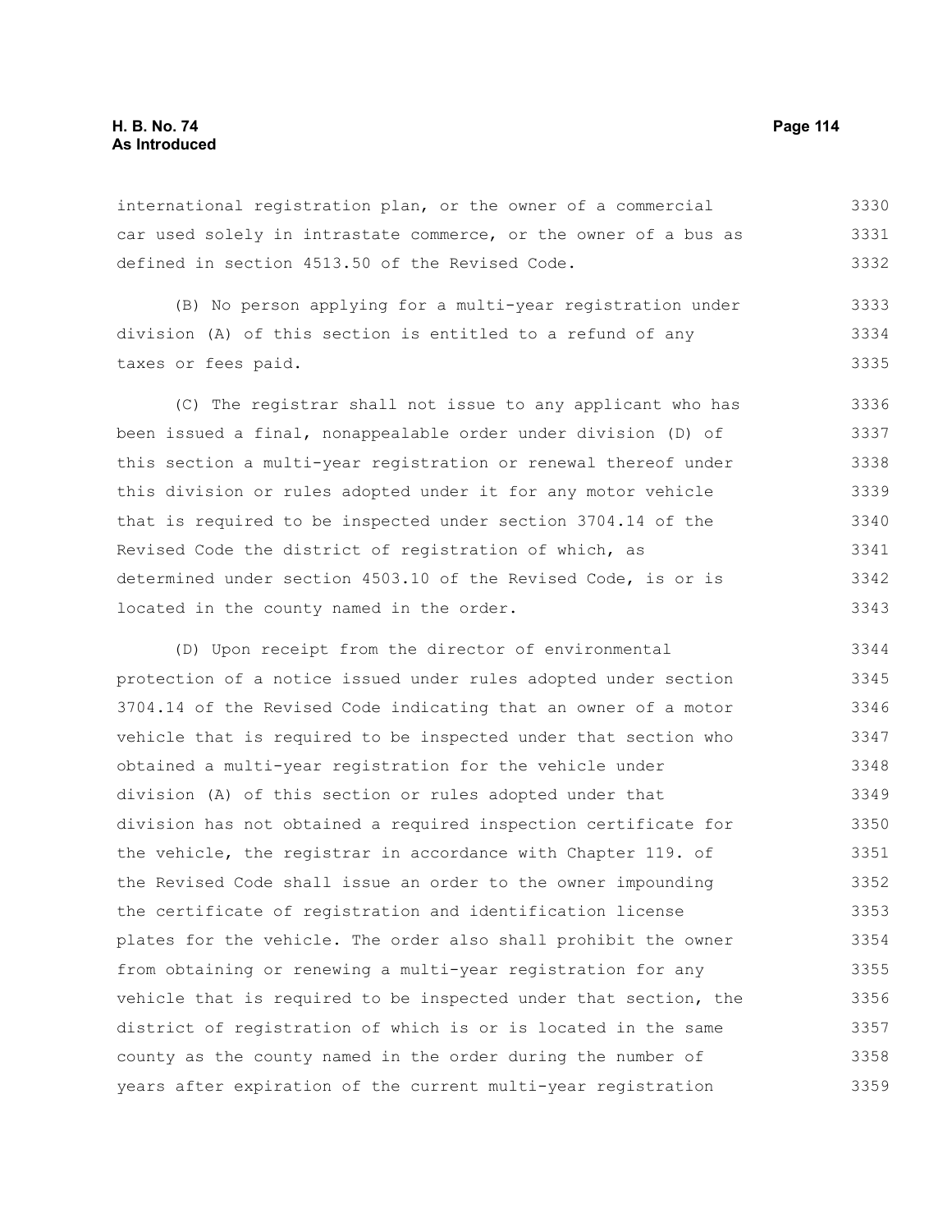international registration plan, or the owner of a commercial car used solely in intrastate commerce, or the owner of a bus as defined in section 4513.50 of the Revised Code.

(B) No person applying for a multi-year registration under division (A) of this section is entitled to a refund of any taxes or fees paid.

(C) The registrar shall not issue to any applicant who has been issued a final, nonappealable order under division (D) of this section a multi-year registration or renewal thereof under this division or rules adopted under it for any motor vehicle that is required to be inspected under section 3704.14 of the Revised Code the district of registration of which, as determined under section 4503.10 of the Revised Code, is or is located in the county named in the order.

(D) Upon receipt from the director of environmental protection of a notice issued under rules adopted under section 3704.14 of the Revised Code indicating that an owner of a motor vehicle that is required to be inspected under that section who obtained a multi-year registration for the vehicle under division (A) of this section or rules adopted under that division has not obtained a required inspection certificate for the vehicle, the registrar in accordance with Chapter 119. of the Revised Code shall issue an order to the owner impounding the certificate of registration and identification license plates for the vehicle. The order also shall prohibit the owner from obtaining or renewing a multi-year registration for any vehicle that is required to be inspected under that section, the district of registration of which is or is located in the same county as the county named in the order during the number of years after expiration of the current multi-year registration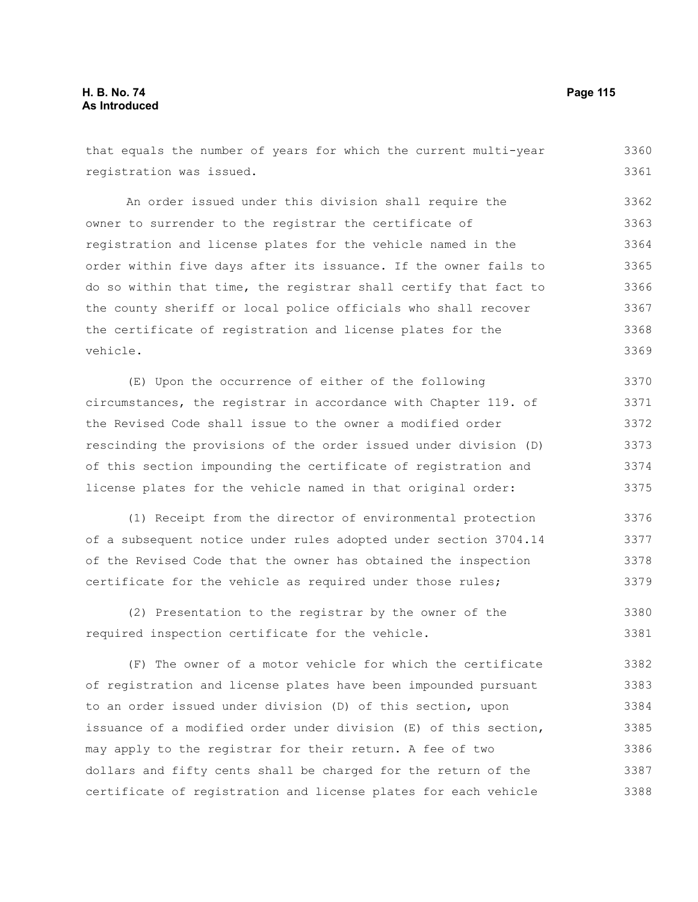that equals the number of years for which the current multi-year registration was issued.

An order issued under this division shall require the owner to surrender to the registrar the certificate of registration and license plates for the vehicle named in the order within five days after its issuance. If the owner fails to do so within that time, the registrar shall certify that fact to the county sheriff or local police officials who shall recover the certificate of registration and license plates for the vehicle.

(E) Upon the occurrence of either of the following circumstances, the registrar in accordance with Chapter 119. of the Revised Code shall issue to the owner a modified order rescinding the provisions of the order issued under division (D) of this section impounding the certificate of registration and license plates for the vehicle named in that original order:

(1) Receipt from the director of environmental protection of a subsequent notice under rules adopted under section 3704.14 of the Revised Code that the owner has obtained the inspection certificate for the vehicle as required under those rules;

(2) Presentation to the registrar by the owner of the required inspection certificate for the vehicle.

(F) The owner of a motor vehicle for which the certificate of registration and license plates have been impounded pursuant to an order issued under division (D) of this section, upon issuance of a modified order under division (E) of this section, may apply to the registrar for their return. A fee of two dollars and fifty cents shall be charged for the return of the certificate of registration and license plates for each vehicle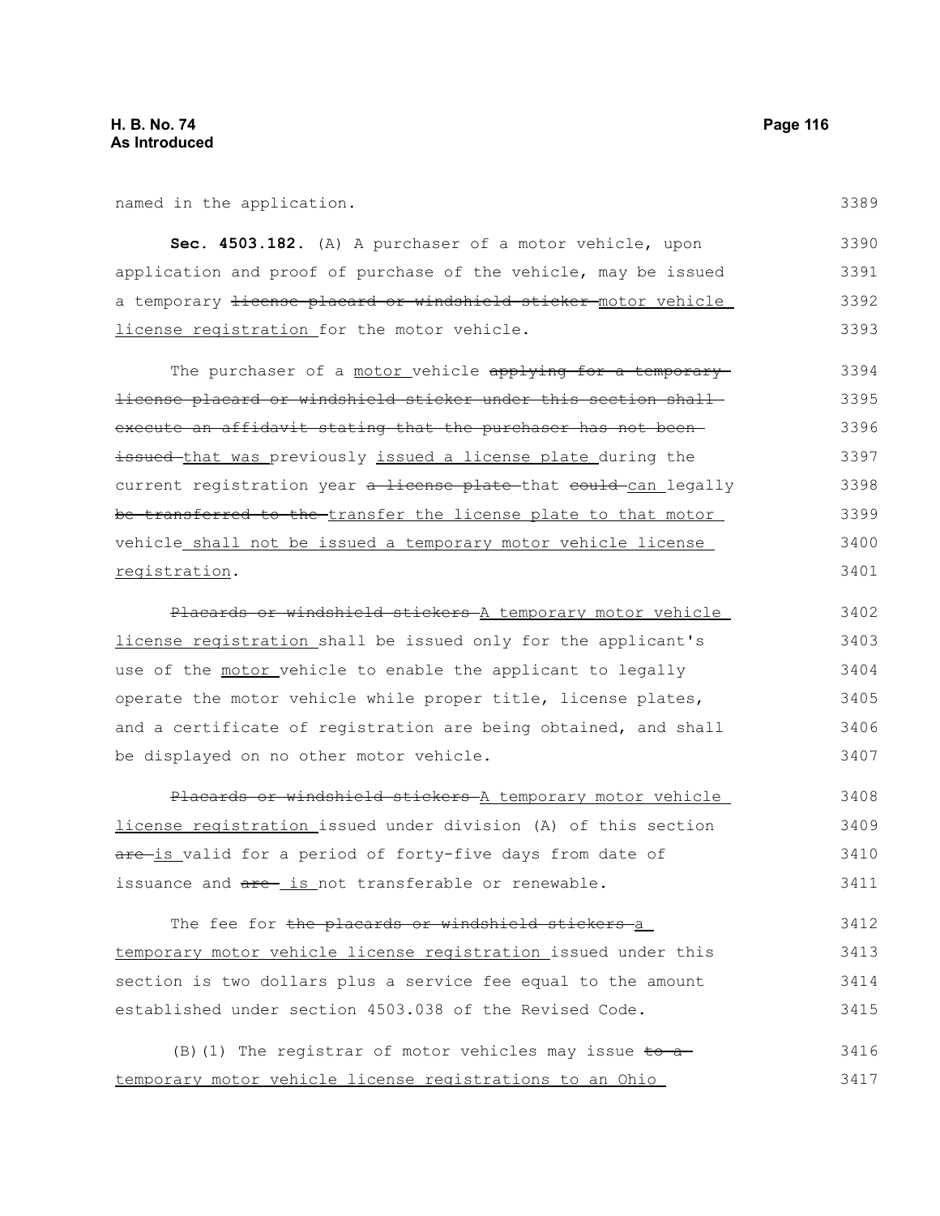named in the application.

**Sec. 4503.182.** (A) A purchaser of a motor vehicle, upon application and proof of purchase of the vehicle, may be issued a temporary ~~license placard or windshield sticker~~ motor vehicle license registration for the motor vehicle.

The purchaser of a motor vehicle ~~applying for a temporary license placard or windshield sticker under this section shall execute an affidavit stating that the purchaser has not been issued~~ that was previously issued a license plate during the current registration year ~~a license plate~~ that ~~could~~ can legally ~~be transferred to the~~ transfer the license plate to that motor vehicle shall not be issued a temporary motor vehicle license registration.

~~Placards or windshield stickers~~ A temporary motor vehicle license registration shall be issued only for the applicant's use of the motor vehicle to enable the applicant to legally operate the motor vehicle while proper title, license plates, and a certificate of registration are being obtained, and shall be displayed on no other motor vehicle.

~~Placards or windshield stickers~~ A temporary motor vehicle license registration issued under division (A) of this section ~~are~~ is valid for a period of forty-five days from date of issuance and ~~are~~ is not transferable or renewable.

The fee for ~~the placards or windshield stickers~~ a temporary motor vehicle license registration issued under this section is two dollars plus a service fee equal to the amount established under section 4503.038 of the Revised Code.

(B)(1) The registrar of motor vehicles may issue ~~to a~~ temporary motor vehicle license registrations to an Ohio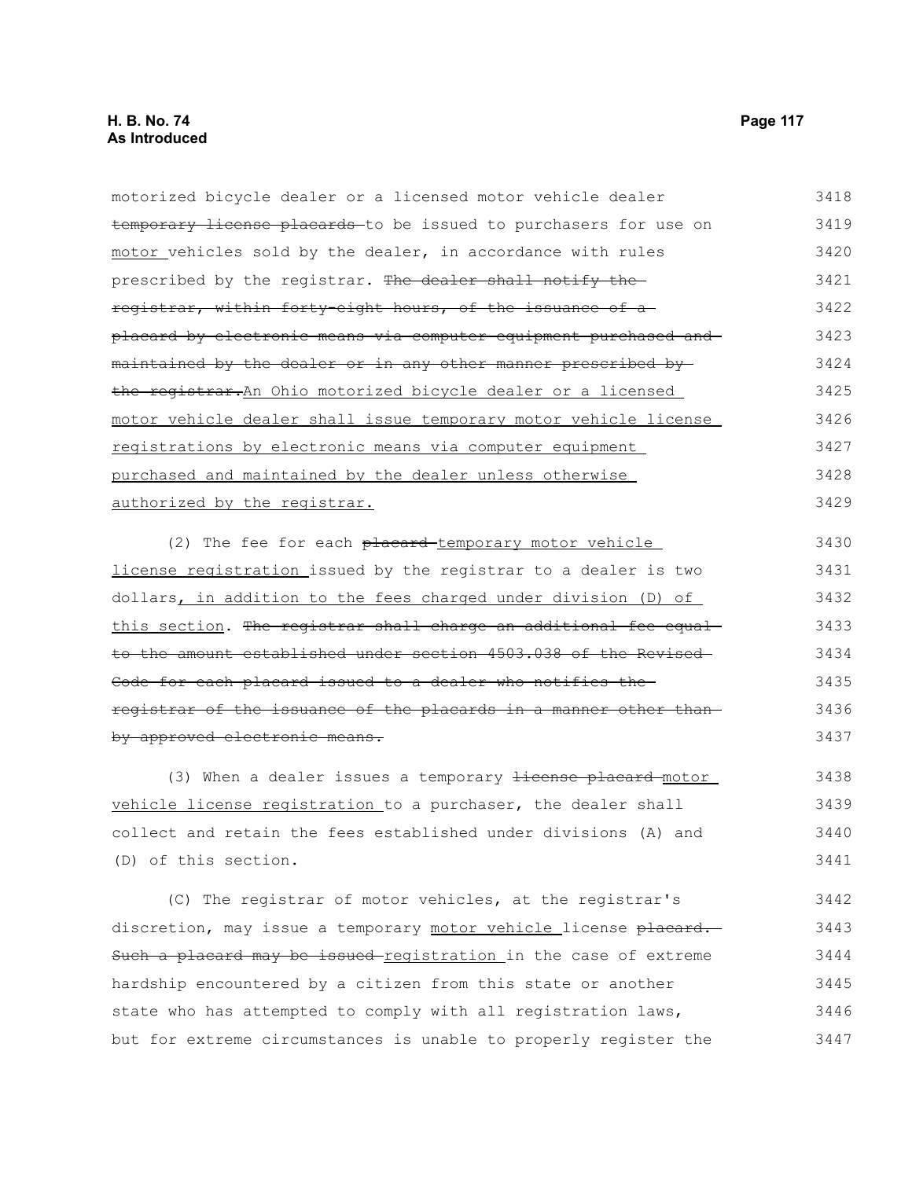motorized bicycle dealer or a licensed motor vehicle dealer ~~temporary license placards~~ to be issued to purchasers for use on <u>motor</u> vehicles sold by the dealer, in accordance with rules prescribed by the registrar. ~~The dealer shall notify the registrar, within forty-eight hours, of the issuance of a placard by electronic means via computer equipment purchased and maintained by the dealer or in any other manner prescribed by the registrar.~~<u>An Ohio motorized bicycle dealer or a licensed motor vehicle dealer shall issue temporary motor vehicle license registrations by electronic means via computer equipment purchased and maintained by the dealer unless otherwise authorized by the registrar.</u>

(2) The fee for each ~~placard~~ <u>temporary motor vehicle license registration</u> issued by the registrar to a dealer is two dollars<u>, in addition to the fees charged under division (D) of this section</u>. ~~The registrar shall charge an additional fee equal to the amount established under section 4503.038 of the Revised Code for each placard issued to a dealer who notifies the registrar of the issuance of the placards in a manner other than by approved electronic means.~~

(3) When a dealer issues a temporary ~~license placard~~ <u>motor vehicle license registration</u> to a purchaser, the dealer shall collect and retain the fees established under divisions (A) and (D) of this section.

(C) The registrar of motor vehicles, at the registrar's discretion, may issue a temporary <u>motor vehicle</u> license ~~placard. Such a placard may be issued~~ <u>registration</u> in the case of extreme hardship encountered by a citizen from this state or another state who has attempted to comply with all registration laws, but for extreme circumstances is unable to properly register the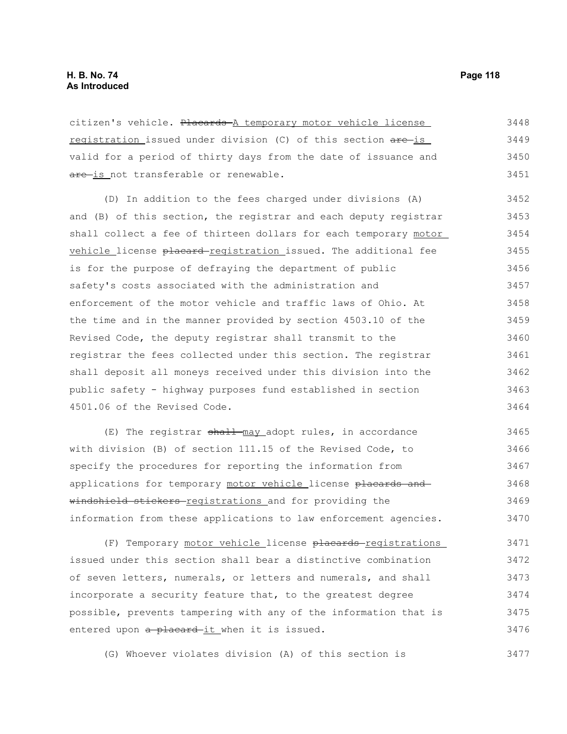citizen's vehicle. ~~Placards~~ A temporary motor vehicle license registration issued under division (C) of this section ~~are~~ is valid for a period of thirty days from the date of issuance and ~~are~~ is not transferable or renewable.

(D) In addition to the fees charged under divisions (A) and (B) of this section, the registrar and each deputy registrar shall collect a fee of thirteen dollars for each temporary motor vehicle license ~~placard~~ registration issued. The additional fee is for the purpose of defraying the department of public safety's costs associated with the administration and enforcement of the motor vehicle and traffic laws of Ohio. At the time and in the manner provided by section 4503.10 of the Revised Code, the deputy registrar shall transmit to the registrar the fees collected under this section. The registrar shall deposit all moneys received under this division into the public safety - highway purposes fund established in section 4501.06 of the Revised Code.

(E) The registrar ~~shall~~ may adopt rules, in accordance with division (B) of section 111.15 of the Revised Code, to specify the procedures for reporting the information from applications for temporary motor vehicle license ~~placards and windshield stickers~~ registrations and for providing the information from these applications to law enforcement agencies.

(F) Temporary motor vehicle license ~~placards~~ registrations issued under this section shall bear a distinctive combination of seven letters, numerals, or letters and numerals, and shall incorporate a security feature that, to the greatest degree possible, prevents tampering with any of the information that is entered upon ~~a placard~~ it when it is issued.

(G) Whoever violates division (A) of this section is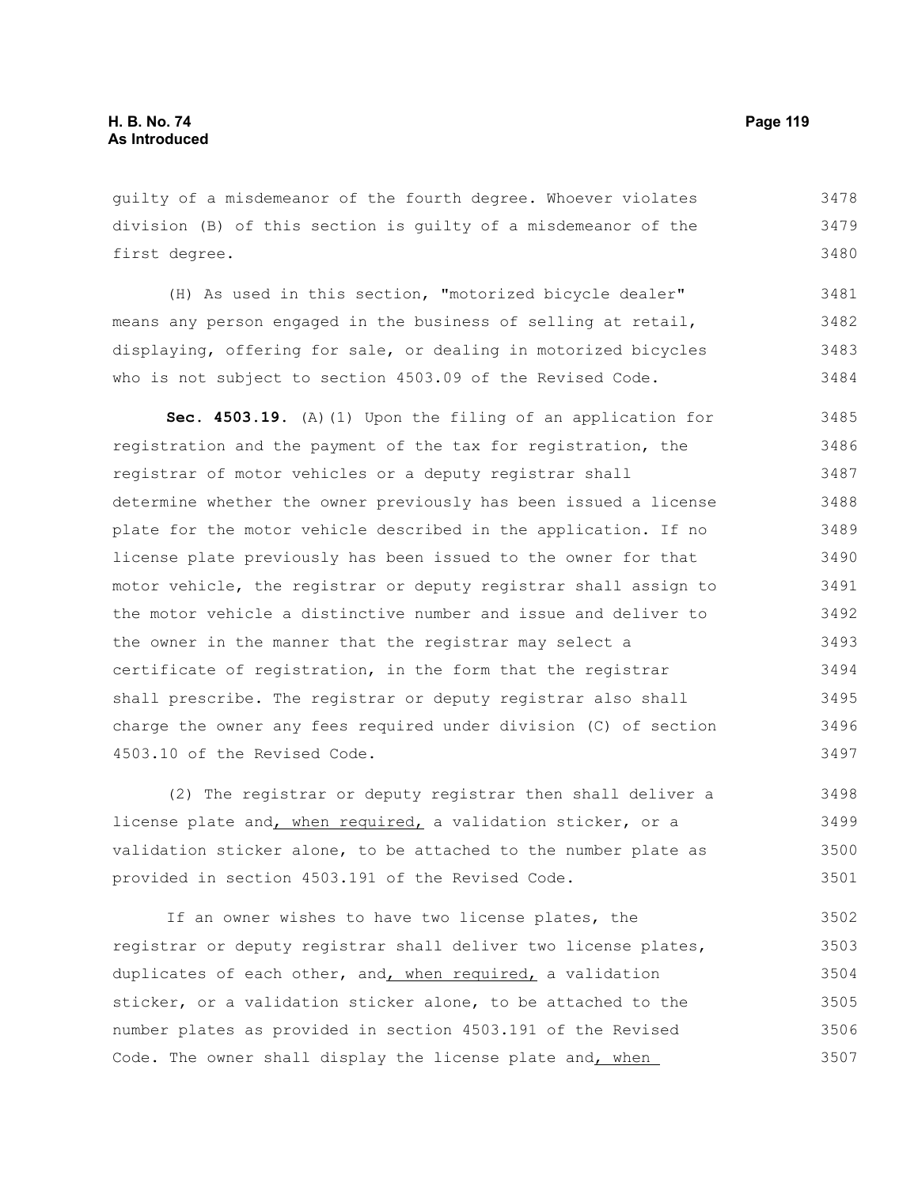guilty of a misdemeanor of the fourth degree. Whoever violates division (B) of this section is guilty of a misdemeanor of the first degree.

(H) As used in this section, "motorized bicycle dealer" means any person engaged in the business of selling at retail, displaying, offering for sale, or dealing in motorized bicycles who is not subject to section 4503.09 of the Revised Code.

**Sec. 4503.19.** (A)(1) Upon the filing of an application for registration and the payment of the tax for registration, the registrar of motor vehicles or a deputy registrar shall determine whether the owner previously has been issued a license plate for the motor vehicle described in the application. If no license plate previously has been issued to the owner for that motor vehicle, the registrar or deputy registrar shall assign to the motor vehicle a distinctive number and issue and deliver to the owner in the manner that the registrar may select a certificate of registration, in the form that the registrar shall prescribe. The registrar or deputy registrar also shall charge the owner any fees required under division (C) of section 4503.10 of the Revised Code.

(2) The registrar or deputy registrar then shall deliver a license plate and, when required, a validation sticker, or a validation sticker alone, to be attached to the number plate as provided in section 4503.191 of the Revised Code.

If an owner wishes to have two license plates, the registrar or deputy registrar shall deliver two license plates, duplicates of each other, and, when required, a validation sticker, or a validation sticker alone, to be attached to the number plates as provided in section 4503.191 of the Revised Code. The owner shall display the license plate and, when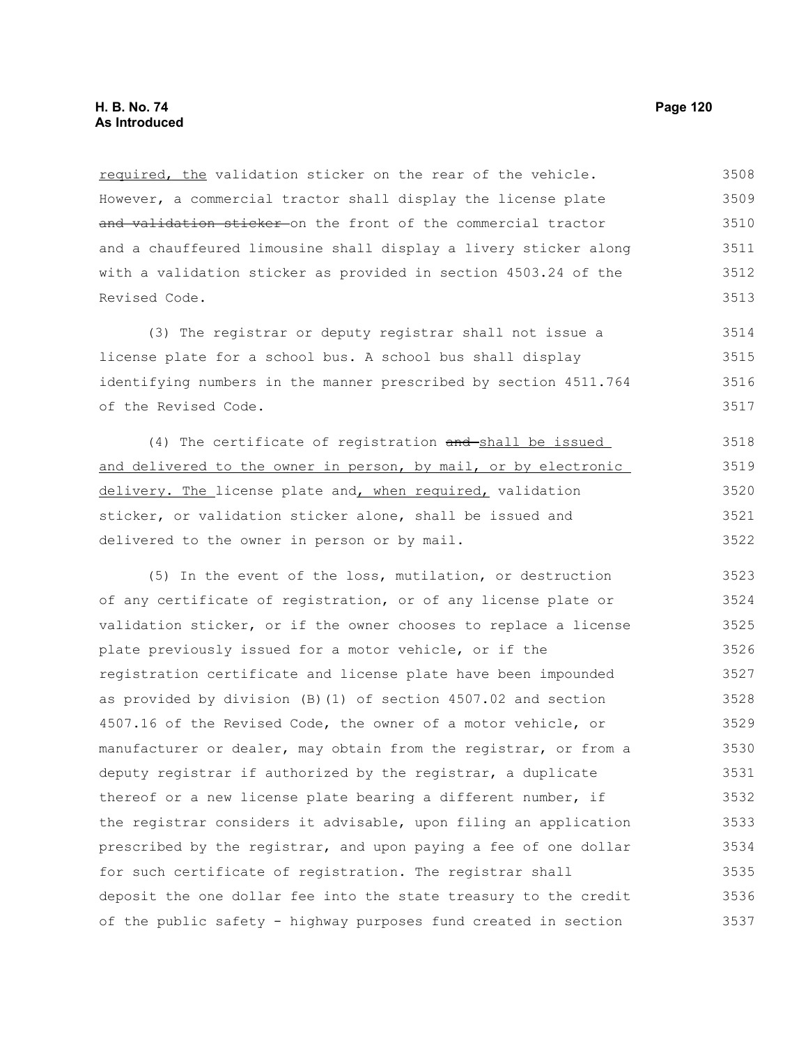required, the validation sticker on the rear of the vehicle. However, a commercial tractor shall display the license plate ~~and validation sticker~~ on the front of the commercial tractor and a chauffeured limousine shall display a livery sticker along with a validation sticker as provided in section 4503.24 of the Revised Code.

(3) The registrar or deputy registrar shall not issue a license plate for a school bus. A school bus shall display identifying numbers in the manner prescribed by section 4511.764 of the Revised Code.

(4) The certificate of registration ~~and~~ shall be issued and delivered to the owner in person, by mail, or by electronic delivery. The license plate and, when required, validation sticker, or validation sticker alone, shall be issued and delivered to the owner in person or by mail.

(5) In the event of the loss, mutilation, or destruction of any certificate of registration, or of any license plate or validation sticker, or if the owner chooses to replace a license plate previously issued for a motor vehicle, or if the registration certificate and license plate have been impounded as provided by division (B)(1) of section 4507.02 and section 4507.16 of the Revised Code, the owner of a motor vehicle, or manufacturer or dealer, may obtain from the registrar, or from a deputy registrar if authorized by the registrar, a duplicate thereof or a new license plate bearing a different number, if the registrar considers it advisable, upon filing an application prescribed by the registrar, and upon paying a fee of one dollar for such certificate of registration. The registrar shall deposit the one dollar fee into the state treasury to the credit of the public safety - highway purposes fund created in section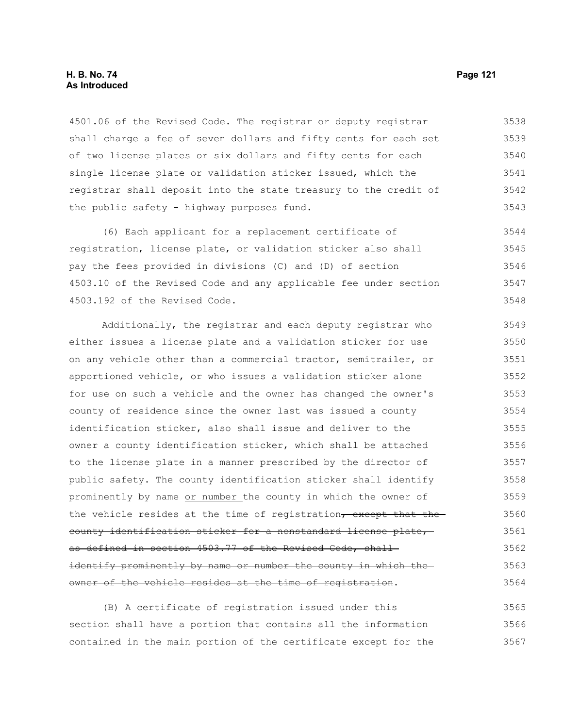4501.06 of the Revised Code. The registrar or deputy registrar shall charge a fee of seven dollars and fifty cents for each set of two license plates or six dollars and fifty cents for each single license plate or validation sticker issued, which the registrar shall deposit into the state treasury to the credit of the public safety - highway purposes fund.

(6) Each applicant for a replacement certificate of registration, license plate, or validation sticker also shall pay the fees provided in divisions (C) and (D) of section 4503.10 of the Revised Code and any applicable fee under section 4503.192 of the Revised Code.

Additionally, the registrar and each deputy registrar who either issues a license plate and a validation sticker for use on any vehicle other than a commercial tractor, semitrailer, or apportioned vehicle, or who issues a validation sticker alone for use on such a vehicle and the owner has changed the owner's county of residence since the owner last was issued a county identification sticker, also shall issue and deliver to the owner a county identification sticker, which shall be attached to the license plate in a manner prescribed by the director of public safety. The county identification sticker shall identify prominently by name <u>or number</u> the county in which the owner of the vehicle resides at the time of registration~~, except that the county identification sticker for a nonstandard license plate, as defined in section 4503.77 of the Revised Code, shall identify prominently by name or number the county in which the owner of the vehicle resides at the time of registration~~.

(B) A certificate of registration issued under this section shall have a portion that contains all the information contained in the main portion of the certificate except for the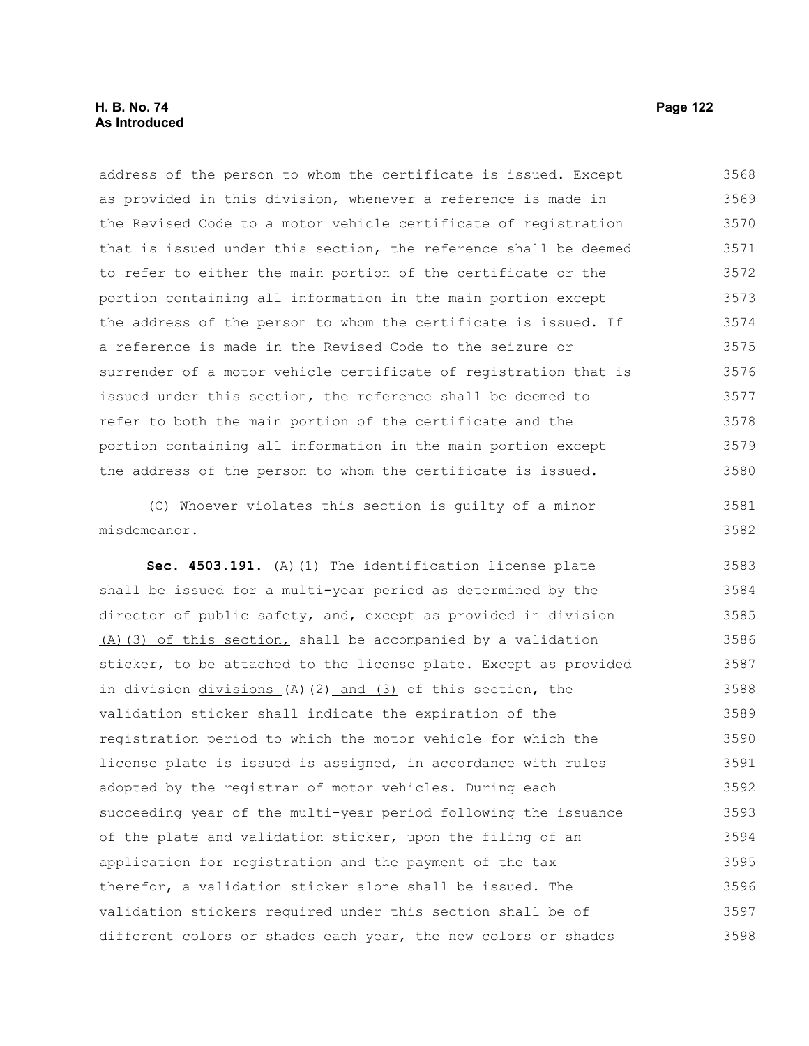address of the person to whom the certificate is issued. Except as provided in this division, whenever a reference is made in the Revised Code to a motor vehicle certificate of registration that is issued under this section, the reference shall be deemed to refer to either the main portion of the certificate or the portion containing all information in the main portion except the address of the person to whom the certificate is issued. If a reference is made in the Revised Code to the seizure or surrender of a motor vehicle certificate of registration that is issued under this section, the reference shall be deemed to refer to both the main portion of the certificate and the portion containing all information in the main portion except the address of the person to whom the certificate is issued.

(C) Whoever violates this section is guilty of a minor misdemeanor.

**Sec. 4503.191.** (A)(1) The identification license plate shall be issued for a multi-year period as determined by the director of public safety, and<u>, except as provided in division (A)(3) of this section,</u> shall be accompanied by a validation sticker, to be attached to the license plate. Except as provided in ~~division~~ <u>divisions</u> (A)(2) <u>and (3)</u> of this section, the validation sticker shall indicate the expiration of the registration period to which the motor vehicle for which the license plate is issued is assigned, in accordance with rules adopted by the registrar of motor vehicles. During each succeeding year of the multi-year period following the issuance of the plate and validation sticker, upon the filing of an application for registration and the payment of the tax therefor, a validation sticker alone shall be issued. The validation stickers required under this section shall be of different colors or shades each year, the new colors or shades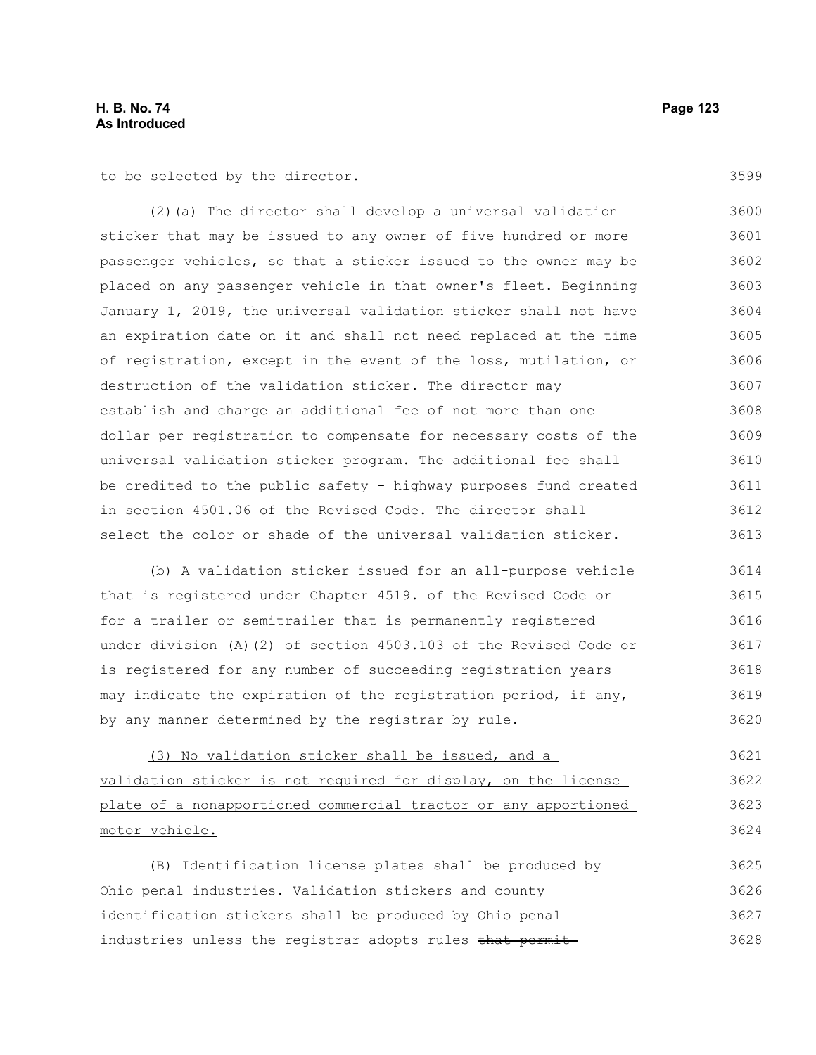to be selected by the director.

(2)(a) The director shall develop a universal validation sticker that may be issued to any owner of five hundred or more passenger vehicles, so that a sticker issued to the owner may be placed on any passenger vehicle in that owner's fleet. Beginning January 1, 2019, the universal validation sticker shall not have an expiration date on it and shall not need replaced at the time of registration, except in the event of the loss, mutilation, or destruction of the validation sticker. The director may establish and charge an additional fee of not more than one dollar per registration to compensate for necessary costs of the universal validation sticker program. The additional fee shall be credited to the public safety - highway purposes fund created in section 4501.06 of the Revised Code. The director shall select the color or shade of the universal validation sticker.

(b) A validation sticker issued for an all-purpose vehicle that is registered under Chapter 4519. of the Revised Code or for a trailer or semitrailer that is permanently registered under division (A)(2) of section 4503.103 of the Revised Code or is registered for any number of succeeding registration years may indicate the expiration of the registration period, if any, by any manner determined by the registrar by rule.

<u>(3) No validation sticker shall be issued, and a validation sticker is not required for display, on the license plate of a nonapportioned commercial tractor or any apportioned motor vehicle.</u>

(B) Identification license plates shall be produced by Ohio penal industries. Validation stickers and county identification stickers shall be produced by Ohio penal industries unless the registrar adopts rules ~~that permit~~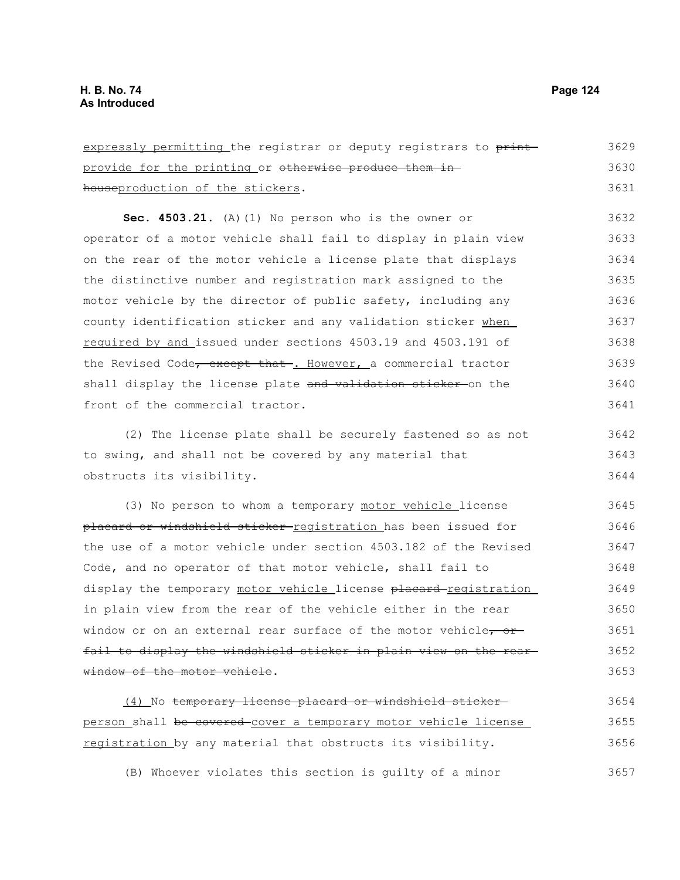expressly permitting the registrar or deputy registrars to ~~print~~ provide for the printing or ~~otherwise produce them in-house~~production of the stickers.

**Sec. 4503.21.** (A)(1) No person who is the owner or operator of a motor vehicle shall fail to display in plain view on the rear of the motor vehicle a license plate that displays the distinctive number and registration mark assigned to the motor vehicle by the director of public safety, including any county identification sticker and any validation sticker when required by and issued under sections 4503.19 and 4503.191 of the Revised Code~~, except that~~. However, a commercial tractor shall display the license plate ~~and validation sticker~~ on the front of the commercial tractor.

(2) The license plate shall be securely fastened so as not to swing, and shall not be covered by any material that obstructs its visibility.

(3) No person to whom a temporary motor vehicle license ~~placard or windshield sticker~~ registration has been issued for the use of a motor vehicle under section 4503.182 of the Revised Code, and no operator of that motor vehicle, shall fail to display the temporary motor vehicle license ~~placard~~ registration in plain view from the rear of the vehicle either in the rear window or on an external rear surface of the motor vehicle~~, or fail to display the windshield sticker in plain view on the rear window of the motor vehicle~~.

(4) No ~~temporary license placard or windshield sticker~~ person shall ~~be covered~~ cover a temporary motor vehicle license registration by any material that obstructs its visibility.

(B) Whoever violates this section is guilty of a minor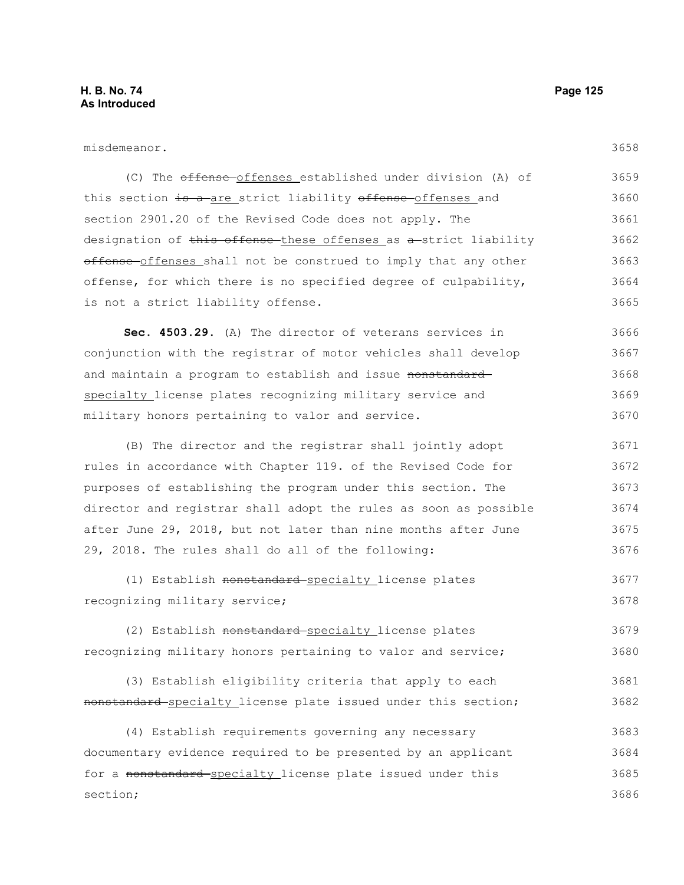misdemeanor.

(C) The ~~offense~~ offenses established under division (A) of this section ~~is a~~ are strict liability ~~offense~~ offenses and section 2901.20 of the Revised Code does not apply. The designation of ~~this offense~~ these offenses as ~~a~~ strict liability ~~offense~~ offenses shall not be construed to imply that any other offense, for which there is no specified degree of culpability, is not a strict liability offense.

**Sec. 4503.29.** (A) The director of veterans services in conjunction with the registrar of motor vehicles shall develop and maintain a program to establish and issue ~~nonstandard~~ specialty license plates recognizing military service and military honors pertaining to valor and service.

(B) The director and the registrar shall jointly adopt rules in accordance with Chapter 119. of the Revised Code for purposes of establishing the program under this section. The director and registrar shall adopt the rules as soon as possible after June 29, 2018, but not later than nine months after June 29, 2018. The rules shall do all of the following:

(1) Establish ~~nonstandard~~ specialty license plates recognizing military service;

(2) Establish ~~nonstandard~~ specialty license plates recognizing military honors pertaining to valor and service;

(3) Establish eligibility criteria that apply to each ~~nonstandard~~ specialty license plate issued under this section;

(4) Establish requirements governing any necessary documentary evidence required to be presented by an applicant for a ~~nonstandard~~ specialty license plate issued under this section;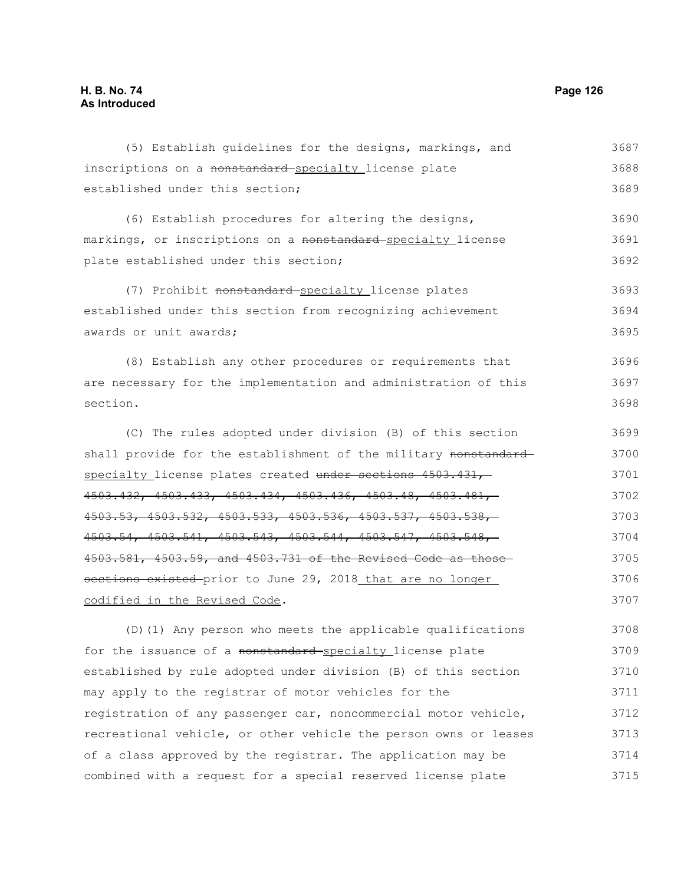(5) Establish guidelines for the designs, markings, and inscriptions on a ~~nonstandard~~ specialty license plate established under this section;

(6) Establish procedures for altering the designs, markings, or inscriptions on a ~~nonstandard~~ specialty license plate established under this section;

(7) Prohibit ~~nonstandard~~ specialty license plates established under this section from recognizing achievement awards or unit awards;

(8) Establish any other procedures or requirements that are necessary for the implementation and administration of this section.

(C) The rules adopted under division (B) of this section shall provide for the establishment of the military ~~nonstandard~~ specialty license plates created ~~under sections 4503.431, 4503.432, 4503.433, 4503.434, 4503.436, 4503.48, 4503.481, 4503.53, 4503.532, 4503.533, 4503.536, 4503.537, 4503.538, 4503.54, 4503.541, 4503.543, 4503.544, 4503.547, 4503.548, 4503.581, 4503.59, and 4503.731 of the Revised Code as those sections existed~~ prior to June 29, 2018 that are no longer codified in the Revised Code.

(D)(1) Any person who meets the applicable qualifications for the issuance of a ~~nonstandard~~ specialty license plate established by rule adopted under division (B) of this section may apply to the registrar of motor vehicles for the registration of any passenger car, noncommercial motor vehicle, recreational vehicle, or other vehicle the person owns or leases of a class approved by the registrar. The application may be combined with a request for a special reserved license plate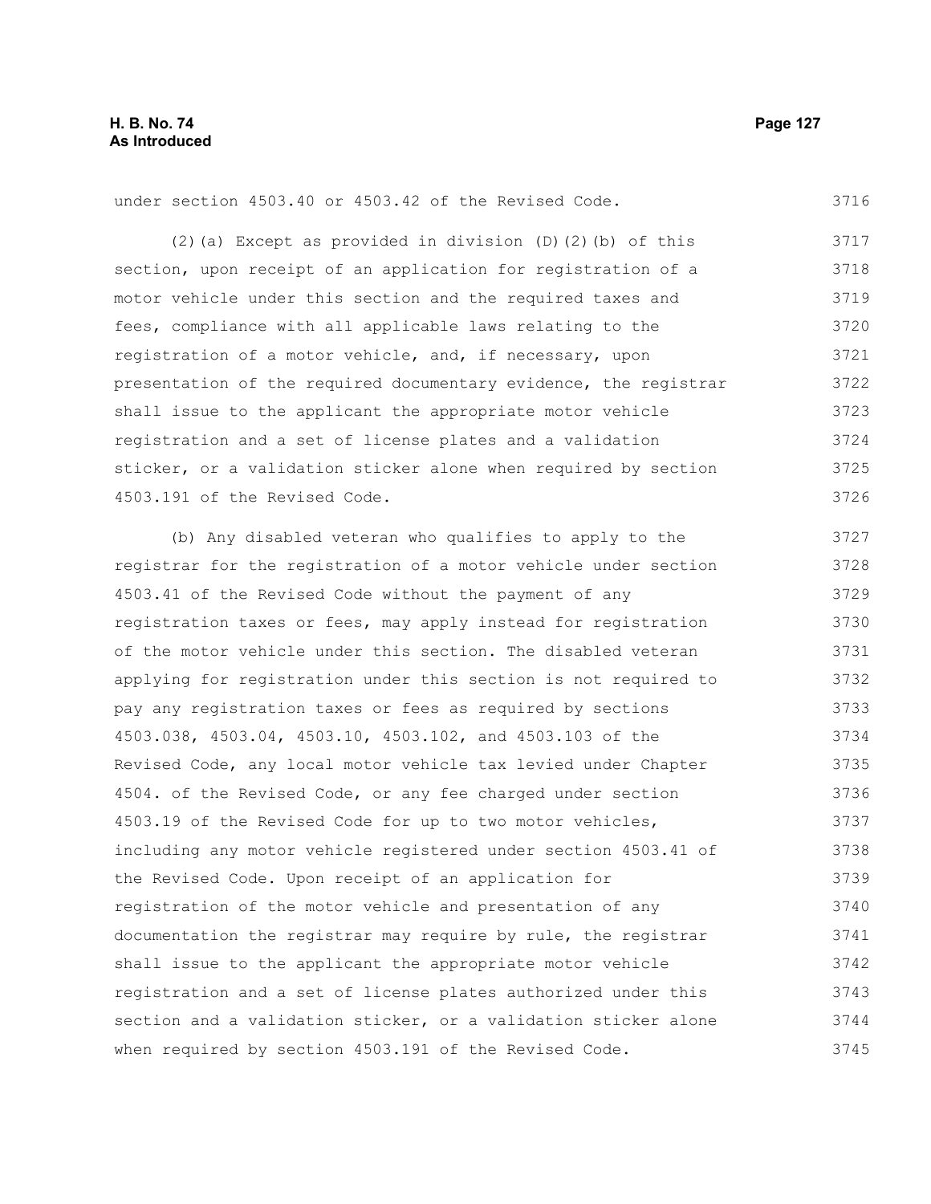under section 4503.40 or 4503.42 of the Revised Code.

(2)(a) Except as provided in division (D)(2)(b) of this section, upon receipt of an application for registration of a motor vehicle under this section and the required taxes and fees, compliance with all applicable laws relating to the registration of a motor vehicle, and, if necessary, upon presentation of the required documentary evidence, the registrar shall issue to the applicant the appropriate motor vehicle registration and a set of license plates and a validation sticker, or a validation sticker alone when required by section 4503.191 of the Revised Code.

(b) Any disabled veteran who qualifies to apply to the registrar for the registration of a motor vehicle under section 4503.41 of the Revised Code without the payment of any registration taxes or fees, may apply instead for registration of the motor vehicle under this section. The disabled veteran applying for registration under this section is not required to pay any registration taxes or fees as required by sections 4503.038, 4503.04, 4503.10, 4503.102, and 4503.103 of the Revised Code, any local motor vehicle tax levied under Chapter 4504. of the Revised Code, or any fee charged under section 4503.19 of the Revised Code for up to two motor vehicles, including any motor vehicle registered under section 4503.41 of the Revised Code. Upon receipt of an application for registration of the motor vehicle and presentation of any documentation the registrar may require by rule, the registrar shall issue to the applicant the appropriate motor vehicle registration and a set of license plates authorized under this section and a validation sticker, or a validation sticker alone when required by section 4503.191 of the Revised Code.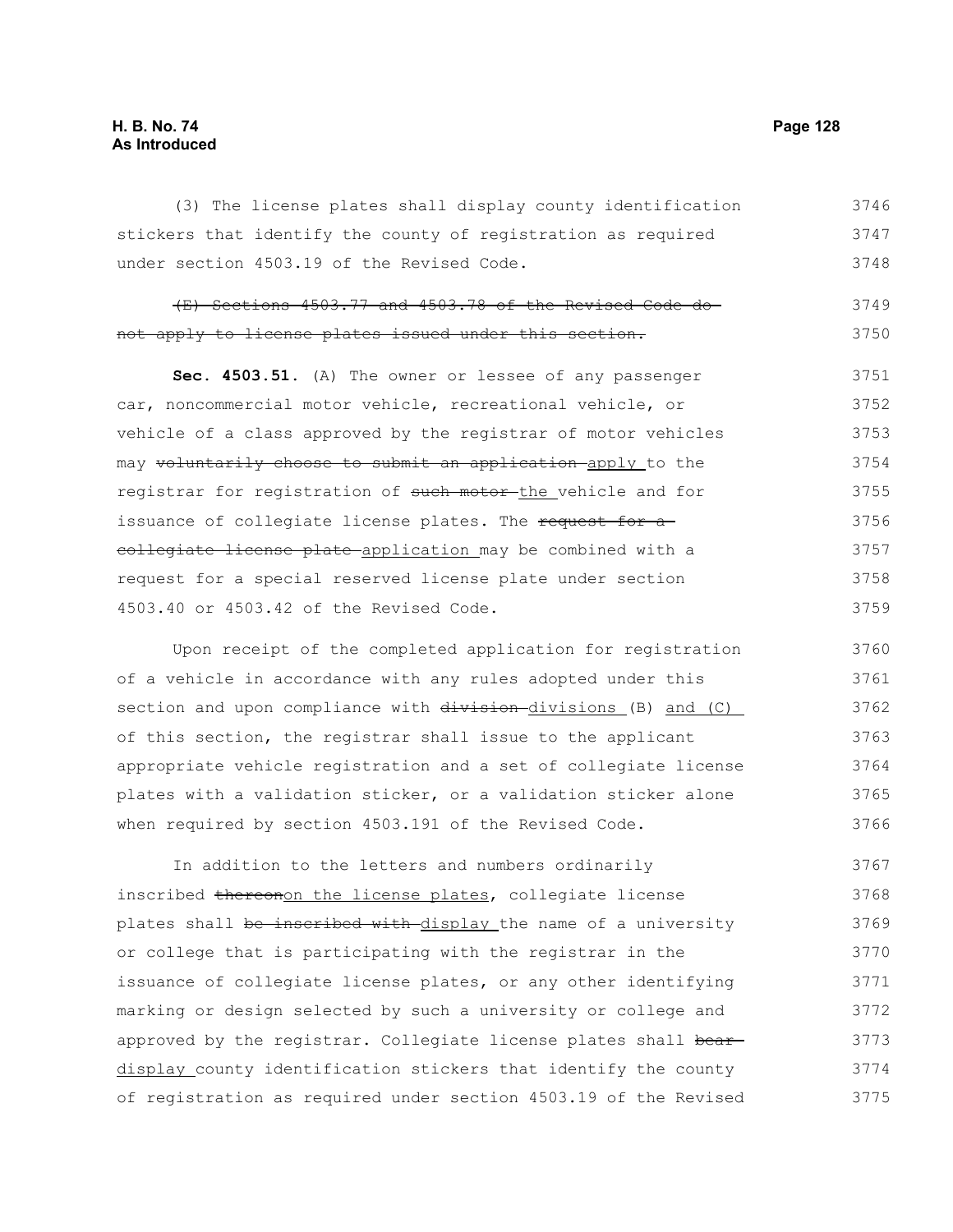(3) The license plates shall display county identification stickers that identify the county of registration as required under section 4503.19 of the Revised Code.

~~(E) Sections 4503.77 and 4503.78 of the Revised Code do not apply to license plates issued under this section.~~

**Sec. 4503.51.** (A) The owner or lessee of any passenger car, noncommercial motor vehicle, recreational vehicle, or vehicle of a class approved by the registrar of motor vehicles may ~~voluntarily choose to submit an application~~ apply to the registrar for registration of ~~such motor~~ the vehicle and for issuance of collegiate license plates. The ~~request for a collegiate license plate~~ application may be combined with a request for a special reserved license plate under section 4503.40 or 4503.42 of the Revised Code.

Upon receipt of the completed application for registration of a vehicle in accordance with any rules adopted under this section and upon compliance with ~~division~~ divisions (B) and (C) of this section, the registrar shall issue to the applicant appropriate vehicle registration and a set of collegiate license plates with a validation sticker, or a validation sticker alone when required by section 4503.191 of the Revised Code.

In addition to the letters and numbers ordinarily inscribed ~~thereon~~on the license plates, collegiate license plates shall ~~be inscribed with~~ display the name of a university or college that is participating with the registrar in the issuance of collegiate license plates, or any other identifying marking or design selected by such a university or college and approved by the registrar. Collegiate license plates shall ~~bear~~ display county identification stickers that identify the county of registration as required under section 4503.19 of the Revised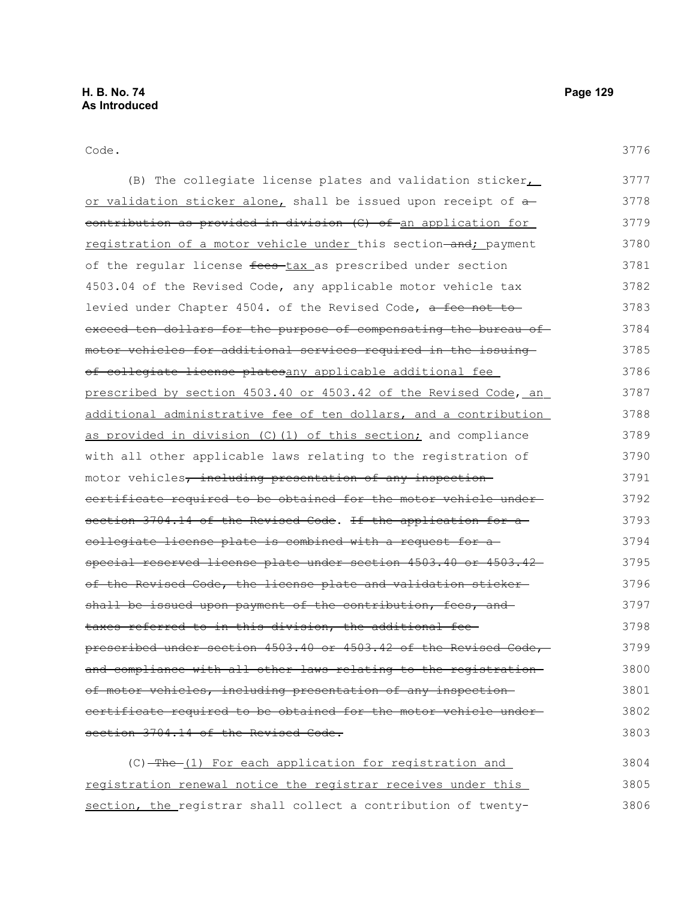Code.

(B) The collegiate license plates and validation sticker, or validation sticker alone, shall be issued upon receipt of a contribution as provided in division (C) of an application for registration of a motor vehicle under this section and; payment of the regular license fees tax as prescribed under section 4503.04 of the Revised Code, any applicable motor vehicle tax levied under Chapter 4504. of the Revised Code, a fee not to exceed ten dollars for the purpose of compensating the bureau of motor vehicles for additional services required in the issuing of collegiate license platesany applicable additional fee prescribed by section 4503.40 or 4503.42 of the Revised Code, an additional administrative fee of ten dollars, and a contribution as provided in division (C)(1) of this section; and compliance with all other applicable laws relating to the registration of motor vehicles, including presentation of any inspection certificate required to be obtained for the motor vehicle under section 3704.14 of the Revised Code. If the application for a collegiate license plate is combined with a request for a special reserved license plate under section 4503.40 or 4503.42 of the Revised Code, the license plate and validation sticker shall be issued upon payment of the contribution, fees, and taxes referred to in this division, the additional fee prescribed under section 4503.40 or 4503.42 of the Revised Code, and compliance with all other laws relating to the registration of motor vehicles, including presentation of any inspection certificate required to be obtained for the motor vehicle under section 3704.14 of the Revised Code.

(C) The (1) For each application for registration and registration renewal notice the registrar receives under this section, the registrar shall collect a contribution of twenty-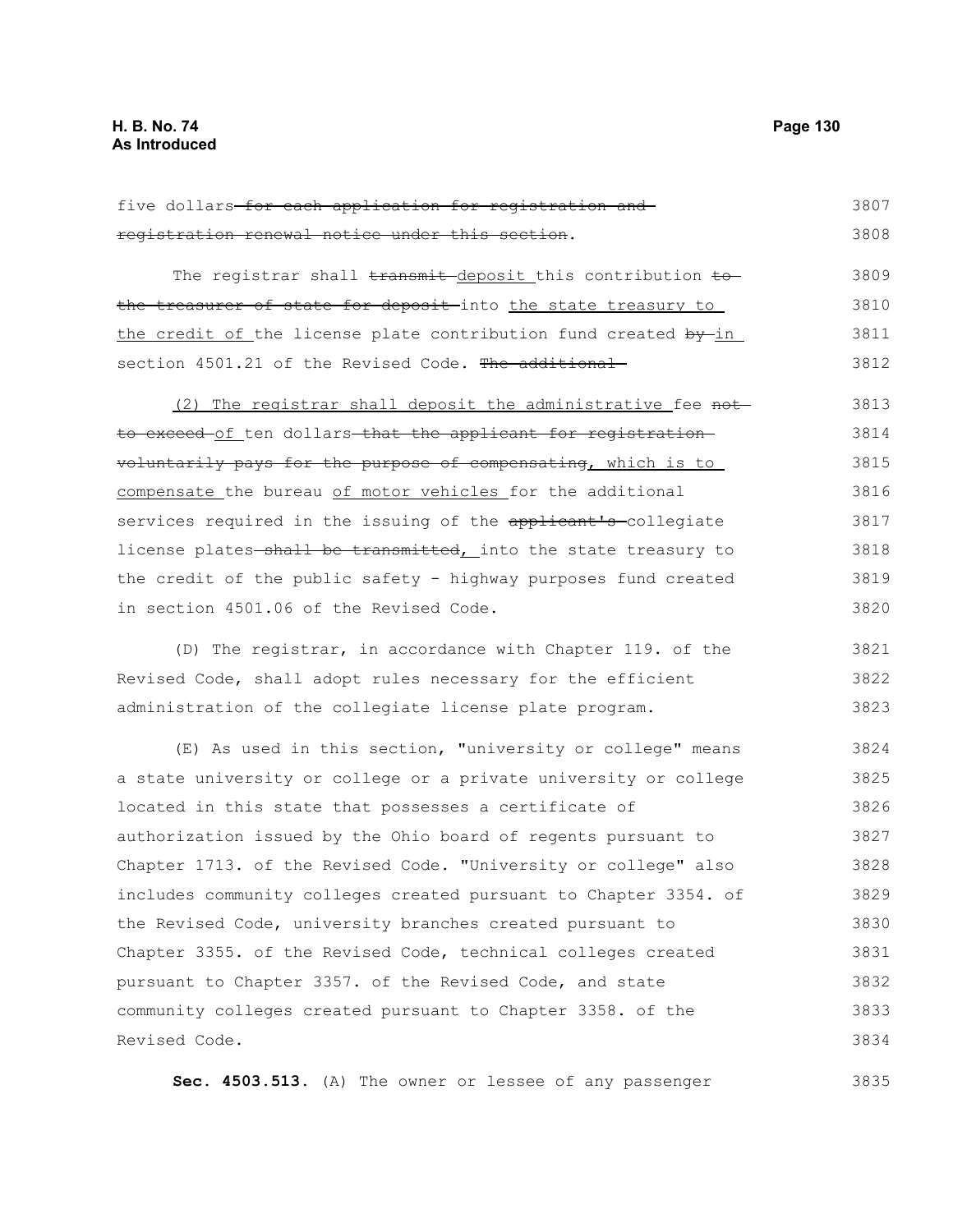five dollars~~ for each application for registration and registration renewal notice under this section~~.

The registrar shall ~~transmit~~ deposit this contribution ~~to the treasurer of state for deposit~~ into the state treasury to the credit of the license plate contribution fund created ~~by~~ in section 4501.21 of the Revised Code. ~~The additional~~

(2) The registrar shall deposit the administrative fee ~~not to exceed~~ of ten dollars ~~that the applicant for registration voluntarily pays for the purpose of compensating~~, which is to compensate the bureau of motor vehicles for the additional services required in the issuing of the ~~applicant's~~ collegiate license plates ~~shall be transmitted~~, into the state treasury to the credit of the public safety - highway purposes fund created in section 4501.06 of the Revised Code.

(D) The registrar, in accordance with Chapter 119. of the Revised Code, shall adopt rules necessary for the efficient administration of the collegiate license plate program.

(E) As used in this section, "university or college" means a state university or college or a private university or college located in this state that possesses a certificate of authorization issued by the Ohio board of regents pursuant to Chapter 1713. of the Revised Code. "University or college" also includes community colleges created pursuant to Chapter 3354. of the Revised Code, university branches created pursuant to Chapter 3355. of the Revised Code, technical colleges created pursuant to Chapter 3357. of the Revised Code, and state community colleges created pursuant to Chapter 3358. of the Revised Code.

**Sec. 4503.513.** (A) The owner or lessee of any passenger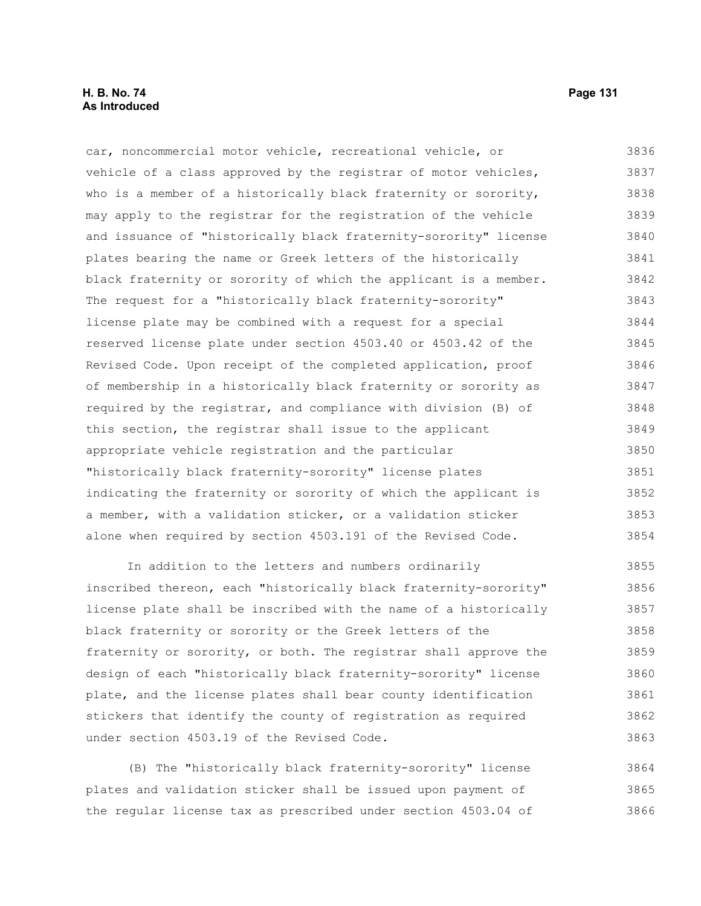car, noncommercial motor vehicle, recreational vehicle, or vehicle of a class approved by the registrar of motor vehicles, who is a member of a historically black fraternity or sorority, may apply to the registrar for the registration of the vehicle and issuance of "historically black fraternity-sorority" license plates bearing the name or Greek letters of the historically black fraternity or sorority of which the applicant is a member. The request for a "historically black fraternity-sorority" license plate may be combined with a request for a special reserved license plate under section 4503.40 or 4503.42 of the Revised Code. Upon receipt of the completed application, proof of membership in a historically black fraternity or sorority as required by the registrar, and compliance with division (B) of this section, the registrar shall issue to the applicant appropriate vehicle registration and the particular "historically black fraternity-sorority" license plates indicating the fraternity or sorority of which the applicant is a member, with a validation sticker, or a validation sticker alone when required by section 4503.191 of the Revised Code.

In addition to the letters and numbers ordinarily inscribed thereon, each "historically black fraternity-sorority" license plate shall be inscribed with the name of a historically black fraternity or sorority or the Greek letters of the fraternity or sorority, or both. The registrar shall approve the design of each "historically black fraternity-sorority" license plate, and the license plates shall bear county identification stickers that identify the county of registration as required under section 4503.19 of the Revised Code.

(B) The "historically black fraternity-sorority" license plates and validation sticker shall be issued upon payment of the regular license tax as prescribed under section 4503.04 of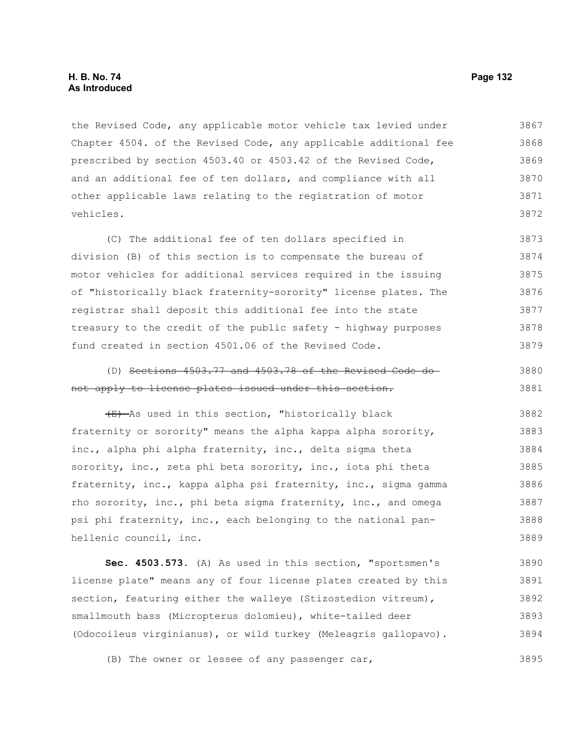the Revised Code, any applicable motor vehicle tax levied under Chapter 4504. of the Revised Code, any applicable additional fee prescribed by section 4503.40 or 4503.42 of the Revised Code, and an additional fee of ten dollars, and compliance with all other applicable laws relating to the registration of motor vehicles.

(C) The additional fee of ten dollars specified in division (B) of this section is to compensate the bureau of motor vehicles for additional services required in the issuing of "historically black fraternity-sorority" license plates. The registrar shall deposit this additional fee into the state treasury to the credit of the public safety - highway purposes fund created in section 4501.06 of the Revised Code.

(D) ~~Sections 4503.77 and 4503.78 of the Revised Code do not apply to license plates issued under this section.~~

~~(E)~~ As used in this section, "historically black fraternity or sorority" means the alpha kappa alpha sorority, inc., alpha phi alpha fraternity, inc., delta sigma theta sorority, inc., zeta phi beta sorority, inc., iota phi theta fraternity, inc., kappa alpha psi fraternity, inc., sigma gamma rho sorority, inc., phi beta sigma fraternity, inc., and omega psi phi fraternity, inc., each belonging to the national pan-hellenic council, inc.

**Sec. 4503.573.** (A) As used in this section, "sportsmen's license plate" means any of four license plates created by this section, featuring either the walleye (Stizostedion vitreum), smallmouth bass (Micropterus dolomieu), white-tailed deer (Odocoileus virginianus), or wild turkey (Meleagris gallopavo).

(B) The owner or lessee of any passenger car,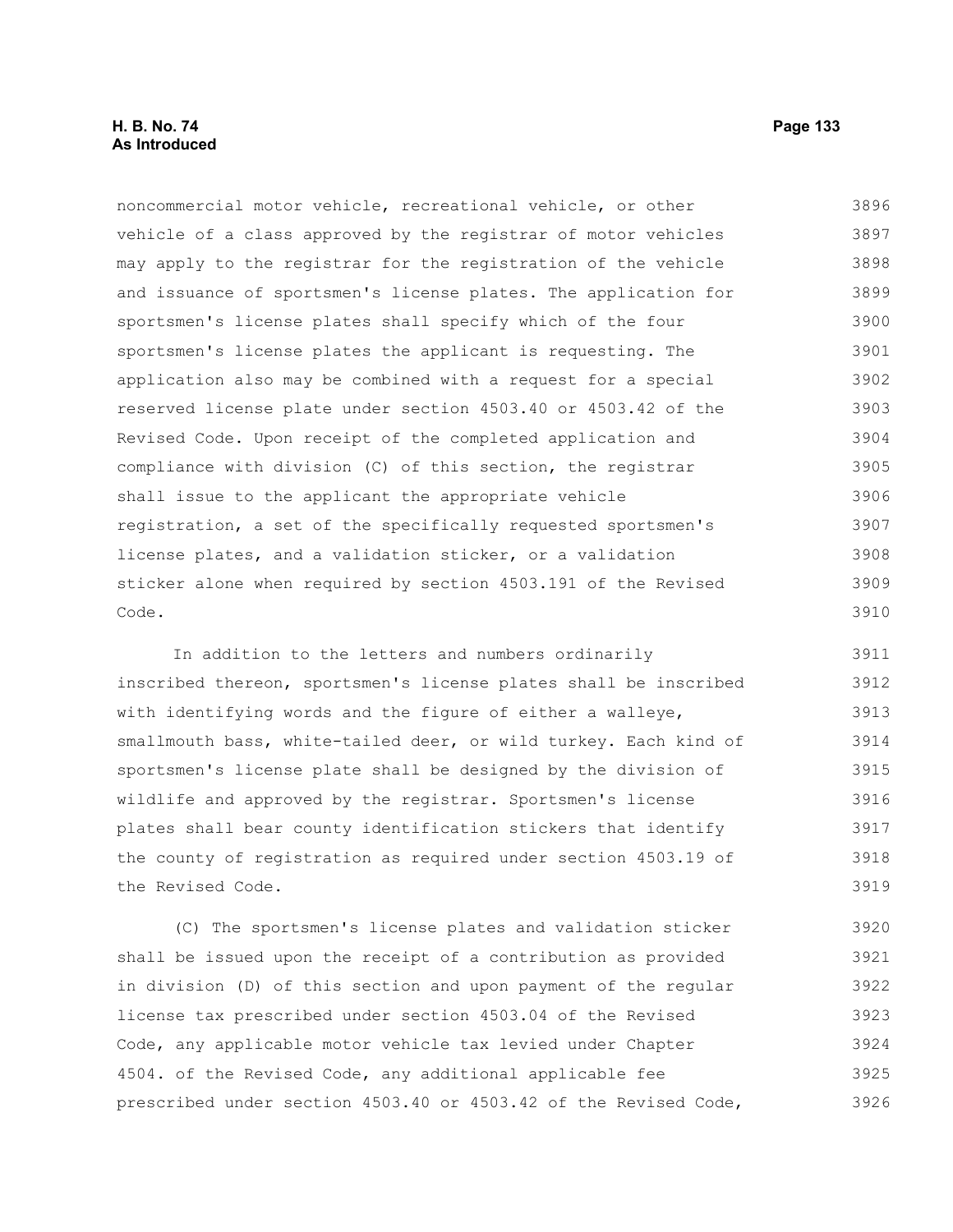noncommercial motor vehicle, recreational vehicle, or other vehicle of a class approved by the registrar of motor vehicles may apply to the registrar for the registration of the vehicle and issuance of sportsmen's license plates. The application for sportsmen's license plates shall specify which of the four sportsmen's license plates the applicant is requesting. The application also may be combined with a request for a special reserved license plate under section 4503.40 or 4503.42 of the Revised Code. Upon receipt of the completed application and compliance with division (C) of this section, the registrar shall issue to the applicant the appropriate vehicle registration, a set of the specifically requested sportsmen's license plates, and a validation sticker, or a validation sticker alone when required by section 4503.191 of the Revised Code.

In addition to the letters and numbers ordinarily inscribed thereon, sportsmen's license plates shall be inscribed with identifying words and the figure of either a walleye, smallmouth bass, white-tailed deer, or wild turkey. Each kind of sportsmen's license plate shall be designed by the division of wildlife and approved by the registrar. Sportsmen's license plates shall bear county identification stickers that identify the county of registration as required under section 4503.19 of the Revised Code.

(C) The sportsmen's license plates and validation sticker shall be issued upon the receipt of a contribution as provided in division (D) of this section and upon payment of the regular license tax prescribed under section 4503.04 of the Revised Code, any applicable motor vehicle tax levied under Chapter 4504. of the Revised Code, any additional applicable fee prescribed under section 4503.40 or 4503.42 of the Revised Code,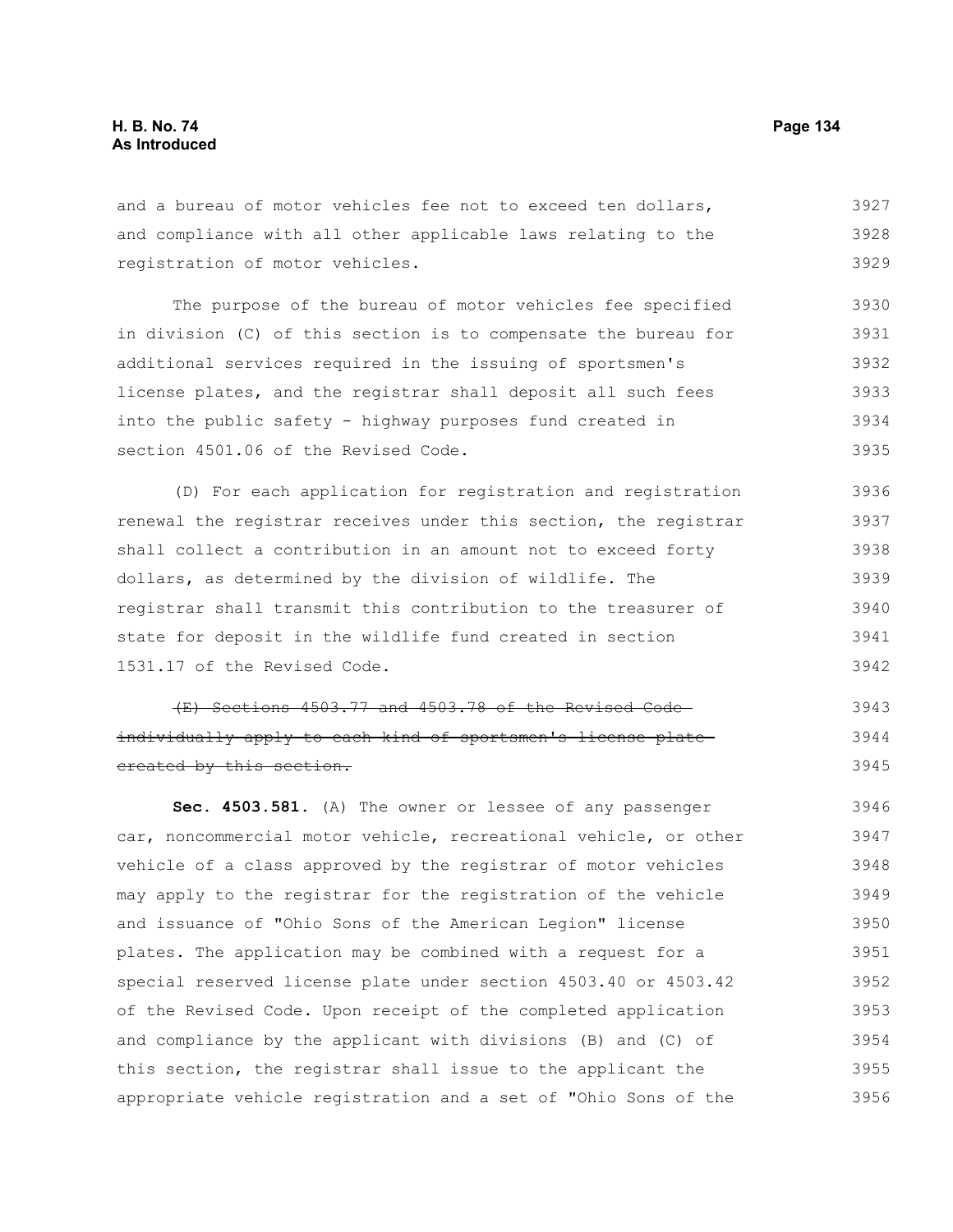and a bureau of motor vehicles fee not to exceed ten dollars, and compliance with all other applicable laws relating to the registration of motor vehicles.

The purpose of the bureau of motor vehicles fee specified in division (C) of this section is to compensate the bureau for additional services required in the issuing of sportsmen's license plates, and the registrar shall deposit all such fees into the public safety - highway purposes fund created in section 4501.06 of the Revised Code.

(D) For each application for registration and registration renewal the registrar receives under this section, the registrar shall collect a contribution in an amount not to exceed forty dollars, as determined by the division of wildlife. The registrar shall transmit this contribution to the treasurer of state for deposit in the wildlife fund created in section 1531.17 of the Revised Code.

~~(E) Sections 4503.77 and 4503.78 of the Revised Code individually apply to each kind of sportsmen's license plate created by this section.~~

**Sec. 4503.581.** (A) The owner or lessee of any passenger car, noncommercial motor vehicle, recreational vehicle, or other vehicle of a class approved by the registrar of motor vehicles may apply to the registrar for the registration of the vehicle and issuance of "Ohio Sons of the American Legion" license plates. The application may be combined with a request for a special reserved license plate under section 4503.40 or 4503.42 of the Revised Code. Upon receipt of the completed application and compliance by the applicant with divisions (B) and (C) of this section, the registrar shall issue to the applicant the appropriate vehicle registration and a set of "Ohio Sons of the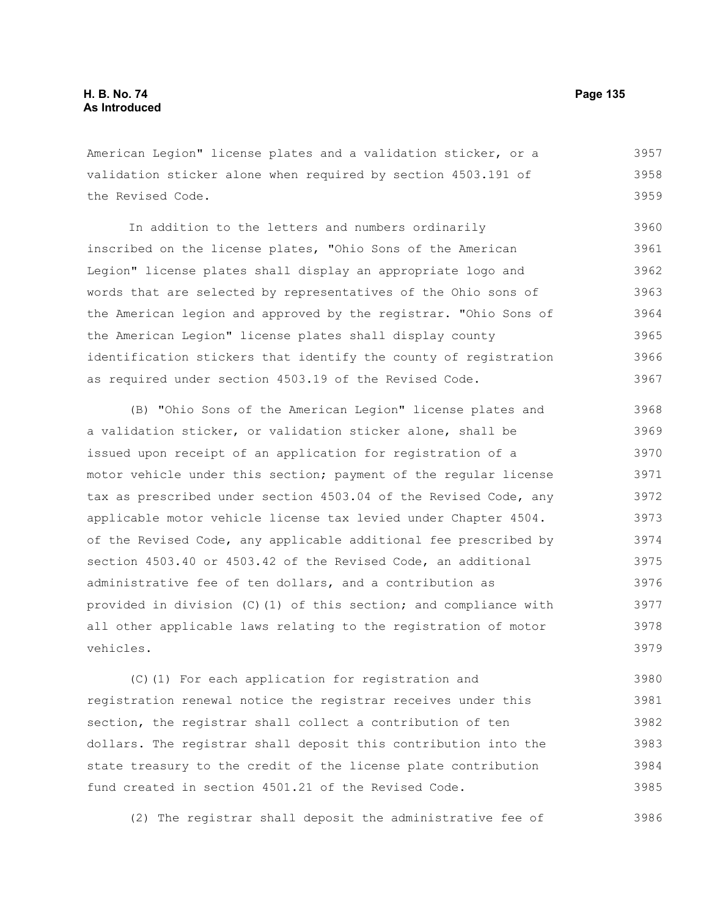American Legion" license plates and a validation sticker, or a validation sticker alone when required by section 4503.191 of the Revised Code.

In addition to the letters and numbers ordinarily inscribed on the license plates, "Ohio Sons of the American Legion" license plates shall display an appropriate logo and words that are selected by representatives of the Ohio sons of the American legion and approved by the registrar. "Ohio Sons of the American Legion" license plates shall display county identification stickers that identify the county of registration as required under section 4503.19 of the Revised Code.

(B) "Ohio Sons of the American Legion" license plates and a validation sticker, or validation sticker alone, shall be issued upon receipt of an application for registration of a motor vehicle under this section; payment of the regular license tax as prescribed under section 4503.04 of the Revised Code, any applicable motor vehicle license tax levied under Chapter 4504. of the Revised Code, any applicable additional fee prescribed by section 4503.40 or 4503.42 of the Revised Code, an additional administrative fee of ten dollars, and a contribution as provided in division (C)(1) of this section; and compliance with all other applicable laws relating to the registration of motor vehicles.

(C)(1) For each application for registration and registration renewal notice the registrar receives under this section, the registrar shall collect a contribution of ten dollars. The registrar shall deposit this contribution into the state treasury to the credit of the license plate contribution fund created in section 4501.21 of the Revised Code.

(2) The registrar shall deposit the administrative fee of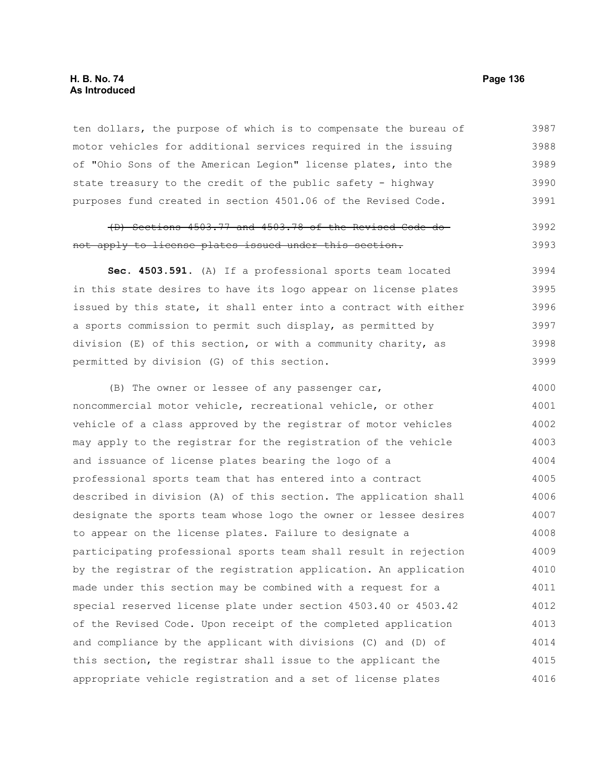ten dollars, the purpose of which is to compensate the bureau of motor vehicles for additional services required in the issuing of "Ohio Sons of the American Legion" license plates, into the state treasury to the credit of the public safety - highway purposes fund created in section 4501.06 of the Revised Code.

~~(D) Sections 4503.77 and 4503.78 of the Revised Code do not apply to license plates issued under this section.~~

**Sec. 4503.591.** (A) If a professional sports team located in this state desires to have its logo appear on license plates issued by this state, it shall enter into a contract with either a sports commission to permit such display, as permitted by division (E) of this section, or with a community charity, as permitted by division (G) of this section.

(B) The owner or lessee of any passenger car, noncommercial motor vehicle, recreational vehicle, or other vehicle of a class approved by the registrar of motor vehicles may apply to the registrar for the registration of the vehicle and issuance of license plates bearing the logo of a professional sports team that has entered into a contract described in division (A) of this section. The application shall designate the sports team whose logo the owner or lessee desires to appear on the license plates. Failure to designate a participating professional sports team shall result in rejection by the registrar of the registration application. An application made under this section may be combined with a request for a special reserved license plate under section 4503.40 or 4503.42 of the Revised Code. Upon receipt of the completed application and compliance by the applicant with divisions (C) and (D) of this section, the registrar shall issue to the applicant the appropriate vehicle registration and a set of license plates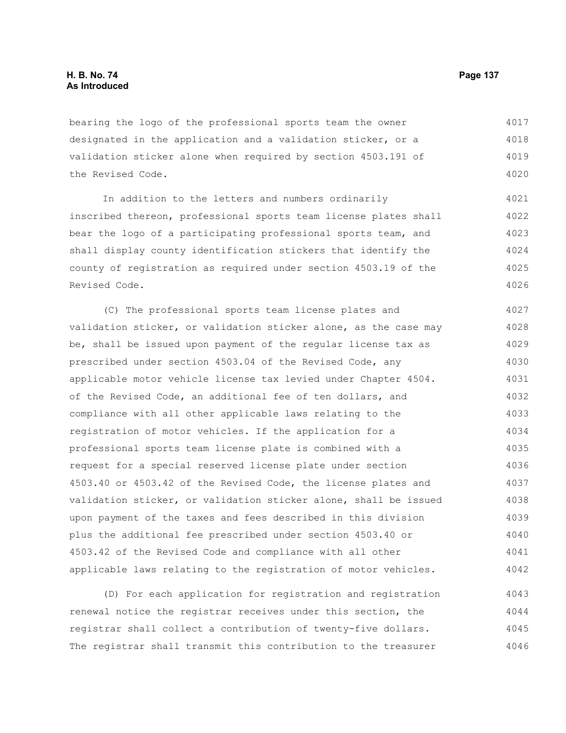bearing the logo of the professional sports team the owner designated in the application and a validation sticker, or a validation sticker alone when required by section 4503.191 of the Revised Code.

In addition to the letters and numbers ordinarily inscribed thereon, professional sports team license plates shall bear the logo of a participating professional sports team, and shall display county identification stickers that identify the county of registration as required under section 4503.19 of the Revised Code.

(C) The professional sports team license plates and validation sticker, or validation sticker alone, as the case may be, shall be issued upon payment of the regular license tax as prescribed under section 4503.04 of the Revised Code, any applicable motor vehicle license tax levied under Chapter 4504. of the Revised Code, an additional fee of ten dollars, and compliance with all other applicable laws relating to the registration of motor vehicles. If the application for a professional sports team license plate is combined with a request for a special reserved license plate under section 4503.40 or 4503.42 of the Revised Code, the license plates and validation sticker, or validation sticker alone, shall be issued upon payment of the taxes and fees described in this division plus the additional fee prescribed under section 4503.40 or 4503.42 of the Revised Code and compliance with all other applicable laws relating to the registration of motor vehicles.

(D) For each application for registration and registration renewal notice the registrar receives under this section, the registrar shall collect a contribution of twenty-five dollars. The registrar shall transmit this contribution to the treasurer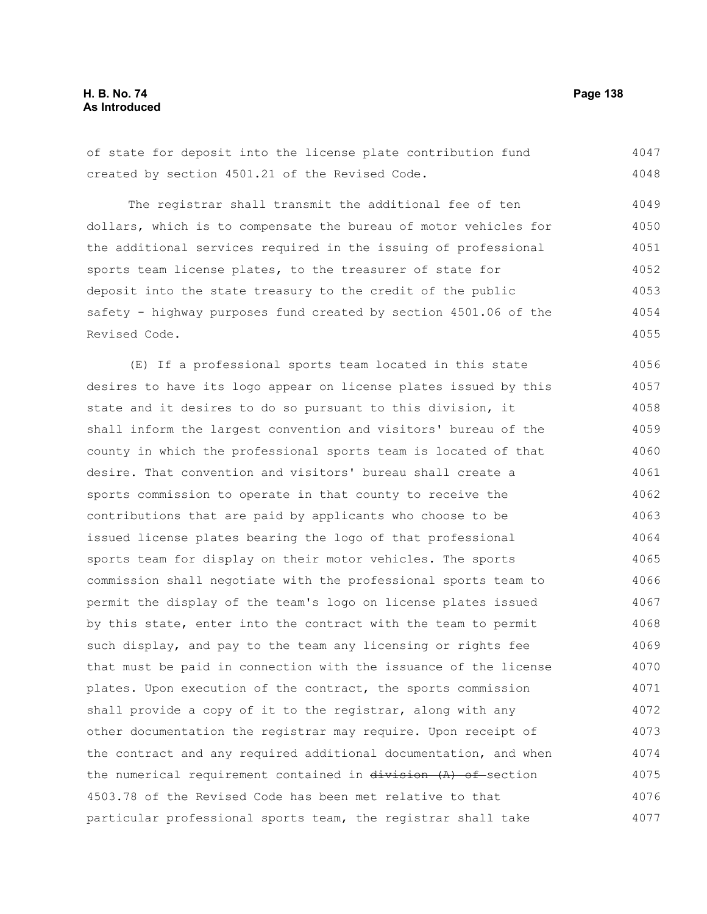of state for deposit into the license plate contribution fund created by section 4501.21 of the Revised Code.

The registrar shall transmit the additional fee of ten dollars, which is to compensate the bureau of motor vehicles for the additional services required in the issuing of professional sports team license plates, to the treasurer of state for deposit into the state treasury to the credit of the public safety - highway purposes fund created by section 4501.06 of the Revised Code.

(E) If a professional sports team located in this state desires to have its logo appear on license plates issued by this state and it desires to do so pursuant to this division, it shall inform the largest convention and visitors' bureau of the county in which the professional sports team is located of that desire. That convention and visitors' bureau shall create a sports commission to operate in that county to receive the contributions that are paid by applicants who choose to be issued license plates bearing the logo of that professional sports team for display on their motor vehicles. The sports commission shall negotiate with the professional sports team to permit the display of the team's logo on license plates issued by this state, enter into the contract with the team to permit such display, and pay to the team any licensing or rights fee that must be paid in connection with the issuance of the license plates. Upon execution of the contract, the sports commission shall provide a copy of it to the registrar, along with any other documentation the registrar may require. Upon receipt of the contract and any required additional documentation, and when the numerical requirement contained in ~~division (A) of~~ section 4503.78 of the Revised Code has been met relative to that particular professional sports team, the registrar shall take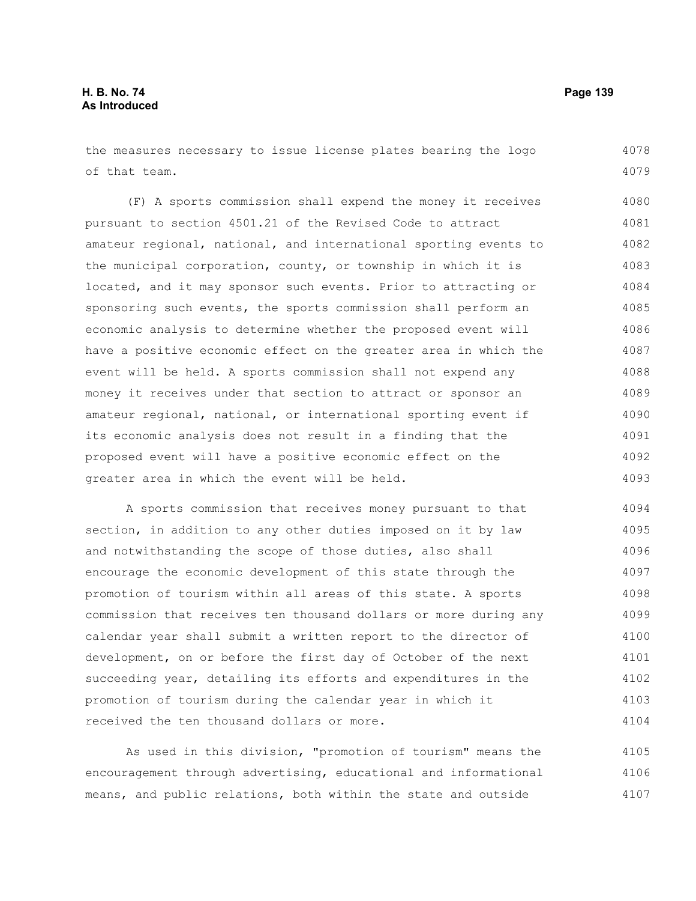the measures necessary to issue license plates bearing the logo of that team.

(F) A sports commission shall expend the money it receives pursuant to section 4501.21 of the Revised Code to attract amateur regional, national, and international sporting events to the municipal corporation, county, or township in which it is located, and it may sponsor such events. Prior to attracting or sponsoring such events, the sports commission shall perform an economic analysis to determine whether the proposed event will have a positive economic effect on the greater area in which the event will be held. A sports commission shall not expend any money it receives under that section to attract or sponsor an amateur regional, national, or international sporting event if its economic analysis does not result in a finding that the proposed event will have a positive economic effect on the greater area in which the event will be held.

A sports commission that receives money pursuant to that section, in addition to any other duties imposed on it by law and notwithstanding the scope of those duties, also shall encourage the economic development of this state through the promotion of tourism within all areas of this state. A sports commission that receives ten thousand dollars or more during any calendar year shall submit a written report to the director of development, on or before the first day of October of the next succeeding year, detailing its efforts and expenditures in the promotion of tourism during the calendar year in which it received the ten thousand dollars or more.

As used in this division, "promotion of tourism" means the encouragement through advertising, educational and informational means, and public relations, both within the state and outside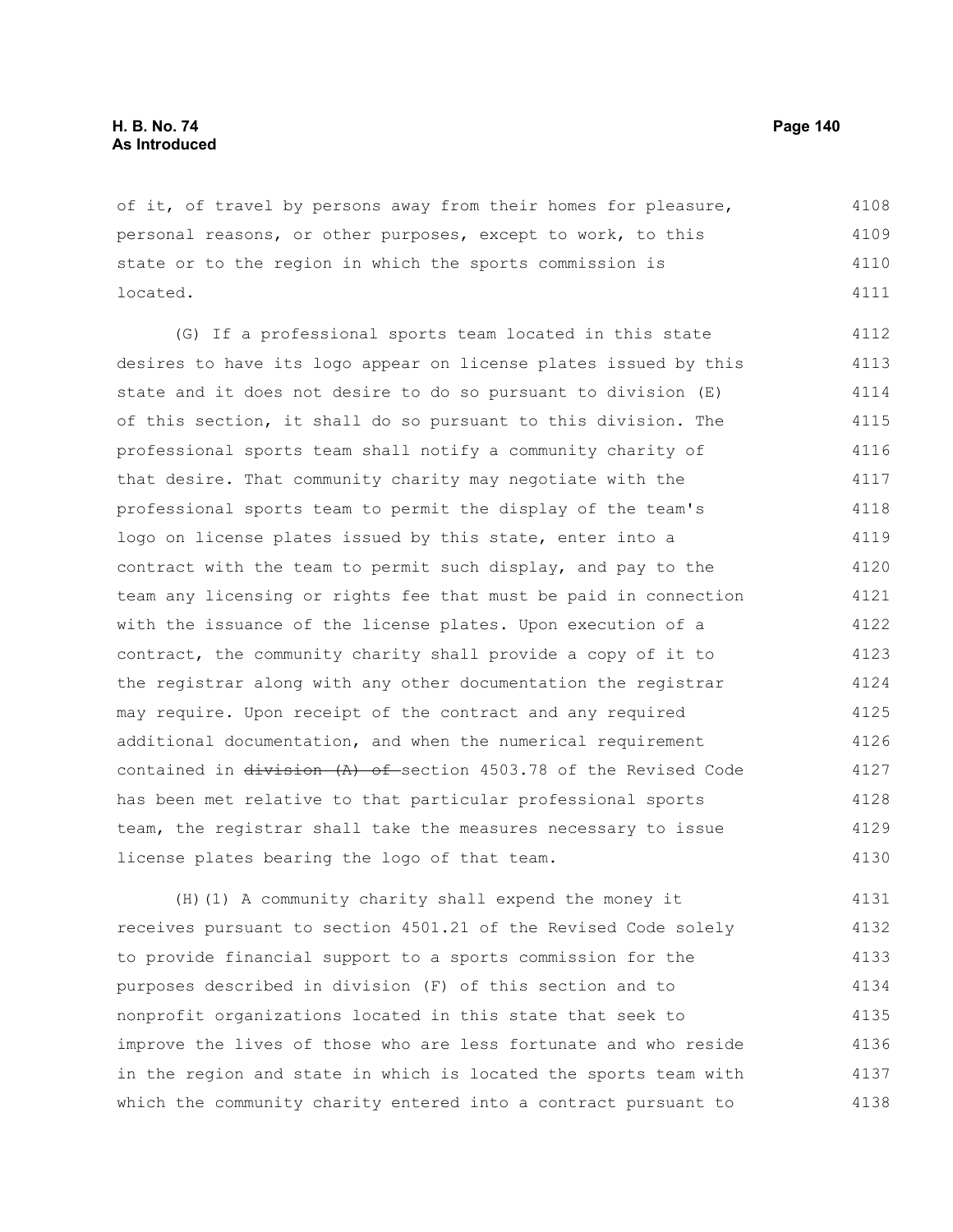of it, of travel by persons away from their homes for pleasure, personal reasons, or other purposes, except to work, to this state or to the region in which the sports commission is located.

(G) If a professional sports team located in this state desires to have its logo appear on license plates issued by this state and it does not desire to do so pursuant to division (E) of this section, it shall do so pursuant to this division. The professional sports team shall notify a community charity of that desire. That community charity may negotiate with the professional sports team to permit the display of the team's logo on license plates issued by this state, enter into a contract with the team to permit such display, and pay to the team any licensing or rights fee that must be paid in connection with the issuance of the license plates. Upon execution of a contract, the community charity shall provide a copy of it to the registrar along with any other documentation the registrar may require. Upon receipt of the contract and any required additional documentation, and when the numerical requirement contained in ~~division (A) of~~ section 4503.78 of the Revised Code has been met relative to that particular professional sports team, the registrar shall take the measures necessary to issue license plates bearing the logo of that team.

(H)(1) A community charity shall expend the money it receives pursuant to section 4501.21 of the Revised Code solely to provide financial support to a sports commission for the purposes described in division (F) of this section and to nonprofit organizations located in this state that seek to improve the lives of those who are less fortunate and who reside in the region and state in which is located the sports team with which the community charity entered into a contract pursuant to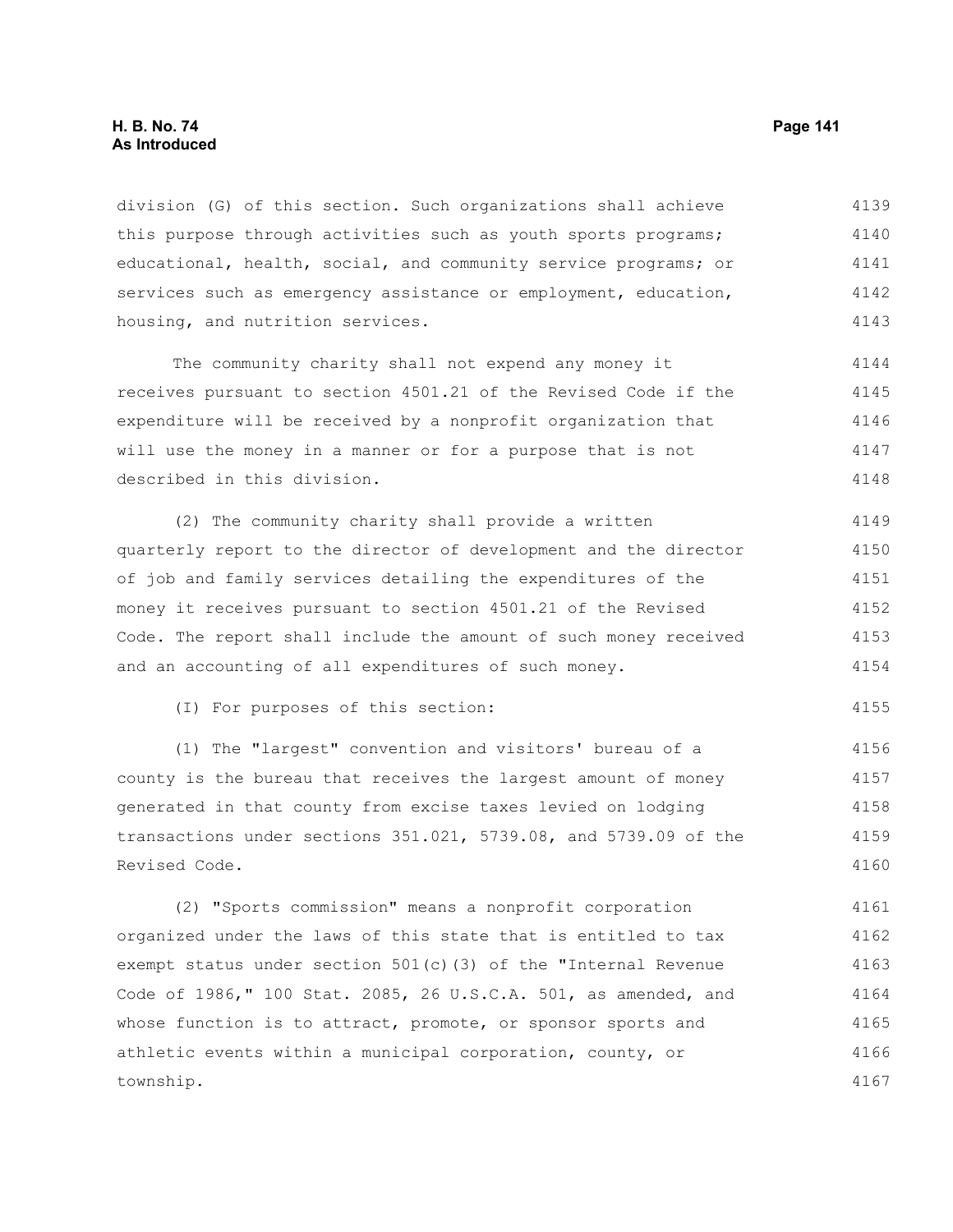division (G) of this section. Such organizations shall achieve this purpose through activities such as youth sports programs; educational, health, social, and community service programs; or services such as emergency assistance or employment, education, housing, and nutrition services.

The community charity shall not expend any money it receives pursuant to section 4501.21 of the Revised Code if the expenditure will be received by a nonprofit organization that will use the money in a manner or for a purpose that is not described in this division.

(2) The community charity shall provide a written quarterly report to the director of development and the director of job and family services detailing the expenditures of the money it receives pursuant to section 4501.21 of the Revised Code. The report shall include the amount of such money received and an accounting of all expenditures of such money.

(I) For purposes of this section:

(1) The "largest" convention and visitors' bureau of a county is the bureau that receives the largest amount of money generated in that county from excise taxes levied on lodging transactions under sections 351.021, 5739.08, and 5739.09 of the Revised Code.

(2) "Sports commission" means a nonprofit corporation organized under the laws of this state that is entitled to tax exempt status under section 501(c)(3) of the "Internal Revenue Code of 1986," 100 Stat. 2085, 26 U.S.C.A. 501, as amended, and whose function is to attract, promote, or sponsor sports and athletic events within a municipal corporation, county, or township.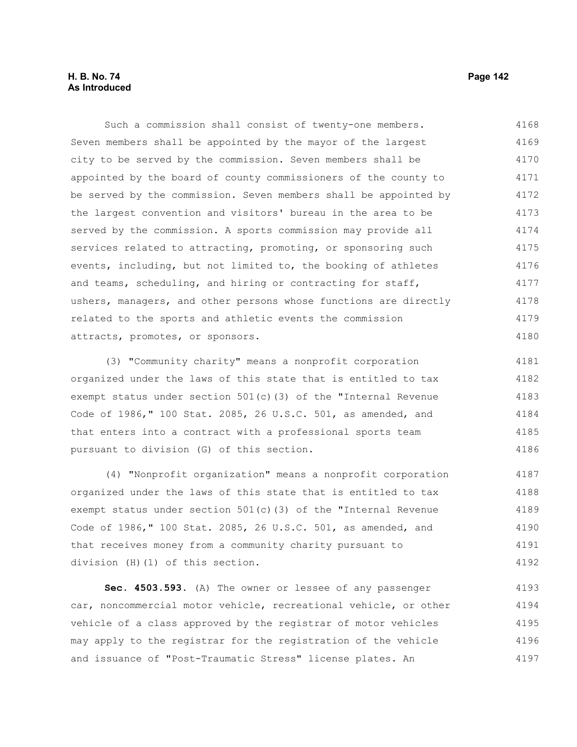Such a commission shall consist of twenty-one members. Seven members shall be appointed by the mayor of the largest city to be served by the commission. Seven members shall be appointed by the board of county commissioners of the county to be served by the commission. Seven members shall be appointed by the largest convention and visitors' bureau in the area to be served by the commission. A sports commission may provide all services related to attracting, promoting, or sponsoring such events, including, but not limited to, the booking of athletes and teams, scheduling, and hiring or contracting for staff, ushers, managers, and other persons whose functions are directly related to the sports and athletic events the commission attracts, promotes, or sponsors.

(3) "Community charity" means a nonprofit corporation organized under the laws of this state that is entitled to tax exempt status under section 501(c)(3) of the "Internal Revenue Code of 1986," 100 Stat. 2085, 26 U.S.C. 501, as amended, and that enters into a contract with a professional sports team pursuant to division (G) of this section.

(4) "Nonprofit organization" means a nonprofit corporation organized under the laws of this state that is entitled to tax exempt status under section 501(c)(3) of the "Internal Revenue Code of 1986," 100 Stat. 2085, 26 U.S.C. 501, as amended, and that receives money from a community charity pursuant to division (H)(1) of this section.

**Sec. 4503.593.** (A) The owner or lessee of any passenger car, noncommercial motor vehicle, recreational vehicle, or other vehicle of a class approved by the registrar of motor vehicles may apply to the registrar for the registration of the vehicle and issuance of "Post-Traumatic Stress" license plates. An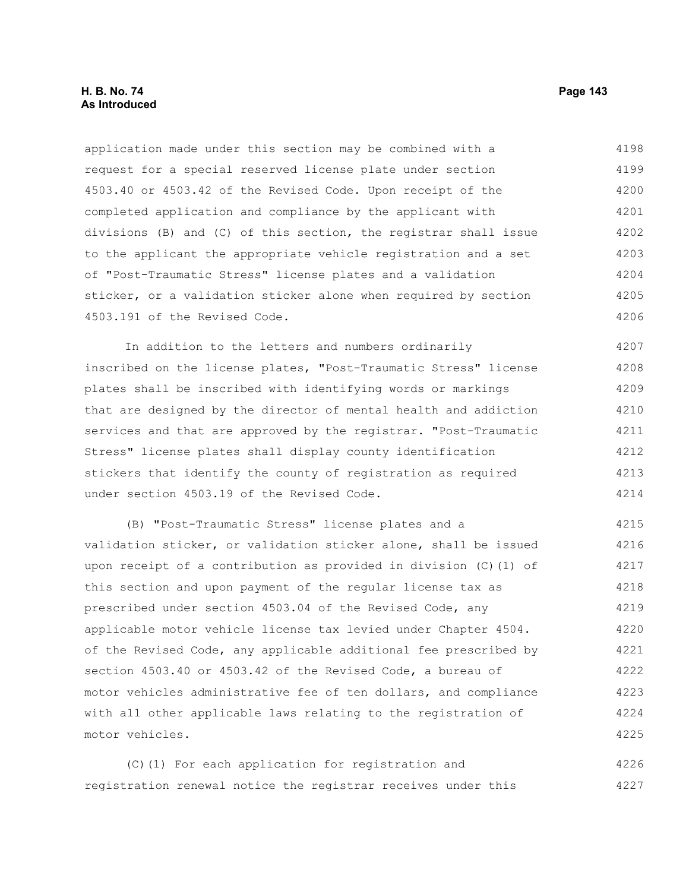application made under this section may be combined with a request for a special reserved license plate under section 4503.40 or 4503.42 of the Revised Code. Upon receipt of the completed application and compliance by the applicant with divisions (B) and (C) of this section, the registrar shall issue to the applicant the appropriate vehicle registration and a set of "Post-Traumatic Stress" license plates and a validation sticker, or a validation sticker alone when required by section 4503.191 of the Revised Code.

In addition to the letters and numbers ordinarily inscribed on the license plates, "Post-Traumatic Stress" license plates shall be inscribed with identifying words or markings that are designed by the director of mental health and addiction services and that are approved by the registrar. "Post-Traumatic Stress" license plates shall display county identification stickers that identify the county of registration as required under section 4503.19 of the Revised Code.

(B) "Post-Traumatic Stress" license plates and a validation sticker, or validation sticker alone, shall be issued upon receipt of a contribution as provided in division (C)(1) of this section and upon payment of the regular license tax as prescribed under section 4503.04 of the Revised Code, any applicable motor vehicle license tax levied under Chapter 4504. of the Revised Code, any applicable additional fee prescribed by section 4503.40 or 4503.42 of the Revised Code, a bureau of motor vehicles administrative fee of ten dollars, and compliance with all other applicable laws relating to the registration of motor vehicles.

(C)(1) For each application for registration and registration renewal notice the registrar receives under this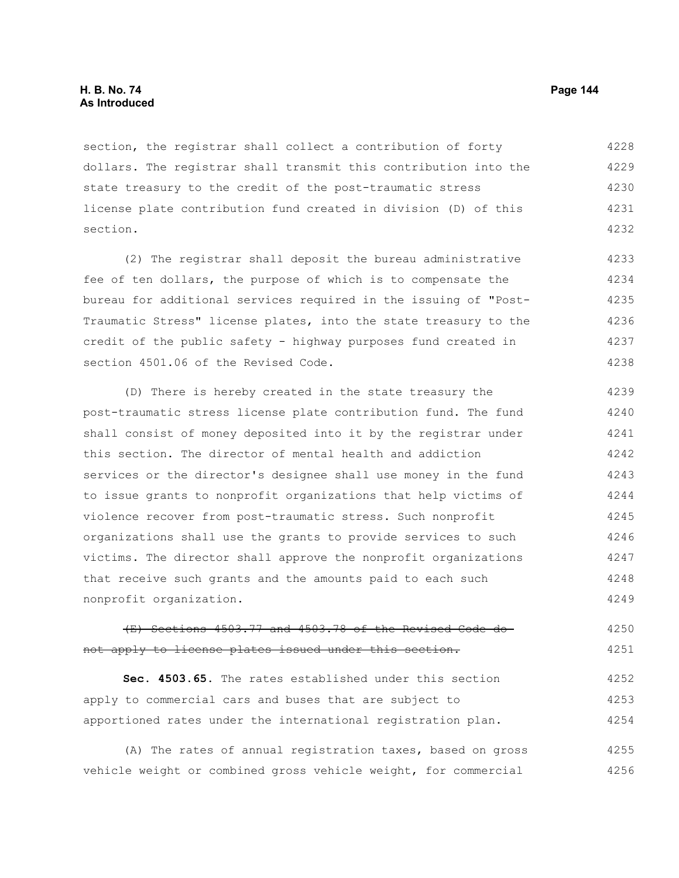section, the registrar shall collect a contribution of forty dollars. The registrar shall transmit this contribution into the state treasury to the credit of the post-traumatic stress license plate contribution fund created in division (D) of this section.

(2) The registrar shall deposit the bureau administrative fee of ten dollars, the purpose of which is to compensate the bureau for additional services required in the issuing of "Post-Traumatic Stress" license plates, into the state treasury to the credit of the public safety - highway purposes fund created in section 4501.06 of the Revised Code.

(D) There is hereby created in the state treasury the post-traumatic stress license plate contribution fund. The fund shall consist of money deposited into it by the registrar under this section. The director of mental health and addiction services or the director's designee shall use money in the fund to issue grants to nonprofit organizations that help victims of violence recover from post-traumatic stress. Such nonprofit organizations shall use the grants to provide services to such victims. The director shall approve the nonprofit organizations that receive such grants and the amounts paid to each such nonprofit organization.

~~(E) Sections 4503.77 and 4503.78 of the Revised Code do not apply to license plates issued under this section.~~

**Sec. 4503.65.** The rates established under this section apply to commercial cars and buses that are subject to apportioned rates under the international registration plan.

(A) The rates of annual registration taxes, based on gross vehicle weight or combined gross vehicle weight, for commercial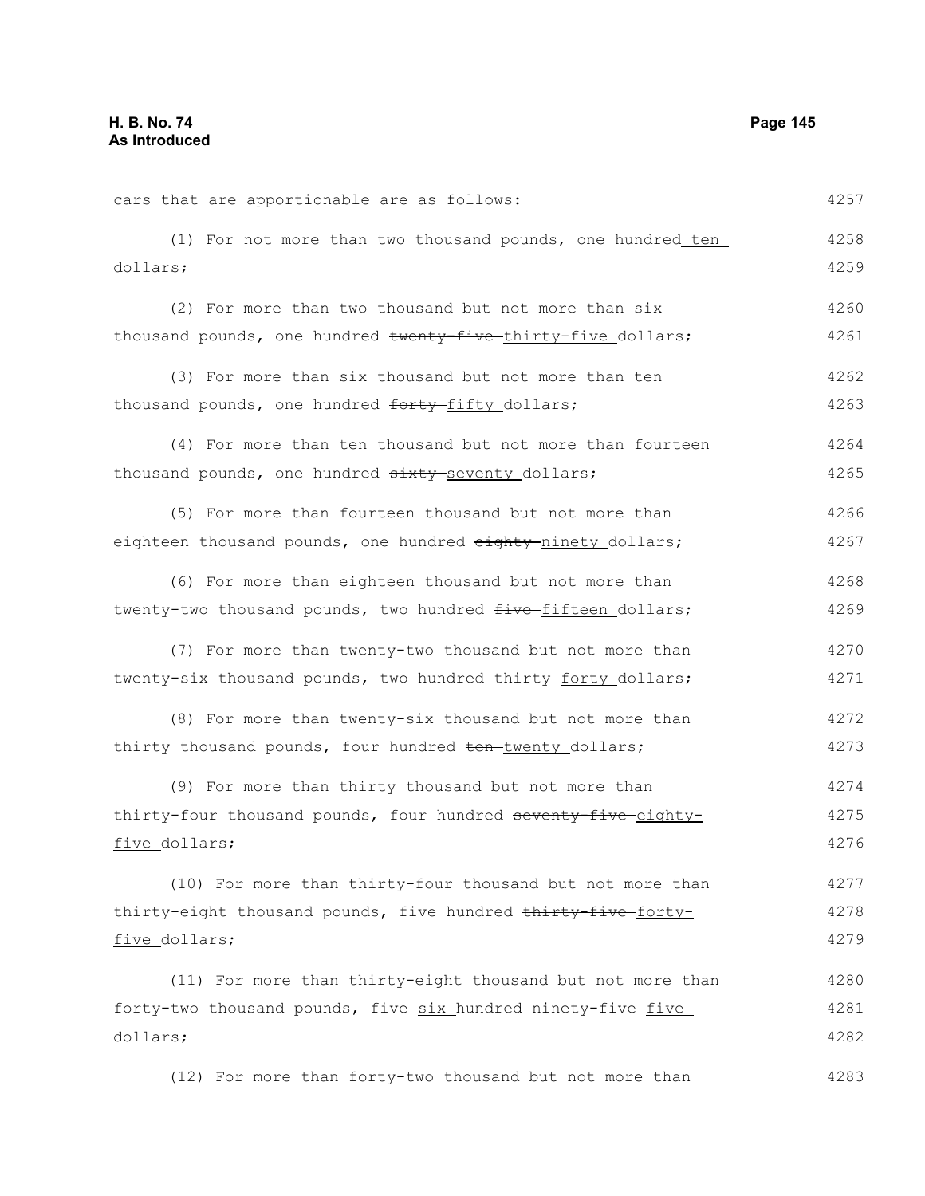cars that are apportionable are as follows:

(1) For not more than two thousand pounds, one hundred ten dollars;

(2) For more than two thousand but not more than six thousand pounds, one hundred ~~twenty-five~~ thirty-five dollars;

(3) For more than six thousand but not more than ten thousand pounds, one hundred ~~forty~~ fifty dollars;

(4) For more than ten thousand but not more than fourteen thousand pounds, one hundred ~~sixty~~ seventy dollars;

(5) For more than fourteen thousand but not more than eighteen thousand pounds, one hundred ~~eighty~~ ninety dollars;

(6) For more than eighteen thousand but not more than twenty-two thousand pounds, two hundred ~~five~~ fifteen dollars;

(7) For more than twenty-two thousand but not more than twenty-six thousand pounds, two hundred ~~thirty~~ forty dollars;

(8) For more than twenty-six thousand but not more than thirty thousand pounds, four hundred ~~ten~~ twenty dollars;

(9) For more than thirty thousand but not more than thirty-four thousand pounds, four hundred ~~seventy-five~~ eighty-five dollars;

(10) For more than thirty-four thousand but not more than thirty-eight thousand pounds, five hundred ~~thirty-five~~ forty-five dollars;

(11) For more than thirty-eight thousand but not more than forty-two thousand pounds, ~~five~~ six hundred ~~ninety-five~~ five dollars;

(12) For more than forty-two thousand but not more than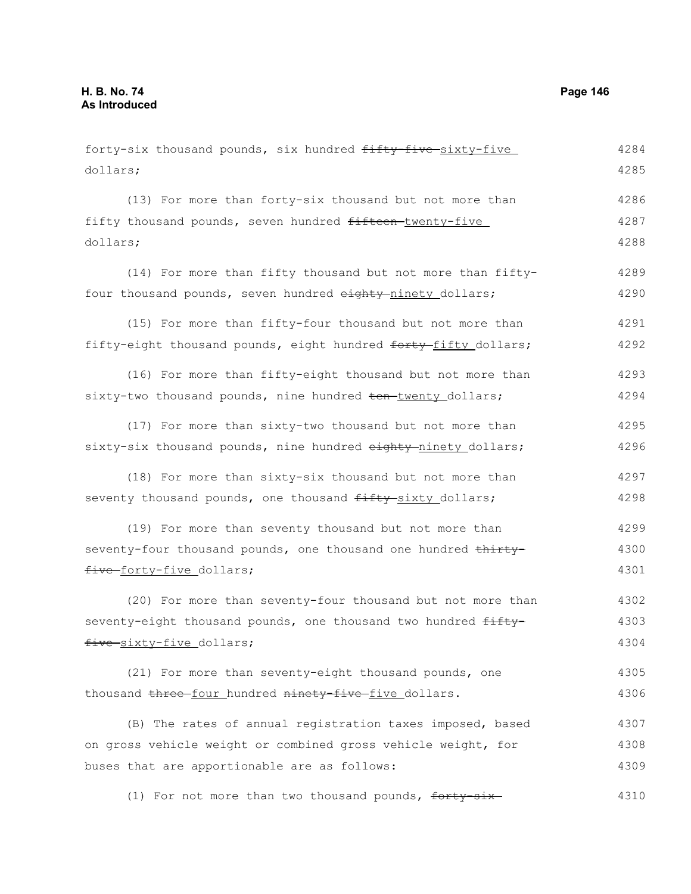forty-six thousand pounds, six hundred ~~fifty-five~~ sixty-five dollars;

(13) For more than forty-six thousand but not more than fifty thousand pounds, seven hundred ~~fifteen~~ twenty-five dollars;

(14) For more than fifty thousand but not more than fifty-four thousand pounds, seven hundred ~~eighty~~ ninety dollars;

(15) For more than fifty-four thousand but not more than fifty-eight thousand pounds, eight hundred ~~forty~~ fifty dollars;

(16) For more than fifty-eight thousand but not more than sixty-two thousand pounds, nine hundred ~~ten~~ twenty dollars;

(17) For more than sixty-two thousand but not more than sixty-six thousand pounds, nine hundred ~~eighty~~ ninety dollars;

(18) For more than sixty-six thousand but not more than seventy thousand pounds, one thousand ~~fifty~~ sixty dollars;

(19) For more than seventy thousand but not more than seventy-four thousand pounds, one thousand one hundred ~~thirty-five~~ forty-five dollars;

(20) For more than seventy-four thousand but not more than seventy-eight thousand pounds, one thousand two hundred ~~fifty-five~~ sixty-five dollars;

(21) For more than seventy-eight thousand pounds, one thousand ~~three~~ four hundred ~~ninety-five~~ five dollars.

(B) The rates of annual registration taxes imposed, based on gross vehicle weight or combined gross vehicle weight, for buses that are apportionable are as follows:

(1) For not more than two thousand pounds, ~~forty-six~~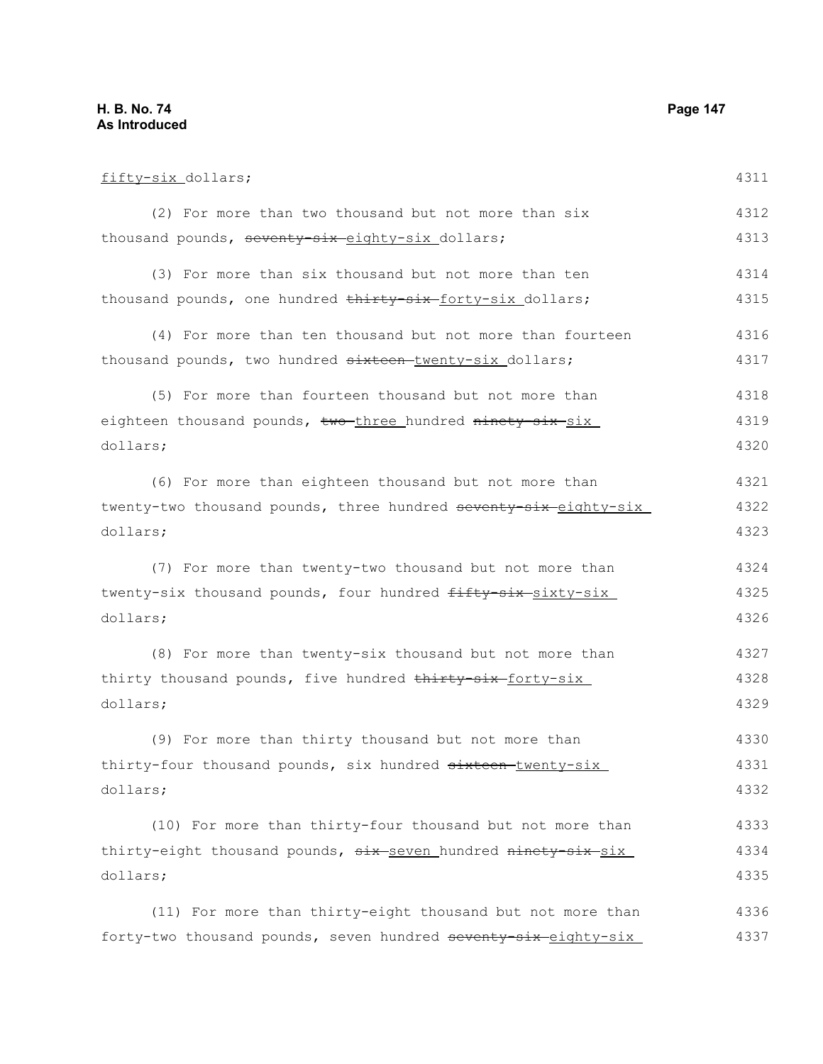fifty-six dollars;

(2) For more than two thousand but not more than six thousand pounds, ~~seventy-six~~ eighty-six dollars;

(3) For more than six thousand but not more than ten thousand pounds, one hundred ~~thirty-six~~ forty-six dollars;

(4) For more than ten thousand but not more than fourteen thousand pounds, two hundred ~~sixteen~~ twenty-six dollars;

(5) For more than fourteen thousand but not more than eighteen thousand pounds, ~~two~~ three hundred ~~ninety-six~~ six dollars;

(6) For more than eighteen thousand but not more than twenty-two thousand pounds, three hundred ~~seventy-six~~ eighty-six dollars;

(7) For more than twenty-two thousand but not more than twenty-six thousand pounds, four hundred ~~fifty-six~~ sixty-six dollars;

(8) For more than twenty-six thousand but not more than thirty thousand pounds, five hundred ~~thirty-six~~ forty-six dollars;

(9) For more than thirty thousand but not more than thirty-four thousand pounds, six hundred ~~sixteen~~ twenty-six dollars;

(10) For more than thirty-four thousand but not more than thirty-eight thousand pounds, ~~six~~ seven hundred ~~ninety-six~~ six dollars;

(11) For more than thirty-eight thousand but not more than forty-two thousand pounds, seven hundred ~~seventy-six~~ eighty-six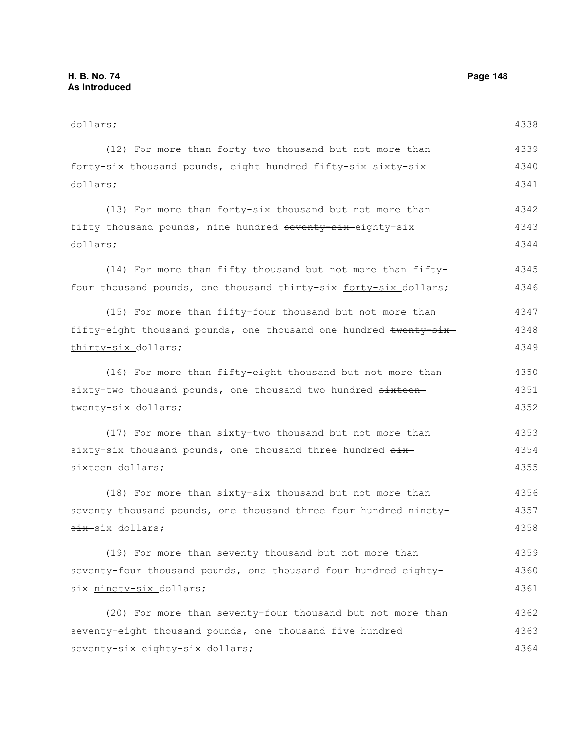dollars;

(12) For more than forty-two thousand but not more than forty-six thousand pounds, eight hundred ~~fifty-six~~ sixty-six dollars;

(13) For more than forty-six thousand but not more than fifty thousand pounds, nine hundred ~~seventy-six~~ eighty-six dollars;

(14) For more than fifty thousand but not more than fifty-four thousand pounds, one thousand ~~thirty-six~~ forty-six dollars;

(15) For more than fifty-four thousand but not more than fifty-eight thousand pounds, one thousand one hundred ~~twenty-six~~ thirty-six dollars;

(16) For more than fifty-eight thousand but not more than sixty-two thousand pounds, one thousand two hundred ~~sixteen~~ twenty-six dollars;

(17) For more than sixty-two thousand but not more than sixty-six thousand pounds, one thousand three hundred ~~six~~ sixteen dollars;

(18) For more than sixty-six thousand but not more than seventy thousand pounds, one thousand ~~three~~ four hundred ~~ninety-six~~ six dollars;

(19) For more than seventy thousand but not more than seventy-four thousand pounds, one thousand four hundred ~~eighty-six~~ ninety-six dollars;

(20) For more than seventy-four thousand but not more than seventy-eight thousand pounds, one thousand five hundred ~~seventy-six~~ eighty-six dollars;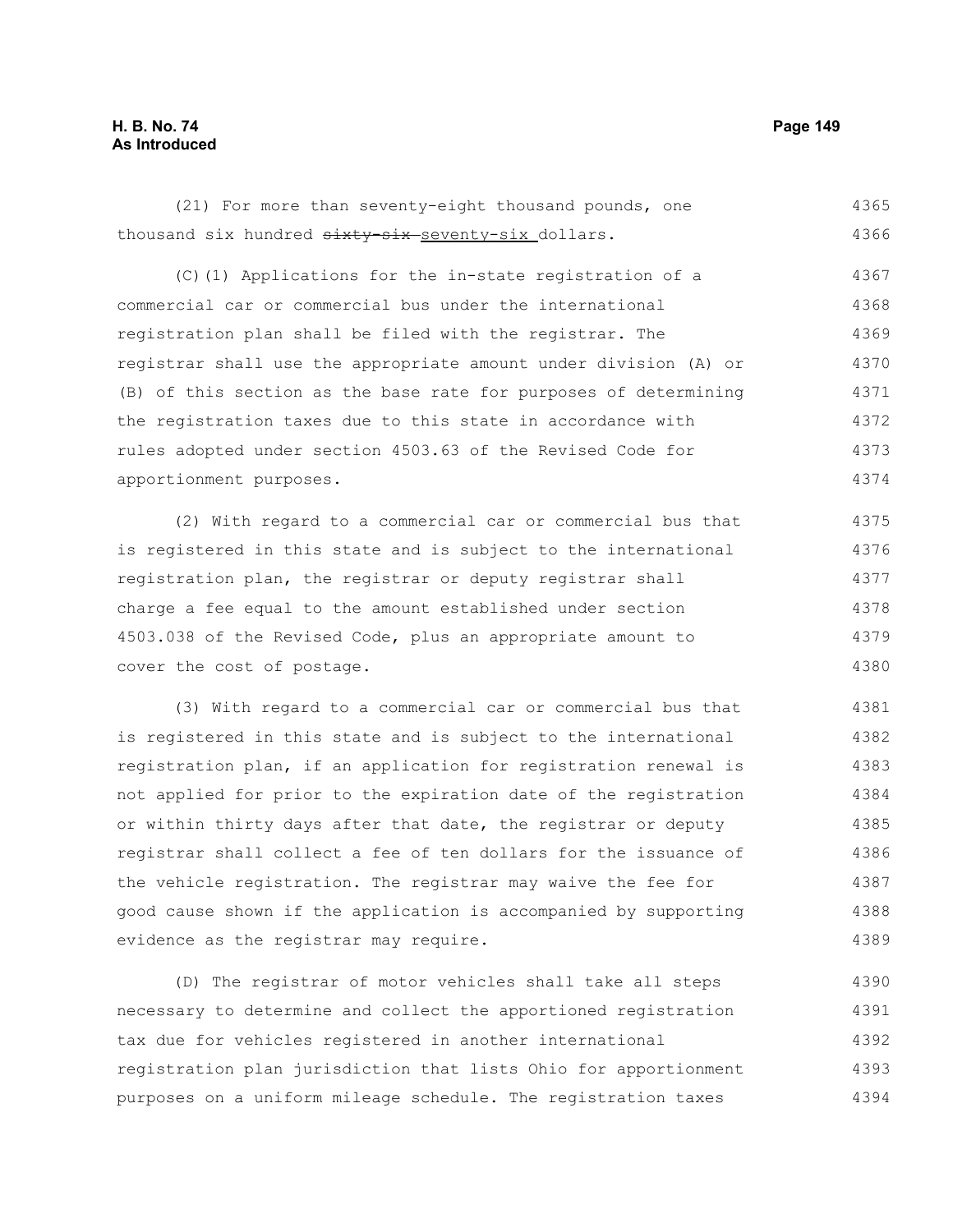(21) For more than seventy-eight thousand pounds, one thousand six hundred ~~sixty-six~~ seventy-six dollars.

(C)(1) Applications for the in-state registration of a commercial car or commercial bus under the international registration plan shall be filed with the registrar. The registrar shall use the appropriate amount under division (A) or (B) of this section as the base rate for purposes of determining the registration taxes due to this state in accordance with rules adopted under section 4503.63 of the Revised Code for apportionment purposes.

(2) With regard to a commercial car or commercial bus that is registered in this state and is subject to the international registration plan, the registrar or deputy registrar shall charge a fee equal to the amount established under section 4503.038 of the Revised Code, plus an appropriate amount to cover the cost of postage.

(3) With regard to a commercial car or commercial bus that is registered in this state and is subject to the international registration plan, if an application for registration renewal is not applied for prior to the expiration date of the registration or within thirty days after that date, the registrar or deputy registrar shall collect a fee of ten dollars for the issuance of the vehicle registration. The registrar may waive the fee for good cause shown if the application is accompanied by supporting evidence as the registrar may require.

(D) The registrar of motor vehicles shall take all steps necessary to determine and collect the apportioned registration tax due for vehicles registered in another international registration plan jurisdiction that lists Ohio for apportionment purposes on a uniform mileage schedule. The registration taxes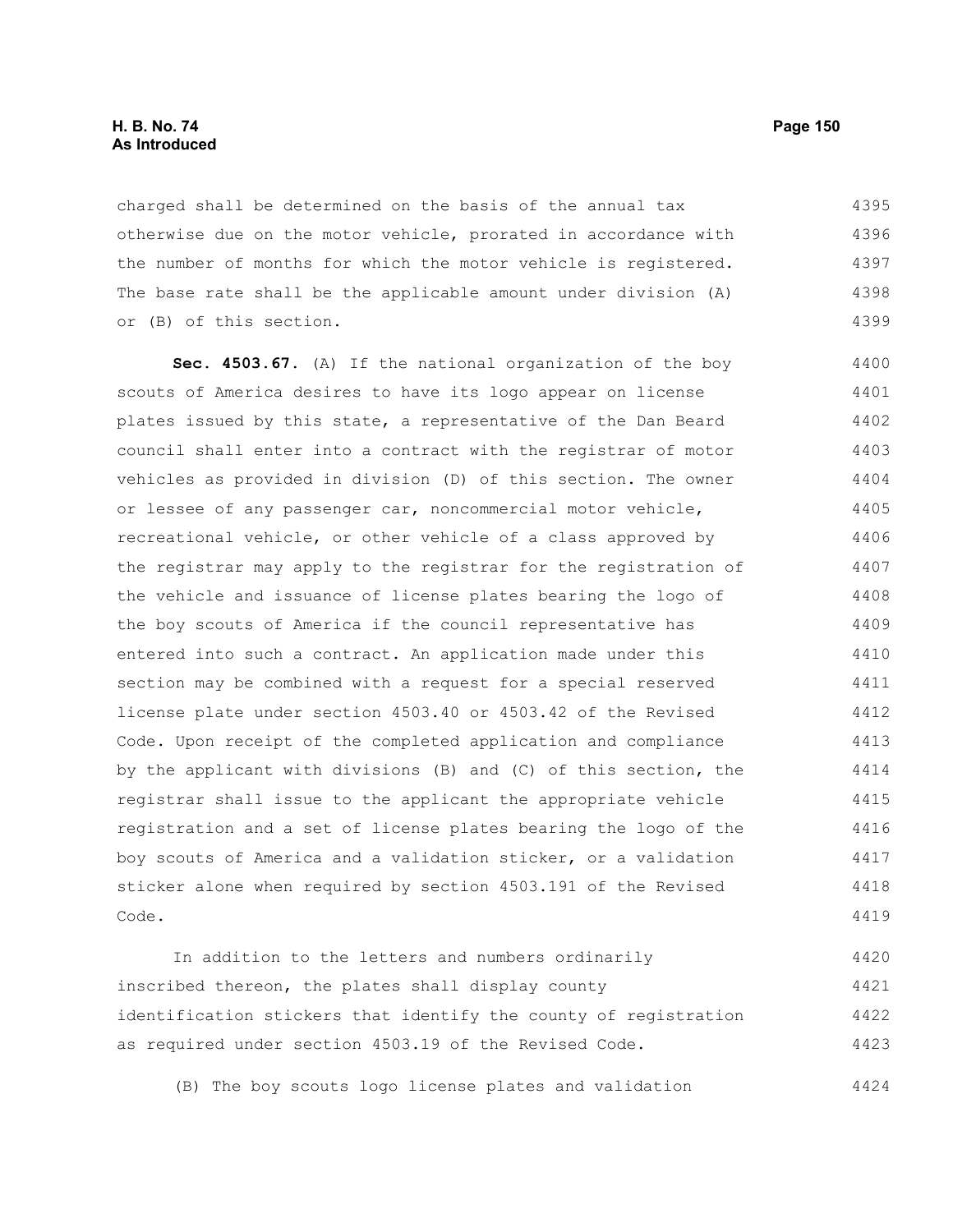charged shall be determined on the basis of the annual tax otherwise due on the motor vehicle, prorated in accordance with the number of months for which the motor vehicle is registered. The base rate shall be the applicable amount under division (A) or (B) of this section.

**Sec. 4503.67.** (A) If the national organization of the boy scouts of America desires to have its logo appear on license plates issued by this state, a representative of the Dan Beard council shall enter into a contract with the registrar of motor vehicles as provided in division (D) of this section. The owner or lessee of any passenger car, noncommercial motor vehicle, recreational vehicle, or other vehicle of a class approved by the registrar may apply to the registrar for the registration of the vehicle and issuance of license plates bearing the logo of the boy scouts of America if the council representative has entered into such a contract. An application made under this section may be combined with a request for a special reserved license plate under section 4503.40 or 4503.42 of the Revised Code. Upon receipt of the completed application and compliance by the applicant with divisions (B) and (C) of this section, the registrar shall issue to the applicant the appropriate vehicle registration and a set of license plates bearing the logo of the boy scouts of America and a validation sticker, or a validation sticker alone when required by section 4503.191 of the Revised Code.

In addition to the letters and numbers ordinarily inscribed thereon, the plates shall display county identification stickers that identify the county of registration as required under section 4503.19 of the Revised Code.

(B) The boy scouts logo license plates and validation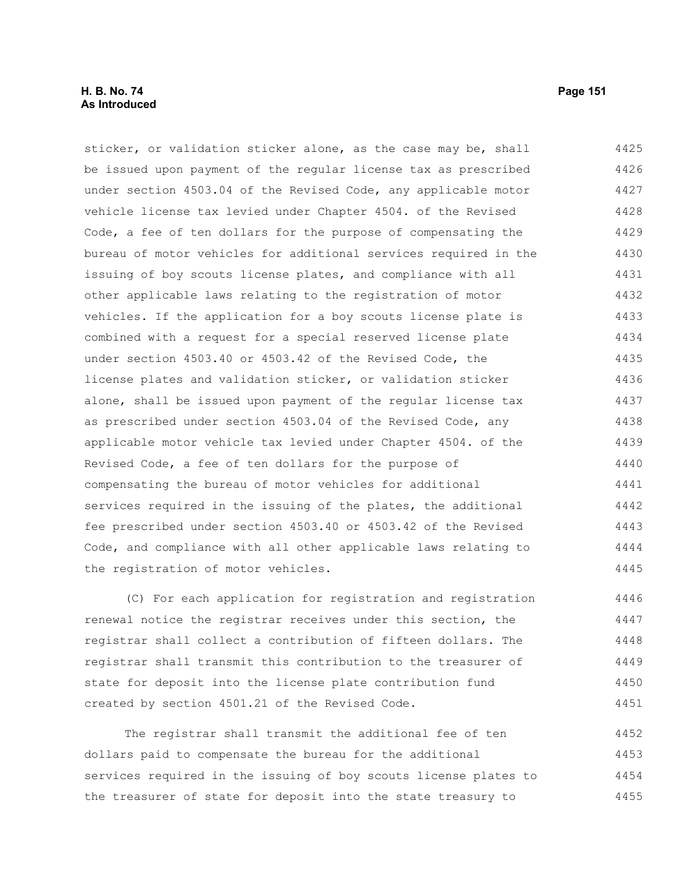sticker, or validation sticker alone, as the case may be, shall be issued upon payment of the regular license tax as prescribed under section 4503.04 of the Revised Code, any applicable motor vehicle license tax levied under Chapter 4504. of the Revised Code, a fee of ten dollars for the purpose of compensating the bureau of motor vehicles for additional services required in the issuing of boy scouts license plates, and compliance with all other applicable laws relating to the registration of motor vehicles. If the application for a boy scouts license plate is combined with a request for a special reserved license plate under section 4503.40 or 4503.42 of the Revised Code, the license plates and validation sticker, or validation sticker alone, shall be issued upon payment of the regular license tax as prescribed under section 4503.04 of the Revised Code, any applicable motor vehicle tax levied under Chapter 4504. of the Revised Code, a fee of ten dollars for the purpose of compensating the bureau of motor vehicles for additional services required in the issuing of the plates, the additional fee prescribed under section 4503.40 or 4503.42 of the Revised Code, and compliance with all other applicable laws relating to the registration of motor vehicles.

(C) For each application for registration and registration renewal notice the registrar receives under this section, the registrar shall collect a contribution of fifteen dollars. The registrar shall transmit this contribution to the treasurer of state for deposit into the license plate contribution fund created by section 4501.21 of the Revised Code.

The registrar shall transmit the additional fee of ten dollars paid to compensate the bureau for the additional services required in the issuing of boy scouts license plates to the treasurer of state for deposit into the state treasury to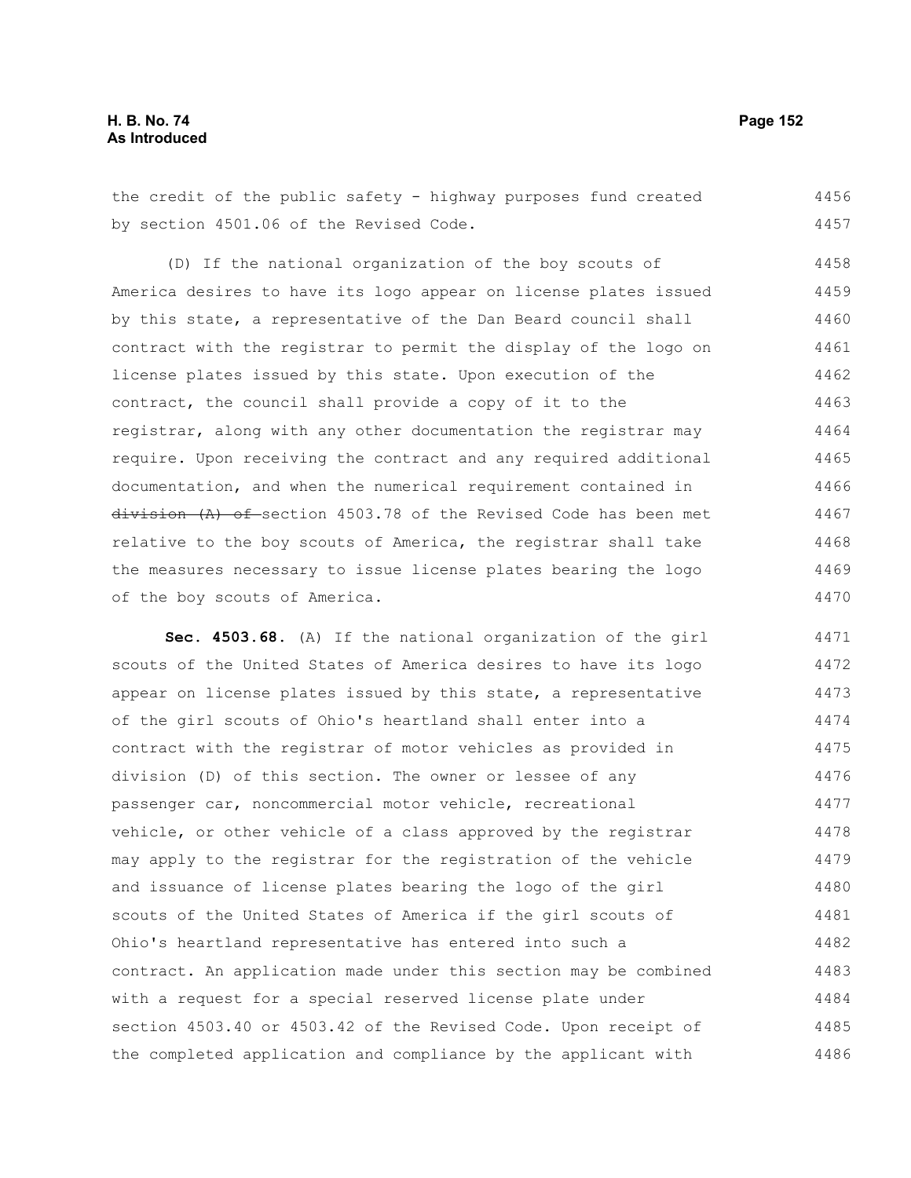the credit of the public safety - highway purposes fund created by section 4501.06 of the Revised Code.

(D) If the national organization of the boy scouts of America desires to have its logo appear on license plates issued by this state, a representative of the Dan Beard council shall contract with the registrar to permit the display of the logo on license plates issued by this state. Upon execution of the contract, the council shall provide a copy of it to the registrar, along with any other documentation the registrar may require. Upon receiving the contract and any required additional documentation, and when the numerical requirement contained in ~~division (A) of~~ section 4503.78 of the Revised Code has been met relative to the boy scouts of America, the registrar shall take the measures necessary to issue license plates bearing the logo of the boy scouts of America.

**Sec. 4503.68.** (A) If the national organization of the girl scouts of the United States of America desires to have its logo appear on license plates issued by this state, a representative of the girl scouts of Ohio's heartland shall enter into a contract with the registrar of motor vehicles as provided in division (D) of this section. The owner or lessee of any passenger car, noncommercial motor vehicle, recreational vehicle, or other vehicle of a class approved by the registrar may apply to the registrar for the registration of the vehicle and issuance of license plates bearing the logo of the girl scouts of the United States of America if the girl scouts of Ohio's heartland representative has entered into such a contract. An application made under this section may be combined with a request for a special reserved license plate under section 4503.40 or 4503.42 of the Revised Code. Upon receipt of the completed application and compliance by the applicant with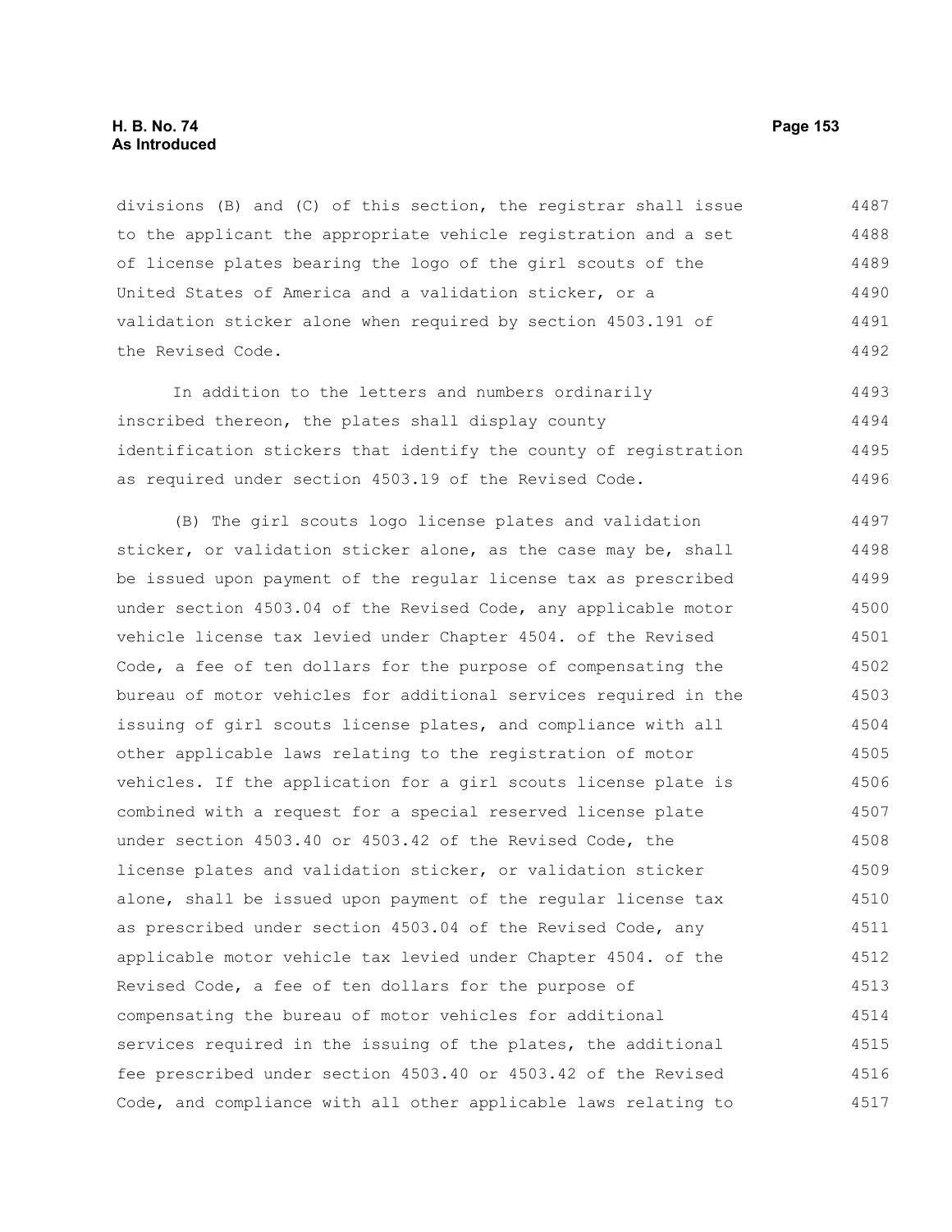divisions (B) and (C) of this section, the registrar shall issue to the applicant the appropriate vehicle registration and a set of license plates bearing the logo of the girl scouts of the United States of America and a validation sticker, or a validation sticker alone when required by section 4503.191 of the Revised Code.

In addition to the letters and numbers ordinarily inscribed thereon, the plates shall display county identification stickers that identify the county of registration as required under section 4503.19 of the Revised Code.

(B) The girl scouts logo license plates and validation sticker, or validation sticker alone, as the case may be, shall be issued upon payment of the regular license tax as prescribed under section 4503.04 of the Revised Code, any applicable motor vehicle license tax levied under Chapter 4504. of the Revised Code, a fee of ten dollars for the purpose of compensating the bureau of motor vehicles for additional services required in the issuing of girl scouts license plates, and compliance with all other applicable laws relating to the registration of motor vehicles. If the application for a girl scouts license plate is combined with a request for a special reserved license plate under section 4503.40 or 4503.42 of the Revised Code, the license plates and validation sticker, or validation sticker alone, shall be issued upon payment of the regular license tax as prescribed under section 4503.04 of the Revised Code, any applicable motor vehicle tax levied under Chapter 4504. of the Revised Code, a fee of ten dollars for the purpose of compensating the bureau of motor vehicles for additional services required in the issuing of the plates, the additional fee prescribed under section 4503.40 or 4503.42 of the Revised Code, and compliance with all other applicable laws relating to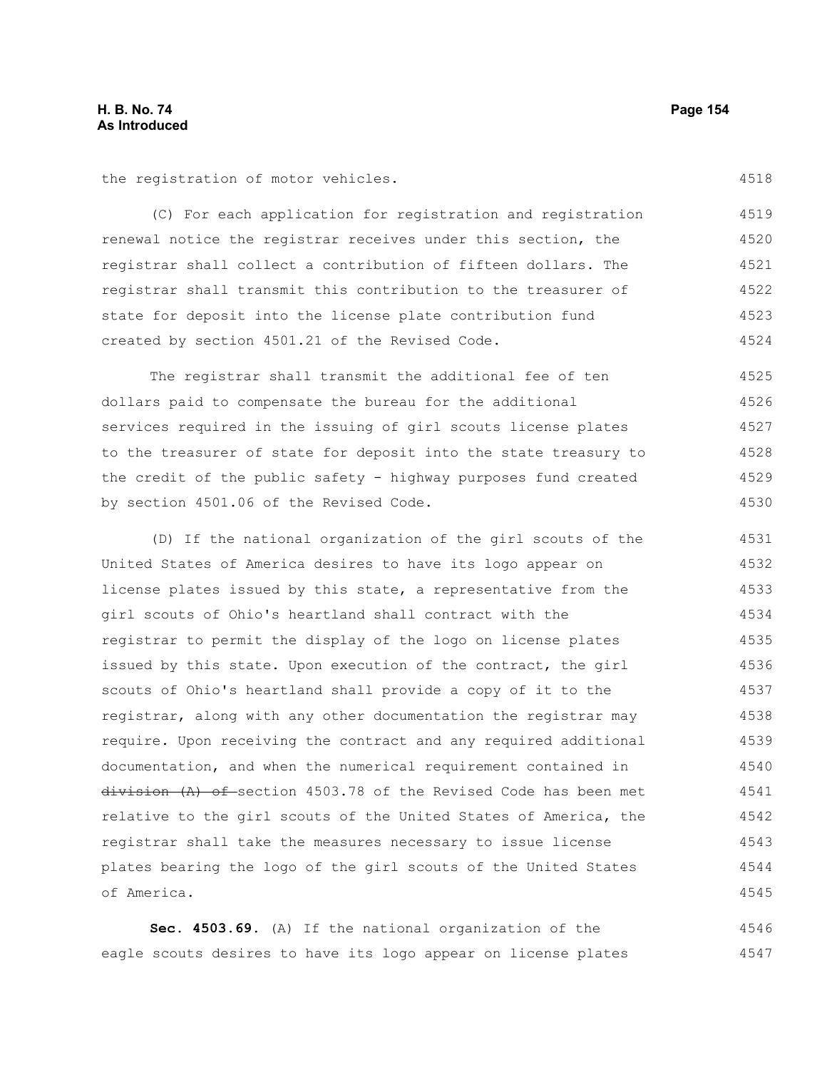the registration of motor vehicles.

(C) For each application for registration and registration renewal notice the registrar receives under this section, the registrar shall collect a contribution of fifteen dollars. The registrar shall transmit this contribution to the treasurer of state for deposit into the license plate contribution fund created by section 4501.21 of the Revised Code.

The registrar shall transmit the additional fee of ten dollars paid to compensate the bureau for the additional services required in the issuing of girl scouts license plates to the treasurer of state for deposit into the state treasury to the credit of the public safety - highway purposes fund created by section 4501.06 of the Revised Code.

(D) If the national organization of the girl scouts of the United States of America desires to have its logo appear on license plates issued by this state, a representative from the girl scouts of Ohio's heartland shall contract with the registrar to permit the display of the logo on license plates issued by this state. Upon execution of the contract, the girl scouts of Ohio's heartland shall provide a copy of it to the registrar, along with any other documentation the registrar may require. Upon receiving the contract and any required additional documentation, and when the numerical requirement contained in ~~division (A) of~~ section 4503.78 of the Revised Code has been met relative to the girl scouts of the United States of America, the registrar shall take the measures necessary to issue license plates bearing the logo of the girl scouts of the United States of America.

**Sec. 4503.69.** (A) If the national organization of the eagle scouts desires to have its logo appear on license plates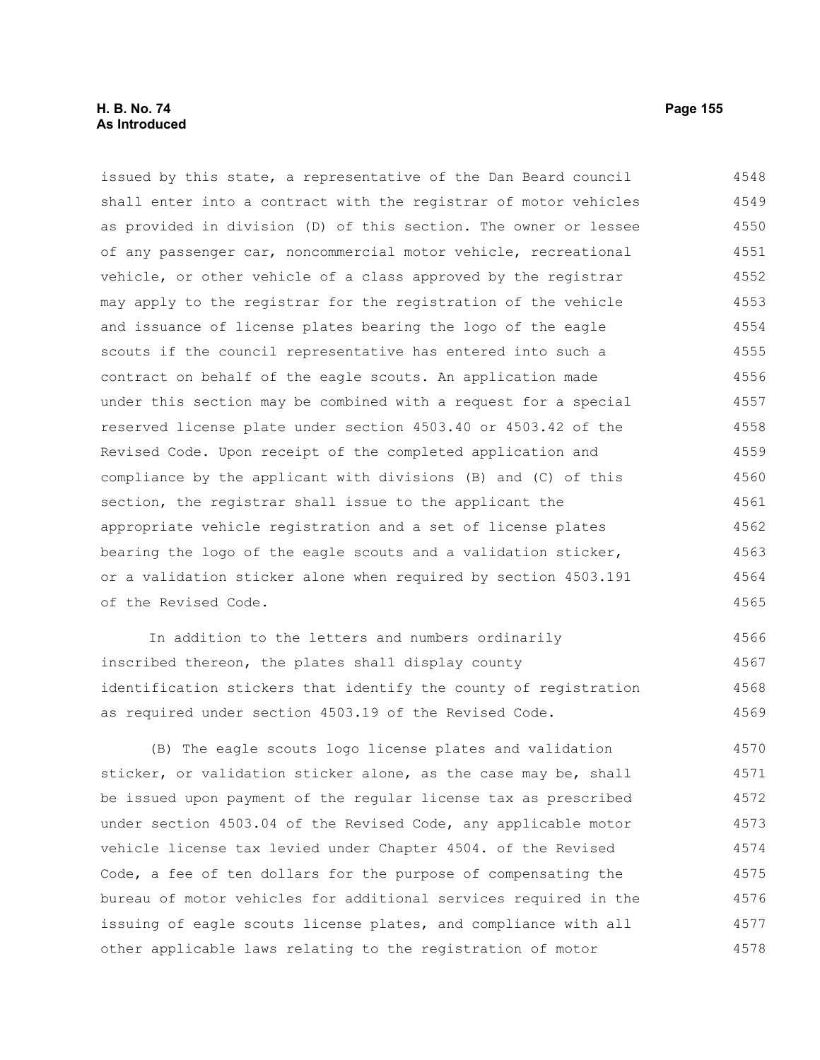issued by this state, a representative of the Dan Beard council shall enter into a contract with the registrar of motor vehicles as provided in division (D) of this section. The owner or lessee of any passenger car, noncommercial motor vehicle, recreational vehicle, or other vehicle of a class approved by the registrar may apply to the registrar for the registration of the vehicle and issuance of license plates bearing the logo of the eagle scouts if the council representative has entered into such a contract on behalf of the eagle scouts. An application made under this section may be combined with a request for a special reserved license plate under section 4503.40 or 4503.42 of the Revised Code. Upon receipt of the completed application and compliance by the applicant with divisions (B) and (C) of this section, the registrar shall issue to the applicant the appropriate vehicle registration and a set of license plates bearing the logo of the eagle scouts and a validation sticker, or a validation sticker alone when required by section 4503.191 of the Revised Code.

In addition to the letters and numbers ordinarily inscribed thereon, the plates shall display county identification stickers that identify the county of registration as required under section 4503.19 of the Revised Code.

(B) The eagle scouts logo license plates and validation sticker, or validation sticker alone, as the case may be, shall be issued upon payment of the regular license tax as prescribed under section 4503.04 of the Revised Code, any applicable motor vehicle license tax levied under Chapter 4504. of the Revised Code, a fee of ten dollars for the purpose of compensating the bureau of motor vehicles for additional services required in the issuing of eagle scouts license plates, and compliance with all other applicable laws relating to the registration of motor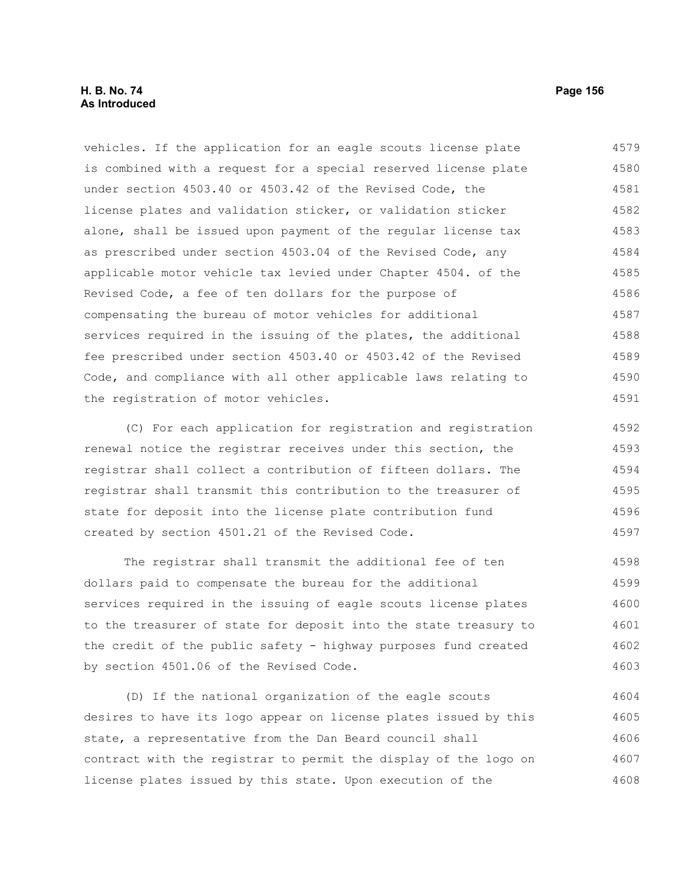vehicles. If the application for an eagle scouts license plate is combined with a request for a special reserved license plate under section 4503.40 or 4503.42 of the Revised Code, the license plates and validation sticker, or validation sticker alone, shall be issued upon payment of the regular license tax as prescribed under section 4503.04 of the Revised Code, any applicable motor vehicle tax levied under Chapter 4504. of the Revised Code, a fee of ten dollars for the purpose of compensating the bureau of motor vehicles for additional services required in the issuing of the plates, the additional fee prescribed under section 4503.40 or 4503.42 of the Revised Code, and compliance with all other applicable laws relating to the registration of motor vehicles.

(C) For each application for registration and registration renewal notice the registrar receives under this section, the registrar shall collect a contribution of fifteen dollars. The registrar shall transmit this contribution to the treasurer of state for deposit into the license plate contribution fund created by section 4501.21 of the Revised Code.

The registrar shall transmit the additional fee of ten dollars paid to compensate the bureau for the additional services required in the issuing of eagle scouts license plates to the treasurer of state for deposit into the state treasury to the credit of the public safety - highway purposes fund created by section 4501.06 of the Revised Code.

(D) If the national organization of the eagle scouts desires to have its logo appear on license plates issued by this state, a representative from the Dan Beard council shall contract with the registrar to permit the display of the logo on license plates issued by this state. Upon execution of the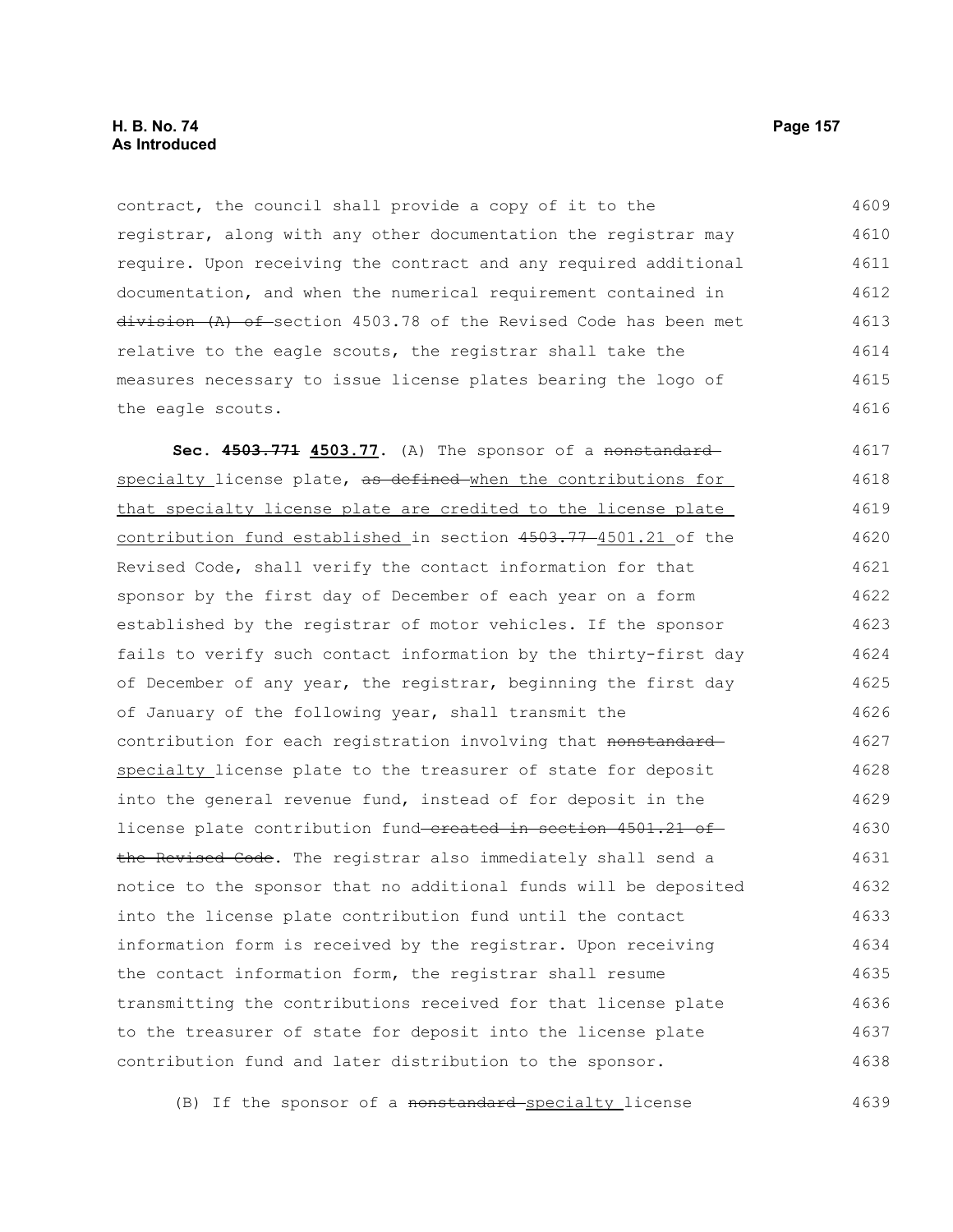contract, the council shall provide a copy of it to the registrar, along with any other documentation the registrar may require. Upon receiving the contract and any required additional documentation, and when the numerical requirement contained in ~~division (A) of~~ section 4503.78 of the Revised Code has been met relative to the eagle scouts, the registrar shall take the measures necessary to issue license plates bearing the logo of the eagle scouts.

**Sec. ~~4503.771~~ 4503.77.** (A) The sponsor of a ~~nonstandard~~ specialty license plate, ~~as defined~~ when the contributions for that specialty license plate are credited to the license plate contribution fund established in section ~~4503.77~~ 4501.21 of the Revised Code, shall verify the contact information for that sponsor by the first day of December of each year on a form established by the registrar of motor vehicles. If the sponsor fails to verify such contact information by the thirty-first day of December of any year, the registrar, beginning the first day of January of the following year, shall transmit the contribution for each registration involving that ~~nonstandard~~ specialty license plate to the treasurer of state for deposit into the general revenue fund, instead of for deposit in the license plate contribution fund ~~created in section 4501.21 of the Revised Code~~. The registrar also immediately shall send a notice to the sponsor that no additional funds will be deposited into the license plate contribution fund until the contact information form is received by the registrar. Upon receiving the contact information form, the registrar shall resume transmitting the contributions received for that license plate to the treasurer of state for deposit into the license plate contribution fund and later distribution to the sponsor.

(B) If the sponsor of a ~~nonstandard~~ specialty license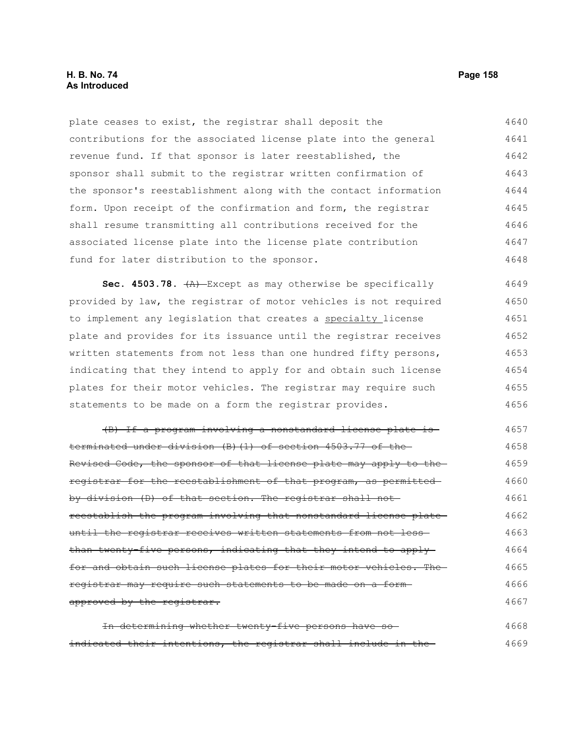plate ceases to exist, the registrar shall deposit the contributions for the associated license plate into the general revenue fund. If that sponsor is later reestablished, the sponsor shall submit to the registrar written confirmation of the sponsor's reestablishment along with the contact information form. Upon receipt of the confirmation and form, the registrar shall resume transmitting all contributions received for the associated license plate into the license plate contribution fund for later distribution to the sponsor.

**Sec. 4503.78.** ~~(A)~~ Except as may otherwise be specifically provided by law, the registrar of motor vehicles is not required to implement any legislation that creates a <u>specialty</u> license plate and provides for its issuance until the registrar receives written statements from not less than one hundred fifty persons, indicating that they intend to apply for and obtain such license plates for their motor vehicles. The registrar may require such statements to be made on a form the registrar provides.

~~(B) If a program involving a nonstandard license plate is terminated under division (B)(1) of section 4503.77 of the Revised Code, the sponsor of that license plate may apply to the registrar for the reestablishment of that program, as permitted by division (D) of that section. The registrar shall not reestablish the program involving that nonstandard license plate until the registrar receives written statements from not less than twenty-five persons, indicating that they intend to apply for and obtain such license plates for their motor vehicles. The registrar may require such statements to be made on a form approved by the registrar.~~

~~In determining whether twenty-five persons have so indicated their intentions, the registrar shall include in the~~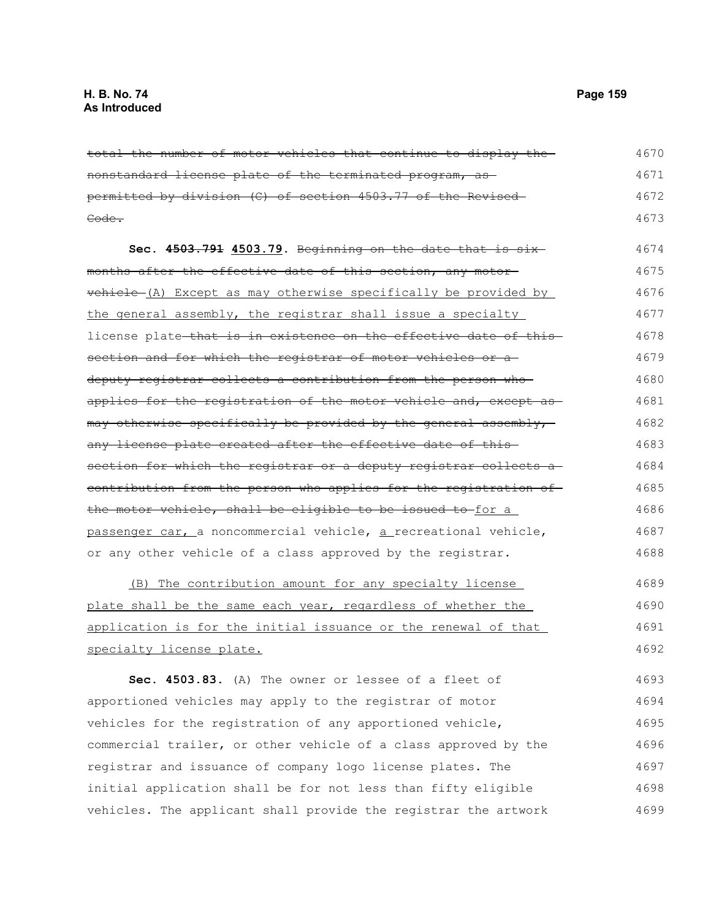~~total the number of motor vehicles that continue to display the nonstandard license plate of the terminated program, as permitted by division (C) of section 4503.77 of the Revised Code.~~

**Sec. ~~4503.791~~ 4503.79.** ~~Beginning on the date that is six months after the effective date of this section, any motor vehicle~~ <u>(A) Except as may otherwise specifically be provided by the general assembly, the registrar shall issue a specialty</u> license plate ~~that is in existence on the effective date of this section and for which the registrar of motor vehicles or a deputy registrar collects a contribution from the person who applies for the registration of the motor vehicle and, except as may otherwise specifically be provided by the general assembly, any license plate created after the effective date of this section for which the registrar or a deputy registrar collects a contribution from the person who applies for the registration of the motor vehicle, shall be eligible to be issued to~~ <u>for a passenger car,</u> a noncommercial vehicle, <u>a</u> recreational vehicle, or any other vehicle of a class approved by the registrar.

<u>(B) The contribution amount for any specialty license plate shall be the same each year, regardless of whether the application is for the initial issuance or the renewal of that specialty license plate.</u>

**Sec. 4503.83.** (A) The owner or lessee of a fleet of apportioned vehicles may apply to the registrar of motor vehicles for the registration of any apportioned vehicle, commercial trailer, or other vehicle of a class approved by the registrar and issuance of company logo license plates. The initial application shall be for not less than fifty eligible vehicles. The applicant shall provide the registrar the artwork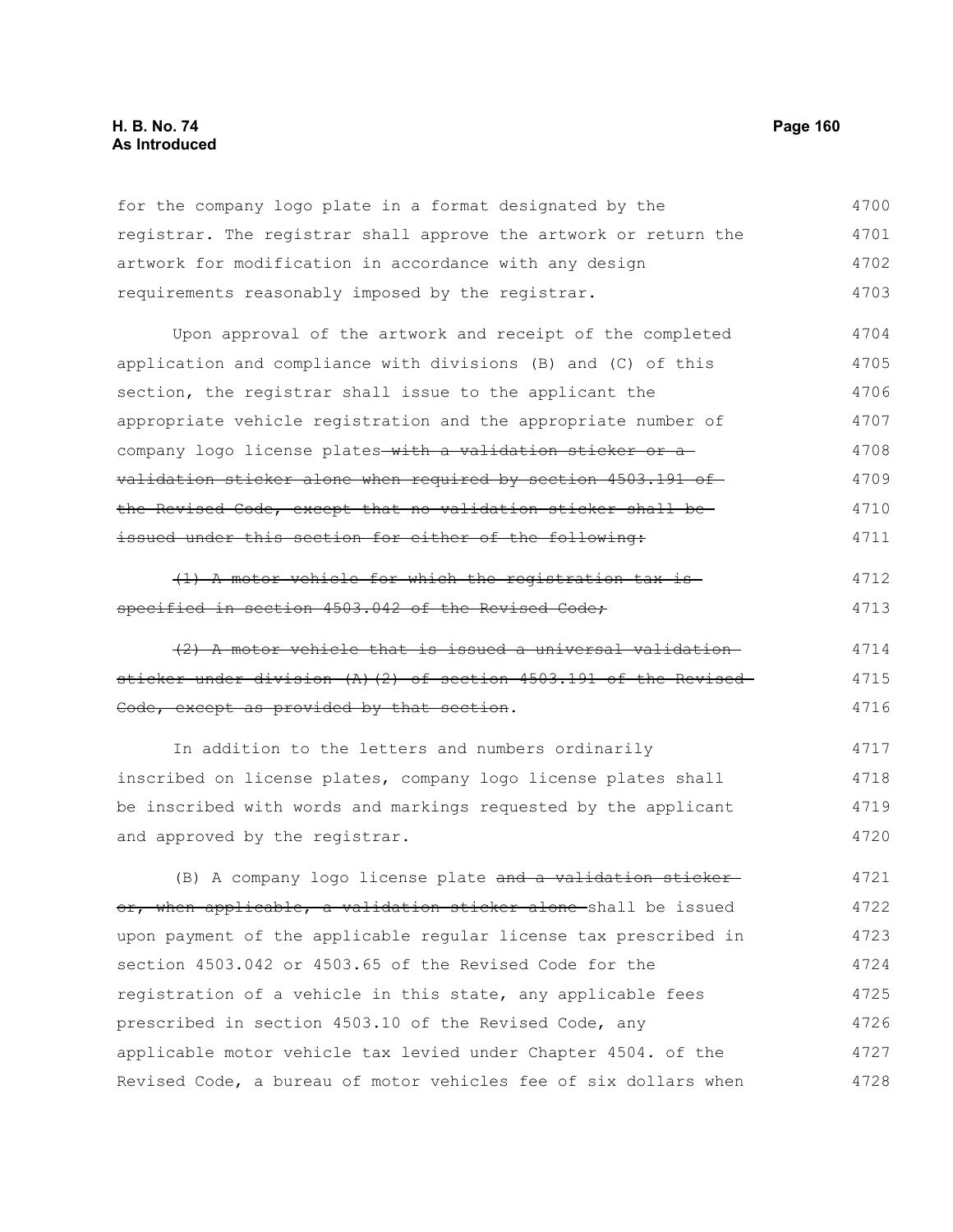for the company logo plate in a format designated by the registrar. The registrar shall approve the artwork or return the artwork for modification in accordance with any design requirements reasonably imposed by the registrar.

Upon approval of the artwork and receipt of the completed application and compliance with divisions (B) and (C) of this section, the registrar shall issue to the applicant the appropriate vehicle registration and the appropriate number of company logo license plates ~~with a validation sticker or a validation sticker alone when required by section 4503.191 of the Revised Code, except that no validation sticker shall be issued under this section for either of the following:~~

~~(1) A motor vehicle for which the registration tax is specified in section 4503.042 of the Revised Code;~~

~~(2) A motor vehicle that is issued a universal validation sticker under division (A)(2) of section 4503.191 of the Revised Code, except as provided by that section~~.

In addition to the letters and numbers ordinarily inscribed on license plates, company logo license plates shall be inscribed with words and markings requested by the applicant and approved by the registrar.

(B) A company logo license plate ~~and a validation sticker or, when applicable, a validation sticker alone~~ shall be issued upon payment of the applicable regular license tax prescribed in section 4503.042 or 4503.65 of the Revised Code for the registration of a vehicle in this state, any applicable fees prescribed in section 4503.10 of the Revised Code, any applicable motor vehicle tax levied under Chapter 4504. of the Revised Code, a bureau of motor vehicles fee of six dollars when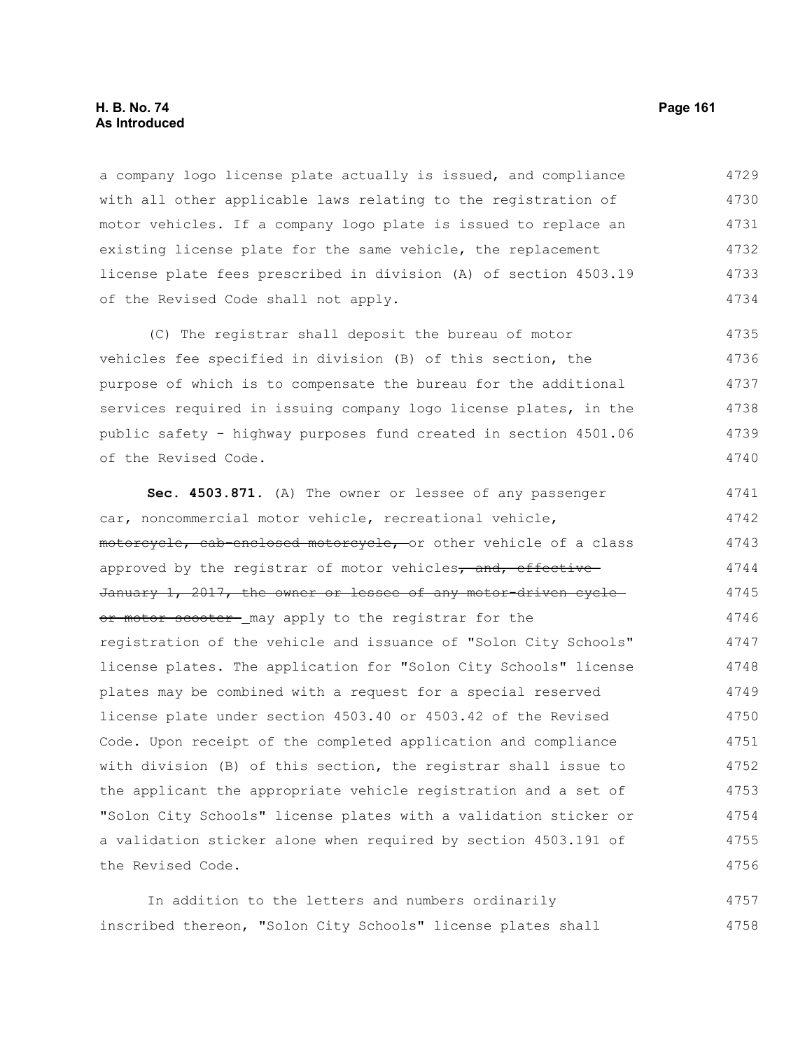a company logo license plate actually is issued, and compliance with all other applicable laws relating to the registration of motor vehicles. If a company logo plate is issued to replace an existing license plate for the same vehicle, the replacement license plate fees prescribed in division (A) of section 4503.19 of the Revised Code shall not apply.

(C) The registrar shall deposit the bureau of motor vehicles fee specified in division (B) of this section, the purpose of which is to compensate the bureau for the additional services required in issuing company logo license plates, in the public safety - highway purposes fund created in section 4501.06 of the Revised Code.

**Sec. 4503.871.** (A) The owner or lessee of any passenger car, noncommercial motor vehicle, recreational vehicle, ~~motorcycle, cab-enclosed motorcycle,~~ or other vehicle of a class approved by the registrar of motor vehicles~~, and, effective January 1, 2017, the owner or lessee of any motor-driven cycle or motor scooter~~ may apply to the registrar for the registration of the vehicle and issuance of "Solon City Schools" license plates. The application for "Solon City Schools" license plates may be combined with a request for a special reserved license plate under section 4503.40 or 4503.42 of the Revised Code. Upon receipt of the completed application and compliance with division (B) of this section, the registrar shall issue to the applicant the appropriate vehicle registration and a set of "Solon City Schools" license plates with a validation sticker or a validation sticker alone when required by section 4503.191 of the Revised Code.

In addition to the letters and numbers ordinarily inscribed thereon, "Solon City Schools" license plates shall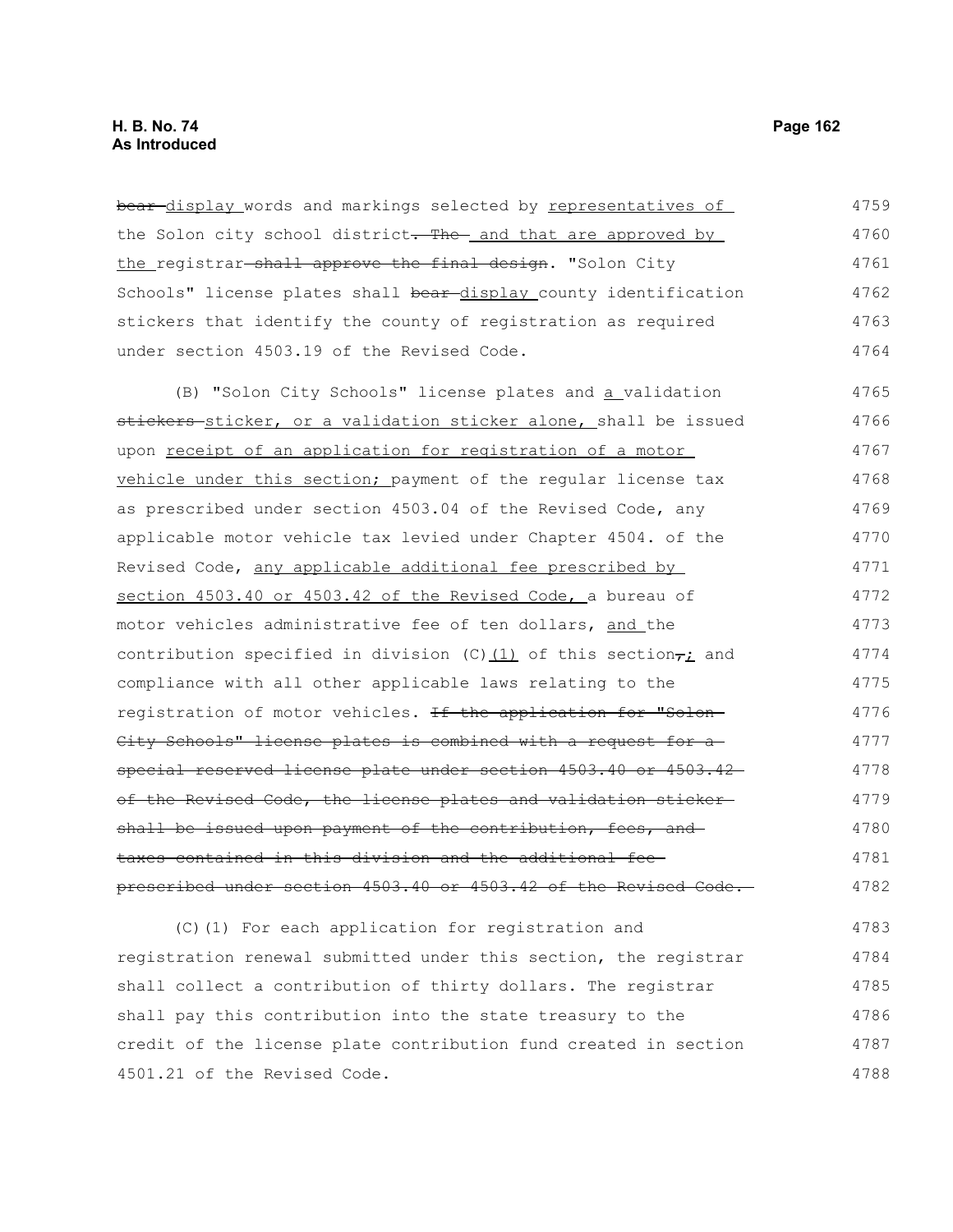~~bear~~ display words and markings selected by representatives of the Solon city school district~~. The~~ and that are approved by the registrar ~~shall approve the final design~~. "Solon City Schools" license plates shall ~~bear~~ display county identification stickers that identify the county of registration as required under section 4503.19 of the Revised Code.

(B) "Solon City Schools" license plates and a validation ~~stickers~~ sticker, or a validation sticker alone, shall be issued upon receipt of an application for registration of a motor vehicle under this section; payment of the regular license tax as prescribed under section 4503.04 of the Revised Code, any applicable motor vehicle tax levied under Chapter 4504. of the Revised Code, any applicable additional fee prescribed by section 4503.40 or 4503.42 of the Revised Code, a bureau of motor vehicles administrative fee of ten dollars, and the contribution specified in division (C)(1) of this section~~,~~; and compliance with all other applicable laws relating to the registration of motor vehicles. ~~If the application for "Solon City Schools" license plates is combined with a request for a special reserved license plate under section 4503.40 or 4503.42 of the Revised Code, the license plates and validation sticker shall be issued upon payment of the contribution, fees, and taxes contained in this division and the additional fee prescribed under section 4503.40 or 4503.42 of the Revised Code.~~

(C)(1) For each application for registration and registration renewal submitted under this section, the registrar shall collect a contribution of thirty dollars. The registrar shall pay this contribution into the state treasury to the credit of the license plate contribution fund created in section 4501.21 of the Revised Code.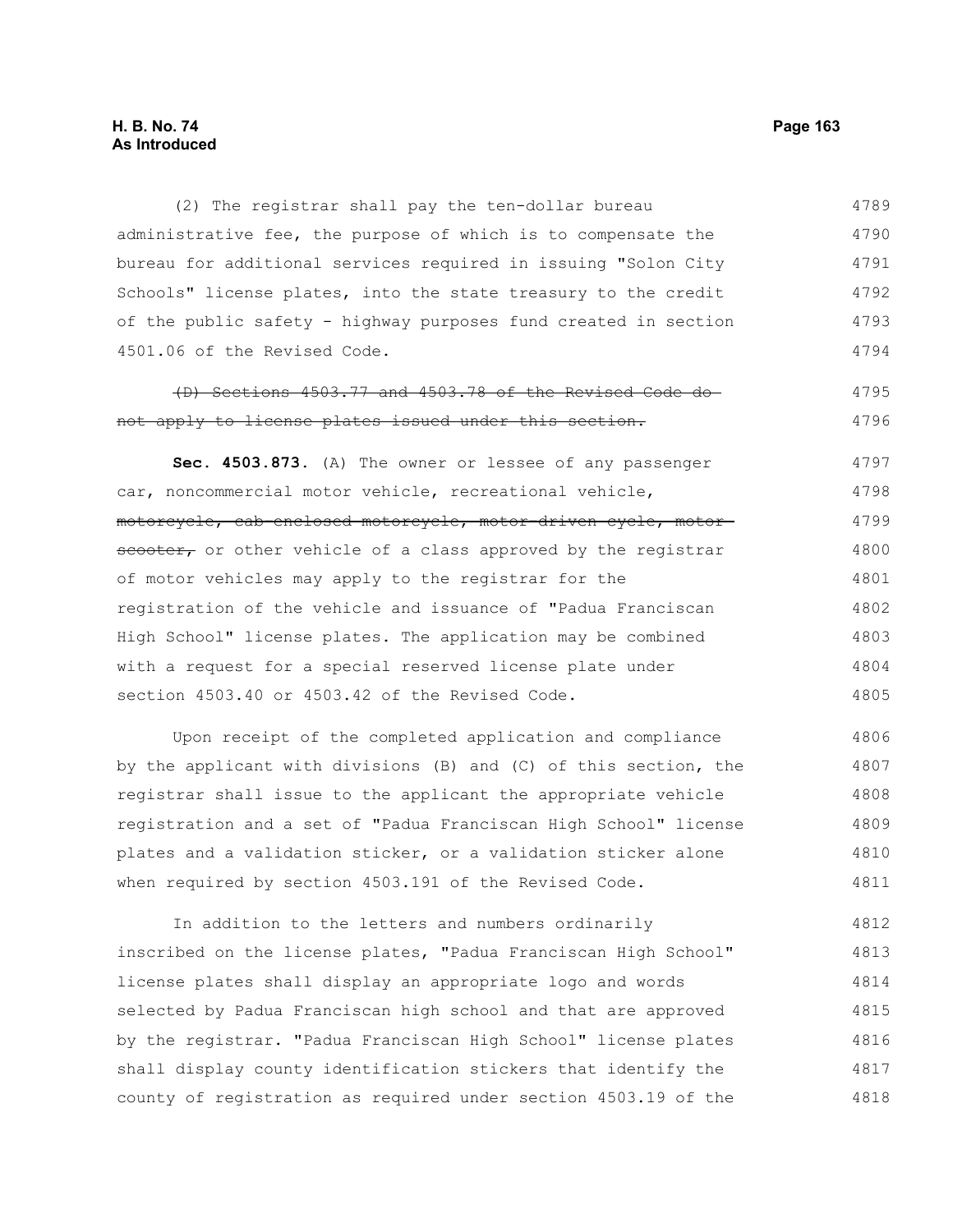(2) The registrar shall pay the ten-dollar bureau administrative fee, the purpose of which is to compensate the bureau for additional services required in issuing "Solon City Schools" license plates, into the state treasury to the credit of the public safety - highway purposes fund created in section 4501.06 of the Revised Code.

~~(D) Sections 4503.77 and 4503.78 of the Revised Code do not apply to license plates issued under this section.~~

**Sec. 4503.873.** (A) The owner or lessee of any passenger car, noncommercial motor vehicle, recreational vehicle, ~~motorcycle, cab-enclosed motorcycle, motor-driven cycle, motor scooter,~~ or other vehicle of a class approved by the registrar of motor vehicles may apply to the registrar for the registration of the vehicle and issuance of "Padua Franciscan High School" license plates. The application may be combined with a request for a special reserved license plate under section 4503.40 or 4503.42 of the Revised Code.

Upon receipt of the completed application and compliance by the applicant with divisions (B) and (C) of this section, the registrar shall issue to the applicant the appropriate vehicle registration and a set of "Padua Franciscan High School" license plates and a validation sticker, or a validation sticker alone when required by section 4503.191 of the Revised Code.

In addition to the letters and numbers ordinarily inscribed on the license plates, "Padua Franciscan High School" license plates shall display an appropriate logo and words selected by Padua Franciscan high school and that are approved by the registrar. "Padua Franciscan High School" license plates shall display county identification stickers that identify the county of registration as required under section 4503.19 of the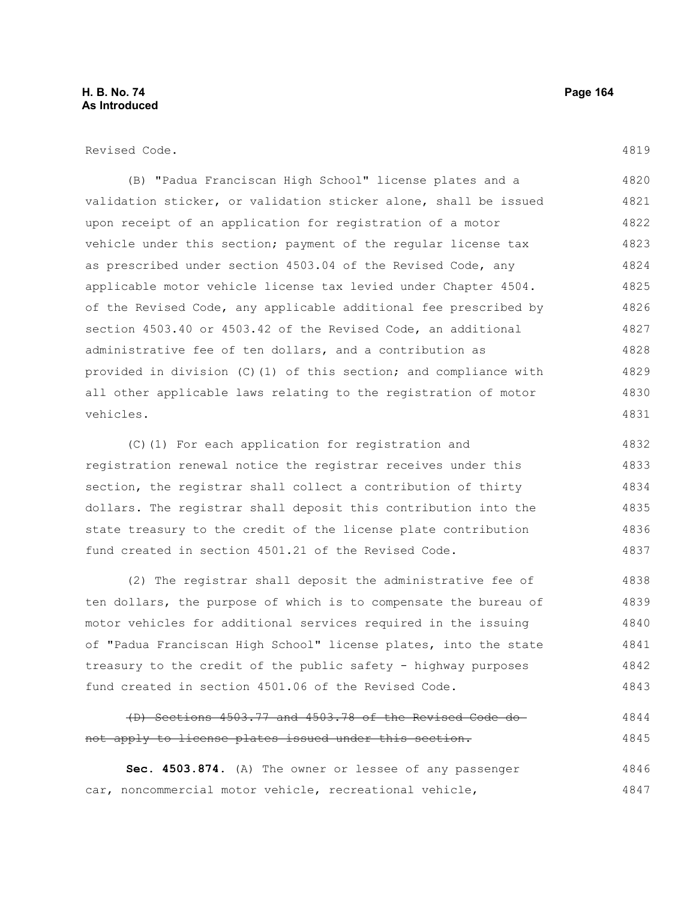Revised Code.

(B) "Padua Franciscan High School" license plates and a validation sticker, or validation sticker alone, shall be issued upon receipt of an application for registration of a motor vehicle under this section; payment of the regular license tax as prescribed under section 4503.04 of the Revised Code, any applicable motor vehicle license tax levied under Chapter 4504. of the Revised Code, any applicable additional fee prescribed by section 4503.40 or 4503.42 of the Revised Code, an additional administrative fee of ten dollars, and a contribution as provided in division (C)(1) of this section; and compliance with all other applicable laws relating to the registration of motor vehicles.

(C)(1) For each application for registration and registration renewal notice the registrar receives under this section, the registrar shall collect a contribution of thirty dollars. The registrar shall deposit this contribution into the state treasury to the credit of the license plate contribution fund created in section 4501.21 of the Revised Code.

(2) The registrar shall deposit the administrative fee of ten dollars, the purpose of which is to compensate the bureau of motor vehicles for additional services required in the issuing of "Padua Franciscan High School" license plates, into the state treasury to the credit of the public safety - highway purposes fund created in section 4501.06 of the Revised Code.

~~(D) Sections 4503.77 and 4503.78 of the Revised Code do not apply to license plates issued under this section.~~

**Sec. 4503.874.** (A) The owner or lessee of any passenger car, noncommercial motor vehicle, recreational vehicle,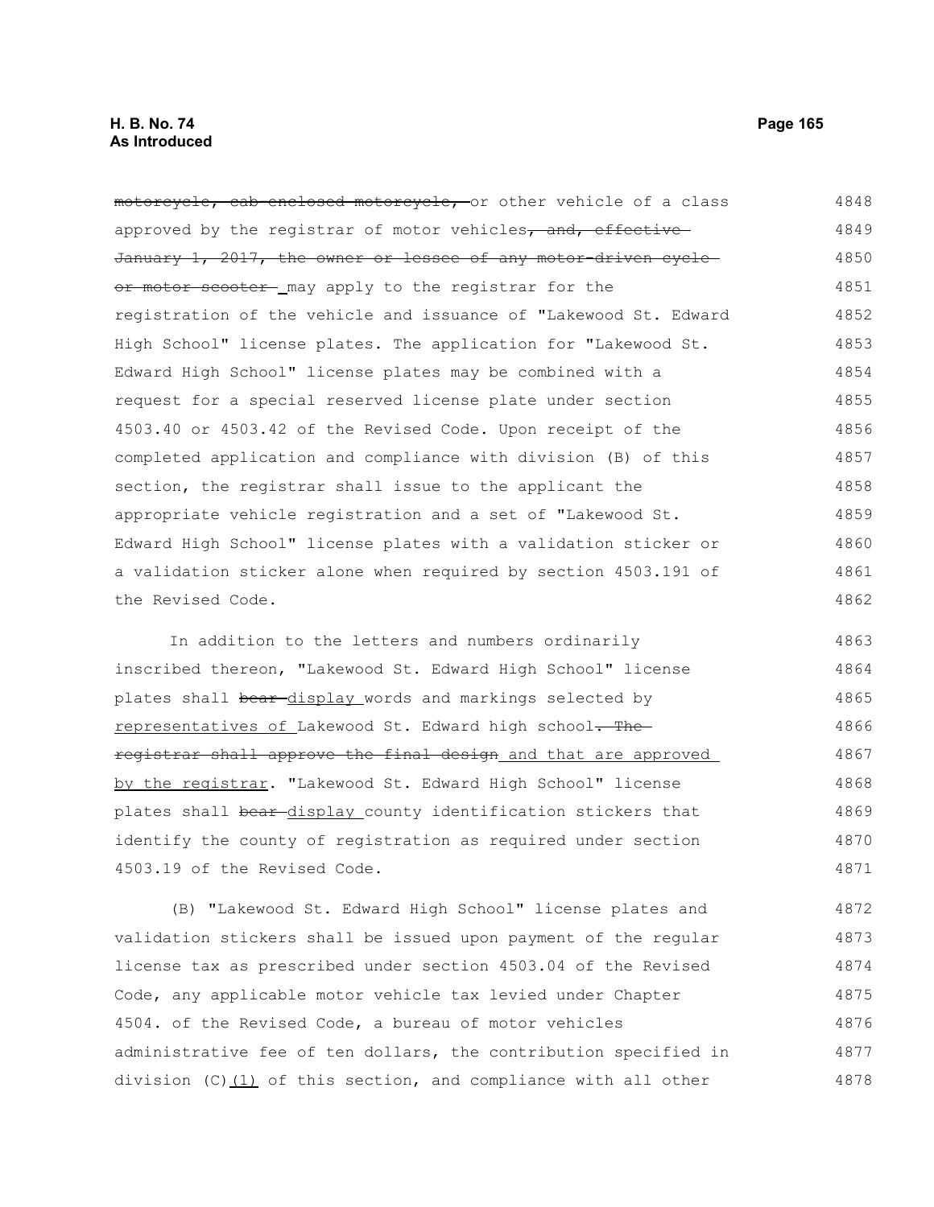~~motorcycle, cab-enclosed motorcycle,~~ or other vehicle of a class approved by the registrar of motor vehicles~~, and, effective January 1, 2017, the owner or lessee of any motor-driven cycle or motor scooter~~ may apply to the registrar for the registration of the vehicle and issuance of "Lakewood St. Edward High School" license plates. The application for "Lakewood St. Edward High School" license plates may be combined with a request for a special reserved license plate under section 4503.40 or 4503.42 of the Revised Code. Upon receipt of the completed application and compliance with division (B) of this section, the registrar shall issue to the applicant the appropriate vehicle registration and a set of "Lakewood St. Edward High School" license plates with a validation sticker or a validation sticker alone when required by section 4503.191 of the Revised Code.

In addition to the letters and numbers ordinarily inscribed thereon, "Lakewood St. Edward High School" license plates shall ~~bear~~ display words and markings selected by representatives of Lakewood St. Edward high school~~. The registrar shall approve the final design~~ and that are approved by the registrar. "Lakewood St. Edward High School" license plates shall ~~bear~~ display county identification stickers that identify the county of registration as required under section 4503.19 of the Revised Code.

(B) "Lakewood St. Edward High School" license plates and validation stickers shall be issued upon payment of the regular license tax as prescribed under section 4503.04 of the Revised Code, any applicable motor vehicle tax levied under Chapter 4504. of the Revised Code, a bureau of motor vehicles administrative fee of ten dollars, the contribution specified in division (C)(1) of this section, and compliance with all other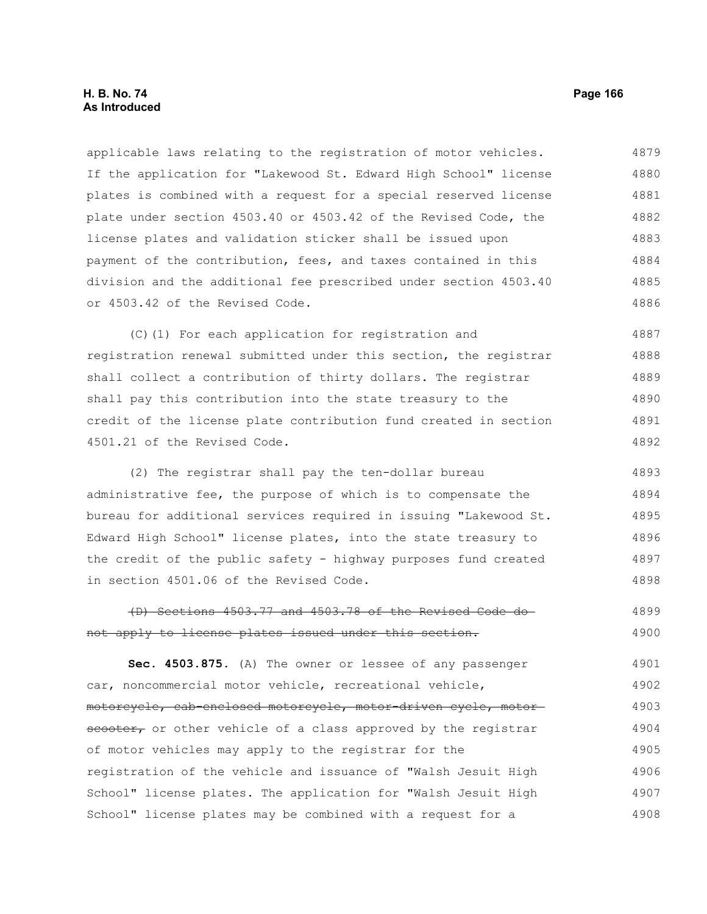applicable laws relating to the registration of motor vehicles. If the application for "Lakewood St. Edward High School" license plates is combined with a request for a special reserved license plate under section 4503.40 or 4503.42 of the Revised Code, the license plates and validation sticker shall be issued upon payment of the contribution, fees, and taxes contained in this division and the additional fee prescribed under section 4503.40 or 4503.42 of the Revised Code.

(C)(1) For each application for registration and registration renewal submitted under this section, the registrar shall collect a contribution of thirty dollars. The registrar shall pay this contribution into the state treasury to the credit of the license plate contribution fund created in section 4501.21 of the Revised Code.

(2) The registrar shall pay the ten-dollar bureau administrative fee, the purpose of which is to compensate the bureau for additional services required in issuing "Lakewood St. Edward High School" license plates, into the state treasury to the credit of the public safety - highway purposes fund created in section 4501.06 of the Revised Code.

~~(D) Sections 4503.77 and 4503.78 of the Revised Code do not apply to license plates issued under this section.~~

**Sec. 4503.875.** (A) The owner or lessee of any passenger car, noncommercial motor vehicle, recreational vehicle, ~~motorcycle, cab-enclosed motorcycle, motor-driven cycle, motor scooter,~~ or other vehicle of a class approved by the registrar of motor vehicles may apply to the registrar for the registration of the vehicle and issuance of "Walsh Jesuit High School" license plates. The application for "Walsh Jesuit High School" license plates may be combined with a request for a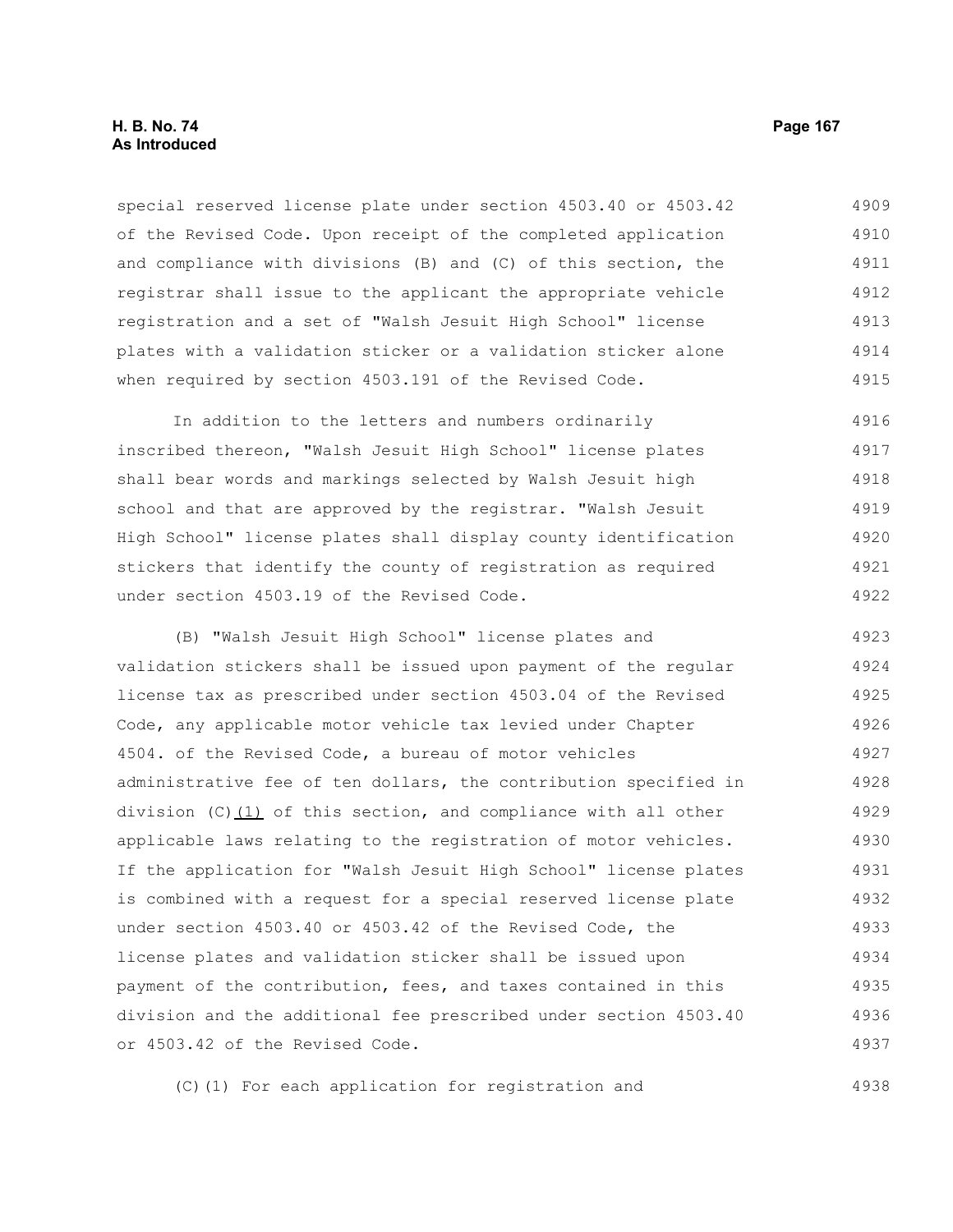special reserved license plate under section 4503.40 or 4503.42 of the Revised Code. Upon receipt of the completed application and compliance with divisions (B) and (C) of this section, the registrar shall issue to the applicant the appropriate vehicle registration and a set of "Walsh Jesuit High School" license plates with a validation sticker or a validation sticker alone when required by section 4503.191 of the Revised Code.

In addition to the letters and numbers ordinarily inscribed thereon, "Walsh Jesuit High School" license plates shall bear words and markings selected by Walsh Jesuit high school and that are approved by the registrar. "Walsh Jesuit High School" license plates shall display county identification stickers that identify the county of registration as required under section 4503.19 of the Revised Code.

(B) "Walsh Jesuit High School" license plates and validation stickers shall be issued upon payment of the regular license tax as prescribed under section 4503.04 of the Revised Code, any applicable motor vehicle tax levied under Chapter 4504. of the Revised Code, a bureau of motor vehicles administrative fee of ten dollars, the contribution specified in division (C)(1) of this section, and compliance with all other applicable laws relating to the registration of motor vehicles. If the application for "Walsh Jesuit High School" license plates is combined with a request for a special reserved license plate under section 4503.40 or 4503.42 of the Revised Code, the license plates and validation sticker shall be issued upon payment of the contribution, fees, and taxes contained in this division and the additional fee prescribed under section 4503.40 or 4503.42 of the Revised Code.

(C)(1) For each application for registration and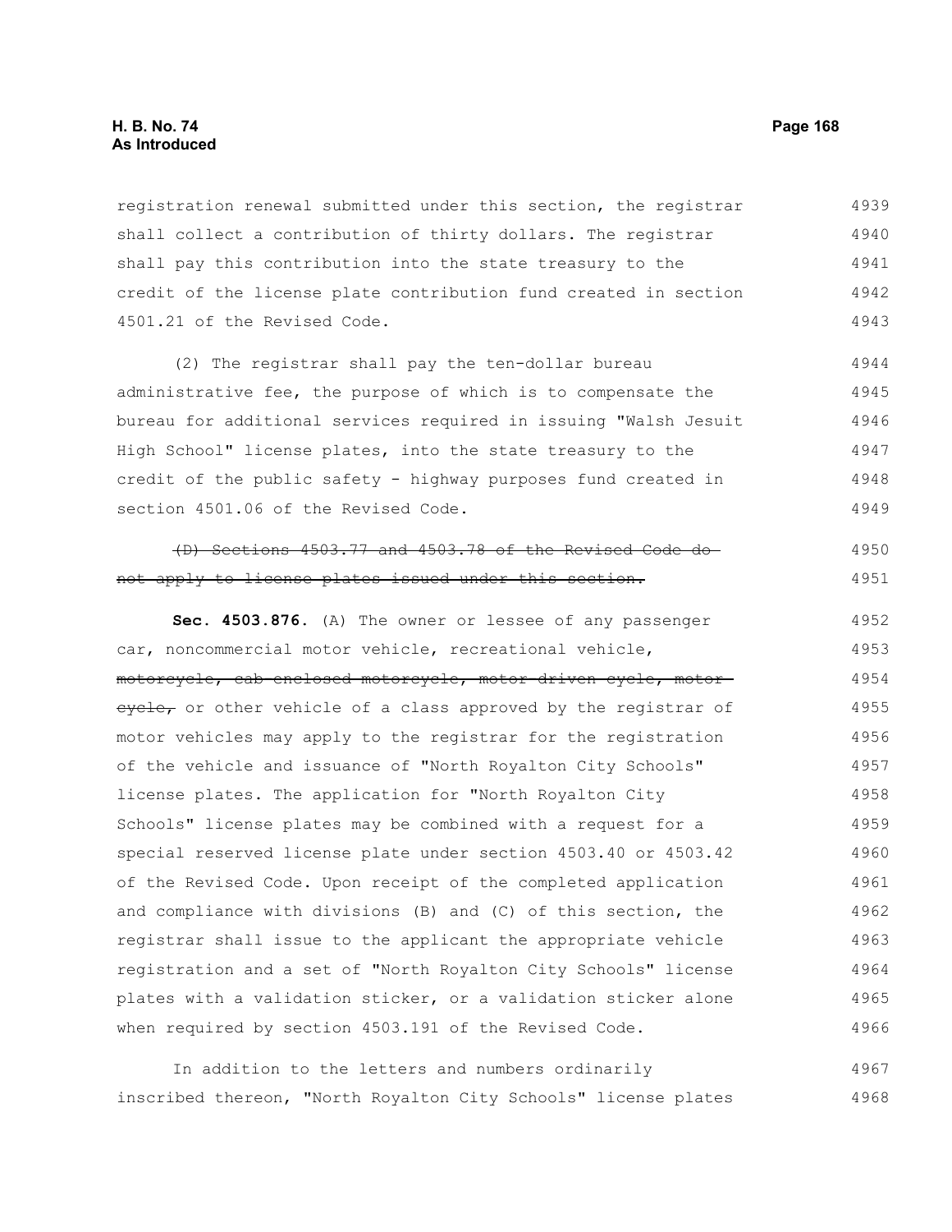registration renewal submitted under this section, the registrar shall collect a contribution of thirty dollars. The registrar shall pay this contribution into the state treasury to the credit of the license plate contribution fund created in section 4501.21 of the Revised Code.

(2) The registrar shall pay the ten-dollar bureau administrative fee, the purpose of which is to compensate the bureau for additional services required in issuing "Walsh Jesuit High School" license plates, into the state treasury to the credit of the public safety - highway purposes fund created in section 4501.06 of the Revised Code.

~~(D) Sections 4503.77 and 4503.78 of the Revised Code do not apply to license plates issued under this section.~~

**Sec. 4503.876.** (A) The owner or lessee of any passenger car, noncommercial motor vehicle, recreational vehicle, ~~motorcycle, cab-enclosed motorcycle, motor-driven cycle, motor cycle,~~ or other vehicle of a class approved by the registrar of motor vehicles may apply to the registrar for the registration of the vehicle and issuance of "North Royalton City Schools" license plates. The application for "North Royalton City Schools" license plates may be combined with a request for a special reserved license plate under section 4503.40 or 4503.42 of the Revised Code. Upon receipt of the completed application and compliance with divisions (B) and (C) of this section, the registrar shall issue to the applicant the appropriate vehicle registration and a set of "North Royalton City Schools" license plates with a validation sticker, or a validation sticker alone when required by section 4503.191 of the Revised Code.

In addition to the letters and numbers ordinarily inscribed thereon, "North Royalton City Schools" license plates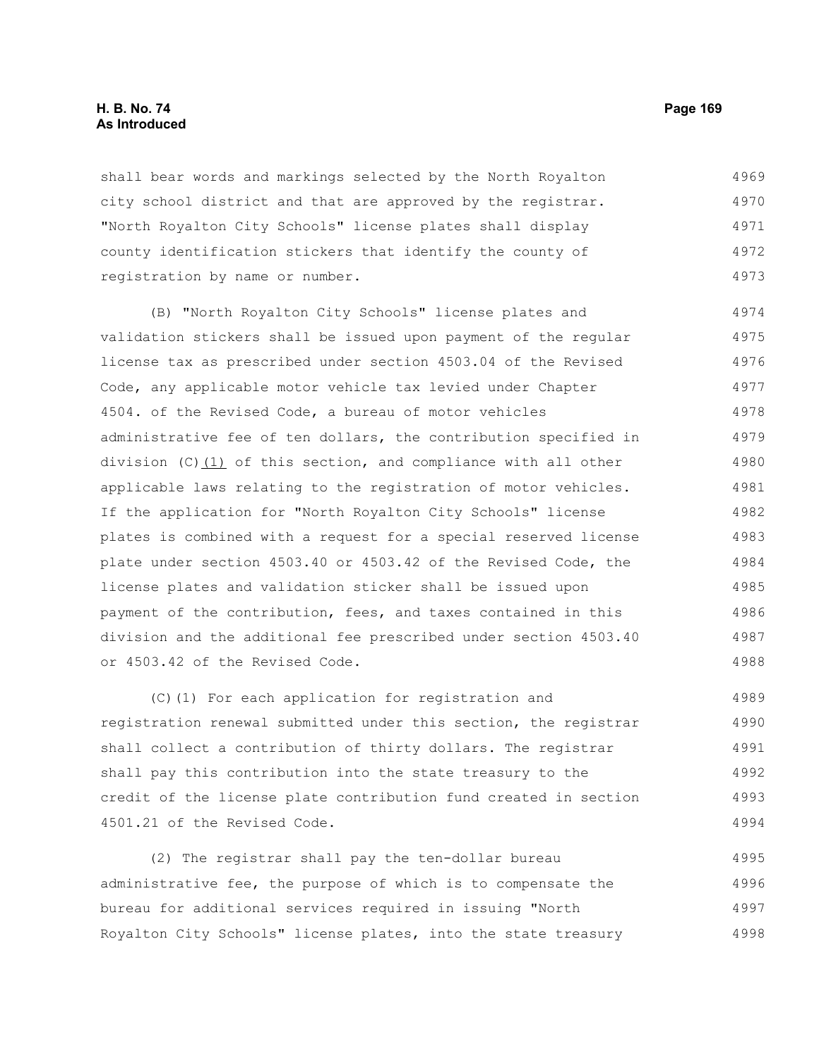shall bear words and markings selected by the North Royalton city school district and that are approved by the registrar. "North Royalton City Schools" license plates shall display county identification stickers that identify the county of registration by name or number.

(B) "North Royalton City Schools" license plates and validation stickers shall be issued upon payment of the regular license tax as prescribed under section 4503.04 of the Revised Code, any applicable motor vehicle tax levied under Chapter 4504. of the Revised Code, a bureau of motor vehicles administrative fee of ten dollars, the contribution specified in division (C)(1) of this section, and compliance with all other applicable laws relating to the registration of motor vehicles. If the application for "North Royalton City Schools" license plates is combined with a request for a special reserved license plate under section 4503.40 or 4503.42 of the Revised Code, the license plates and validation sticker shall be issued upon payment of the contribution, fees, and taxes contained in this division and the additional fee prescribed under section 4503.40 or 4503.42 of the Revised Code.

(C)(1) For each application for registration and registration renewal submitted under this section, the registrar shall collect a contribution of thirty dollars. The registrar shall pay this contribution into the state treasury to the credit of the license plate contribution fund created in section 4501.21 of the Revised Code.

(2) The registrar shall pay the ten-dollar bureau administrative fee, the purpose of which is to compensate the bureau for additional services required in issuing "North Royalton City Schools" license plates, into the state treasury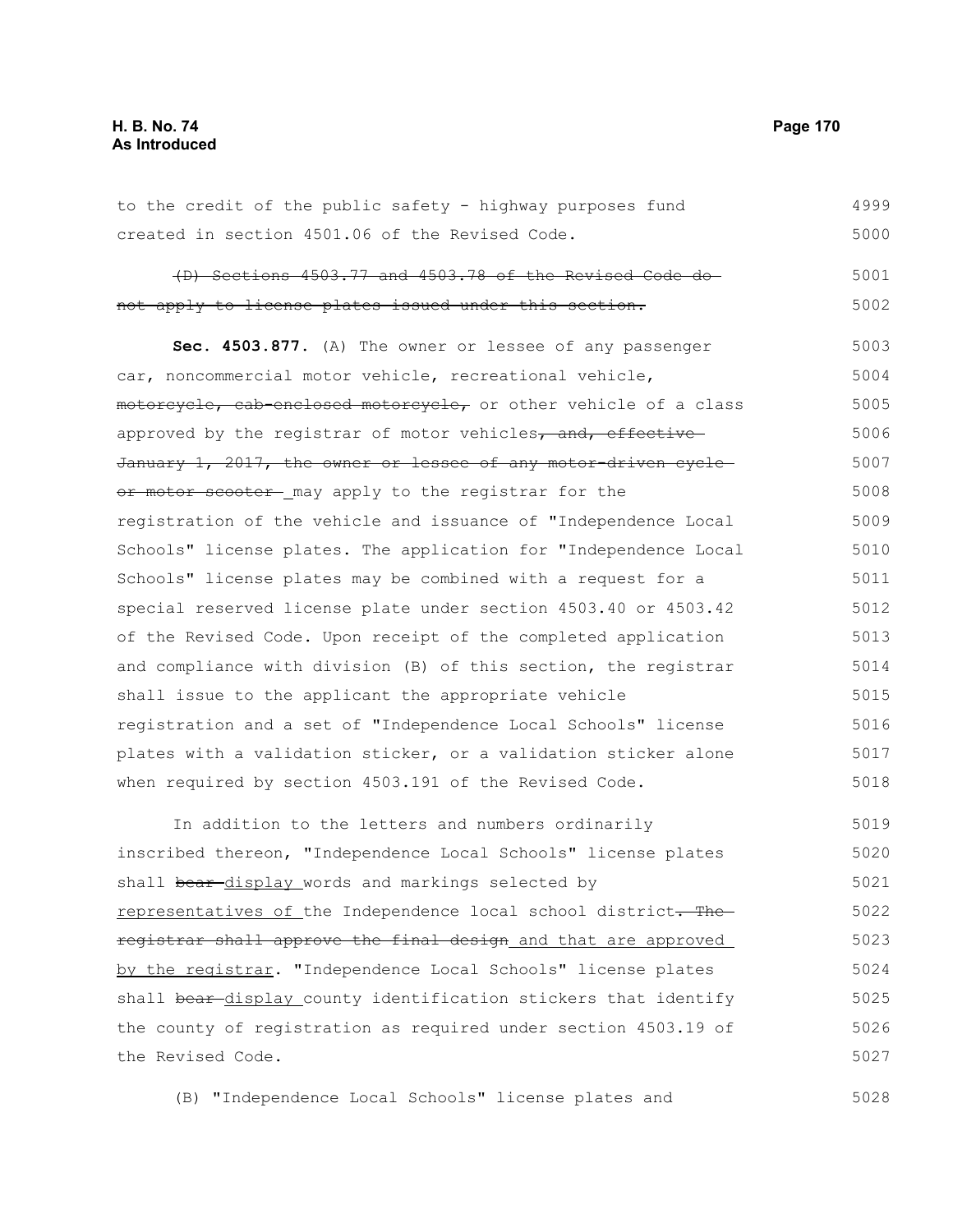to the credit of the public safety - highway purposes fund created in section 4501.06 of the Revised Code.

~~(D) Sections 4503.77 and 4503.78 of the Revised Code do not apply to license plates issued under this section.~~

**Sec. 4503.877.** (A) The owner or lessee of any passenger car, noncommercial motor vehicle, recreational vehicle, ~~motorcycle, cab-enclosed motorcycle,~~ or other vehicle of a class approved by the registrar of motor vehicles~~, and, effective January 1, 2017, the owner or lessee of any motor-driven cycle or motor scooter~~ may apply to the registrar for the registration of the vehicle and issuance of "Independence Local Schools" license plates. The application for "Independence Local Schools" license plates may be combined with a request for a special reserved license plate under section 4503.40 or 4503.42 of the Revised Code. Upon receipt of the completed application and compliance with division (B) of this section, the registrar shall issue to the applicant the appropriate vehicle registration and a set of "Independence Local Schools" license plates with a validation sticker, or a validation sticker alone when required by section 4503.191 of the Revised Code.

In addition to the letters and numbers ordinarily inscribed thereon, "Independence Local Schools" license plates shall ~~bear~~ display words and markings selected by representatives of the Independence local school district~~. The registrar shall approve the final design~~ and that are approved by the registrar. "Independence Local Schools" license plates shall ~~bear~~ display county identification stickers that identify the county of registration as required under section 4503.19 of the Revised Code.

(B) "Independence Local Schools" license plates and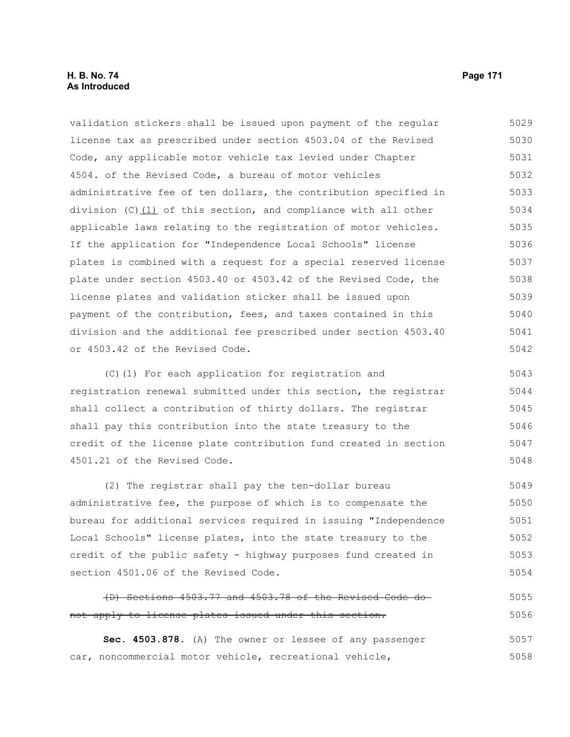validation stickers shall be issued upon payment of the regular license tax as prescribed under section 4503.04 of the Revised Code, any applicable motor vehicle tax levied under Chapter 4504. of the Revised Code, a bureau of motor vehicles administrative fee of ten dollars, the contribution specified in division (C)<u>(1)</u> of this section, and compliance with all other applicable laws relating to the registration of motor vehicles. If the application for "Independence Local Schools" license plates is combined with a request for a special reserved license plate under section 4503.40 or 4503.42 of the Revised Code, the license plates and validation sticker shall be issued upon payment of the contribution, fees, and taxes contained in this division and the additional fee prescribed under section 4503.40 or 4503.42 of the Revised Code.

(C)(1) For each application for registration and registration renewal submitted under this section, the registrar shall collect a contribution of thirty dollars. The registrar shall pay this contribution into the state treasury to the credit of the license plate contribution fund created in section 4501.21 of the Revised Code.

(2) The registrar shall pay the ten-dollar bureau administrative fee, the purpose of which is to compensate the bureau for additional services required in issuing "Independence Local Schools" license plates, into the state treasury to the credit of the public safety - highway purposes fund created in section 4501.06 of the Revised Code.

~~(D) Sections 4503.77 and 4503.78 of the Revised Code do not apply to license plates issued under this section.~~

**Sec. 4503.878.** (A) The owner or lessee of any passenger car, noncommercial motor vehicle, recreational vehicle,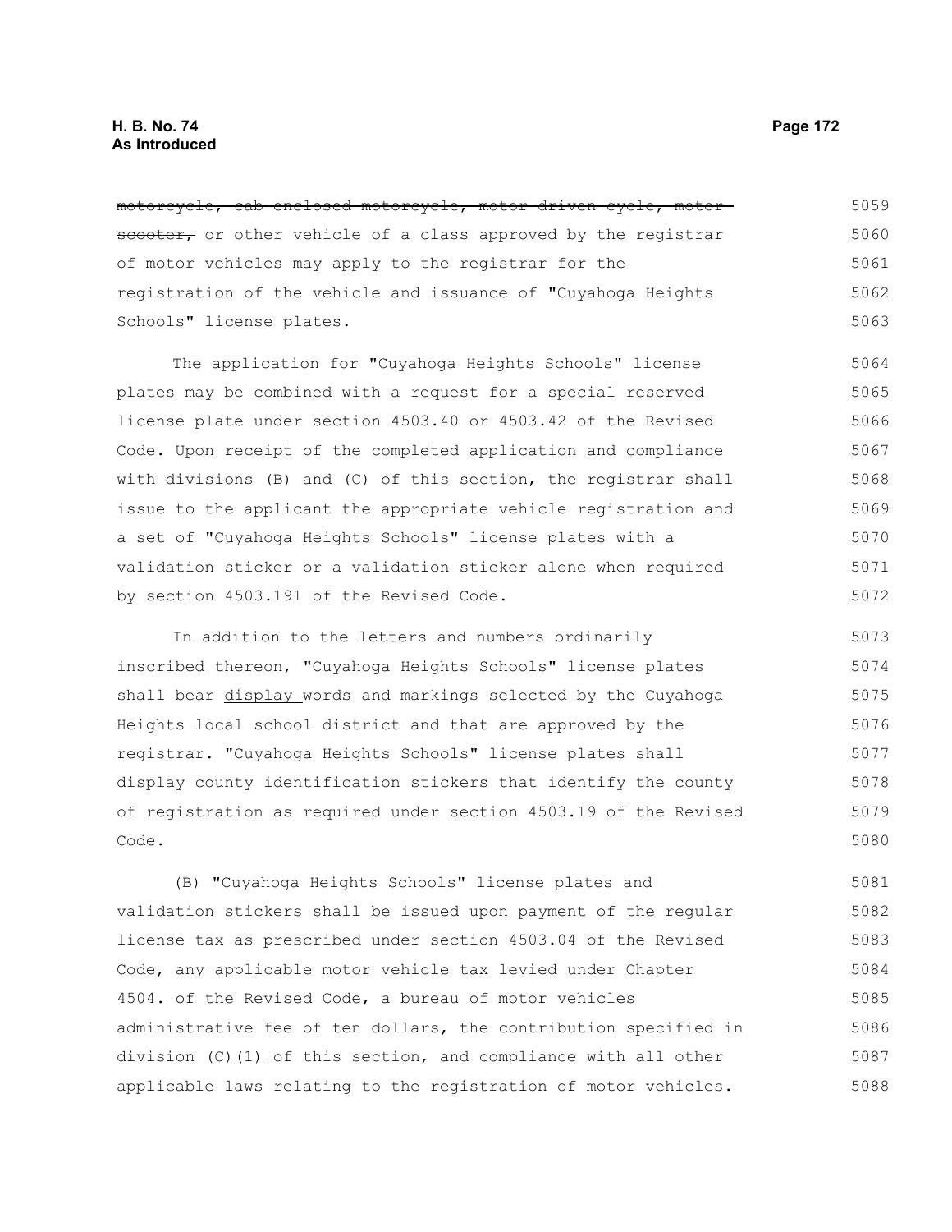~~motorcycle, cab-enclosed motorcycle, motor-driven cycle, motor scooter,~~ or other vehicle of a class approved by the registrar of motor vehicles may apply to the registrar for the registration of the vehicle and issuance of "Cuyahoga Heights Schools" license plates.

The application for "Cuyahoga Heights Schools" license plates may be combined with a request for a special reserved license plate under section 4503.40 or 4503.42 of the Revised Code. Upon receipt of the completed application and compliance with divisions (B) and (C) of this section, the registrar shall issue to the applicant the appropriate vehicle registration and a set of "Cuyahoga Heights Schools" license plates with a validation sticker or a validation sticker alone when required by section 4503.191 of the Revised Code.

In addition to the letters and numbers ordinarily inscribed thereon, "Cuyahoga Heights Schools" license plates shall ~~bear~~ display words and markings selected by the Cuyahoga Heights local school district and that are approved by the registrar. "Cuyahoga Heights Schools" license plates shall display county identification stickers that identify the county of registration as required under section 4503.19 of the Revised Code.

(B) "Cuyahoga Heights Schools" license plates and validation stickers shall be issued upon payment of the regular license tax as prescribed under section 4503.04 of the Revised Code, any applicable motor vehicle tax levied under Chapter 4504. of the Revised Code, a bureau of motor vehicles administrative fee of ten dollars, the contribution specified in division (C)(1) of this section, and compliance with all other applicable laws relating to the registration of motor vehicles.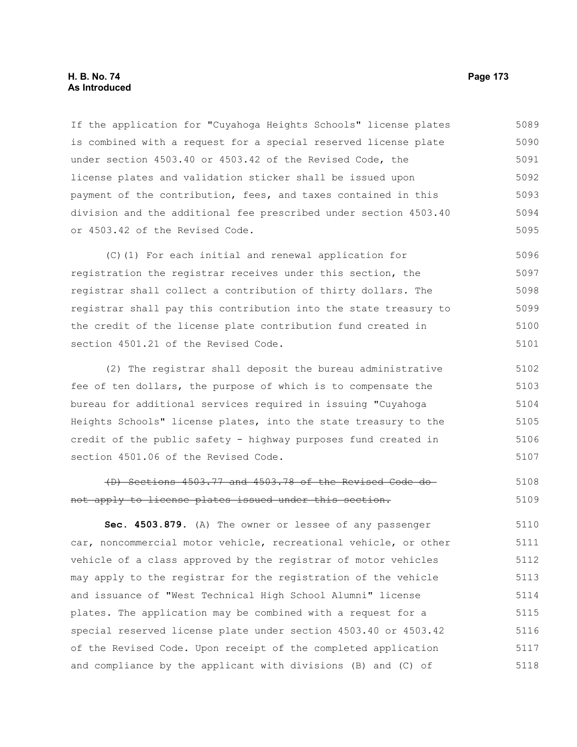If the application for "Cuyahoga Heights Schools" license plates is combined with a request for a special reserved license plate under section 4503.40 or 4503.42 of the Revised Code, the license plates and validation sticker shall be issued upon payment of the contribution, fees, and taxes contained in this division and the additional fee prescribed under section 4503.40 or 4503.42 of the Revised Code.

(C)(1) For each initial and renewal application for registration the registrar receives under this section, the registrar shall collect a contribution of thirty dollars. The registrar shall pay this contribution into the state treasury to the credit of the license plate contribution fund created in section 4501.21 of the Revised Code.

(2) The registrar shall deposit the bureau administrative fee of ten dollars, the purpose of which is to compensate the bureau for additional services required in issuing "Cuyahoga Heights Schools" license plates, into the state treasury to the credit of the public safety - highway purposes fund created in section 4501.06 of the Revised Code.

~~(D) Sections 4503.77 and 4503.78 of the Revised Code do not apply to license plates issued under this section.~~

**Sec. 4503.879.** (A) The owner or lessee of any passenger car, noncommercial motor vehicle, recreational vehicle, or other vehicle of a class approved by the registrar of motor vehicles may apply to the registrar for the registration of the vehicle and issuance of "West Technical High School Alumni" license plates. The application may be combined with a request for a special reserved license plate under section 4503.40 or 4503.42 of the Revised Code. Upon receipt of the completed application and compliance by the applicant with divisions (B) and (C) of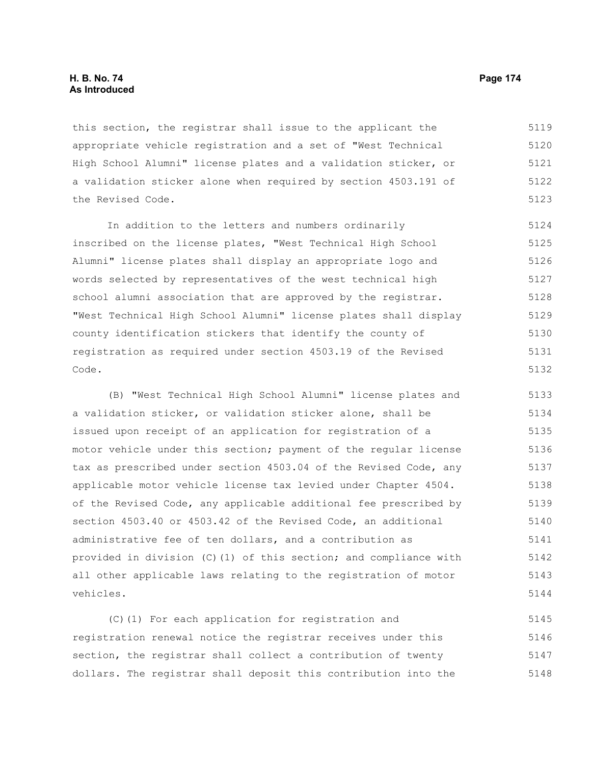this section, the registrar shall issue to the applicant the appropriate vehicle registration and a set of "West Technical High School Alumni" license plates and a validation sticker, or a validation sticker alone when required by section 4503.191 of the Revised Code.

In addition to the letters and numbers ordinarily inscribed on the license plates, "West Technical High School Alumni" license plates shall display an appropriate logo and words selected by representatives of the west technical high school alumni association that are approved by the registrar. "West Technical High School Alumni" license plates shall display county identification stickers that identify the county of registration as required under section 4503.19 of the Revised Code.

(B) "West Technical High School Alumni" license plates and a validation sticker, or validation sticker alone, shall be issued upon receipt of an application for registration of a motor vehicle under this section; payment of the regular license tax as prescribed under section 4503.04 of the Revised Code, any applicable motor vehicle license tax levied under Chapter 4504. of the Revised Code, any applicable additional fee prescribed by section 4503.40 or 4503.42 of the Revised Code, an additional administrative fee of ten dollars, and a contribution as provided in division (C)(1) of this section; and compliance with all other applicable laws relating to the registration of motor vehicles.

(C)(1) For each application for registration and registration renewal notice the registrar receives under this section, the registrar shall collect a contribution of twenty dollars. The registrar shall deposit this contribution into the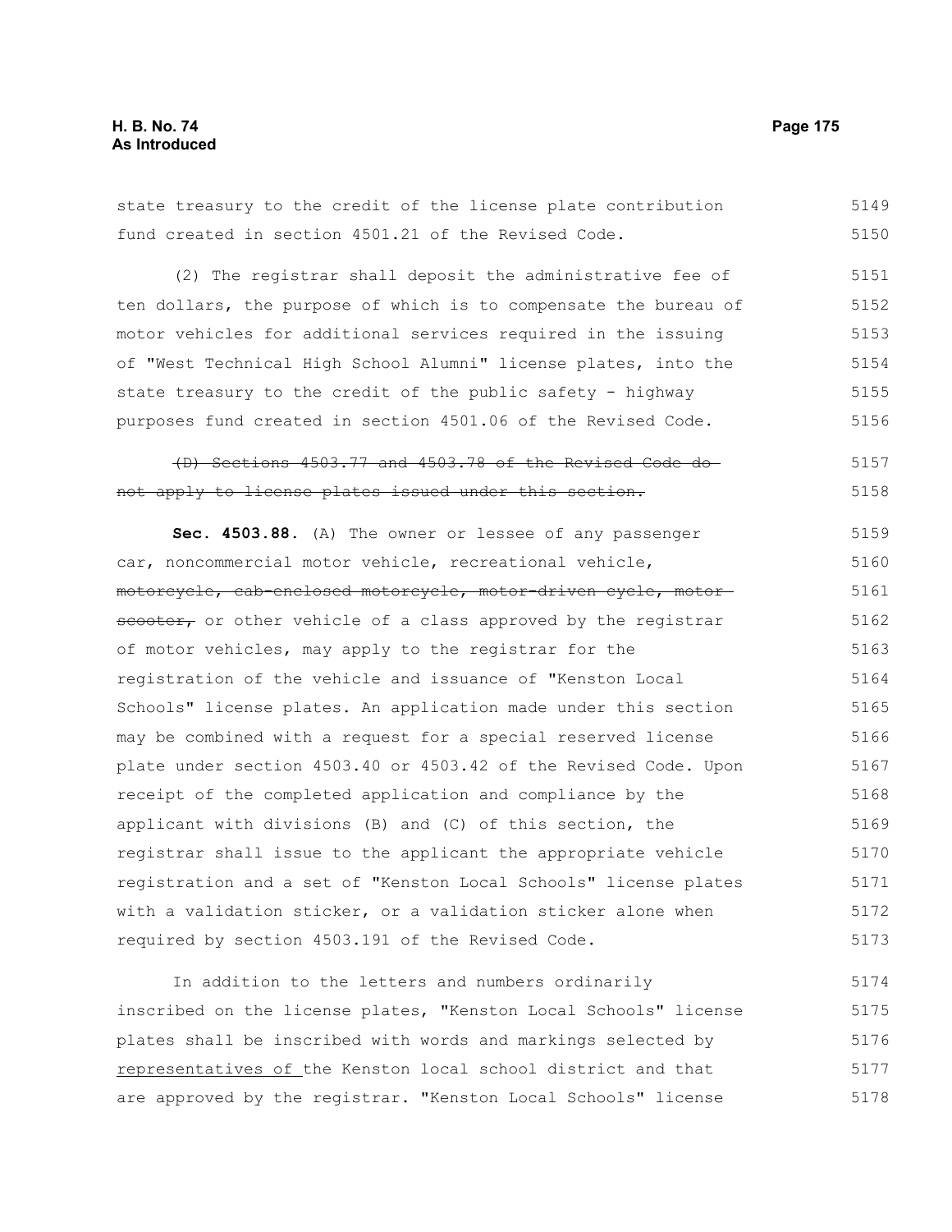state treasury to the credit of the license plate contribution fund created in section 4501.21 of the Revised Code. 5149 5150

(2) The registrar shall deposit the administrative fee of ten dollars, the purpose of which is to compensate the bureau of motor vehicles for additional services required in the issuing of "West Technical High School Alumni" license plates, into the state treasury to the credit of the public safety - highway purposes fund created in section 4501.06 of the Revised Code. 5151 5152 5153 5154 5155 5156

~~(D) Sections 4503.77 and 4503.78 of the Revised Code do not apply to license plates issued under this section.~~ 5157 5158

**Sec. 4503.88.** (A) The owner or lessee of any passenger car, noncommercial motor vehicle, recreational vehicle, ~~motorcycle, cab-enclosed motorcycle, motor-driven cycle, motor scooter,~~ or other vehicle of a class approved by the registrar of motor vehicles, may apply to the registrar for the registration of the vehicle and issuance of "Kenston Local Schools" license plates. An application made under this section may be combined with a request for a special reserved license plate under section 4503.40 or 4503.42 of the Revised Code. Upon receipt of the completed application and compliance by the applicant with divisions (B) and (C) of this section, the registrar shall issue to the applicant the appropriate vehicle registration and a set of "Kenston Local Schools" license plates with a validation sticker, or a validation sticker alone when required by section 4503.191 of the Revised Code. 5159 5160 5161 5162 5163 5164 5165 5166 5167 5168 5169 5170 5171 5172 5173

In addition to the letters and numbers ordinarily inscribed on the license plates, "Kenston Local Schools" license plates shall be inscribed with words and markings selected by <u>representatives of </u>the Kenston local school district and that are approved by the registrar. "Kenston Local Schools" license 5174 5175 5176 5177 5178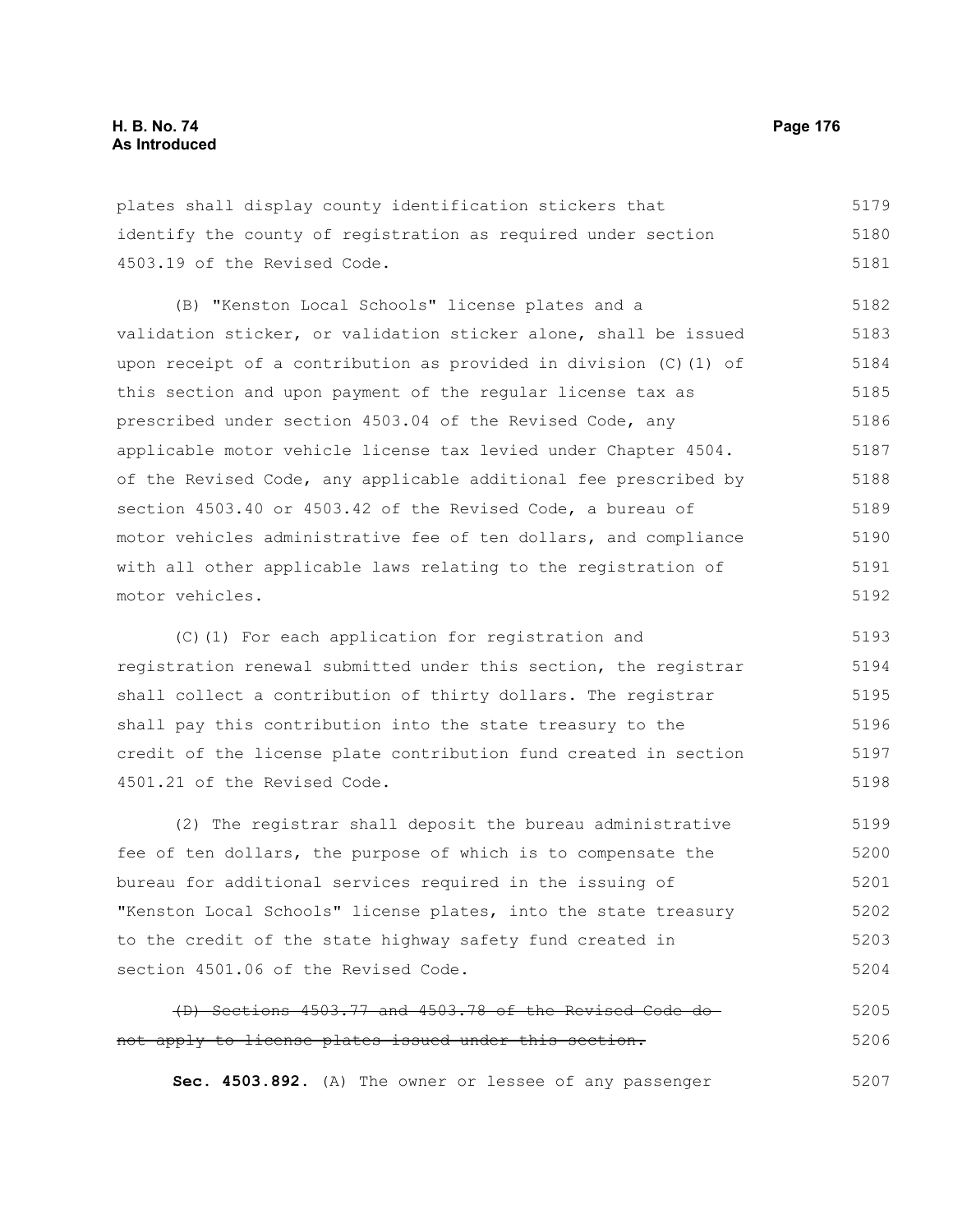plates shall display county identification stickers that identify the county of registration as required under section 4503.19 of the Revised Code.

(B) "Kenston Local Schools" license plates and a validation sticker, or validation sticker alone, shall be issued upon receipt of a contribution as provided in division (C)(1) of this section and upon payment of the regular license tax as prescribed under section 4503.04 of the Revised Code, any applicable motor vehicle license tax levied under Chapter 4504. of the Revised Code, any applicable additional fee prescribed by section 4503.40 or 4503.42 of the Revised Code, a bureau of motor vehicles administrative fee of ten dollars, and compliance with all other applicable laws relating to the registration of motor vehicles.

(C)(1) For each application for registration and registration renewal submitted under this section, the registrar shall collect a contribution of thirty dollars. The registrar shall pay this contribution into the state treasury to the credit of the license plate contribution fund created in section 4501.21 of the Revised Code.

(2) The registrar shall deposit the bureau administrative fee of ten dollars, the purpose of which is to compensate the bureau for additional services required in the issuing of "Kenston Local Schools" license plates, into the state treasury to the credit of the state highway safety fund created in section 4501.06 of the Revised Code.

~~(D) Sections 4503.77 and 4503.78 of the Revised Code do not apply to license plates issued under this section.~~

**Sec. 4503.892.** (A) The owner or lessee of any passenger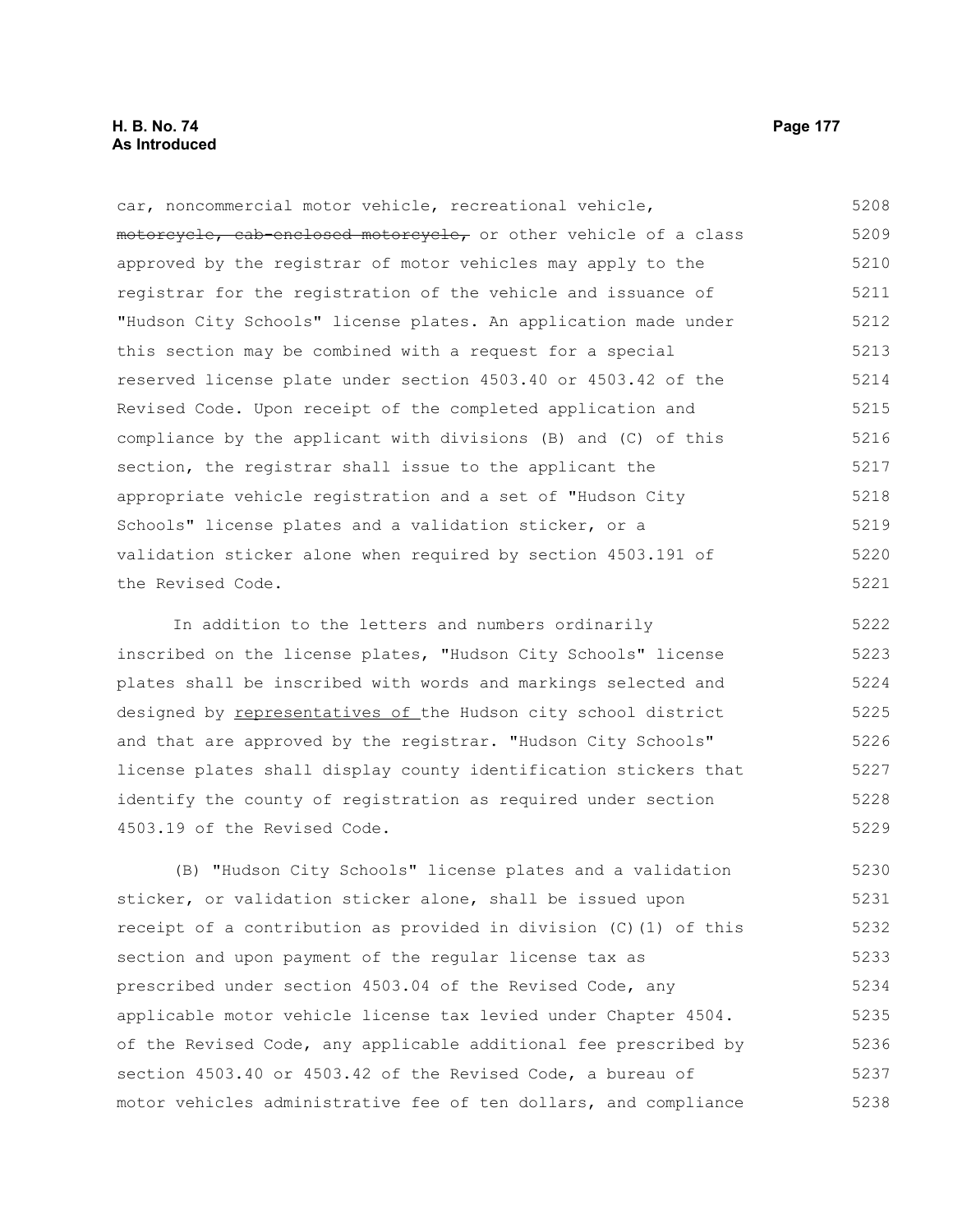car, noncommercial motor vehicle, recreational vehicle, ~~motorcycle, cab-enclosed motorcycle,~~ or other vehicle of a class approved by the registrar of motor vehicles may apply to the registrar for the registration of the vehicle and issuance of "Hudson City Schools" license plates. An application made under this section may be combined with a request for a special reserved license plate under section 4503.40 or 4503.42 of the Revised Code. Upon receipt of the completed application and compliance by the applicant with divisions (B) and (C) of this section, the registrar shall issue to the applicant the appropriate vehicle registration and a set of "Hudson City Schools" license plates and a validation sticker, or a validation sticker alone when required by section 4503.191 of the Revised Code.

In addition to the letters and numbers ordinarily inscribed on the license plates, "Hudson City Schools" license plates shall be inscribed with words and markings selected and designed by <u>representatives of </u>the Hudson city school district and that are approved by the registrar. "Hudson City Schools" license plates shall display county identification stickers that identify the county of registration as required under section 4503.19 of the Revised Code.

(B) "Hudson City Schools" license plates and a validation sticker, or validation sticker alone, shall be issued upon receipt of a contribution as provided in division (C)(1) of this section and upon payment of the regular license tax as prescribed under section 4503.04 of the Revised Code, any applicable motor vehicle license tax levied under Chapter 4504. of the Revised Code, any applicable additional fee prescribed by section 4503.40 or 4503.42 of the Revised Code, a bureau of motor vehicles administrative fee of ten dollars, and compliance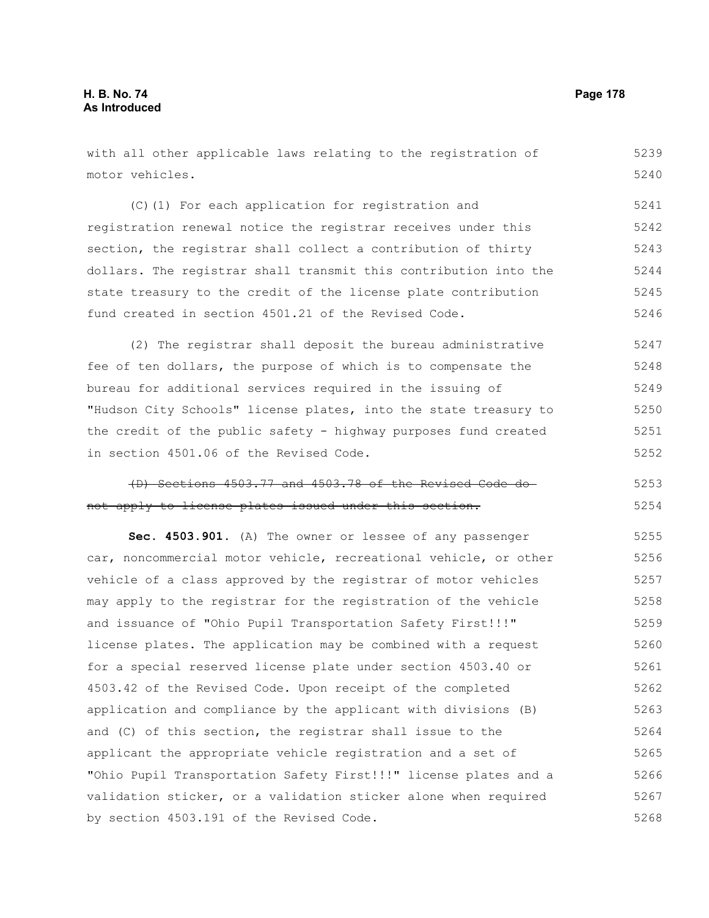with all other applicable laws relating to the registration of motor vehicles.

(C)(1) For each application for registration and registration renewal notice the registrar receives under this section, the registrar shall collect a contribution of thirty dollars. The registrar shall transmit this contribution into the state treasury to the credit of the license plate contribution fund created in section 4501.21 of the Revised Code.

(2) The registrar shall deposit the bureau administrative fee of ten dollars, the purpose of which is to compensate the bureau for additional services required in the issuing of "Hudson City Schools" license plates, into the state treasury to the credit of the public safety - highway purposes fund created in section 4501.06 of the Revised Code.

~~(D) Sections 4503.77 and 4503.78 of the Revised Code do not apply to license plates issued under this section.~~

**Sec. 4503.901.** (A) The owner or lessee of any passenger car, noncommercial motor vehicle, recreational vehicle, or other vehicle of a class approved by the registrar of motor vehicles may apply to the registrar for the registration of the vehicle and issuance of "Ohio Pupil Transportation Safety First!!!" license plates. The application may be combined with a request for a special reserved license plate under section 4503.40 or 4503.42 of the Revised Code. Upon receipt of the completed application and compliance by the applicant with divisions (B) and (C) of this section, the registrar shall issue to the applicant the appropriate vehicle registration and a set of "Ohio Pupil Transportation Safety First!!!" license plates and a validation sticker, or a validation sticker alone when required by section 4503.191 of the Revised Code.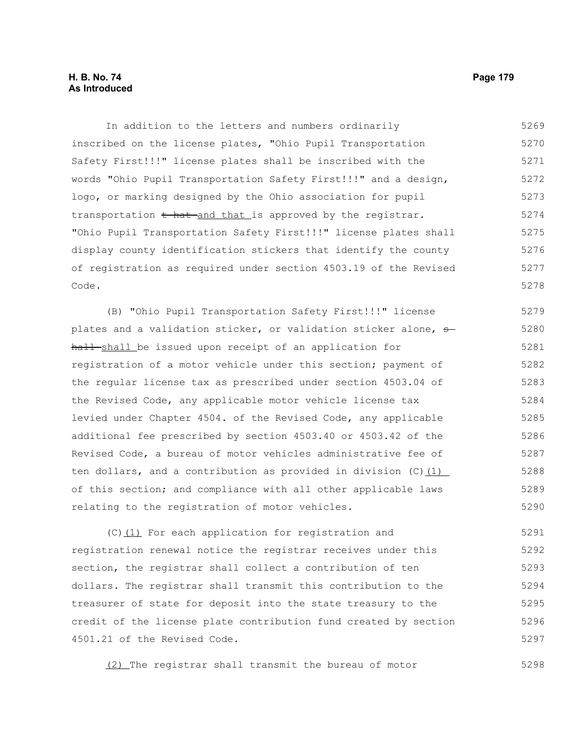In addition to the letters and numbers ordinarily inscribed on the license plates, "Ohio Pupil Transportation Safety First!!!" license plates shall be inscribed with the words "Ohio Pupil Transportation Safety First!!!" and a design, logo, or marking designed by the Ohio association for pupil transportation ~~t hat~~ and that is approved by the registrar. "Ohio Pupil Transportation Safety First!!!" license plates shall display county identification stickers that identify the county of registration as required under section 4503.19 of the Revised Code.

(B) "Ohio Pupil Transportation Safety First!!!" license plates and a validation sticker, or validation sticker alone, ~~s hall~~ shall be issued upon receipt of an application for registration of a motor vehicle under this section; payment of the regular license tax as prescribed under section 4503.04 of the Revised Code, any applicable motor vehicle license tax levied under Chapter 4504. of the Revised Code, any applicable additional fee prescribed by section 4503.40 or 4503.42 of the Revised Code, a bureau of motor vehicles administrative fee of ten dollars, and a contribution as provided in division (C)(1) of this section; and compliance with all other applicable laws relating to the registration of motor vehicles.

(C)(1) For each application for registration and registration renewal notice the registrar receives under this section, the registrar shall collect a contribution of ten dollars. The registrar shall transmit this contribution to the treasurer of state for deposit into the state treasury to the credit of the license plate contribution fund created by section 4501.21 of the Revised Code.

(2) The registrar shall transmit the bureau of motor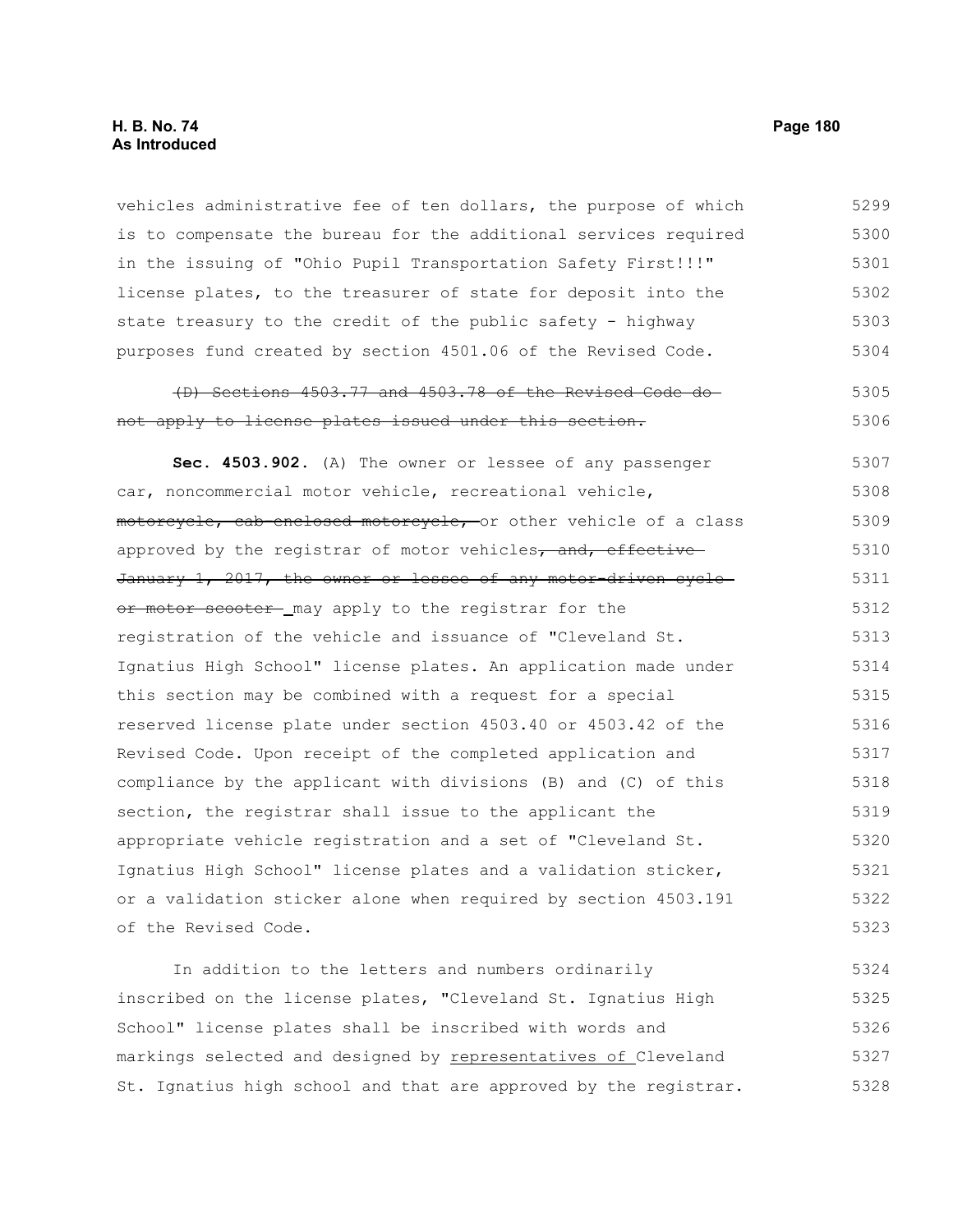vehicles administrative fee of ten dollars, the purpose of which is to compensate the bureau for the additional services required in the issuing of "Ohio Pupil Transportation Safety First!!!" license plates, to the treasurer of state for deposit into the state treasury to the credit of the public safety - highway purposes fund created by section 4501.06 of the Revised Code.

~~(D) Sections 4503.77 and 4503.78 of the Revised Code do not apply to license plates issued under this section.~~

**Sec. 4503.902.** (A) The owner or lessee of any passenger car, noncommercial motor vehicle, recreational vehicle, ~~motorcycle, cab-enclosed motorcycle,~~ or other vehicle of a class approved by the registrar of motor vehicles~~, and, effective January 1, 2017, the owner or lessee of any motor-driven cycle or motor scooter~~ may apply to the registrar for the registration of the vehicle and issuance of "Cleveland St. Ignatius High School" license plates. An application made under this section may be combined with a request for a special reserved license plate under section 4503.40 or 4503.42 of the Revised Code. Upon receipt of the completed application and compliance by the applicant with divisions (B) and (C) of this section, the registrar shall issue to the applicant the appropriate vehicle registration and a set of "Cleveland St. Ignatius High School" license plates and a validation sticker, or a validation sticker alone when required by section 4503.191 of the Revised Code.

In addition to the letters and numbers ordinarily inscribed on the license plates, "Cleveland St. Ignatius High School" license plates shall be inscribed with words and markings selected and designed by <u>representatives of </u>Cleveland St. Ignatius high school and that are approved by the registrar.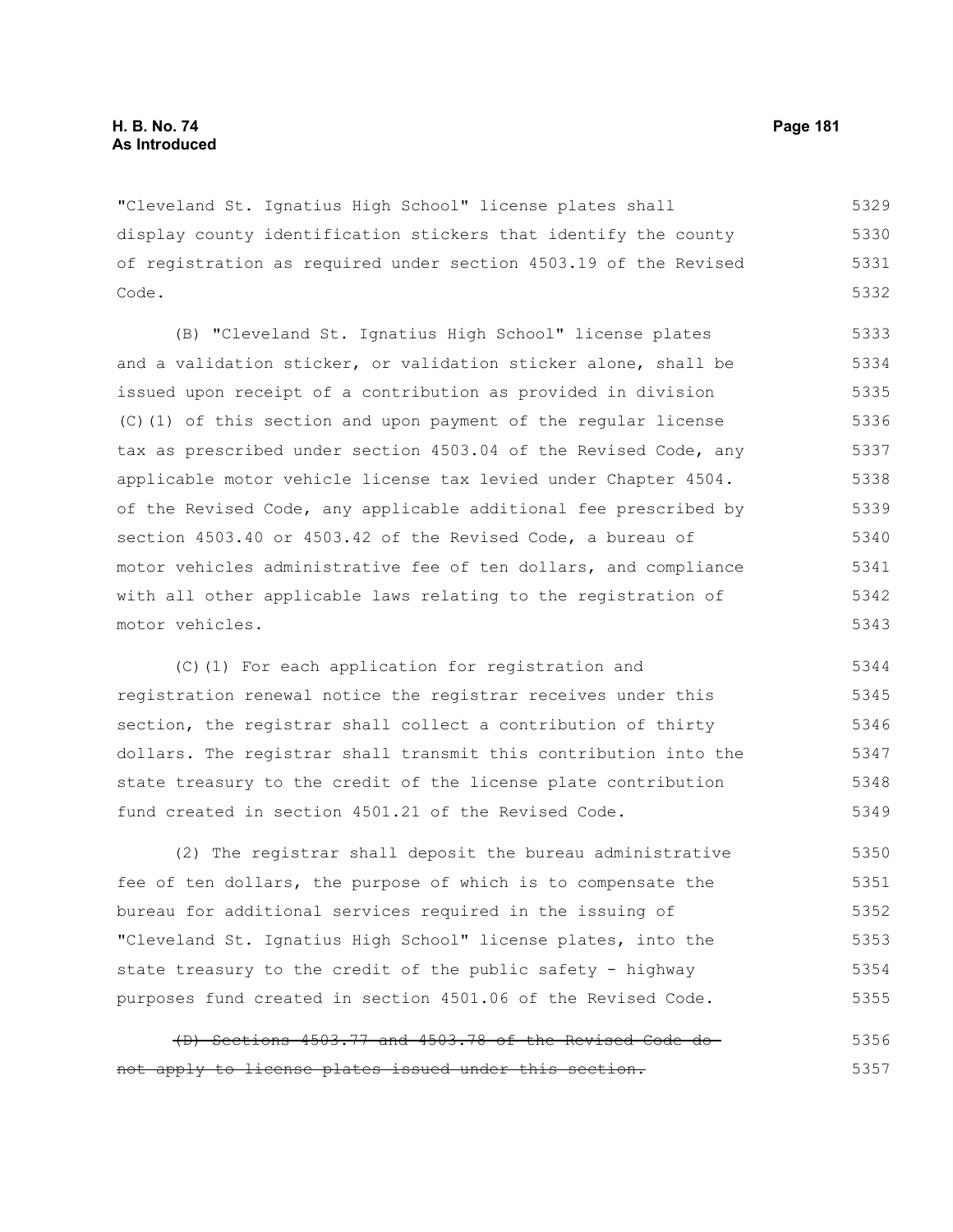"Cleveland St. Ignatius High School" license plates shall display county identification stickers that identify the county of registration as required under section 4503.19 of the Revised Code.

(B) "Cleveland St. Ignatius High School" license plates and a validation sticker, or validation sticker alone, shall be issued upon receipt of a contribution as provided in division (C)(1) of this section and upon payment of the regular license tax as prescribed under section 4503.04 of the Revised Code, any applicable motor vehicle license tax levied under Chapter 4504. of the Revised Code, any applicable additional fee prescribed by section 4503.40 or 4503.42 of the Revised Code, a bureau of motor vehicles administrative fee of ten dollars, and compliance with all other applicable laws relating to the registration of motor vehicles.

(C)(1) For each application for registration and registration renewal notice the registrar receives under this section, the registrar shall collect a contribution of thirty dollars. The registrar shall transmit this contribution into the state treasury to the credit of the license plate contribution fund created in section 4501.21 of the Revised Code.

(2) The registrar shall deposit the bureau administrative fee of ten dollars, the purpose of which is to compensate the bureau for additional services required in the issuing of "Cleveland St. Ignatius High School" license plates, into the state treasury to the credit of the public safety - highway purposes fund created in section 4501.06 of the Revised Code.

~~(D) Sections 4503.77 and 4503.78 of the Revised Code do not apply to license plates issued under this section.~~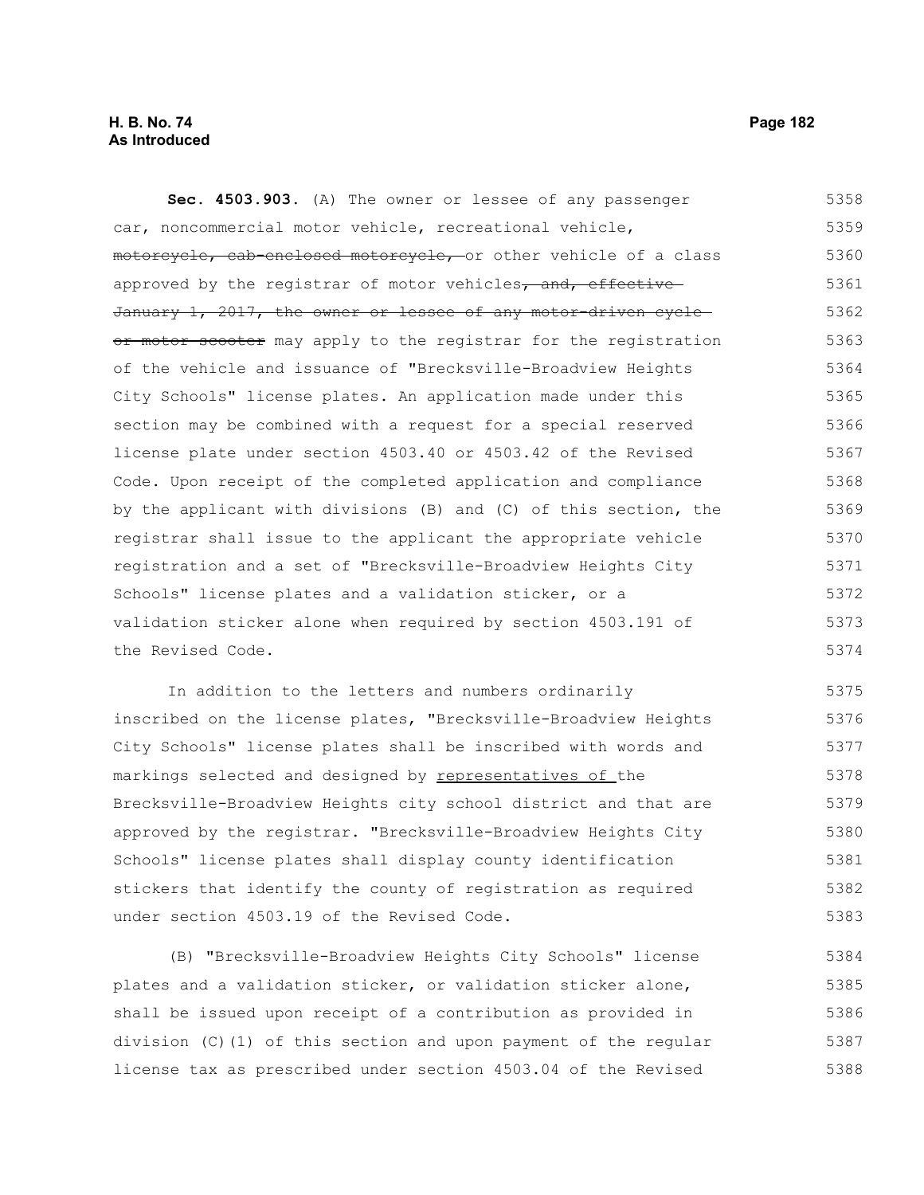**Sec. 4503.903.** (A) The owner or lessee of any passenger car, noncommercial motor vehicle, recreational vehicle, ~~motorcycle, cab-enclosed motorcycle,~~ or other vehicle of a class approved by the registrar of motor vehicles~~, and, effective January 1, 2017, the owner or lessee of any motor-driven cycle or motor scooter~~ may apply to the registrar for the registration of the vehicle and issuance of "Brecksville-Broadview Heights City Schools" license plates. An application made under this section may be combined with a request for a special reserved license plate under section 4503.40 or 4503.42 of the Revised Code. Upon receipt of the completed application and compliance by the applicant with divisions (B) and (C) of this section, the registrar shall issue to the applicant the appropriate vehicle registration and a set of "Brecksville-Broadview Heights City Schools" license plates and a validation sticker, or a validation sticker alone when required by section 4503.191 of the Revised Code.

In addition to the letters and numbers ordinarily inscribed on the license plates, "Brecksville-Broadview Heights City Schools" license plates shall be inscribed with words and markings selected and designed by <u>representatives of</u> the Brecksville-Broadview Heights city school district and that are approved by the registrar. "Brecksville-Broadview Heights City Schools" license plates shall display county identification stickers that identify the county of registration as required under section 4503.19 of the Revised Code.

(B) "Brecksville-Broadview Heights City Schools" license plates and a validation sticker, or validation sticker alone, shall be issued upon receipt of a contribution as provided in division (C)(1) of this section and upon payment of the regular license tax as prescribed under section 4503.04 of the Revised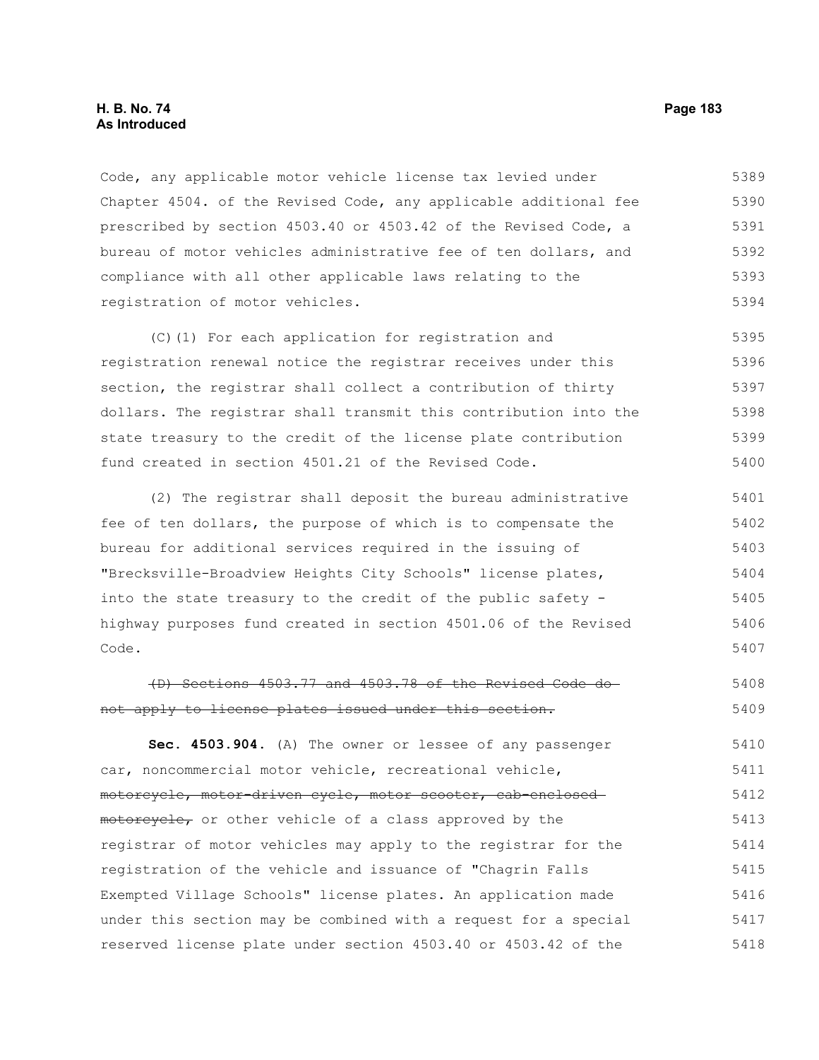Code, any applicable motor vehicle license tax levied under Chapter 4504. of the Revised Code, any applicable additional fee prescribed by section 4503.40 or 4503.42 of the Revised Code, a bureau of motor vehicles administrative fee of ten dollars, and compliance with all other applicable laws relating to the registration of motor vehicles.

(C)(1) For each application for registration and registration renewal notice the registrar receives under this section, the registrar shall collect a contribution of thirty dollars. The registrar shall transmit this contribution into the state treasury to the credit of the license plate contribution fund created in section 4501.21 of the Revised Code.

(2) The registrar shall deposit the bureau administrative fee of ten dollars, the purpose of which is to compensate the bureau for additional services required in the issuing of "Brecksville-Broadview Heights City Schools" license plates, into the state treasury to the credit of the public safety - highway purposes fund created in section 4501.06 of the Revised Code.

~~(D) Sections 4503.77 and 4503.78 of the Revised Code do not apply to license plates issued under this section.~~

**Sec. 4503.904.** (A) The owner or lessee of any passenger car, noncommercial motor vehicle, recreational vehicle, ~~motorcycle, motor-driven cycle, motor scooter, cab-enclosed motorcycle,~~ or other vehicle of a class approved by the registrar of motor vehicles may apply to the registrar for the registration of the vehicle and issuance of "Chagrin Falls Exempted Village Schools" license plates. An application made under this section may be combined with a request for a special reserved license plate under section 4503.40 or 4503.42 of the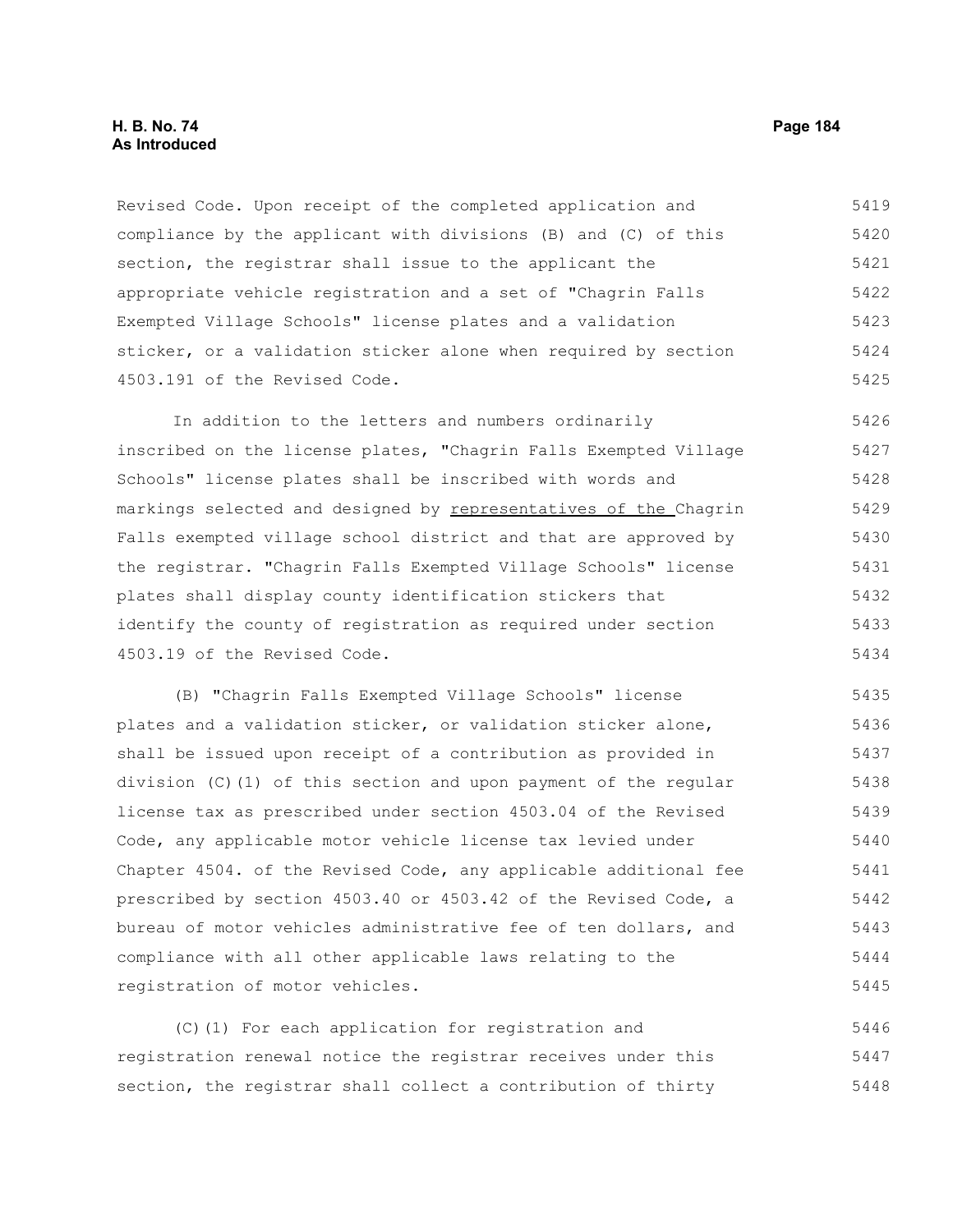Revised Code. Upon receipt of the completed application and compliance by the applicant with divisions (B) and (C) of this section, the registrar shall issue to the applicant the appropriate vehicle registration and a set of "Chagrin Falls Exempted Village Schools" license plates and a validation sticker, or a validation sticker alone when required by section 4503.191 of the Revised Code.

In addition to the letters and numbers ordinarily inscribed on the license plates, "Chagrin Falls Exempted Village Schools" license plates shall be inscribed with words and markings selected and designed by <u>representatives of the </u>Chagrin Falls exempted village school district and that are approved by the registrar. "Chagrin Falls Exempted Village Schools" license plates shall display county identification stickers that identify the county of registration as required under section 4503.19 of the Revised Code.

(B) "Chagrin Falls Exempted Village Schools" license plates and a validation sticker, or validation sticker alone, shall be issued upon receipt of a contribution as provided in division (C)(1) of this section and upon payment of the regular license tax as prescribed under section 4503.04 of the Revised Code, any applicable motor vehicle license tax levied under Chapter 4504. of the Revised Code, any applicable additional fee prescribed by section 4503.40 or 4503.42 of the Revised Code, a bureau of motor vehicles administrative fee of ten dollars, and compliance with all other applicable laws relating to the registration of motor vehicles.

(C)(1) For each application for registration and registration renewal notice the registrar receives under this section, the registrar shall collect a contribution of thirty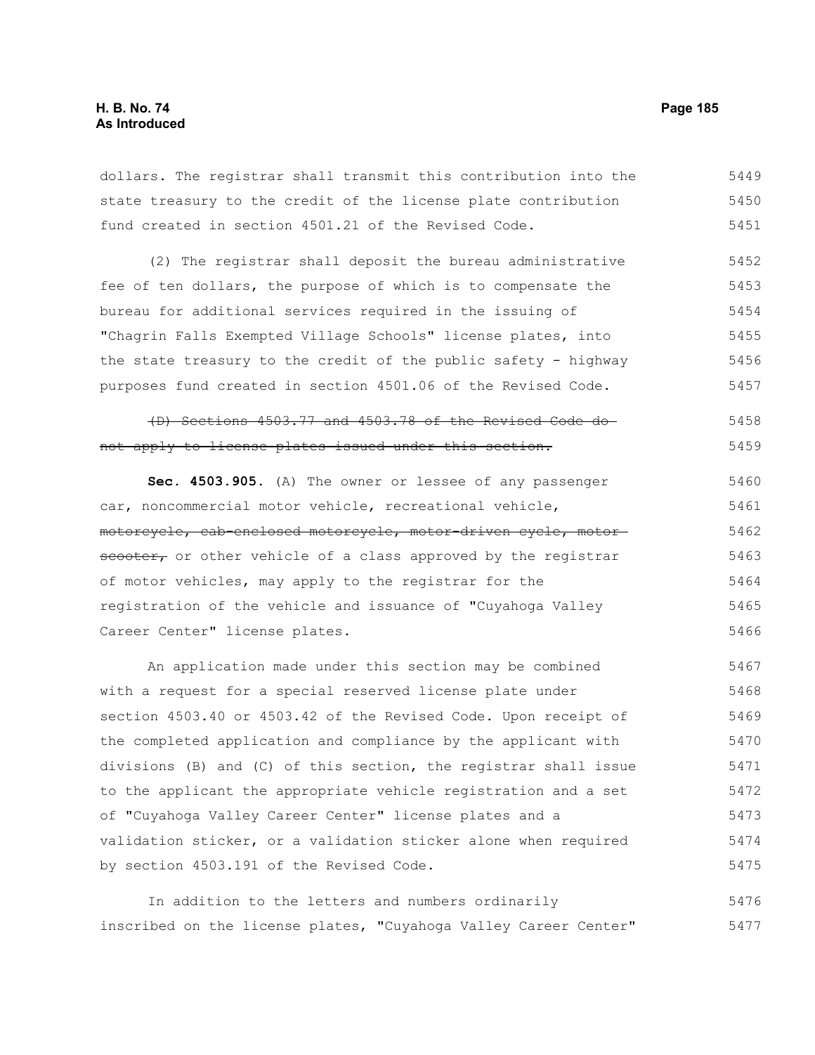dollars. The registrar shall transmit this contribution into the state treasury to the credit of the license plate contribution fund created in section 4501.21 of the Revised Code.

(2) The registrar shall deposit the bureau administrative fee of ten dollars, the purpose of which is to compensate the bureau for additional services required in the issuing of "Chagrin Falls Exempted Village Schools" license plates, into the state treasury to the credit of the public safety - highway purposes fund created in section 4501.06 of the Revised Code.

~~(D) Sections 4503.77 and 4503.78 of the Revised Code do not apply to license plates issued under this section.~~

**Sec. 4503.905.** (A) The owner or lessee of any passenger car, noncommercial motor vehicle, recreational vehicle, ~~motorcycle, cab-enclosed motorcycle, motor-driven cycle, motor scooter,~~ or other vehicle of a class approved by the registrar of motor vehicles, may apply to the registrar for the registration of the vehicle and issuance of "Cuyahoga Valley Career Center" license plates.

An application made under this section may be combined with a request for a special reserved license plate under section 4503.40 or 4503.42 of the Revised Code. Upon receipt of the completed application and compliance by the applicant with divisions (B) and (C) of this section, the registrar shall issue to the applicant the appropriate vehicle registration and a set of "Cuyahoga Valley Career Center" license plates and a validation sticker, or a validation sticker alone when required by section 4503.191 of the Revised Code.

In addition to the letters and numbers ordinarily inscribed on the license plates, "Cuyahoga Valley Career Center"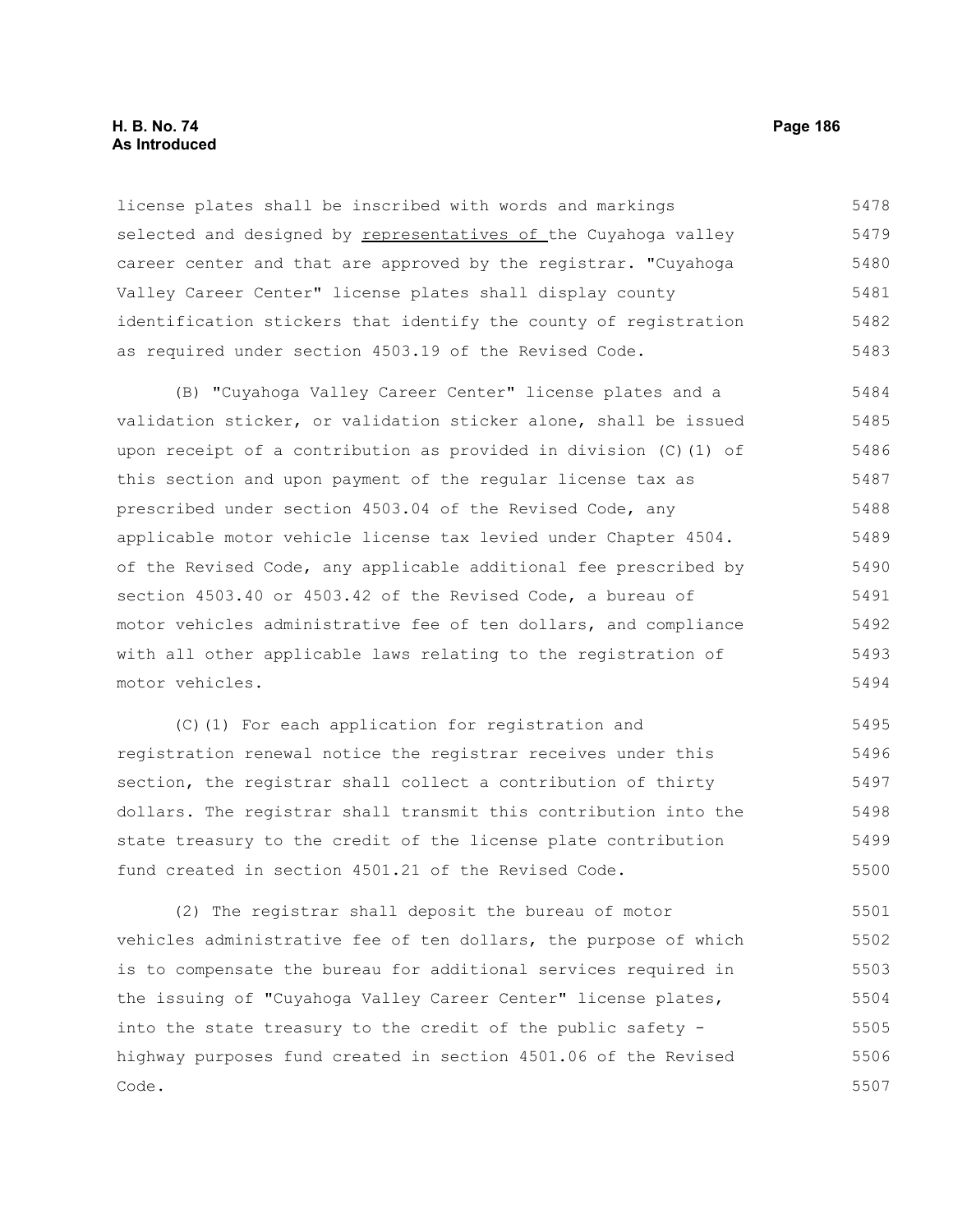license plates shall be inscribed with words and markings selected and designed by <u>representatives of </u>the Cuyahoga valley career center and that are approved by the registrar. "Cuyahoga Valley Career Center" license plates shall display county identification stickers that identify the county of registration as required under section 4503.19 of the Revised Code.

(B) "Cuyahoga Valley Career Center" license plates and a validation sticker, or validation sticker alone, shall be issued upon receipt of a contribution as provided in division (C)(1) of this section and upon payment of the regular license tax as prescribed under section 4503.04 of the Revised Code, any applicable motor vehicle license tax levied under Chapter 4504. of the Revised Code, any applicable additional fee prescribed by section 4503.40 or 4503.42 of the Revised Code, a bureau of motor vehicles administrative fee of ten dollars, and compliance with all other applicable laws relating to the registration of motor vehicles.

(C)(1) For each application for registration and registration renewal notice the registrar receives under this section, the registrar shall collect a contribution of thirty dollars. The registrar shall transmit this contribution into the state treasury to the credit of the license plate contribution fund created in section 4501.21 of the Revised Code.

(2) The registrar shall deposit the bureau of motor vehicles administrative fee of ten dollars, the purpose of which is to compensate the bureau for additional services required in the issuing of "Cuyahoga Valley Career Center" license plates, into the state treasury to the credit of the public safety - highway purposes fund created in section 4501.06 of the Revised Code.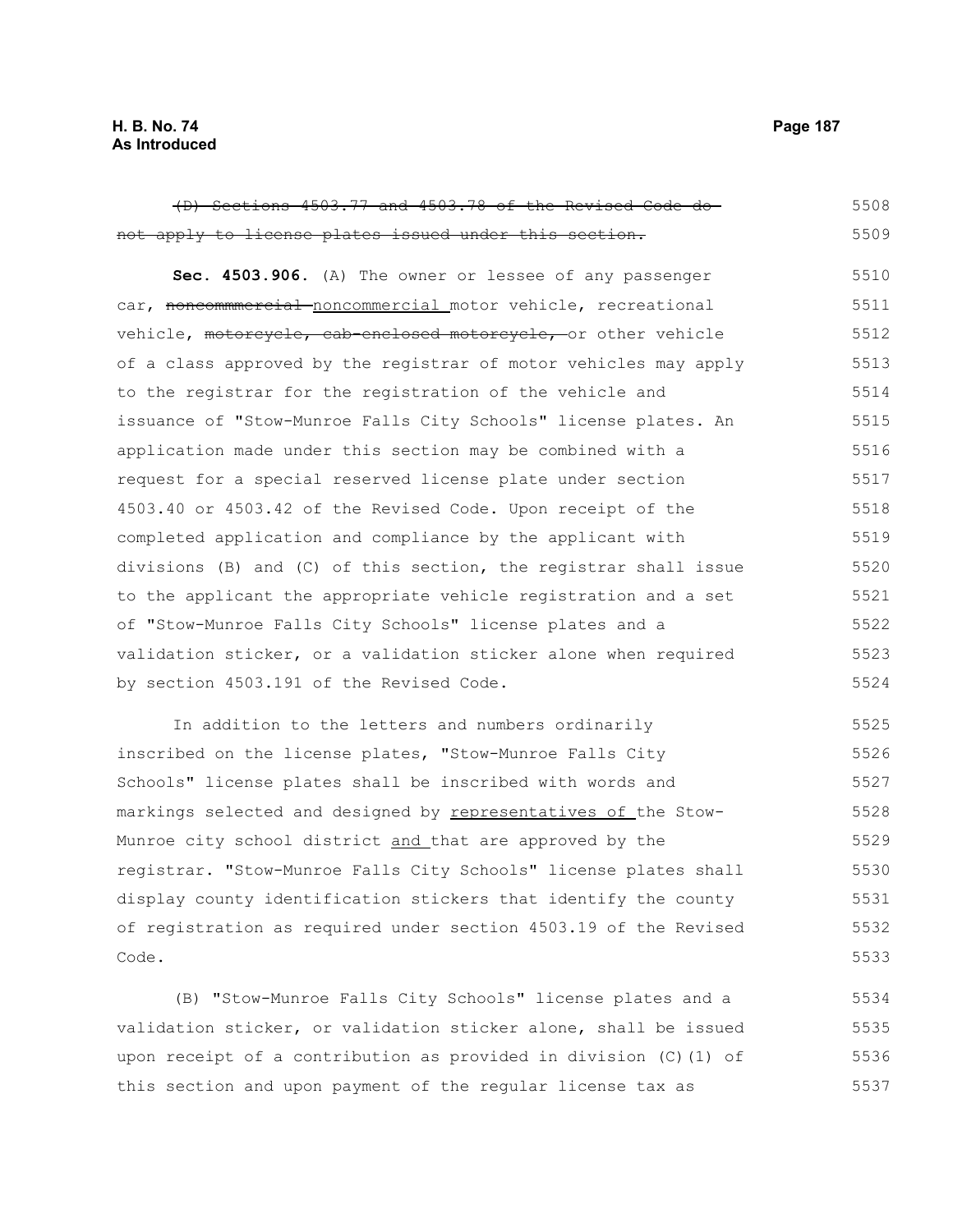~~(D) Sections 4503.77 and 4503.78 of the Revised Code do not apply to license plates issued under this section.~~

**Sec. 4503.906.** (A) The owner or lessee of any passenger car, ~~noncommmercial~~ noncommercial motor vehicle, recreational vehicle, ~~motorcycle, cab-enclosed motorcycle,~~ or other vehicle of a class approved by the registrar of motor vehicles may apply to the registrar for the registration of the vehicle and issuance of "Stow-Munroe Falls City Schools" license plates. An application made under this section may be combined with a request for a special reserved license plate under section 4503.40 or 4503.42 of the Revised Code. Upon receipt of the completed application and compliance by the applicant with divisions (B) and (C) of this section, the registrar shall issue to the applicant the appropriate vehicle registration and a set of "Stow-Munroe Falls City Schools" license plates and a validation sticker, or a validation sticker alone when required by section 4503.191 of the Revised Code.

In addition to the letters and numbers ordinarily inscribed on the license plates, "Stow-Munroe Falls City Schools" license plates shall be inscribed with words and markings selected and designed by <u>representatives of</u> the Stow-Munroe city school district <u>and</u> that are approved by the registrar. "Stow-Munroe Falls City Schools" license plates shall display county identification stickers that identify the county of registration as required under section 4503.19 of the Revised Code.

(B) "Stow-Munroe Falls City Schools" license plates and a validation sticker, or validation sticker alone, shall be issued upon receipt of a contribution as provided in division (C)(1) of this section and upon payment of the regular license tax as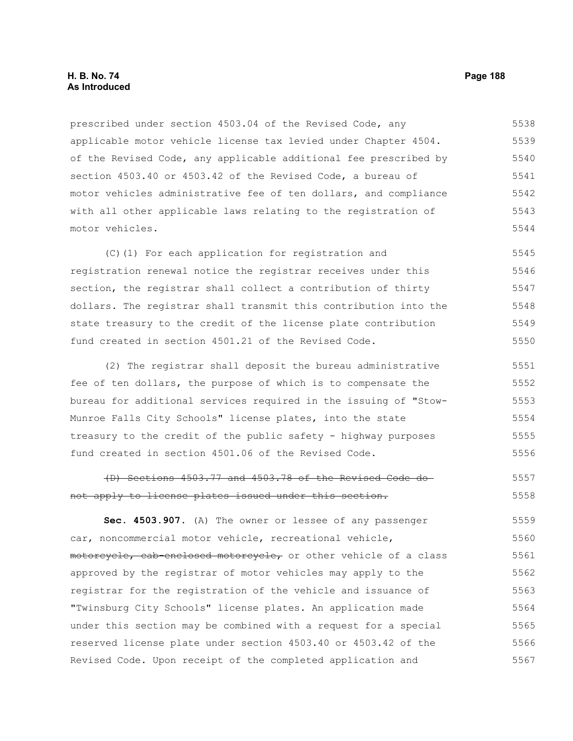prescribed under section 4503.04 of the Revised Code, any applicable motor vehicle license tax levied under Chapter 4504. of the Revised Code, any applicable additional fee prescribed by section 4503.40 or 4503.42 of the Revised Code, a bureau of motor vehicles administrative fee of ten dollars, and compliance with all other applicable laws relating to the registration of motor vehicles.

(C)(1) For each application for registration and registration renewal notice the registrar receives under this section, the registrar shall collect a contribution of thirty dollars. The registrar shall transmit this contribution into the state treasury to the credit of the license plate contribution fund created in section 4501.21 of the Revised Code.

(2) The registrar shall deposit the bureau administrative fee of ten dollars, the purpose of which is to compensate the bureau for additional services required in the issuing of "Stow-Munroe Falls City Schools" license plates, into the state treasury to the credit of the public safety - highway purposes fund created in section 4501.06 of the Revised Code.

~~(D) Sections 4503.77 and 4503.78 of the Revised Code do not apply to license plates issued under this section.~~

**Sec. 4503.907.** (A) The owner or lessee of any passenger car, noncommercial motor vehicle, recreational vehicle, ~~motorcycle, cab-enclosed motorcycle,~~ or other vehicle of a class approved by the registrar of motor vehicles may apply to the registrar for the registration of the vehicle and issuance of "Twinsburg City Schools" license plates. An application made under this section may be combined with a request for a special reserved license plate under section 4503.40 or 4503.42 of the Revised Code. Upon receipt of the completed application and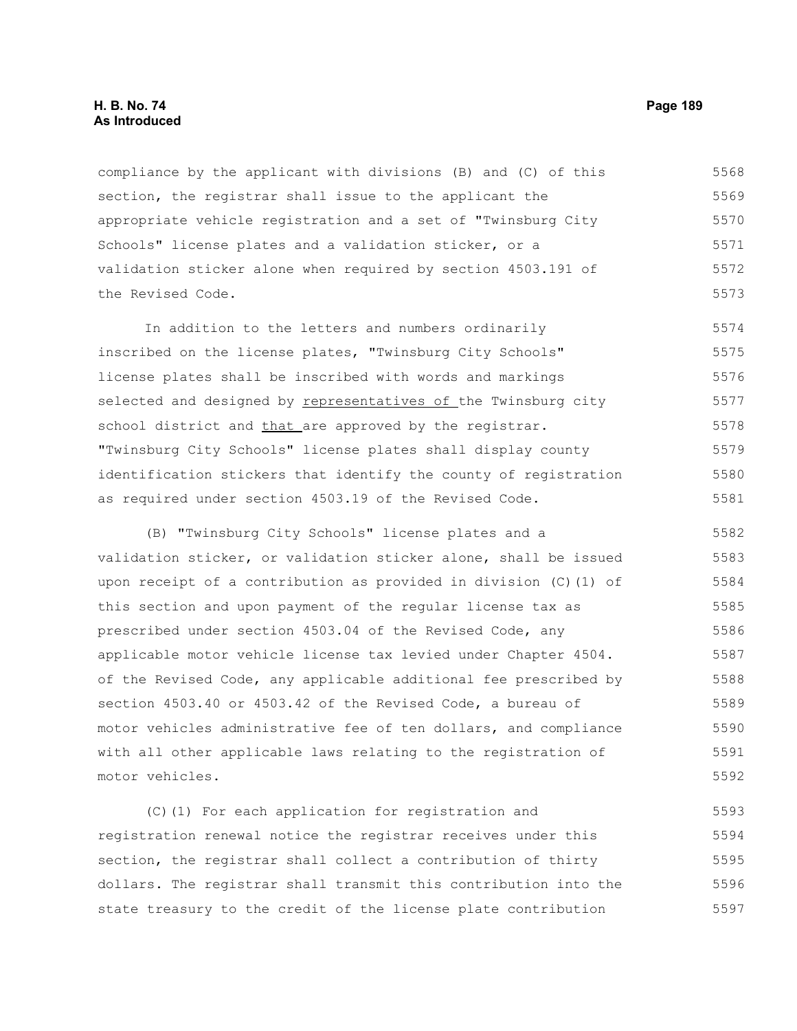compliance by the applicant with divisions (B) and (C) of this section, the registrar shall issue to the applicant the appropriate vehicle registration and a set of "Twinsburg City Schools" license plates and a validation sticker, or a validation sticker alone when required by section 4503.191 of the Revised Code.

In addition to the letters and numbers ordinarily inscribed on the license plates, "Twinsburg City Schools" license plates shall be inscribed with words and markings selected and designed by <u>representatives of</u> the Twinsburg city school district and <u>that</u> are approved by the registrar. "Twinsburg City Schools" license plates shall display county identification stickers that identify the county of registration as required under section 4503.19 of the Revised Code.

(B) "Twinsburg City Schools" license plates and a validation sticker, or validation sticker alone, shall be issued upon receipt of a contribution as provided in division (C)(1) of this section and upon payment of the regular license tax as prescribed under section 4503.04 of the Revised Code, any applicable motor vehicle license tax levied under Chapter 4504. of the Revised Code, any applicable additional fee prescribed by section 4503.40 or 4503.42 of the Revised Code, a bureau of motor vehicles administrative fee of ten dollars, and compliance with all other applicable laws relating to the registration of motor vehicles.

(C)(1) For each application for registration and registration renewal notice the registrar receives under this section, the registrar shall collect a contribution of thirty dollars. The registrar shall transmit this contribution into the state treasury to the credit of the license plate contribution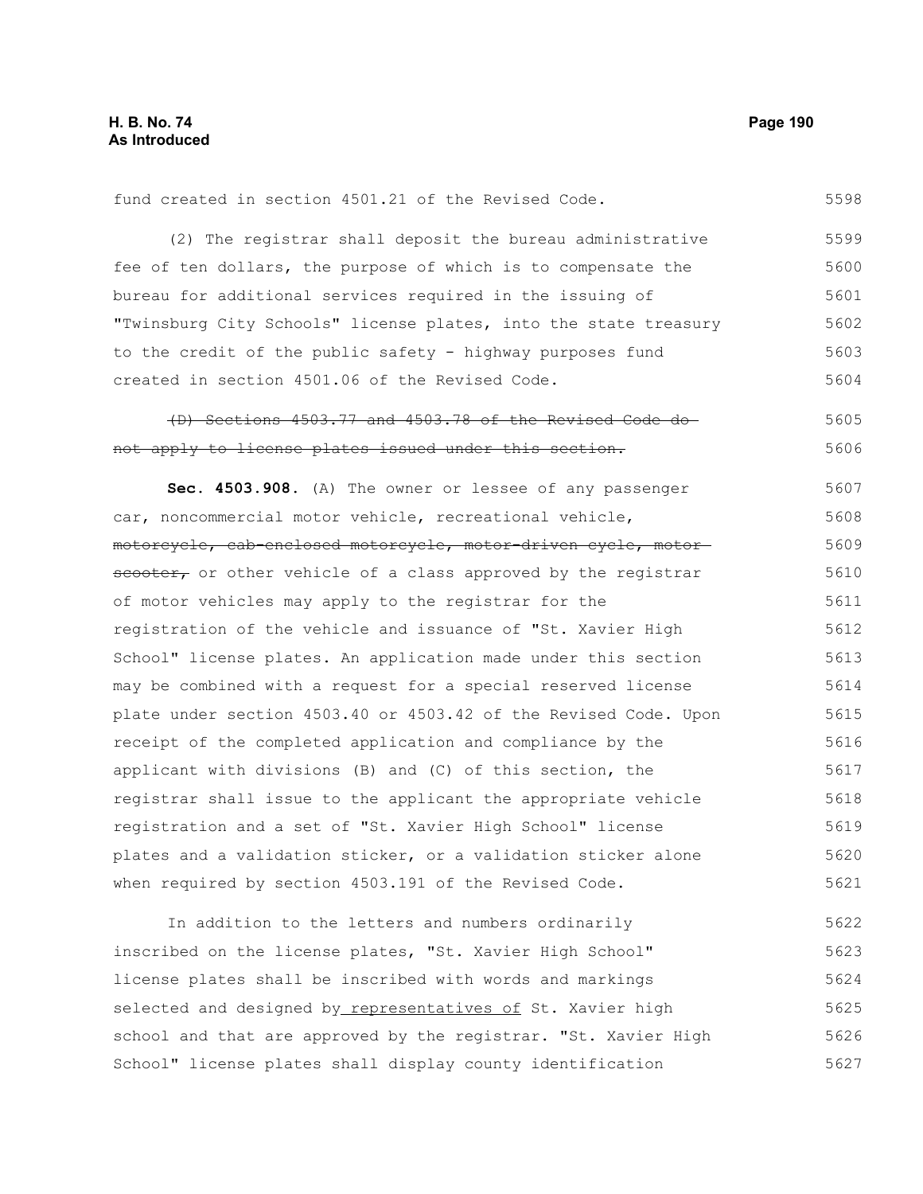fund created in section 4501.21 of the Revised Code.

(2) The registrar shall deposit the bureau administrative fee of ten dollars, the purpose of which is to compensate the bureau for additional services required in the issuing of "Twinsburg City Schools" license plates, into the state treasury to the credit of the public safety - highway purposes fund created in section 4501.06 of the Revised Code.

~~(D) Sections 4503.77 and 4503.78 of the Revised Code do not apply to license plates issued under this section.~~

**Sec. 4503.908.** (A) The owner or lessee of any passenger car, noncommercial motor vehicle, recreational vehicle, ~~motorcycle, cab-enclosed motorcycle, motor-driven cycle, motor scooter,~~ or other vehicle of a class approved by the registrar of motor vehicles may apply to the registrar for the registration of the vehicle and issuance of "St. Xavier High School" license plates. An application made under this section may be combined with a request for a special reserved license plate under section 4503.40 or 4503.42 of the Revised Code. Upon receipt of the completed application and compliance by the applicant with divisions (B) and (C) of this section, the registrar shall issue to the applicant the appropriate vehicle registration and a set of "St. Xavier High School" license plates and a validation sticker, or a validation sticker alone when required by section 4503.191 of the Revised Code.

In addition to the letters and numbers ordinarily inscribed on the license plates, "St. Xavier High School" license plates shall be inscribed with words and markings selected and designed by <u>representatives of</u> St. Xavier high school and that are approved by the registrar. "St. Xavier High School" license plates shall display county identification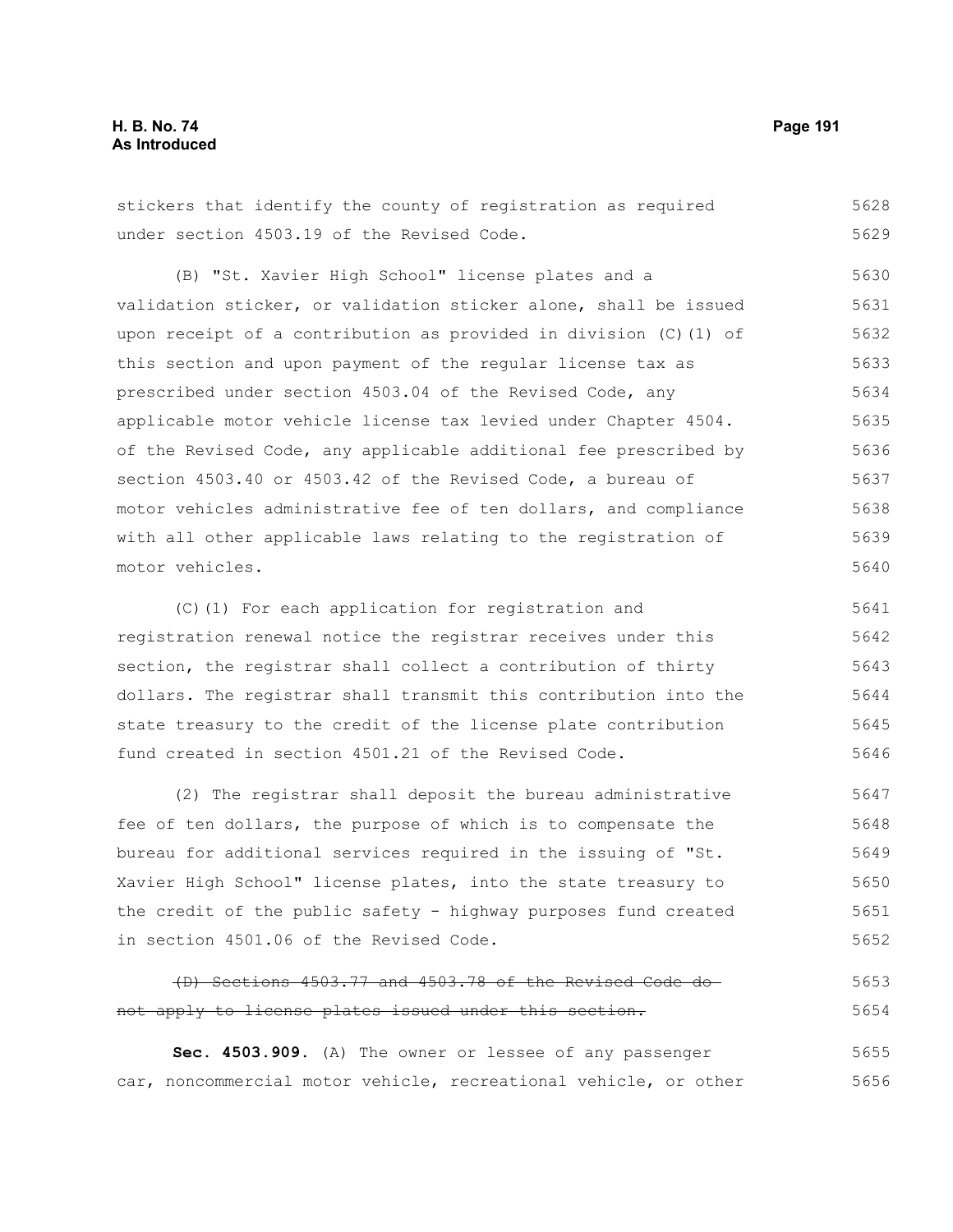stickers that identify the county of registration as required under section 4503.19 of the Revised Code.

(B) "St. Xavier High School" license plates and a validation sticker, or validation sticker alone, shall be issued upon receipt of a contribution as provided in division (C)(1) of this section and upon payment of the regular license tax as prescribed under section 4503.04 of the Revised Code, any applicable motor vehicle license tax levied under Chapter 4504. of the Revised Code, any applicable additional fee prescribed by section 4503.40 or 4503.42 of the Revised Code, a bureau of motor vehicles administrative fee of ten dollars, and compliance with all other applicable laws relating to the registration of motor vehicles.

(C)(1) For each application for registration and registration renewal notice the registrar receives under this section, the registrar shall collect a contribution of thirty dollars. The registrar shall transmit this contribution into the state treasury to the credit of the license plate contribution fund created in section 4501.21 of the Revised Code.

(2) The registrar shall deposit the bureau administrative fee of ten dollars, the purpose of which is to compensate the bureau for additional services required in the issuing of "St. Xavier High School" license plates, into the state treasury to the credit of the public safety - highway purposes fund created in section 4501.06 of the Revised Code.

~~(D) Sections 4503.77 and 4503.78 of the Revised Code do not apply to license plates issued under this section.~~

**Sec. 4503.909.** (A) The owner or lessee of any passenger car, noncommercial motor vehicle, recreational vehicle, or other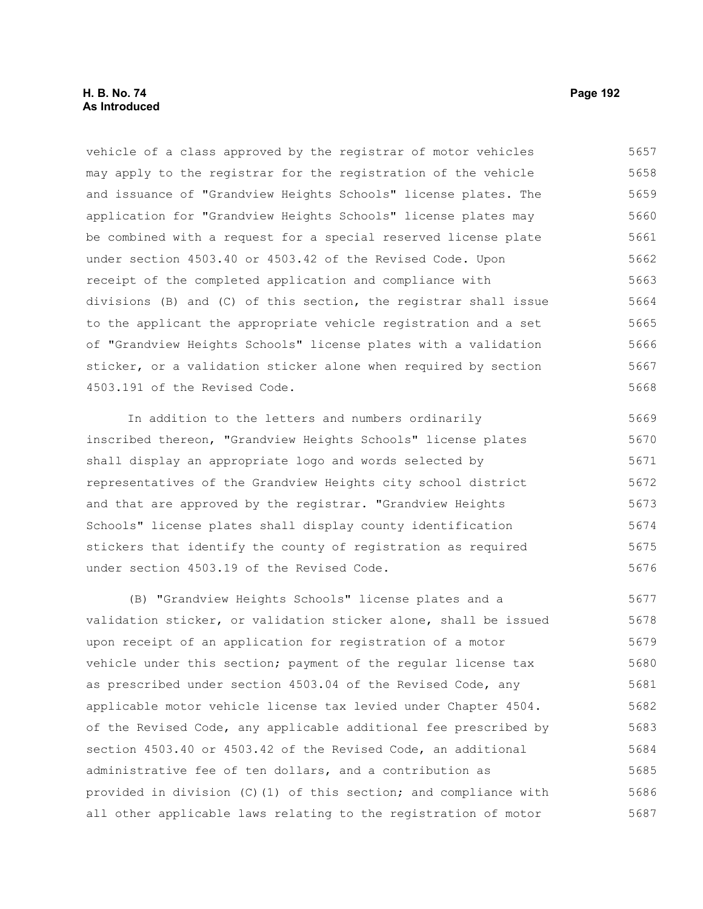vehicle of a class approved by the registrar of motor vehicles may apply to the registrar for the registration of the vehicle and issuance of "Grandview Heights Schools" license plates. The application for "Grandview Heights Schools" license plates may be combined with a request for a special reserved license plate under section 4503.40 or 4503.42 of the Revised Code. Upon receipt of the completed application and compliance with divisions (B) and (C) of this section, the registrar shall issue to the applicant the appropriate vehicle registration and a set of "Grandview Heights Schools" license plates with a validation sticker, or a validation sticker alone when required by section 4503.191 of the Revised Code.

In addition to the letters and numbers ordinarily inscribed thereon, "Grandview Heights Schools" license plates shall display an appropriate logo and words selected by representatives of the Grandview Heights city school district and that are approved by the registrar. "Grandview Heights Schools" license plates shall display county identification stickers that identify the county of registration as required under section 4503.19 of the Revised Code.

(B) "Grandview Heights Schools" license plates and a validation sticker, or validation sticker alone, shall be issued upon receipt of an application for registration of a motor vehicle under this section; payment of the regular license tax as prescribed under section 4503.04 of the Revised Code, any applicable motor vehicle license tax levied under Chapter 4504. of the Revised Code, any applicable additional fee prescribed by section 4503.40 or 4503.42 of the Revised Code, an additional administrative fee of ten dollars, and a contribution as provided in division (C)(1) of this section; and compliance with all other applicable laws relating to the registration of motor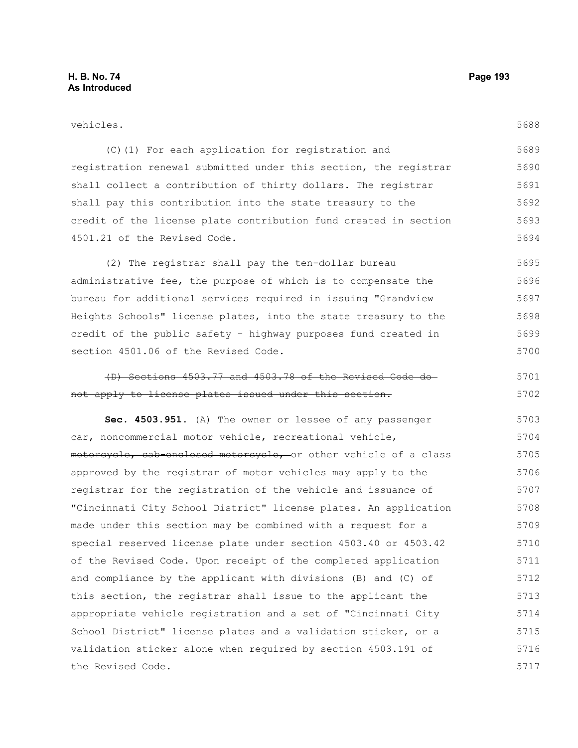vehicles.

(C)(1) For each application for registration and registration renewal submitted under this section, the registrar shall collect a contribution of thirty dollars. The registrar shall pay this contribution into the state treasury to the credit of the license plate contribution fund created in section 4501.21 of the Revised Code.

(2) The registrar shall pay the ten-dollar bureau administrative fee, the purpose of which is to compensate the bureau for additional services required in issuing "Grandview Heights Schools" license plates, into the state treasury to the credit of the public safety - highway purposes fund created in section 4501.06 of the Revised Code.

~~(D) Sections 4503.77 and 4503.78 of the Revised Code do not apply to license plates issued under this section.~~

**Sec. 4503.951.** (A) The owner or lessee of any passenger car, noncommercial motor vehicle, recreational vehicle, ~~motorcycle, cab-enclosed motorcycle,~~ or other vehicle of a class approved by the registrar of motor vehicles may apply to the registrar for the registration of the vehicle and issuance of "Cincinnati City School District" license plates. An application made under this section may be combined with a request for a special reserved license plate under section 4503.40 or 4503.42 of the Revised Code. Upon receipt of the completed application and compliance by the applicant with divisions (B) and (C) of this section, the registrar shall issue to the applicant the appropriate vehicle registration and a set of "Cincinnati City School District" license plates and a validation sticker, or a validation sticker alone when required by section 4503.191 of the Revised Code.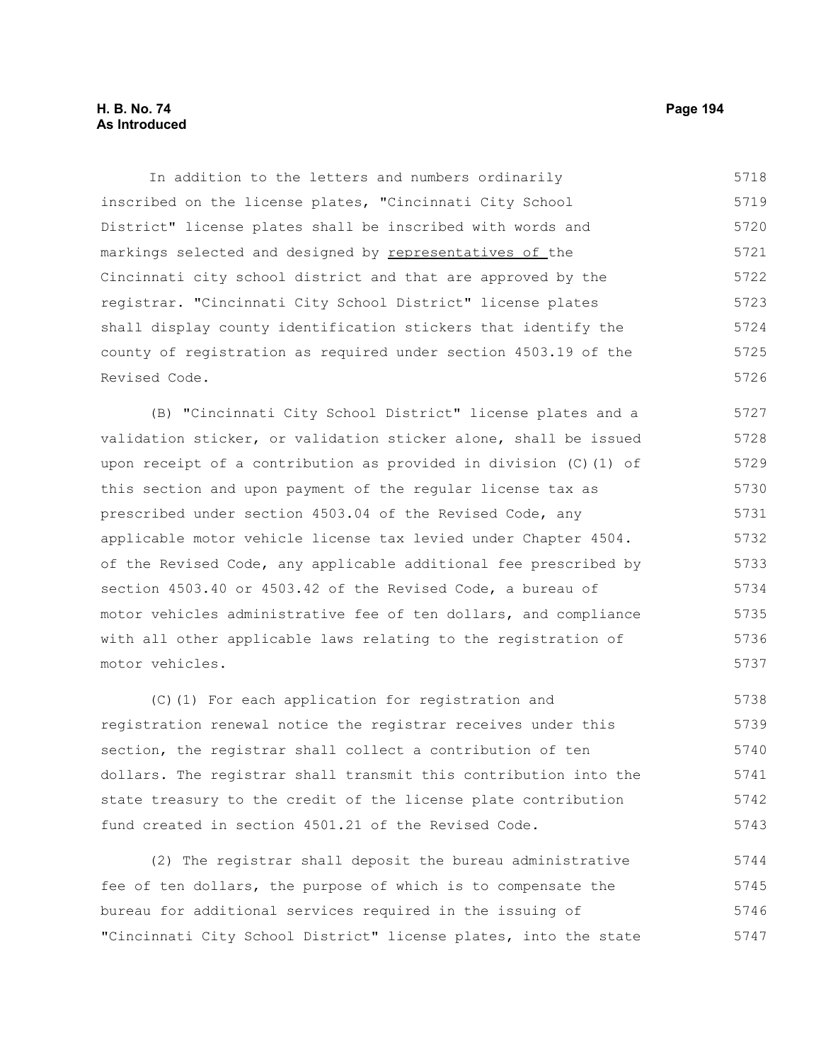In addition to the letters and numbers ordinarily inscribed on the license plates, "Cincinnati City School District" license plates shall be inscribed with words and markings selected and designed by <u>representatives of </u>the Cincinnati city school district and that are approved by the registrar. "Cincinnati City School District" license plates shall display county identification stickers that identify the county of registration as required under section 4503.19 of the Revised Code.

(B) "Cincinnati City School District" license plates and a validation sticker, or validation sticker alone, shall be issued upon receipt of a contribution as provided in division (C)(1) of this section and upon payment of the regular license tax as prescribed under section 4503.04 of the Revised Code, any applicable motor vehicle license tax levied under Chapter 4504. of the Revised Code, any applicable additional fee prescribed by section 4503.40 or 4503.42 of the Revised Code, a bureau of motor vehicles administrative fee of ten dollars, and compliance with all other applicable laws relating to the registration of motor vehicles.

(C)(1) For each application for registration and registration renewal notice the registrar receives under this section, the registrar shall collect a contribution of ten dollars. The registrar shall transmit this contribution into the state treasury to the credit of the license plate contribution fund created in section 4501.21 of the Revised Code.

(2) The registrar shall deposit the bureau administrative fee of ten dollars, the purpose of which is to compensate the bureau for additional services required in the issuing of "Cincinnati City School District" license plates, into the state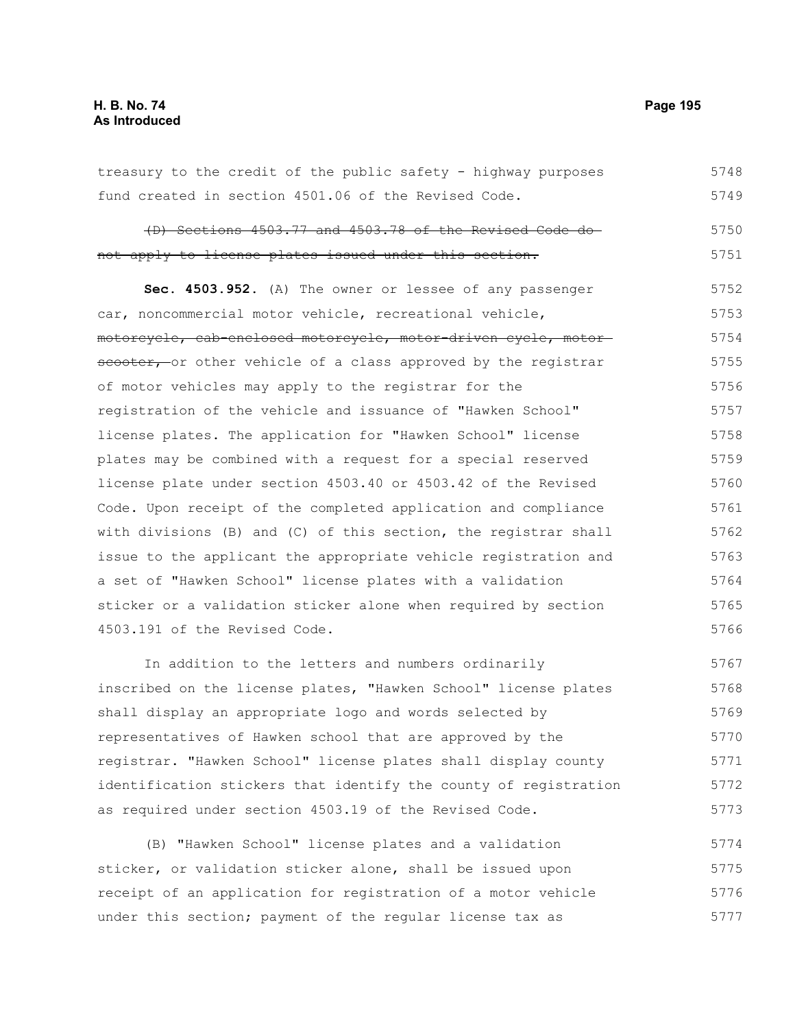treasury to the credit of the public safety - highway purposes fund created in section 4501.06 of the Revised Code.

~~(D) Sections 4503.77 and 4503.78 of the Revised Code do not apply to license plates issued under this section.~~

**Sec. 4503.952.** (A) The owner or lessee of any passenger car, noncommercial motor vehicle, recreational vehicle, ~~motorcycle, cab-enclosed motorcycle, motor-driven cycle, motor scooter,~~ or other vehicle of a class approved by the registrar of motor vehicles may apply to the registrar for the registration of the vehicle and issuance of "Hawken School" license plates. The application for "Hawken School" license plates may be combined with a request for a special reserved license plate under section 4503.40 or 4503.42 of the Revised Code. Upon receipt of the completed application and compliance with divisions (B) and (C) of this section, the registrar shall issue to the applicant the appropriate vehicle registration and a set of "Hawken School" license plates with a validation sticker or a validation sticker alone when required by section 4503.191 of the Revised Code.

In addition to the letters and numbers ordinarily inscribed on the license plates, "Hawken School" license plates shall display an appropriate logo and words selected by representatives of Hawken school that are approved by the registrar. "Hawken School" license plates shall display county identification stickers that identify the county of registration as required under section 4503.19 of the Revised Code.

(B) "Hawken School" license plates and a validation sticker, or validation sticker alone, shall be issued upon receipt of an application for registration of a motor vehicle under this section; payment of the regular license tax as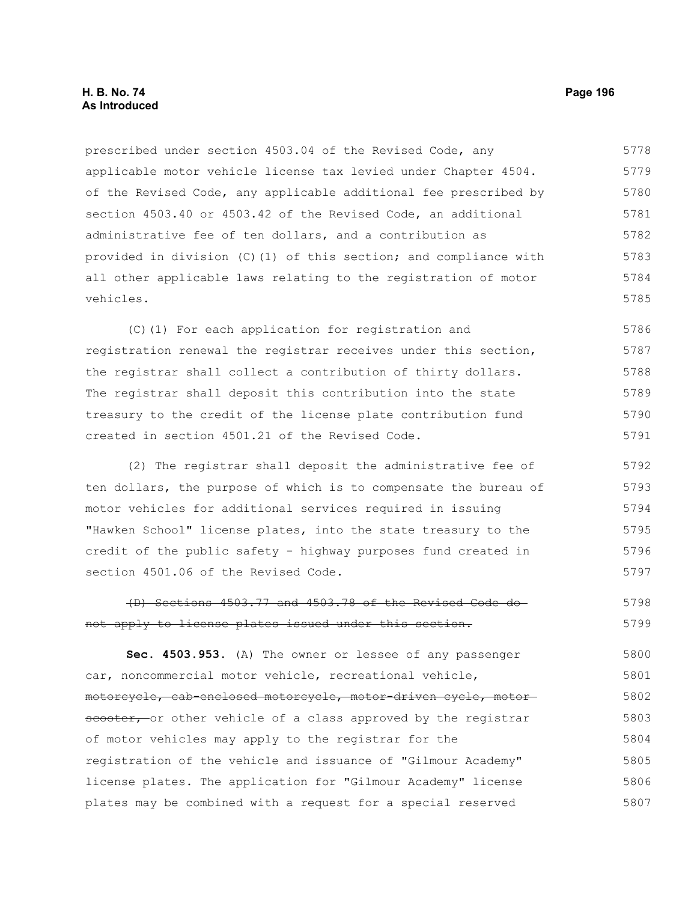prescribed under section 4503.04 of the Revised Code, any applicable motor vehicle license tax levied under Chapter 4504. of the Revised Code, any applicable additional fee prescribed by section 4503.40 or 4503.42 of the Revised Code, an additional administrative fee of ten dollars, and a contribution as provided in division (C)(1) of this section; and compliance with all other applicable laws relating to the registration of motor vehicles.

(C)(1) For each application for registration and registration renewal the registrar receives under this section, the registrar shall collect a contribution of thirty dollars. The registrar shall deposit this contribution into the state treasury to the credit of the license plate contribution fund created in section 4501.21 of the Revised Code.

(2) The registrar shall deposit the administrative fee of ten dollars, the purpose of which is to compensate the bureau of motor vehicles for additional services required in issuing "Hawken School" license plates, into the state treasury to the credit of the public safety - highway purposes fund created in section 4501.06 of the Revised Code.

~~(D) Sections 4503.77 and 4503.78 of the Revised Code do not apply to license plates issued under this section.~~

**Sec. 4503.953.** (A) The owner or lessee of any passenger car, noncommercial motor vehicle, recreational vehicle, ~~motorcycle, cab-enclosed motorcycle, motor-driven cycle, motor scooter,~~ or other vehicle of a class approved by the registrar of motor vehicles may apply to the registrar for the registration of the vehicle and issuance of "Gilmour Academy" license plates. The application for "Gilmour Academy" license plates may be combined with a request for a special reserved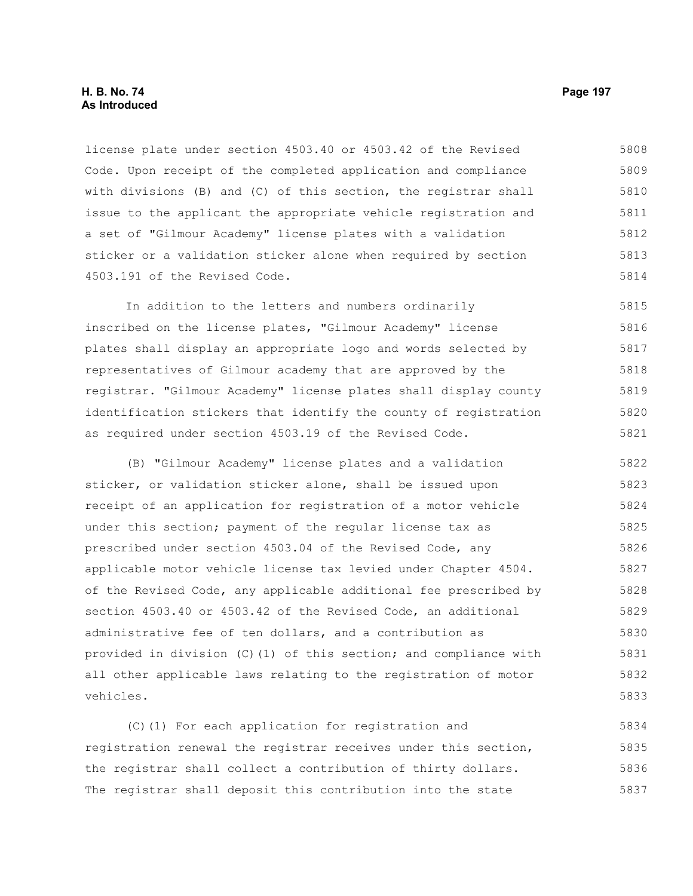license plate under section 4503.40 or 4503.42 of the Revised Code. Upon receipt of the completed application and compliance with divisions (B) and (C) of this section, the registrar shall issue to the applicant the appropriate vehicle registration and a set of "Gilmour Academy" license plates with a validation sticker or a validation sticker alone when required by section 4503.191 of the Revised Code.

In addition to the letters and numbers ordinarily inscribed on the license plates, "Gilmour Academy" license plates shall display an appropriate logo and words selected by representatives of Gilmour academy that are approved by the registrar. "Gilmour Academy" license plates shall display county identification stickers that identify the county of registration as required under section 4503.19 of the Revised Code.

(B) "Gilmour Academy" license plates and a validation sticker, or validation sticker alone, shall be issued upon receipt of an application for registration of a motor vehicle under this section; payment of the regular license tax as prescribed under section 4503.04 of the Revised Code, any applicable motor vehicle license tax levied under Chapter 4504. of the Revised Code, any applicable additional fee prescribed by section 4503.40 or 4503.42 of the Revised Code, an additional administrative fee of ten dollars, and a contribution as provided in division (C)(1) of this section; and compliance with all other applicable laws relating to the registration of motor vehicles.

(C)(1) For each application for registration and registration renewal the registrar receives under this section, the registrar shall collect a contribution of thirty dollars. The registrar shall deposit this contribution into the state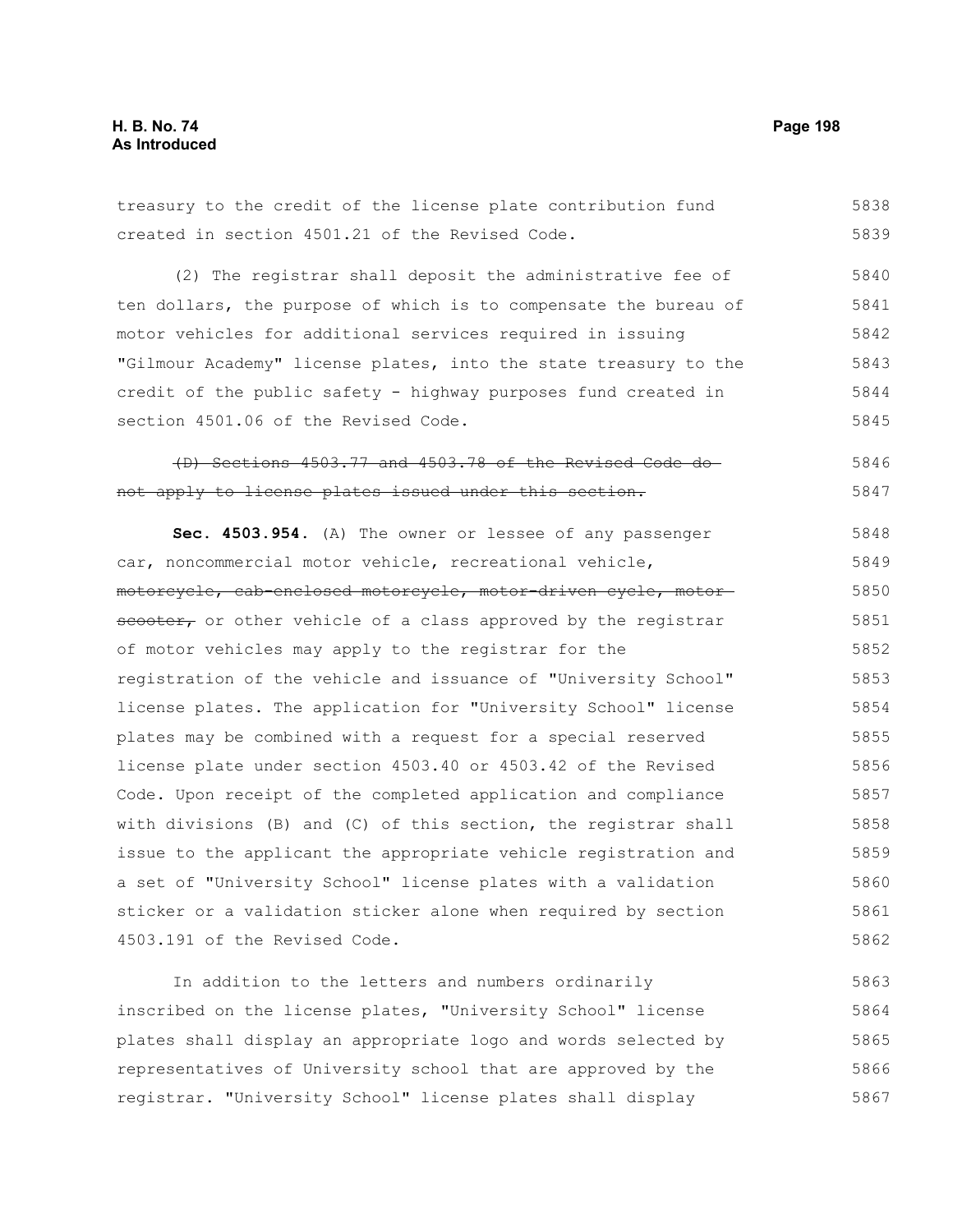treasury to the credit of the license plate contribution fund created in section 4501.21 of the Revised Code.

(2) The registrar shall deposit the administrative fee of ten dollars, the purpose of which is to compensate the bureau of motor vehicles for additional services required in issuing "Gilmour Academy" license plates, into the state treasury to the credit of the public safety - highway purposes fund created in section 4501.06 of the Revised Code.

~~(D) Sections 4503.77 and 4503.78 of the Revised Code do not apply to license plates issued under this section.~~

**Sec. 4503.954.** (A) The owner or lessee of any passenger car, noncommercial motor vehicle, recreational vehicle, ~~motorcycle, cab-enclosed motorcycle, motor-driven cycle, motor scooter,~~ or other vehicle of a class approved by the registrar of motor vehicles may apply to the registrar for the registration of the vehicle and issuance of "University School" license plates. The application for "University School" license plates may be combined with a request for a special reserved license plate under section 4503.40 or 4503.42 of the Revised Code. Upon receipt of the completed application and compliance with divisions (B) and (C) of this section, the registrar shall issue to the applicant the appropriate vehicle registration and a set of "University School" license plates with a validation sticker or a validation sticker alone when required by section 4503.191 of the Revised Code.

In addition to the letters and numbers ordinarily inscribed on the license plates, "University School" license plates shall display an appropriate logo and words selected by representatives of University school that are approved by the registrar. "University School" license plates shall display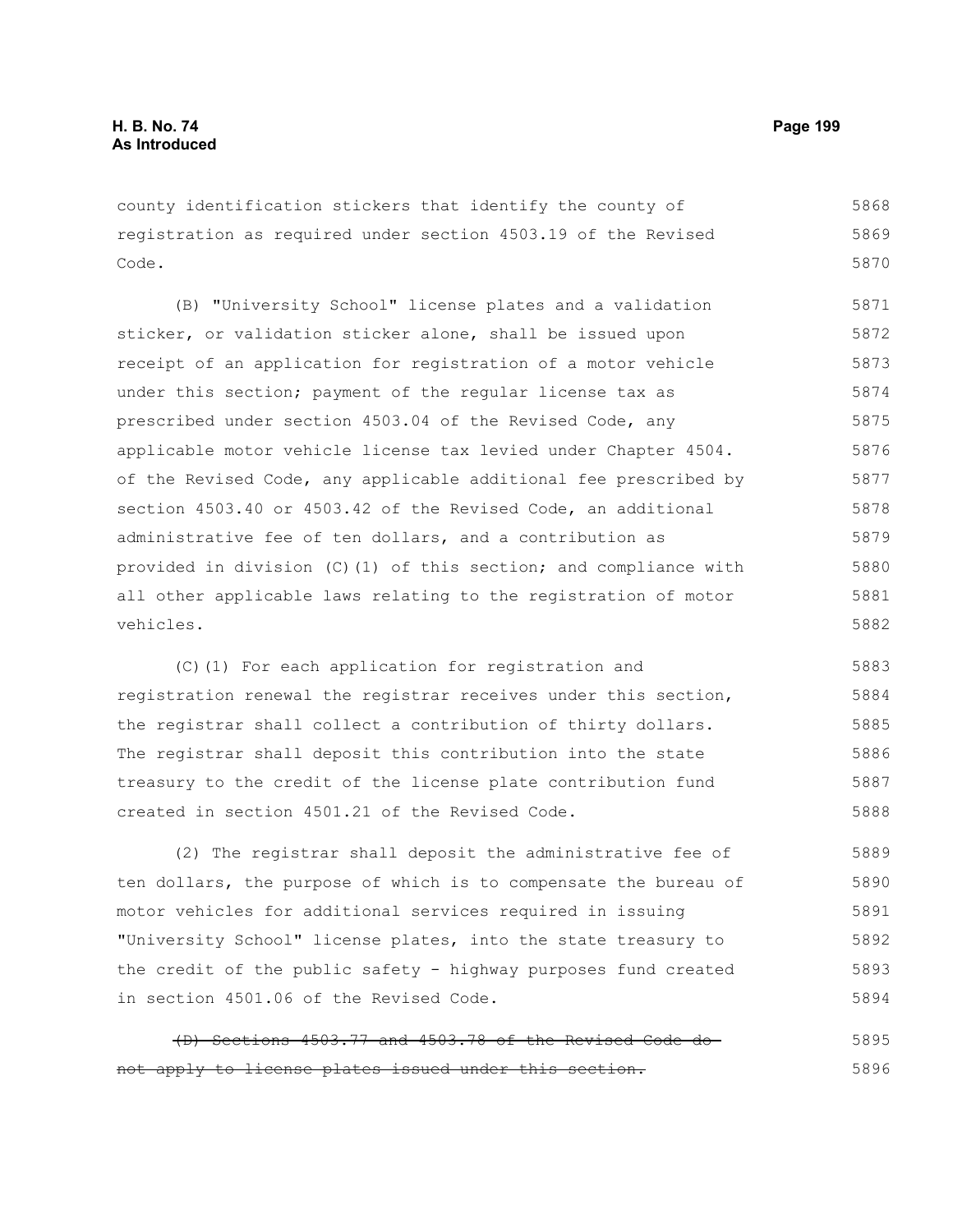county identification stickers that identify the county of registration as required under section 4503.19 of the Revised Code.

(B) "University School" license plates and a validation sticker, or validation sticker alone, shall be issued upon receipt of an application for registration of a motor vehicle under this section; payment of the regular license tax as prescribed under section 4503.04 of the Revised Code, any applicable motor vehicle license tax levied under Chapter 4504. of the Revised Code, any applicable additional fee prescribed by section 4503.40 or 4503.42 of the Revised Code, an additional administrative fee of ten dollars, and a contribution as provided in division (C)(1) of this section; and compliance with all other applicable laws relating to the registration of motor vehicles.

(C)(1) For each application for registration and registration renewal the registrar receives under this section, the registrar shall collect a contribution of thirty dollars. The registrar shall deposit this contribution into the state treasury to the credit of the license plate contribution fund created in section 4501.21 of the Revised Code.

(2) The registrar shall deposit the administrative fee of ten dollars, the purpose of which is to compensate the bureau of motor vehicles for additional services required in issuing "University School" license plates, into the state treasury to the credit of the public safety - highway purposes fund created in section 4501.06 of the Revised Code.

~~(D) Sections 4503.77 and 4503.78 of the Revised Code do not apply to license plates issued under this section.~~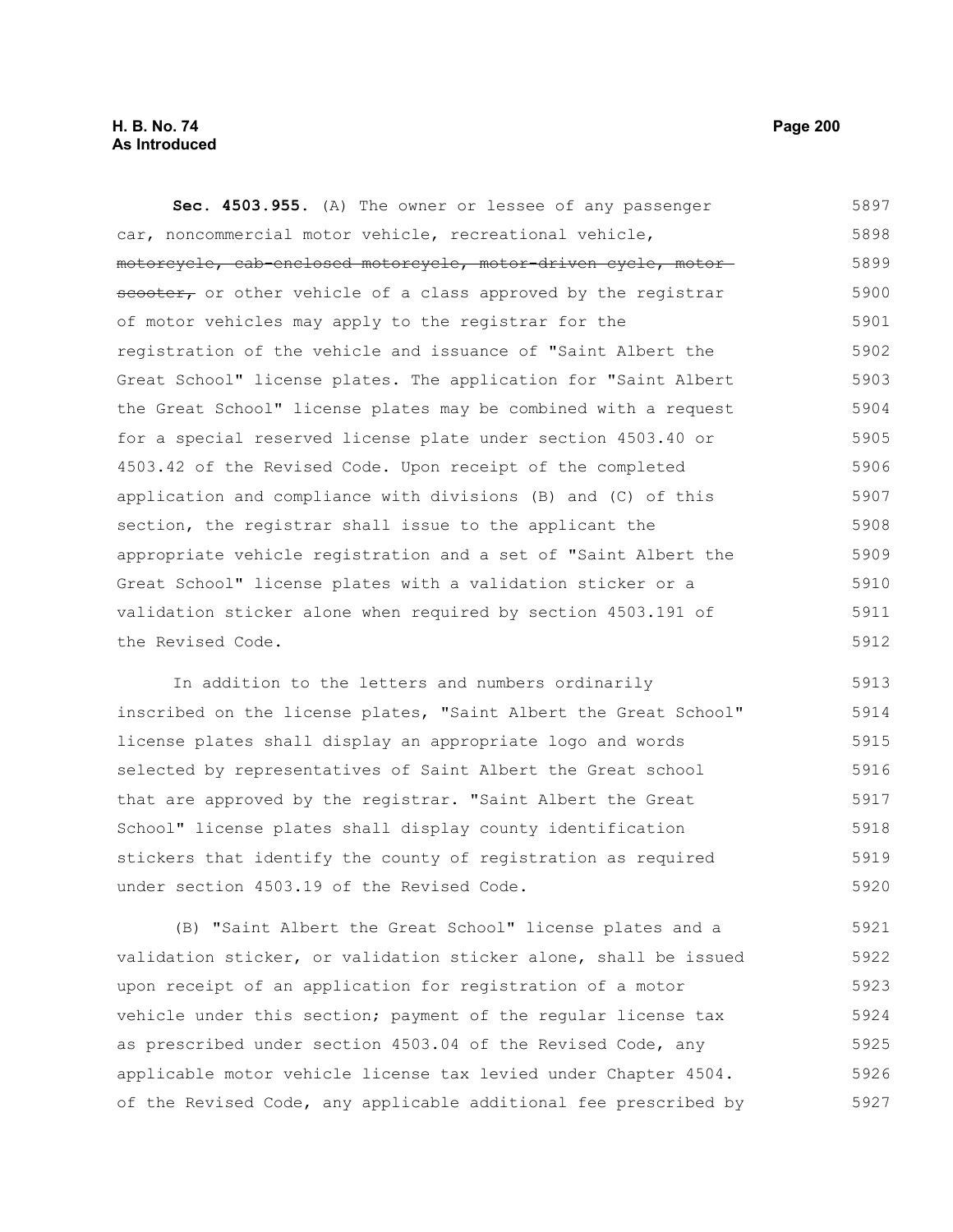**Sec. 4503.955.** (A) The owner or lessee of any passenger car, noncommercial motor vehicle, recreational vehicle, ~~motorcycle, cab-enclosed motorcycle, motor-driven cycle, motor scooter,~~ or other vehicle of a class approved by the registrar of motor vehicles may apply to the registrar for the registration of the vehicle and issuance of "Saint Albert the Great School" license plates. The application for "Saint Albert the Great School" license plates may be combined with a request for a special reserved license plate under section 4503.40 or 4503.42 of the Revised Code. Upon receipt of the completed application and compliance with divisions (B) and (C) of this section, the registrar shall issue to the applicant the appropriate vehicle registration and a set of "Saint Albert the Great School" license plates with a validation sticker or a validation sticker alone when required by section 4503.191 of the Revised Code.

In addition to the letters and numbers ordinarily inscribed on the license plates, "Saint Albert the Great School" license plates shall display an appropriate logo and words selected by representatives of Saint Albert the Great school that are approved by the registrar. "Saint Albert the Great School" license plates shall display county identification stickers that identify the county of registration as required under section 4503.19 of the Revised Code.

(B) "Saint Albert the Great School" license plates and a validation sticker, or validation sticker alone, shall be issued upon receipt of an application for registration of a motor vehicle under this section; payment of the regular license tax as prescribed under section 4503.04 of the Revised Code, any applicable motor vehicle license tax levied under Chapter 4504. of the Revised Code, any applicable additional fee prescribed by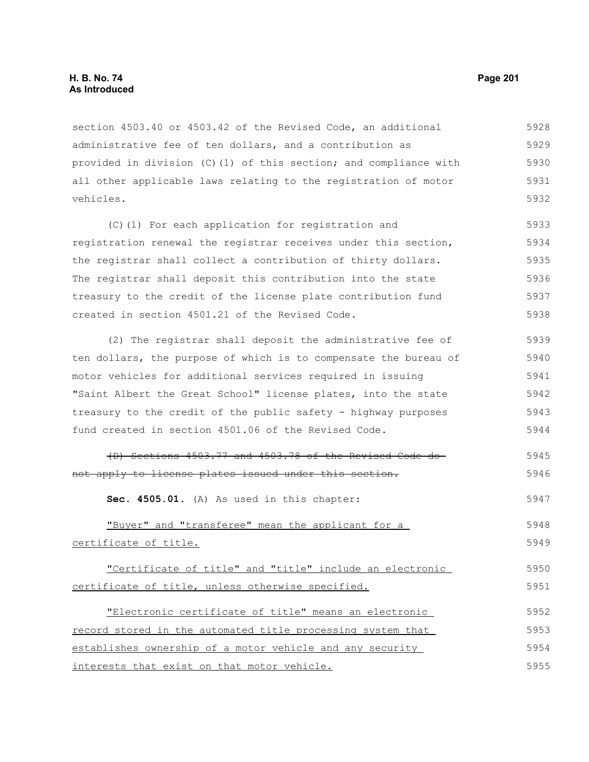section 4503.40 or 4503.42 of the Revised Code, an additional administrative fee of ten dollars, and a contribution as provided in division (C)(1) of this section; and compliance with all other applicable laws relating to the registration of motor vehicles.

(C)(1) For each application for registration and registration renewal the registrar receives under this section, the registrar shall collect a contribution of thirty dollars. The registrar shall deposit this contribution into the state treasury to the credit of the license plate contribution fund created in section 4501.21 of the Revised Code.

(2) The registrar shall deposit the administrative fee of ten dollars, the purpose of which is to compensate the bureau of motor vehicles for additional services required in issuing "Saint Albert the Great School" license plates, into the state treasury to the credit of the public safety - highway purposes fund created in section 4501.06 of the Revised Code.

~~(D) Sections 4503.77 and 4503.78 of the Revised Code do not apply to license plates issued under this section.~~

**Sec. 4505.01.** (A) As used in this chapter:

<u>"Buyer" and "transferee" mean the applicant for a certificate of title.</u>

<u>"Certificate of title" and "title" include an electronic certificate of title, unless otherwise specified.</u>

<u>"Electronic certificate of title" means an electronic record stored in the automated title processing system that establishes ownership of a motor vehicle and any security interests that exist on that motor vehicle.</u>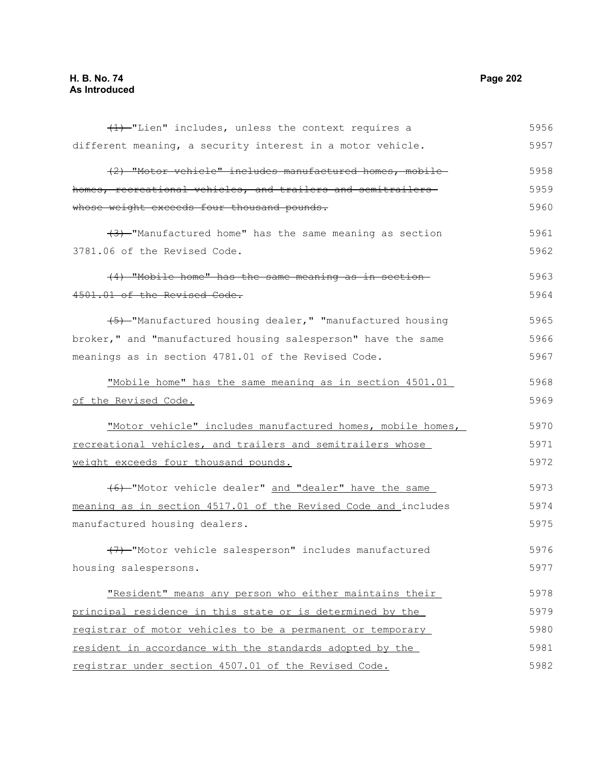~~(1)~~ "Lien" includes, unless the context requires a different meaning, a security interest in a motor vehicle. 5956 5957

~~(2) "Motor vehicle" includes manufactured homes, mobile homes, recreational vehicles, and trailers and semitrailers whose weight exceeds four thousand pounds.~~ 5958 5959 5960

~~(3)~~ "Manufactured home" has the same meaning as section 3781.06 of the Revised Code. 5961 5962

~~(4) "Mobile home" has the same meaning as in section 4501.01 of the Revised Code.~~ 5963 5964

~~(5)~~ "Manufactured housing dealer," "manufactured housing broker," and "manufactured housing salesperson" have the same meanings as in section 4781.01 of the Revised Code. 5965 5966 5967

<u>"Mobile home" has the same meaning as in section 4501.01 of the Revised Code.</u> 5968 5969

<u>"Motor vehicle" includes manufactured homes, mobile homes, recreational vehicles, and trailers and semitrailers whose weight exceeds four thousand pounds.</u> 5970 5971 5972

~~(6)~~ "Motor vehicle dealer" <u>and "dealer" have the same meaning as in section 4517.01 of the Revised Code and</u> includes manufactured housing dealers. 5973 5974 5975

~~(7)~~ "Motor vehicle salesperson" includes manufactured housing salespersons. 5976 5977

<u>"Resident" means any person who either maintains their principal residence in this state or is determined by the registrar of motor vehicles to be a permanent or temporary resident in accordance with the standards adopted by the registrar under section 4507.01 of the Revised Code.</u> 5978 5979 5980 5981 5982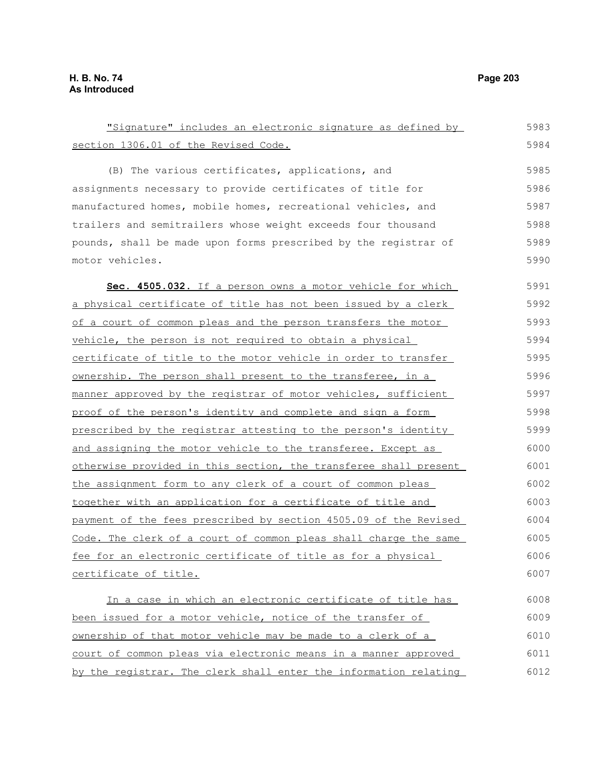"Signature" includes an electronic signature as defined by section 1306.01 of the Revised Code.

(B) The various certificates, applications, and assignments necessary to provide certificates of title for manufactured homes, mobile homes, recreational vehicles, and trailers and semitrailers whose weight exceeds four thousand pounds, shall be made upon forms prescribed by the registrar of motor vehicles.

**Sec. 4505.032.** If a person owns a motor vehicle for which a physical certificate of title has not been issued by a clerk of a court of common pleas and the person transfers the motor vehicle, the person is not required to obtain a physical certificate of title to the motor vehicle in order to transfer ownership. The person shall present to the transferee, in a manner approved by the registrar of motor vehicles, sufficient proof of the person's identity and complete and sign a form prescribed by the registrar attesting to the person's identity and assigning the motor vehicle to the transferee. Except as otherwise provided in this section, the transferee shall present the assignment form to any clerk of a court of common pleas together with an application for a certificate of title and payment of the fees prescribed by section 4505.09 of the Revised Code. The clerk of a court of common pleas shall charge the same fee for an electronic certificate of title as for a physical certificate of title.

In a case in which an electronic certificate of title has been issued for a motor vehicle, notice of the transfer of ownership of that motor vehicle may be made to a clerk of a court of common pleas via electronic means in a manner approved by the registrar. The clerk shall enter the information relating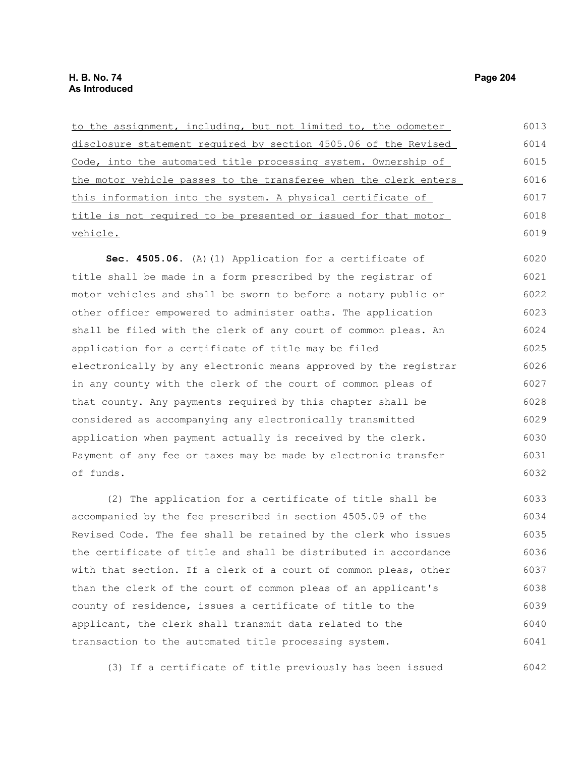to the assignment, including, but not limited to, the odometer disclosure statement required by section 4505.06 of the Revised Code, into the automated title processing system. Ownership of the motor vehicle passes to the transferee when the clerk enters this information into the system. A physical certificate of title is not required to be presented or issued for that motor vehicle.

**Sec. 4505.06.** (A)(1) Application for a certificate of title shall be made in a form prescribed by the registrar of motor vehicles and shall be sworn to before a notary public or other officer empowered to administer oaths. The application shall be filed with the clerk of any court of common pleas. An application for a certificate of title may be filed electronically by any electronic means approved by the registrar in any county with the clerk of the court of common pleas of that county. Any payments required by this chapter shall be considered as accompanying any electronically transmitted application when payment actually is received by the clerk. Payment of any fee or taxes may be made by electronic transfer of funds.

(2) The application for a certificate of title shall be accompanied by the fee prescribed in section 4505.09 of the Revised Code. The fee shall be retained by the clerk who issues the certificate of title and shall be distributed in accordance with that section. If a clerk of a court of common pleas, other than the clerk of the court of common pleas of an applicant's county of residence, issues a certificate of title to the applicant, the clerk shall transmit data related to the transaction to the automated title processing system.

(3) If a certificate of title previously has been issued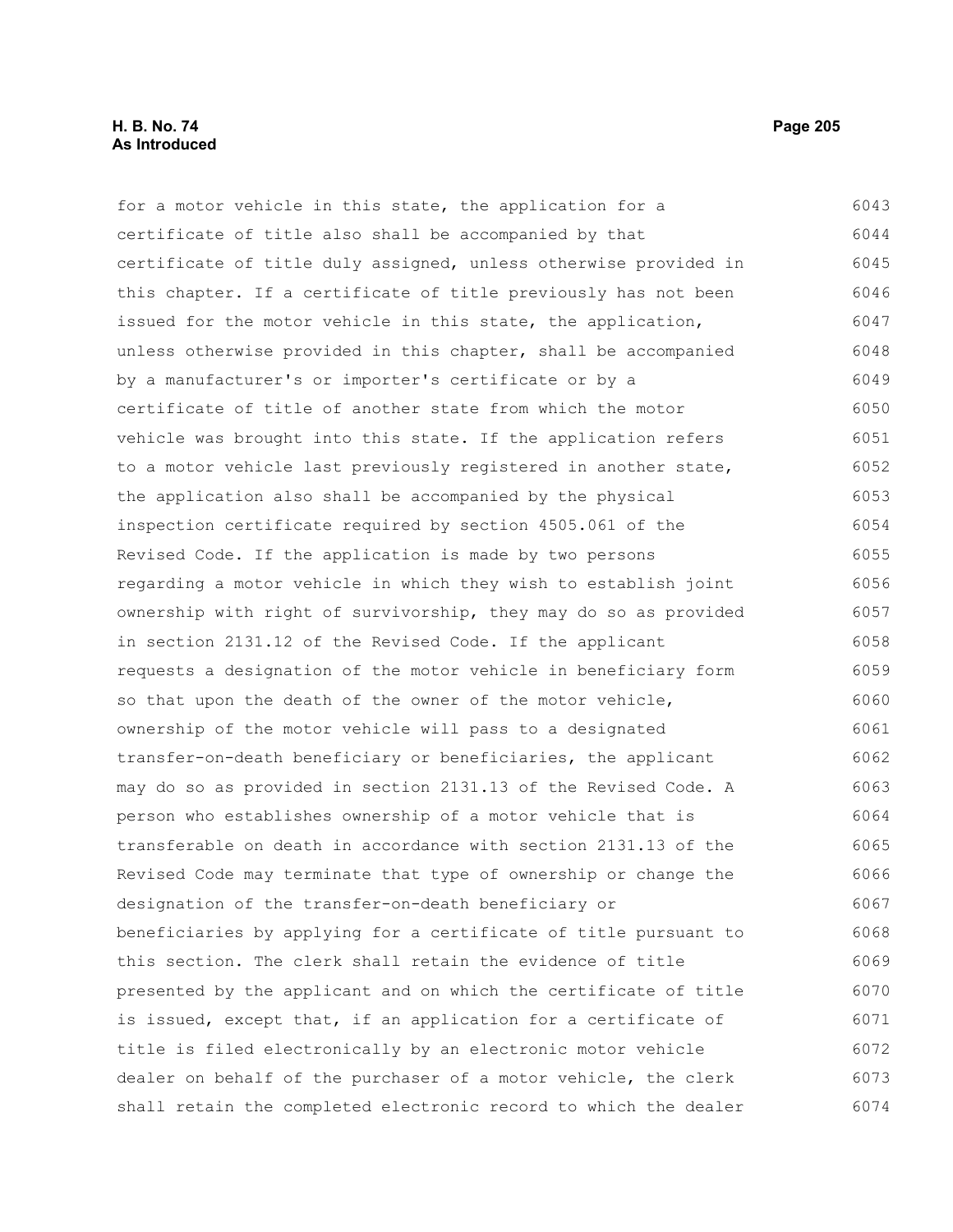for a motor vehicle in this state, the application for a certificate of title also shall be accompanied by that certificate of title duly assigned, unless otherwise provided in this chapter. If a certificate of title previously has not been issued for the motor vehicle in this state, the application, unless otherwise provided in this chapter, shall be accompanied by a manufacturer's or importer's certificate or by a certificate of title of another state from which the motor vehicle was brought into this state. If the application refers to a motor vehicle last previously registered in another state, the application also shall be accompanied by the physical inspection certificate required by section 4505.061 of the Revised Code. If the application is made by two persons regarding a motor vehicle in which they wish to establish joint ownership with right of survivorship, they may do so as provided in section 2131.12 of the Revised Code. If the applicant requests a designation of the motor vehicle in beneficiary form so that upon the death of the owner of the motor vehicle, ownership of the motor vehicle will pass to a designated transfer-on-death beneficiary or beneficiaries, the applicant may do so as provided in section 2131.13 of the Revised Code. A person who establishes ownership of a motor vehicle that is transferable on death in accordance with section 2131.13 of the Revised Code may terminate that type of ownership or change the designation of the transfer-on-death beneficiary or beneficiaries by applying for a certificate of title pursuant to this section. The clerk shall retain the evidence of title presented by the applicant and on which the certificate of title is issued, except that, if an application for a certificate of title is filed electronically by an electronic motor vehicle dealer on behalf of the purchaser of a motor vehicle, the clerk shall retain the completed electronic record to which the dealer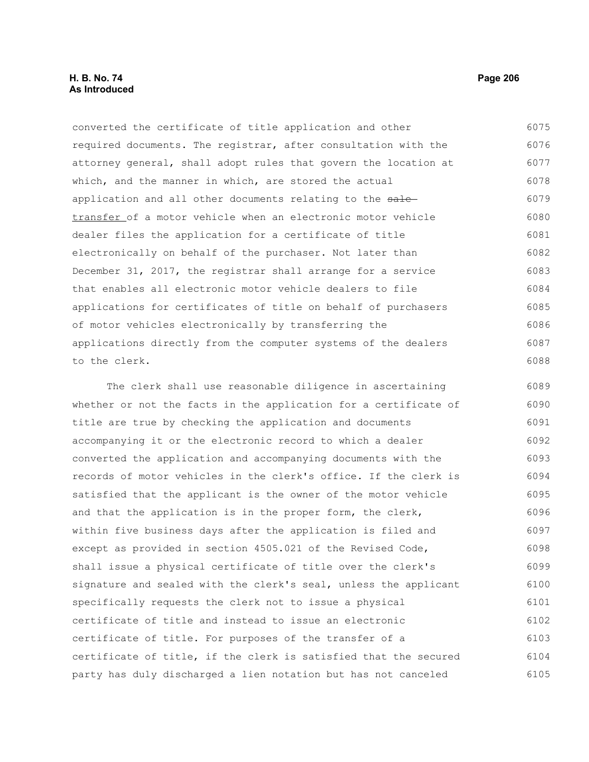converted the certificate of title application and other required documents. The registrar, after consultation with the attorney general, shall adopt rules that govern the location at which, and the manner in which, are stored the actual application and all other documents relating to the ~~sale~~ transfer of a motor vehicle when an electronic motor vehicle dealer files the application for a certificate of title electronically on behalf of the purchaser. Not later than December 31, 2017, the registrar shall arrange for a service that enables all electronic motor vehicle dealers to file applications for certificates of title on behalf of purchasers of motor vehicles electronically by transferring the applications directly from the computer systems of the dealers to the clerk.

The clerk shall use reasonable diligence in ascertaining whether or not the facts in the application for a certificate of title are true by checking the application and documents accompanying it or the electronic record to which a dealer converted the application and accompanying documents with the records of motor vehicles in the clerk's office. If the clerk is satisfied that the applicant is the owner of the motor vehicle and that the application is in the proper form, the clerk, within five business days after the application is filed and except as provided in section 4505.021 of the Revised Code, shall issue a physical certificate of title over the clerk's signature and sealed with the clerk's seal, unless the applicant specifically requests the clerk not to issue a physical certificate of title and instead to issue an electronic certificate of title. For purposes of the transfer of a certificate of title, if the clerk is satisfied that the secured party has duly discharged a lien notation but has not canceled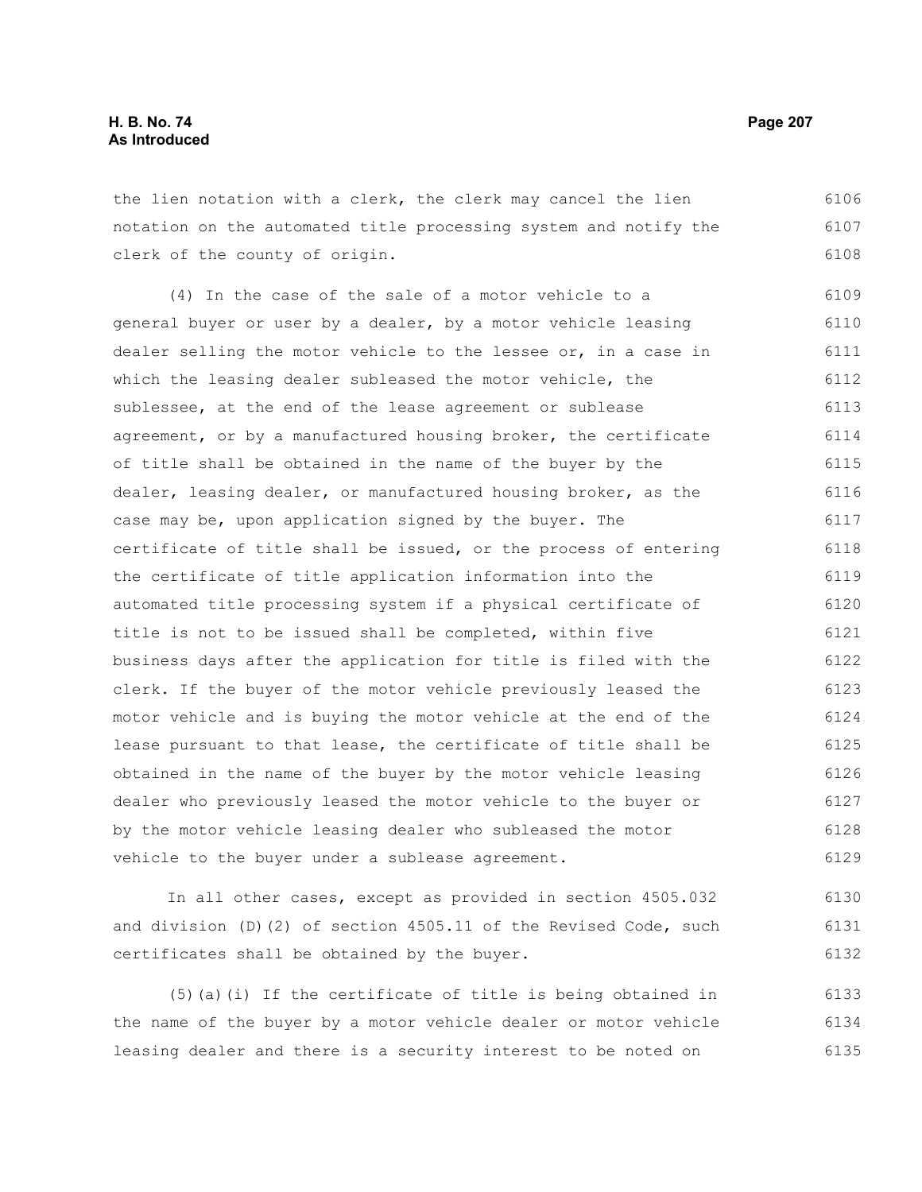the lien notation with a clerk, the clerk may cancel the lien notation on the automated title processing system and notify the clerk of the county of origin.

(4) In the case of the sale of a motor vehicle to a general buyer or user by a dealer, by a motor vehicle leasing dealer selling the motor vehicle to the lessee or, in a case in which the leasing dealer subleased the motor vehicle, the sublessee, at the end of the lease agreement or sublease agreement, or by a manufactured housing broker, the certificate of title shall be obtained in the name of the buyer by the dealer, leasing dealer, or manufactured housing broker, as the case may be, upon application signed by the buyer. The certificate of title shall be issued, or the process of entering the certificate of title application information into the automated title processing system if a physical certificate of title is not to be issued shall be completed, within five business days after the application for title is filed with the clerk. If the buyer of the motor vehicle previously leased the motor vehicle and is buying the motor vehicle at the end of the lease pursuant to that lease, the certificate of title shall be obtained in the name of the buyer by the motor vehicle leasing dealer who previously leased the motor vehicle to the buyer or by the motor vehicle leasing dealer who subleased the motor vehicle to the buyer under a sublease agreement.

In all other cases, except as provided in section 4505.032 and division (D)(2) of section 4505.11 of the Revised Code, such certificates shall be obtained by the buyer.

(5)(a)(i) If the certificate of title is being obtained in the name of the buyer by a motor vehicle dealer or motor vehicle leasing dealer and there is a security interest to be noted on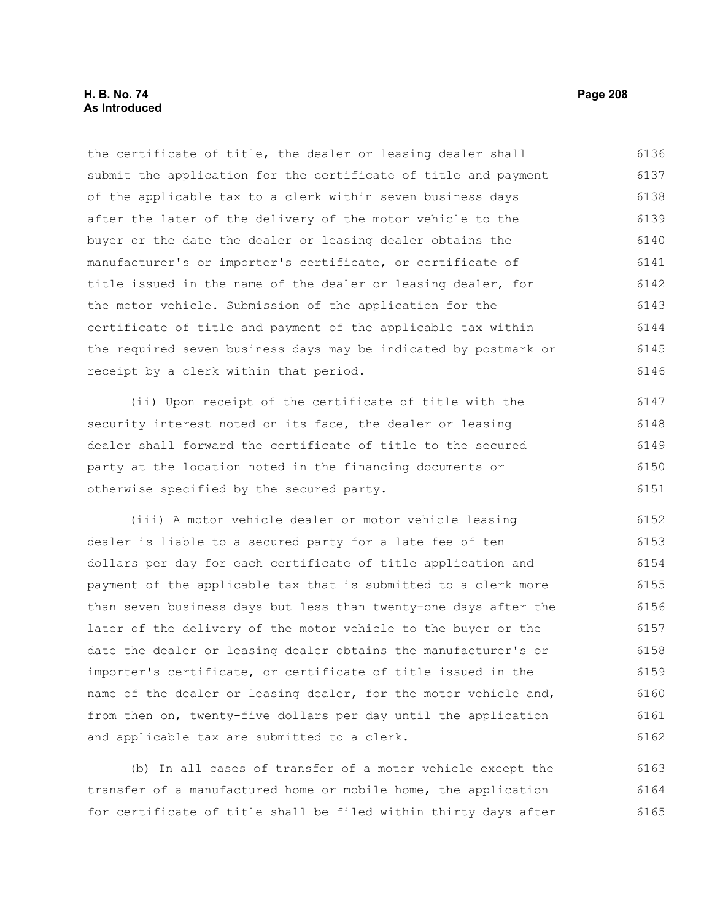the certificate of title, the dealer or leasing dealer shall submit the application for the certificate of title and payment of the applicable tax to a clerk within seven business days after the later of the delivery of the motor vehicle to the buyer or the date the dealer or leasing dealer obtains the manufacturer's or importer's certificate, or certificate of title issued in the name of the dealer or leasing dealer, for the motor vehicle. Submission of the application for the certificate of title and payment of the applicable tax within the required seven business days may be indicated by postmark or receipt by a clerk within that period.

(ii) Upon receipt of the certificate of title with the security interest noted on its face, the dealer or leasing dealer shall forward the certificate of title to the secured party at the location noted in the financing documents or otherwise specified by the secured party.

(iii) A motor vehicle dealer or motor vehicle leasing dealer is liable to a secured party for a late fee of ten dollars per day for each certificate of title application and payment of the applicable tax that is submitted to a clerk more than seven business days but less than twenty-one days after the later of the delivery of the motor vehicle to the buyer or the date the dealer or leasing dealer obtains the manufacturer's or importer's certificate, or certificate of title issued in the name of the dealer or leasing dealer, for the motor vehicle and, from then on, twenty-five dollars per day until the application and applicable tax are submitted to a clerk.

(b) In all cases of transfer of a motor vehicle except the transfer of a manufactured home or mobile home, the application for certificate of title shall be filed within thirty days after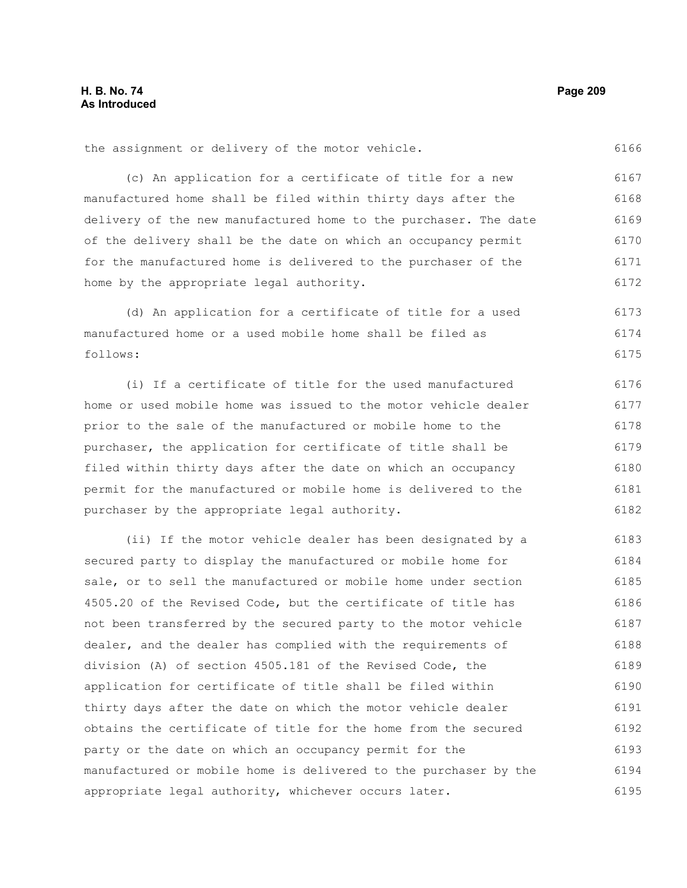the assignment or delivery of the motor vehicle.

(c) An application for a certificate of title for a new manufactured home shall be filed within thirty days after the delivery of the new manufactured home to the purchaser. The date of the delivery shall be the date on which an occupancy permit for the manufactured home is delivered to the purchaser of the home by the appropriate legal authority.

(d) An application for a certificate of title for a used manufactured home or a used mobile home shall be filed as follows:

(i) If a certificate of title for the used manufactured home or used mobile home was issued to the motor vehicle dealer prior to the sale of the manufactured or mobile home to the purchaser, the application for certificate of title shall be filed within thirty days after the date on which an occupancy permit for the manufactured or mobile home is delivered to the purchaser by the appropriate legal authority.

(ii) If the motor vehicle dealer has been designated by a secured party to display the manufactured or mobile home for sale, or to sell the manufactured or mobile home under section 4505.20 of the Revised Code, but the certificate of title has not been transferred by the secured party to the motor vehicle dealer, and the dealer has complied with the requirements of division (A) of section 4505.181 of the Revised Code, the application for certificate of title shall be filed within thirty days after the date on which the motor vehicle dealer obtains the certificate of title for the home from the secured party or the date on which an occupancy permit for the manufactured or mobile home is delivered to the purchaser by the appropriate legal authority, whichever occurs later.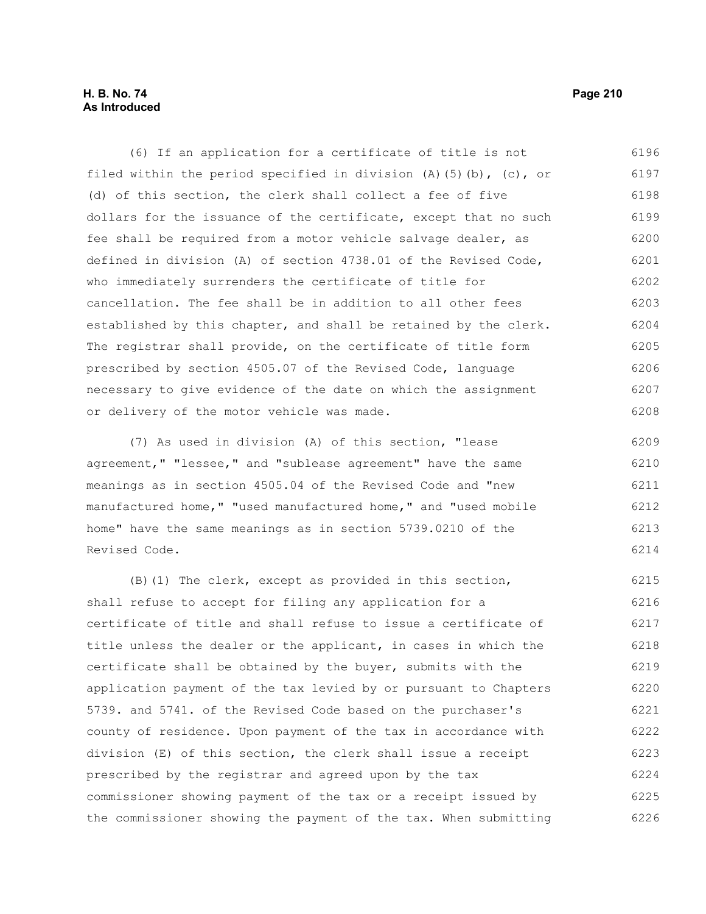(6) If an application for a certificate of title is not filed within the period specified in division (A)(5)(b), (c), or (d) of this section, the clerk shall collect a fee of five dollars for the issuance of the certificate, except that no such fee shall be required from a motor vehicle salvage dealer, as defined in division (A) of section 4738.01 of the Revised Code, who immediately surrenders the certificate of title for cancellation. The fee shall be in addition to all other fees established by this chapter, and shall be retained by the clerk. The registrar shall provide, on the certificate of title form prescribed by section 4505.07 of the Revised Code, language necessary to give evidence of the date on which the assignment or delivery of the motor vehicle was made.

(7) As used in division (A) of this section, "lease agreement," "lessee," and "sublease agreement" have the same meanings as in section 4505.04 of the Revised Code and "new manufactured home," "used manufactured home," and "used mobile home" have the same meanings as in section 5739.0210 of the Revised Code.

(B)(1) The clerk, except as provided in this section, shall refuse to accept for filing any application for a certificate of title and shall refuse to issue a certificate of title unless the dealer or the applicant, in cases in which the certificate shall be obtained by the buyer, submits with the application payment of the tax levied by or pursuant to Chapters 5739. and 5741. of the Revised Code based on the purchaser's county of residence. Upon payment of the tax in accordance with division (E) of this section, the clerk shall issue a receipt prescribed by the registrar and agreed upon by the tax commissioner showing payment of the tax or a receipt issued by the commissioner showing the payment of the tax. When submitting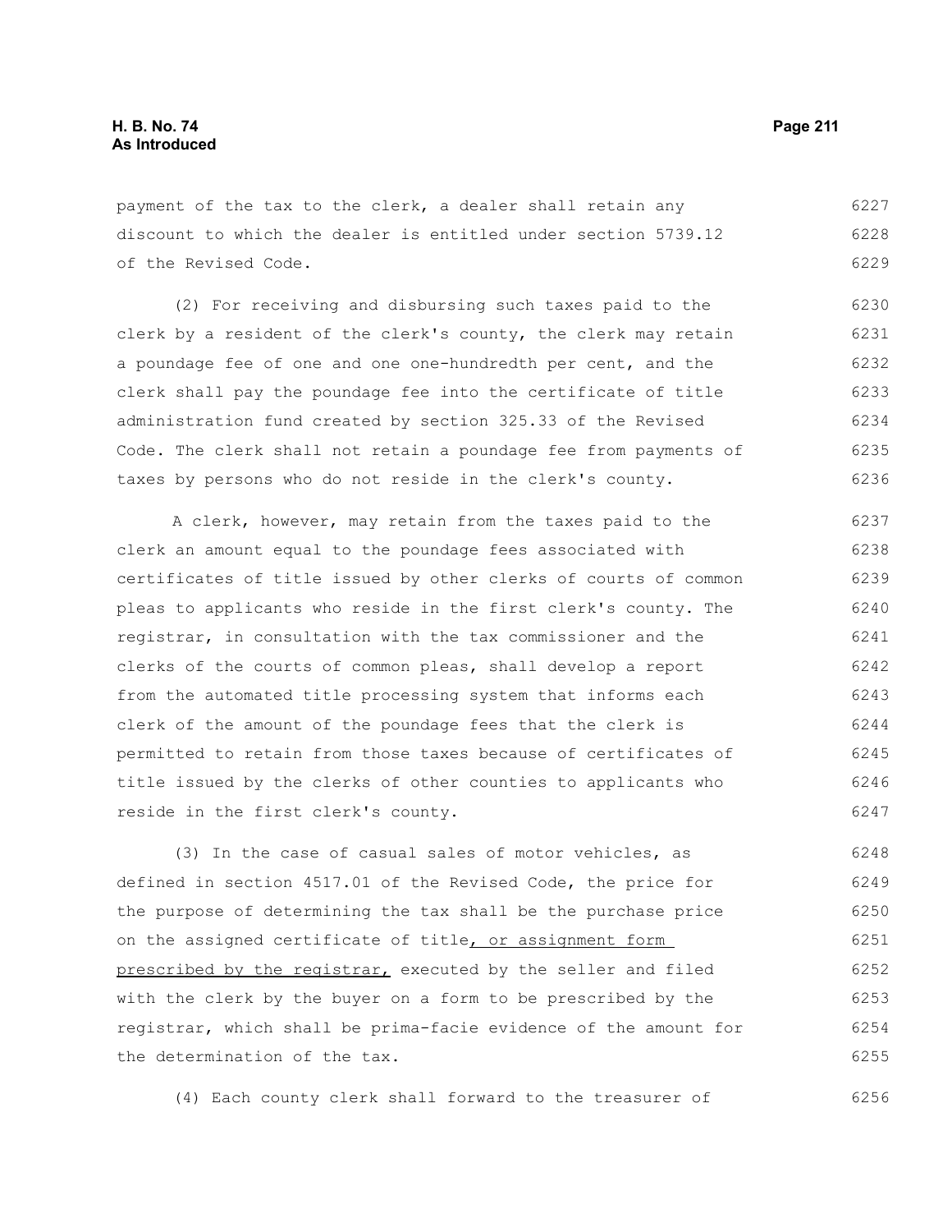payment of the tax to the clerk, a dealer shall retain any discount to which the dealer is entitled under section 5739.12 of the Revised Code.

(2) For receiving and disbursing such taxes paid to the clerk by a resident of the clerk's county, the clerk may retain a poundage fee of one and one one-hundredth per cent, and the clerk shall pay the poundage fee into the certificate of title administration fund created by section 325.33 of the Revised Code. The clerk shall not retain a poundage fee from payments of taxes by persons who do not reside in the clerk's county.

A clerk, however, may retain from the taxes paid to the clerk an amount equal to the poundage fees associated with certificates of title issued by other clerks of courts of common pleas to applicants who reside in the first clerk's county. The registrar, in consultation with the tax commissioner and the clerks of the courts of common pleas, shall develop a report from the automated title processing system that informs each clerk of the amount of the poundage fees that the clerk is permitted to retain from those taxes because of certificates of title issued by the clerks of other counties to applicants who reside in the first clerk's county.

(3) In the case of casual sales of motor vehicles, as defined in section 4517.01 of the Revised Code, the price for the purpose of determining the tax shall be the purchase price on the assigned certificate of title, or assignment form prescribed by the registrar, executed by the seller and filed with the clerk by the buyer on a form to be prescribed by the registrar, which shall be prima-facie evidence of the amount for the determination of the tax.

(4) Each county clerk shall forward to the treasurer of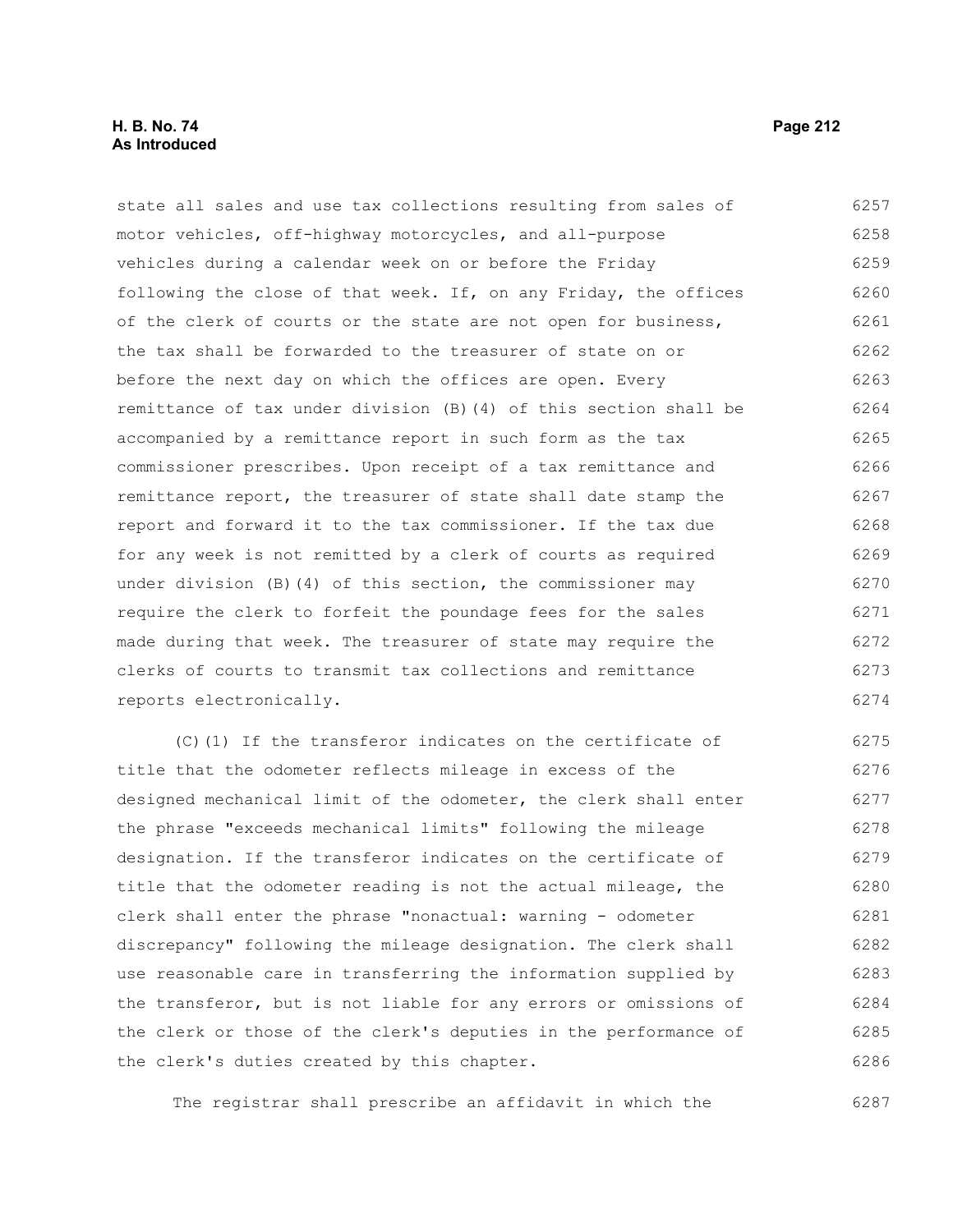state all sales and use tax collections resulting from sales of motor vehicles, off-highway motorcycles, and all-purpose vehicles during a calendar week on or before the Friday following the close of that week. If, on any Friday, the offices of the clerk of courts or the state are not open for business, the tax shall be forwarded to the treasurer of state on or before the next day on which the offices are open. Every remittance of tax under division (B)(4) of this section shall be accompanied by a remittance report in such form as the tax commissioner prescribes. Upon receipt of a tax remittance and remittance report, the treasurer of state shall date stamp the report and forward it to the tax commissioner. If the tax due for any week is not remitted by a clerk of courts as required under division (B)(4) of this section, the commissioner may require the clerk to forfeit the poundage fees for the sales made during that week. The treasurer of state may require the clerks of courts to transmit tax collections and remittance reports electronically.

(C)(1) If the transferor indicates on the certificate of title that the odometer reflects mileage in excess of the designed mechanical limit of the odometer, the clerk shall enter the phrase "exceeds mechanical limits" following the mileage designation. If the transferor indicates on the certificate of title that the odometer reading is not the actual mileage, the clerk shall enter the phrase "nonactual: warning - odometer discrepancy" following the mileage designation. The clerk shall use reasonable care in transferring the information supplied by the transferor, but is not liable for any errors or omissions of the clerk or those of the clerk's deputies in the performance of the clerk's duties created by this chapter.

The registrar shall prescribe an affidavit in which the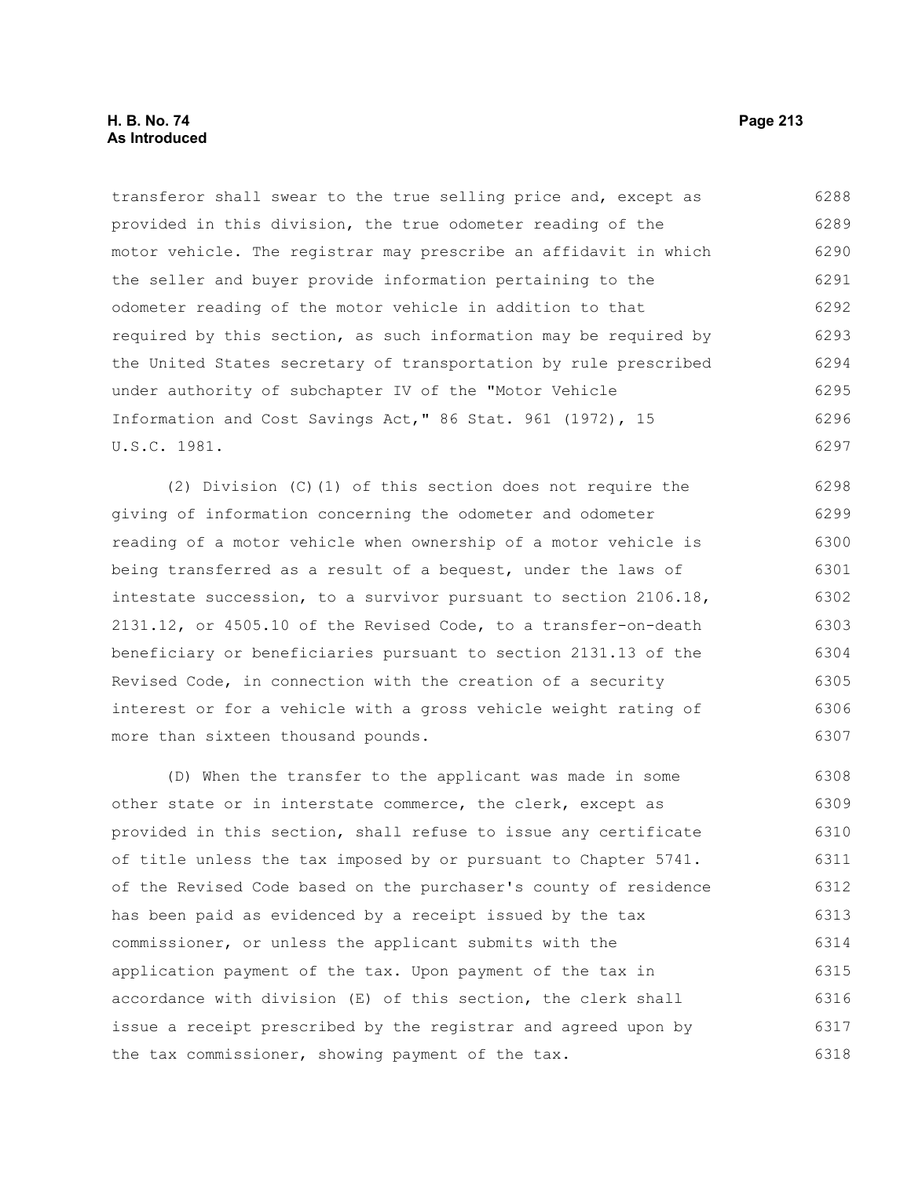transferor shall swear to the true selling price and, except as provided in this division, the true odometer reading of the motor vehicle. The registrar may prescribe an affidavit in which the seller and buyer provide information pertaining to the odometer reading of the motor vehicle in addition to that required by this section, as such information may be required by the United States secretary of transportation by rule prescribed under authority of subchapter IV of the "Motor Vehicle Information and Cost Savings Act," 86 Stat. 961 (1972), 15 U.S.C. 1981.

(2) Division (C)(1) of this section does not require the giving of information concerning the odometer and odometer reading of a motor vehicle when ownership of a motor vehicle is being transferred as a result of a bequest, under the laws of intestate succession, to a survivor pursuant to section 2106.18, 2131.12, or 4505.10 of the Revised Code, to a transfer-on-death beneficiary or beneficiaries pursuant to section 2131.13 of the Revised Code, in connection with the creation of a security interest or for a vehicle with a gross vehicle weight rating of more than sixteen thousand pounds.

(D) When the transfer to the applicant was made in some other state or in interstate commerce, the clerk, except as provided in this section, shall refuse to issue any certificate of title unless the tax imposed by or pursuant to Chapter 5741. of the Revised Code based on the purchaser's county of residence has been paid as evidenced by a receipt issued by the tax commissioner, or unless the applicant submits with the application payment of the tax. Upon payment of the tax in accordance with division (E) of this section, the clerk shall issue a receipt prescribed by the registrar and agreed upon by the tax commissioner, showing payment of the tax.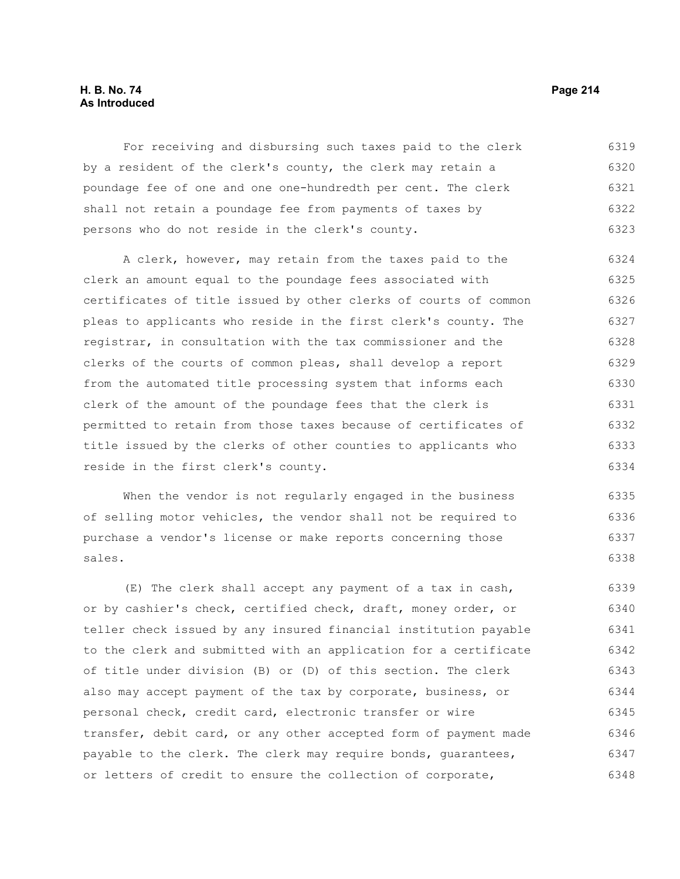For receiving and disbursing such taxes paid to the clerk by a resident of the clerk's county, the clerk may retain a poundage fee of one and one-hundredth per cent. The clerk shall not retain a poundage fee from payments of taxes by persons who do not reside in the clerk's county.

A clerk, however, may retain from the taxes paid to the clerk an amount equal to the poundage fees associated with certificates of title issued by other clerks of courts of common pleas to applicants who reside in the first clerk's county. The registrar, in consultation with the tax commissioner and the clerks of the courts of common pleas, shall develop a report from the automated title processing system that informs each clerk of the amount of the poundage fees that the clerk is permitted to retain from those taxes because of certificates of title issued by the clerks of other counties to applicants who reside in the first clerk's county.

When the vendor is not regularly engaged in the business of selling motor vehicles, the vendor shall not be required to purchase a vendor's license or make reports concerning those sales.

(E) The clerk shall accept any payment of a tax in cash, or by cashier's check, certified check, draft, money order, or teller check issued by any insured financial institution payable to the clerk and submitted with an application for a certificate of title under division (B) or (D) of this section. The clerk also may accept payment of the tax by corporate, business, or personal check, credit card, electronic transfer or wire transfer, debit card, or any other accepted form of payment made payable to the clerk. The clerk may require bonds, guarantees, or letters of credit to ensure the collection of corporate,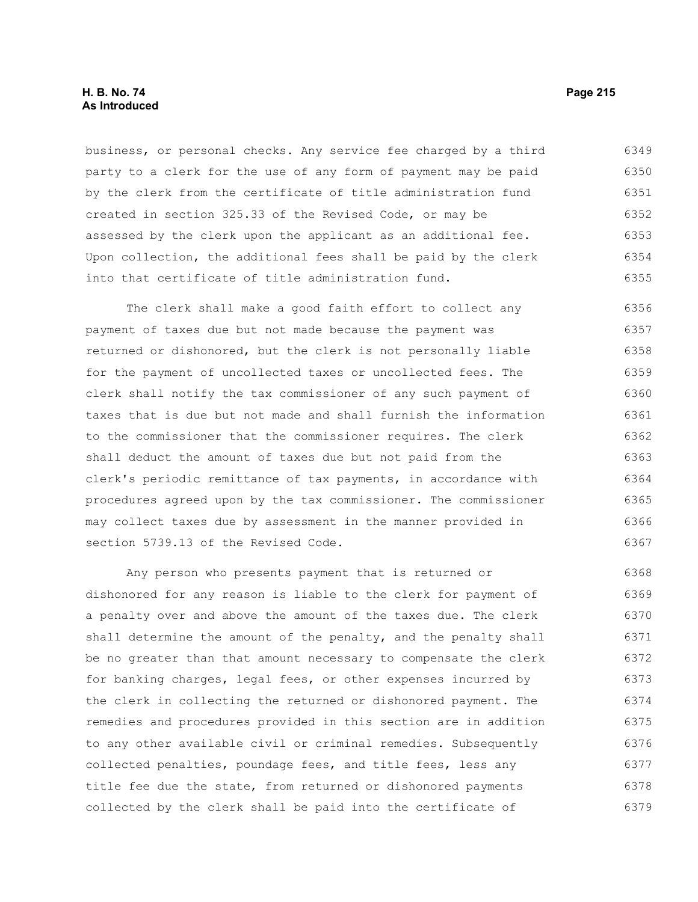business, or personal checks. Any service fee charged by a third party to a clerk for the use of any form of payment may be paid by the clerk from the certificate of title administration fund created in section 325.33 of the Revised Code, or may be assessed by the clerk upon the applicant as an additional fee. Upon collection, the additional fees shall be paid by the clerk into that certificate of title administration fund.

The clerk shall make a good faith effort to collect any payment of taxes due but not made because the payment was returned or dishonored, but the clerk is not personally liable for the payment of uncollected taxes or uncollected fees. The clerk shall notify the tax commissioner of any such payment of taxes that is due but not made and shall furnish the information to the commissioner that the commissioner requires. The clerk shall deduct the amount of taxes due but not paid from the clerk's periodic remittance of tax payments, in accordance with procedures agreed upon by the tax commissioner. The commissioner may collect taxes due by assessment in the manner provided in section 5739.13 of the Revised Code.

Any person who presents payment that is returned or dishonored for any reason is liable to the clerk for payment of a penalty over and above the amount of the taxes due. The clerk shall determine the amount of the penalty, and the penalty shall be no greater than that amount necessary to compensate the clerk for banking charges, legal fees, or other expenses incurred by the clerk in collecting the returned or dishonored payment. The remedies and procedures provided in this section are in addition to any other available civil or criminal remedies. Subsequently collected penalties, poundage fees, and title fees, less any title fee due the state, from returned or dishonored payments collected by the clerk shall be paid into the certificate of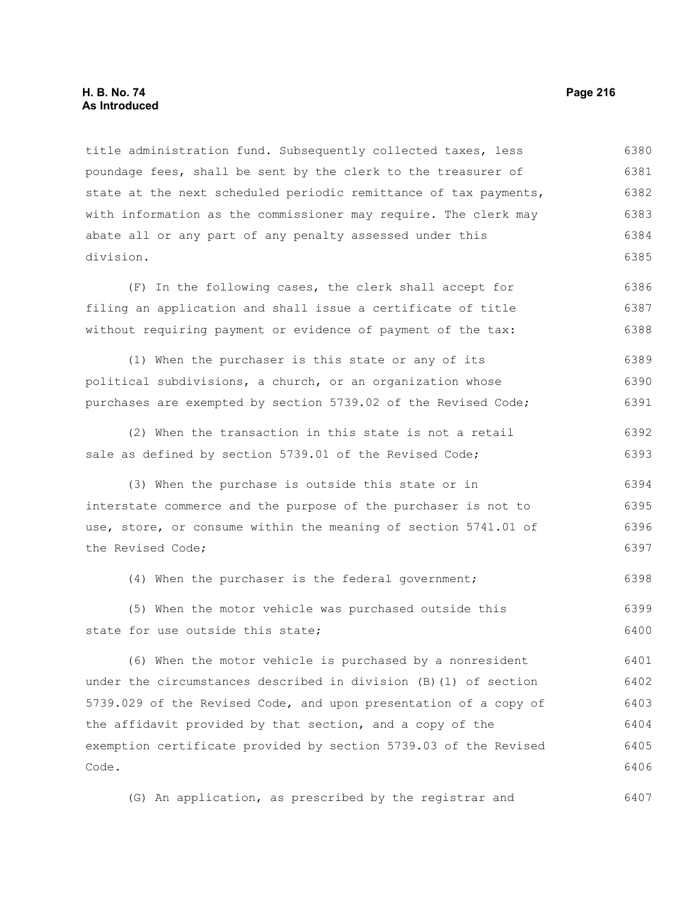title administration fund. Subsequently collected taxes, less poundage fees, shall be sent by the clerk to the treasurer of state at the next scheduled periodic remittance of tax payments, with information as the commissioner may require. The clerk may abate all or any part of any penalty assessed under this division.

(F) In the following cases, the clerk shall accept for filing an application and shall issue a certificate of title without requiring payment or evidence of payment of the tax:

(1) When the purchaser is this state or any of its political subdivisions, a church, or an organization whose purchases are exempted by section 5739.02 of the Revised Code;

(2) When the transaction in this state is not a retail sale as defined by section 5739.01 of the Revised Code;

(3) When the purchase is outside this state or in interstate commerce and the purpose of the purchaser is not to use, store, or consume within the meaning of section 5741.01 of the Revised Code;

(4) When the purchaser is the federal government;

(5) When the motor vehicle was purchased outside this state for use outside this state;

(6) When the motor vehicle is purchased by a nonresident under the circumstances described in division (B)(1) of section 5739.029 of the Revised Code, and upon presentation of a copy of the affidavit provided by that section, and a copy of the exemption certificate provided by section 5739.03 of the Revised Code.

(G) An application, as prescribed by the registrar and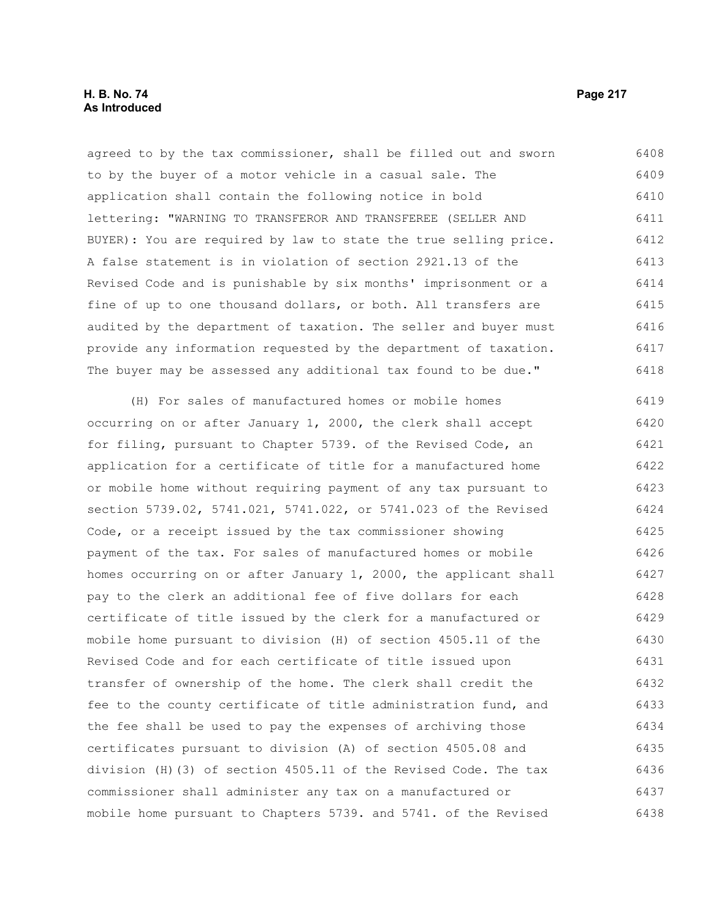agreed to by the tax commissioner, shall be filled out and sworn to by the buyer of a motor vehicle in a casual sale. The application shall contain the following notice in bold lettering: "WARNING TO TRANSFEROR AND TRANSFEREE (SELLER AND BUYER): You are required by law to state the true selling price. A false statement is in violation of section 2921.13 of the Revised Code and is punishable by six months' imprisonment or a fine of up to one thousand dollars, or both. All transfers are audited by the department of taxation. The seller and buyer must provide any information requested by the department of taxation. The buyer may be assessed any additional tax found to be due."

(H) For sales of manufactured homes or mobile homes occurring on or after January 1, 2000, the clerk shall accept for filing, pursuant to Chapter 5739. of the Revised Code, an application for a certificate of title for a manufactured home or mobile home without requiring payment of any tax pursuant to section 5739.02, 5741.021, 5741.022, or 5741.023 of the Revised Code, or a receipt issued by the tax commissioner showing payment of the tax. For sales of manufactured homes or mobile homes occurring on or after January 1, 2000, the applicant shall pay to the clerk an additional fee of five dollars for each certificate of title issued by the clerk for a manufactured or mobile home pursuant to division (H) of section 4505.11 of the Revised Code and for each certificate of title issued upon transfer of ownership of the home. The clerk shall credit the fee to the county certificate of title administration fund, and the fee shall be used to pay the expenses of archiving those certificates pursuant to division (A) of section 4505.08 and division (H)(3) of section 4505.11 of the Revised Code. The tax commissioner shall administer any tax on a manufactured or mobile home pursuant to Chapters 5739. and 5741. of the Revised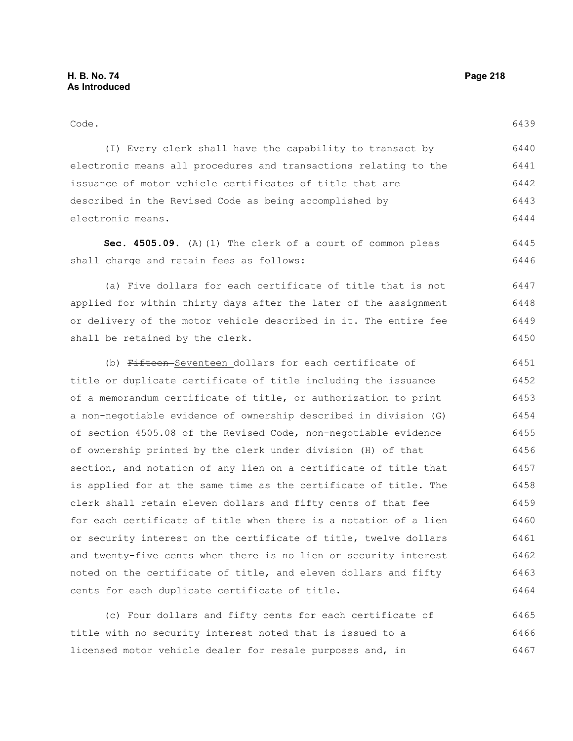Code.

(I) Every clerk shall have the capability to transact by electronic means all procedures and transactions relating to the issuance of motor vehicle certificates of title that are described in the Revised Code as being accomplished by electronic means.

**Sec. 4505.09.** (A)(1) The clerk of a court of common pleas shall charge and retain fees as follows:

(a) Five dollars for each certificate of title that is not applied for within thirty days after the later of the assignment or delivery of the motor vehicle described in it. The entire fee shall be retained by the clerk.

(b) ~~Fifteen~~ Seventeen dollars for each certificate of title or duplicate certificate of title including the issuance of a memorandum certificate of title, or authorization to print a non-negotiable evidence of ownership described in division (G) of section 4505.08 of the Revised Code, non-negotiable evidence of ownership printed by the clerk under division (H) of that section, and notation of any lien on a certificate of title that is applied for at the same time as the certificate of title. The clerk shall retain eleven dollars and fifty cents of that fee for each certificate of title when there is a notation of a lien or security interest on the certificate of title, twelve dollars and twenty-five cents when there is no lien or security interest noted on the certificate of title, and eleven dollars and fifty cents for each duplicate certificate of title.

(c) Four dollars and fifty cents for each certificate of title with no security interest noted that is issued to a licensed motor vehicle dealer for resale purposes and, in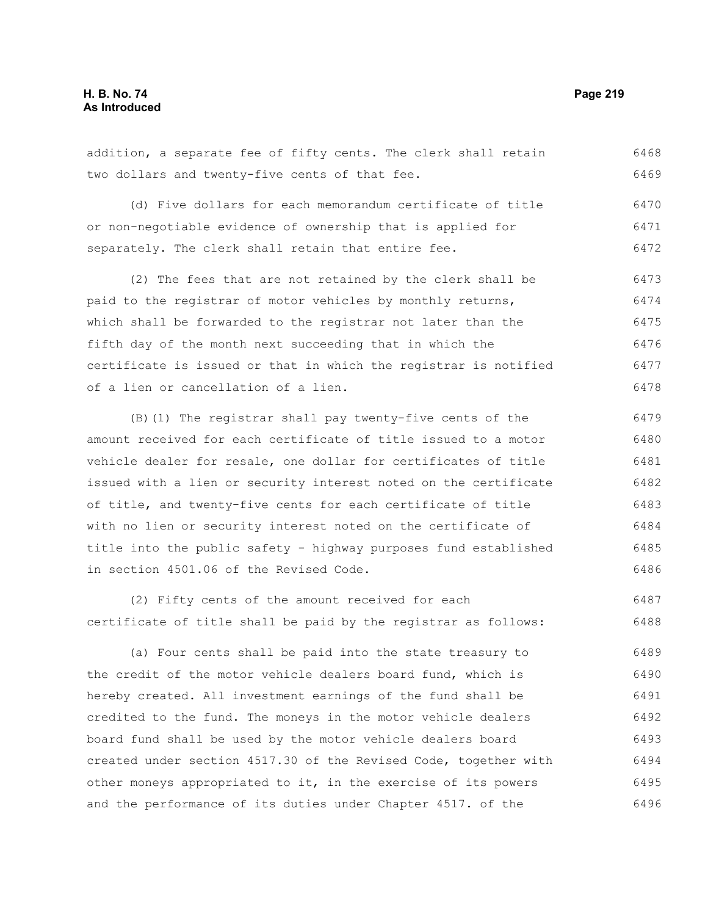addition, a separate fee of fifty cents. The clerk shall retain two dollars and twenty-five cents of that fee.

(d) Five dollars for each memorandum certificate of title or non-negotiable evidence of ownership that is applied for separately. The clerk shall retain that entire fee.

(2) The fees that are not retained by the clerk shall be paid to the registrar of motor vehicles by monthly returns, which shall be forwarded to the registrar not later than the fifth day of the month next succeeding that in which the certificate is issued or that in which the registrar is notified of a lien or cancellation of a lien.

(B)(1) The registrar shall pay twenty-five cents of the amount received for each certificate of title issued to a motor vehicle dealer for resale, one dollar for certificates of title issued with a lien or security interest noted on the certificate of title, and twenty-five cents for each certificate of title with no lien or security interest noted on the certificate of title into the public safety - highway purposes fund established in section 4501.06 of the Revised Code.

(2) Fifty cents of the amount received for each certificate of title shall be paid by the registrar as follows:

(a) Four cents shall be paid into the state treasury to the credit of the motor vehicle dealers board fund, which is hereby created. All investment earnings of the fund shall be credited to the fund. The moneys in the motor vehicle dealers board fund shall be used by the motor vehicle dealers board created under section 4517.30 of the Revised Code, together with other moneys appropriated to it, in the exercise of its powers and the performance of its duties under Chapter 4517. of the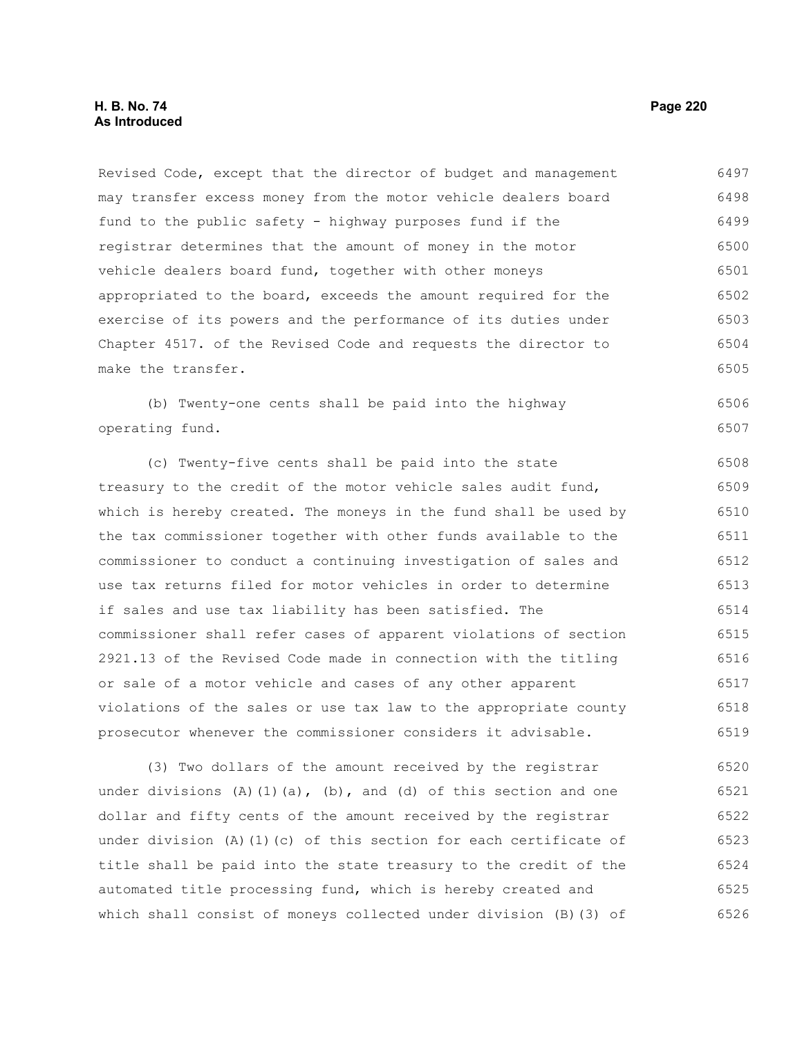Revised Code, except that the director of budget and management may transfer excess money from the motor vehicle dealers board fund to the public safety - highway purposes fund if the registrar determines that the amount of money in the motor vehicle dealers board fund, together with other moneys appropriated to the board, exceeds the amount required for the exercise of its powers and the performance of its duties under Chapter 4517. of the Revised Code and requests the director to make the transfer.

(b) Twenty-one cents shall be paid into the highway operating fund.

(c) Twenty-five cents shall be paid into the state treasury to the credit of the motor vehicle sales audit fund, which is hereby created. The moneys in the fund shall be used by the tax commissioner together with other funds available to the commissioner to conduct a continuing investigation of sales and use tax returns filed for motor vehicles in order to determine if sales and use tax liability has been satisfied. The commissioner shall refer cases of apparent violations of section 2921.13 of the Revised Code made in connection with the titling or sale of a motor vehicle and cases of any other apparent violations of the sales or use tax law to the appropriate county prosecutor whenever the commissioner considers it advisable.

(3) Two dollars of the amount received by the registrar under divisions (A)(1)(a), (b), and (d) of this section and one dollar and fifty cents of the amount received by the registrar under division (A)(1)(c) of this section for each certificate of title shall be paid into the state treasury to the credit of the automated title processing fund, which is hereby created and which shall consist of moneys collected under division (B)(3) of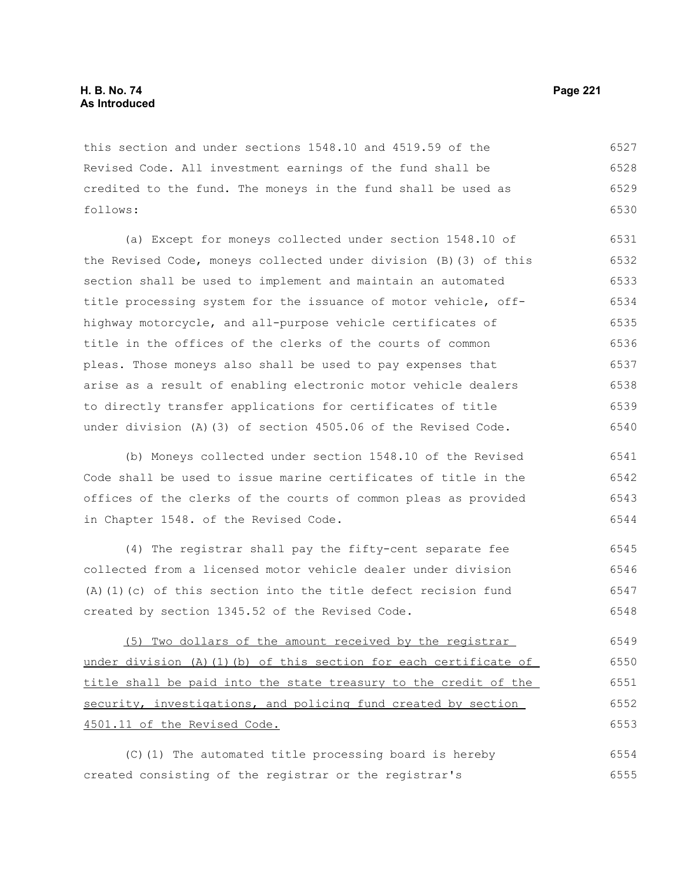this section and under sections 1548.10 and 4519.59 of the Revised Code. All investment earnings of the fund shall be credited to the fund. The moneys in the fund shall be used as follows:

(a) Except for moneys collected under section 1548.10 of the Revised Code, moneys collected under division (B)(3) of this section shall be used to implement and maintain an automated title processing system for the issuance of motor vehicle, off-highway motorcycle, and all-purpose vehicle certificates of title in the offices of the clerks of the courts of common pleas. Those moneys also shall be used to pay expenses that arise as a result of enabling electronic motor vehicle dealers to directly transfer applications for certificates of title under division (A)(3) of section 4505.06 of the Revised Code.

(b) Moneys collected under section 1548.10 of the Revised Code shall be used to issue marine certificates of title in the offices of the clerks of the courts of common pleas as provided in Chapter 1548. of the Revised Code.

(4) The registrar shall pay the fifty-cent separate fee collected from a licensed motor vehicle dealer under division (A)(1)(c) of this section into the title defect recision fund created by section 1345.52 of the Revised Code.

<u>(5) Two dollars of the amount received by the registrar under division (A)(1)(b) of this section for each certificate of title shall be paid into the state treasury to the credit of the security, investigations, and policing fund created by section 4501.11 of the Revised Code.</u>

(C)(1) The automated title processing board is hereby created consisting of the registrar or the registrar's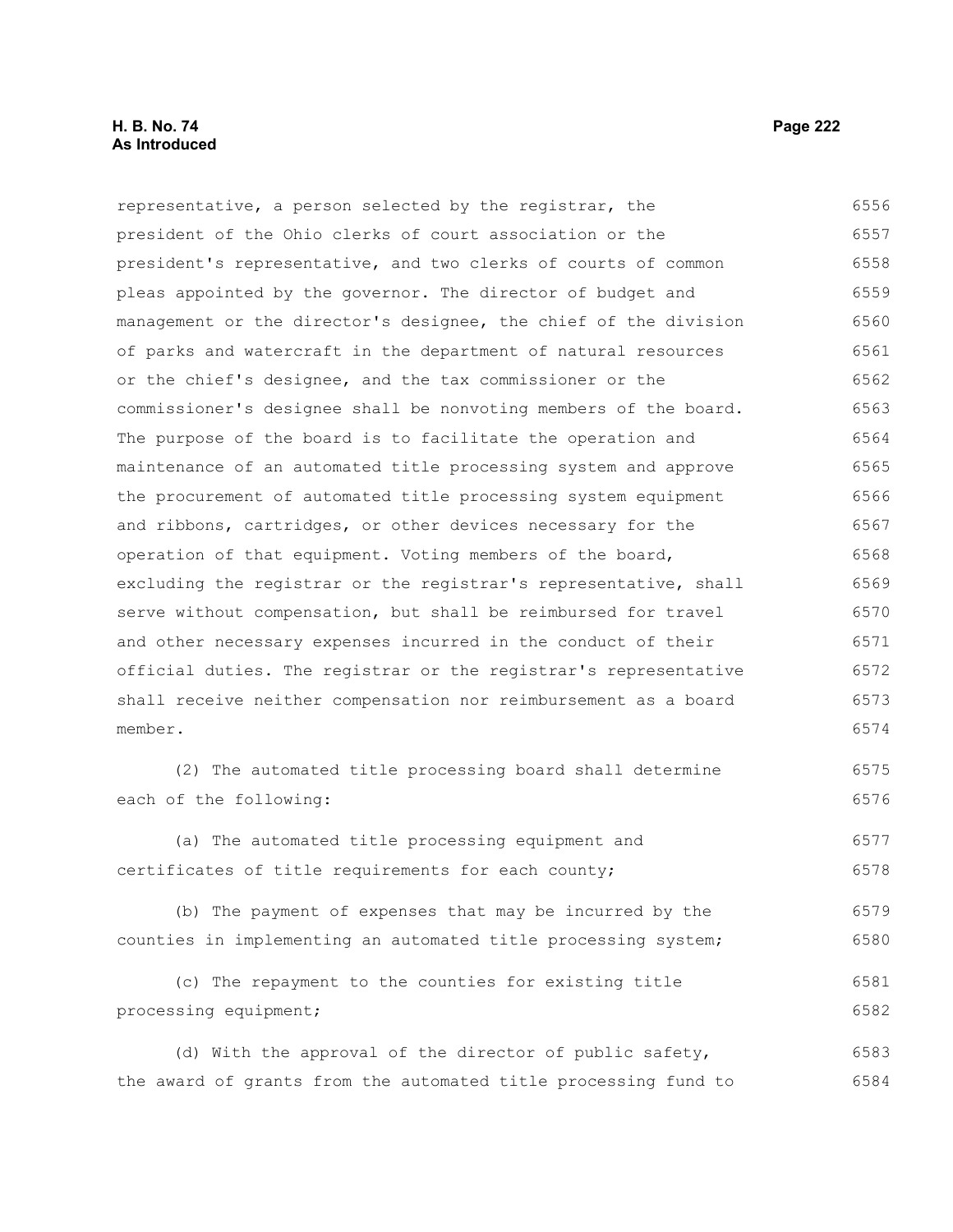representative, a person selected by the registrar, the president of the Ohio clerks of court association or the president's representative, and two clerks of courts of common pleas appointed by the governor. The director of budget and management or the director's designee, the chief of the division of parks and watercraft in the department of natural resources or the chief's designee, and the tax commissioner or the commissioner's designee shall be nonvoting members of the board. The purpose of the board is to facilitate the operation and maintenance of an automated title processing system and approve the procurement of automated title processing system equipment and ribbons, cartridges, or other devices necessary for the operation of that equipment. Voting members of the board, excluding the registrar or the registrar's representative, shall serve without compensation, but shall be reimbursed for travel and other necessary expenses incurred in the conduct of their official duties. The registrar or the registrar's representative shall receive neither compensation nor reimbursement as a board member.

(2) The automated title processing board shall determine each of the following:

(a) The automated title processing equipment and certificates of title requirements for each county;

(b) The payment of expenses that may be incurred by the counties in implementing an automated title processing system;

(c) The repayment to the counties for existing title processing equipment;

(d) With the approval of the director of public safety, the award of grants from the automated title processing fund to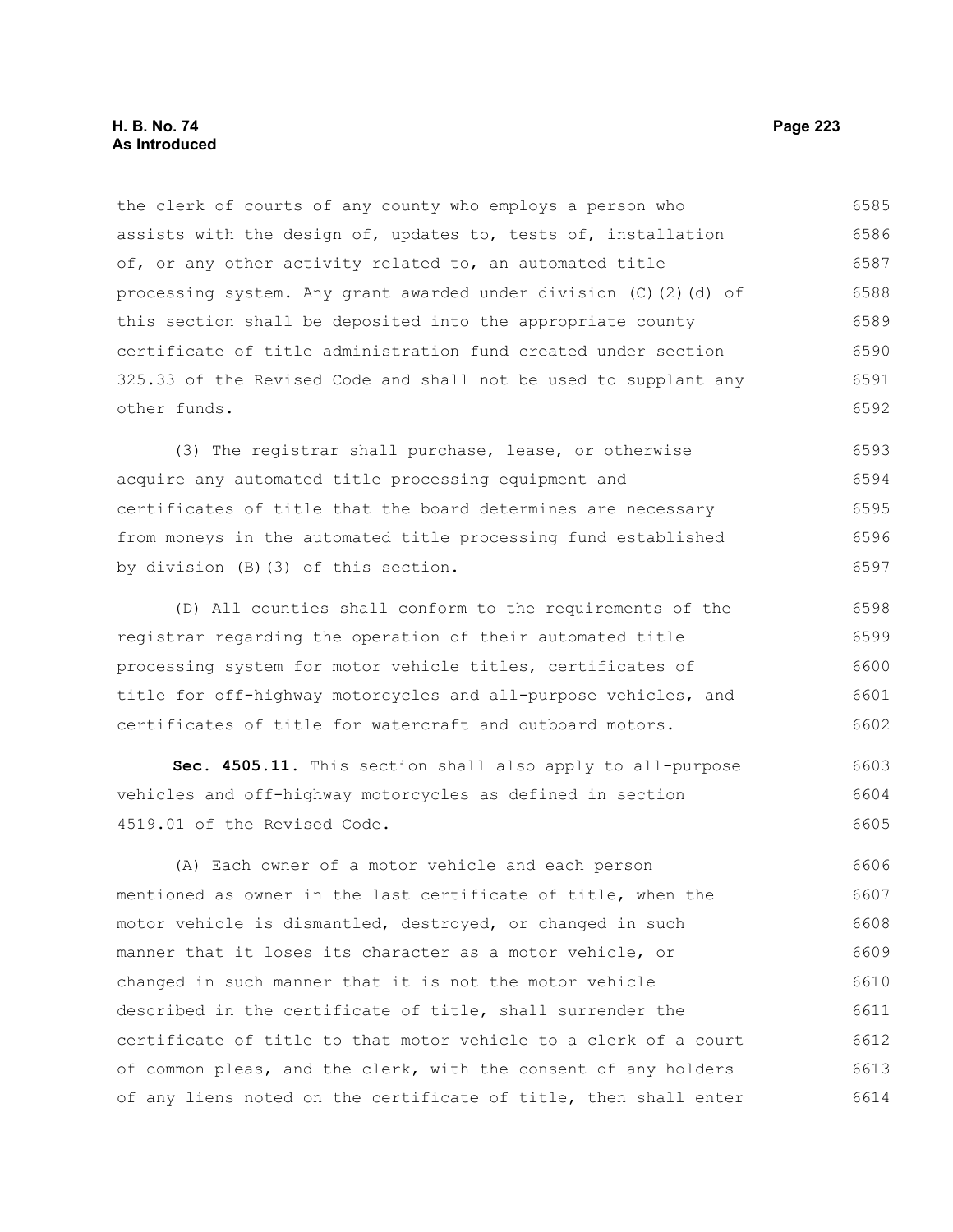the clerk of courts of any county who employs a person who assists with the design of, updates to, tests of, installation of, or any other activity related to, an automated title processing system. Any grant awarded under division (C)(2)(d) of this section shall be deposited into the appropriate county certificate of title administration fund created under section 325.33 of the Revised Code and shall not be used to supplant any other funds.

(3) The registrar shall purchase, lease, or otherwise acquire any automated title processing equipment and certificates of title that the board determines are necessary from moneys in the automated title processing fund established by division (B)(3) of this section.

(D) All counties shall conform to the requirements of the registrar regarding the operation of their automated title processing system for motor vehicle titles, certificates of title for off-highway motorcycles and all-purpose vehicles, and certificates of title for watercraft and outboard motors.

**Sec. 4505.11.** This section shall also apply to all-purpose vehicles and off-highway motorcycles as defined in section 4519.01 of the Revised Code.

(A) Each owner of a motor vehicle and each person mentioned as owner in the last certificate of title, when the motor vehicle is dismantled, destroyed, or changed in such manner that it loses its character as a motor vehicle, or changed in such manner that it is not the motor vehicle described in the certificate of title, shall surrender the certificate of title to that motor vehicle to a clerk of a court of common pleas, and the clerk, with the consent of any holders of any liens noted on the certificate of title, then shall enter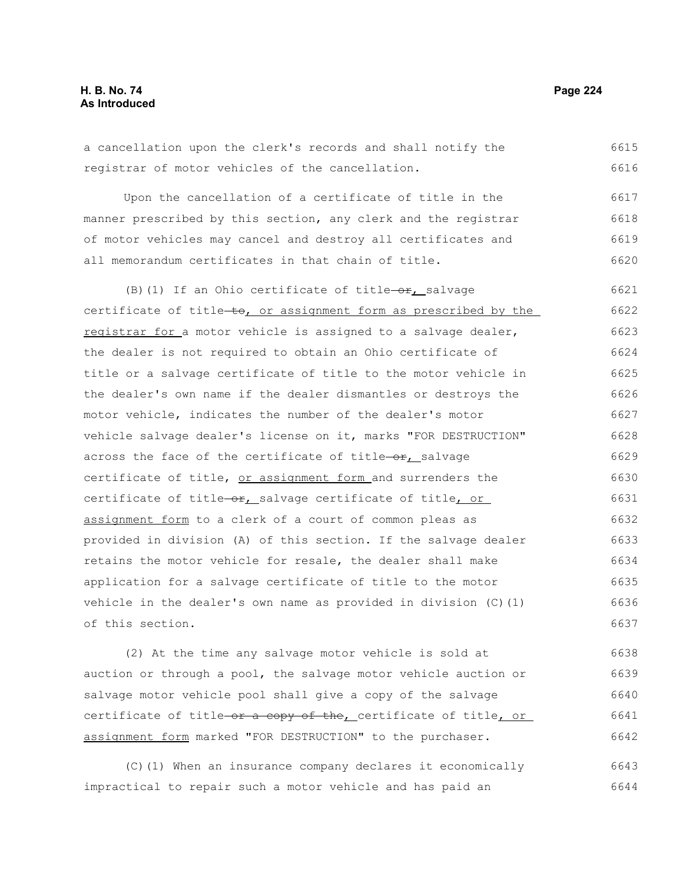a cancellation upon the clerk's records and shall notify the registrar of motor vehicles of the cancellation.

Upon the cancellation of a certificate of title in the manner prescribed by this section, any clerk and the registrar of motor vehicles may cancel and destroy all certificates and all memorandum certificates in that chain of title.

(B)(1) If an Ohio certificate of title ~~or~~, salvage certificate of title ~~to~~, or assignment form as prescribed by the registrar for a motor vehicle is assigned to a salvage dealer, the dealer is not required to obtain an Ohio certificate of title or a salvage certificate of title to the motor vehicle in the dealer's own name if the dealer dismantles or destroys the motor vehicle, indicates the number of the dealer's motor vehicle salvage dealer's license on it, marks "FOR DESTRUCTION" across the face of the certificate of title ~~or~~, salvage certificate of title, or assignment form and surrenders the certificate of title ~~or~~, salvage certificate of title, or assignment form to a clerk of a court of common pleas as provided in division (A) of this section. If the salvage dealer retains the motor vehicle for resale, the dealer shall make application for a salvage certificate of title to the motor vehicle in the dealer's own name as provided in division (C)(1) of this section.

(2) At the time any salvage motor vehicle is sold at auction or through a pool, the salvage motor vehicle auction or salvage motor vehicle pool shall give a copy of the salvage certificate of title ~~or a copy of the~~, certificate of title, or assignment form marked "FOR DESTRUCTION" to the purchaser.

(C)(1) When an insurance company declares it economically impractical to repair such a motor vehicle and has paid an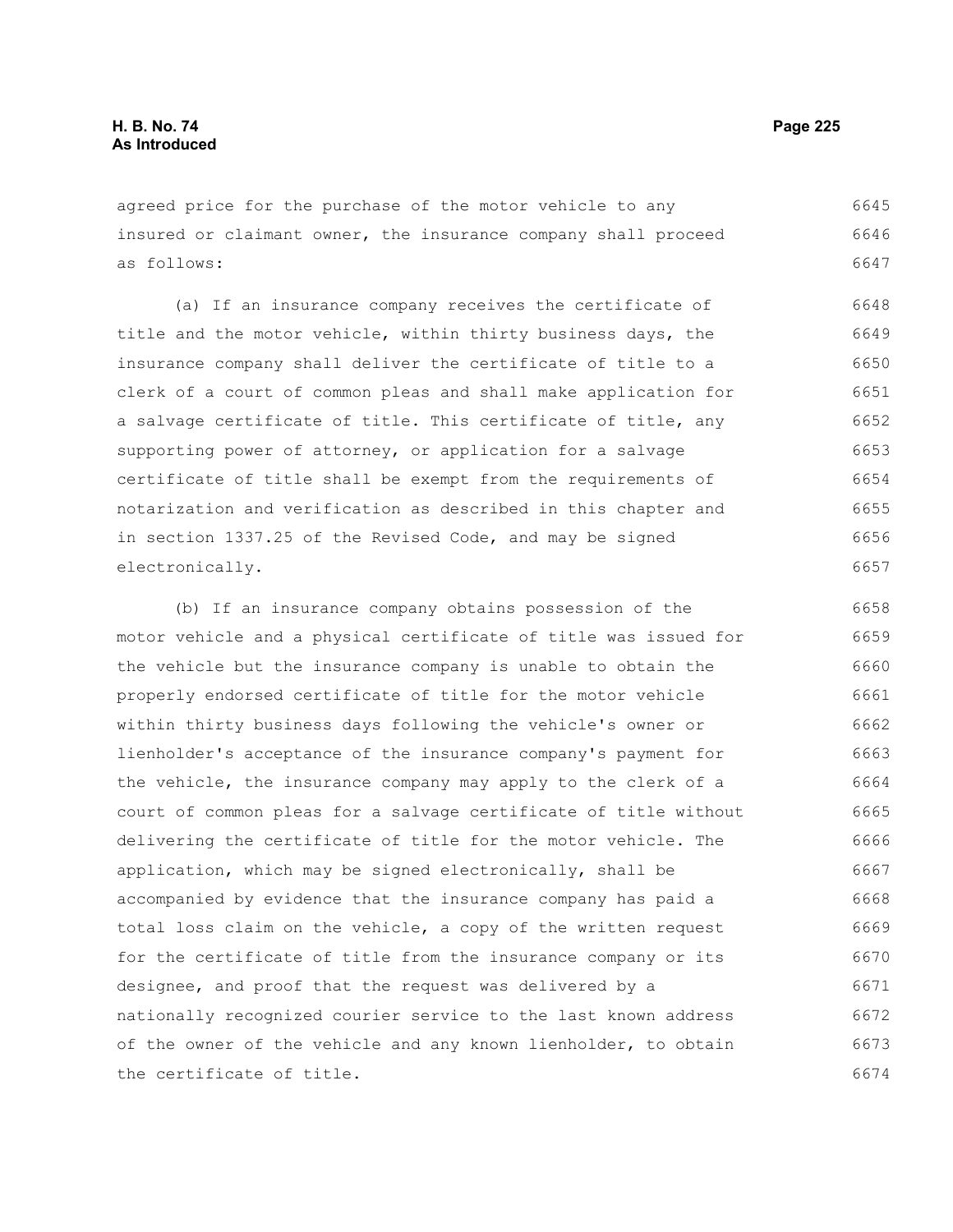agreed price for the purchase of the motor vehicle to any insured or claimant owner, the insurance company shall proceed as follows:

(a) If an insurance company receives the certificate of title and the motor vehicle, within thirty business days, the insurance company shall deliver the certificate of title to a clerk of a court of common pleas and shall make application for a salvage certificate of title. This certificate of title, any supporting power of attorney, or application for a salvage certificate of title shall be exempt from the requirements of notarization and verification as described in this chapter and in section 1337.25 of the Revised Code, and may be signed electronically.

(b) If an insurance company obtains possession of the motor vehicle and a physical certificate of title was issued for the vehicle but the insurance company is unable to obtain the properly endorsed certificate of title for the motor vehicle within thirty business days following the vehicle's owner or lienholder's acceptance of the insurance company's payment for the vehicle, the insurance company may apply to the clerk of a court of common pleas for a salvage certificate of title without delivering the certificate of title for the motor vehicle. The application, which may be signed electronically, shall be accompanied by evidence that the insurance company has paid a total loss claim on the vehicle, a copy of the written request for the certificate of title from the insurance company or its designee, and proof that the request was delivered by a nationally recognized courier service to the last known address of the owner of the vehicle and any known lienholder, to obtain the certificate of title.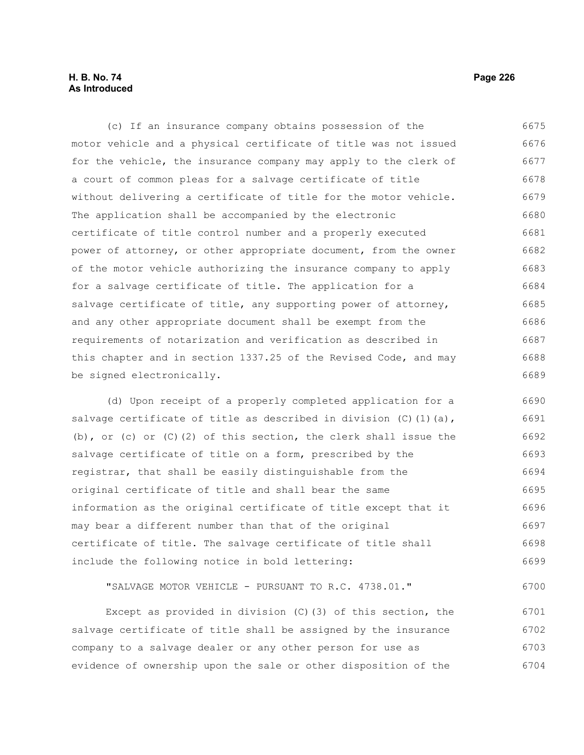(c) If an insurance company obtains possession of the motor vehicle and a physical certificate of title was not issued for the vehicle, the insurance company may apply to the clerk of a court of common pleas for a salvage certificate of title without delivering a certificate of title for the motor vehicle. The application shall be accompanied by the electronic certificate of title control number and a properly executed power of attorney, or other appropriate document, from the owner of the motor vehicle authorizing the insurance company to apply for a salvage certificate of title. The application for a salvage certificate of title, any supporting power of attorney, and any other appropriate document shall be exempt from the requirements of notarization and verification as described in this chapter and in section 1337.25 of the Revised Code, and may be signed electronically.

(d) Upon receipt of a properly completed application for a salvage certificate of title as described in division (C)(1)(a), (b), or (c) or (C)(2) of this section, the clerk shall issue the salvage certificate of title on a form, prescribed by the registrar, that shall be easily distinguishable from the original certificate of title and shall bear the same information as the original certificate of title except that it may bear a different number than that of the original certificate of title. The salvage certificate of title shall include the following notice in bold lettering:

"SALVAGE MOTOR VEHICLE - PURSUANT TO R.C. 4738.01."

Except as provided in division (C)(3) of this section, the salvage certificate of title shall be assigned by the insurance company to a salvage dealer or any other person for use as evidence of ownership upon the sale or other disposition of the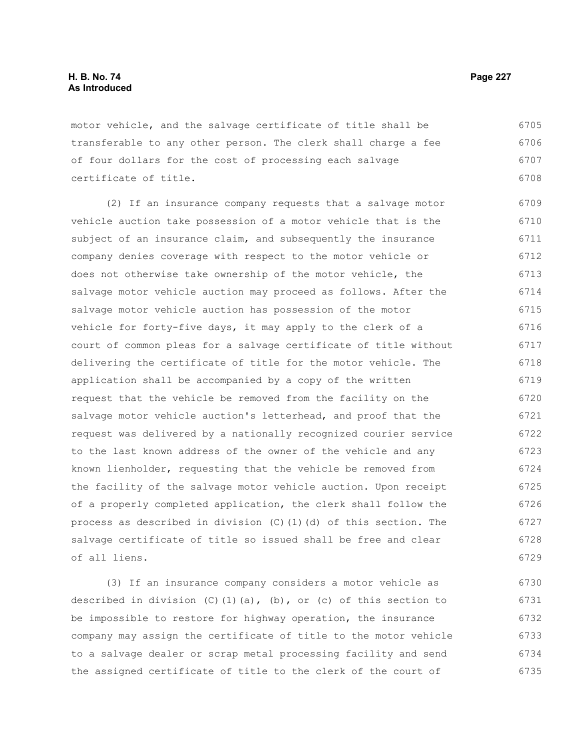motor vehicle, and the salvage certificate of title shall be transferable to any other person. The clerk shall charge a fee of four dollars for the cost of processing each salvage certificate of title.

(2) If an insurance company requests that a salvage motor vehicle auction take possession of a motor vehicle that is the subject of an insurance claim, and subsequently the insurance company denies coverage with respect to the motor vehicle or does not otherwise take ownership of the motor vehicle, the salvage motor vehicle auction may proceed as follows. After the salvage motor vehicle auction has possession of the motor vehicle for forty-five days, it may apply to the clerk of a court of common pleas for a salvage certificate of title without delivering the certificate of title for the motor vehicle. The application shall be accompanied by a copy of the written request that the vehicle be removed from the facility on the salvage motor vehicle auction's letterhead, and proof that the request was delivered by a nationally recognized courier service to the last known address of the owner of the vehicle and any known lienholder, requesting that the vehicle be removed from the facility of the salvage motor vehicle auction. Upon receipt of a properly completed application, the clerk shall follow the process as described in division (C)(1)(d) of this section. The salvage certificate of title so issued shall be free and clear of all liens.

(3) If an insurance company considers a motor vehicle as described in division (C)(1)(a), (b), or (c) of this section to be impossible to restore for highway operation, the insurance company may assign the certificate of title to the motor vehicle to a salvage dealer or scrap metal processing facility and send the assigned certificate of title to the clerk of the court of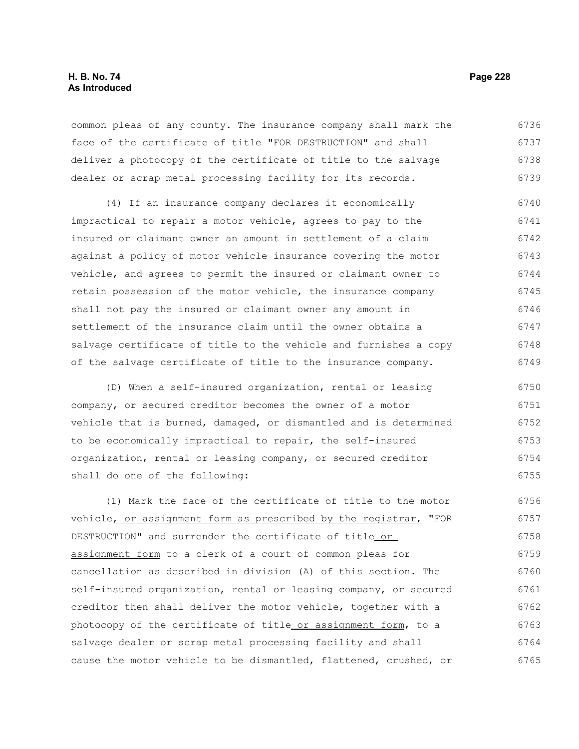common pleas of any county. The insurance company shall mark the face of the certificate of title "FOR DESTRUCTION" and shall deliver a photocopy of the certificate of title to the salvage dealer or scrap metal processing facility for its records.

(4) If an insurance company declares it economically impractical to repair a motor vehicle, agrees to pay to the insured or claimant owner an amount in settlement of a claim against a policy of motor vehicle insurance covering the motor vehicle, and agrees to permit the insured or claimant owner to retain possession of the motor vehicle, the insurance company shall not pay the insured or claimant owner any amount in settlement of the insurance claim until the owner obtains a salvage certificate of title to the vehicle and furnishes a copy of the salvage certificate of title to the insurance company.

(D) When a self-insured organization, rental or leasing company, or secured creditor becomes the owner of a motor vehicle that is burned, damaged, or dismantled and is determined to be economically impractical to repair, the self-insured organization, rental or leasing company, or secured creditor shall do one of the following:

(1) Mark the face of the certificate of title to the motor vehicle, or assignment form as prescribed by the registrar, "FOR DESTRUCTION" and surrender the certificate of title or assignment form to a clerk of a court of common pleas for cancellation as described in division (A) of this section. The self-insured organization, rental or leasing company, or secured creditor then shall deliver the motor vehicle, together with a photocopy of the certificate of title or assignment form, to a salvage dealer or scrap metal processing facility and shall cause the motor vehicle to be dismantled, flattened, crushed, or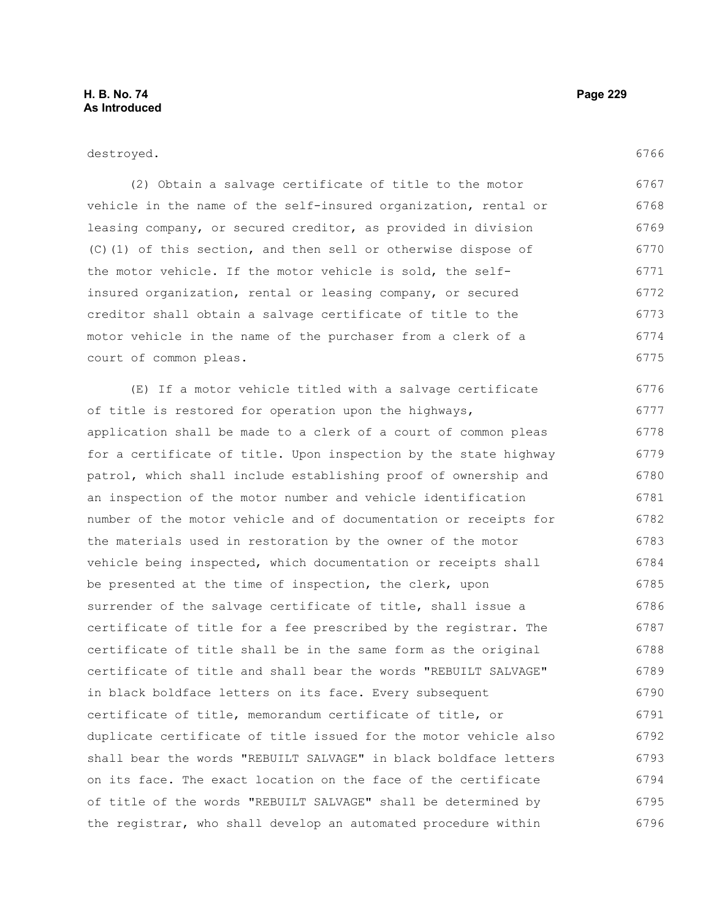destroyed.

(2) Obtain a salvage certificate of title to the motor vehicle in the name of the self-insured organization, rental or leasing company, or secured creditor, as provided in division (C)(1) of this section, and then sell or otherwise dispose of the motor vehicle. If the motor vehicle is sold, the self-insured organization, rental or leasing company, or secured creditor shall obtain a salvage certificate of title to the motor vehicle in the name of the purchaser from a clerk of a court of common pleas.

(E) If a motor vehicle titled with a salvage certificate of title is restored for operation upon the highways, application shall be made to a clerk of a court of common pleas for a certificate of title. Upon inspection by the state highway patrol, which shall include establishing proof of ownership and an inspection of the motor number and vehicle identification number of the motor vehicle and of documentation or receipts for the materials used in restoration by the owner of the motor vehicle being inspected, which documentation or receipts shall be presented at the time of inspection, the clerk, upon surrender of the salvage certificate of title, shall issue a certificate of title for a fee prescribed by the registrar. The certificate of title shall be in the same form as the original certificate of title and shall bear the words "REBUILT SALVAGE" in black boldface letters on its face. Every subsequent certificate of title, memorandum certificate of title, or duplicate certificate of title issued for the motor vehicle also shall bear the words "REBUILT SALVAGE" in black boldface letters on its face. The exact location on the face of the certificate of title of the words "REBUILT SALVAGE" shall be determined by the registrar, who shall develop an automated procedure within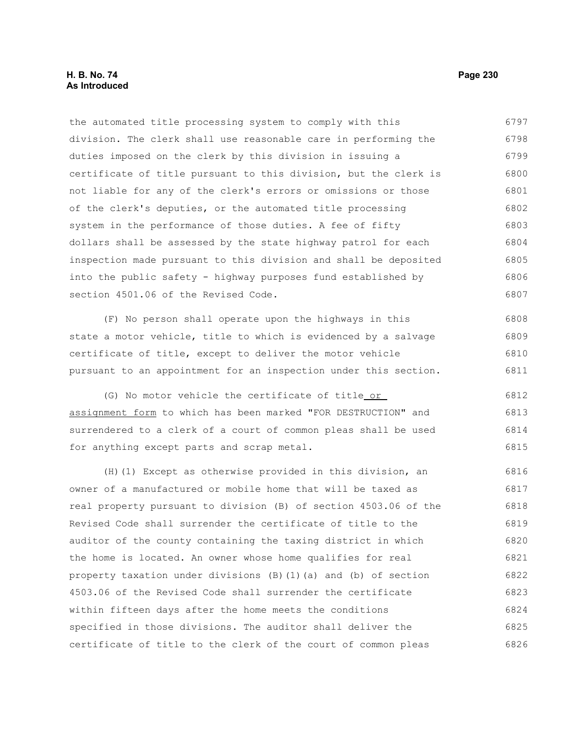the automated title processing system to comply with this division. The clerk shall use reasonable care in performing the duties imposed on the clerk by this division in issuing a certificate of title pursuant to this division, but the clerk is not liable for any of the clerk's errors or omissions or those of the clerk's deputies, or the automated title processing system in the performance of those duties. A fee of fifty dollars shall be assessed by the state highway patrol for each inspection made pursuant to this division and shall be deposited into the public safety - highway purposes fund established by section 4501.06 of the Revised Code.

(F) No person shall operate upon the highways in this state a motor vehicle, title to which is evidenced by a salvage certificate of title, except to deliver the motor vehicle pursuant to an appointment for an inspection under this section.

(G) No motor vehicle the certificate of title or assignment form to which has been marked "FOR DESTRUCTION" and surrendered to a clerk of a court of common pleas shall be used for anything except parts and scrap metal.

(H)(1) Except as otherwise provided in this division, an owner of a manufactured or mobile home that will be taxed as real property pursuant to division (B) of section 4503.06 of the Revised Code shall surrender the certificate of title to the auditor of the county containing the taxing district in which the home is located. An owner whose home qualifies for real property taxation under divisions (B)(1)(a) and (b) of section 4503.06 of the Revised Code shall surrender the certificate within fifteen days after the home meets the conditions specified in those divisions. The auditor shall deliver the certificate of title to the clerk of the court of common pleas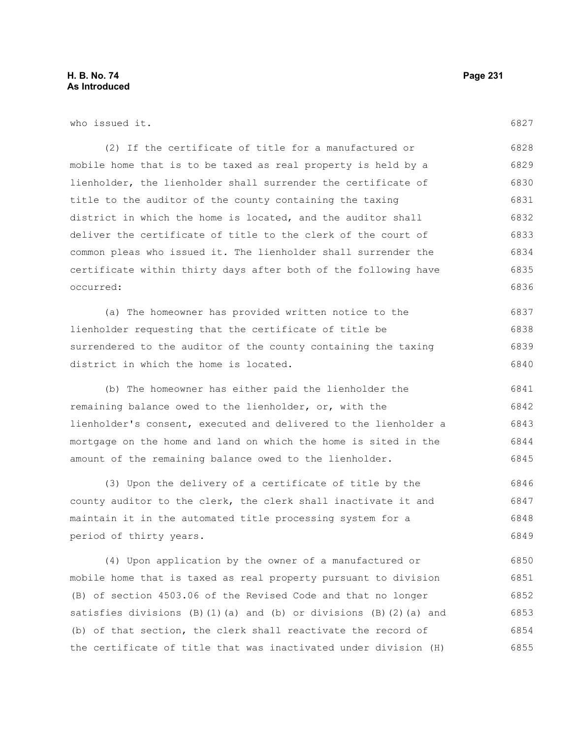who issued it.

(2) If the certificate of title for a manufactured or mobile home that is to be taxed as real property is held by a lienholder, the lienholder shall surrender the certificate of title to the auditor of the county containing the taxing district in which the home is located, and the auditor shall deliver the certificate of title to the clerk of the court of common pleas who issued it. The lienholder shall surrender the certificate within thirty days after both of the following have occurred:

(a) The homeowner has provided written notice to the lienholder requesting that the certificate of title be surrendered to the auditor of the county containing the taxing district in which the home is located.

(b) The homeowner has either paid the lienholder the remaining balance owed to the lienholder, or, with the lienholder's consent, executed and delivered to the lienholder a mortgage on the home and land on which the home is sited in the amount of the remaining balance owed to the lienholder.

(3) Upon the delivery of a certificate of title by the county auditor to the clerk, the clerk shall inactivate it and maintain it in the automated title processing system for a period of thirty years.

(4) Upon application by the owner of a manufactured or mobile home that is taxed as real property pursuant to division (B) of section 4503.06 of the Revised Code and that no longer satisfies divisions (B)(1)(a) and (b) or divisions (B)(2)(a) and (b) of that section, the clerk shall reactivate the record of the certificate of title that was inactivated under division (H)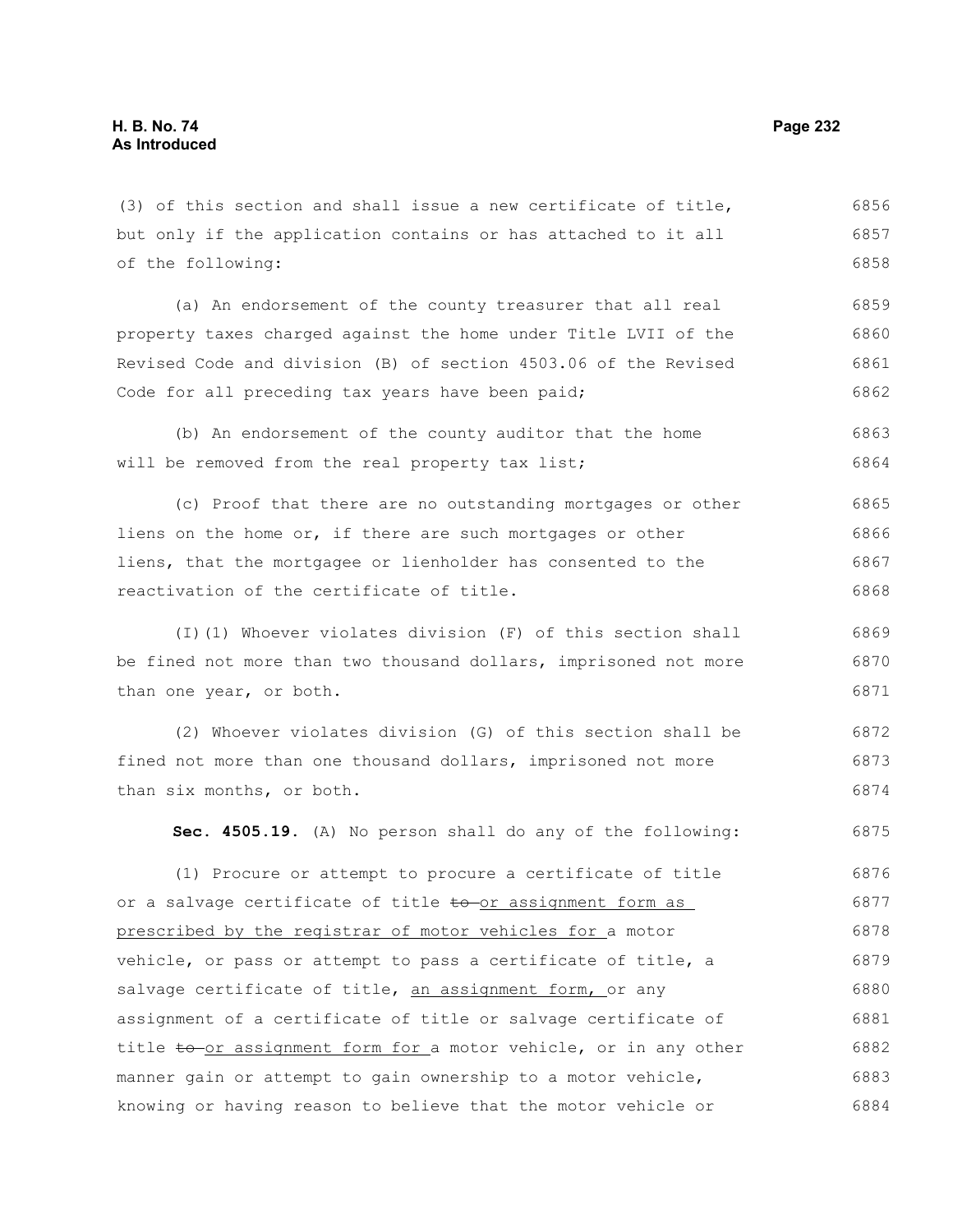(3) of this section and shall issue a new certificate of title, but only if the application contains or has attached to it all of the following:

(a) An endorsement of the county treasurer that all real property taxes charged against the home under Title LVII of the Revised Code and division (B) of section 4503.06 of the Revised Code for all preceding tax years have been paid;

(b) An endorsement of the county auditor that the home will be removed from the real property tax list;

(c) Proof that there are no outstanding mortgages or other liens on the home or, if there are such mortgages or other liens, that the mortgagee or lienholder has consented to the reactivation of the certificate of title.

(I)(1) Whoever violates division (F) of this section shall be fined not more than two thousand dollars, imprisoned not more than one year, or both.

(2) Whoever violates division (G) of this section shall be fined not more than one thousand dollars, imprisoned not more than six months, or both.

**Sec. 4505.19.** (A) No person shall do any of the following:

(1) Procure or attempt to procure a certificate of title or a salvage certificate of title ~~to~~ or assignment form as prescribed by the registrar of motor vehicles for a motor vehicle, or pass or attempt to pass a certificate of title, a salvage certificate of title, an assignment form, or any assignment of a certificate of title or salvage certificate of title ~~to~~ or assignment form for a motor vehicle, or in any other manner gain or attempt to gain ownership to a motor vehicle, knowing or having reason to believe that the motor vehicle or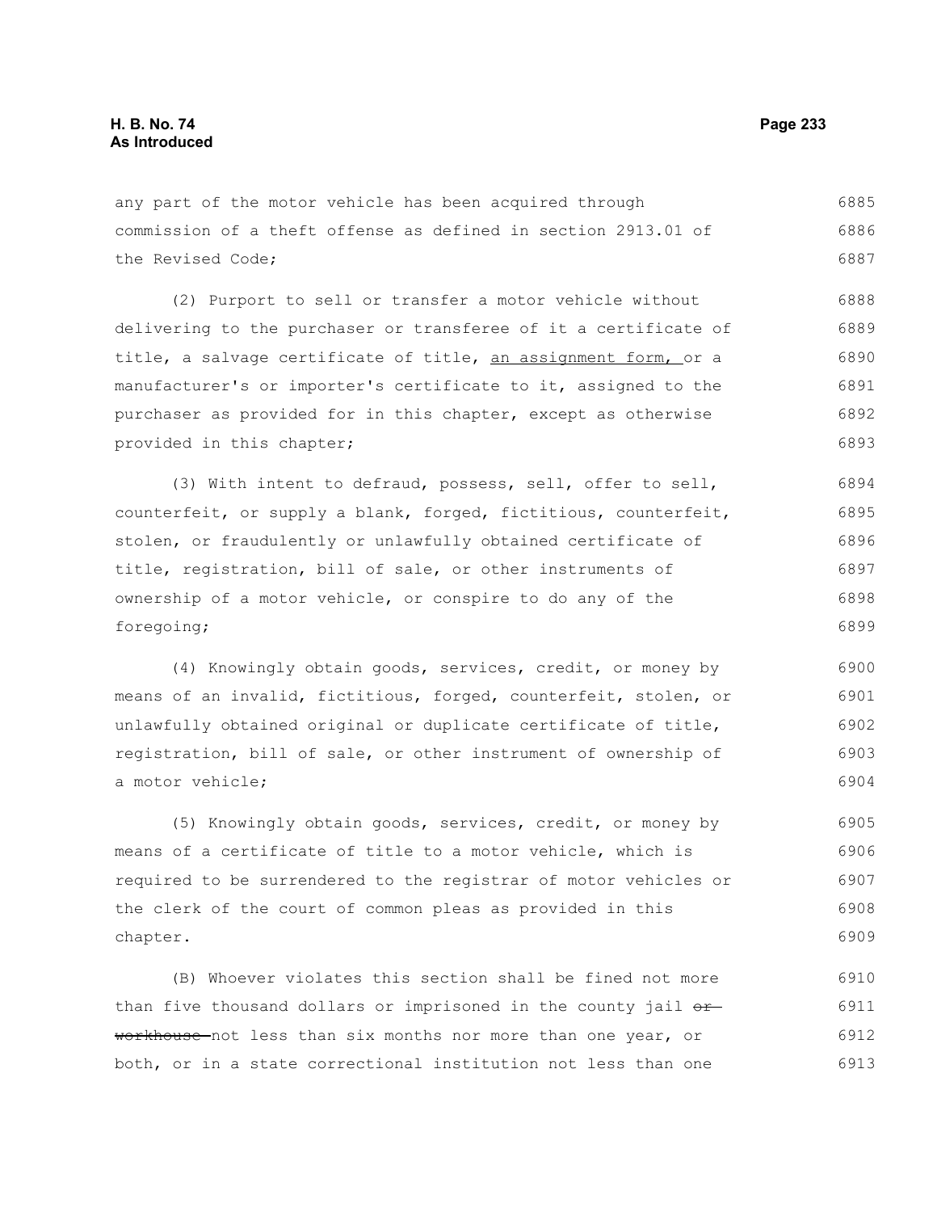any part of the motor vehicle has been acquired through commission of a theft offense as defined in section 2913.01 of the Revised Code;

(2) Purport to sell or transfer a motor vehicle without delivering to the purchaser or transferee of it a certificate of title, a salvage certificate of title, <u>an assignment form,</u> or a manufacturer's or importer's certificate to it, assigned to the purchaser as provided for in this chapter, except as otherwise provided in this chapter;

(3) With intent to defraud, possess, sell, offer to sell, counterfeit, or supply a blank, forged, fictitious, counterfeit, stolen, or fraudulently or unlawfully obtained certificate of title, registration, bill of sale, or other instruments of ownership of a motor vehicle, or conspire to do any of the foregoing;

(4) Knowingly obtain goods, services, credit, or money by means of an invalid, fictitious, forged, counterfeit, stolen, or unlawfully obtained original or duplicate certificate of title, registration, bill of sale, or other instrument of ownership of a motor vehicle;

(5) Knowingly obtain goods, services, credit, or money by means of a certificate of title to a motor vehicle, which is required to be surrendered to the registrar of motor vehicles or the clerk of the court of common pleas as provided in this chapter.

(B) Whoever violates this section shall be fined not more than five thousand dollars or imprisoned in the county jail ~~or workhouse~~ not less than six months nor more than one year, or both, or in a state correctional institution not less than one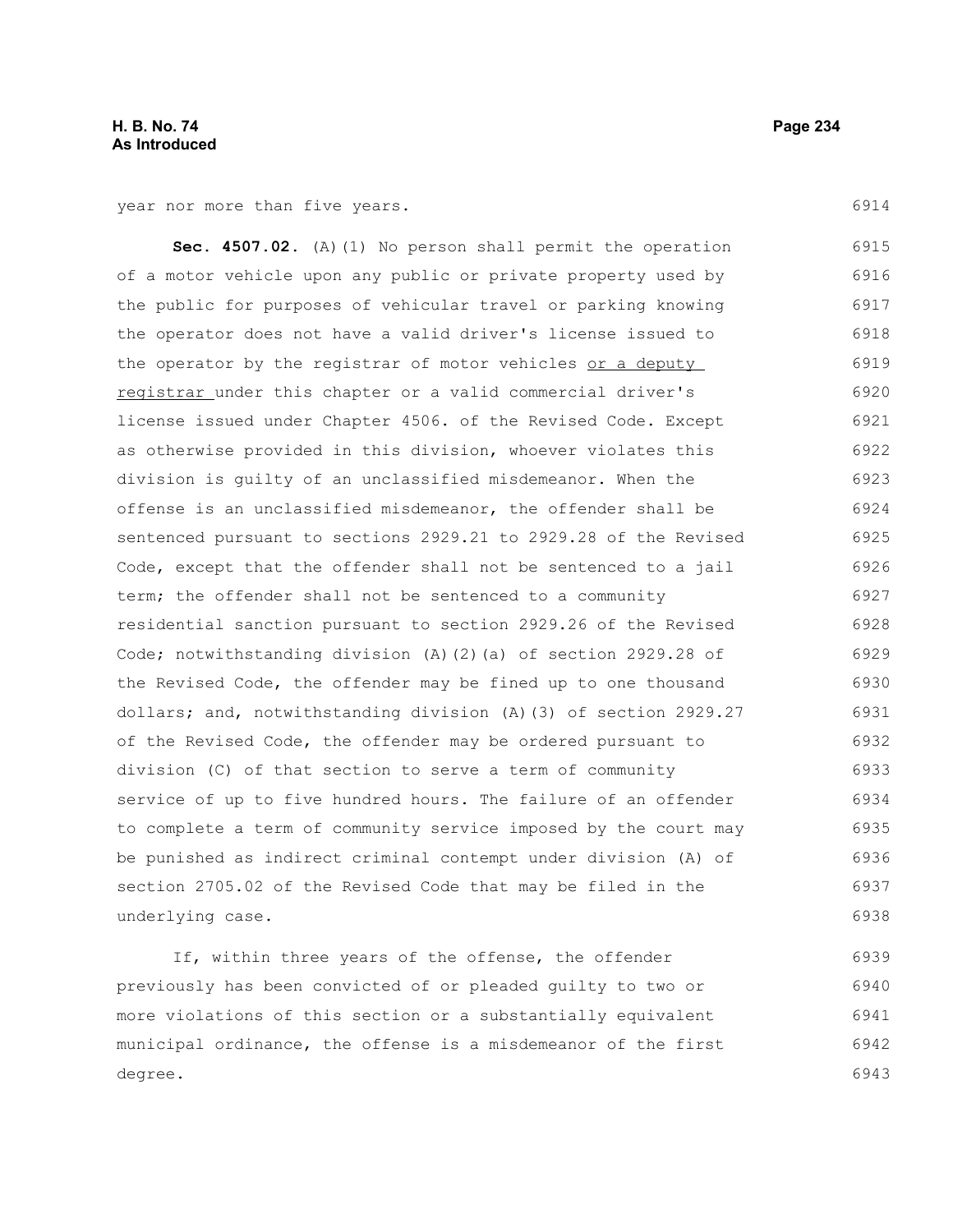year nor more than five years.

**Sec. 4507.02.** (A)(1) No person shall permit the operation of a motor vehicle upon any public or private property used by the public for purposes of vehicular travel or parking knowing the operator does not have a valid driver's license issued to the operator by the registrar of motor vehicles <u>or a deputy registrar</u> under this chapter or a valid commercial driver's license issued under Chapter 4506. of the Revised Code. Except as otherwise provided in this division, whoever violates this division is guilty of an unclassified misdemeanor. When the offense is an unclassified misdemeanor, the offender shall be sentenced pursuant to sections 2929.21 to 2929.28 of the Revised Code, except that the offender shall not be sentenced to a jail term; the offender shall not be sentenced to a community residential sanction pursuant to section 2929.26 of the Revised Code; notwithstanding division (A)(2)(a) of section 2929.28 of the Revised Code, the offender may be fined up to one thousand dollars; and, notwithstanding division (A)(3) of section 2929.27 of the Revised Code, the offender may be ordered pursuant to division (C) of that section to serve a term of community service of up to five hundred hours. The failure of an offender to complete a term of community service imposed by the court may be punished as indirect criminal contempt under division (A) of section 2705.02 of the Revised Code that may be filed in the underlying case.

If, within three years of the offense, the offender previously has been convicted of or pleaded guilty to two or more violations of this section or a substantially equivalent municipal ordinance, the offense is a misdemeanor of the first degree.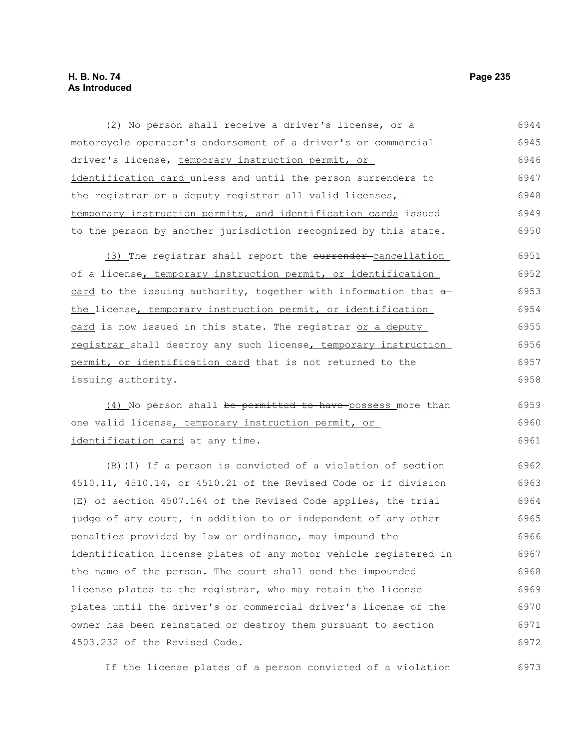(2) No person shall receive a driver's license, or a motorcycle operator's endorsement of a driver's or commercial driver's license, temporary instruction permit, or identification card unless and until the person surrenders to the registrar or a deputy registrar all valid licenses, temporary instruction permits, and identification cards issued to the person by another jurisdiction recognized by this state.

(3) The registrar shall report the ~~surrender~~ cancellation of a license, temporary instruction permit, or identification card to the issuing authority, together with information that ~~a~~ the license, temporary instruction permit, or identification card is now issued in this state. The registrar or a deputy registrar shall destroy any such license, temporary instruction permit, or identification card that is not returned to the issuing authority.

(4) No person shall ~~be permitted to have~~ possess more than one valid license, temporary instruction permit, or identification card at any time.

(B)(1) If a person is convicted of a violation of section 4510.11, 4510.14, or 4510.21 of the Revised Code or if division (E) of section 4507.164 of the Revised Code applies, the trial judge of any court, in addition to or independent of any other penalties provided by law or ordinance, may impound the identification license plates of any motor vehicle registered in the name of the person. The court shall send the impounded license plates to the registrar, who may retain the license plates until the driver's or commercial driver's license of the owner has been reinstated or destroy them pursuant to section 4503.232 of the Revised Code.

If the license plates of a person convicted of a violation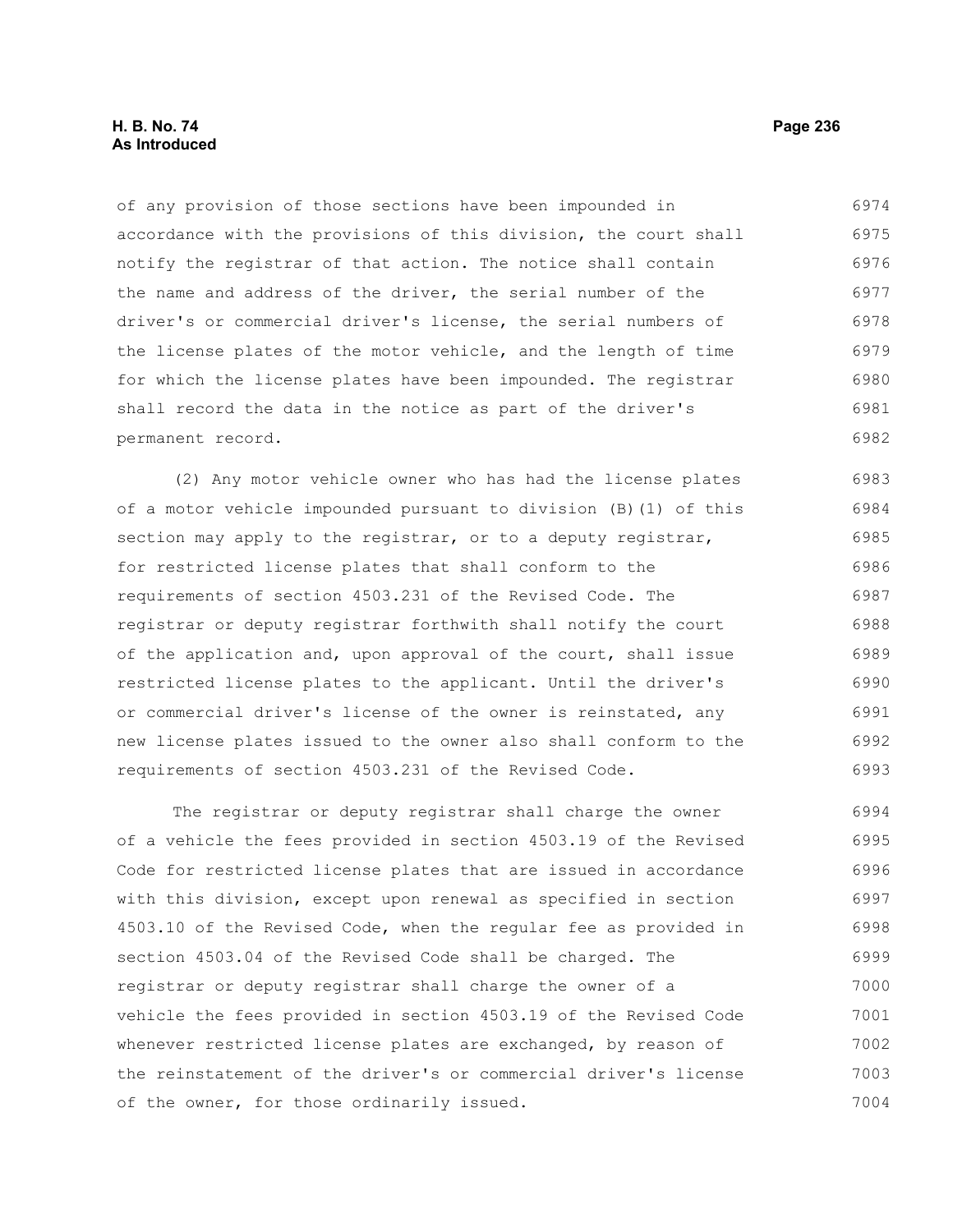of any provision of those sections have been impounded in accordance with the provisions of this division, the court shall notify the registrar of that action. The notice shall contain the name and address of the driver, the serial number of the driver's or commercial driver's license, the serial numbers of the license plates of the motor vehicle, and the length of time for which the license plates have been impounded. The registrar shall record the data in the notice as part of the driver's permanent record.

(2) Any motor vehicle owner who has had the license plates of a motor vehicle impounded pursuant to division (B)(1) of this section may apply to the registrar, or to a deputy registrar, for restricted license plates that shall conform to the requirements of section 4503.231 of the Revised Code. The registrar or deputy registrar forthwith shall notify the court of the application and, upon approval of the court, shall issue restricted license plates to the applicant. Until the driver's or commercial driver's license of the owner is reinstated, any new license plates issued to the owner also shall conform to the requirements of section 4503.231 of the Revised Code.

The registrar or deputy registrar shall charge the owner of a vehicle the fees provided in section 4503.19 of the Revised Code for restricted license plates that are issued in accordance with this division, except upon renewal as specified in section 4503.10 of the Revised Code, when the regular fee as provided in section 4503.04 of the Revised Code shall be charged. The registrar or deputy registrar shall charge the owner of a vehicle the fees provided in section 4503.19 of the Revised Code whenever restricted license plates are exchanged, by reason of the reinstatement of the driver's or commercial driver's license of the owner, for those ordinarily issued.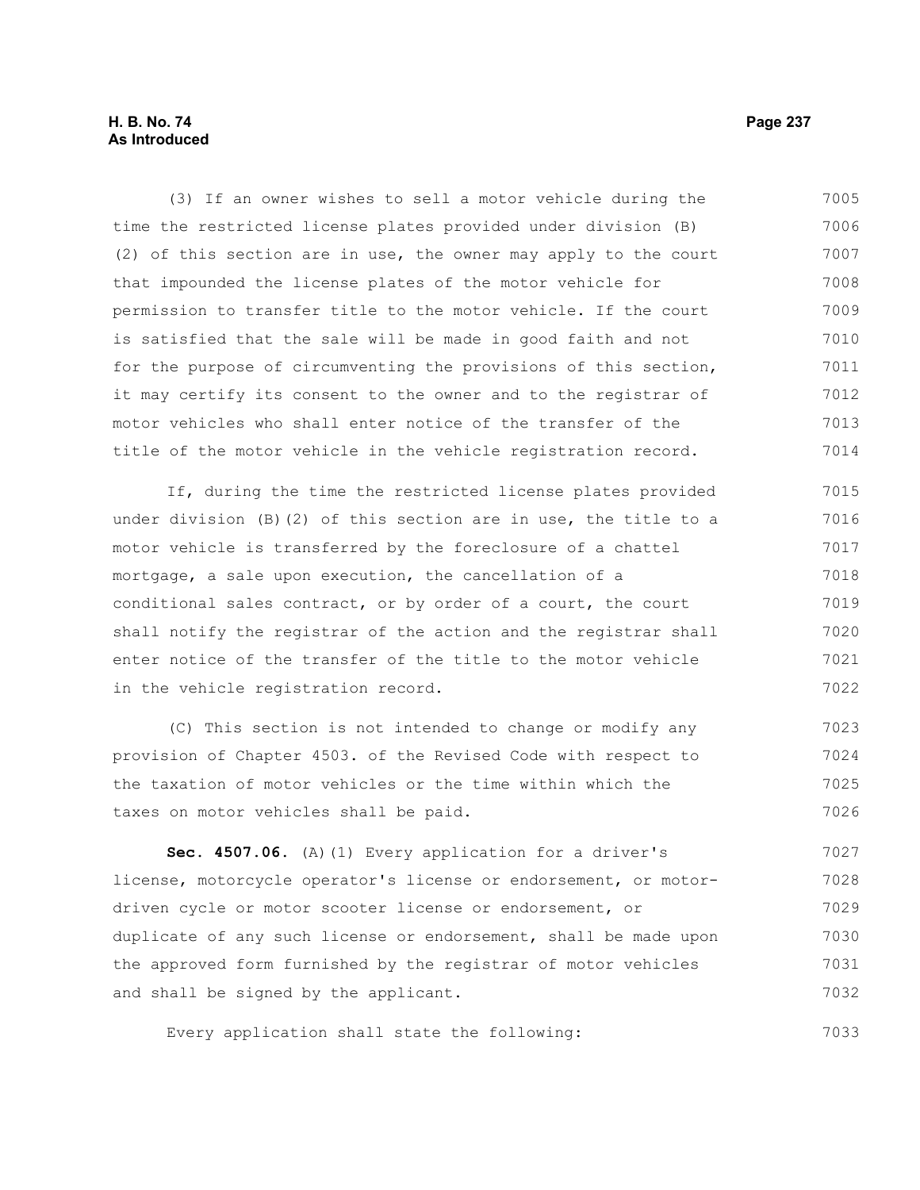(3) If an owner wishes to sell a motor vehicle during the time the restricted license plates provided under division (B)(2) of this section are in use, the owner may apply to the court that impounded the license plates of the motor vehicle for permission to transfer title to the motor vehicle. If the court is satisfied that the sale will be made in good faith and not for the purpose of circumventing the provisions of this section, it may certify its consent to the owner and to the registrar of motor vehicles who shall enter notice of the transfer of the title of the motor vehicle in the vehicle registration record.

If, during the time the restricted license plates provided under division (B)(2) of this section are in use, the title to a motor vehicle is transferred by the foreclosure of a chattel mortgage, a sale upon execution, the cancellation of a conditional sales contract, or by order of a court, the court shall notify the registrar of the action and the registrar shall enter notice of the transfer of the title to the motor vehicle in the vehicle registration record.

(C) This section is not intended to change or modify any provision of Chapter 4503. of the Revised Code with respect to the taxation of motor vehicles or the time within which the taxes on motor vehicles shall be paid.

**Sec. 4507.06.** (A)(1) Every application for a driver's license, motorcycle operator's license or endorsement, or motor-driven cycle or motor scooter license or endorsement, or duplicate of any such license or endorsement, shall be made upon the approved form furnished by the registrar of motor vehicles and shall be signed by the applicant.

Every application shall state the following: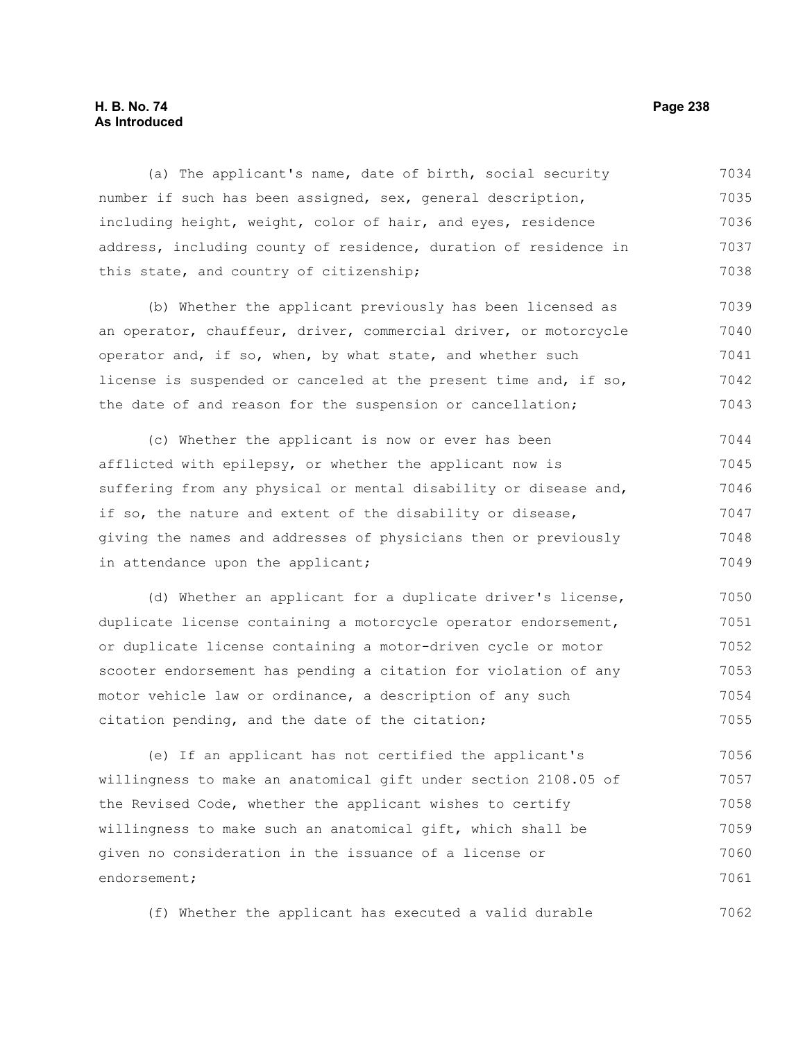(a) The applicant's name, date of birth, social security number if such has been assigned, sex, general description, including height, weight, color of hair, and eyes, residence address, including county of residence, duration of residence in this state, and country of citizenship;

(b) Whether the applicant previously has been licensed as an operator, chauffeur, driver, commercial driver, or motorcycle operator and, if so, when, by what state, and whether such license is suspended or canceled at the present time and, if so, the date of and reason for the suspension or cancellation;

(c) Whether the applicant is now or ever has been afflicted with epilepsy, or whether the applicant now is suffering from any physical or mental disability or disease and, if so, the nature and extent of the disability or disease, giving the names and addresses of physicians then or previously in attendance upon the applicant;

(d) Whether an applicant for a duplicate driver's license, duplicate license containing a motorcycle operator endorsement, or duplicate license containing a motor-driven cycle or motor scooter endorsement has pending a citation for violation of any motor vehicle law or ordinance, a description of any such citation pending, and the date of the citation;

(e) If an applicant has not certified the applicant's willingness to make an anatomical gift under section 2108.05 of the Revised Code, whether the applicant wishes to certify willingness to make such an anatomical gift, which shall be given no consideration in the issuance of a license or endorsement;

(f) Whether the applicant has executed a valid durable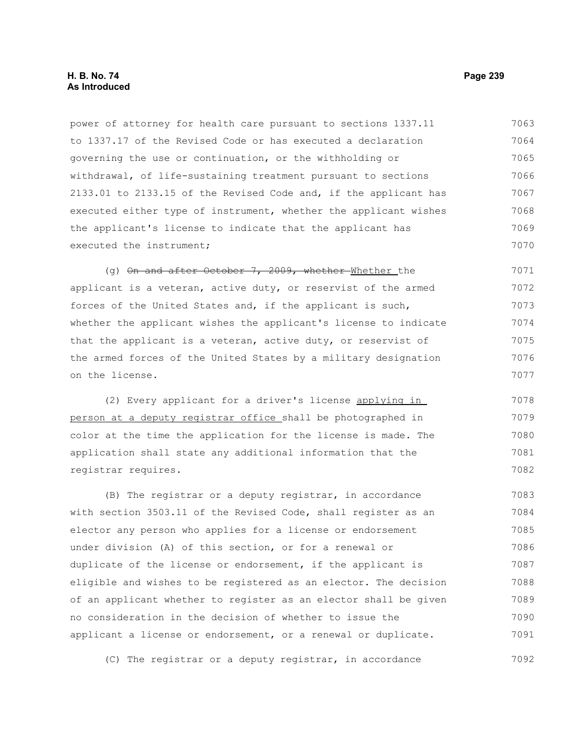power of attorney for health care pursuant to sections 1337.11 to 1337.17 of the Revised Code or has executed a declaration governing the use or continuation, or the withholding or withdrawal, of life-sustaining treatment pursuant to sections 2133.01 to 2133.15 of the Revised Code and, if the applicant has executed either type of instrument, whether the applicant wishes the applicant's license to indicate that the applicant has executed the instrument;

(g) ~~On and after October 7, 2009, whether~~ <u>Whether</u> the applicant is a veteran, active duty, or reservist of the armed forces of the United States and, if the applicant is such, whether the applicant wishes the applicant's license to indicate that the applicant is a veteran, active duty, or reservist of the armed forces of the United States by a military designation on the license.

(2) Every applicant for a driver's license <u>applying in person at a deputy registrar office</u> shall be photographed in color at the time the application for the license is made. The application shall state any additional information that the registrar requires.

(B) The registrar or a deputy registrar, in accordance with section 3503.11 of the Revised Code, shall register as an elector any person who applies for a license or endorsement under division (A) of this section, or for a renewal or duplicate of the license or endorsement, if the applicant is eligible and wishes to be registered as an elector. The decision of an applicant whether to register as an elector shall be given no consideration in the decision of whether to issue the applicant a license or endorsement, or a renewal or duplicate.

(C) The registrar or a deputy registrar, in accordance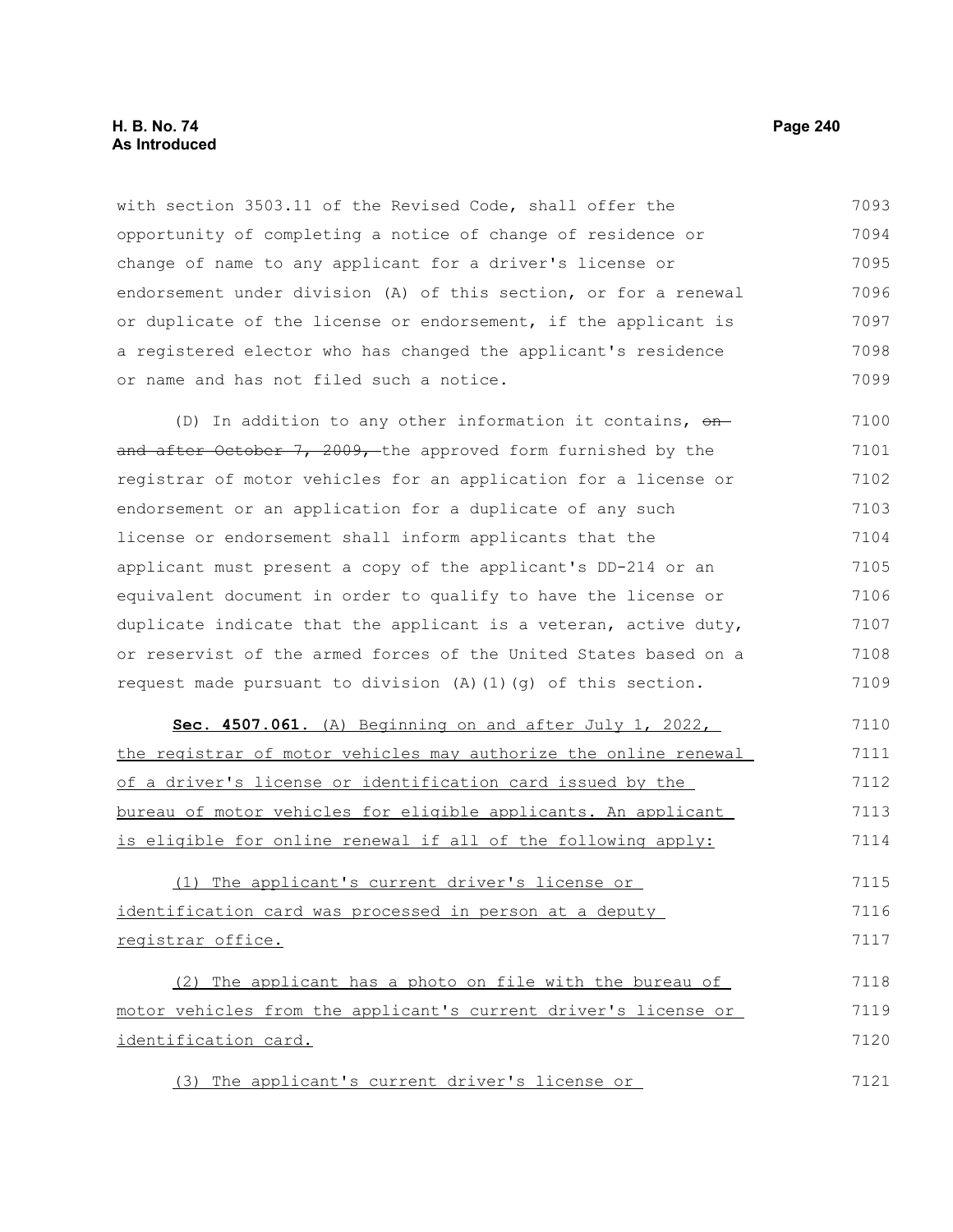with section 3503.11 of the Revised Code, shall offer the opportunity of completing a notice of change of residence or change of name to any applicant for a driver's license or endorsement under division (A) of this section, or for a renewal or duplicate of the license or endorsement, if the applicant is a registered elector who has changed the applicant's residence or name and has not filed such a notice.

(D) In addition to any other information it contains, ~~on and after October 7, 2009,~~ the approved form furnished by the registrar of motor vehicles for an application for a license or endorsement or an application for a duplicate of any such license or endorsement shall inform applicants that the applicant must present a copy of the applicant's DD-214 or an equivalent document in order to qualify to have the license or duplicate indicate that the applicant is a veteran, active duty, or reservist of the armed forces of the United States based on a request made pursuant to division (A)(1)(g) of this section.

**Sec. 4507.061.** <u>(A) Beginning on and after July 1, 2022, the registrar of motor vehicles may authorize the online renewal of a driver's license or identification card issued by the bureau of motor vehicles for eligible applicants. An applicant is eligible for online renewal if all of the following apply:</u>

<u>(1) The applicant's current driver's license or identification card was processed in person at a deputy registrar office.</u>

<u>(2) The applicant has a photo on file with the bureau of motor vehicles from the applicant's current driver's license or identification card.</u>

<u>(3) The applicant's current driver's license or</u>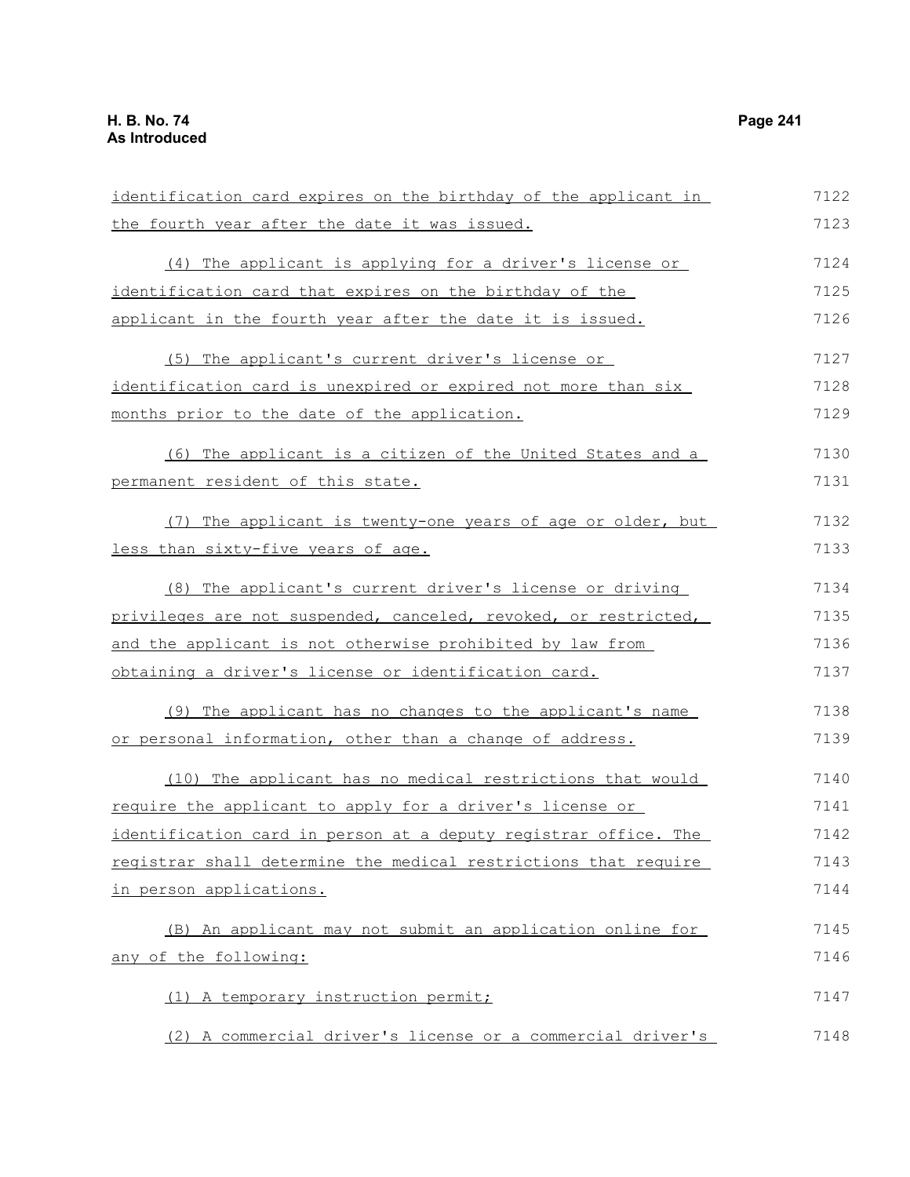identification card expires on the birthday of the applicant in the fourth year after the date it was issued.

(4) The applicant is applying for a driver's license or identification card that expires on the birthday of the applicant in the fourth year after the date it is issued.

(5) The applicant's current driver's license or identification card is unexpired or expired not more than six months prior to the date of the application.

(6) The applicant is a citizen of the United States and a permanent resident of this state.

(7) The applicant is twenty-one years of age or older, but less than sixty-five years of age.

(8) The applicant's current driver's license or driving privileges are not suspended, canceled, revoked, or restricted, and the applicant is not otherwise prohibited by law from obtaining a driver's license or identification card.

(9) The applicant has no changes to the applicant's name or personal information, other than a change of address.

(10) The applicant has no medical restrictions that would require the applicant to apply for a driver's license or identification card in person at a deputy registrar office. The registrar shall determine the medical restrictions that require in person applications.

(B) An applicant may not submit an application online for any of the following:

(1) A temporary instruction permit;

(2) A commercial driver's license or a commercial driver's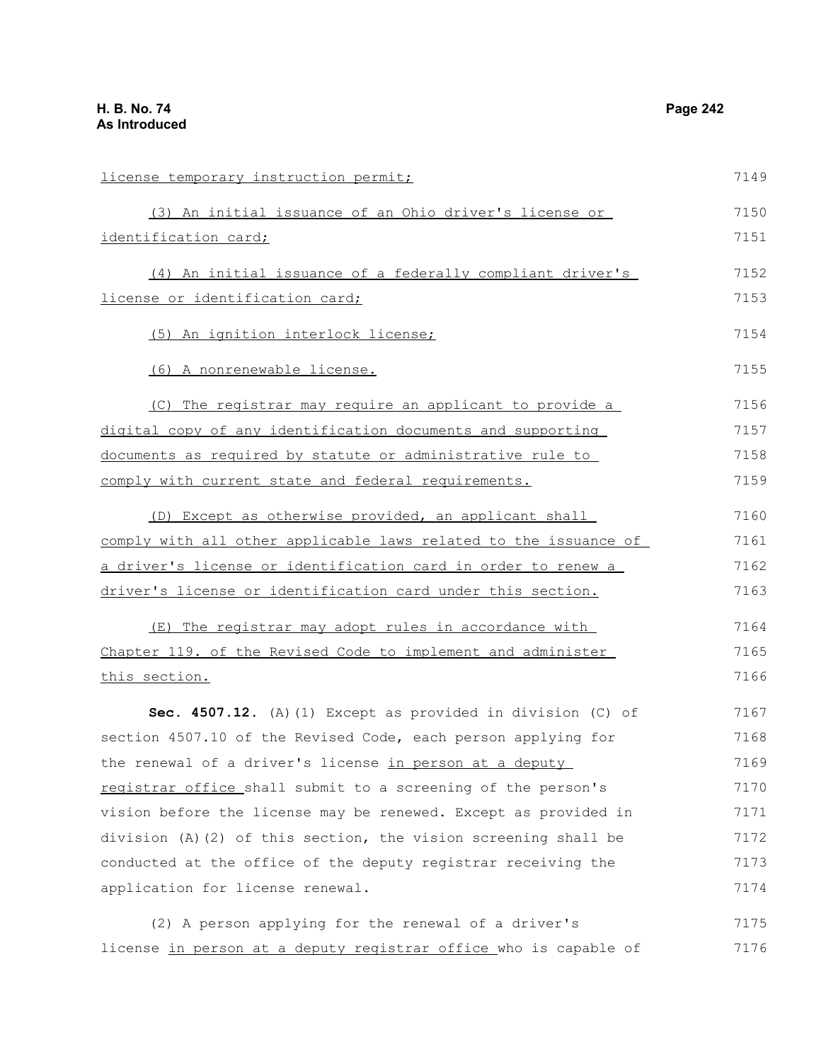license temporary instruction permit;

(3) An initial issuance of an Ohio driver's license or identification card;

(4) An initial issuance of a federally compliant driver's license or identification card;

(5) An ignition interlock license;

(6) A nonrenewable license.

(C) The registrar may require an applicant to provide a digital copy of any identification documents and supporting documents as required by statute or administrative rule to comply with current state and federal requirements.

(D) Except as otherwise provided, an applicant shall comply with all other applicable laws related to the issuance of a driver's license or identification card in order to renew a driver's license or identification card under this section.

(E) The registrar may adopt rules in accordance with Chapter 119. of the Revised Code to implement and administer this section.

**Sec. 4507.12.** (A)(1) Except as provided in division (C) of section 4507.10 of the Revised Code, each person applying for the renewal of a driver's license in person at a deputy registrar office shall submit to a screening of the person's vision before the license may be renewed. Except as provided in division (A)(2) of this section, the vision screening shall be conducted at the office of the deputy registrar receiving the application for license renewal.

(2) A person applying for the renewal of a driver's license in person at a deputy registrar office who is capable of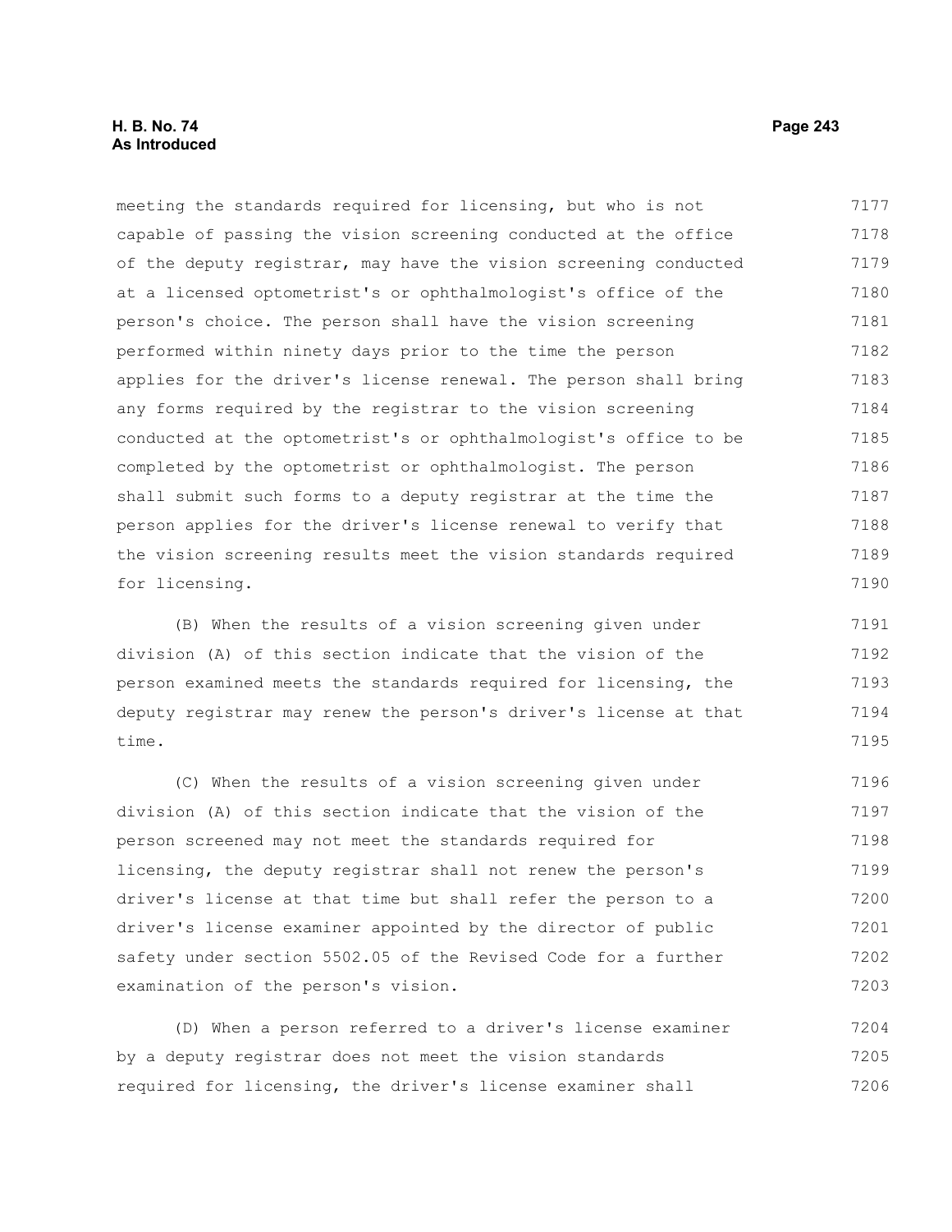meeting the standards required for licensing, but who is not capable of passing the vision screening conducted at the office of the deputy registrar, may have the vision screening conducted at a licensed optometrist's or ophthalmologist's office of the person's choice. The person shall have the vision screening performed within ninety days prior to the time the person applies for the driver's license renewal. The person shall bring any forms required by the registrar to the vision screening conducted at the optometrist's or ophthalmologist's office to be completed by the optometrist or ophthalmologist. The person shall submit such forms to a deputy registrar at the time the person applies for the driver's license renewal to verify that the vision screening results meet the vision standards required for licensing.

(B) When the results of a vision screening given under division (A) of this section indicate that the vision of the person examined meets the standards required for licensing, the deputy registrar may renew the person's driver's license at that time.

(C) When the results of a vision screening given under division (A) of this section indicate that the vision of the person screened may not meet the standards required for licensing, the deputy registrar shall not renew the person's driver's license at that time but shall refer the person to a driver's license examiner appointed by the director of public safety under section 5502.05 of the Revised Code for a further examination of the person's vision.

(D) When a person referred to a driver's license examiner by a deputy registrar does not meet the vision standards required for licensing, the driver's license examiner shall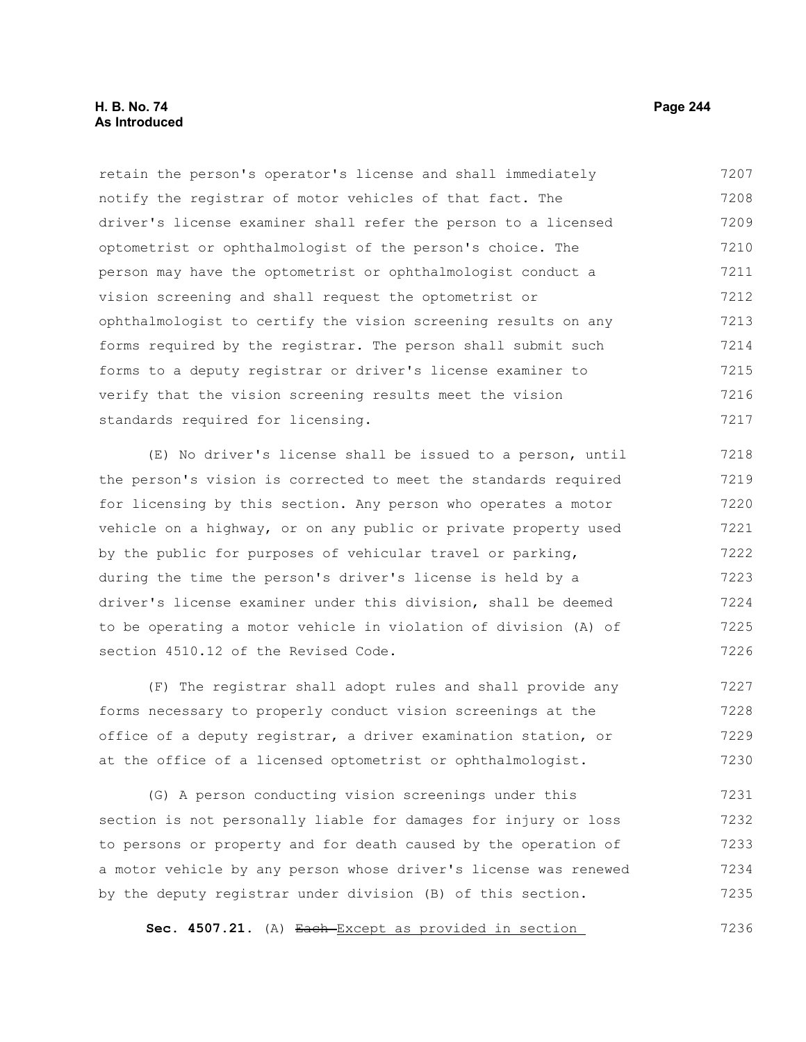retain the person's operator's license and shall immediately notify the registrar of motor vehicles of that fact. The driver's license examiner shall refer the person to a licensed optometrist or ophthalmologist of the person's choice. The person may have the optometrist or ophthalmologist conduct a vision screening and shall request the optometrist or ophthalmologist to certify the vision screening results on any forms required by the registrar. The person shall submit such forms to a deputy registrar or driver's license examiner to verify that the vision screening results meet the vision standards required for licensing.

(E) No driver's license shall be issued to a person, until the person's vision is corrected to meet the standards required for licensing by this section. Any person who operates a motor vehicle on a highway, or on any public or private property used by the public for purposes of vehicular travel or parking, during the time the person's driver's license is held by a driver's license examiner under this division, shall be deemed to be operating a motor vehicle in violation of division (A) of section 4510.12 of the Revised Code.

(F) The registrar shall adopt rules and shall provide any forms necessary to properly conduct vision screenings at the office of a deputy registrar, a driver examination station, or at the office of a licensed optometrist or ophthalmologist.

(G) A person conducting vision screenings under this section is not personally liable for damages for injury or loss to persons or property and for death caused by the operation of a motor vehicle by any person whose driver's license was renewed by the deputy registrar under division (B) of this section.

**Sec. 4507.21.** (A) ~~Each~~ Except as provided in section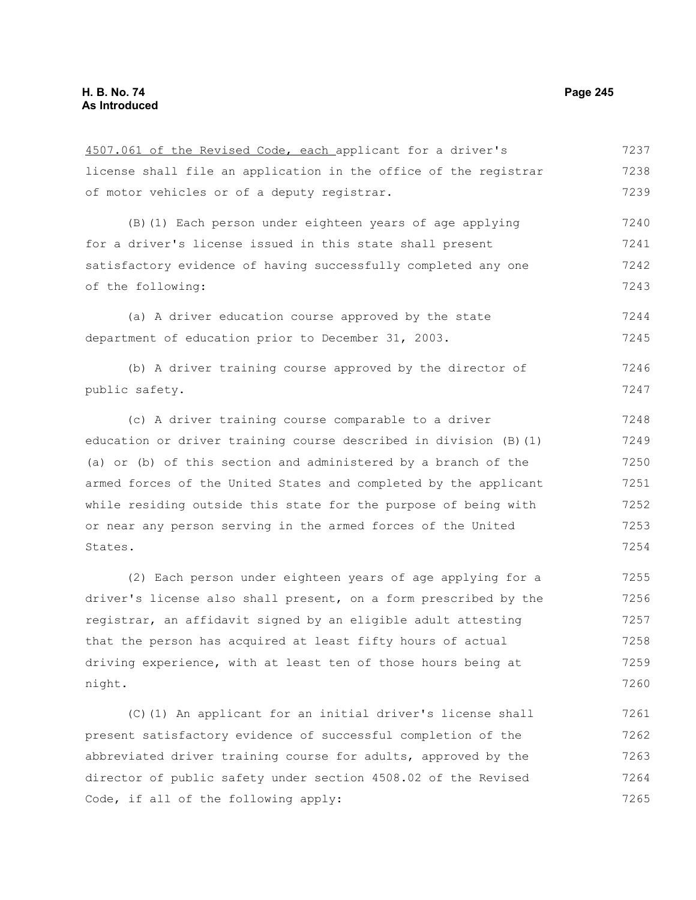4507.061 of the Revised Code, each applicant for a driver's license shall file an application in the office of the registrar of motor vehicles or of a deputy registrar.

(B)(1) Each person under eighteen years of age applying for a driver's license issued in this state shall present satisfactory evidence of having successfully completed any one of the following:

(a) A driver education course approved by the state department of education prior to December 31, 2003.

(b) A driver training course approved by the director of public safety.

(c) A driver training course comparable to a driver education or driver training course described in division (B)(1)(a) or (b) of this section and administered by a branch of the armed forces of the United States and completed by the applicant while residing outside this state for the purpose of being with or near any person serving in the armed forces of the United States.

(2) Each person under eighteen years of age applying for a driver's license also shall present, on a form prescribed by the registrar, an affidavit signed by an eligible adult attesting that the person has acquired at least fifty hours of actual driving experience, with at least ten of those hours being at night.

(C)(1) An applicant for an initial driver's license shall present satisfactory evidence of successful completion of the abbreviated driver training course for adults, approved by the director of public safety under section 4508.02 of the Revised Code, if all of the following apply: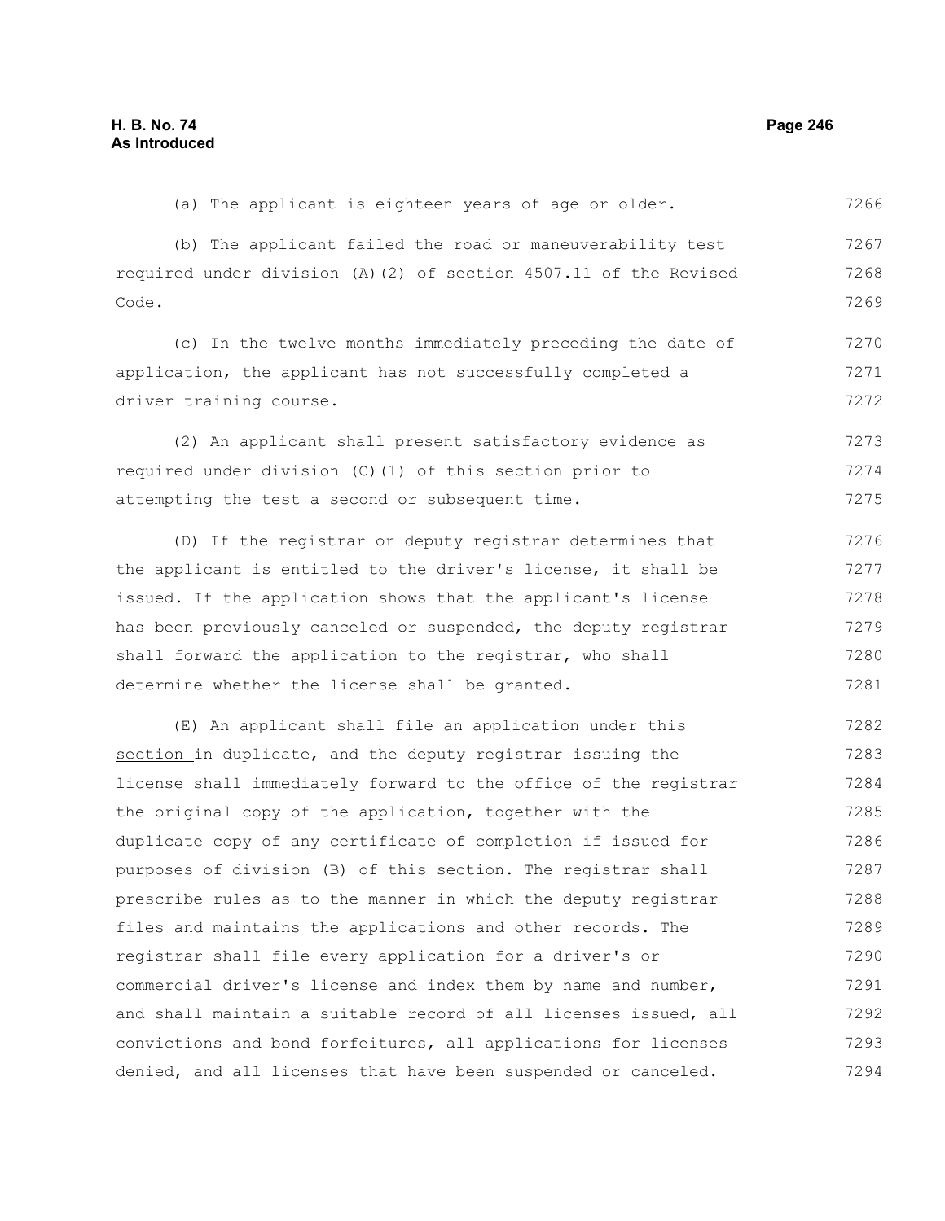(a) The applicant is eighteen years of age or older.

(b) The applicant failed the road or maneuverability test required under division (A)(2) of section 4507.11 of the Revised Code.

(c) In the twelve months immediately preceding the date of application, the applicant has not successfully completed a driver training course.

(2) An applicant shall present satisfactory evidence as required under division (C)(1) of this section prior to attempting the test a second or subsequent time.

(D) If the registrar or deputy registrar determines that the applicant is entitled to the driver's license, it shall be issued. If the application shows that the applicant's license has been previously canceled or suspended, the deputy registrar shall forward the application to the registrar, who shall determine whether the license shall be granted.

(E) An applicant shall file an application <u>under this section</u> in duplicate, and the deputy registrar issuing the license shall immediately forward to the office of the registrar the original copy of the application, together with the duplicate copy of any certificate of completion if issued for purposes of division (B) of this section. The registrar shall prescribe rules as to the manner in which the deputy registrar files and maintains the applications and other records. The registrar shall file every application for a driver's or commercial driver's license and index them by name and number, and shall maintain a suitable record of all licenses issued, all convictions and bond forfeitures, all applications for licenses denied, and all licenses that have been suspended or canceled.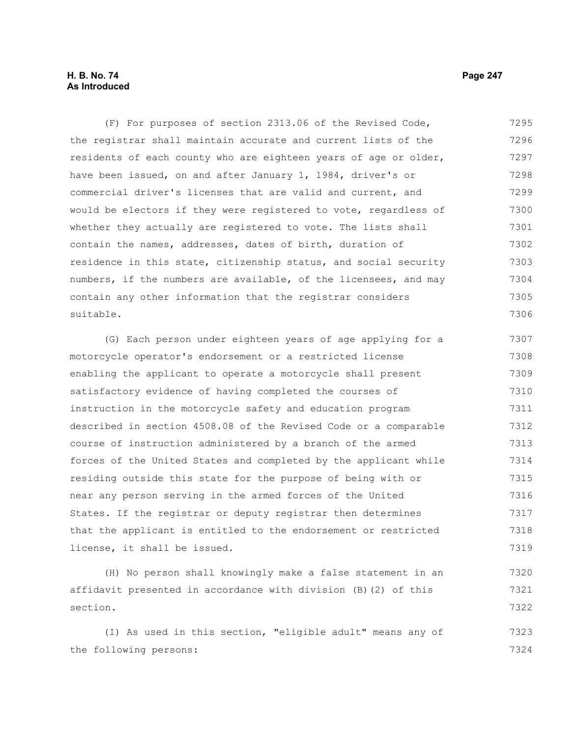(F) For purposes of section 2313.06 of the Revised Code, the registrar shall maintain accurate and current lists of the residents of each county who are eighteen years of age or older, have been issued, on and after January 1, 1984, driver's or commercial driver's licenses that are valid and current, and would be electors if they were registered to vote, regardless of whether they actually are registered to vote. The lists shall contain the names, addresses, dates of birth, duration of residence in this state, citizenship status, and social security numbers, if the numbers are available, of the licensees, and may contain any other information that the registrar considers suitable.

(G) Each person under eighteen years of age applying for a motorcycle operator's endorsement or a restricted license enabling the applicant to operate a motorcycle shall present satisfactory evidence of having completed the courses of instruction in the motorcycle safety and education program described in section 4508.08 of the Revised Code or a comparable course of instruction administered by a branch of the armed forces of the United States and completed by the applicant while residing outside this state for the purpose of being with or near any person serving in the armed forces of the United States. If the registrar or deputy registrar then determines that the applicant is entitled to the endorsement or restricted license, it shall be issued.

(H) No person shall knowingly make a false statement in an affidavit presented in accordance with division (B)(2) of this section.

(I) As used in this section, "eligible adult" means any of the following persons: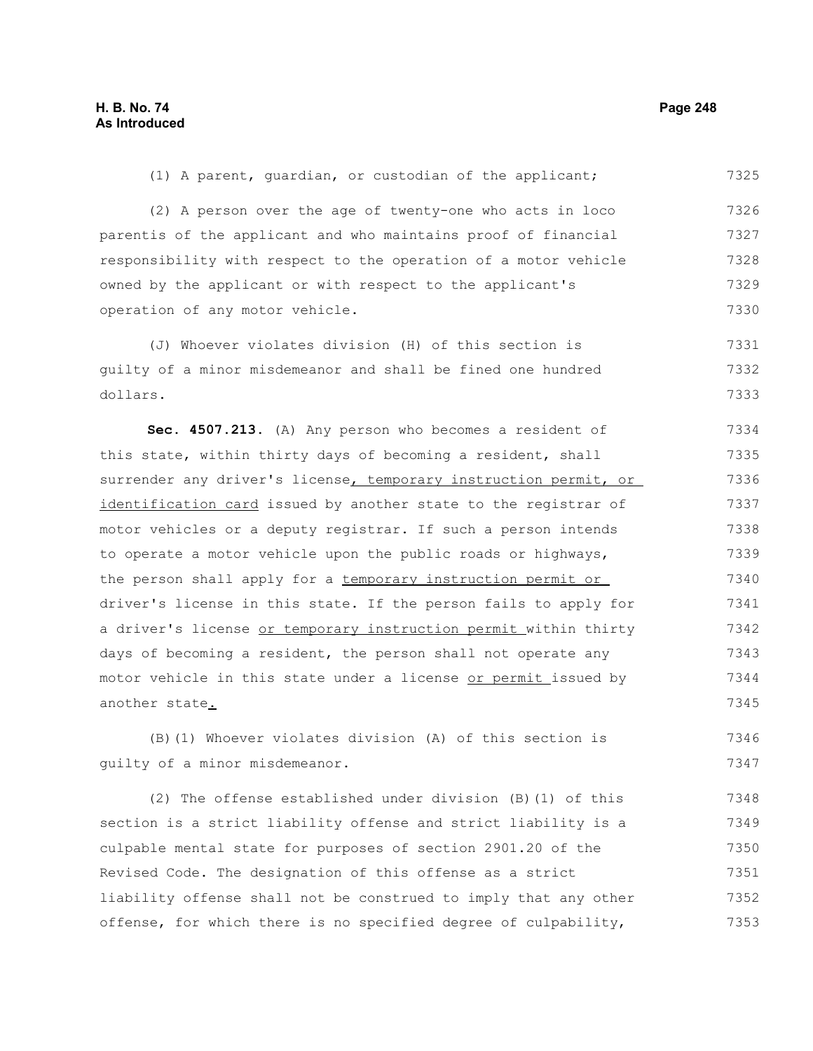(1) A parent, guardian, or custodian of the applicant;

(2) A person over the age of twenty-one who acts in loco parentis of the applicant and who maintains proof of financial responsibility with respect to the operation of a motor vehicle owned by the applicant or with respect to the applicant's operation of any motor vehicle.

(J) Whoever violates division (H) of this section is guilty of a minor misdemeanor and shall be fined one hundred dollars.

**Sec. 4507.213.** (A) Any person who becomes a resident of this state, within thirty days of becoming a resident, shall surrender any driver's license, temporary instruction permit, or identification card issued by another state to the registrar of motor vehicles or a deputy registrar. If such a person intends to operate a motor vehicle upon the public roads or highways, the person shall apply for a temporary instruction permit or driver's license in this state. If the person fails to apply for a driver's license or temporary instruction permit within thirty days of becoming a resident, the person shall not operate any motor vehicle in this state under a license or permit issued by another state.

(B)(1) Whoever violates division (A) of this section is guilty of a minor misdemeanor.

(2) The offense established under division (B)(1) of this section is a strict liability offense and strict liability is a culpable mental state for purposes of section 2901.20 of the Revised Code. The designation of this offense as a strict liability offense shall not be construed to imply that any other offense, for which there is no specified degree of culpability,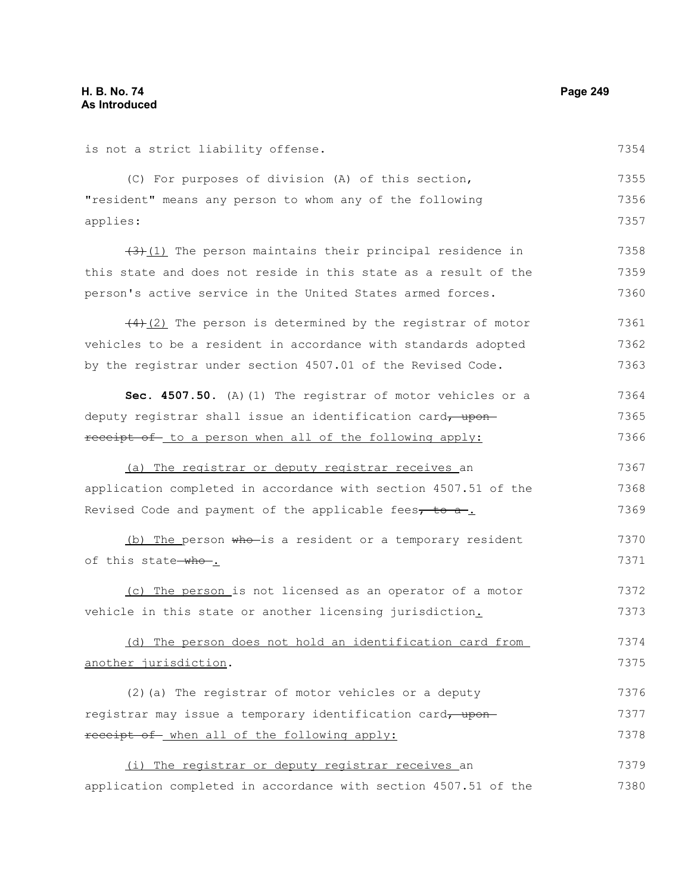is not a strict liability offense.

(C) For purposes of division (A) of this section, "resident" means any person to whom any of the following applies:

~~(3)~~(1) The person maintains their principal residence in this state and does not reside in this state as a result of the person's active service in the United States armed forces.

~~(4)~~(2) The person is determined by the registrar of motor vehicles to be a resident in accordance with standards adopted by the registrar under section 4507.01 of the Revised Code.

**Sec. 4507.50.** (A)(1) The registrar of motor vehicles or a deputy registrar shall issue an identification card~~, upon receipt of~~ to a person when all of the following apply:

(a) The registrar or deputy registrar receives an application completed in accordance with section 4507.51 of the Revised Code and payment of the applicable fees~~, to a~~.

(b) The person ~~who~~ is a resident or a temporary resident of this state ~~who~~.

(c) The person is not licensed as an operator of a motor vehicle in this state or another licensing jurisdiction.

(d) The person does not hold an identification card from another jurisdiction.

(2)(a) The registrar of motor vehicles or a deputy registrar may issue a temporary identification card~~, upon receipt of~~ when all of the following apply:

(i) The registrar or deputy registrar receives an application completed in accordance with section 4507.51 of the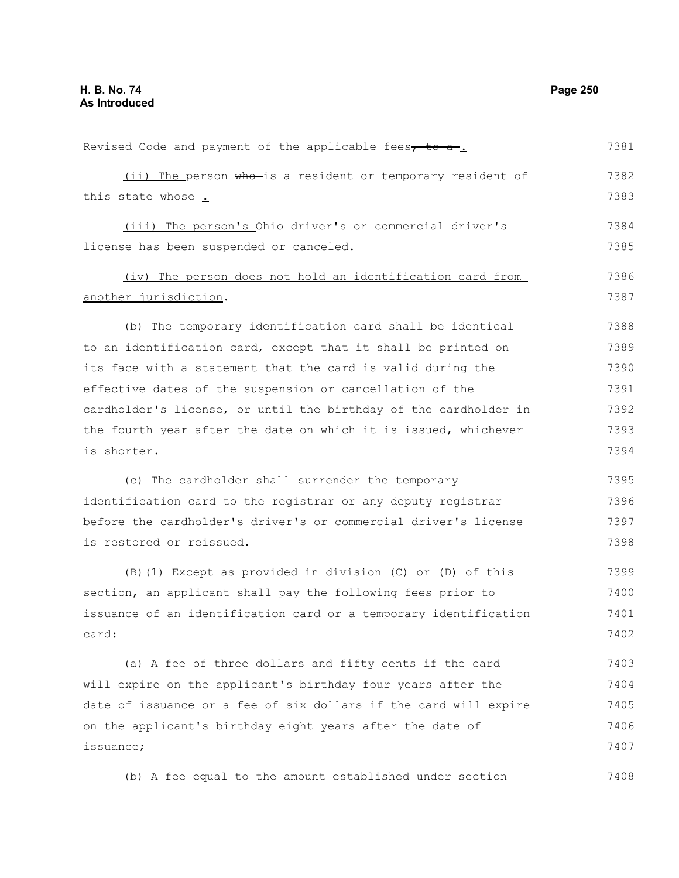Revised Code and payment of the applicable fees~~, to a~~.

(ii) The person ~~who~~ is a resident or temporary resident of this state~~ whose~~.

(iii) The person's Ohio driver's or commercial driver's license has been suspended or canceled.

(iv) The person does not hold an identification card from another jurisdiction.

(b) The temporary identification card shall be identical to an identification card, except that it shall be printed on its face with a statement that the card is valid during the effective dates of the suspension or cancellation of the cardholder's license, or until the birthday of the cardholder in the fourth year after the date on which it is issued, whichever is shorter.

(c) The cardholder shall surrender the temporary identification card to the registrar or any deputy registrar before the cardholder's driver's or commercial driver's license is restored or reissued.

(B)(1) Except as provided in division (C) or (D) of this section, an applicant shall pay the following fees prior to issuance of an identification card or a temporary identification card:

(a) A fee of three dollars and fifty cents if the card will expire on the applicant's birthday four years after the date of issuance or a fee of six dollars if the card will expire on the applicant's birthday eight years after the date of issuance;

(b) A fee equal to the amount established under section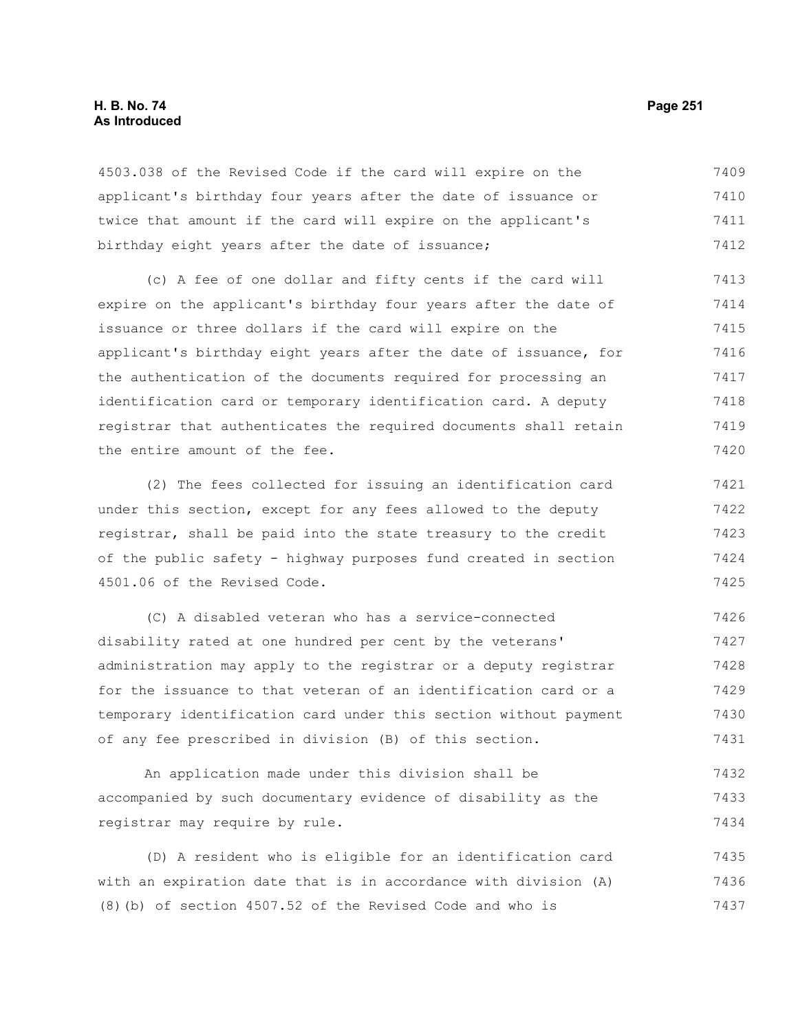4503.038 of the Revised Code if the card will expire on the applicant's birthday four years after the date of issuance or twice that amount if the card will expire on the applicant's birthday eight years after the date of issuance;

(c) A fee of one dollar and fifty cents if the card will expire on the applicant's birthday four years after the date of issuance or three dollars if the card will expire on the applicant's birthday eight years after the date of issuance, for the authentication of the documents required for processing an identification card or temporary identification card. A deputy registrar that authenticates the required documents shall retain the entire amount of the fee.

(2) The fees collected for issuing an identification card under this section, except for any fees allowed to the deputy registrar, shall be paid into the state treasury to the credit of the public safety - highway purposes fund created in section 4501.06 of the Revised Code.

(C) A disabled veteran who has a service-connected disability rated at one hundred per cent by the veterans' administration may apply to the registrar or a deputy registrar for the issuance to that veteran of an identification card or a temporary identification card under this section without payment of any fee prescribed in division (B) of this section.

An application made under this division shall be accompanied by such documentary evidence of disability as the registrar may require by rule.

(D) A resident who is eligible for an identification card with an expiration date that is in accordance with division (A)(8)(b) of section 4507.52 of the Revised Code and who is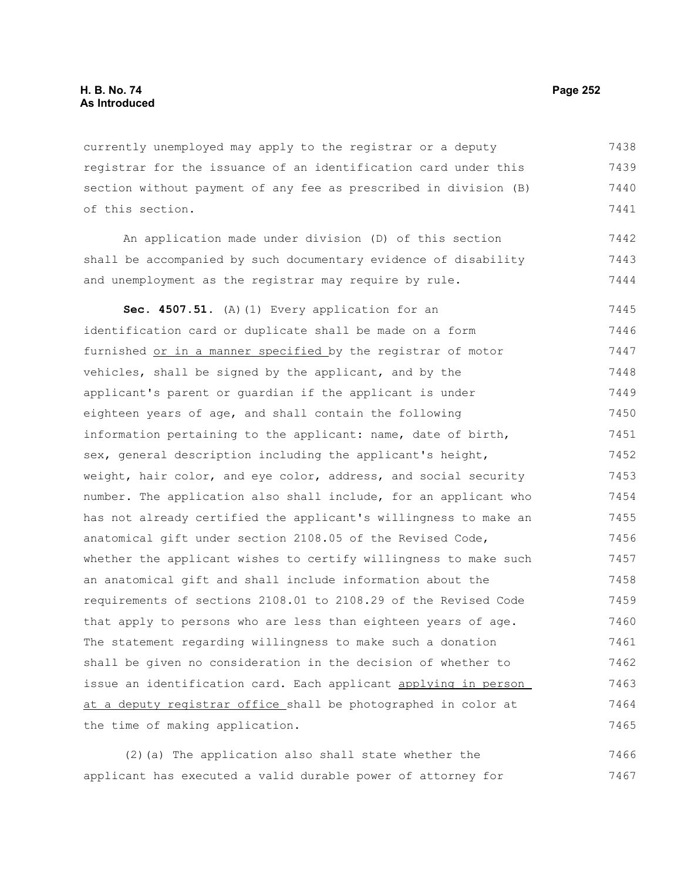currently unemployed may apply to the registrar or a deputy registrar for the issuance of an identification card under this section without payment of any fee as prescribed in division (B) of this section.

An application made under division (D) of this section shall be accompanied by such documentary evidence of disability and unemployment as the registrar may require by rule.

**Sec. 4507.51.** (A)(1) Every application for an identification card or duplicate shall be made on a form furnished or in a manner specified by the registrar of motor vehicles, shall be signed by the applicant, and by the applicant's parent or guardian if the applicant is under eighteen years of age, and shall contain the following information pertaining to the applicant: name, date of birth, sex, general description including the applicant's height, weight, hair color, and eye color, address, and social security number. The application also shall include, for an applicant who has not already certified the applicant's willingness to make an anatomical gift under section 2108.05 of the Revised Code, whether the applicant wishes to certify willingness to make such an anatomical gift and shall include information about the requirements of sections 2108.01 to 2108.29 of the Revised Code that apply to persons who are less than eighteen years of age. The statement regarding willingness to make such a donation shall be given no consideration in the decision of whether to issue an identification card. Each applicant applying in person at a deputy registrar office shall be photographed in color at the time of making application.

(2)(a) The application also shall state whether the applicant has executed a valid durable power of attorney for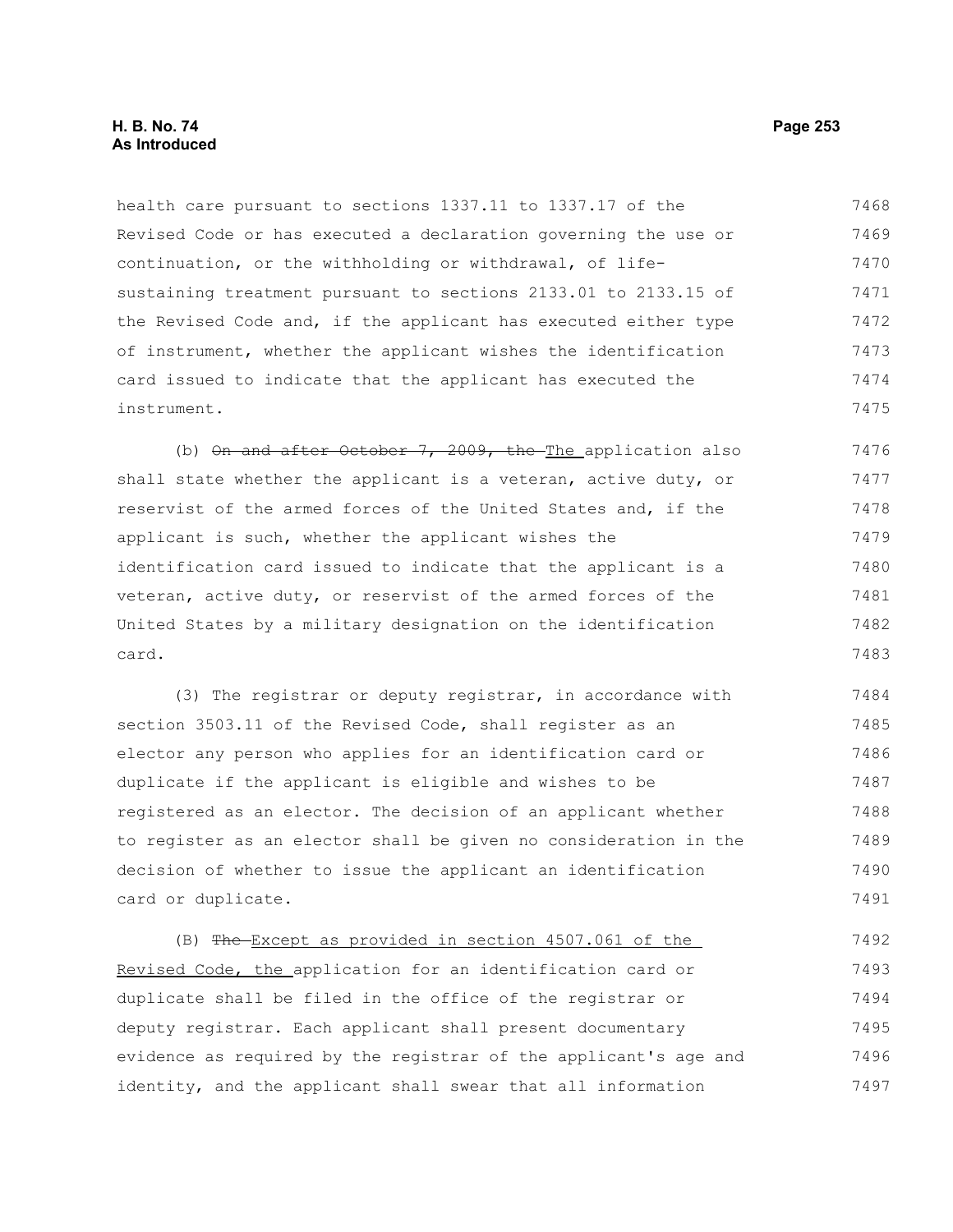health care pursuant to sections 1337.11 to 1337.17 of the Revised Code or has executed a declaration governing the use or continuation, or the withholding or withdrawal, of life-sustaining treatment pursuant to sections 2133.01 to 2133.15 of the Revised Code and, if the applicant has executed either type of instrument, whether the applicant wishes the identification card issued to indicate that the applicant has executed the instrument.

(b) ~~On and after October 7, 2009, the~~ The application also shall state whether the applicant is a veteran, active duty, or reservist of the armed forces of the United States and, if the applicant is such, whether the applicant wishes the identification card issued to indicate that the applicant is a veteran, active duty, or reservist of the armed forces of the United States by a military designation on the identification card.

(3) The registrar or deputy registrar, in accordance with section 3503.11 of the Revised Code, shall register as an elector any person who applies for an identification card or duplicate if the applicant is eligible and wishes to be registered as an elector. The decision of an applicant whether to register as an elector shall be given no consideration in the decision of whether to issue the applicant an identification card or duplicate.

(B) ~~The~~ Except as provided in section 4507.061 of the Revised Code, the application for an identification card or duplicate shall be filed in the office of the registrar or deputy registrar. Each applicant shall present documentary evidence as required by the registrar of the applicant's age and identity, and the applicant shall swear that all information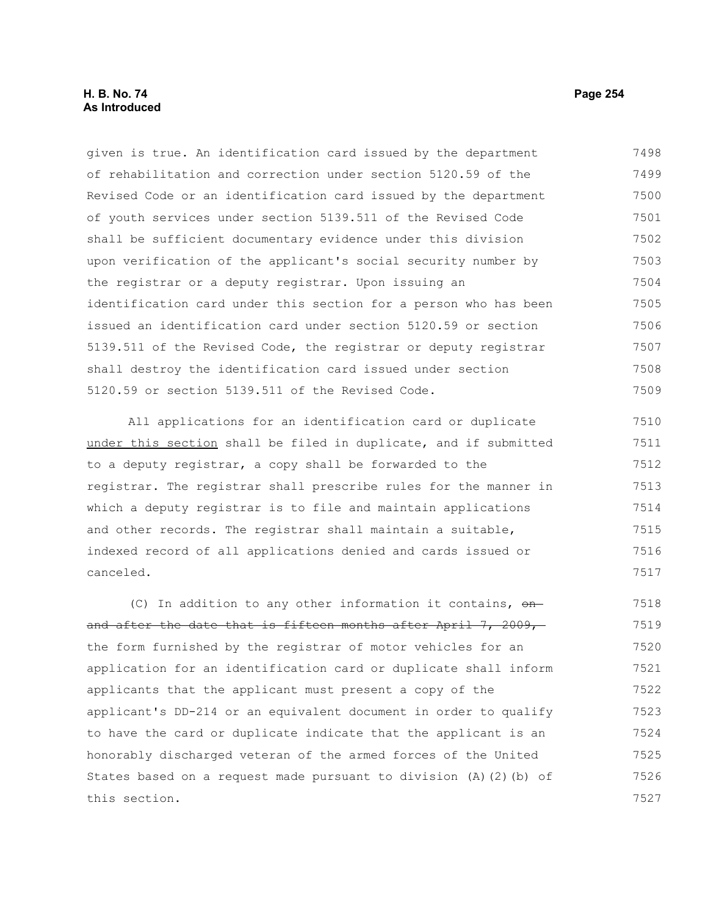given is true. An identification card issued by the department of rehabilitation and correction under section 5120.59 of the Revised Code or an identification card issued by the department of youth services under section 5139.511 of the Revised Code shall be sufficient documentary evidence under this division upon verification of the applicant's social security number by the registrar or a deputy registrar. Upon issuing an identification card under this section for a person who has been issued an identification card under section 5120.59 or section 5139.511 of the Revised Code, the registrar or deputy registrar shall destroy the identification card issued under section 5120.59 or section 5139.511 of the Revised Code.

All applications for an identification card or duplicate <u>under this section</u> shall be filed in duplicate, and if submitted to a deputy registrar, a copy shall be forwarded to the registrar. The registrar shall prescribe rules for the manner in which a deputy registrar is to file and maintain applications and other records. The registrar shall maintain a suitable, indexed record of all applications denied and cards issued or canceled.

(C) In addition to any other information it contains, ~~on and after the date that is fifteen months after April 7, 2009,~~ the form furnished by the registrar of motor vehicles for an application for an identification card or duplicate shall inform applicants that the applicant must present a copy of the applicant's DD-214 or an equivalent document in order to qualify to have the card or duplicate indicate that the applicant is an honorably discharged veteran of the armed forces of the United States based on a request made pursuant to division (A)(2)(b) of this section.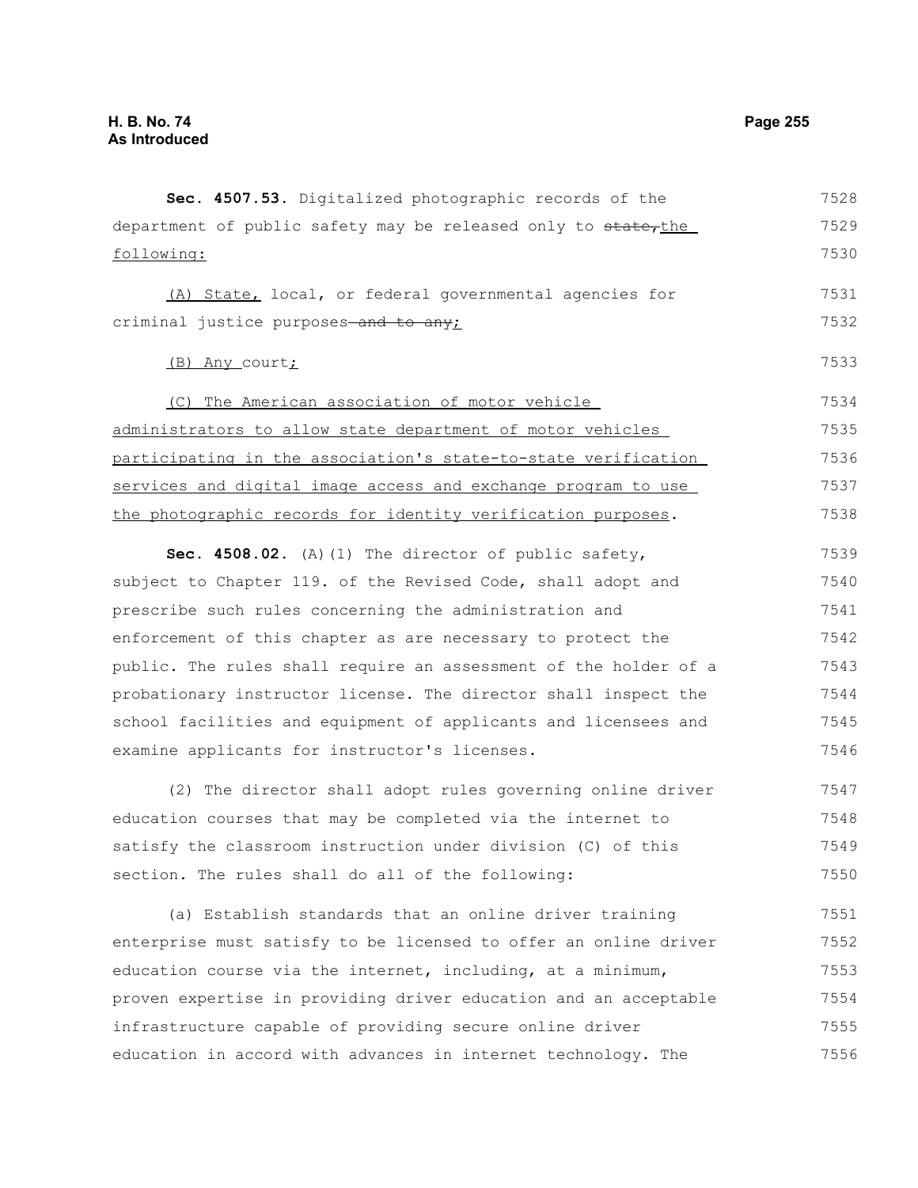**Sec. 4507.53.** Digitalized photographic records of the department of public safety may be released only to ~~state,~~the following:

(A) State, local, or federal governmental agencies for criminal justice purposes ~~and to any~~;

(B) Any court;

(C) The American association of motor vehicle administrators to allow state department of motor vehicles participating in the association's state-to-state verification services and digital image access and exchange program to use the photographic records for identity verification purposes.

**Sec. 4508.02.** (A)(1) The director of public safety, subject to Chapter 119. of the Revised Code, shall adopt and prescribe such rules concerning the administration and enforcement of this chapter as are necessary to protect the public. The rules shall require an assessment of the holder of a probationary instructor license. The director shall inspect the school facilities and equipment of applicants and licensees and examine applicants for instructor's licenses.

(2) The director shall adopt rules governing online driver education courses that may be completed via the internet to satisfy the classroom instruction under division (C) of this section. The rules shall do all of the following:

(a) Establish standards that an online driver training enterprise must satisfy to be licensed to offer an online driver education course via the internet, including, at a minimum, proven expertise in providing driver education and an acceptable infrastructure capable of providing secure online driver education in accord with advances in internet technology. The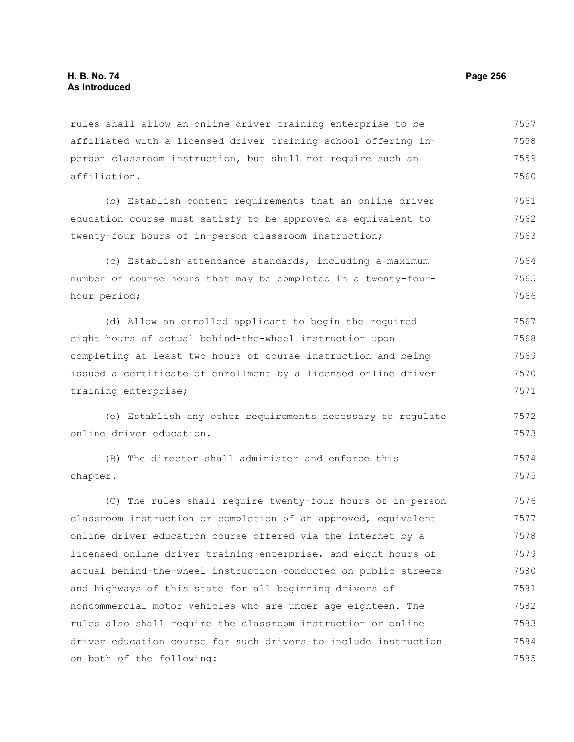rules shall allow an online driver training enterprise to be affiliated with a licensed driver training school offering in-person classroom instruction, but shall not require such an affiliation.

(b) Establish content requirements that an online driver education course must satisfy to be approved as equivalent to twenty-four hours of in-person classroom instruction;

(c) Establish attendance standards, including a maximum number of course hours that may be completed in a twenty-four-hour period;

(d) Allow an enrolled applicant to begin the required eight hours of actual behind-the-wheel instruction upon completing at least two hours of course instruction and being issued a certificate of enrollment by a licensed online driver training enterprise;

(e) Establish any other requirements necessary to regulate online driver education.

(B) The director shall administer and enforce this chapter.

(C) The rules shall require twenty-four hours of in-person classroom instruction or completion of an approved, equivalent online driver education course offered via the internet by a licensed online driver training enterprise, and eight hours of actual behind-the-wheel instruction conducted on public streets and highways of this state for all beginning drivers of noncommercial motor vehicles who are under age eighteen. The rules also shall require the classroom instruction or online driver education course for such drivers to include instruction on both of the following: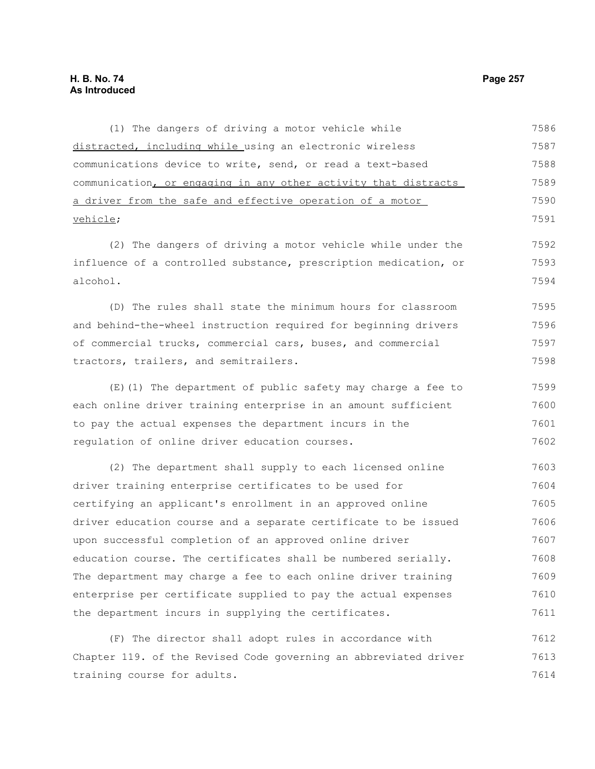(1) The dangers of driving a motor vehicle while distracted, including while using an electronic wireless communications device to write, send, or read a text-based communication, or engaging in any other activity that distracts a driver from the safe and effective operation of a motor vehicle;

(2) The dangers of driving a motor vehicle while under the influence of a controlled substance, prescription medication, or alcohol.

(D) The rules shall state the minimum hours for classroom and behind-the-wheel instruction required for beginning drivers of commercial trucks, commercial cars, buses, and commercial tractors, trailers, and semitrailers.

(E)(1) The department of public safety may charge a fee to each online driver training enterprise in an amount sufficient to pay the actual expenses the department incurs in the regulation of online driver education courses.

(2) The department shall supply to each licensed online driver training enterprise certificates to be used for certifying an applicant's enrollment in an approved online driver education course and a separate certificate to be issued upon successful completion of an approved online driver education course. The certificates shall be numbered serially. The department may charge a fee to each online driver training enterprise per certificate supplied to pay the actual expenses the department incurs in supplying the certificates.

(F) The director shall adopt rules in accordance with Chapter 119. of the Revised Code governing an abbreviated driver training course for adults.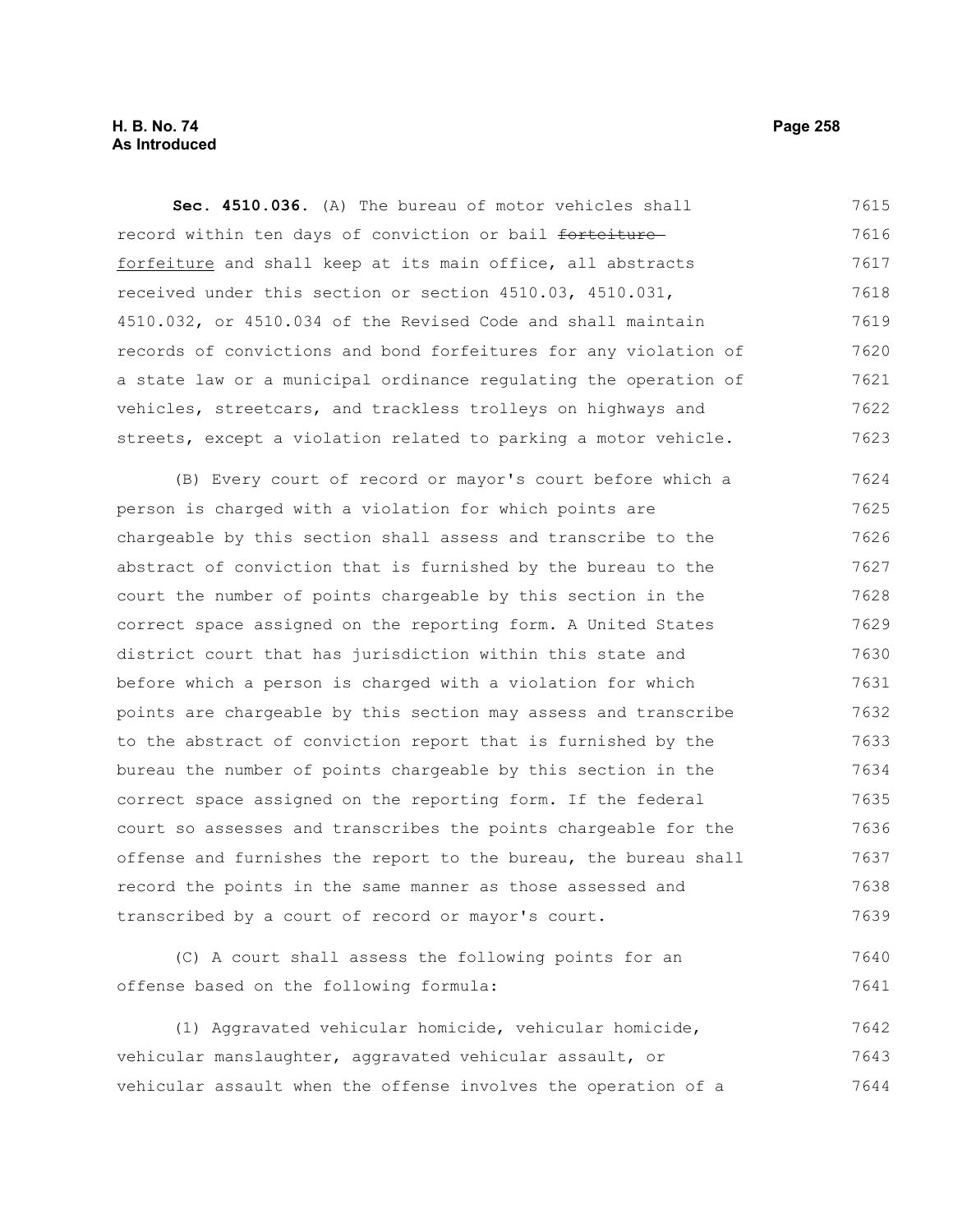**Sec. 4510.036.** (A) The bureau of motor vehicles shall record within ten days of conviction or bail ~~forteiture~~ forfeiture and shall keep at its main office, all abstracts received under this section or section 4510.03, 4510.031, 4510.032, or 4510.034 of the Revised Code and shall maintain records of convictions and bond forfeitures for any violation of a state law or a municipal ordinance regulating the operation of vehicles, streetcars, and trackless trolleys on highways and streets, except a violation related to parking a motor vehicle.

(B) Every court of record or mayor's court before which a person is charged with a violation for which points are chargeable by this section shall assess and transcribe to the abstract of conviction that is furnished by the bureau to the court the number of points chargeable by this section in the correct space assigned on the reporting form. A United States district court that has jurisdiction within this state and before which a person is charged with a violation for which points are chargeable by this section may assess and transcribe to the abstract of conviction report that is furnished by the bureau the number of points chargeable by this section in the correct space assigned on the reporting form. If the federal court so assesses and transcribes the points chargeable for the offense and furnishes the report to the bureau, the bureau shall record the points in the same manner as those assessed and transcribed by a court of record or mayor's court.

(C) A court shall assess the following points for an offense based on the following formula:

(1) Aggravated vehicular homicide, vehicular homicide, vehicular manslaughter, aggravated vehicular assault, or vehicular assault when the offense involves the operation of a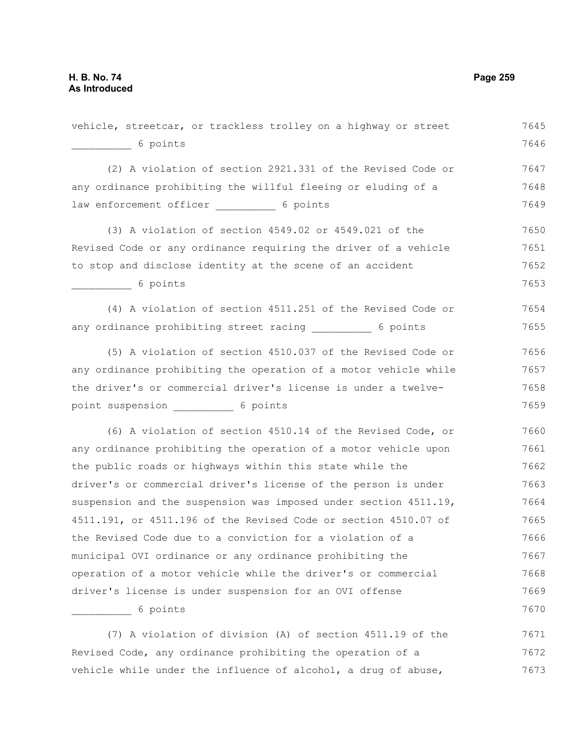vehicle, streetcar, or trackless trolley on a highway or street __________ 6 points

(2) A violation of section 2921.331 of the Revised Code or any ordinance prohibiting the willful fleeing or eluding of a law enforcement officer __________ 6 points

(3) A violation of section 4549.02 or 4549.021 of the Revised Code or any ordinance requiring the driver of a vehicle to stop and disclose identity at the scene of an accident __________ 6 points

(4) A violation of section 4511.251 of the Revised Code or any ordinance prohibiting street racing __________ 6 points

(5) A violation of section 4510.037 of the Revised Code or any ordinance prohibiting the operation of a motor vehicle while the driver's or commercial driver's license is under a twelve-point suspension __________ 6 points

(6) A violation of section 4510.14 of the Revised Code, or any ordinance prohibiting the operation of a motor vehicle upon the public roads or highways within this state while the driver's or commercial driver's license of the person is under suspension and the suspension was imposed under section 4511.19, 4511.191, or 4511.196 of the Revised Code or section 4510.07 of the Revised Code due to a conviction for a violation of a municipal OVI ordinance or any ordinance prohibiting the operation of a motor vehicle while the driver's or commercial driver's license is under suspension for an OVI offense __________ 6 points

(7) A violation of division (A) of section 4511.19 of the Revised Code, any ordinance prohibiting the operation of a vehicle while under the influence of alcohol, a drug of abuse,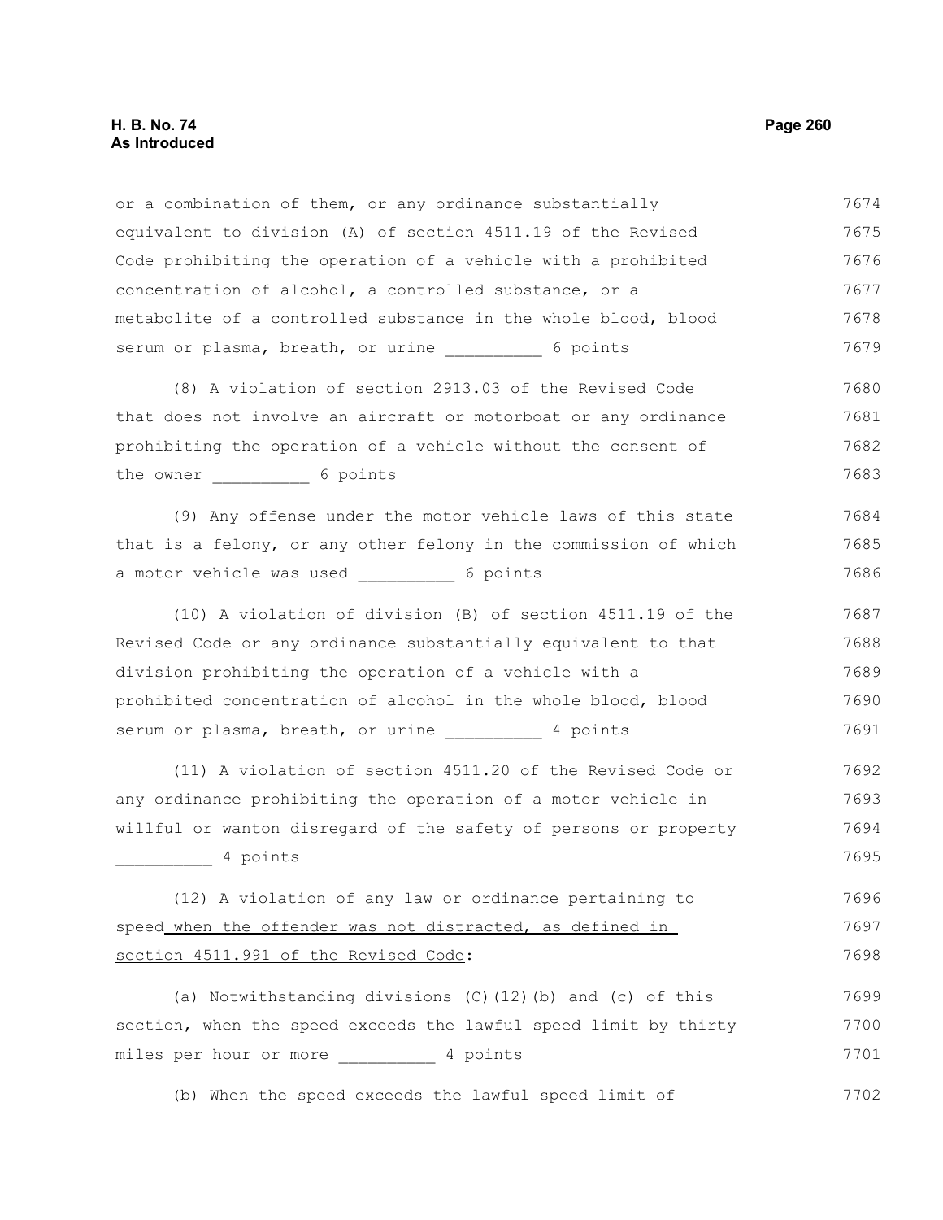or a combination of them, or any ordinance substantially equivalent to division (A) of section 4511.19 of the Revised Code prohibiting the operation of a vehicle with a prohibited concentration of alcohol, a controlled substance, or a metabolite of a controlled substance in the whole blood, blood serum or plasma, breath, or urine __________ 6 points

(8) A violation of section 2913.03 of the Revised Code that does not involve an aircraft or motorboat or any ordinance prohibiting the operation of a vehicle without the consent of the owner __________ 6 points

(9) Any offense under the motor vehicle laws of this state that is a felony, or any other felony in the commission of which a motor vehicle was used __________ 6 points

(10) A violation of division (B) of section 4511.19 of the Revised Code or any ordinance substantially equivalent to that division prohibiting the operation of a vehicle with a prohibited concentration of alcohol in the whole blood, blood serum or plasma, breath, or urine __________ 4 points

(11) A violation of section 4511.20 of the Revised Code or any ordinance prohibiting the operation of a motor vehicle in willful or wanton disregard of the safety of persons or property __________ 4 points

(12) A violation of any law or ordinance pertaining to speed<u> when the offender was not distracted, as defined in section 4511.991 of the Revised Code</u>:

(a) Notwithstanding divisions (C)(12)(b) and (c) of this section, when the speed exceeds the lawful speed limit by thirty miles per hour or more __________ 4 points

(b) When the speed exceeds the lawful speed limit of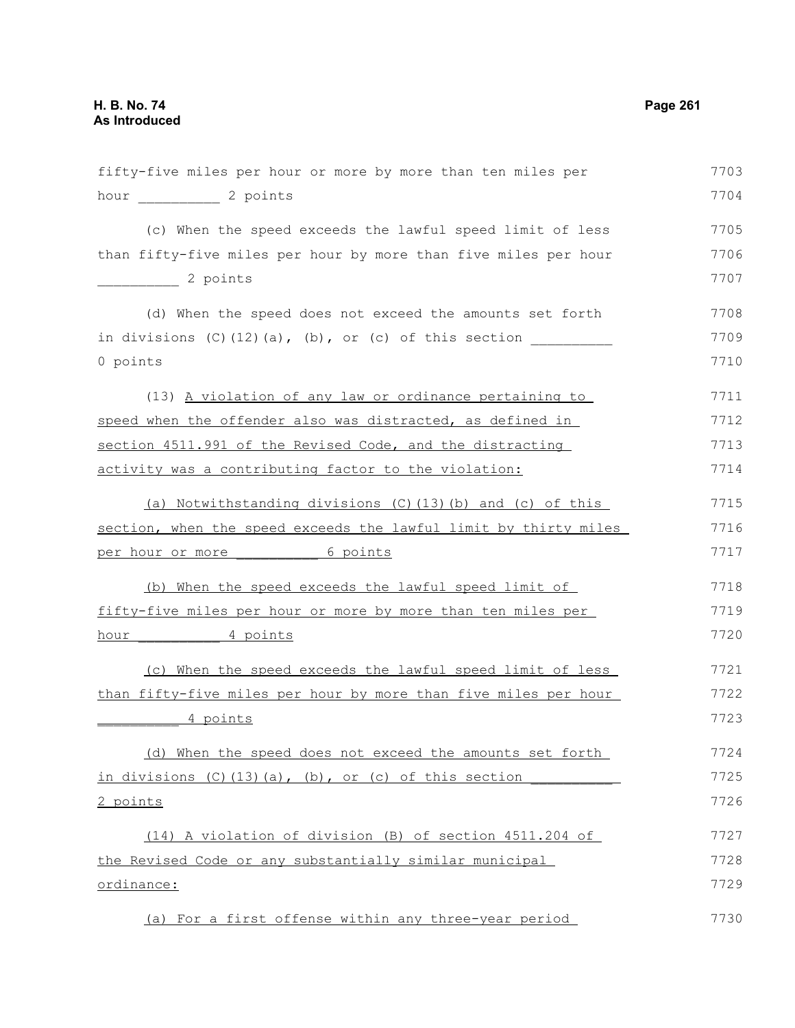fifty-five miles per hour or more by more than ten miles per hour __________ 2 points

(c) When the speed exceeds the lawful speed limit of less than fifty-five miles per hour by more than five miles per hour __________ 2 points

(d) When the speed does not exceed the amounts set forth in divisions (C)(12)(a), (b), or (c) of this section __________ 0 points

(13) A violation of any law or ordinance pertaining to speed when the offender also was distracted, as defined in section 4511.991 of the Revised Code, and the distracting activity was a contributing factor to the violation:

(a) Notwithstanding divisions (C)(13)(b) and (c) of this section, when the speed exceeds the lawful limit by thirty miles per hour or more __________ 6 points

(b) When the speed exceeds the lawful speed limit of fifty-five miles per hour or more by more than ten miles per hour __________ 4 points

(c) When the speed exceeds the lawful speed limit of less than fifty-five miles per hour by more than five miles per hour __________ 4 points

(d) When the speed does not exceed the amounts set forth in divisions (C)(13)(a), (b), or (c) of this section __________ 2 points

(14) A violation of division (B) of section 4511.204 of the Revised Code or any substantially similar municipal ordinance:

(a) For a first offense within any three-year period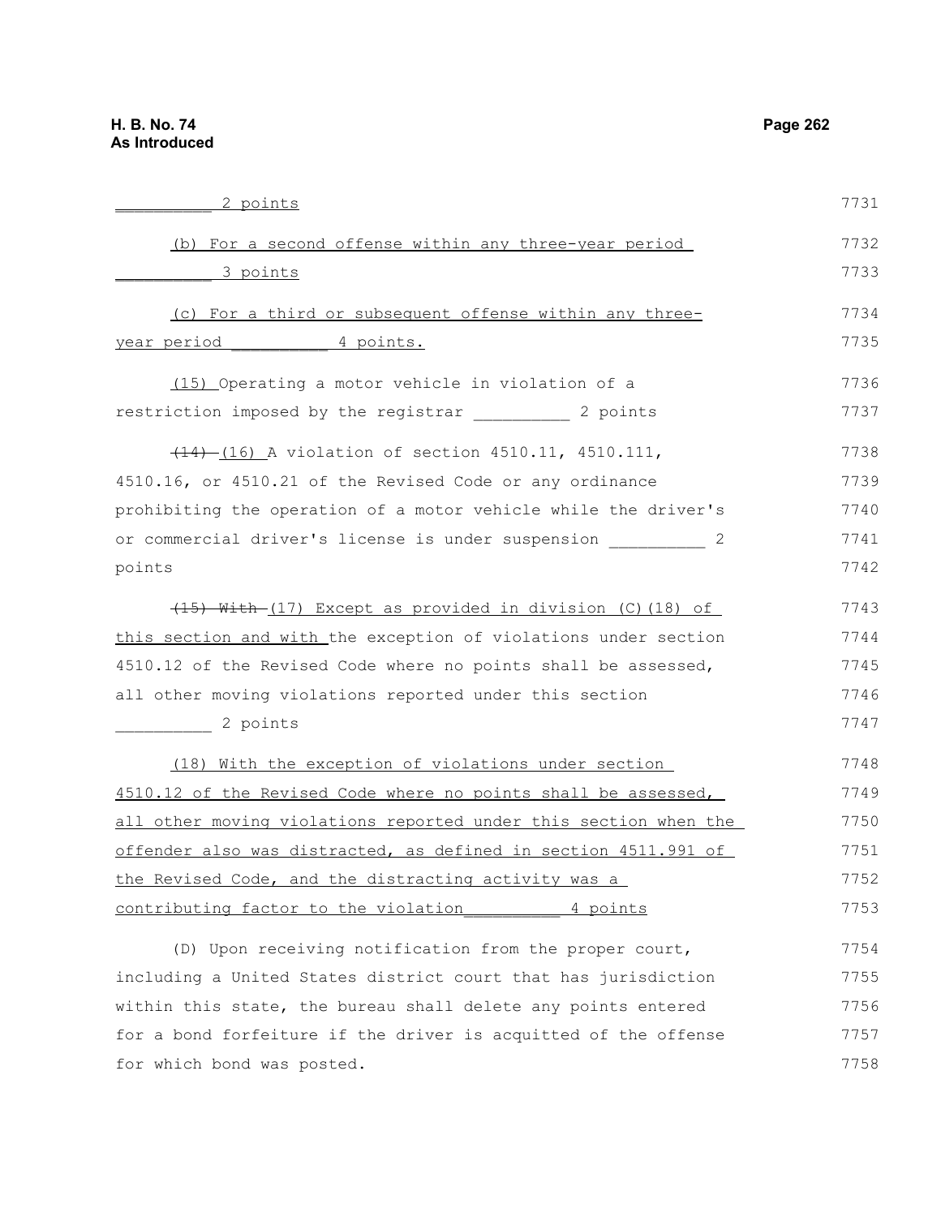__________ 2 points

(b) For a second offense within any three-year period __________ 3 points

(c) For a third or subsequent offense within any three-year period __________ 4 points.

(15) Operating a motor vehicle in violation of a restriction imposed by the registrar __________ 2 points

~~(14)~~ (16) A violation of section 4510.11, 4510.111, 4510.16, or 4510.21 of the Revised Code or any ordinance prohibiting the operation of a motor vehicle while the driver's or commercial driver's license is under suspension __________ 2 points

~~(15) With~~ (17) Except as provided in division (C)(18) of this section and with the exception of violations under section 4510.12 of the Revised Code where no points shall be assessed, all other moving violations reported under this section __________ 2 points

(18) With the exception of violations under section 4510.12 of the Revised Code where no points shall be assessed, all other moving violations reported under this section when the offender also was distracted, as defined in section 4511.991 of the Revised Code, and the distracting activity was a contributing factor to the violation__________ 4 points

(D) Upon receiving notification from the proper court, including a United States district court that has jurisdiction within this state, the bureau shall delete any points entered for a bond forfeiture if the driver is acquitted of the offense for which bond was posted.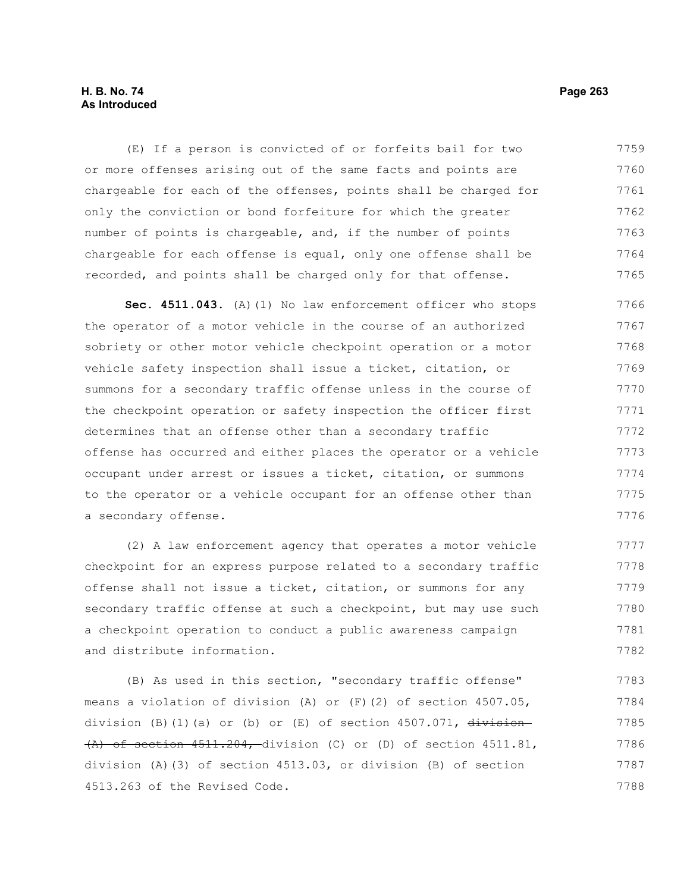(E) If a person is convicted of or forfeits bail for two or more offenses arising out of the same facts and points are chargeable for each of the offenses, points shall be charged for only the conviction or bond forfeiture for which the greater number of points is chargeable, and, if the number of points chargeable for each offense is equal, only one offense shall be recorded, and points shall be charged only for that offense.

**Sec. 4511.043.** (A)(1) No law enforcement officer who stops the operator of a motor vehicle in the course of an authorized sobriety or other motor vehicle checkpoint operation or a motor vehicle safety inspection shall issue a ticket, citation, or summons for a secondary traffic offense unless in the course of the checkpoint operation or safety inspection the officer first determines that an offense other than a secondary traffic offense has occurred and either places the operator or a vehicle occupant under arrest or issues a ticket, citation, or summons to the operator or a vehicle occupant for an offense other than a secondary offense.

(2) A law enforcement agency that operates a motor vehicle checkpoint for an express purpose related to a secondary traffic offense shall not issue a ticket, citation, or summons for any secondary traffic offense at such a checkpoint, but may use such a checkpoint operation to conduct a public awareness campaign and distribute information.

(B) As used in this section, "secondary traffic offense" means a violation of division (A) or (F)(2) of section 4507.05, division (B)(1)(a) or (b) or (E) of section 4507.071, ~~division (A) of section 4511.204,~~ division (C) or (D) of section 4511.81, division (A)(3) of section 4513.03, or division (B) of section 4513.263 of the Revised Code.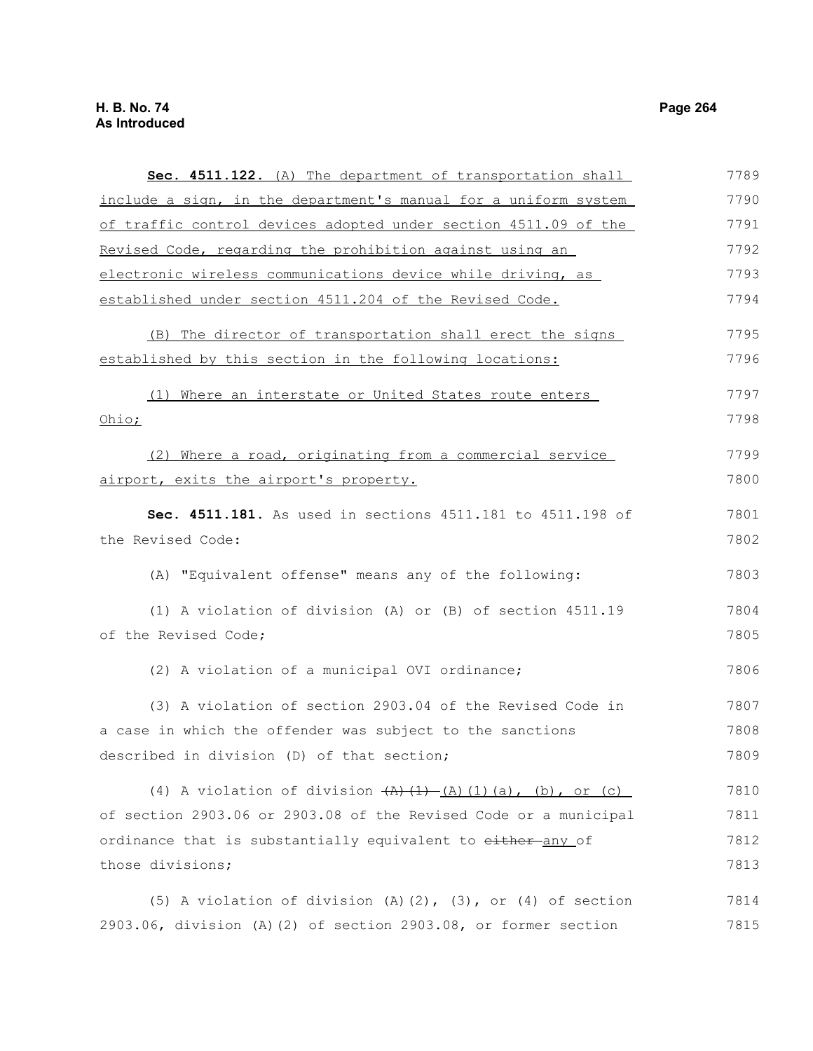**Sec. 4511.122.** (A) The department of transportation shall include a sign, in the department's manual for a uniform system of traffic control devices adopted under section 4511.09 of the Revised Code, regarding the prohibition against using an electronic wireless communications device while driving, as established under section 4511.204 of the Revised Code.

(B) The director of transportation shall erect the signs established by this section in the following locations:

(1) Where an interstate or United States route enters Ohio;

(2) Where a road, originating from a commercial service airport, exits the airport's property.

**Sec. 4511.181.** As used in sections 4511.181 to 4511.198 of the Revised Code:

(A) "Equivalent offense" means any of the following:

(1) A violation of division (A) or (B) of section 4511.19 of the Revised Code;

(2) A violation of a municipal OVI ordinance;

(3) A violation of section 2903.04 of the Revised Code in a case in which the offender was subject to the sanctions described in division (D) of that section;

(4) A violation of division ~~(A)(1)~~ (A)(1)(a), (b), or (c) of section 2903.06 or 2903.08 of the Revised Code or a municipal ordinance that is substantially equivalent to ~~either~~ any of those divisions;

(5) A violation of division (A)(2), (3), or (4) of section 2903.06, division (A)(2) of section 2903.08, or former section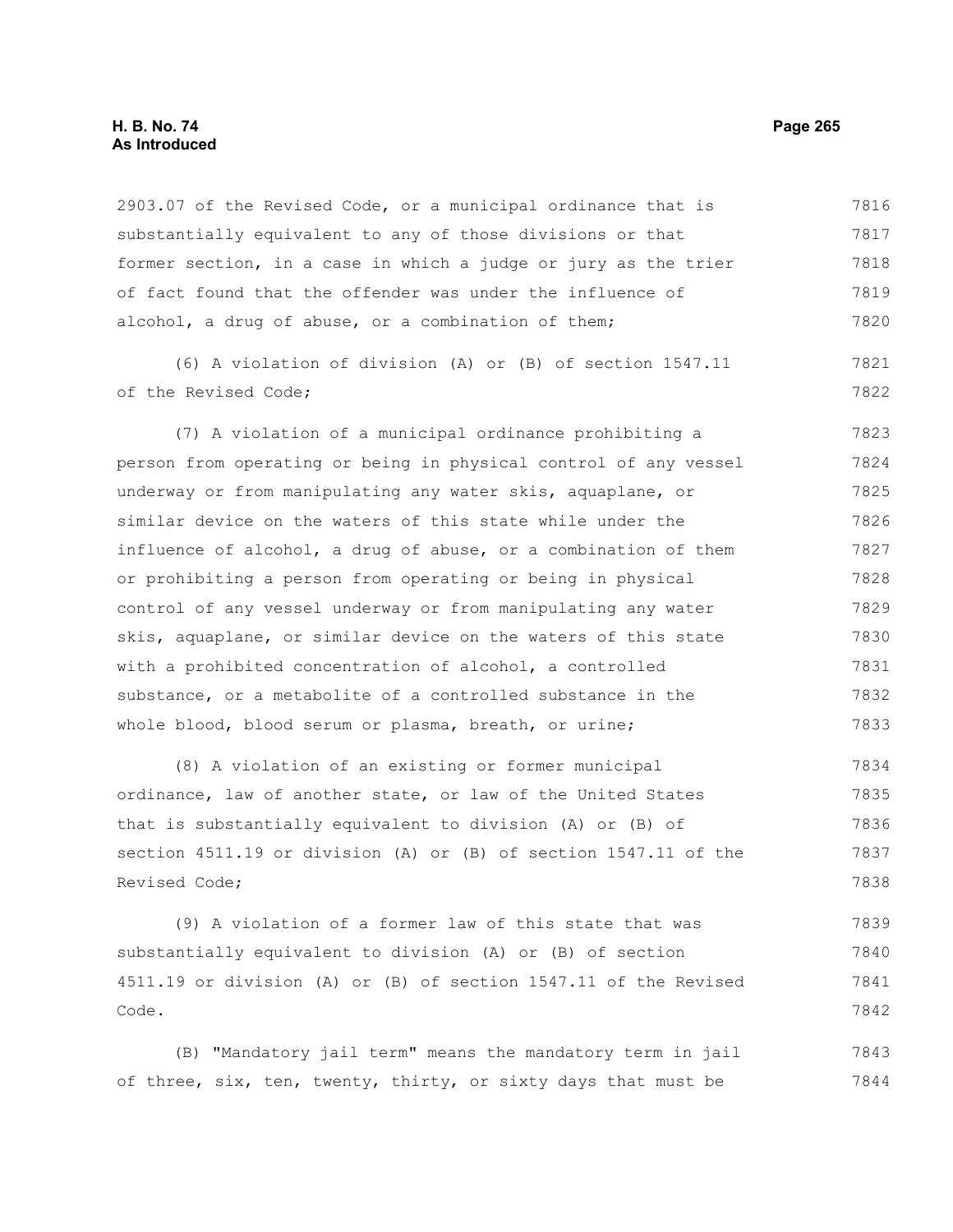2903.07 of the Revised Code, or a municipal ordinance that is substantially equivalent to any of those divisions or that former section, in a case in which a judge or jury as the trier of fact found that the offender was under the influence of alcohol, a drug of abuse, or a combination of them;

(6) A violation of division (A) or (B) of section 1547.11 of the Revised Code;

(7) A violation of a municipal ordinance prohibiting a person from operating or being in physical control of any vessel underway or from manipulating any water skis, aquaplane, or similar device on the waters of this state while under the influence of alcohol, a drug of abuse, or a combination of them or prohibiting a person from operating or being in physical control of any vessel underway or from manipulating any water skis, aquaplane, or similar device on the waters of this state with a prohibited concentration of alcohol, a controlled substance, or a metabolite of a controlled substance in the whole blood, blood serum or plasma, breath, or urine;

(8) A violation of an existing or former municipal ordinance, law of another state, or law of the United States that is substantially equivalent to division (A) or (B) of section 4511.19 or division (A) or (B) of section 1547.11 of the Revised Code;

(9) A violation of a former law of this state that was substantially equivalent to division (A) or (B) of section 4511.19 or division (A) or (B) of section 1547.11 of the Revised Code.

(B) "Mandatory jail term" means the mandatory term in jail of three, six, ten, twenty, thirty, or sixty days that must be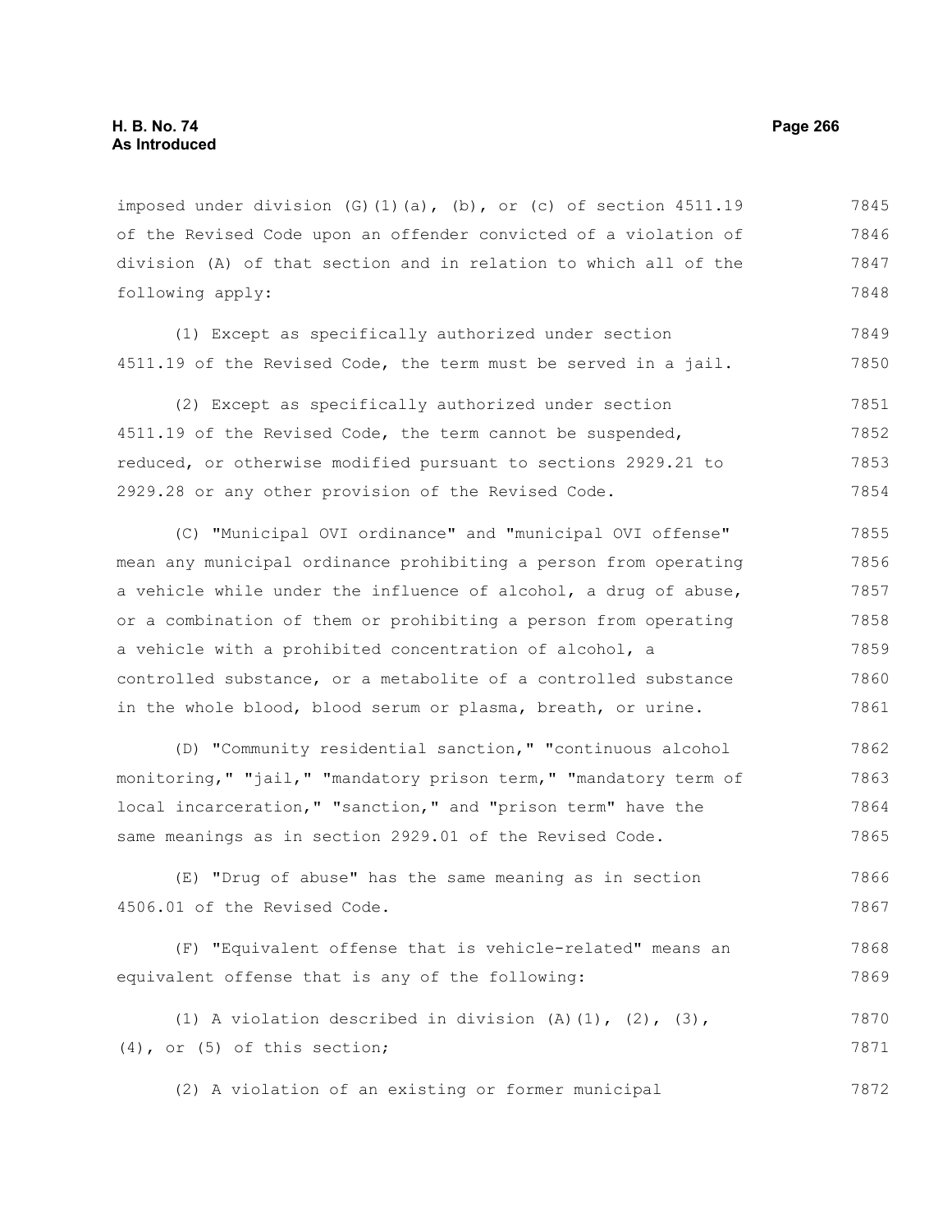imposed under division (G)(1)(a), (b), or (c) of section 4511.19 of the Revised Code upon an offender convicted of a violation of division (A) of that section and in relation to which all of the following apply:

(1) Except as specifically authorized under section 4511.19 of the Revised Code, the term must be served in a jail.

(2) Except as specifically authorized under section 4511.19 of the Revised Code, the term cannot be suspended, reduced, or otherwise modified pursuant to sections 2929.21 to 2929.28 or any other provision of the Revised Code.

(C) "Municipal OVI ordinance" and "municipal OVI offense" mean any municipal ordinance prohibiting a person from operating a vehicle while under the influence of alcohol, a drug of abuse, or a combination of them or prohibiting a person from operating a vehicle with a prohibited concentration of alcohol, a controlled substance, or a metabolite of a controlled substance in the whole blood, blood serum or plasma, breath, or urine.

(D) "Community residential sanction," "continuous alcohol monitoring," "jail," "mandatory prison term," "mandatory term of local incarceration," "sanction," and "prison term" have the same meanings as in section 2929.01 of the Revised Code.

(E) "Drug of abuse" has the same meaning as in section 4506.01 of the Revised Code.

(F) "Equivalent offense that is vehicle-related" means an equivalent offense that is any of the following:

(1) A violation described in division (A)(1), (2), (3), (4), or (5) of this section;

(2) A violation of an existing or former municipal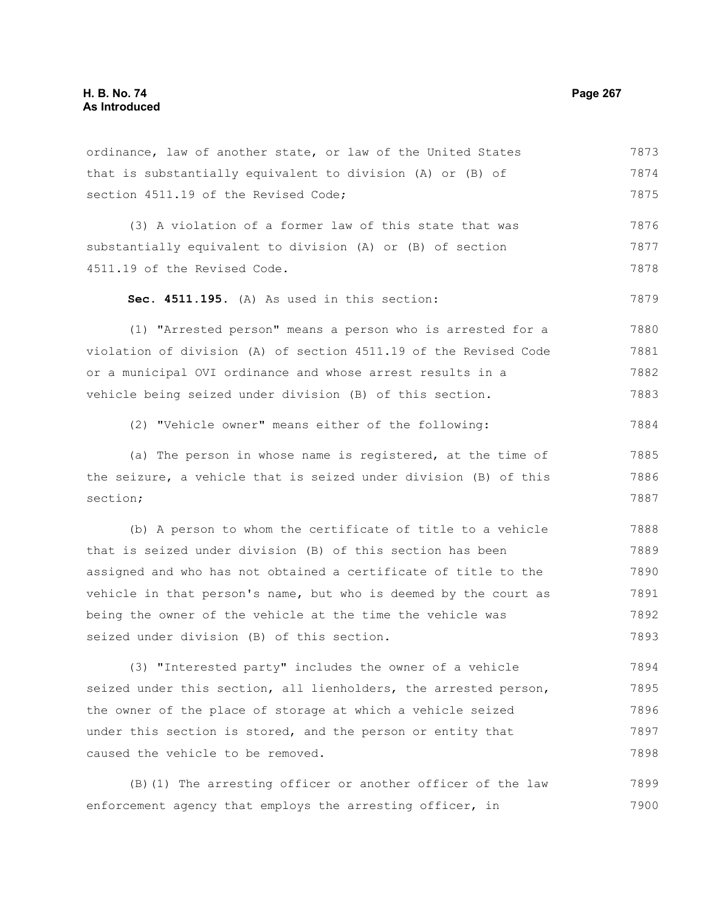ordinance, law of another state, or law of the United States that is substantially equivalent to division (A) or (B) of section 4511.19 of the Revised Code;

(3) A violation of a former law of this state that was substantially equivalent to division (A) or (B) of section 4511.19 of the Revised Code.

**Sec. 4511.195.** (A) As used in this section:

(1) "Arrested person" means a person who is arrested for a violation of division (A) of section 4511.19 of the Revised Code or a municipal OVI ordinance and whose arrest results in a vehicle being seized under division (B) of this section.

(2) "Vehicle owner" means either of the following:

(a) The person in whose name is registered, at the time of the seizure, a vehicle that is seized under division (B) of this section;

(b) A person to whom the certificate of title to a vehicle that is seized under division (B) of this section has been assigned and who has not obtained a certificate of title to the vehicle in that person's name, but who is deemed by the court as being the owner of the vehicle at the time the vehicle was seized under division (B) of this section.

(3) "Interested party" includes the owner of a vehicle seized under this section, all lienholders, the arrested person, the owner of the place of storage at which a vehicle seized under this section is stored, and the person or entity that caused the vehicle to be removed.

(B)(1) The arresting officer or another officer of the law enforcement agency that employs the arresting officer, in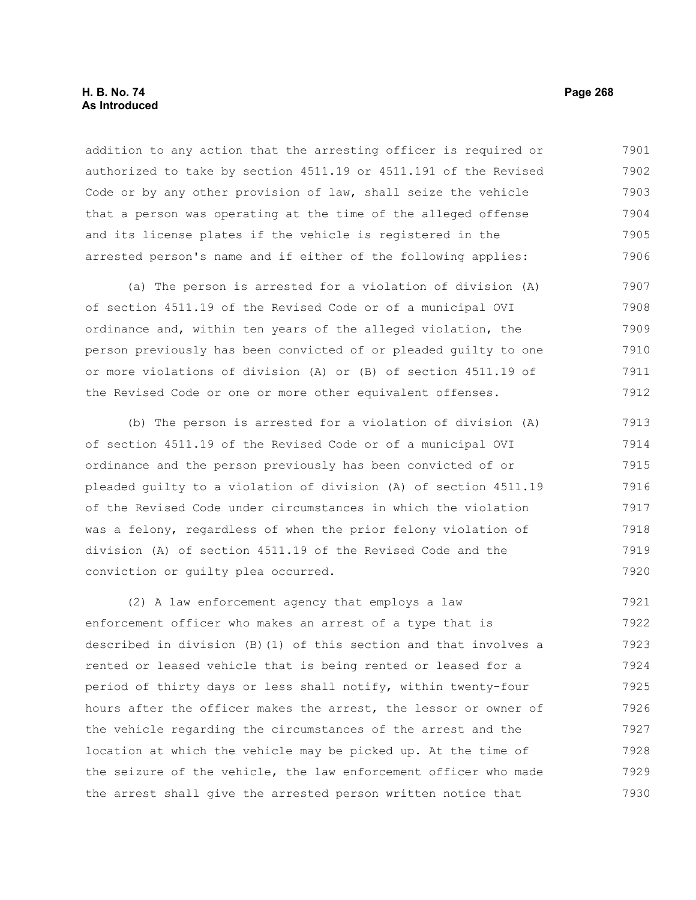addition to any action that the arresting officer is required or authorized to take by section 4511.19 or 4511.191 of the Revised Code or by any other provision of law, shall seize the vehicle that a person was operating at the time of the alleged offense and its license plates if the vehicle is registered in the arrested person's name and if either of the following applies:

(a) The person is arrested for a violation of division (A) of section 4511.19 of the Revised Code or of a municipal OVI ordinance and, within ten years of the alleged violation, the person previously has been convicted of or pleaded guilty to one or more violations of division (A) or (B) of section 4511.19 of the Revised Code or one or more other equivalent offenses.

(b) The person is arrested for a violation of division (A) of section 4511.19 of the Revised Code or of a municipal OVI ordinance and the person previously has been convicted of or pleaded guilty to a violation of division (A) of section 4511.19 of the Revised Code under circumstances in which the violation was a felony, regardless of when the prior felony violation of division (A) of section 4511.19 of the Revised Code and the conviction or guilty plea occurred.

(2) A law enforcement agency that employs a law enforcement officer who makes an arrest of a type that is described in division (B)(1) of this section and that involves a rented or leased vehicle that is being rented or leased for a period of thirty days or less shall notify, within twenty-four hours after the officer makes the arrest, the lessor or owner of the vehicle regarding the circumstances of the arrest and the location at which the vehicle may be picked up. At the time of the seizure of the vehicle, the law enforcement officer who made the arrest shall give the arrested person written notice that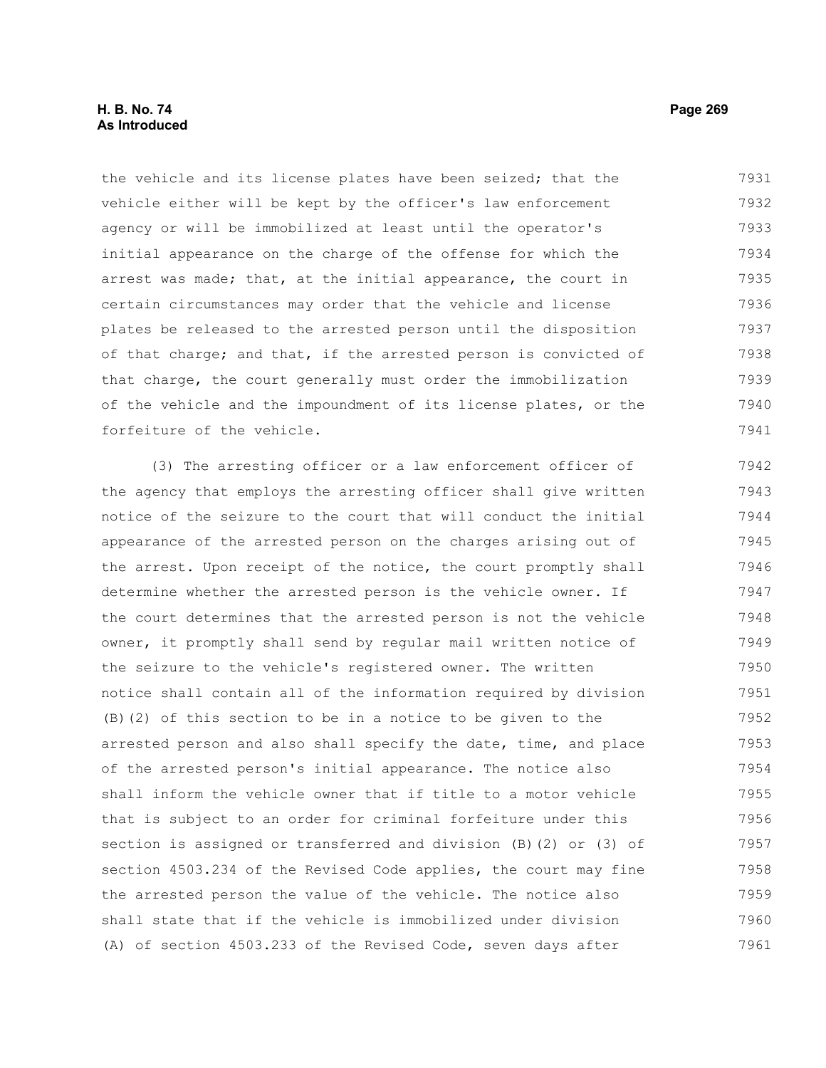the vehicle and its license plates have been seized; that the vehicle either will be kept by the officer's law enforcement agency or will be immobilized at least until the operator's initial appearance on the charge of the offense for which the arrest was made; that, at the initial appearance, the court in certain circumstances may order that the vehicle and license plates be released to the arrested person until the disposition of that charge; and that, if the arrested person is convicted of that charge, the court generally must order the immobilization of the vehicle and the impoundment of its license plates, or the forfeiture of the vehicle.

(3) The arresting officer or a law enforcement officer of the agency that employs the arresting officer shall give written notice of the seizure to the court that will conduct the initial appearance of the arrested person on the charges arising out of the arrest. Upon receipt of the notice, the court promptly shall determine whether the arrested person is the vehicle owner. If the court determines that the arrested person is not the vehicle owner, it promptly shall send by regular mail written notice of the seizure to the vehicle's registered owner. The written notice shall contain all of the information required by division (B)(2) of this section to be in a notice to be given to the arrested person and also shall specify the date, time, and place of the arrested person's initial appearance. The notice also shall inform the vehicle owner that if title to a motor vehicle that is subject to an order for criminal forfeiture under this section is assigned or transferred and division (B)(2) or (3) of section 4503.234 of the Revised Code applies, the court may fine the arrested person the value of the vehicle. The notice also shall state that if the vehicle is immobilized under division (A) of section 4503.233 of the Revised Code, seven days after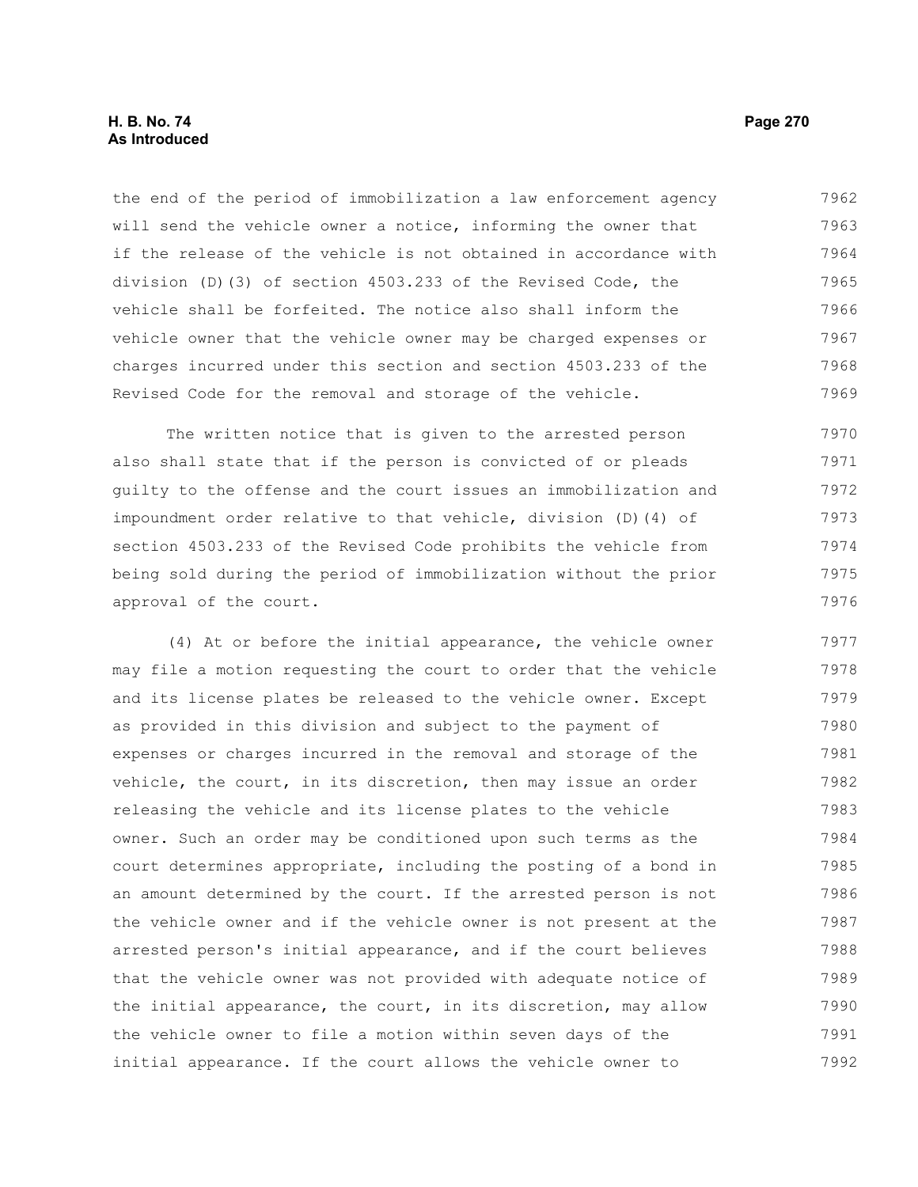the end of the period of immobilization a law enforcement agency will send the vehicle owner a notice, informing the owner that if the release of the vehicle is not obtained in accordance with division (D)(3) of section 4503.233 of the Revised Code, the vehicle shall be forfeited. The notice also shall inform the vehicle owner that the vehicle owner may be charged expenses or charges incurred under this section and section 4503.233 of the Revised Code for the removal and storage of the vehicle.

The written notice that is given to the arrested person also shall state that if the person is convicted of or pleads guilty to the offense and the court issues an immobilization and impoundment order relative to that vehicle, division (D)(4) of section 4503.233 of the Revised Code prohibits the vehicle from being sold during the period of immobilization without the prior approval of the court.

(4) At or before the initial appearance, the vehicle owner may file a motion requesting the court to order that the vehicle and its license plates be released to the vehicle owner. Except as provided in this division and subject to the payment of expenses or charges incurred in the removal and storage of the vehicle, the court, in its discretion, then may issue an order releasing the vehicle and its license plates to the vehicle owner. Such an order may be conditioned upon such terms as the court determines appropriate, including the posting of a bond in an amount determined by the court. If the arrested person is not the vehicle owner and if the vehicle owner is not present at the arrested person's initial appearance, and if the court believes that the vehicle owner was not provided with adequate notice of the initial appearance, the court, in its discretion, may allow the vehicle owner to file a motion within seven days of the initial appearance. If the court allows the vehicle owner to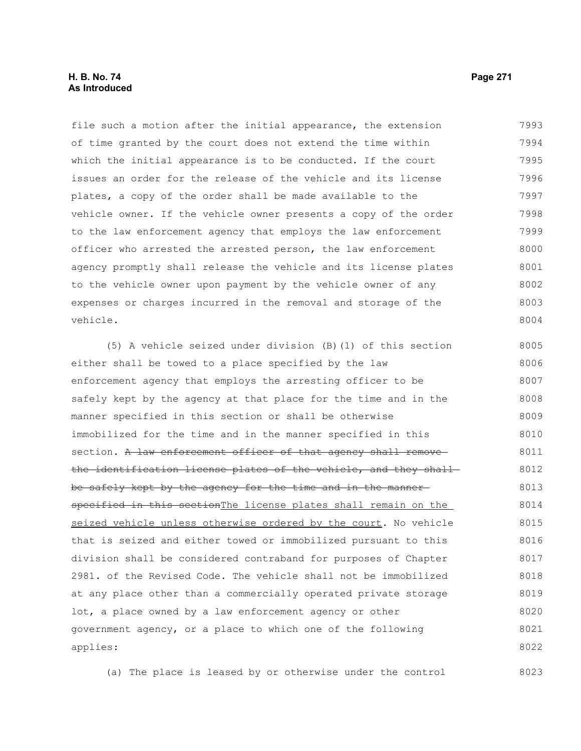file such a motion after the initial appearance, the extension of time granted by the court does not extend the time within which the initial appearance is to be conducted. If the court issues an order for the release of the vehicle and its license plates, a copy of the order shall be made available to the vehicle owner. If the vehicle owner presents a copy of the order to the law enforcement agency that employs the law enforcement officer who arrested the arrested person, the law enforcement agency promptly shall release the vehicle and its license plates to the vehicle owner upon payment by the vehicle owner of any expenses or charges incurred in the removal and storage of the vehicle.

(5) A vehicle seized under division (B)(1) of this section either shall be towed to a place specified by the law enforcement agency that employs the arresting officer to be safely kept by the agency at that place for the time and in the manner specified in this section or shall be otherwise immobilized for the time and in the manner specified in this section. ~~A law enforcement officer of that agency shall remove the identification license plates of the vehicle, and they shall be safely kept by the agency for the time and in the manner specified in this section~~<u>The license plates shall remain on the seized vehicle unless otherwise ordered by the court</u>. No vehicle that is seized and either towed or immobilized pursuant to this division shall be considered contraband for purposes of Chapter 2981. of the Revised Code. The vehicle shall not be immobilized at any place other than a commercially operated private storage lot, a place owned by a law enforcement agency or other government agency, or a place to which one of the following applies:

(a) The place is leased by or otherwise under the control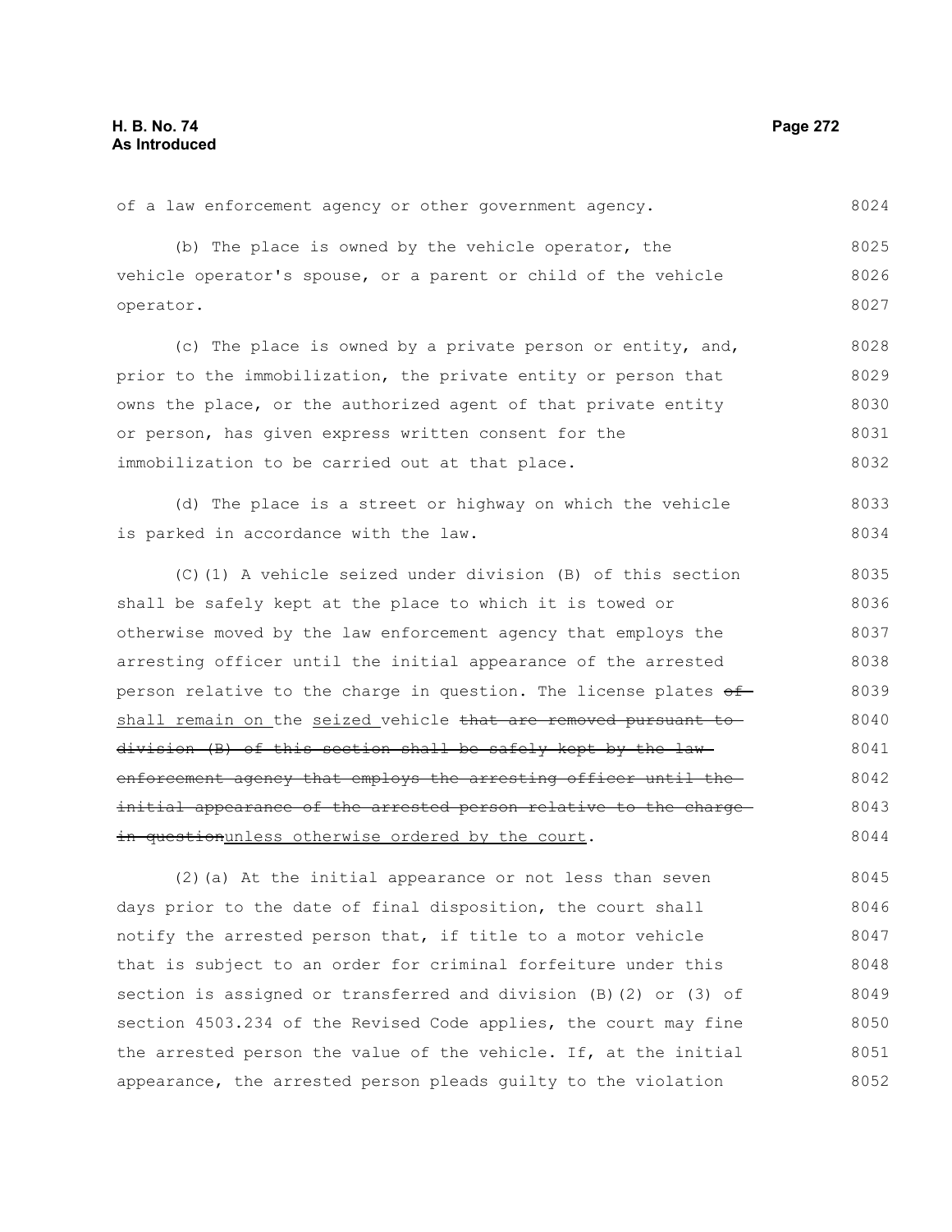of a law enforcement agency or other government agency.

(b) The place is owned by the vehicle operator, the vehicle operator's spouse, or a parent or child of the vehicle operator.

(c) The place is owned by a private person or entity, and, prior to the immobilization, the private entity or person that owns the place, or the authorized agent of that private entity or person, has given express written consent for the immobilization to be carried out at that place.

(d) The place is a street or highway on which the vehicle is parked in accordance with the law.

(C)(1) A vehicle seized under division (B) of this section shall be safely kept at the place to which it is towed or otherwise moved by the law enforcement agency that employs the arresting officer until the initial appearance of the arrested person relative to the charge in question. The license plates ~~of~~ shall remain on the seized vehicle ~~that are removed pursuant to division (B) of this section shall be safely kept by the law enforcement agency that employs the arresting officer until the initial appearance of the arrested person relative to the charge in question~~unless otherwise ordered by the court.

(2)(a) At the initial appearance or not less than seven days prior to the date of final disposition, the court shall notify the arrested person that, if title to a motor vehicle that is subject to an order for criminal forfeiture under this section is assigned or transferred and division (B)(2) or (3) of section 4503.234 of the Revised Code applies, the court may fine the arrested person the value of the vehicle. If, at the initial appearance, the arrested person pleads guilty to the violation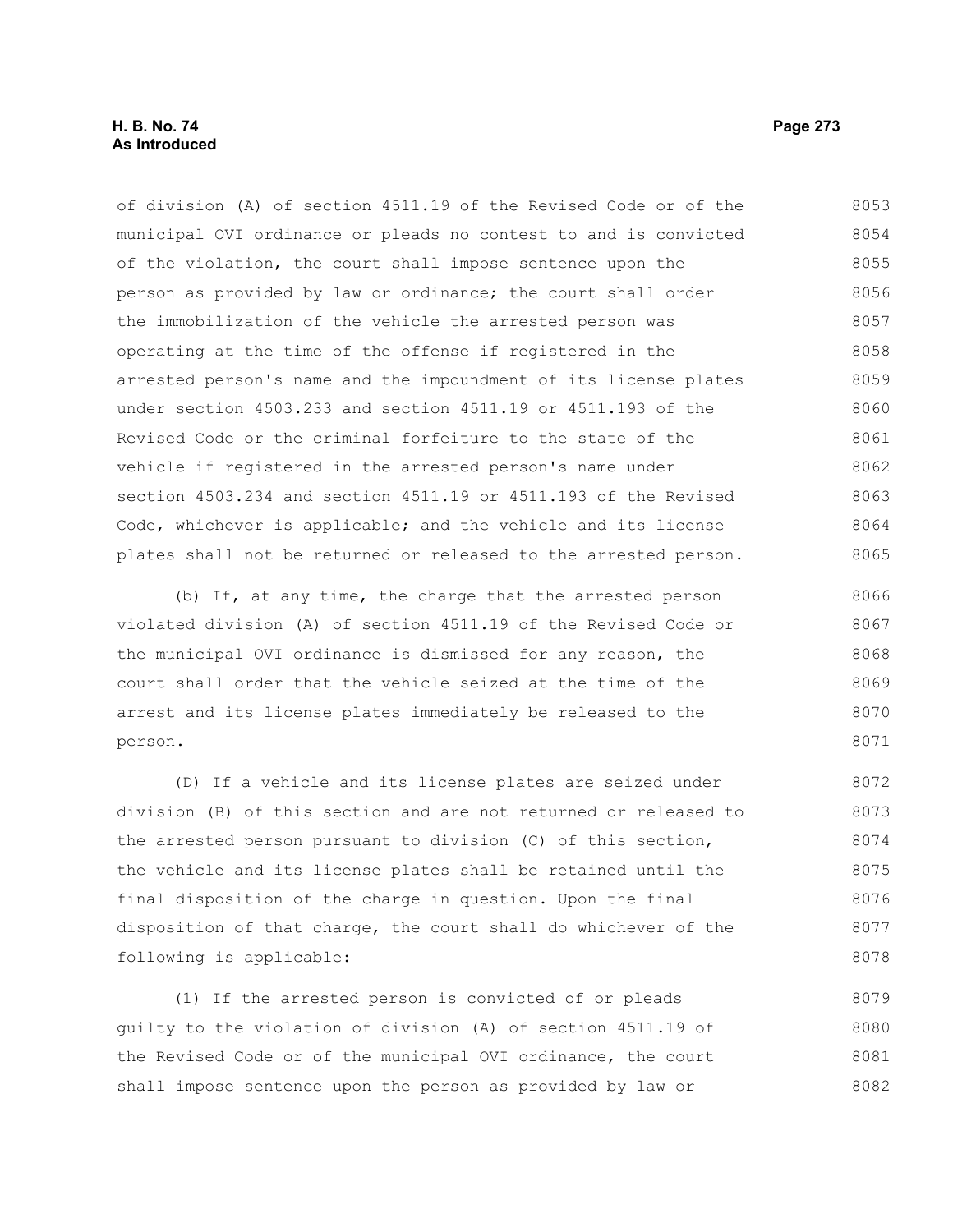of division (A) of section 4511.19 of the Revised Code or of the municipal OVI ordinance or pleads no contest to and is convicted of the violation, the court shall impose sentence upon the person as provided by law or ordinance; the court shall order the immobilization of the vehicle the arrested person was operating at the time of the offense if registered in the arrested person's name and the impoundment of its license plates under section 4503.233 and section 4511.19 or 4511.193 of the Revised Code or the criminal forfeiture to the state of the vehicle if registered in the arrested person's name under section 4503.234 and section 4511.19 or 4511.193 of the Revised Code, whichever is applicable; and the vehicle and its license plates shall not be returned or released to the arrested person.

(b) If, at any time, the charge that the arrested person violated division (A) of section 4511.19 of the Revised Code or the municipal OVI ordinance is dismissed for any reason, the court shall order that the vehicle seized at the time of the arrest and its license plates immediately be released to the person.

(D) If a vehicle and its license plates are seized under division (B) of this section and are not returned or released to the arrested person pursuant to division (C) of this section, the vehicle and its license plates shall be retained until the final disposition of the charge in question. Upon the final disposition of that charge, the court shall do whichever of the following is applicable:

(1) If the arrested person is convicted of or pleads guilty to the violation of division (A) of section 4511.19 of the Revised Code or of the municipal OVI ordinance, the court shall impose sentence upon the person as provided by law or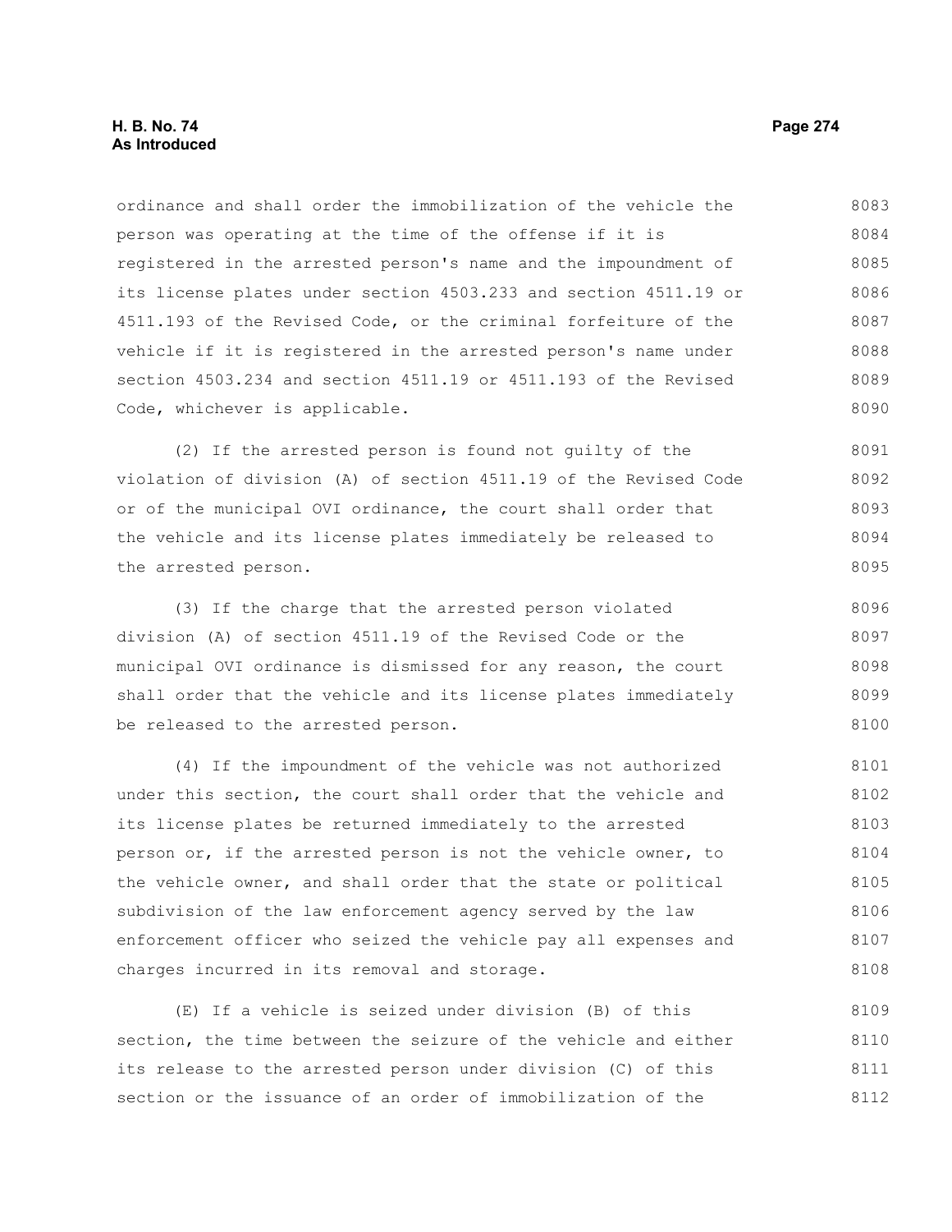ordinance and shall order the immobilization of the vehicle the person was operating at the time of the offense if it is registered in the arrested person's name and the impoundment of its license plates under section 4503.233 and section 4511.19 or 4511.193 of the Revised Code, or the criminal forfeiture of the vehicle if it is registered in the arrested person's name under section 4503.234 and section 4511.19 or 4511.193 of the Revised Code, whichever is applicable.

(2) If the arrested person is found not guilty of the violation of division (A) of section 4511.19 of the Revised Code or of the municipal OVI ordinance, the court shall order that the vehicle and its license plates immediately be released to the arrested person.

(3) If the charge that the arrested person violated division (A) of section 4511.19 of the Revised Code or the municipal OVI ordinance is dismissed for any reason, the court shall order that the vehicle and its license plates immediately be released to the arrested person.

(4) If the impoundment of the vehicle was not authorized under this section, the court shall order that the vehicle and its license plates be returned immediately to the arrested person or, if the arrested person is not the vehicle owner, to the vehicle owner, and shall order that the state or political subdivision of the law enforcement agency served by the law enforcement officer who seized the vehicle pay all expenses and charges incurred in its removal and storage.

(E) If a vehicle is seized under division (B) of this section, the time between the seizure of the vehicle and either its release to the arrested person under division (C) of this section or the issuance of an order of immobilization of the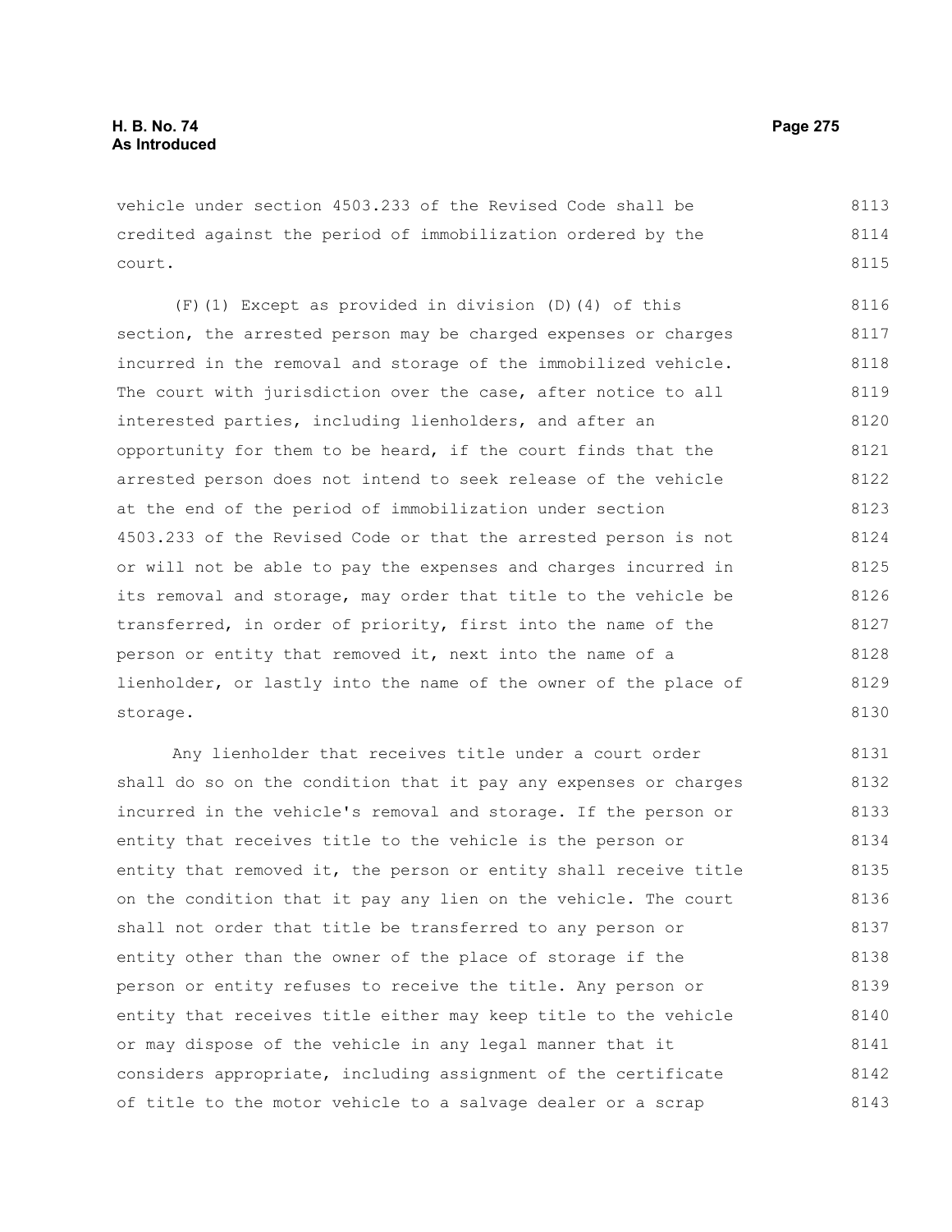vehicle under section 4503.233 of the Revised Code shall be credited against the period of immobilization ordered by the court.

(F)(1) Except as provided in division (D)(4) of this section, the arrested person may be charged expenses or charges incurred in the removal and storage of the immobilized vehicle. The court with jurisdiction over the case, after notice to all interested parties, including lienholders, and after an opportunity for them to be heard, if the court finds that the arrested person does not intend to seek release of the vehicle at the end of the period of immobilization under section 4503.233 of the Revised Code or that the arrested person is not or will not be able to pay the expenses and charges incurred in its removal and storage, may order that title to the vehicle be transferred, in order of priority, first into the name of the person or entity that removed it, next into the name of a lienholder, or lastly into the name of the owner of the place of storage.

Any lienholder that receives title under a court order shall do so on the condition that it pay any expenses or charges incurred in the vehicle's removal and storage. If the person or entity that receives title to the vehicle is the person or entity that removed it, the person or entity shall receive title on the condition that it pay any lien on the vehicle. The court shall not order that title be transferred to any person or entity other than the owner of the place of storage if the person or entity refuses to receive the title. Any person or entity that receives title either may keep title to the vehicle or may dispose of the vehicle in any legal manner that it considers appropriate, including assignment of the certificate of title to the motor vehicle to a salvage dealer or a scrap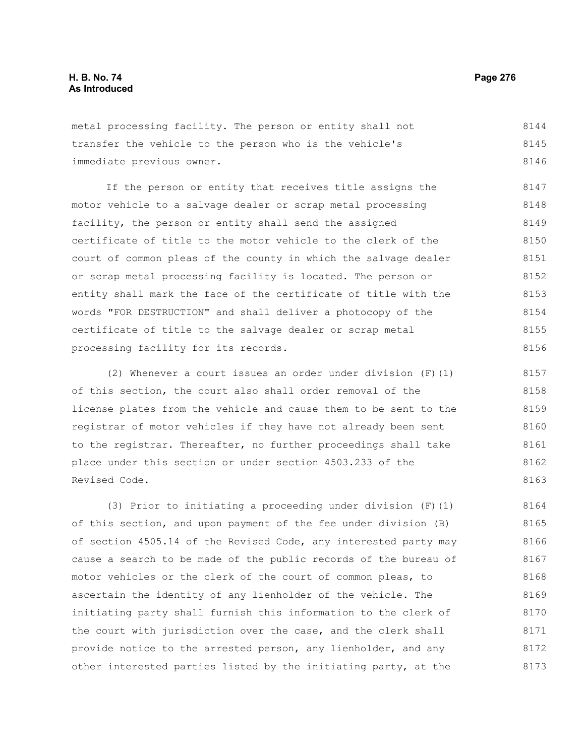metal processing facility. The person or entity shall not transfer the vehicle to the person who is the vehicle's immediate previous owner.

If the person or entity that receives title assigns the motor vehicle to a salvage dealer or scrap metal processing facility, the person or entity shall send the assigned certificate of title to the motor vehicle to the clerk of the court of common pleas of the county in which the salvage dealer or scrap metal processing facility is located. The person or entity shall mark the face of the certificate of title with the words "FOR DESTRUCTION" and shall deliver a photocopy of the certificate of title to the salvage dealer or scrap metal processing facility for its records.

(2) Whenever a court issues an order under division (F)(1) of this section, the court also shall order removal of the license plates from the vehicle and cause them to be sent to the registrar of motor vehicles if they have not already been sent to the registrar. Thereafter, no further proceedings shall take place under this section or under section 4503.233 of the Revised Code.

(3) Prior to initiating a proceeding under division (F)(1) of this section, and upon payment of the fee under division (B) of section 4505.14 of the Revised Code, any interested party may cause a search to be made of the public records of the bureau of motor vehicles or the clerk of the court of common pleas, to ascertain the identity of any lienholder of the vehicle. The initiating party shall furnish this information to the clerk of the court with jurisdiction over the case, and the clerk shall provide notice to the arrested person, any lienholder, and any other interested parties listed by the initiating party, at the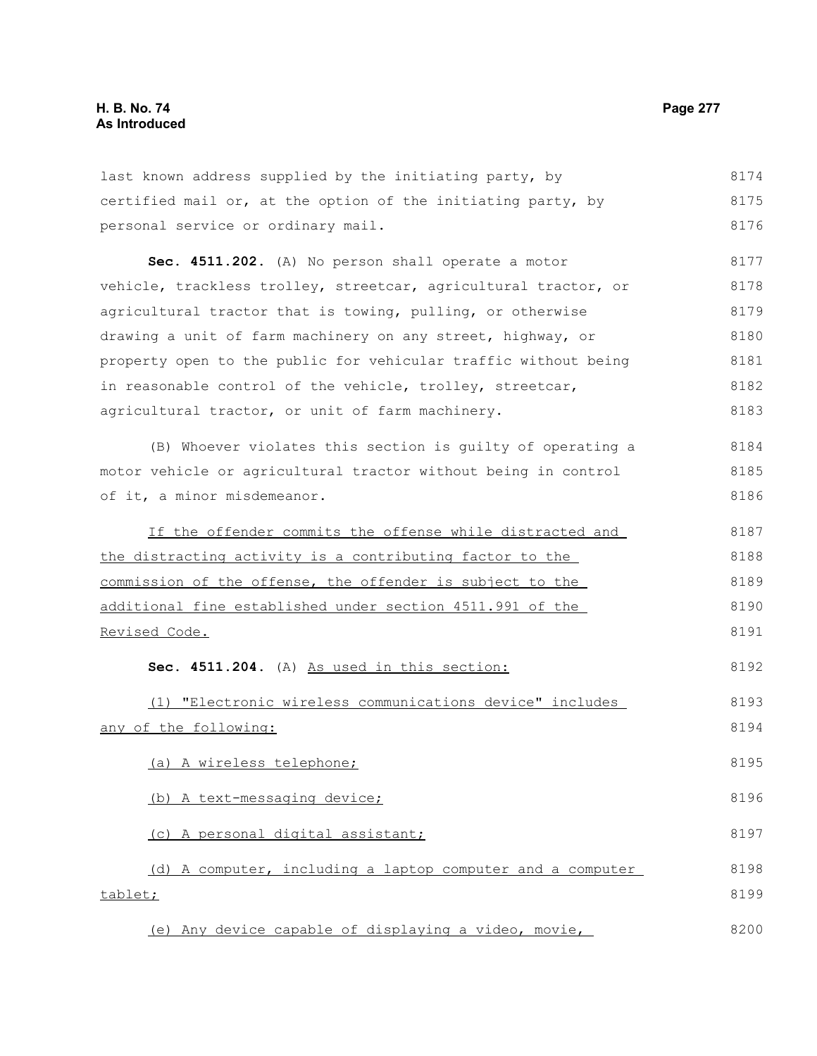last known address supplied by the initiating party, by certified mail or, at the option of the initiating party, by personal service or ordinary mail.

**Sec. 4511.202.** (A) No person shall operate a motor vehicle, trackless trolley, streetcar, agricultural tractor, or agricultural tractor that is towing, pulling, or otherwise drawing a unit of farm machinery on any street, highway, or property open to the public for vehicular traffic without being in reasonable control of the vehicle, trolley, streetcar, agricultural tractor, or unit of farm machinery.

(B) Whoever violates this section is guilty of operating a motor vehicle or agricultural tractor without being in control of it, a minor misdemeanor.

If the offender commits the offense while distracted and the distracting activity is a contributing factor to the commission of the offense, the offender is subject to the additional fine established under section 4511.991 of the Revised Code.

**Sec. 4511.204.** (A) As used in this section:

(1) "Electronic wireless communications device" includes any of the following:

(a) A wireless telephone;

(b) A text-messaging device;

(c) A personal digital assistant;

(d) A computer, including a laptop computer and a computer tablet;

(e) Any device capable of displaying a video, movie,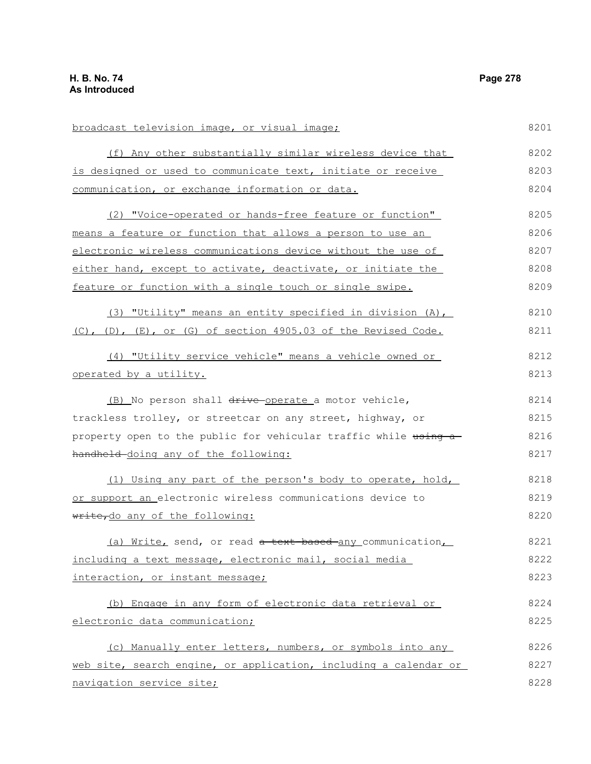broadcast television image, or visual image;

(f) Any other substantially similar wireless device that is designed or used to communicate text, initiate or receive communication, or exchange information or data.

(2) "Voice-operated or hands-free feature or function" means a feature or function that allows a person to use an electronic wireless communications device without the use of either hand, except to activate, deactivate, or initiate the feature or function with a single touch or single swipe.

(3) "Utility" means an entity specified in division (A), (C), (D), (E), or (G) of section 4905.03 of the Revised Code.

(4) "Utility service vehicle" means a vehicle owned or operated by a utility.

(B) No person shall ~~drive~~ operate a motor vehicle, trackless trolley, or streetcar on any street, highway, or property open to the public for vehicular traffic while ~~using a handheld~~ doing any of the following:

(1) Using any part of the person's body to operate, hold, or support an electronic wireless communications device to ~~write,~~do any of the following:

(a) Write, send, or read ~~a text-based~~ any communication, including a text message, electronic mail, social media interaction, or instant message;

(b) Engage in any form of electronic data retrieval or electronic data communication;

(c) Manually enter letters, numbers, or symbols into any web site, search engine, or application, including a calendar or navigation service site;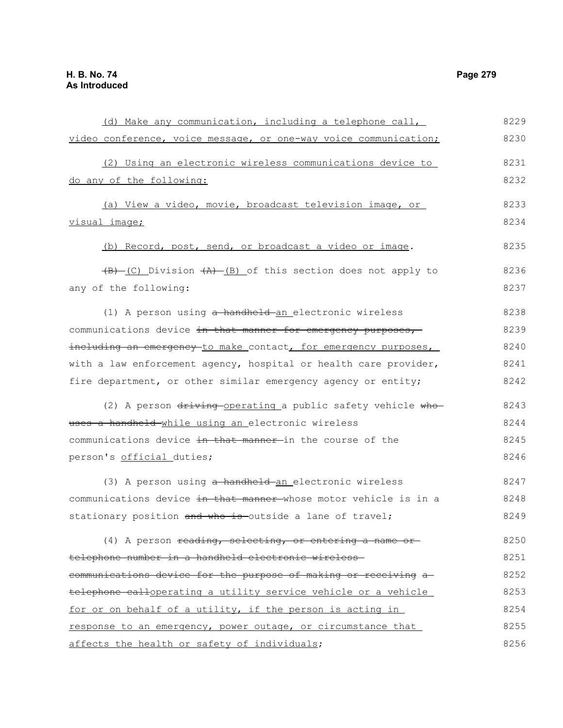(d) Make any communication, including a telephone call, video conference, voice message, or one-way voice communication;

(2) Using an electronic wireless communications device to do any of the following:

(a) View a video, movie, broadcast television image, or visual image;

(b) Record, post, send, or broadcast a video or image.

~~(B)~~ (C) Division ~~(A)~~ (B) of this section does not apply to any of the following:

(1) A person using ~~a handheld~~ an electronic wireless communications device ~~in that manner for emergency purposes, including an emergency~~ to make contact, for emergency purposes, with a law enforcement agency, hospital or health care provider, fire department, or other similar emergency agency or entity;

(2) A person ~~driving~~ operating a public safety vehicle ~~who uses a handheld~~ while using an electronic wireless communications device ~~in that manner~~ in the course of the person's official duties;

(3) A person using ~~a handheld~~ an electronic wireless communications device ~~in that manner~~ whose motor vehicle is in a stationary position ~~and who is~~ outside a lane of travel;

(4) A person ~~reading, selecting, or entering a name or telephone number in a handheld electronic wireless communications device for the purpose of making or receiving a telephone call~~operating a utility service vehicle or a vehicle for or on behalf of a utility, if the person is acting in response to an emergency, power outage, or circumstance that affects the health or safety of individuals;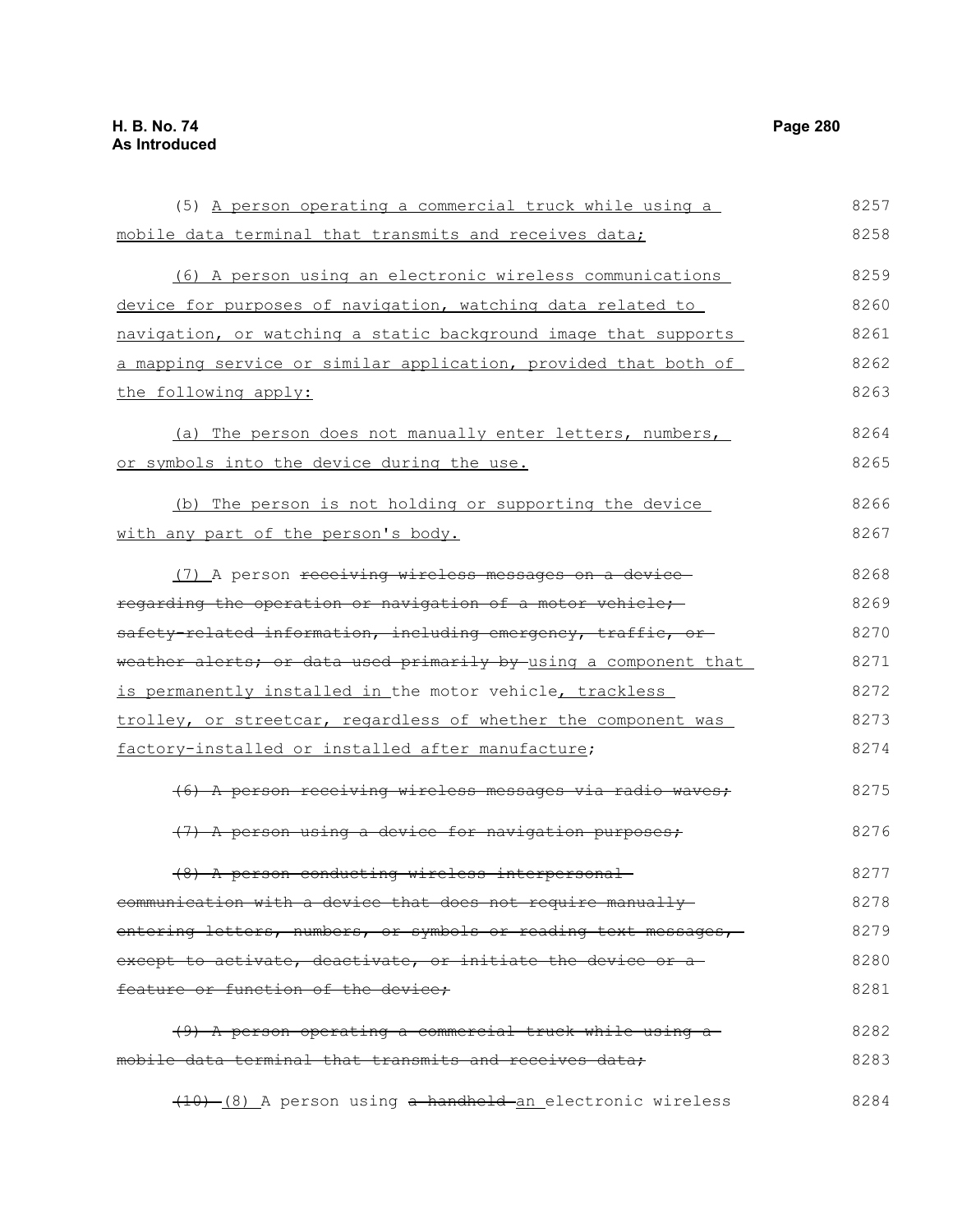(5) A person operating a commercial truck while using a mobile data terminal that transmits and receives data;

(6) A person using an electronic wireless communications device for purposes of navigation, watching data related to navigation, or watching a static background image that supports a mapping service or similar application, provided that both of the following apply:

(a) The person does not manually enter letters, numbers, or symbols into the device during the use.

(b) The person is not holding or supporting the device with any part of the person's body.

(7) A person ~~receiving wireless messages on a device regarding the operation or navigation of a motor vehicle; safety-related information, including emergency, traffic, or weather alerts; or data used primarily by~~ using a component that is permanently installed in the motor vehicle, trackless trolley, or streetcar, regardless of whether the component was factory-installed or installed after manufacture;

~~(6) A person receiving wireless messages via radio waves;~~

~~(7) A person using a device for navigation purposes;~~

~~(8) A person conducting wireless interpersonal communication with a device that does not require manually entering letters, numbers, or symbols or reading text messages, except to activate, deactivate, or initiate the device or a feature or function of the device;~~

~~(9) A person operating a commercial truck while using a mobile data terminal that transmits and receives data;~~

~~(10)~~ (8) A person using ~~a handheld~~ an electronic wireless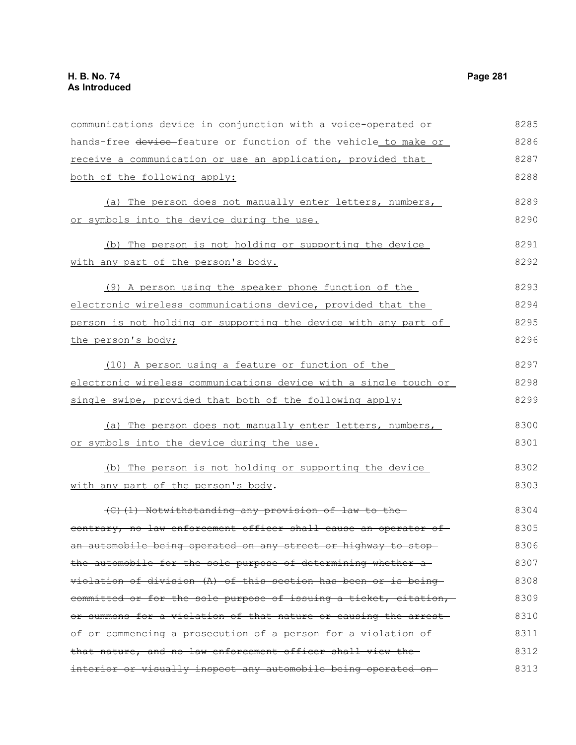communications device in conjunction with a voice-operated or hands-free ~~device~~ feature or function of the vehicle to make or receive a communication or use an application, provided that both of the following apply:

(a) The person does not manually enter letters, numbers, or symbols into the device during the use.

(b) The person is not holding or supporting the device with any part of the person's body.

(9) A person using the speaker phone function of the electronic wireless communications device, provided that the person is not holding or supporting the device with any part of the person's body;

(10) A person using a feature or function of the electronic wireless communications device with a single touch or single swipe, provided that both of the following apply:

(a) The person does not manually enter letters, numbers, or symbols into the device during the use.

(b) The person is not holding or supporting the device with any part of the person's body.

~~(C)(1) Notwithstanding any provision of law to the contrary, no law enforcement officer shall cause an operator of an automobile being operated on any street or highway to stop the automobile for the sole purpose of determining whether a violation of division (A) of this section has been or is being committed or for the sole purpose of issuing a ticket, citation, or summons for a violation of that nature or causing the arrest of or commencing a prosecution of a person for a violation of that nature, and no law enforcement officer shall view the interior or visually inspect any automobile being operated on~~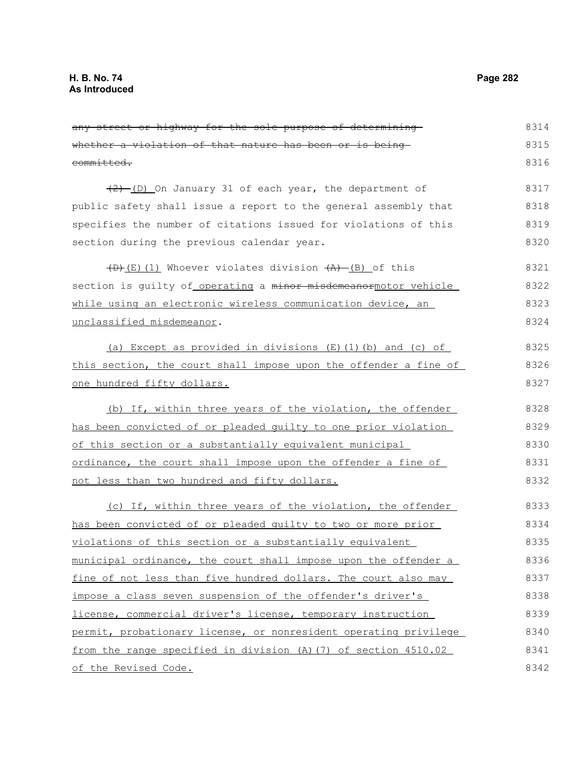~~any street or highway for the sole purpose of determining whether a violation of that nature has been or is being committed.~~

~~(2)~~ (D) On January 31 of each year, the department of public safety shall issue a report to the general assembly that specifies the number of citations issued for violations of this section during the previous calendar year.

~~(D)~~(E)(1) Whoever violates division ~~(A)~~ (B) of this section is guilty of operating a ~~minor misdemeanor~~motor vehicle while using an electronic wireless communication device, an unclassified misdemeanor.

(a) Except as provided in divisions (E)(1)(b) and (c) of this section, the court shall impose upon the offender a fine of one hundred fifty dollars.

(b) If, within three years of the violation, the offender has been convicted of or pleaded guilty to one prior violation of this section or a substantially equivalent municipal ordinance, the court shall impose upon the offender a fine of not less than two hundred and fifty dollars.

(c) If, within three years of the violation, the offender has been convicted of or pleaded guilty to two or more prior violations of this section or a substantially equivalent municipal ordinance, the court shall impose upon the offender a fine of not less than five hundred dollars. The court also may impose a class seven suspension of the offender's driver's license, commercial driver's license, temporary instruction permit, probationary license, or nonresident operating privilege from the range specified in division (A)(7) of section 4510.02 of the Revised Code.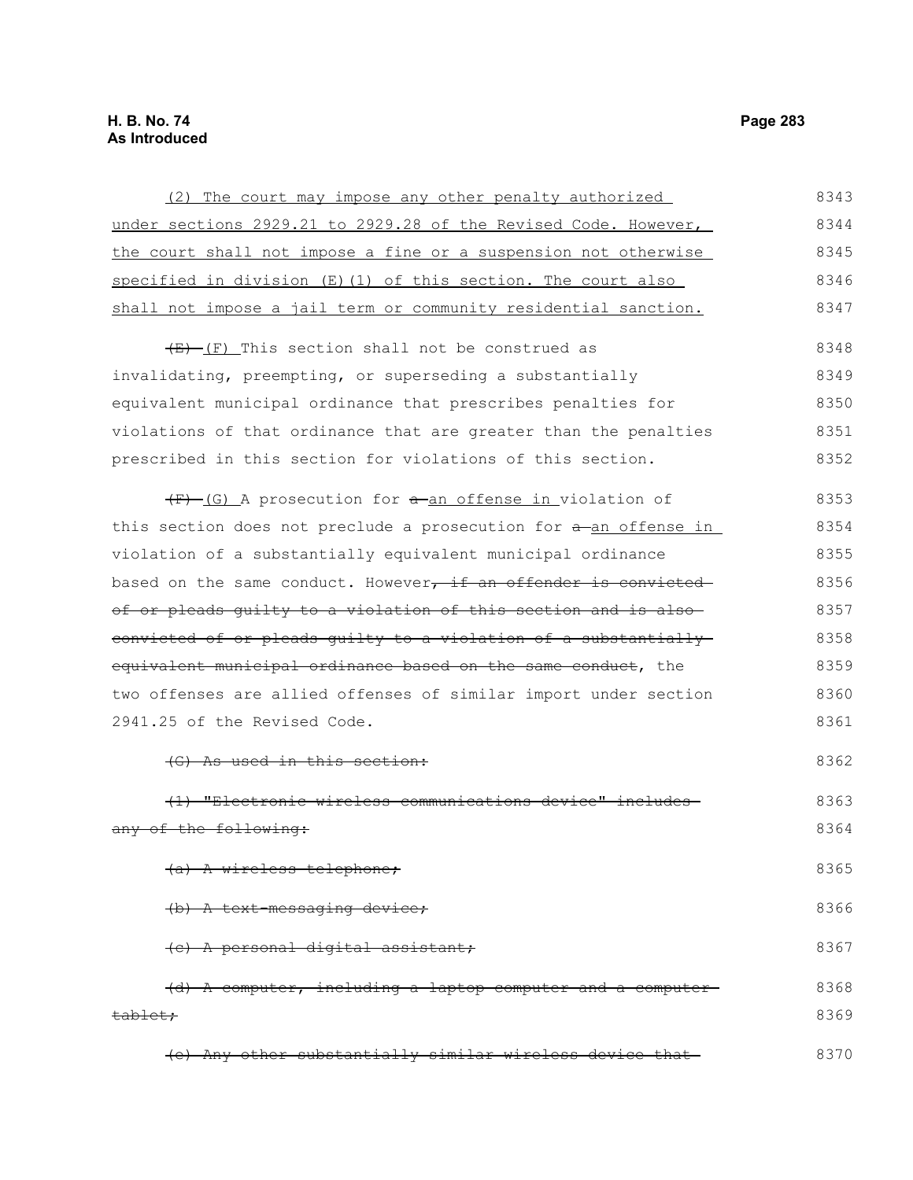(2) The court may impose any other penalty authorized under sections 2929.21 to 2929.28 of the Revised Code. However, the court shall not impose a fine or a suspension not otherwise specified in division (E)(1) of this section. The court also shall not impose a jail term or community residential sanction.

~~(E)~~ (F) This section shall not be construed as invalidating, preempting, or superseding a substantially equivalent municipal ordinance that prescribes penalties for violations of that ordinance that are greater than the penalties prescribed in this section for violations of this section.

~~(F)~~ (G) A prosecution for ~~a~~ an offense in violation of this section does not preclude a prosecution for ~~a~~ an offense in violation of a substantially equivalent municipal ordinance based on the same conduct. However~~, if an offender is convicted of or pleads guilty to a violation of this section and is also convicted of or pleads guilty to a violation of a substantially equivalent municipal ordinance based on the same conduct~~, the two offenses are allied offenses of similar import under section 2941.25 of the Revised Code.

~~(G) As used in this section:~~

~~(1) "Electronic wireless communications device" includes any of the following:~~

~~(a) A wireless telephone;~~

~~(b) A text-messaging device;~~

~~(c) A personal digital assistant;~~

~~(d) A computer, including a laptop computer and a computer tablet;~~

~~(e) Any other substantially similar wireless device that~~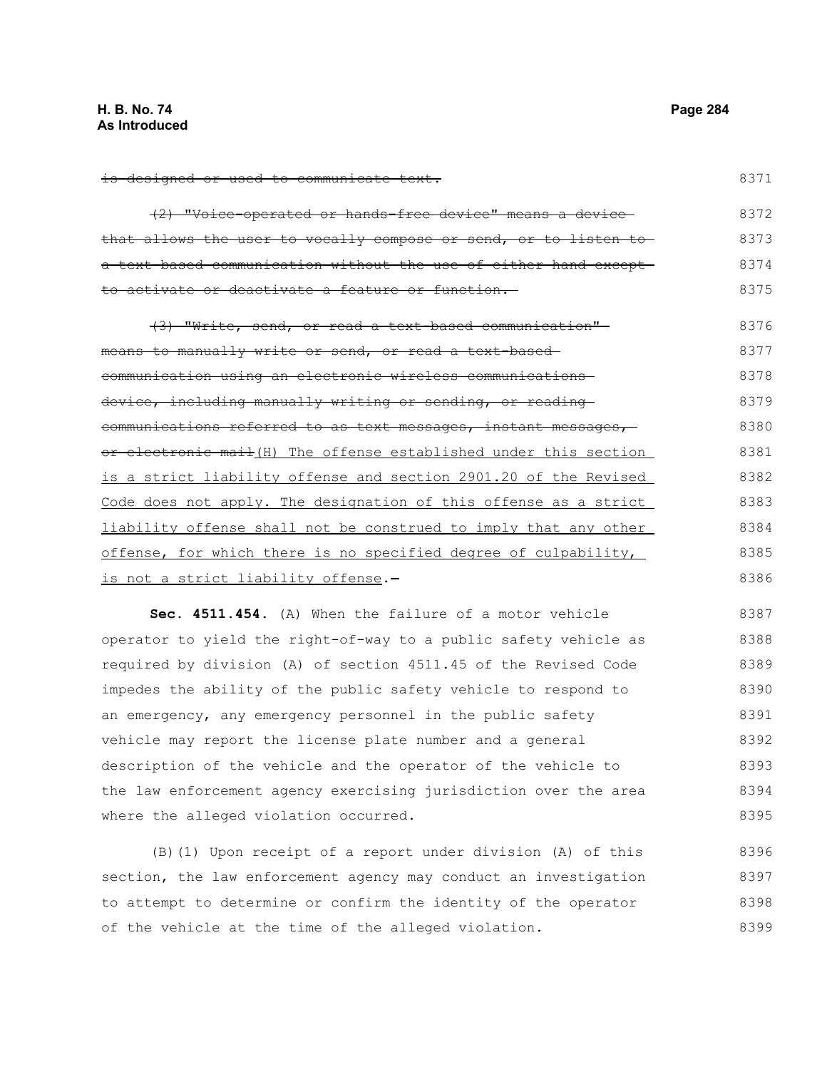~~is designed or used to communicate text.~~

~~(2) "Voice-operated or hands-free device" means a device that allows the user to vocally compose or send, or to listen to a text-based communication without the use of either hand except to activate or deactivate a feature or function.~~

~~(3) "Write, send, or read a text-based communication" means to manually write or send, or read a text-based communication using an electronic wireless communications device, including manually writing or sending, or reading communications referred to as text messages, instant messages, or electronic mail~~<u>(H) The offense established under this section is a strict liability offense and section 2901.20 of the Revised Code does not apply. The designation of this offense as a strict liability offense shall not be construed to imply that any other offense, for which there is no specified degree of culpability, is not a strict liability offense</u>.

**Sec. 4511.454.** (A) When the failure of a motor vehicle operator to yield the right-of-way to a public safety vehicle as required by division (A) of section 4511.45 of the Revised Code impedes the ability of the public safety vehicle to respond to an emergency, any emergency personnel in the public safety vehicle may report the license plate number and a general description of the vehicle and the operator of the vehicle to the law enforcement agency exercising jurisdiction over the area where the alleged violation occurred.

(B)(1) Upon receipt of a report under division (A) of this section, the law enforcement agency may conduct an investigation to attempt to determine or confirm the identity of the operator of the vehicle at the time of the alleged violation.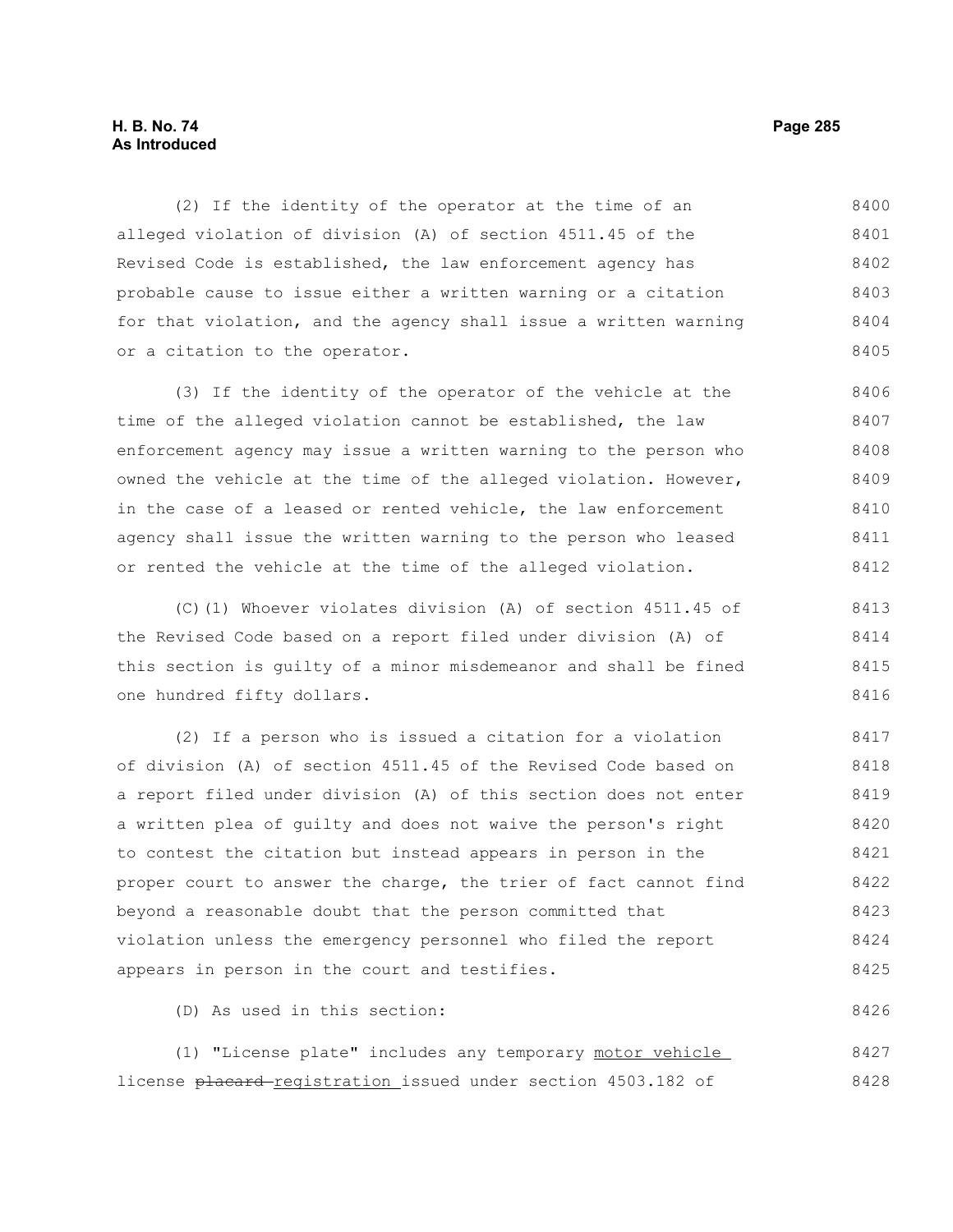(2) If the identity of the operator at the time of an alleged violation of division (A) of section 4511.45 of the Revised Code is established, the law enforcement agency has probable cause to issue either a written warning or a citation for that violation, and the agency shall issue a written warning or a citation to the operator.

(3) If the identity of the operator of the vehicle at the time of the alleged violation cannot be established, the law enforcement agency may issue a written warning to the person who owned the vehicle at the time of the alleged violation. However, in the case of a leased or rented vehicle, the law enforcement agency shall issue the written warning to the person who leased or rented the vehicle at the time of the alleged violation.

(C)(1) Whoever violates division (A) of section 4511.45 of the Revised Code based on a report filed under division (A) of this section is guilty of a minor misdemeanor and shall be fined one hundred fifty dollars.

(2) If a person who is issued a citation for a violation of division (A) of section 4511.45 of the Revised Code based on a report filed under division (A) of this section does not enter a written plea of guilty and does not waive the person's right to contest the citation but instead appears in person in the proper court to answer the charge, the trier of fact cannot find beyond a reasonable doubt that the person committed that violation unless the emergency personnel who filed the report appears in person in the court and testifies.

(D) As used in this section:

(1) "License plate" includes any temporary <u>motor vehicle</u> license ~~placard~~ <u>registration</u> issued under section 4503.182 of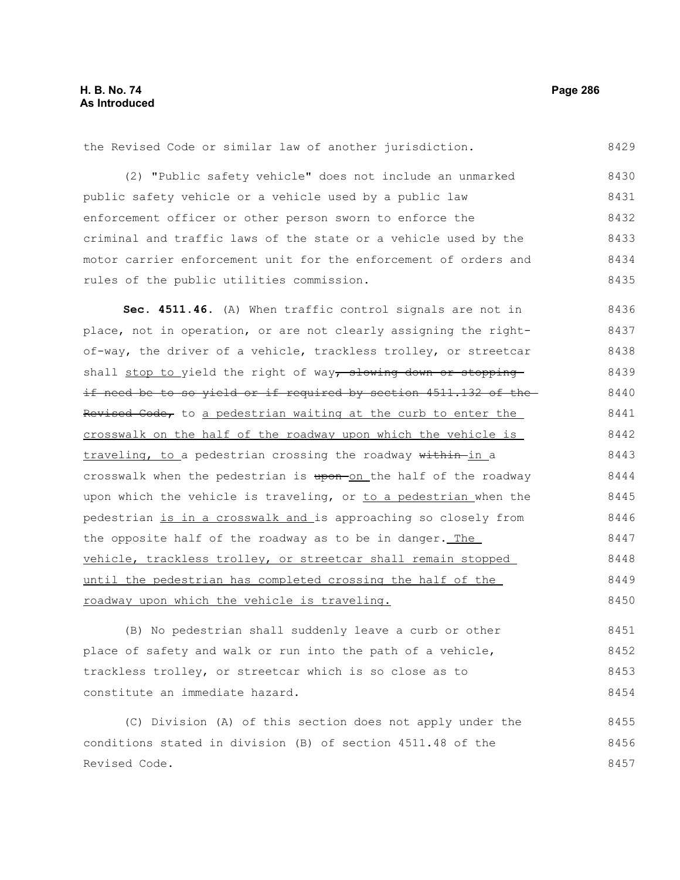the Revised Code or similar law of another jurisdiction.

(2) "Public safety vehicle" does not include an unmarked public safety vehicle or a vehicle used by a public law enforcement officer or other person sworn to enforce the criminal and traffic laws of the state or a vehicle used by the motor carrier enforcement unit for the enforcement of orders and rules of the public utilities commission.

**Sec. 4511.46.** (A) When traffic control signals are not in place, not in operation, or are not clearly assigning the right-of-way, the driver of a vehicle, trackless trolley, or streetcar shall <u>stop to</u> yield the right of way~~, slowing down or stopping if need be to so yield or if required by section 4511.132 of the Revised Code,~~ to <u>a pedestrian waiting at the curb to enter the crosswalk on the half of the roadway upon which the vehicle is traveling, to</u> a pedestrian crossing the roadway ~~within~~ <u>in</u> a crosswalk when the pedestrian is ~~upon~~ <u>on</u> the half of the roadway upon which the vehicle is traveling, or <u>to a pedestrian</u> when the pedestrian <u>is in a crosswalk and</u> is approaching so closely from the opposite half of the roadway as to be in danger. <u>The vehicle, trackless trolley, or streetcar shall remain stopped until the pedestrian has completed crossing the half of the roadway upon which the vehicle is traveling.</u>

(B) No pedestrian shall suddenly leave a curb or other place of safety and walk or run into the path of a vehicle, trackless trolley, or streetcar which is so close as to constitute an immediate hazard.

(C) Division (A) of this section does not apply under the conditions stated in division (B) of section 4511.48 of the Revised Code.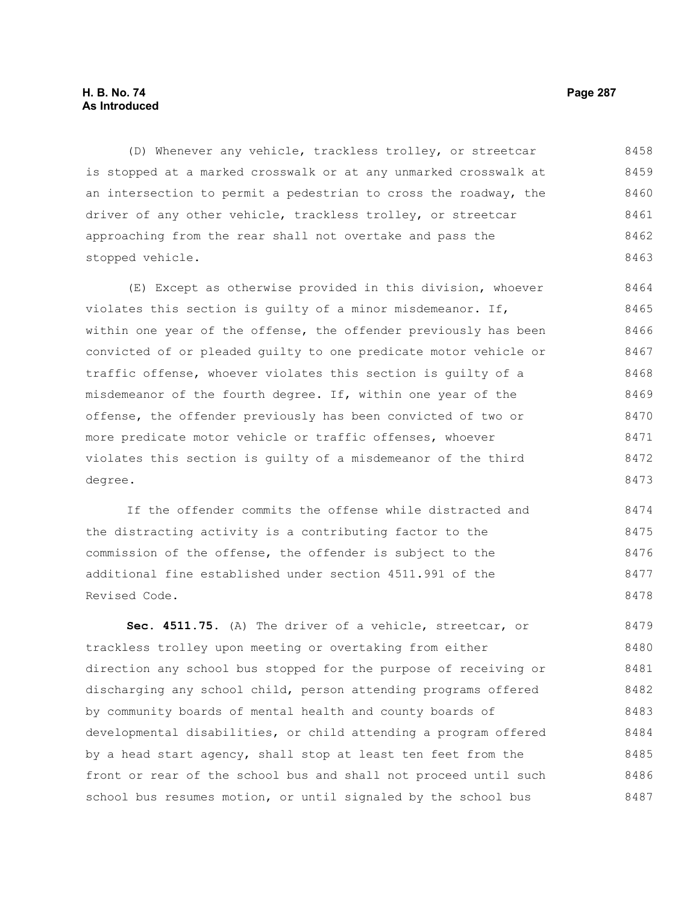(D) Whenever any vehicle, trackless trolley, or streetcar is stopped at a marked crosswalk or at any unmarked crosswalk at an intersection to permit a pedestrian to cross the roadway, the driver of any other vehicle, trackless trolley, or streetcar approaching from the rear shall not overtake and pass the stopped vehicle.

(E) Except as otherwise provided in this division, whoever violates this section is guilty of a minor misdemeanor. If, within one year of the offense, the offender previously has been convicted of or pleaded guilty to one predicate motor vehicle or traffic offense, whoever violates this section is guilty of a misdemeanor of the fourth degree. If, within one year of the offense, the offender previously has been convicted of two or more predicate motor vehicle or traffic offenses, whoever violates this section is guilty of a misdemeanor of the third degree.

If the offender commits the offense while distracted and the distracting activity is a contributing factor to the commission of the offense, the offender is subject to the additional fine established under section 4511.991 of the Revised Code.

**Sec. 4511.75.** (A) The driver of a vehicle, streetcar, or trackless trolley upon meeting or overtaking from either direction any school bus stopped for the purpose of receiving or discharging any school child, person attending programs offered by community boards of mental health and county boards of developmental disabilities, or child attending a program offered by a head start agency, shall stop at least ten feet from the front or rear of the school bus and shall not proceed until such school bus resumes motion, or until signaled by the school bus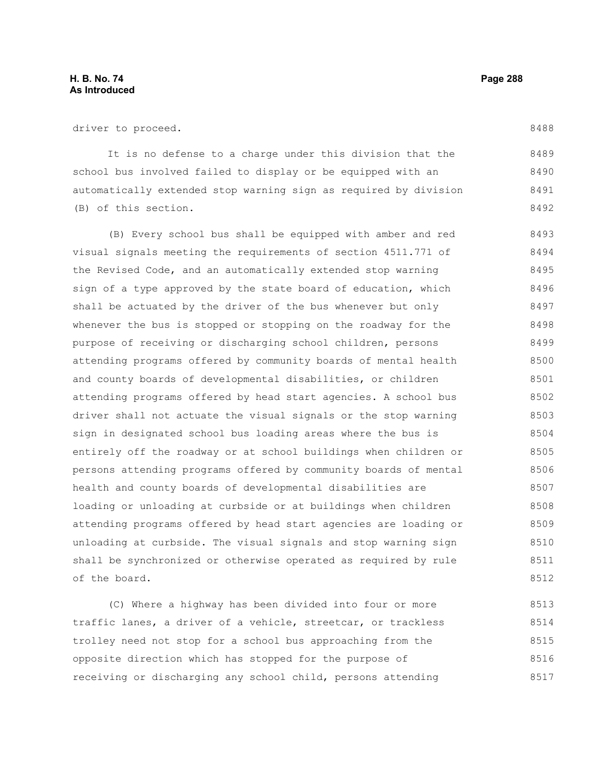driver to proceed.

It is no defense to a charge under this division that the school bus involved failed to display or be equipped with an automatically extended stop warning sign as required by division (B) of this section.

(B) Every school bus shall be equipped with amber and red visual signals meeting the requirements of section 4511.771 of the Revised Code, and an automatically extended stop warning sign of a type approved by the state board of education, which shall be actuated by the driver of the bus whenever but only whenever the bus is stopped or stopping on the roadway for the purpose of receiving or discharging school children, persons attending programs offered by community boards of mental health and county boards of developmental disabilities, or children attending programs offered by head start agencies. A school bus driver shall not actuate the visual signals or the stop warning sign in designated school bus loading areas where the bus is entirely off the roadway or at school buildings when children or persons attending programs offered by community boards of mental health and county boards of developmental disabilities are loading or unloading at curbside or at buildings when children attending programs offered by head start agencies are loading or unloading at curbside. The visual signals and stop warning sign shall be synchronized or otherwise operated as required by rule of the board.

(C) Where a highway has been divided into four or more traffic lanes, a driver of a vehicle, streetcar, or trackless trolley need not stop for a school bus approaching from the opposite direction which has stopped for the purpose of receiving or discharging any school child, persons attending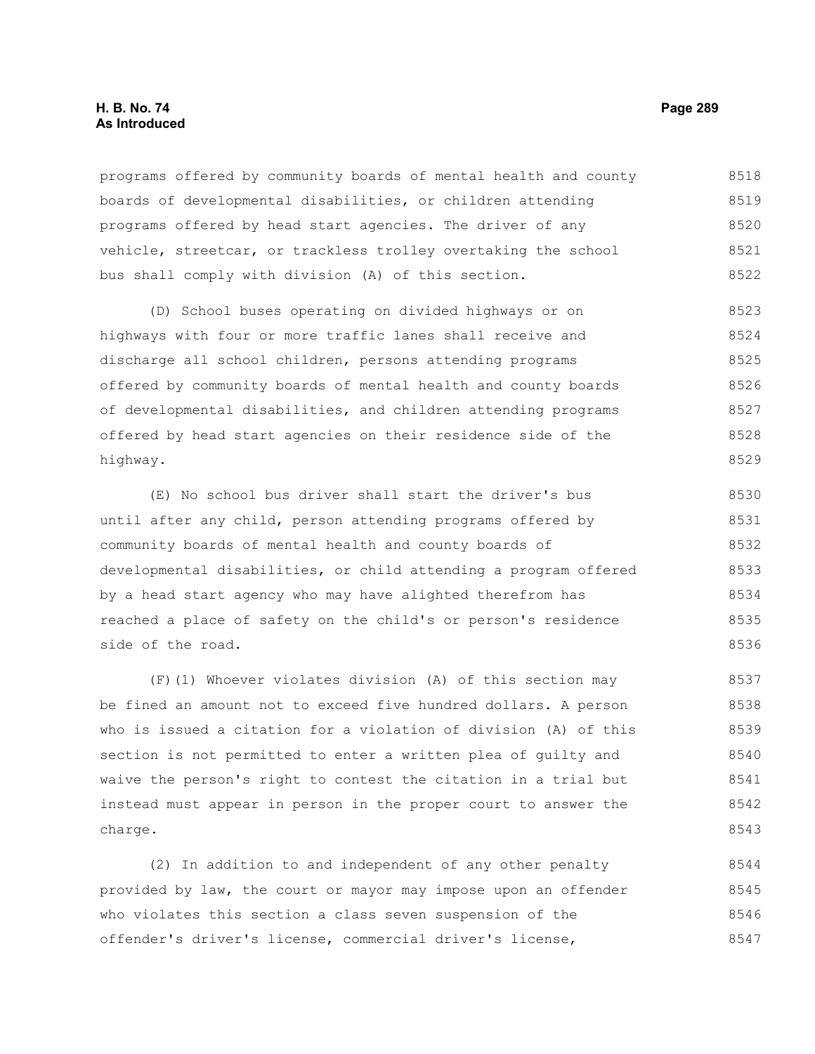programs offered by community boards of mental health and county boards of developmental disabilities, or children attending programs offered by head start agencies. The driver of any vehicle, streetcar, or trackless trolley overtaking the school bus shall comply with division (A) of this section.

(D) School buses operating on divided highways or on highways with four or more traffic lanes shall receive and discharge all school children, persons attending programs offered by community boards of mental health and county boards of developmental disabilities, and children attending programs offered by head start agencies on their residence side of the highway.

(E) No school bus driver shall start the driver's bus until after any child, person attending programs offered by community boards of mental health and county boards of developmental disabilities, or child attending a program offered by a head start agency who may have alighted therefrom has reached a place of safety on the child's or person's residence side of the road.

(F)(1) Whoever violates division (A) of this section may be fined an amount not to exceed five hundred dollars. A person who is issued a citation for a violation of division (A) of this section is not permitted to enter a written plea of guilty and waive the person's right to contest the citation in a trial but instead must appear in person in the proper court to answer the charge.

(2) In addition to and independent of any other penalty provided by law, the court or mayor may impose upon an offender who violates this section a class seven suspension of the offender's driver's license, commercial driver's license,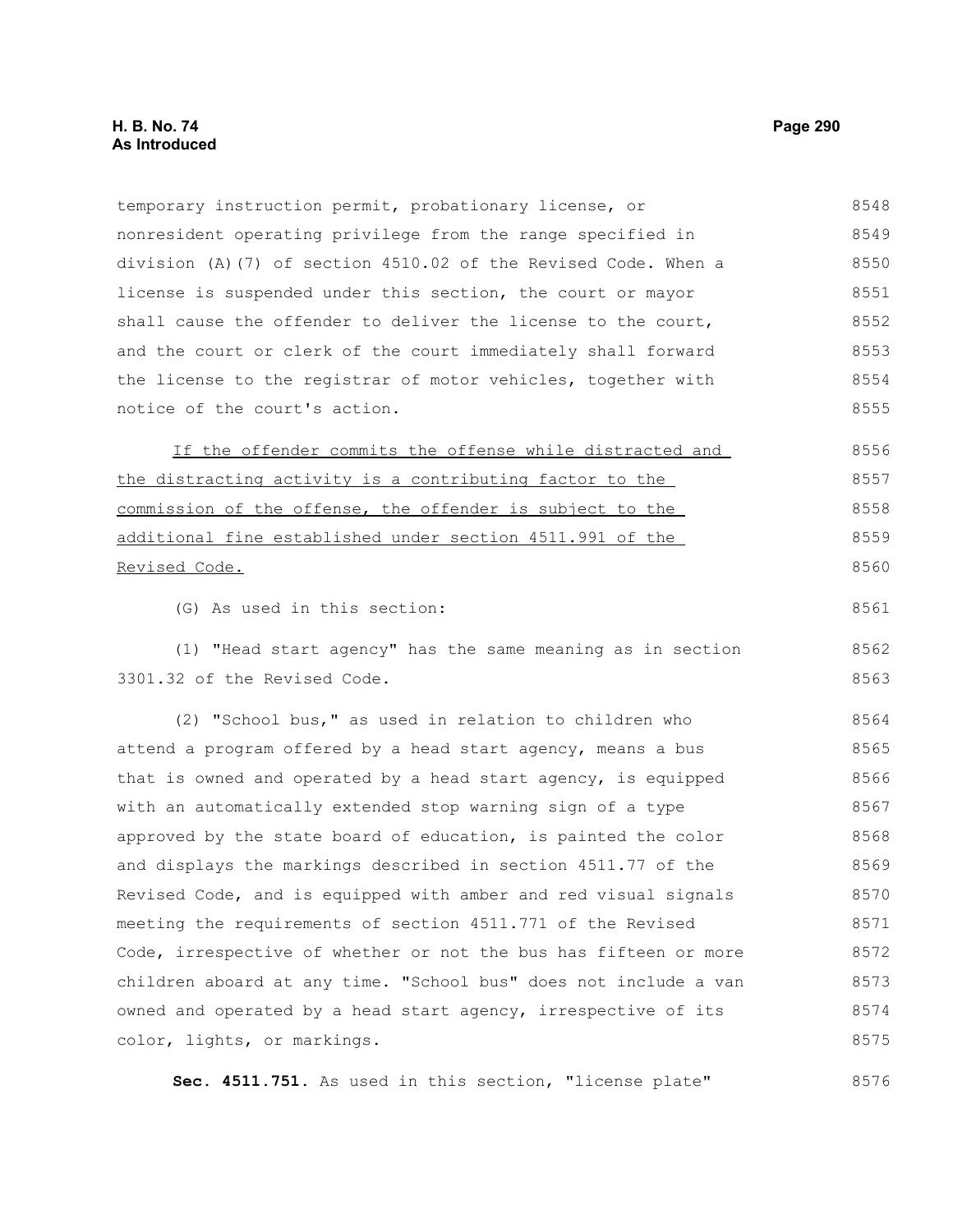temporary instruction permit, probationary license, or nonresident operating privilege from the range specified in division (A)(7) of section 4510.02 of the Revised Code. When a license is suspended under this section, the court or mayor shall cause the offender to deliver the license to the court, and the court or clerk of the court immediately shall forward the license to the registrar of motor vehicles, together with notice of the court's action.

If the offender commits the offense while distracted and the distracting activity is a contributing factor to the commission of the offense, the offender is subject to the additional fine established under section 4511.991 of the Revised Code.

(G) As used in this section:

(1) "Head start agency" has the same meaning as in section 3301.32 of the Revised Code.

(2) "School bus," as used in relation to children who attend a program offered by a head start agency, means a bus that is owned and operated by a head start agency, is equipped with an automatically extended stop warning sign of a type approved by the state board of education, is painted the color and displays the markings described in section 4511.77 of the Revised Code, and is equipped with amber and red visual signals meeting the requirements of section 4511.771 of the Revised Code, irrespective of whether or not the bus has fifteen or more children aboard at any time. "School bus" does not include a van owned and operated by a head start agency, irrespective of its color, lights, or markings.

**Sec. 4511.751.** As used in this section, "license plate"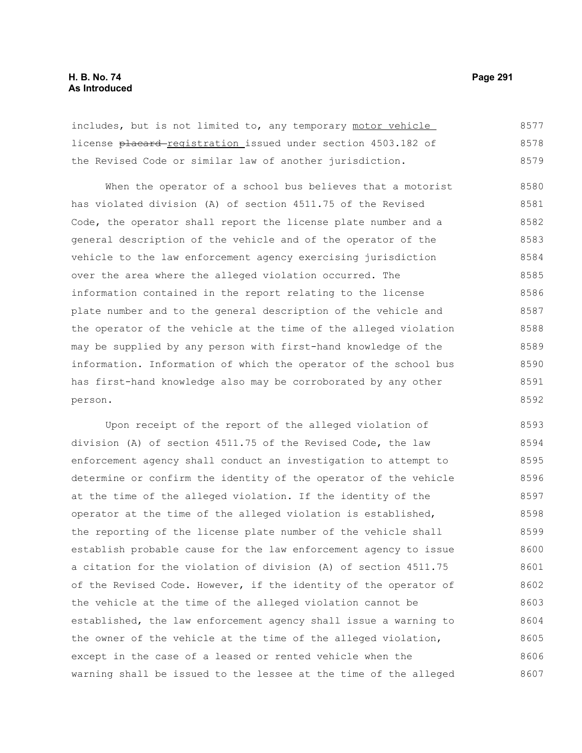includes, but is not limited to, any temporary <u>motor vehicle</u> license ~~placard~~ <u>registration</u> issued under section 4503.182 of the Revised Code or similar law of another jurisdiction.

When the operator of a school bus believes that a motorist has violated division (A) of section 4511.75 of the Revised Code, the operator shall report the license plate number and a general description of the vehicle and of the operator of the vehicle to the law enforcement agency exercising jurisdiction over the area where the alleged violation occurred. The information contained in the report relating to the license plate number and to the general description of the vehicle and the operator of the vehicle at the time of the alleged violation may be supplied by any person with first-hand knowledge of the information. Information of which the operator of the school bus has first-hand knowledge also may be corroborated by any other person.

Upon receipt of the report of the alleged violation of division (A) of section 4511.75 of the Revised Code, the law enforcement agency shall conduct an investigation to attempt to determine or confirm the identity of the operator of the vehicle at the time of the alleged violation. If the identity of the operator at the time of the alleged violation is established, the reporting of the license plate number of the vehicle shall establish probable cause for the law enforcement agency to issue a citation for the violation of division (A) of section 4511.75 of the Revised Code. However, if the identity of the operator of the vehicle at the time of the alleged violation cannot be established, the law enforcement agency shall issue a warning to the owner of the vehicle at the time of the alleged violation, except in the case of a leased or rented vehicle when the warning shall be issued to the lessee at the time of the alleged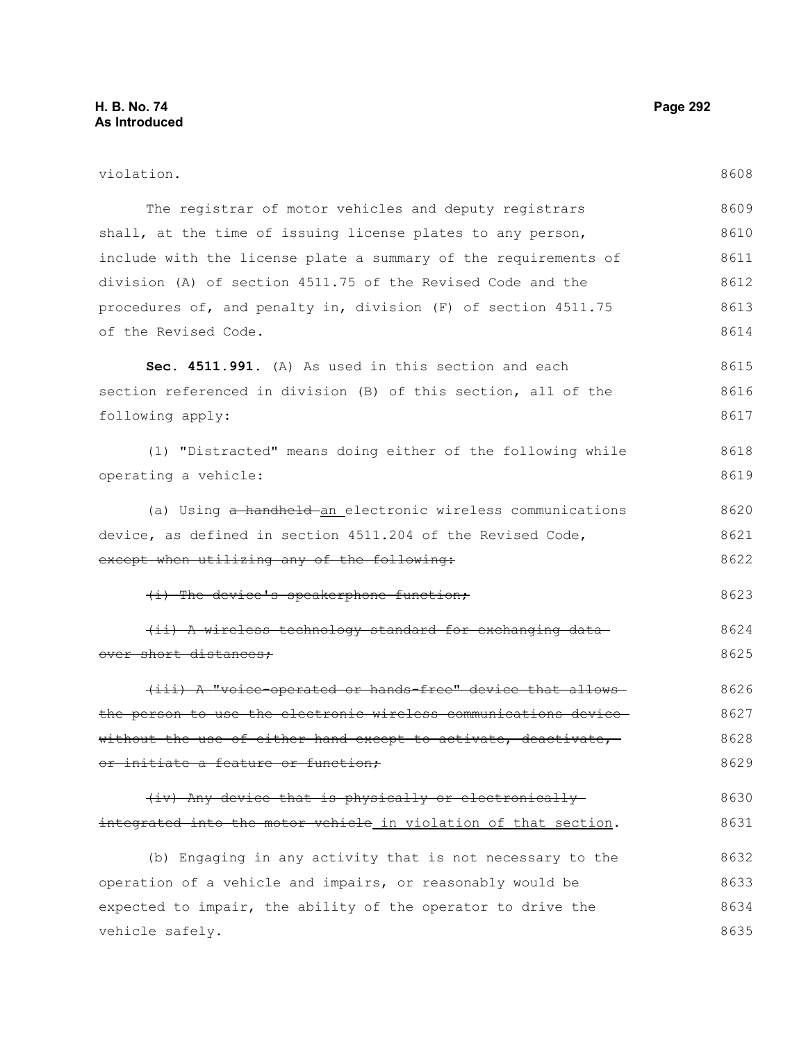violation.

The registrar of motor vehicles and deputy registrars shall, at the time of issuing license plates to any person, include with the license plate a summary of the requirements of division (A) of section 4511.75 of the Revised Code and the procedures of, and penalty in, division (F) of section 4511.75 of the Revised Code.

**Sec. 4511.991.** (A) As used in this section and each section referenced in division (B) of this section, all of the following apply:

(1) "Distracted" means doing either of the following while operating a vehicle:

(a) Using ~~a handheld~~ an electronic wireless communications device, as defined in section 4511.204 of the Revised Code, ~~except when utilizing any of the following:~~

~~(i) The device's speakerphone function;~~

~~(ii) A wireless technology standard for exchanging data over short distances;~~

~~(iii) A "voice-operated or hands-free" device that allows the person to use the electronic wireless communications device without the use of either hand except to activate, deactivate, or initiate a feature or function;~~

~~(iv) Any device that is physically or electronically integrated into the motor vehicle~~ in violation of that section.

(b) Engaging in any activity that is not necessary to the operation of a vehicle and impairs, or reasonably would be expected to impair, the ability of the operator to drive the vehicle safely.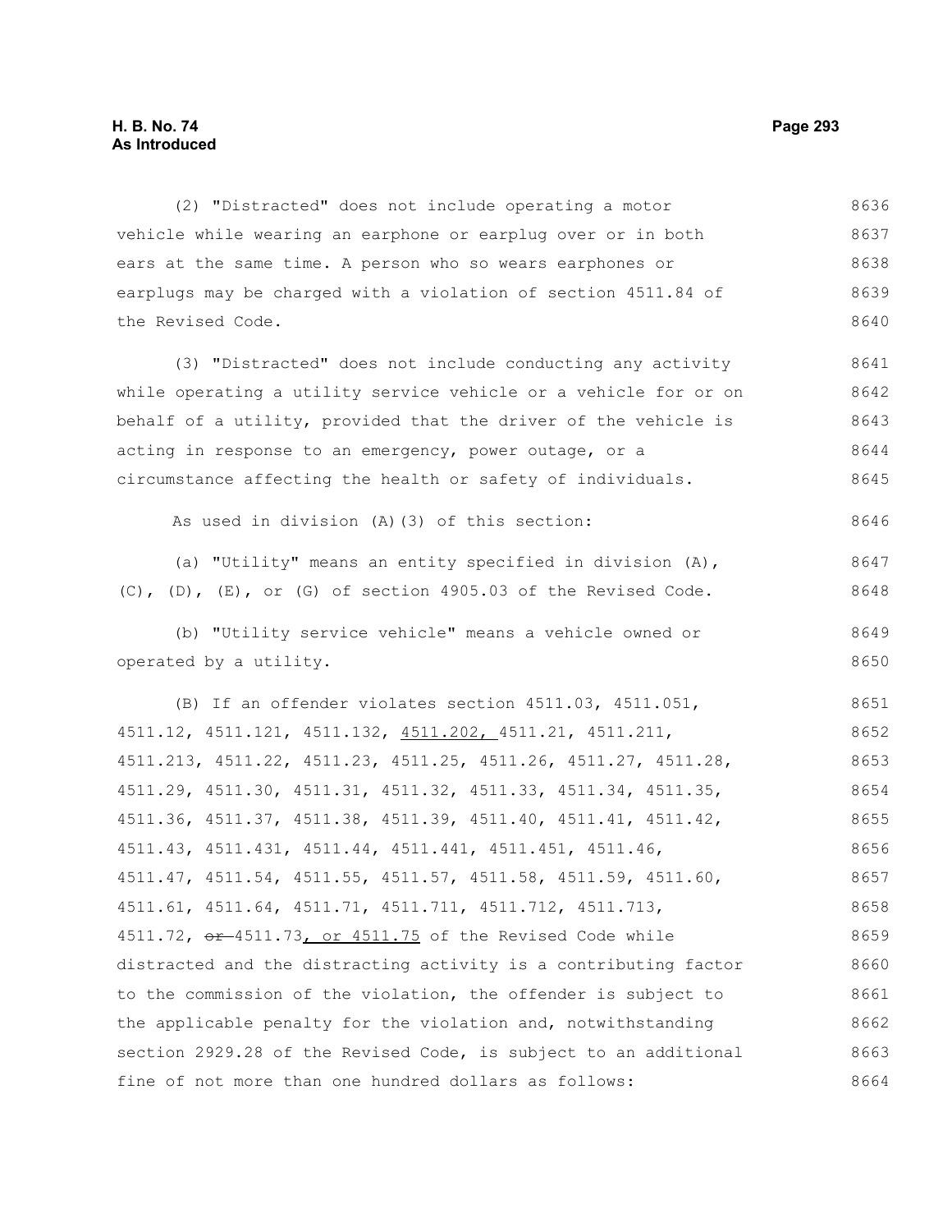(2) "Distracted" does not include operating a motor vehicle while wearing an earphone or earplug over or in both ears at the same time. A person who so wears earphones or earplugs may be charged with a violation of section 4511.84 of the Revised Code.

(3) "Distracted" does not include conducting any activity while operating a utility service vehicle or a vehicle for or on behalf of a utility, provided that the driver of the vehicle is acting in response to an emergency, power outage, or a circumstance affecting the health or safety of individuals.

As used in division (A)(3) of this section:

(a) "Utility" means an entity specified in division (A), (C), (D), (E), or (G) of section 4905.03 of the Revised Code.

(b) "Utility service vehicle" means a vehicle owned or operated by a utility.

(B) If an offender violates section 4511.03, 4511.051, 4511.12, 4511.121, 4511.132, 4511.202, 4511.21, 4511.211, 4511.213, 4511.22, 4511.23, 4511.25, 4511.26, 4511.27, 4511.28, 4511.29, 4511.30, 4511.31, 4511.32, 4511.33, 4511.34, 4511.35, 4511.36, 4511.37, 4511.38, 4511.39, 4511.40, 4511.41, 4511.42, 4511.43, 4511.431, 4511.44, 4511.441, 4511.451, 4511.46, 4511.47, 4511.54, 4511.55, 4511.57, 4511.58, 4511.59, 4511.60, 4511.61, 4511.64, 4511.71, 4511.711, 4511.712, 4511.713, 4511.72, ~~or~~ 4511.73, or 4511.75 of the Revised Code while distracted and the distracting activity is a contributing factor to the commission of the violation, the offender is subject to the applicable penalty for the violation and, notwithstanding section 2929.28 of the Revised Code, is subject to an additional fine of not more than one hundred dollars as follows: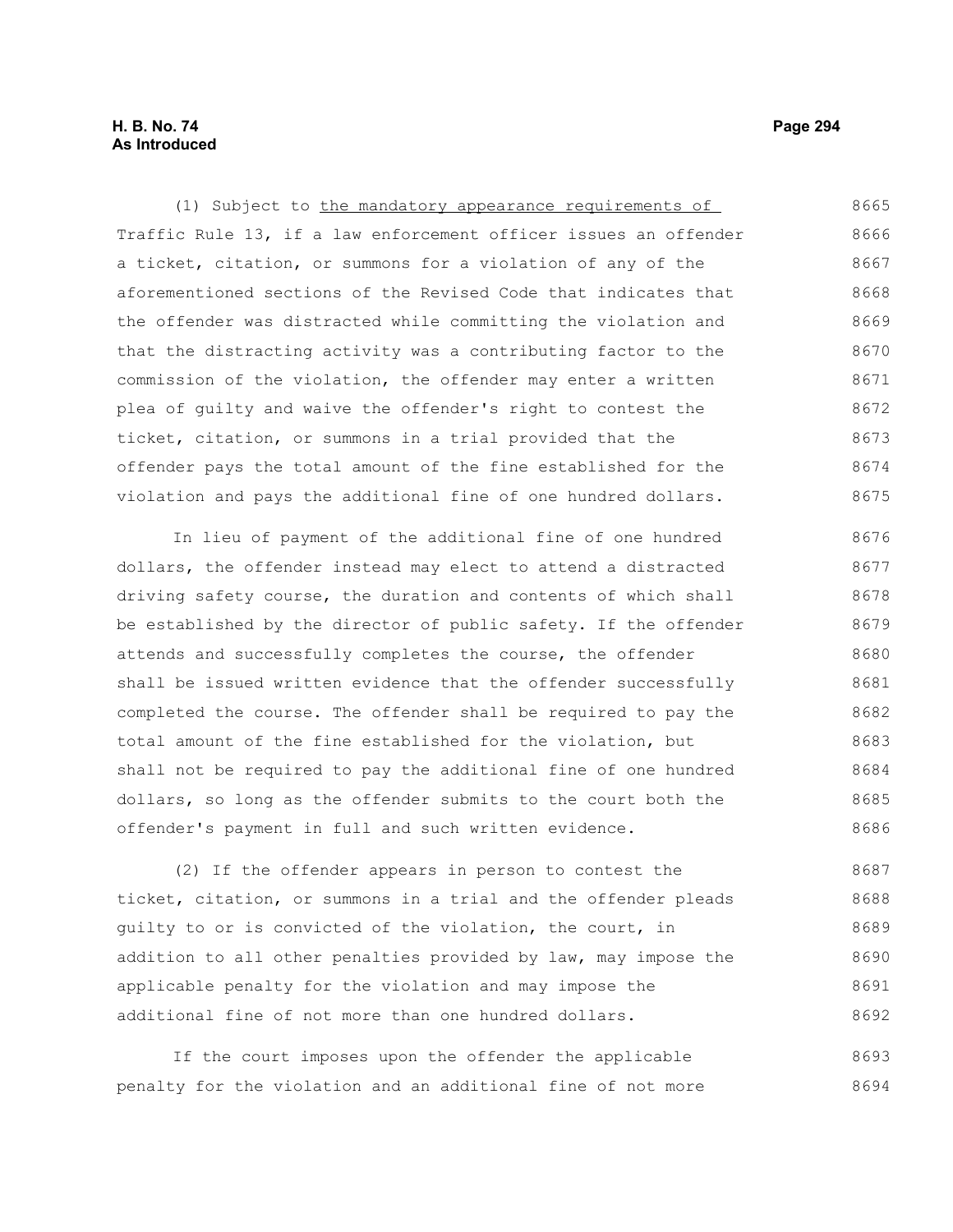(1) Subject to the mandatory appearance requirements of Traffic Rule 13, if a law enforcement officer issues an offender a ticket, citation, or summons for a violation of any of the aforementioned sections of the Revised Code that indicates that the offender was distracted while committing the violation and that the distracting activity was a contributing factor to the commission of the violation, the offender may enter a written plea of guilty and waive the offender's right to contest the ticket, citation, or summons in a trial provided that the offender pays the total amount of the fine established for the violation and pays the additional fine of one hundred dollars.

In lieu of payment of the additional fine of one hundred dollars, the offender instead may elect to attend a distracted driving safety course, the duration and contents of which shall be established by the director of public safety. If the offender attends and successfully completes the course, the offender shall be issued written evidence that the offender successfully completed the course. The offender shall be required to pay the total amount of the fine established for the violation, but shall not be required to pay the additional fine of one hundred dollars, so long as the offender submits to the court both the offender's payment in full and such written evidence.

(2) If the offender appears in person to contest the ticket, citation, or summons in a trial and the offender pleads guilty to or is convicted of the violation, the court, in addition to all other penalties provided by law, may impose the applicable penalty for the violation and may impose the additional fine of not more than one hundred dollars.

If the court imposes upon the offender the applicable penalty for the violation and an additional fine of not more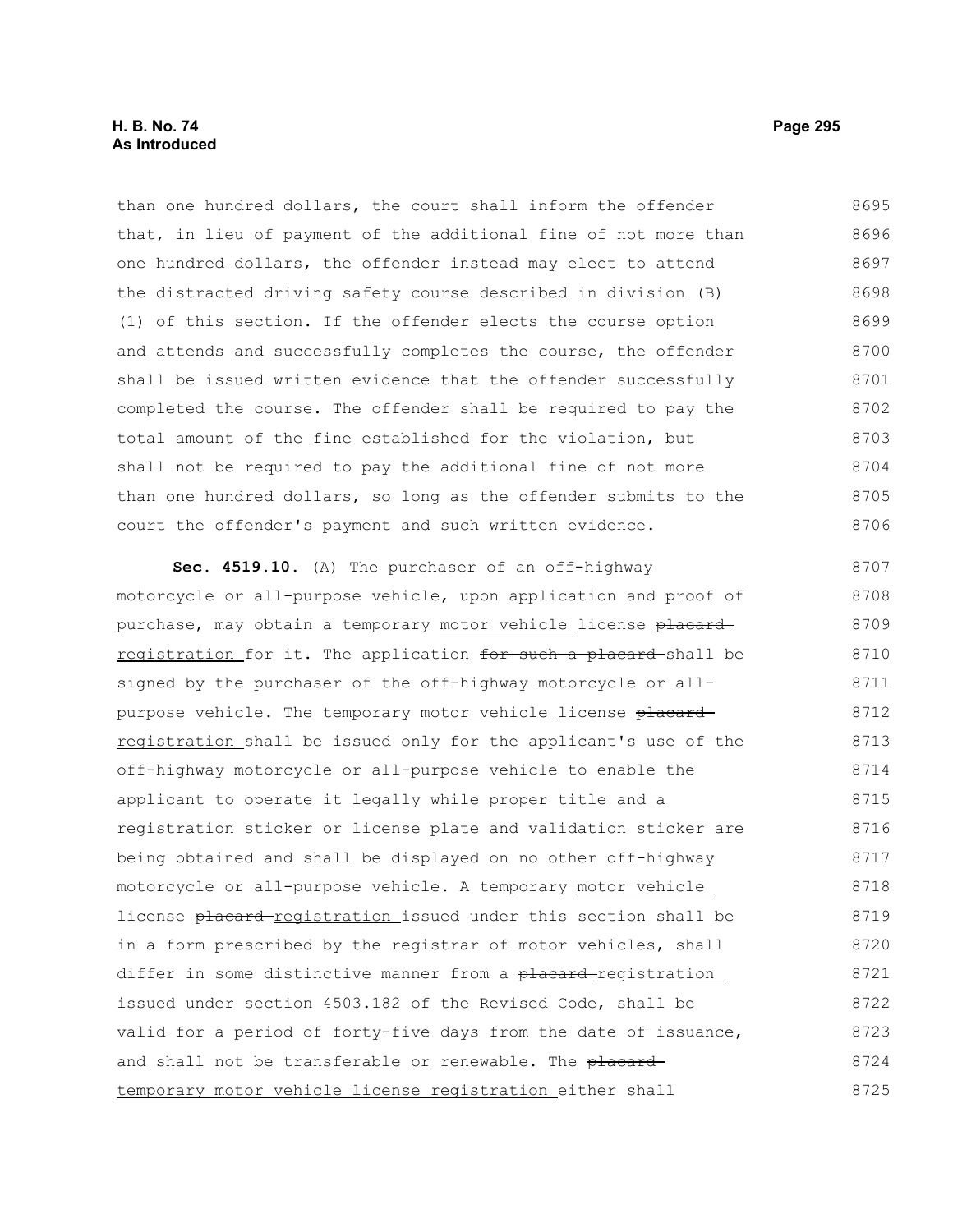than one hundred dollars, the court shall inform the offender that, in lieu of payment of the additional fine of not more than one hundred dollars, the offender instead may elect to attend the distracted driving safety course described in division (B)(1) of this section. If the offender elects the course option and attends and successfully completes the course, the offender shall be issued written evidence that the offender successfully completed the course. The offender shall be required to pay the total amount of the fine established for the violation, but shall not be required to pay the additional fine of not more than one hundred dollars, so long as the offender submits to the court the offender's payment and such written evidence.

**Sec. 4519.10.** (A) The purchaser of an off-highway motorcycle or all-purpose vehicle, upon application and proof of purchase, may obtain a temporary motor vehicle license ~~placard~~ registration for it. The application ~~for such a placard~~ shall be signed by the purchaser of the off-highway motorcycle or all-purpose vehicle. The temporary motor vehicle license ~~placard~~ registration shall be issued only for the applicant's use of the off-highway motorcycle or all-purpose vehicle to enable the applicant to operate it legally while proper title and a registration sticker or license plate and validation sticker are being obtained and shall be displayed on no other off-highway motorcycle or all-purpose vehicle. A temporary motor vehicle license ~~placard~~ registration issued under this section shall be in a form prescribed by the registrar of motor vehicles, shall differ in some distinctive manner from a ~~placard~~ registration issued under section 4503.182 of the Revised Code, shall be valid for a period of forty-five days from the date of issuance, and shall not be transferable or renewable. The ~~placard~~ temporary motor vehicle license registration either shall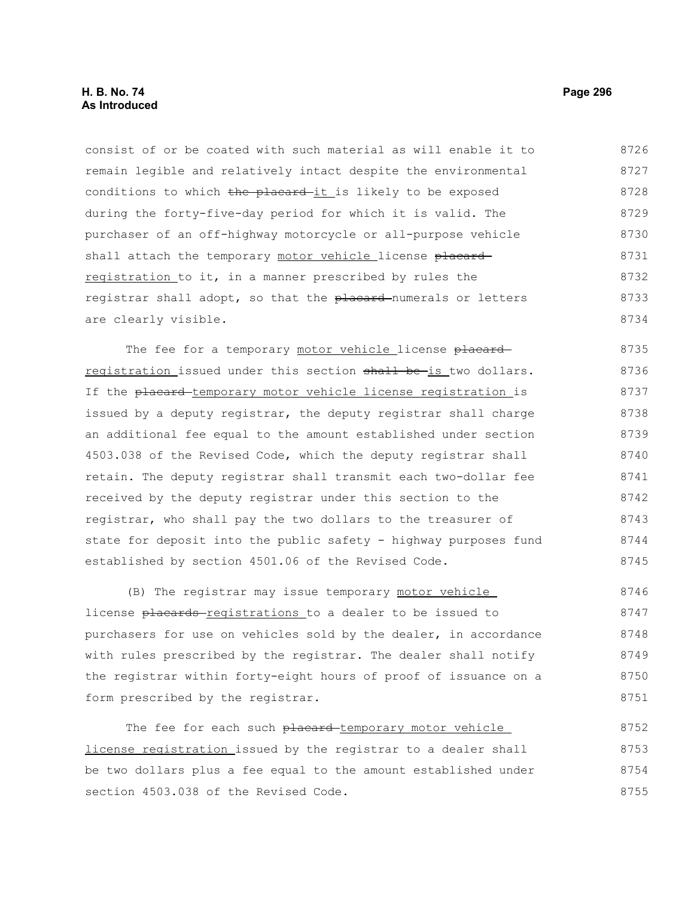consist of or be coated with such material as will enable it to remain legible and relatively intact despite the environmental conditions to which ~~the placard~~ it is likely to be exposed during the forty-five-day period for which it is valid. The purchaser of an off-highway motorcycle or all-purpose vehicle shall attach the temporary motor vehicle license ~~placard~~ registration to it, in a manner prescribed by rules the registrar shall adopt, so that the ~~placard~~ numerals or letters are clearly visible.

The fee for a temporary motor vehicle license ~~placard~~ registration issued under this section ~~shall be~~ is two dollars. If the ~~placard~~ temporary motor vehicle license registration is issued by a deputy registrar, the deputy registrar shall charge an additional fee equal to the amount established under section 4503.038 of the Revised Code, which the deputy registrar shall retain. The deputy registrar shall transmit each two-dollar fee received by the deputy registrar under this section to the registrar, who shall pay the two dollars to the treasurer of state for deposit into the public safety - highway purposes fund established by section 4501.06 of the Revised Code.

(B) The registrar may issue temporary motor vehicle license ~~placards~~ registrations to a dealer to be issued to purchasers for use on vehicles sold by the dealer, in accordance with rules prescribed by the registrar. The dealer shall notify the registrar within forty-eight hours of proof of issuance on a form prescribed by the registrar.

The fee for each such ~~placard~~ temporary motor vehicle license registration issued by the registrar to a dealer shall be two dollars plus a fee equal to the amount established under section 4503.038 of the Revised Code.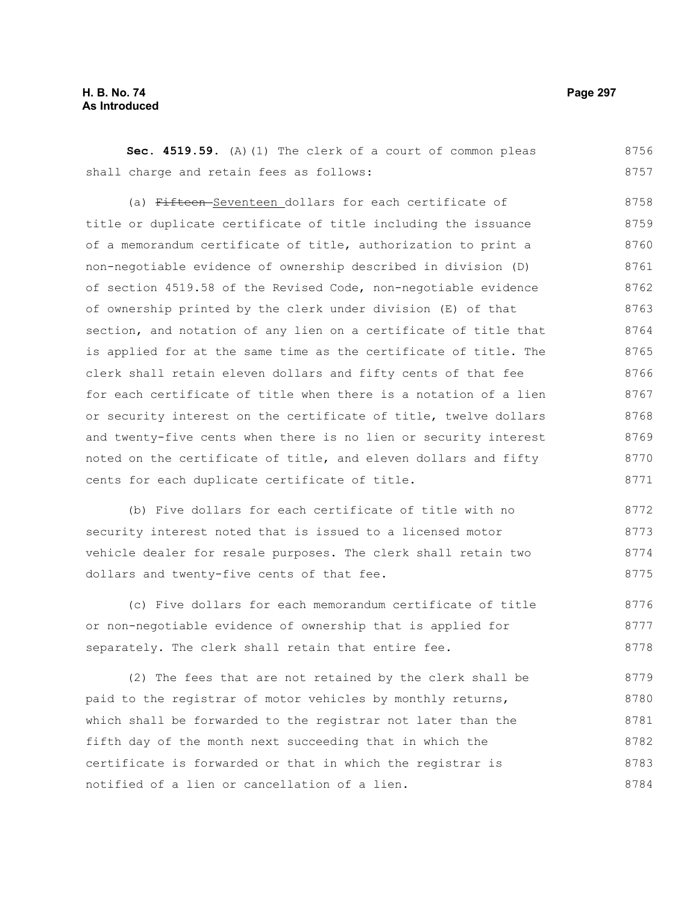**Sec. 4519.59.** (A)(1) The clerk of a court of common pleas shall charge and retain fees as follows:

(a) ~~Fifteen~~ Seventeen dollars for each certificate of title or duplicate certificate of title including the issuance of a memorandum certificate of title, authorization to print a non-negotiable evidence of ownership described in division (D) of section 4519.58 of the Revised Code, non-negotiable evidence of ownership printed by the clerk under division (E) of that section, and notation of any lien on a certificate of title that is applied for at the same time as the certificate of title. The clerk shall retain eleven dollars and fifty cents of that fee for each certificate of title when there is a notation of a lien or security interest on the certificate of title, twelve dollars and twenty-five cents when there is no lien or security interest noted on the certificate of title, and eleven dollars and fifty cents for each duplicate certificate of title.

(b) Five dollars for each certificate of title with no security interest noted that is issued to a licensed motor vehicle dealer for resale purposes. The clerk shall retain two dollars and twenty-five cents of that fee.

(c) Five dollars for each memorandum certificate of title or non-negotiable evidence of ownership that is applied for separately. The clerk shall retain that entire fee.

(2) The fees that are not retained by the clerk shall be paid to the registrar of motor vehicles by monthly returns, which shall be forwarded to the registrar not later than the fifth day of the month next succeeding that in which the certificate is forwarded or that in which the registrar is notified of a lien or cancellation of a lien.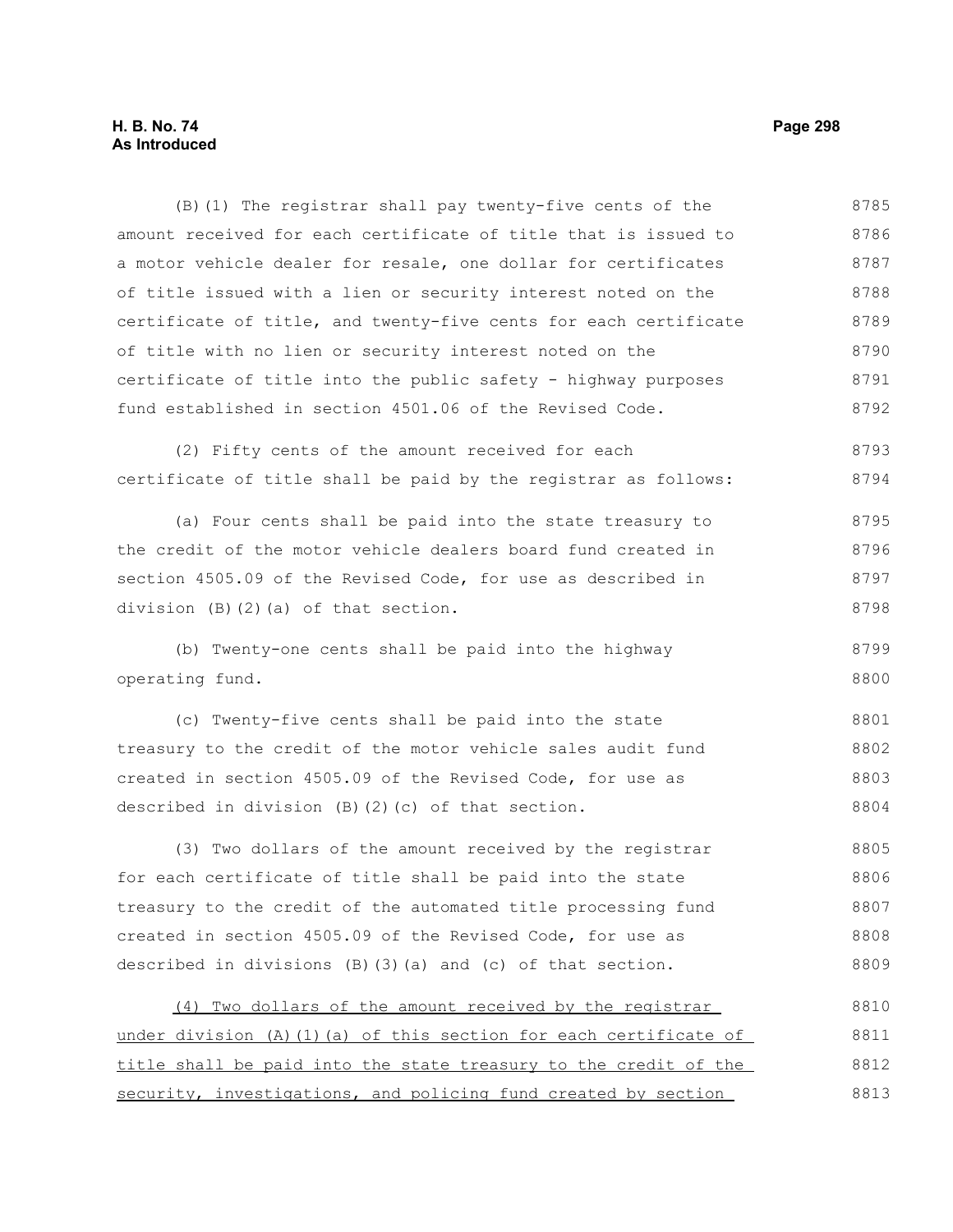(B)(1) The registrar shall pay twenty-five cents of the amount received for each certificate of title that is issued to a motor vehicle dealer for resale, one dollar for certificates of title issued with a lien or security interest noted on the certificate of title, and twenty-five cents for each certificate of title with no lien or security interest noted on the certificate of title into the public safety - highway purposes fund established in section 4501.06 of the Revised Code.

(2) Fifty cents of the amount received for each certificate of title shall be paid by the registrar as follows:

(a) Four cents shall be paid into the state treasury to the credit of the motor vehicle dealers board fund created in section 4505.09 of the Revised Code, for use as described in division (B)(2)(a) of that section.

(b) Twenty-one cents shall be paid into the highway operating fund.

(c) Twenty-five cents shall be paid into the state treasury to the credit of the motor vehicle sales audit fund created in section 4505.09 of the Revised Code, for use as described in division (B)(2)(c) of that section.

(3) Two dollars of the amount received by the registrar for each certificate of title shall be paid into the state treasury to the credit of the automated title processing fund created in section 4505.09 of the Revised Code, for use as described in divisions (B)(3)(a) and (c) of that section.

<u>(4) Two dollars of the amount received by the registrar under division (A)(1)(a) of this section for each certificate of title shall be paid into the state treasury to the credit of the security, investigations, and policing fund created by section</u>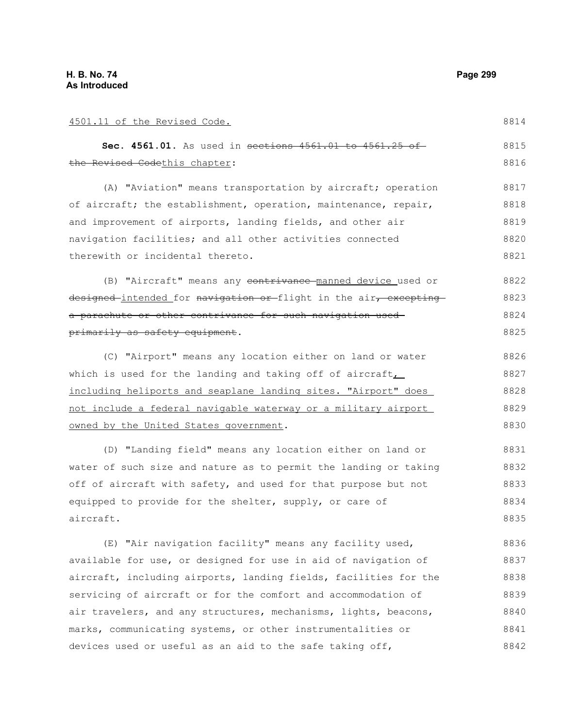4501.11 of the Revised Code.

**Sec. 4561.01.** As used in ~~sections 4561.01 to 4561.25 of the Revised Code~~this chapter:

(A) "Aviation" means transportation by aircraft; operation of aircraft; the establishment, operation, maintenance, repair, and improvement of airports, landing fields, and other air navigation facilities; and all other activities connected therewith or incidental thereto.

(B) "Aircraft" means any ~~contrivance~~ manned device used or ~~designed~~ intended for ~~navigation or~~ flight in the air~~, excepting a parachute or other contrivance for such navigation used primarily as safety equipment~~.

(C) "Airport" means any location either on land or water which is used for the landing and taking off of aircraft, including heliports and seaplane landing sites. "Airport" does not include a federal navigable waterway or a military airport owned by the United States government.

(D) "Landing field" means any location either on land or water of such size and nature as to permit the landing or taking off of aircraft with safety, and used for that purpose but not equipped to provide for the shelter, supply, or care of aircraft.

(E) "Air navigation facility" means any facility used, available for use, or designed for use in aid of navigation of aircraft, including airports, landing fields, facilities for the servicing of aircraft or for the comfort and accommodation of air travelers, and any structures, mechanisms, lights, beacons, marks, communicating systems, or other instrumentalities or devices used or useful as an aid to the safe taking off,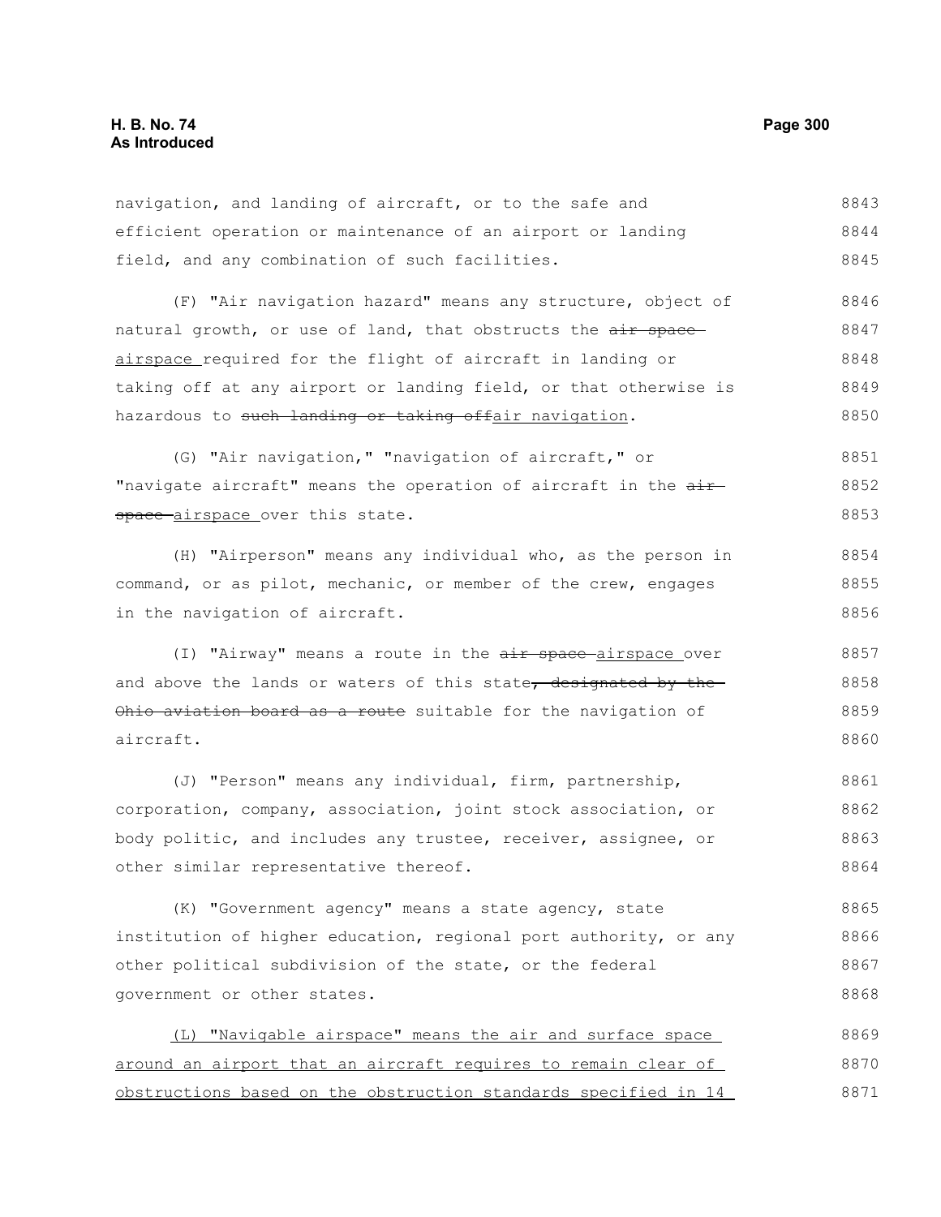navigation, and landing of aircraft, or to the safe and efficient operation or maintenance of an airport or landing field, and any combination of such facilities.

(F) "Air navigation hazard" means any structure, object of natural growth, or use of land, that obstructs the ~~air space~~ <u>airspace</u> required for the flight of aircraft in landing or taking off at any airport or landing field, or that otherwise is hazardous to ~~such landing or taking off~~<u>air navigation</u>.

(G) "Air navigation," "navigation of aircraft," or "navigate aircraft" means the operation of aircraft in the ~~air space~~ <u>airspace</u> over this state.

(H) "Airperson" means any individual who, as the person in command, or as pilot, mechanic, or member of the crew, engages in the navigation of aircraft.

(I) "Airway" means a route in the ~~air space~~ <u>airspace</u> over and above the lands or waters of this state~~, designated by the Ohio aviation board as a route~~ suitable for the navigation of aircraft.

(J) "Person" means any individual, firm, partnership, corporation, company, association, joint stock association, or body politic, and includes any trustee, receiver, assignee, or other similar representative thereof.

(K) "Government agency" means a state agency, state institution of higher education, regional port authority, or any other political subdivision of the state, or the federal government or other states.

<u>(L) "Navigable airspace" means the air and surface space around an airport that an aircraft requires to remain clear of obstructions based on the obstruction standards specified in 14</u>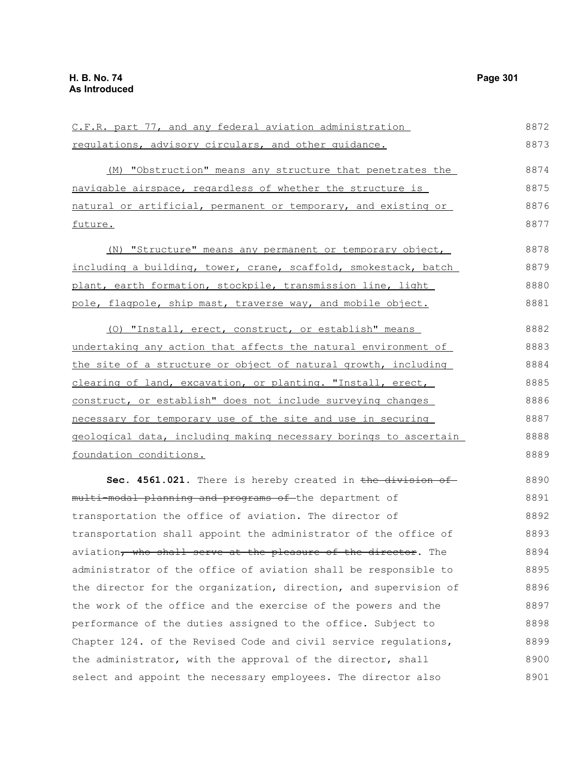C.F.R. part 77, and any federal aviation administration regulations, advisory circulars, and other guidance.

(M) "Obstruction" means any structure that penetrates the navigable airspace, regardless of whether the structure is natural or artificial, permanent or temporary, and existing or future.

(N) "Structure" means any permanent or temporary object, including a building, tower, crane, scaffold, smokestack, batch plant, earth formation, stockpile, transmission line, light pole, flagpole, ship mast, traverse way, and mobile object.

(O) "Install, erect, construct, or establish" means undertaking any action that affects the natural environment of the site of a structure or object of natural growth, including clearing of land, excavation, or planting. "Install, erect, construct, or establish" does not include surveying changes necessary for temporary use of the site and use in securing geological data, including making necessary borings to ascertain foundation conditions.

**Sec. 4561.021.** There is hereby created in ~~the division of multi-modal planning and programs of~~ the department of transportation the office of aviation. The director of transportation shall appoint the administrator of the office of aviation~~, who shall serve at the pleasure of the director~~. The administrator of the office of aviation shall be responsible to the director for the organization, direction, and supervision of the work of the office and the exercise of the powers and the performance of the duties assigned to the office. Subject to Chapter 124. of the Revised Code and civil service regulations, the administrator, with the approval of the director, shall select and appoint the necessary employees. The director also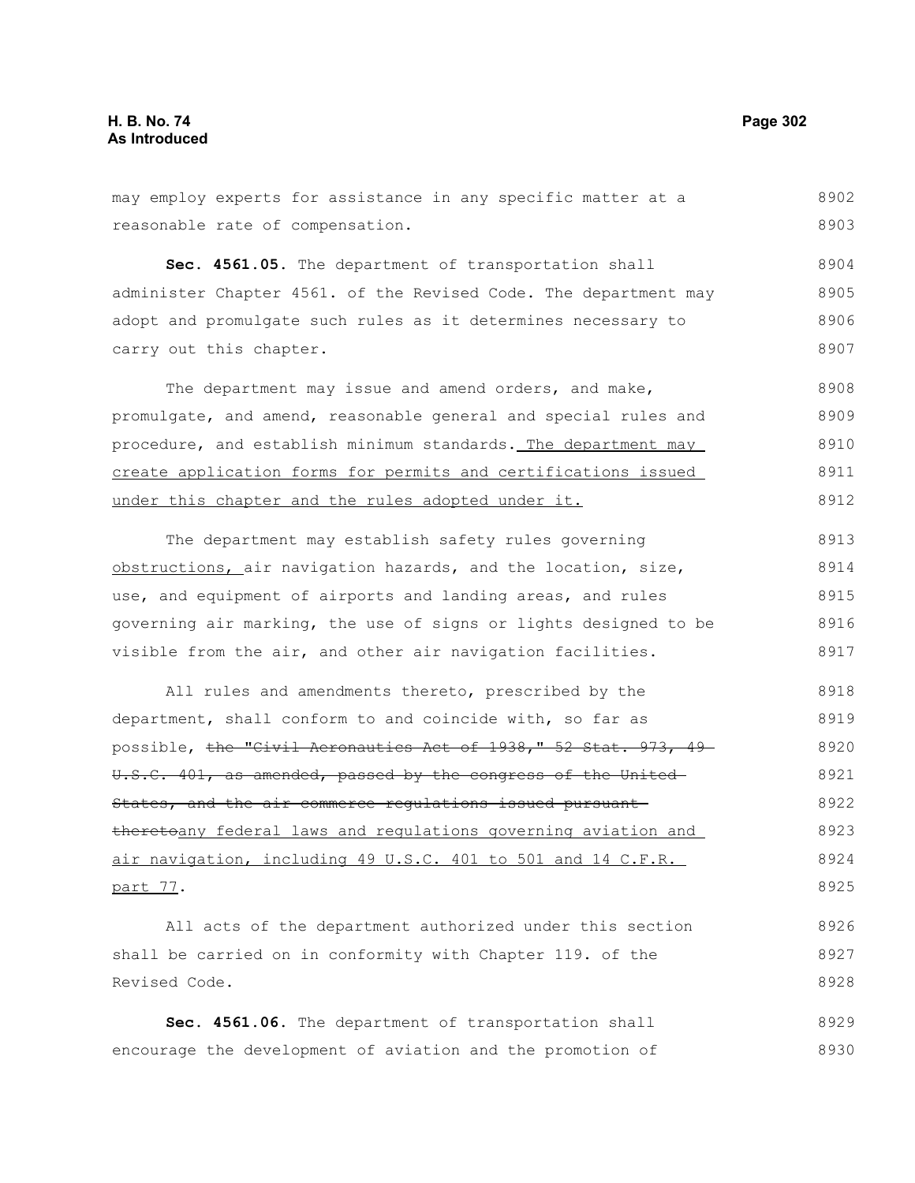may employ experts for assistance in any specific matter at a reasonable rate of compensation.

**Sec. 4561.05.** The department of transportation shall administer Chapter 4561. of the Revised Code. The department may adopt and promulgate such rules as it determines necessary to carry out this chapter.

The department may issue and amend orders, and make, promulgate, and amend, reasonable general and special rules and procedure, and establish minimum standards. The department may create application forms for permits and certifications issued under this chapter and the rules adopted under it.

The department may establish safety rules governing obstructions, air navigation hazards, and the location, size, use, and equipment of airports and landing areas, and rules governing air marking, the use of signs or lights designed to be visible from the air, and other air navigation facilities.

All rules and amendments thereto, prescribed by the department, shall conform to and coincide with, so far as possible, ~~the "Civil Aeronautics Act of 1938," 52 Stat. 973, 49 U.S.C. 401, as amended, passed by the congress of the United States, and the air commerce regulations issued pursuant thereto~~any federal laws and regulations governing aviation and air navigation, including 49 U.S.C. 401 to 501 and 14 C.F.R. part 77.

All acts of the department authorized under this section shall be carried on in conformity with Chapter 119. of the Revised Code.

**Sec. 4561.06.** The department of transportation shall encourage the development of aviation and the promotion of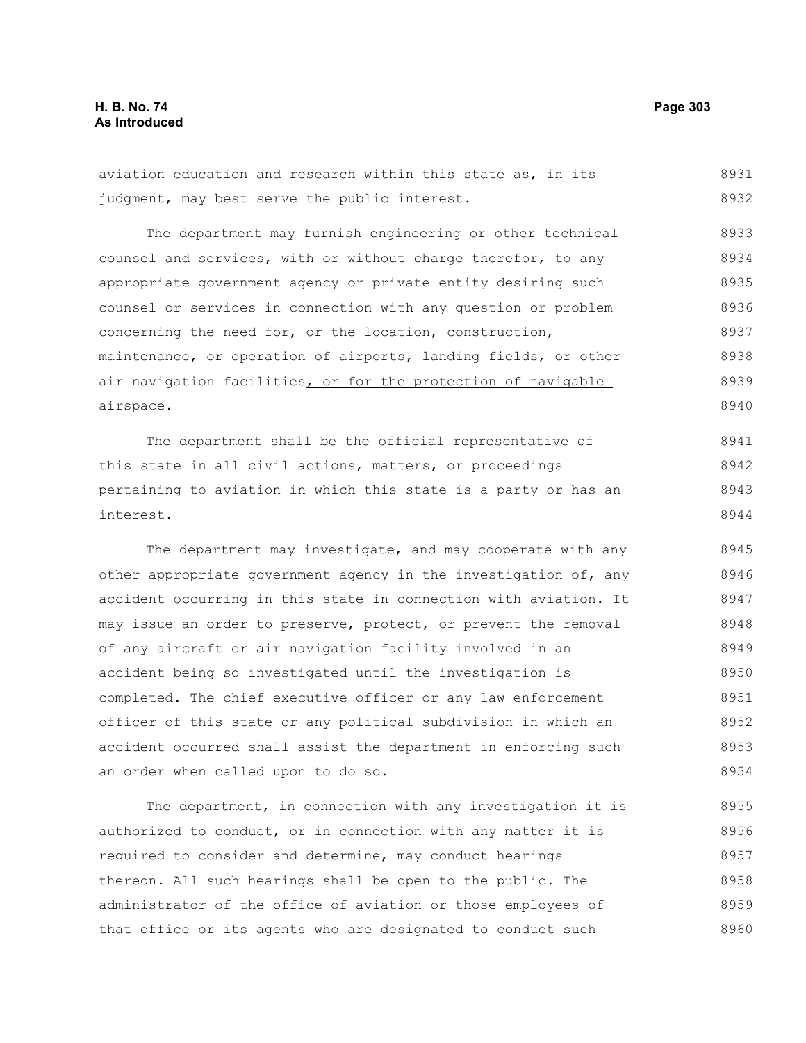aviation education and research within this state as, in its judgment, may best serve the public interest.

The department may furnish engineering or other technical counsel and services, with or without charge therefor, to any appropriate government agency or private entity desiring such counsel or services in connection with any question or problem concerning the need for, or the location, construction, maintenance, or operation of airports, landing fields, or other air navigation facilities, or for the protection of navigable airspace.

The department shall be the official representative of this state in all civil actions, matters, or proceedings pertaining to aviation in which this state is a party or has an interest.

The department may investigate, and may cooperate with any other appropriate government agency in the investigation of, any accident occurring in this state in connection with aviation. It may issue an order to preserve, protect, or prevent the removal of any aircraft or air navigation facility involved in an accident being so investigated until the investigation is completed. The chief executive officer or any law enforcement officer of this state or any political subdivision in which an accident occurred shall assist the department in enforcing such an order when called upon to do so.

The department, in connection with any investigation it is authorized to conduct, or in connection with any matter it is required to consider and determine, may conduct hearings thereon. All such hearings shall be open to the public. The administrator of the office of aviation or those employees of that office or its agents who are designated to conduct such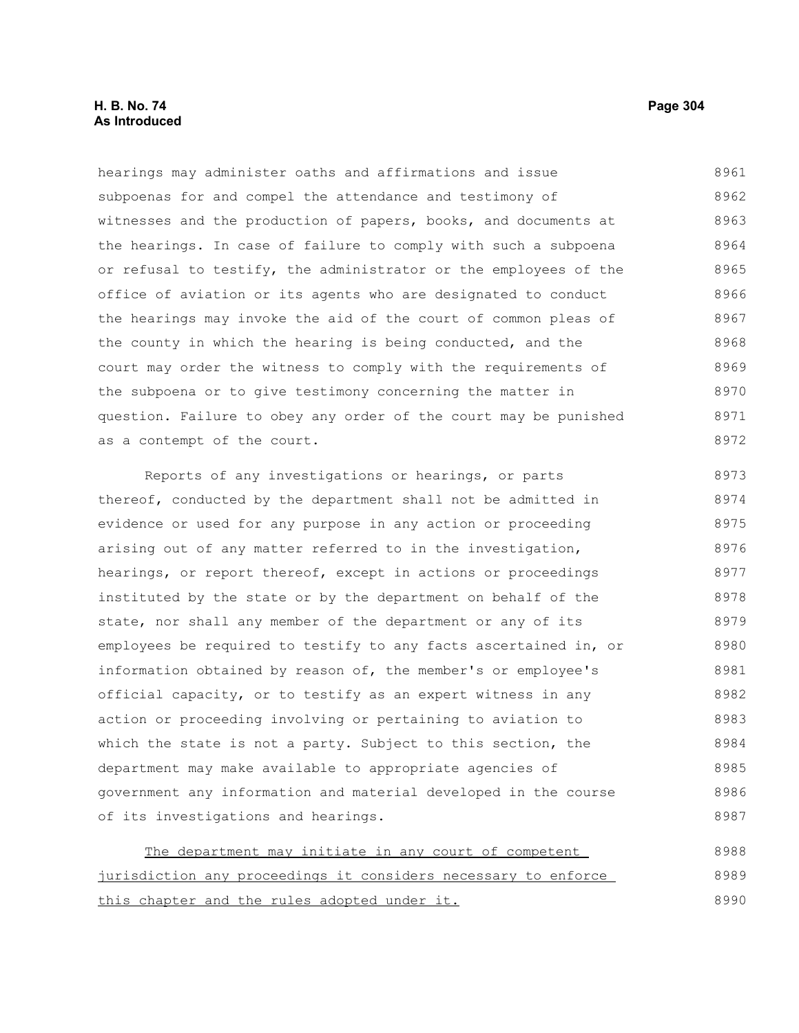hearings may administer oaths and affirmations and issue subpoenas for and compel the attendance and testimony of witnesses and the production of papers, books, and documents at the hearings. In case of failure to comply with such a subpoena or refusal to testify, the administrator or the employees of the office of aviation or its agents who are designated to conduct the hearings may invoke the aid of the court of common pleas of the county in which the hearing is being conducted, and the court may order the witness to comply with the requirements of the subpoena or to give testimony concerning the matter in question. Failure to obey any order of the court may be punished as a contempt of the court.

Reports of any investigations or hearings, or parts thereof, conducted by the department shall not be admitted in evidence or used for any purpose in any action or proceeding arising out of any matter referred to in the investigation, hearings, or report thereof, except in actions or proceedings instituted by the state or by the department on behalf of the state, nor shall any member of the department or any of its employees be required to testify to any facts ascertained in, or information obtained by reason of, the member's or employee's official capacity, or to testify as an expert witness in any action or proceeding involving or pertaining to aviation to which the state is not a party. Subject to this section, the department may make available to appropriate agencies of government any information and material developed in the course of its investigations and hearings.

<u>The department may initiate in any court of competent jurisdiction any proceedings it considers necessary to enforce this chapter and the rules adopted under it.</u>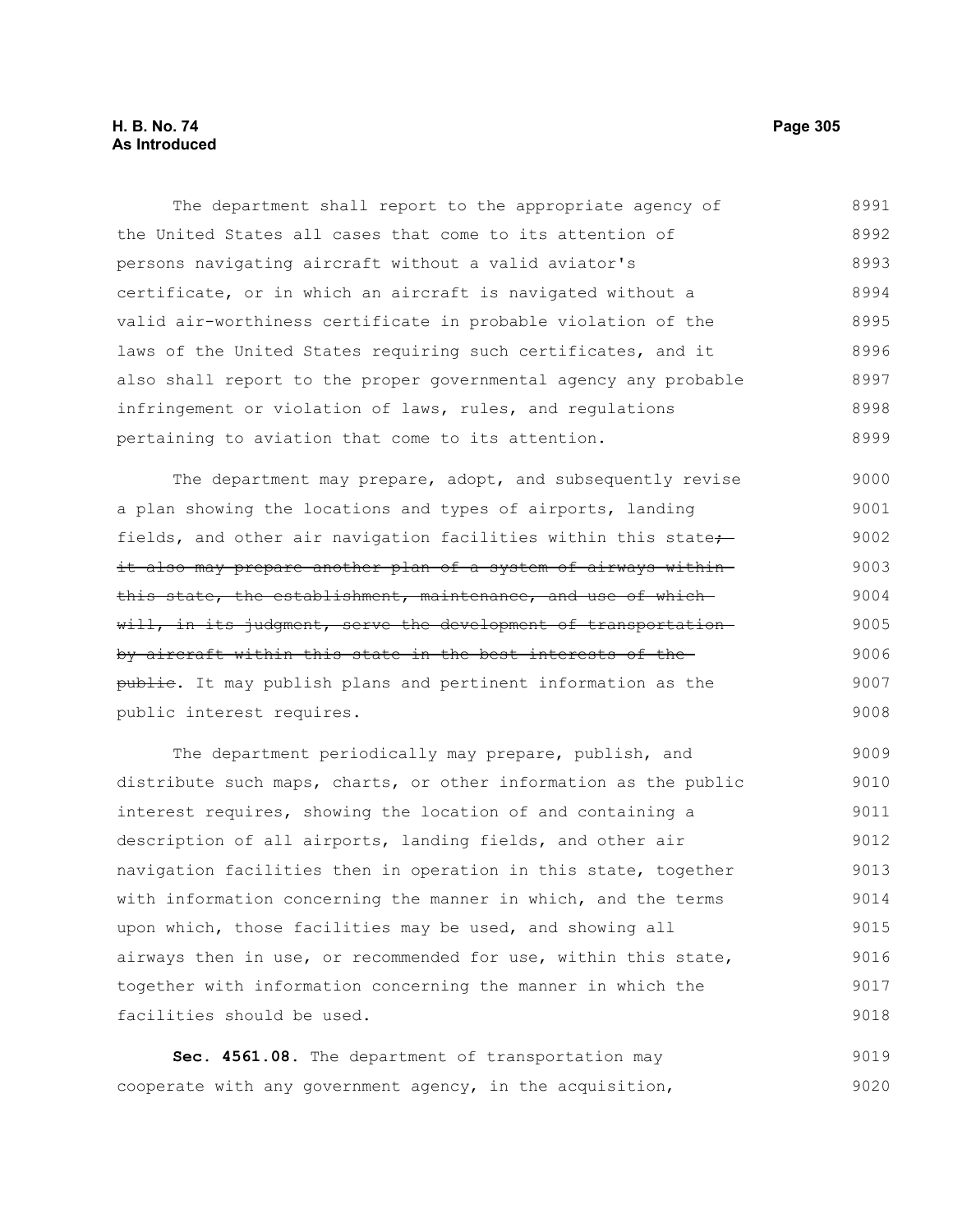The department shall report to the appropriate agency of the United States all cases that come to its attention of persons navigating aircraft without a valid aviator's certificate, or in which an aircraft is navigated without a valid air-worthiness certificate in probable violation of the laws of the United States requiring such certificates, and it also shall report to the proper governmental agency any probable infringement or violation of laws, rules, and regulations pertaining to aviation that come to its attention.

The department may prepare, adopt, and subsequently revise a plan showing the locations and types of airports, landing fields, and other air navigation facilities within this state~~; it also may prepare another plan of a system of airways within this state, the establishment, maintenance, and use of which will, in its judgment, serve the development of transportation by aircraft within this state in the best interests of the public~~. It may publish plans and pertinent information as the public interest requires.

The department periodically may prepare, publish, and distribute such maps, charts, or other information as the public interest requires, showing the location of and containing a description of all airports, landing fields, and other air navigation facilities then in operation in this state, together with information concerning the manner in which, and the terms upon which, those facilities may be used, and showing all airways then in use, or recommended for use, within this state, together with information concerning the manner in which the facilities should be used.

**Sec. 4561.08.** The department of transportation may cooperate with any government agency, in the acquisition,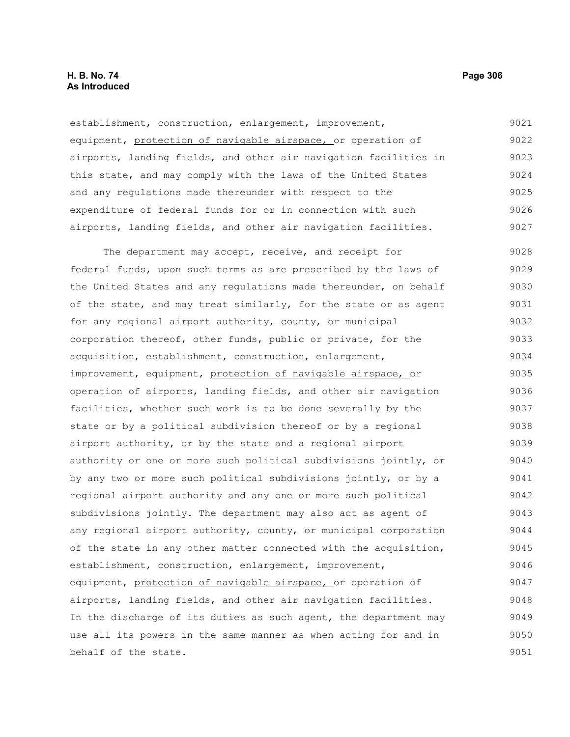establishment, construction, enlargement, improvement, equipment, protection of navigable airspace, or operation of airports, landing fields, and other air navigation facilities in this state, and may comply with the laws of the United States and any regulations made thereunder with respect to the expenditure of federal funds for or in connection with such airports, landing fields, and other air navigation facilities.

The department may accept, receive, and receipt for federal funds, upon such terms as are prescribed by the laws of the United States and any regulations made thereunder, on behalf of the state, and may treat similarly, for the state or as agent for any regional airport authority, county, or municipal corporation thereof, other funds, public or private, for the acquisition, establishment, construction, enlargement, improvement, equipment, protection of navigable airspace, or operation of airports, landing fields, and other air navigation facilities, whether such work is to be done severally by the state or by a political subdivision thereof or by a regional airport authority, or by the state and a regional airport authority or one or more such political subdivisions jointly, or by any two or more such political subdivisions jointly, or by a regional airport authority and any one or more such political subdivisions jointly. The department may also act as agent of any regional airport authority, county, or municipal corporation of the state in any other matter connected with the acquisition, establishment, construction, enlargement, improvement, equipment, protection of navigable airspace, or operation of airports, landing fields, and other air navigation facilities. In the discharge of its duties as such agent, the department may use all its powers in the same manner as when acting for and in behalf of the state.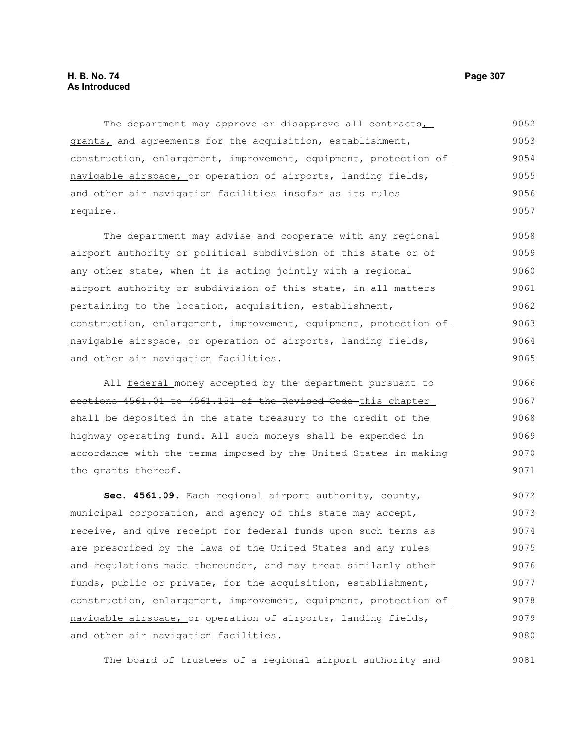The department may approve or disapprove all contracts, grants, and agreements for the acquisition, establishment, construction, enlargement, improvement, equipment, protection of navigable airspace, or operation of airports, landing fields, and other air navigation facilities insofar as its rules require.

The department may advise and cooperate with any regional airport authority or political subdivision of this state or of any other state, when it is acting jointly with a regional airport authority or subdivision of this state, in all matters pertaining to the location, acquisition, establishment, construction, enlargement, improvement, equipment, protection of navigable airspace, or operation of airports, landing fields, and other air navigation facilities.

All federal money accepted by the department pursuant to ~~sections 4561.01 to 4561.151 of the Revised Code~~ this chapter shall be deposited in the state treasury to the credit of the highway operating fund. All such moneys shall be expended in accordance with the terms imposed by the United States in making the grants thereof.

**Sec. 4561.09.** Each regional airport authority, county, municipal corporation, and agency of this state may accept, receive, and give receipt for federal funds upon such terms as are prescribed by the laws of the United States and any rules and regulations made thereunder, and may treat similarly other funds, public or private, for the acquisition, establishment, construction, enlargement, improvement, equipment, protection of navigable airspace, or operation of airports, landing fields, and other air navigation facilities.

The board of trustees of a regional airport authority and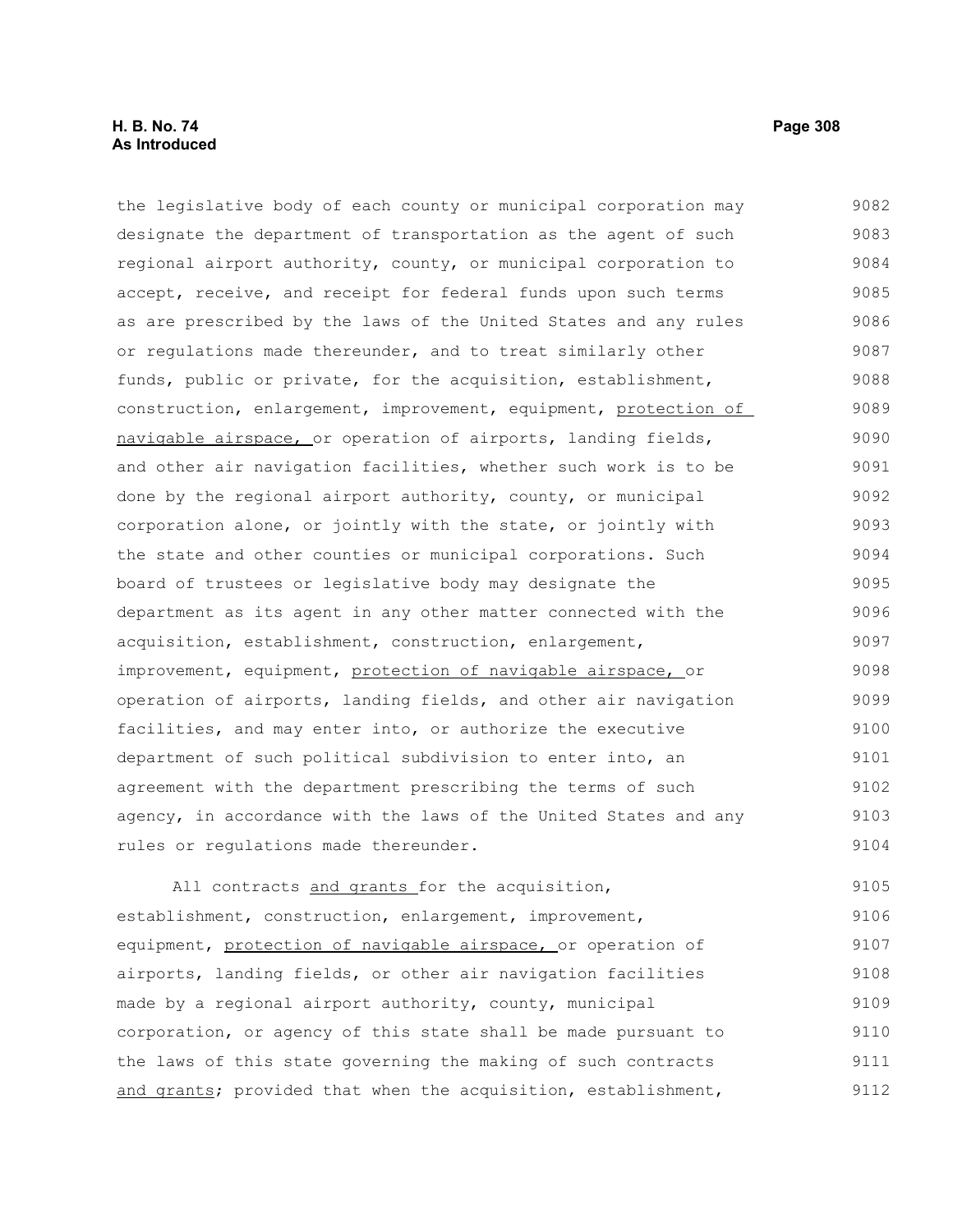the legislative body of each county or municipal corporation may designate the department of transportation as the agent of such regional airport authority, county, or municipal corporation to accept, receive, and receipt for federal funds upon such terms as are prescribed by the laws of the United States and any rules or regulations made thereunder, and to treat similarly other funds, public or private, for the acquisition, establishment, construction, enlargement, improvement, equipment, <u>protection of navigable airspace,</u> or operation of airports, landing fields, and other air navigation facilities, whether such work is to be done by the regional airport authority, county, or municipal corporation alone, or jointly with the state, or jointly with the state and other counties or municipal corporations. Such board of trustees or legislative body may designate the department as its agent in any other matter connected with the acquisition, establishment, construction, enlargement, improvement, equipment, <u>protection of navigable airspace,</u> or operation of airports, landing fields, and other air navigation facilities, and may enter into, or authorize the executive department of such political subdivision to enter into, an agreement with the department prescribing the terms of such agency, in accordance with the laws of the United States and any rules or regulations made thereunder.

All contracts <u>and grants</u> for the acquisition, establishment, construction, enlargement, improvement, equipment, <u>protection of navigable airspace,</u> or operation of airports, landing fields, or other air navigation facilities made by a regional airport authority, county, municipal corporation, or agency of this state shall be made pursuant to the laws of this state governing the making of such contracts <u>and grants</u>; provided that when the acquisition, establishment,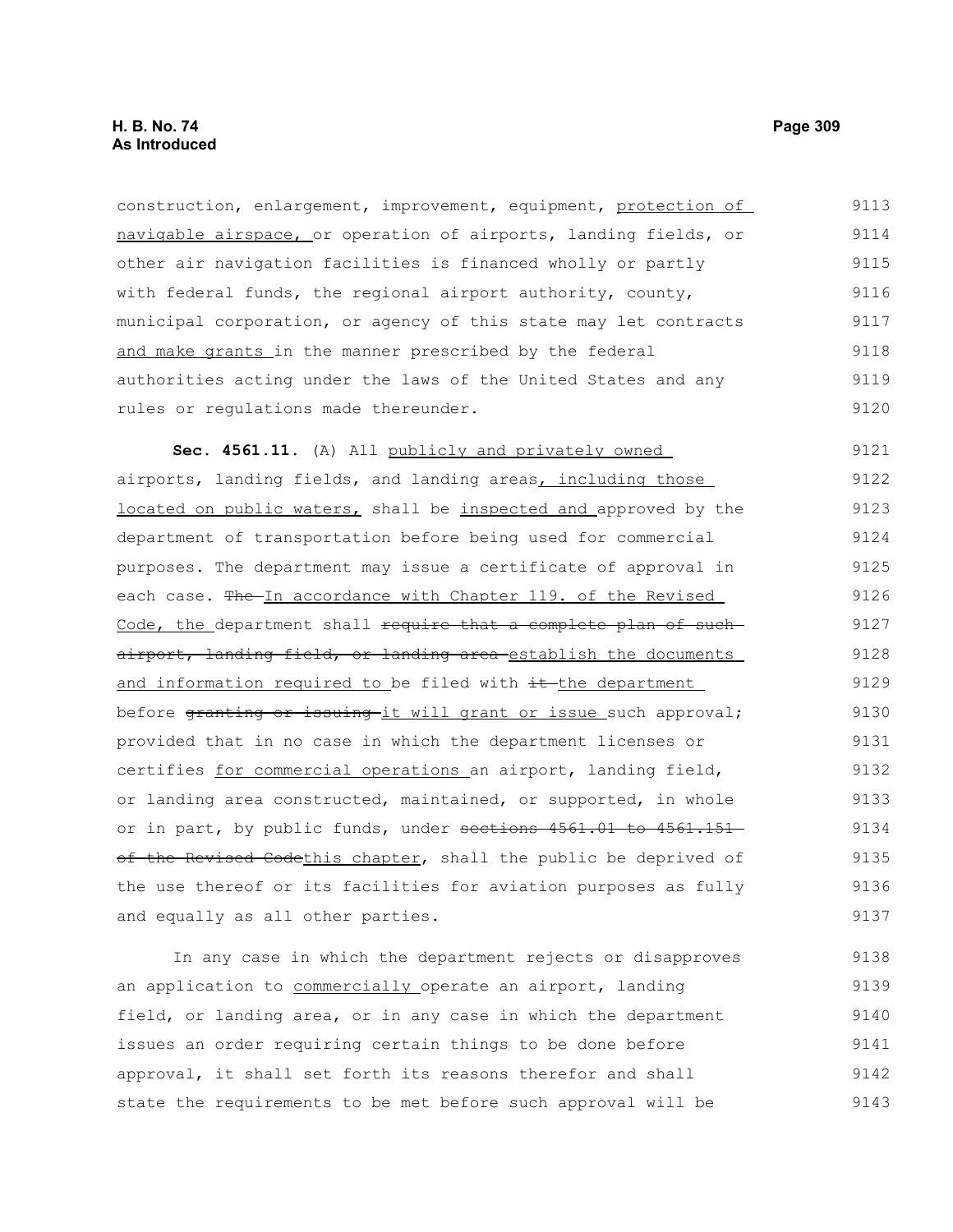construction, enlargement, improvement, equipment, protection of navigable airspace, or operation of airports, landing fields, or other air navigation facilities is financed wholly or partly with federal funds, the regional airport authority, county, municipal corporation, or agency of this state may let contracts and make grants in the manner prescribed by the federal authorities acting under the laws of the United States and any rules or regulations made thereunder.

**Sec. 4561.11.** (A) All publicly and privately owned airports, landing fields, and landing areas, including those located on public waters, shall be inspected and approved by the department of transportation before being used for commercial purposes. The department may issue a certificate of approval in each case. ~~The~~ In accordance with Chapter 119. of the Revised Code, the department shall ~~require that a complete plan of such airport, landing field, or landing area~~ establish the documents and information required to be filed with ~~it~~ the department before ~~granting or issuing~~ it will grant or issue such approval; provided that in no case in which the department licenses or certifies for commercial operations an airport, landing field, or landing area constructed, maintained, or supported, in whole or in part, by public funds, under ~~sections 4561.01 to 4561.151 of the Revised Code~~this chapter, shall the public be deprived of the use thereof or its facilities for aviation purposes as fully and equally as all other parties.

In any case in which the department rejects or disapproves an application to commercially operate an airport, landing field, or landing area, or in any case in which the department issues an order requiring certain things to be done before approval, it shall set forth its reasons therefor and shall state the requirements to be met before such approval will be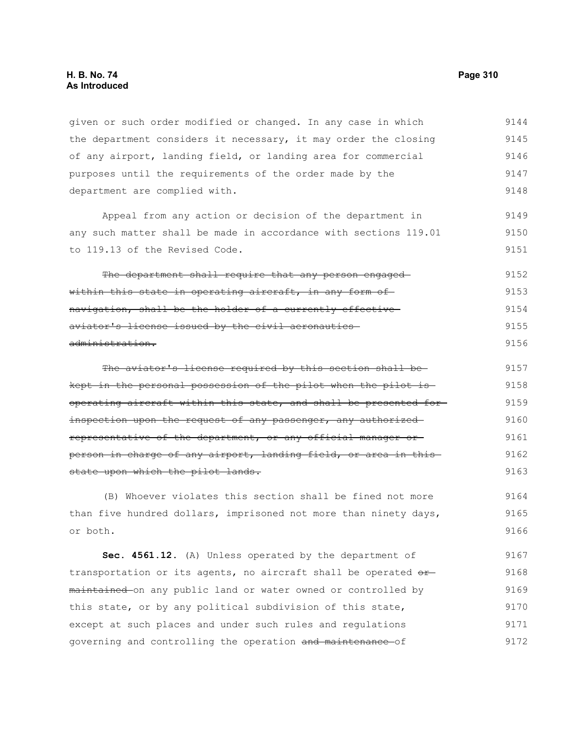given or such order modified or changed. In any case in which the department considers it necessary, it may order the closing of any airport, landing field, or landing area for commercial purposes until the requirements of the order made by the department are complied with.

Appeal from any action or decision of the department in any such matter shall be made in accordance with sections 119.01 to 119.13 of the Revised Code.

~~The department shall require that any person engaged within this state in operating aircraft, in any form of navigation, shall be the holder of a currently effective aviator's license issued by the civil aeronautics administration.~~

~~The aviator's license required by this section shall be kept in the personal possession of the pilot when the pilot is operating aircraft within this state, and shall be presented for inspection upon the request of any passenger, any authorized representative of the department, or any official manager or person in charge of any airport, landing field, or area in this state upon which the pilot lands.~~

(B) Whoever violates this section shall be fined not more than five hundred dollars, imprisoned not more than ninety days, or both.

**Sec. 4561.12.** (A) Unless operated by the department of transportation or its agents, no aircraft shall be operated ~~or maintained~~ on any public land or water owned or controlled by this state, or by any political subdivision of this state, except at such places and under such rules and regulations governing and controlling the operation ~~and maintenance~~ of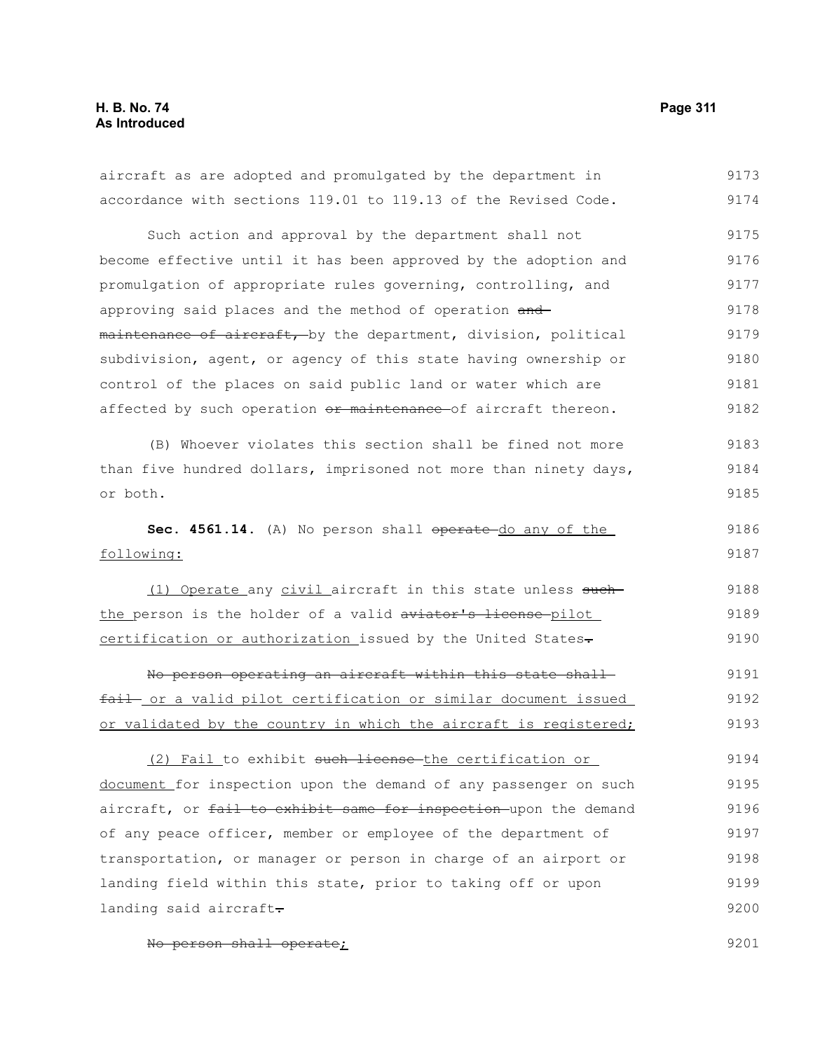aircraft as are adopted and promulgated by the department in accordance with sections 119.01 to 119.13 of the Revised Code.

Such action and approval by the department shall not become effective until it has been approved by the adoption and promulgation of appropriate rules governing, controlling, and approving said places and the method of operation ~~and maintenance of aircraft,~~ by the department, division, political subdivision, agent, or agency of this state having ownership or control of the places on said public land or water which are affected by such operation ~~or maintenance~~ of aircraft thereon.

(B) Whoever violates this section shall be fined not more than five hundred dollars, imprisoned not more than ninety days, or both.

**Sec. 4561.14.** (A) No person shall ~~operate~~ do any of the following:

(1) Operate any civil aircraft in this state unless ~~such~~ the person is the holder of a valid ~~aviator's license~~ pilot certification or authorization issued by the United States~~.~~

~~No person operating an aircraft within this state shall fail~~ or a valid pilot certification or similar document issued or validated by the country in which the aircraft is registered;

(2) Fail to exhibit ~~such license~~ the certification or document for inspection upon the demand of any passenger on such aircraft, or ~~fail to exhibit same for inspection~~ upon the demand of any peace officer, member or employee of the department of transportation, or manager or person in charge of an airport or landing field within this state, prior to taking off or upon landing said aircraft~~.~~

~~No person shall operate~~;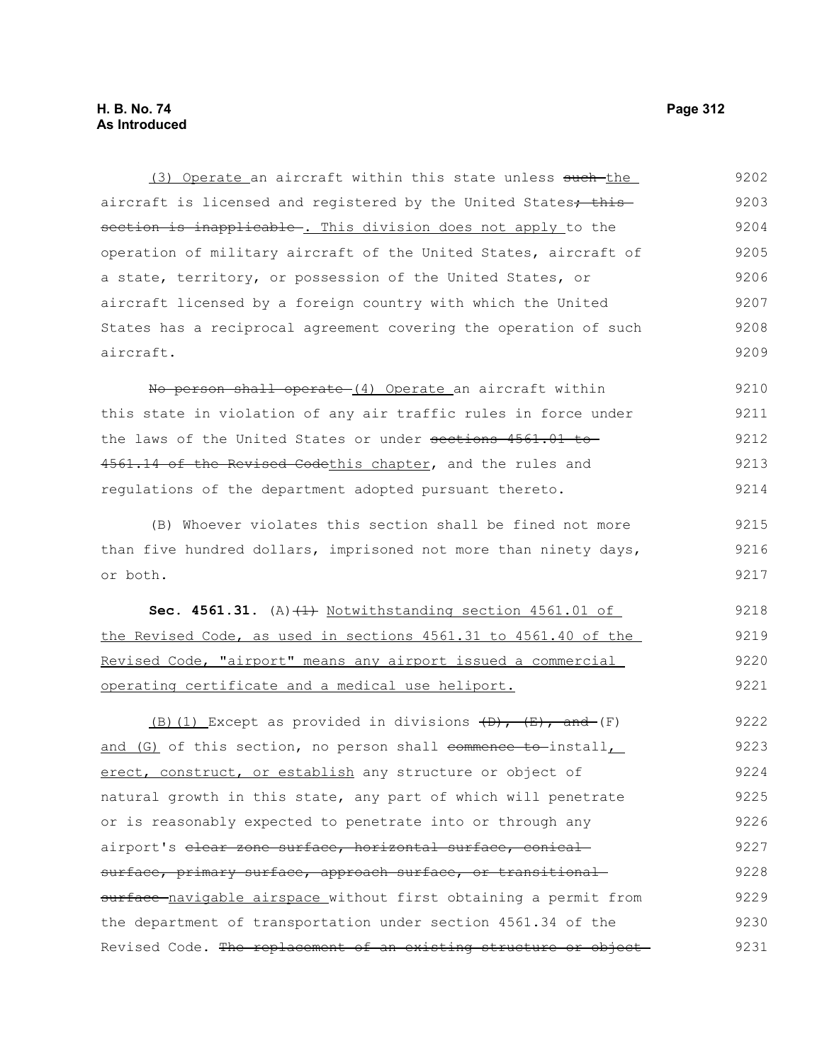(3) Operate an aircraft within this state unless such the aircraft is licensed and registered by the United States; this section is inapplicable . This division does not apply to the operation of military aircraft of the United States, aircraft of a state, territory, or possession of the United States, or aircraft licensed by a foreign country with which the United States has a reciprocal agreement covering the operation of such aircraft.

No person shall operate (4) Operate an aircraft within this state in violation of any air traffic rules in force under the laws of the United States or under sections 4561.01 to 4561.14 of the Revised Codethis chapter, and the rules and regulations of the department adopted pursuant thereto.

(B) Whoever violates this section shall be fined not more than five hundred dollars, imprisoned not more than ninety days, or both.

**Sec. 4561.31.** (A)(1) Notwithstanding section 4561.01 of the Revised Code, as used in sections 4561.31 to 4561.40 of the Revised Code, "airport" means any airport issued a commercial operating certificate and a medical use heliport.

(B)(1) Except as provided in divisions (D), (E), and (F) and (G) of this section, no person shall commence to install, erect, construct, or establish any structure or object of natural growth in this state, any part of which will penetrate or is reasonably expected to penetrate into or through any airport's clear zone surface, horizontal surface, conical surface, primary surface, approach surface, or transitional surface navigable airspace without first obtaining a permit from the department of transportation under section 4561.34 of the Revised Code. The replacement of an existing structure or object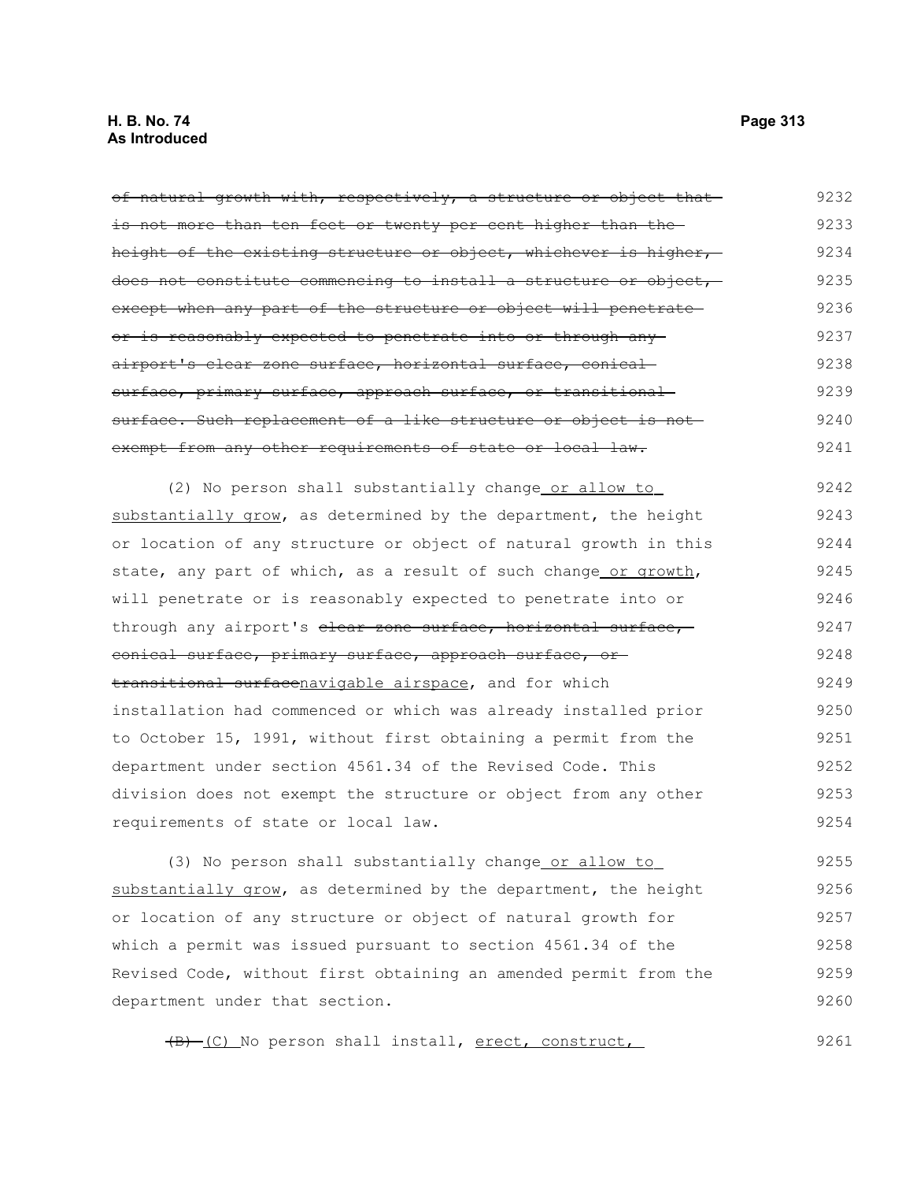~~of natural growth with, respectively, a structure or object that is not more than ten feet or twenty per cent higher than the height of the existing structure or object, whichever is higher, does not constitute commencing to install a structure or object, except when any part of the structure or object will penetrate or is reasonably expected to penetrate into or through any airport's clear zone surface, horizontal surface, conical surface, primary surface, approach surface, or transitional surface. Such replacement of a like structure or object is not exempt from any other requirements of state or local law.~~

(2) No person shall substantially change<u> or allow to substantially grow</u>, as determined by the department, the height or location of any structure or object of natural growth in this state, any part of which, as a result of such change<u> or growth</u>, will penetrate or is reasonably expected to penetrate into or through any airport's ~~clear zone surface, horizontal surface, conical surface, primary surface, approach surface, or transitional surface~~<u>navigable airspace</u>, and for which installation had commenced or which was already installed prior to October 15, 1991, without first obtaining a permit from the department under section 4561.34 of the Revised Code. This division does not exempt the structure or object from any other requirements of state or local law.

(3) No person shall substantially change<u> or allow to substantially grow</u>, as determined by the department, the height or location of any structure or object of natural growth for which a permit was issued pursuant to section 4561.34 of the Revised Code, without first obtaining an amended permit from the department under that section.

~~(B)~~ <u>(C)</u> No person shall install, <u>erect, construct,</u>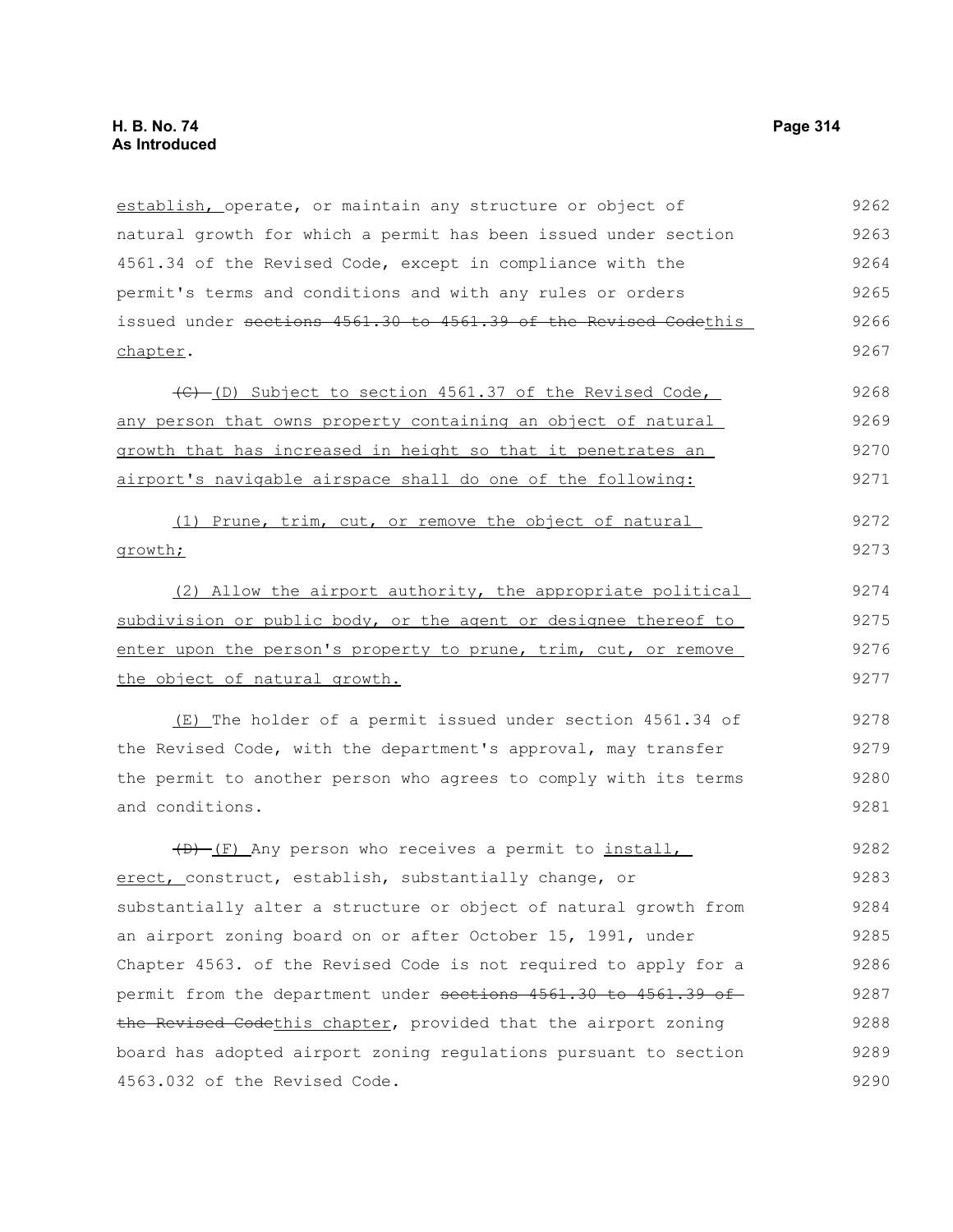establish, operate, or maintain any structure or object of natural growth for which a permit has been issued under section 4561.34 of the Revised Code, except in compliance with the permit's terms and conditions and with any rules or orders issued under ~~sections 4561.30 to 4561.39 of the Revised Code~~this chapter.

~~(C)~~ (D) Subject to section 4561.37 of the Revised Code, any person that owns property containing an object of natural growth that has increased in height so that it penetrates an airport's navigable airspace shall do one of the following:

(1) Prune, trim, cut, or remove the object of natural growth;

(2) Allow the airport authority, the appropriate political subdivision or public body, or the agent or designee thereof to enter upon the person's property to prune, trim, cut, or remove the object of natural growth.

(E) The holder of a permit issued under section 4561.34 of the Revised Code, with the department's approval, may transfer the permit to another person who agrees to comply with its terms and conditions.

~~(D)~~ (F) Any person who receives a permit to install, erect, construct, establish, substantially change, or substantially alter a structure or object of natural growth from an airport zoning board on or after October 15, 1991, under Chapter 4563. of the Revised Code is not required to apply for a permit from the department under ~~sections 4561.30 to 4561.39 of the Revised Code~~this chapter, provided that the airport zoning board has adopted airport zoning regulations pursuant to section 4563.032 of the Revised Code.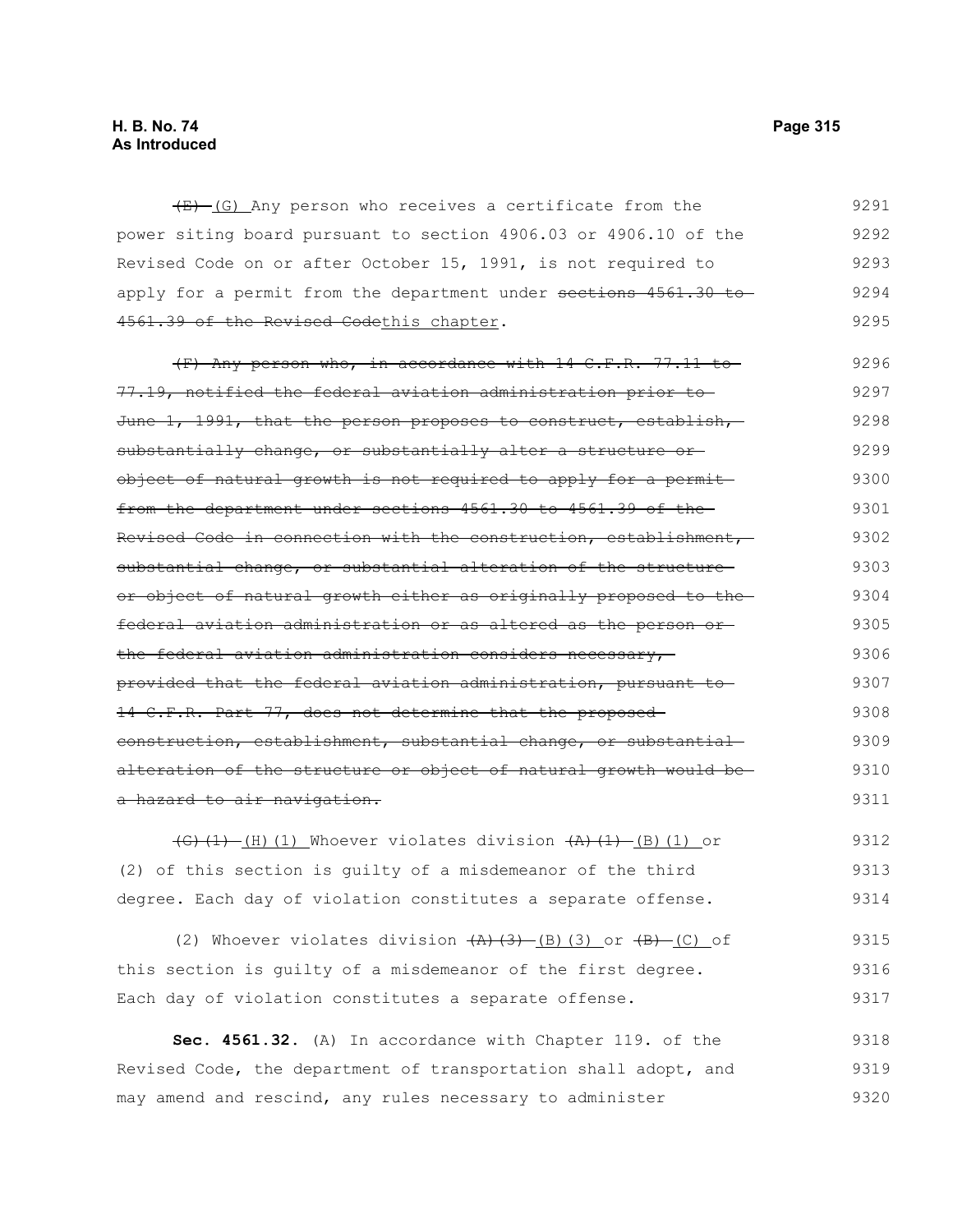~~(E)~~ (G) Any person who receives a certificate from the power siting board pursuant to section 4906.03 or 4906.10 of the Revised Code on or after October 15, 1991, is not required to apply for a permit from the department under ~~sections 4561.30 to 4561.39 of the Revised Code~~this chapter.

~~(F) Any person who, in accordance with 14 C.F.R. 77.11 to 77.19, notified the federal aviation administration prior to June 1, 1991, that the person proposes to construct, establish, substantially change, or substantially alter a structure or object of natural growth is not required to apply for a permit from the department under sections 4561.30 to 4561.39 of the Revised Code in connection with the construction, establishment, substantial change, or substantial alteration of the structure or object of natural growth either as originally proposed to the federal aviation administration or as altered as the person or the federal aviation administration considers necessary, provided that the federal aviation administration, pursuant to 14 C.F.R. Part 77, does not determine that the proposed construction, establishment, substantial change, or substantial alteration of the structure or object of natural growth would be a hazard to air navigation.~~

~~(G)(1)~~ (H)(1) Whoever violates division ~~(A)(1)~~ (B)(1) or (2) of this section is guilty of a misdemeanor of the third degree. Each day of violation constitutes a separate offense.

(2) Whoever violates division ~~(A)(3)~~ (B)(3) or ~~(B)~~ (C) of this section is guilty of a misdemeanor of the first degree. Each day of violation constitutes a separate offense.

**Sec. 4561.32.** (A) In accordance with Chapter 119. of the Revised Code, the department of transportation shall adopt, and may amend and rescind, any rules necessary to administer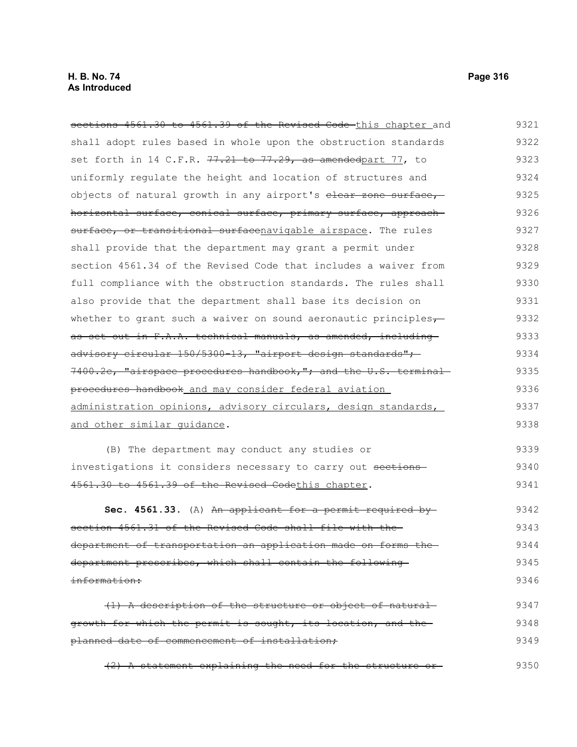~~sections 4561.30 to 4561.39 of the Revised Code~~ <u>this chapter</u> and shall adopt rules based in whole upon the obstruction standards set forth in 14 C.F.R. ~~77.21 to 77.29, as amended~~<u>part 77</u>, to uniformly regulate the height and location of structures and objects of natural growth in any airport's ~~clear zone surface, horizontal surface, conical surface, primary surface, approach surface, or transitional surface~~<u>navigable airspace</u>. The rules shall provide that the department may grant a permit under section 4561.34 of the Revised Code that includes a waiver from full compliance with the obstruction standards. The rules shall also provide that the department shall base its decision on whether to grant such a waiver on sound aeronautic principles~~, as set out in F.A.A. technical manuals, as amended, including advisory circular 150/5300-13, "airport design standards"; 7400.2c, "airspace procedures handbook,"; and the U.S. terminal procedures handbook~~<u> and may consider federal aviation administration opinions, advisory circulars, design standards, and other similar guidance</u>.

(B) The department may conduct any studies or investigations it considers necessary to carry out ~~sections 4561.30 to 4561.39 of the Revised Code~~<u>this chapter</u>.

**Sec. 4561.33.** (A) ~~An applicant for a permit required by section 4561.31 of the Revised Code shall file with the department of transportation an application made on forms the department prescribes, which shall contain the following information:~~

~~(1) A description of the structure or object of natural growth for which the permit is sought, its location, and the planned date of commencement of installation;~~

~~(2) A statement explaining the need for the structure or~~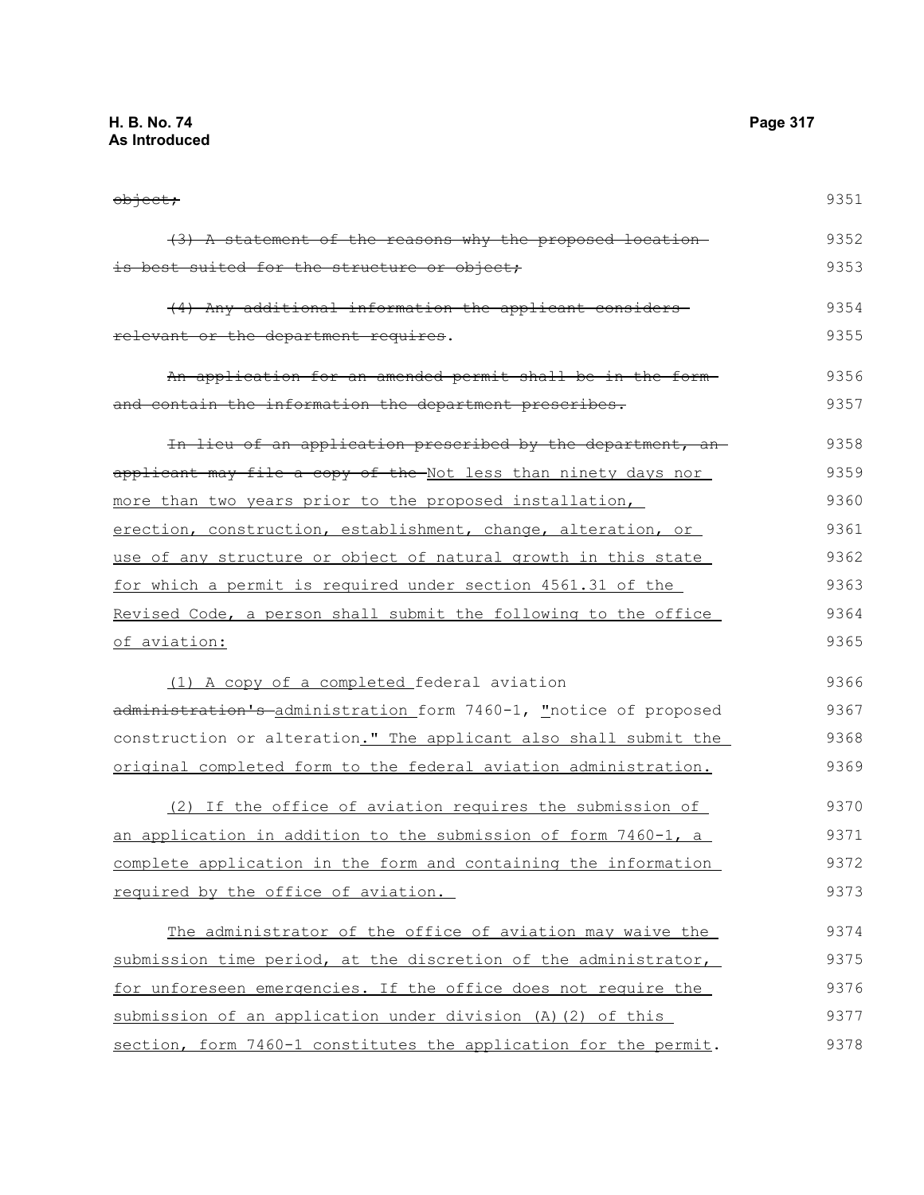~~object;~~

~~(3) A statement of the reasons why the proposed location is best suited for the structure or object;~~

~~(4) Any additional information the applicant considers relevant or the department requires~~.

~~An application for an amended permit shall be in the form and contain the information the department prescribes.~~

~~In lieu of an application prescribed by the department, an applicant may file a copy of the~~ <u>Not less than ninety days nor more than two years prior to the proposed installation, erection, construction, establishment, change, alteration, or use of any structure or object of natural growth in this state for which a permit is required under section 4561.31 of the Revised Code, a person shall submit the following to the office of aviation:</u>

<u>(1) A copy of a completed</u> federal aviation ~~administration's~~ <u>administration</u> form 7460-1, <u>"</u>notice of proposed construction or alteration<u>." The applicant also shall submit the original completed form to the federal aviation administration.</u>

<u>(2) If the office of aviation requires the submission of an application in addition to the submission of form 7460-1, a complete application in the form and containing the information required by the office of aviation.</u>

<u>The administrator of the office of aviation may waive the submission time period, at the discretion of the administrator, for unforeseen emergencies. If the office does not require the submission of an application under division (A)(2) of this section, form 7460-1 constitutes the application for the permit</u>.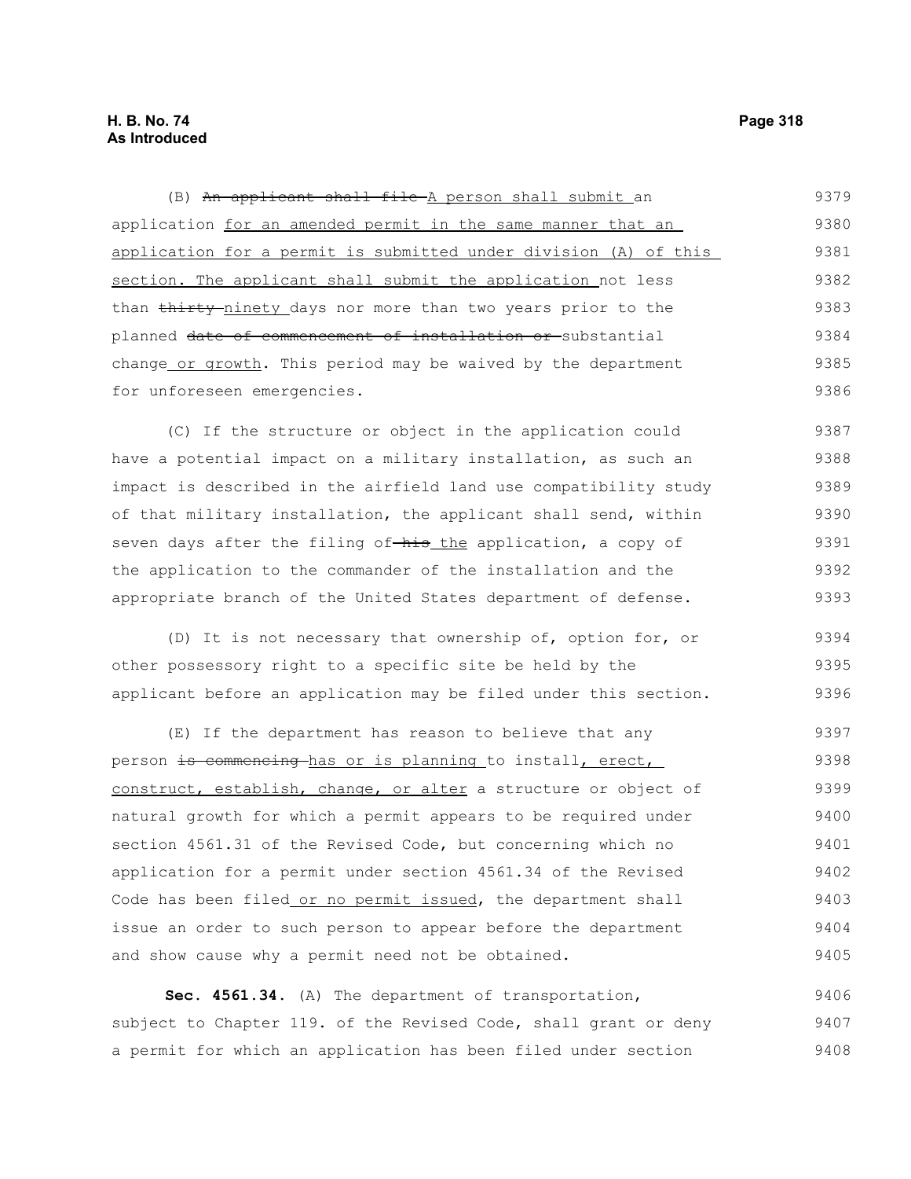(B) ~~An applicant shall file~~ A person shall submit an application for an amended permit in the same manner that an application for a permit is submitted under division (A) of this section. The applicant shall submit the application not less than ~~thirty~~ ninety days nor more than two years prior to the planned ~~date of commencement of installation or~~ substantial change or growth. This period may be waived by the department for unforeseen emergencies.

(C) If the structure or object in the application could have a potential impact on a military installation, as such an impact is described in the airfield land use compatibility study of that military installation, the applicant shall send, within seven days after the filing of ~~his~~ the application, a copy of the application to the commander of the installation and the appropriate branch of the United States department of defense.

(D) It is not necessary that ownership of, option for, or other possessory right to a specific site be held by the applicant before an application may be filed under this section.

(E) If the department has reason to believe that any person ~~is commencing~~ has or is planning to install, erect, construct, establish, change, or alter a structure or object of natural growth for which a permit appears to be required under section 4561.31 of the Revised Code, but concerning which no application for a permit under section 4561.34 of the Revised Code has been filed or no permit issued, the department shall issue an order to such person to appear before the department and show cause why a permit need not be obtained.

**Sec. 4561.34.** (A) The department of transportation, subject to Chapter 119. of the Revised Code, shall grant or deny a permit for which an application has been filed under section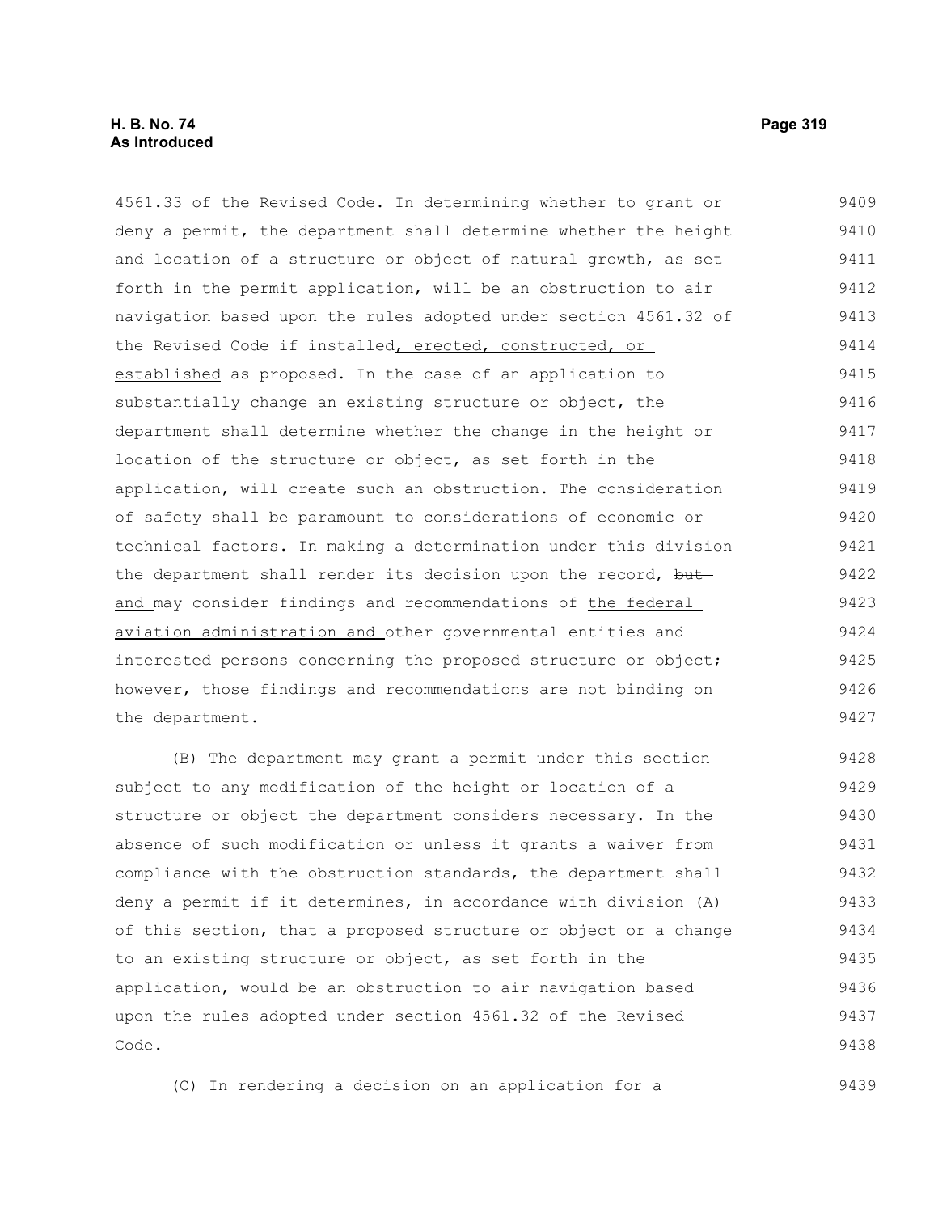4561.33 of the Revised Code. In determining whether to grant or deny a permit, the department shall determine whether the height and location of a structure or object of natural growth, as set forth in the permit application, will be an obstruction to air navigation based upon the rules adopted under section 4561.32 of the Revised Code if installed, erected, constructed, or established as proposed. In the case of an application to substantially change an existing structure or object, the department shall determine whether the change in the height or location of the structure or object, as set forth in the application, will create such an obstruction. The consideration of safety shall be paramount to considerations of economic or technical factors. In making a determination under this division the department shall render its decision upon the record, ~~but~~ and may consider findings and recommendations of the federal aviation administration and other governmental entities and interested persons concerning the proposed structure or object; however, those findings and recommendations are not binding on the department.

(B) The department may grant a permit under this section subject to any modification of the height or location of a structure or object the department considers necessary. In the absence of such modification or unless it grants a waiver from compliance with the obstruction standards, the department shall deny a permit if it determines, in accordance with division (A) of this section, that a proposed structure or object or a change to an existing structure or object, as set forth in the application, would be an obstruction to air navigation based upon the rules adopted under section 4561.32 of the Revised Code.

(C) In rendering a decision on an application for a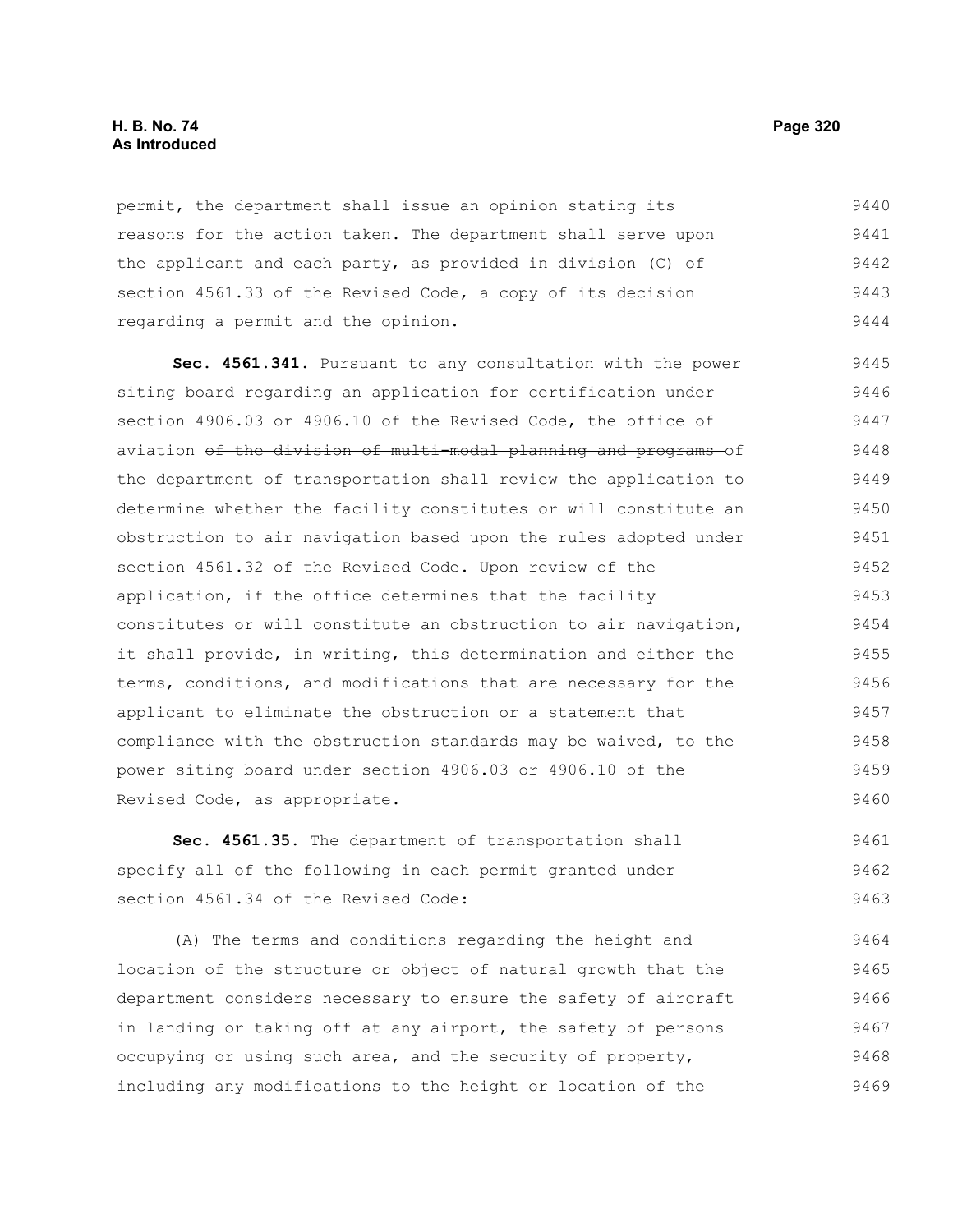permit, the department shall issue an opinion stating its reasons for the action taken. The department shall serve upon the applicant and each party, as provided in division (C) of section 4561.33 of the Revised Code, a copy of its decision regarding a permit and the opinion.

**Sec. 4561.341.** Pursuant to any consultation with the power siting board regarding an application for certification under section 4906.03 or 4906.10 of the Revised Code, the office of aviation ~~of the division of multi-modal planning and programs~~ of the department of transportation shall review the application to determine whether the facility constitutes or will constitute an obstruction to air navigation based upon the rules adopted under section 4561.32 of the Revised Code. Upon review of the application, if the office determines that the facility constitutes or will constitute an obstruction to air navigation, it shall provide, in writing, this determination and either the terms, conditions, and modifications that are necessary for the applicant to eliminate the obstruction or a statement that compliance with the obstruction standards may be waived, to the power siting board under section 4906.03 or 4906.10 of the Revised Code, as appropriate.

**Sec. 4561.35.** The department of transportation shall specify all of the following in each permit granted under section 4561.34 of the Revised Code:

(A) The terms and conditions regarding the height and location of the structure or object of natural growth that the department considers necessary to ensure the safety of aircraft in landing or taking off at any airport, the safety of persons occupying or using such area, and the security of property, including any modifications to the height or location of the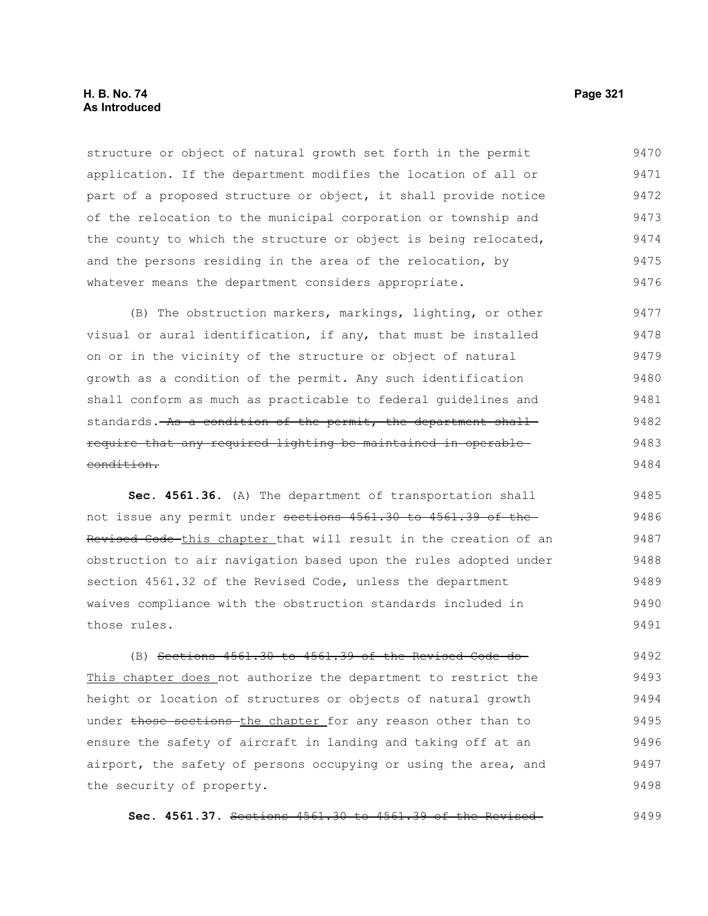structure or object of natural growth set forth in the permit application. If the department modifies the location of all or part of a proposed structure or object, it shall provide notice of the relocation to the municipal corporation or township and the county to which the structure or object is being relocated, and the persons residing in the area of the relocation, by whatever means the department considers appropriate.

(B) The obstruction markers, markings, lighting, or other visual or aural identification, if any, that must be installed on or in the vicinity of the structure or object of natural growth as a condition of the permit. Any such identification shall conform as much as practicable to federal guidelines and standards. ~~As a condition of the permit, the department shall require that any required lighting be maintained in operable condition.~~

**Sec. 4561.36.** (A) The department of transportation shall not issue any permit under ~~sections 4561.30 to 4561.39 of the Revised Code~~ this chapter that will result in the creation of an obstruction to air navigation based upon the rules adopted under section 4561.32 of the Revised Code, unless the department waives compliance with the obstruction standards included in those rules.

(B) ~~Sections 4561.30 to 4561.39 of the Revised Code do~~ This chapter does not authorize the department to restrict the height or location of structures or objects of natural growth under ~~those sections~~ the chapter for any reason other than to ensure the safety of aircraft in landing and taking off at an airport, the safety of persons occupying or using the area, and the security of property.

**Sec. 4561.37.** ~~Sections 4561.30 to 4561.39 of the Revised~~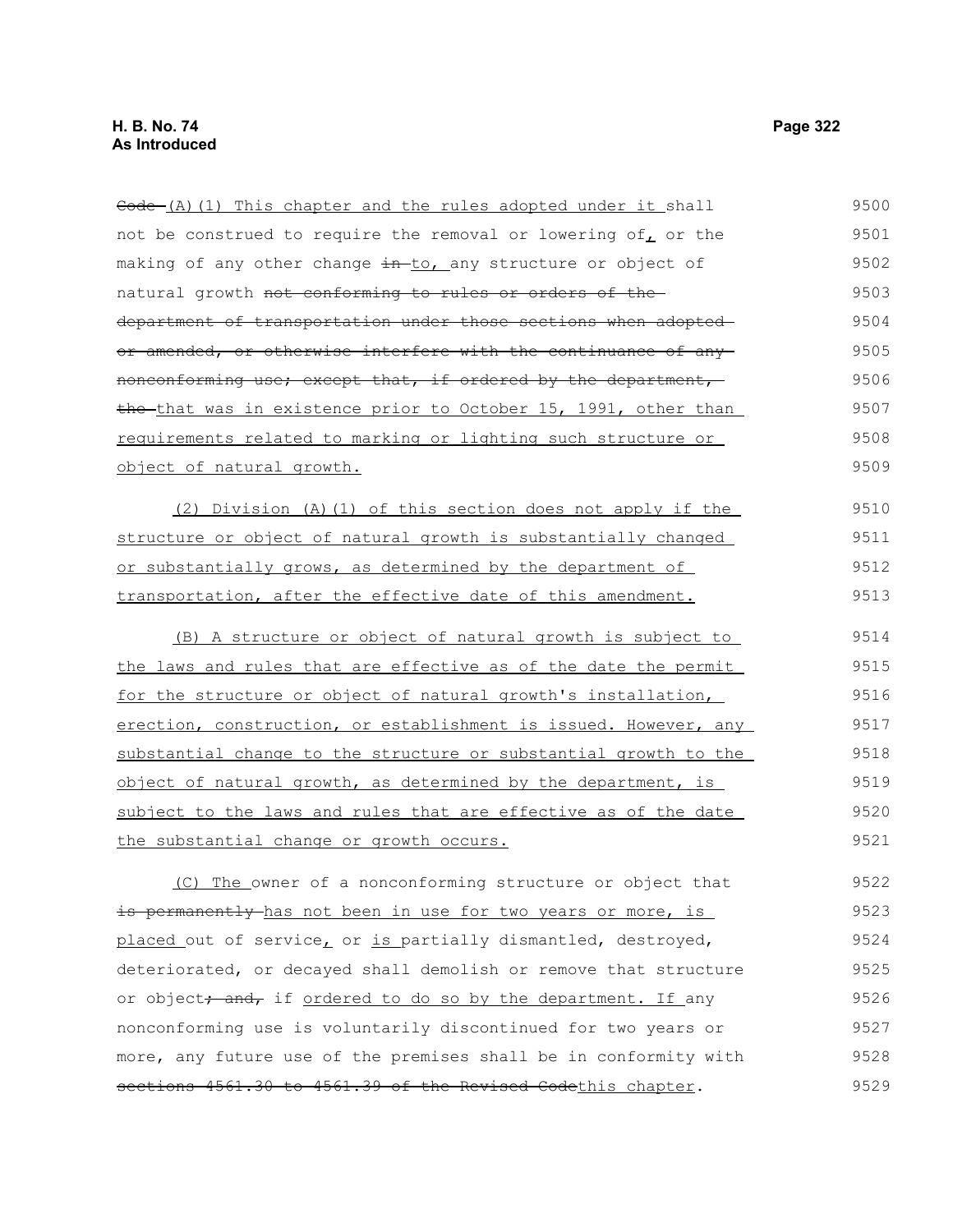~~Code~~ (A)(1) This chapter and the rules adopted under it shall not be construed to require the removal or lowering of, or the making of any other change ~~in~~ to, any structure or object of natural growth ~~not conforming to rules or orders of the department of transportation under those sections when adopted or amended, or otherwise interfere with the continuance of any nonconforming use; except that, if ordered by the department, the~~ that was in existence prior to October 15, 1991, other than requirements related to marking or lighting such structure or object of natural growth.

(2) Division (A)(1) of this section does not apply if the structure or object of natural growth is substantially changed or substantially grows, as determined by the department of transportation, after the effective date of this amendment.

(B) A structure or object of natural growth is subject to the laws and rules that are effective as of the date the permit for the structure or object of natural growth's installation, erection, construction, or establishment is issued. However, any substantial change to the structure or substantial growth to the object of natural growth, as determined by the department, is subject to the laws and rules that are effective as of the date the substantial change or growth occurs.

(C) The owner of a nonconforming structure or object that ~~is permanently~~ has not been in use for two years or more, is placed out of service, or is partially dismantled, destroyed, deteriorated, or decayed shall demolish or remove that structure or object~~; and,~~ if ordered to do so by the department. If any nonconforming use is voluntarily discontinued for two years or more, any future use of the premises shall be in conformity with ~~sections 4561.30 to 4561.39 of the Revised Code~~this chapter.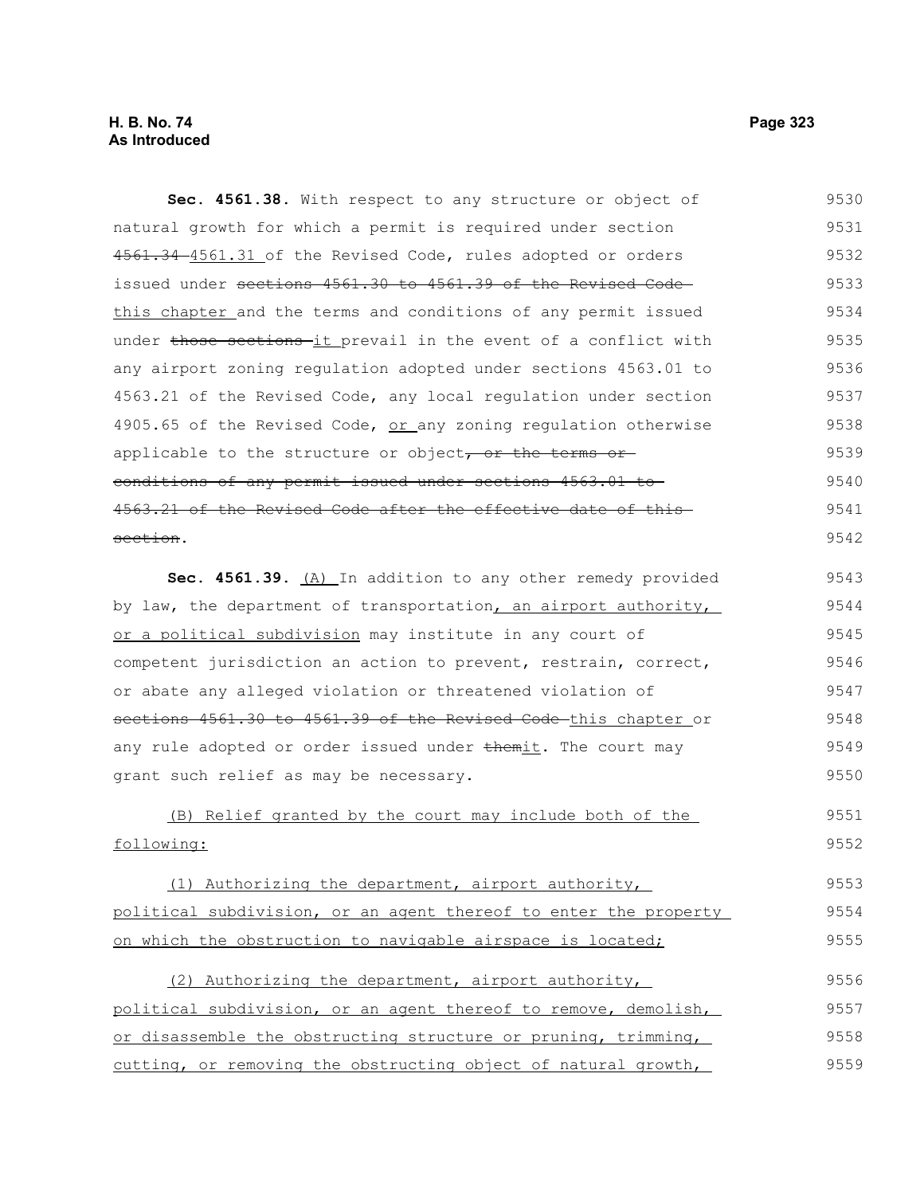**Sec. 4561.38.** With respect to any structure or object of natural growth for which a permit is required under section ~~4561.34~~ 4561.31 of the Revised Code, rules adopted or orders issued under ~~sections 4561.30 to 4561.39 of the Revised Code~~ this chapter and the terms and conditions of any permit issued under ~~those sections~~ it prevail in the event of a conflict with any airport zoning regulation adopted under sections 4563.01 to 4563.21 of the Revised Code, any local regulation under section 4905.65 of the Revised Code, or any zoning regulation otherwise applicable to the structure or object~~, or the terms or conditions of any permit issued under sections 4563.01 to 4563.21 of the Revised Code after the effective date of this section~~.

**Sec. 4561.39.** (A) In addition to any other remedy provided by law, the department of transportation, an airport authority, or a political subdivision may institute in any court of competent jurisdiction an action to prevent, restrain, correct, or abate any alleged violation or threatened violation of ~~sections 4561.30 to 4561.39 of the Revised Code~~ this chapter or any rule adopted or order issued under ~~them~~it. The court may grant such relief as may be necessary.

(B) Relief granted by the court may include both of the following:

(1) Authorizing the department, airport authority, political subdivision, or an agent thereof to enter the property on which the obstruction to navigable airspace is located;

(2) Authorizing the department, airport authority, political subdivision, or an agent thereof to remove, demolish, or disassemble the obstructing structure or pruning, trimming, cutting, or removing the obstructing object of natural growth,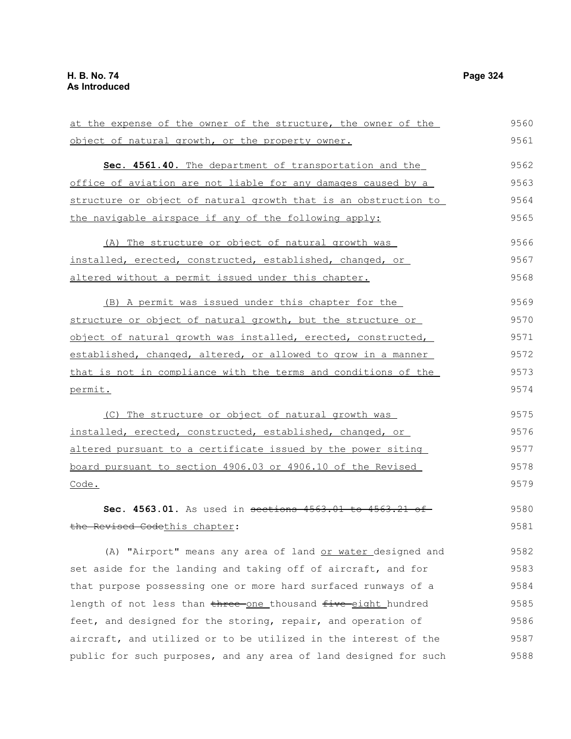at the expense of the owner of the structure, the owner of the object of natural growth, or the property owner.

**Sec. 4561.40.** The department of transportation and the office of aviation are not liable for any damages caused by a structure or object of natural growth that is an obstruction to the navigable airspace if any of the following apply:

(A) The structure or object of natural growth was installed, erected, constructed, established, changed, or altered without a permit issued under this chapter.

(B) A permit was issued under this chapter for the structure or object of natural growth, but the structure or object of natural growth was installed, erected, constructed, established, changed, altered, or allowed to grow in a manner that is not in compliance with the terms and conditions of the permit.

(C) The structure or object of natural growth was installed, erected, constructed, established, changed, or altered pursuant to a certificate issued by the power siting board pursuant to section 4906.03 or 4906.10 of the Revised Code.

**Sec. 4563.01.** As used in ~~sections 4563.01 to 4563.21 of the Revised Code~~this chapter:

(A) "Airport" means any area of land or water designed and set aside for the landing and taking off of aircraft, and for that purpose possessing one or more hard surfaced runways of a length of not less than ~~three~~ one thousand ~~five~~ eight hundred feet, and designed for the storing, repair, and operation of aircraft, and utilized or to be utilized in the interest of the public for such purposes, and any area of land designed for such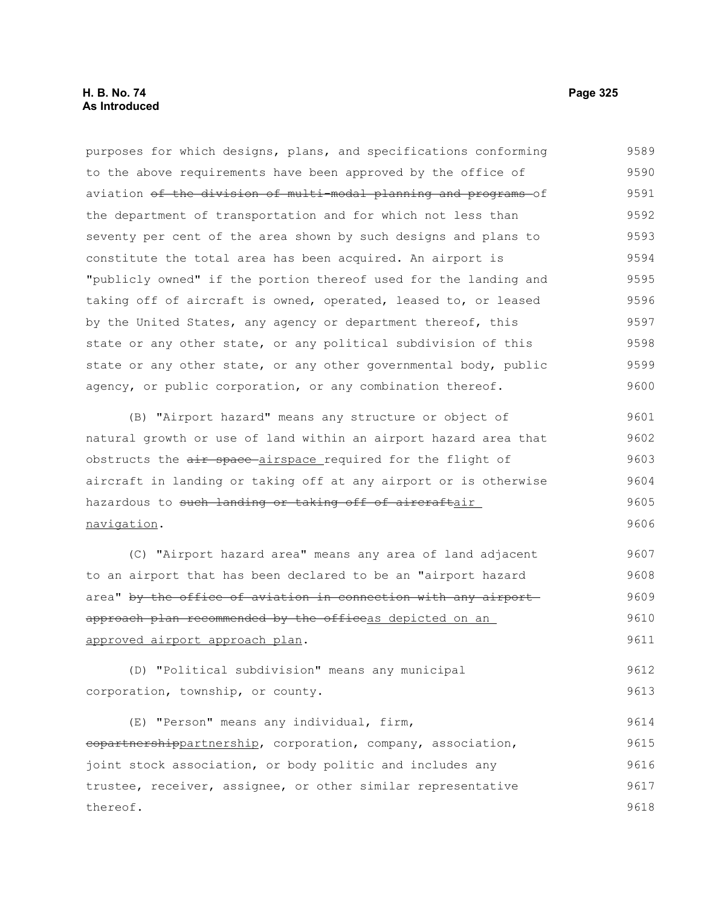purposes for which designs, plans, and specifications conforming to the above requirements have been approved by the office of aviation ~~of the division of multi-modal planning and programs~~ of the department of transportation and for which not less than seventy per cent of the area shown by such designs and plans to constitute the total area has been acquired. An airport is "publicly owned" if the portion thereof used for the landing and taking off of aircraft is owned, operated, leased to, or leased by the United States, any agency or department thereof, this state or any other state, or any political subdivision of this state or any other state, or any other governmental body, public agency, or public corporation, or any combination thereof.

(B) "Airport hazard" means any structure or object of natural growth or use of land within an airport hazard area that obstructs the ~~air space~~ airspace required for the flight of aircraft in landing or taking off at any airport or is otherwise hazardous to ~~such landing or taking off of aircraft~~air navigation.

(C) "Airport hazard area" means any area of land adjacent to an airport that has been declared to be an "airport hazard area" ~~by the office of aviation in connection with any airport approach plan recommended by the office~~as depicted on an approved airport approach plan.

(D) "Political subdivision" means any municipal corporation, township, or county.

(E) "Person" means any individual, firm, ~~copartnership~~partnership, corporation, company, association, joint stock association, or body politic and includes any trustee, receiver, assignee, or other similar representative thereof.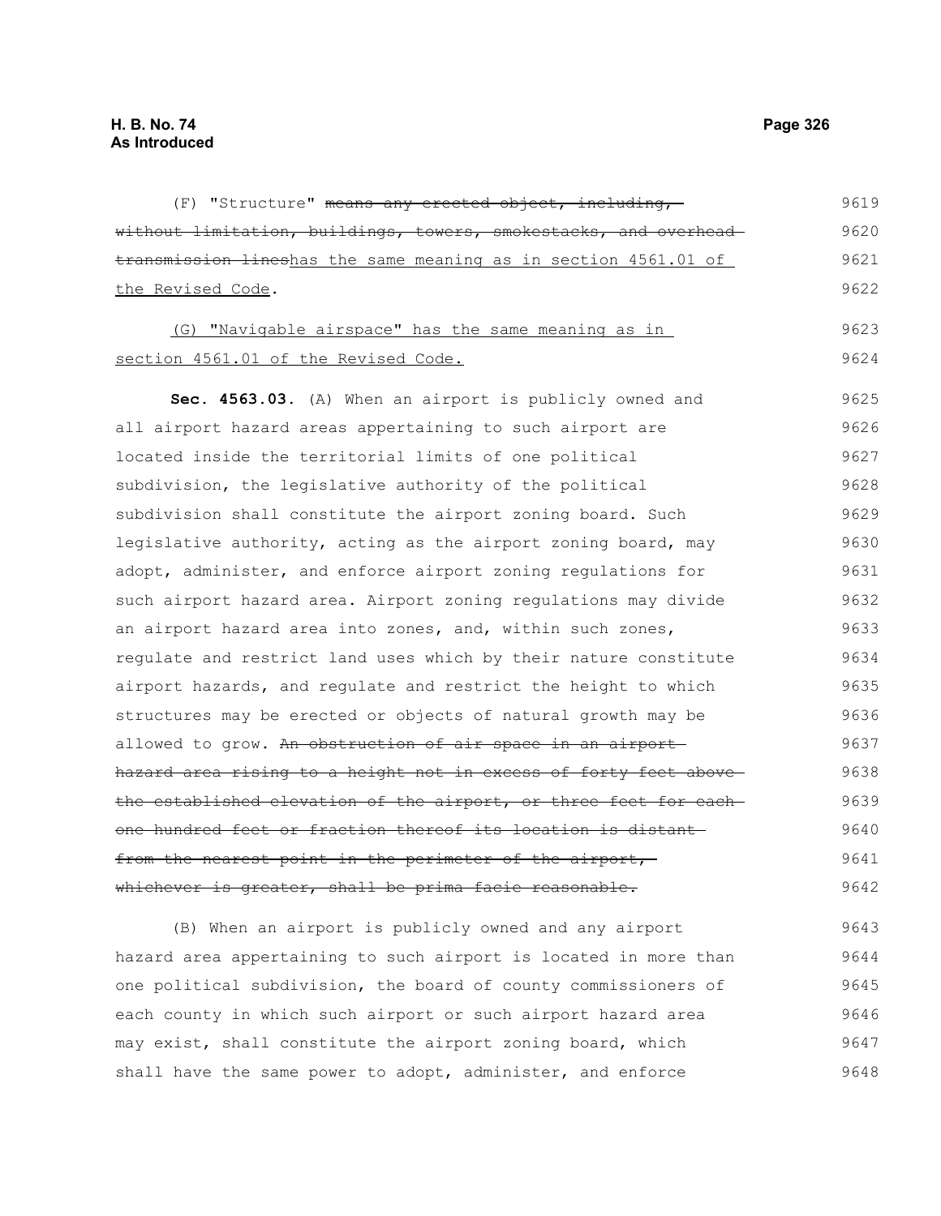(F) "Structure" ~~means any erected object, including, without limitation, buildings, towers, smokestacks, and overhead transmission lines~~has the same meaning as in section 4561.01 of the Revised Code.

(G) "Navigable airspace" has the same meaning as in section 4561.01 of the Revised Code.

**Sec. 4563.03.** (A) When an airport is publicly owned and all airport hazard areas appertaining to such airport are located inside the territorial limits of one political subdivision, the legislative authority of the political subdivision shall constitute the airport zoning board. Such legislative authority, acting as the airport zoning board, may adopt, administer, and enforce airport zoning regulations for such airport hazard area. Airport zoning regulations may divide an airport hazard area into zones, and, within such zones, regulate and restrict land uses which by their nature constitute airport hazards, and regulate and restrict the height to which structures may be erected or objects of natural growth may be allowed to grow. ~~An obstruction of air space in an airport hazard area rising to a height not in excess of forty feet above the established elevation of the airport, or three feet for each one hundred feet or fraction thereof its location is distant from the nearest point in the perimeter of the airport, whichever is greater, shall be prima-facie reasonable.~~

(B) When an airport is publicly owned and any airport hazard area appertaining to such airport is located in more than one political subdivision, the board of county commissioners of each county in which such airport or such airport hazard area may exist, shall constitute the airport zoning board, which shall have the same power to adopt, administer, and enforce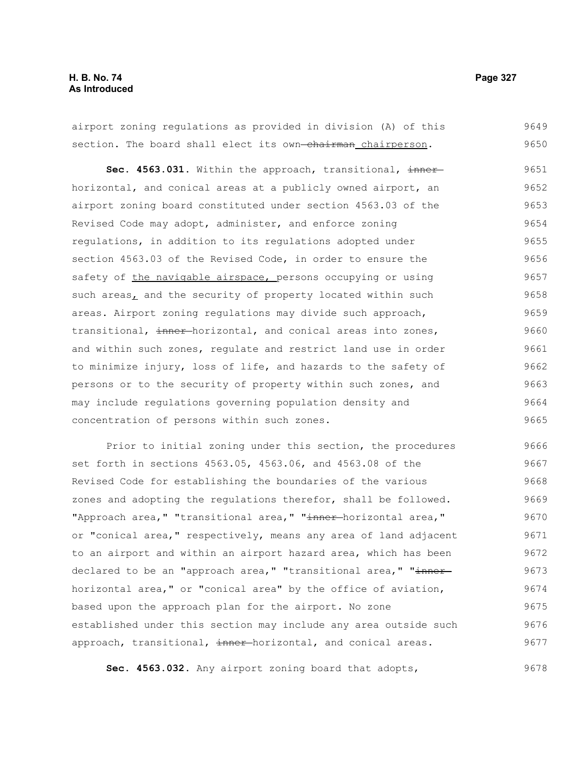airport zoning regulations as provided in division (A) of this section. The board shall elect its own ~~chairman~~ <u>chairperson</u>.

**Sec. 4563.031.** Within the approach, transitional, ~~inner~~ horizontal, and conical areas at a publicly owned airport, an airport zoning board constituted under section 4563.03 of the Revised Code may adopt, administer, and enforce zoning regulations, in addition to its regulations adopted under section 4563.03 of the Revised Code, in order to ensure the safety of <u>the navigable airspace,</u> persons occupying or using such areas<u>,</u> and the security of property located within such areas. Airport zoning regulations may divide such approach, transitional, ~~inner~~ horizontal, and conical areas into zones, and within such zones, regulate and restrict land use in order to minimize injury, loss of life, and hazards to the safety of persons or to the security of property within such zones, and may include regulations governing population density and concentration of persons within such zones.

Prior to initial zoning under this section, the procedures set forth in sections 4563.05, 4563.06, and 4563.08 of the Revised Code for establishing the boundaries of the various zones and adopting the regulations therefor, shall be followed. "Approach area," "transitional area," "~~inner~~ horizontal area," or "conical area," respectively, means any area of land adjacent to an airport and within an airport hazard area, which has been declared to be an "approach area," "transitional area," "~~inner~~ horizontal area," or "conical area" by the office of aviation, based upon the approach plan for the airport. No zone established under this section may include any area outside such approach, transitional, ~~inner~~ horizontal, and conical areas.

**Sec. 4563.032.** Any airport zoning board that adopts,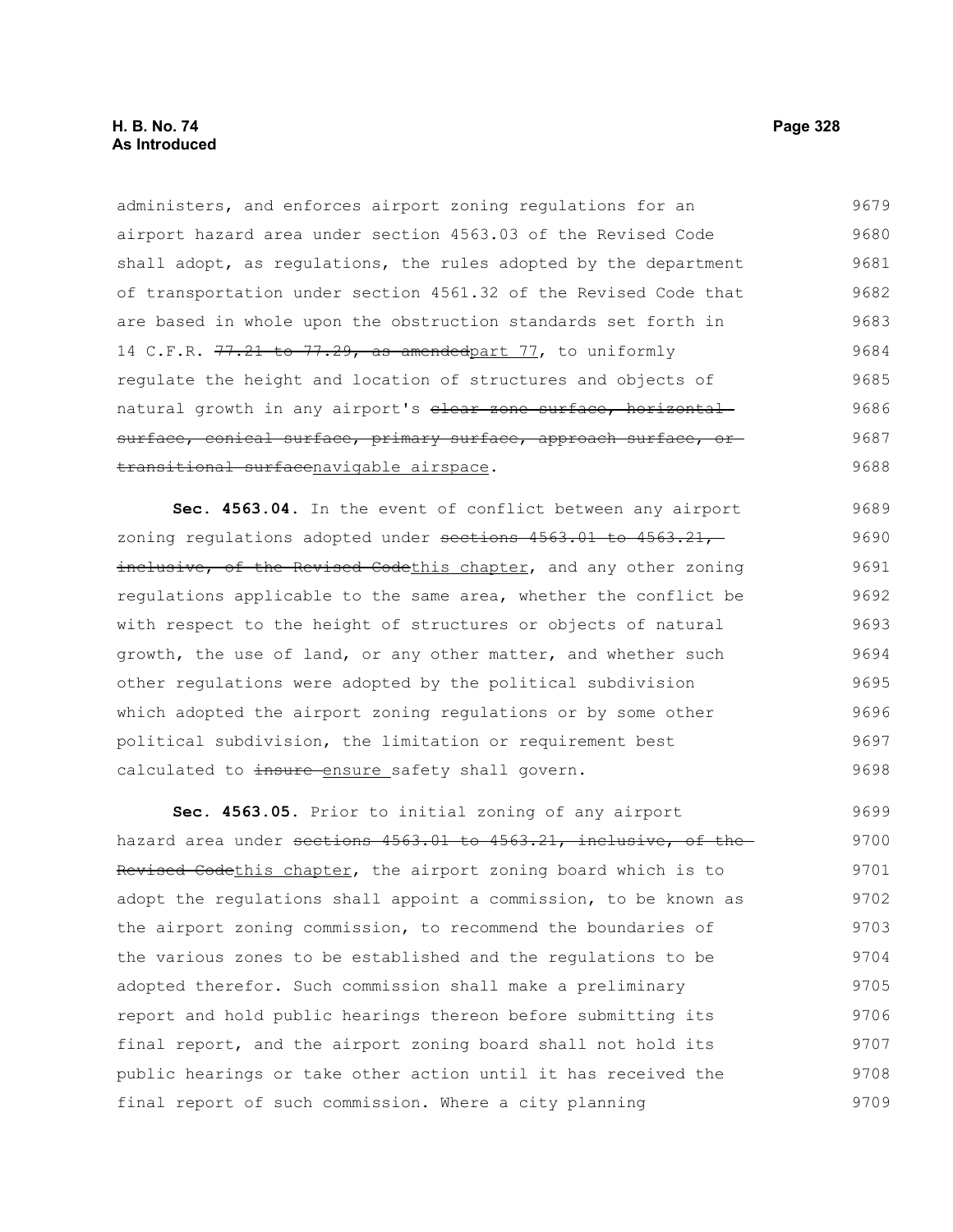administers, and enforces airport zoning regulations for an airport hazard area under section 4563.03 of the Revised Code shall adopt, as regulations, the rules adopted by the department of transportation under section 4561.32 of the Revised Code that are based in whole upon the obstruction standards set forth in 14 C.F.R. ~~77.21 to 77.29, as amended~~part 77, to uniformly regulate the height and location of structures and objects of natural growth in any airport's ~~clear zone surface, horizontal surface, conical surface, primary surface, approach surface, or transitional surface~~navigable airspace.

**Sec. 4563.04.** In the event of conflict between any airport zoning regulations adopted under ~~sections 4563.01 to 4563.21, inclusive, of the Revised Code~~this chapter, and any other zoning regulations applicable to the same area, whether the conflict be with respect to the height of structures or objects of natural growth, the use of land, or any other matter, and whether such other regulations were adopted by the political subdivision which adopted the airport zoning regulations or by some other political subdivision, the limitation or requirement best calculated to ~~insure~~ ensure safety shall govern.

**Sec. 4563.05.** Prior to initial zoning of any airport hazard area under ~~sections 4563.01 to 4563.21, inclusive, of the Revised Code~~this chapter, the airport zoning board which is to adopt the regulations shall appoint a commission, to be known as the airport zoning commission, to recommend the boundaries of the various zones to be established and the regulations to be adopted therefor. Such commission shall make a preliminary report and hold public hearings thereon before submitting its final report, and the airport zoning board shall not hold its public hearings or take other action until it has received the final report of such commission. Where a city planning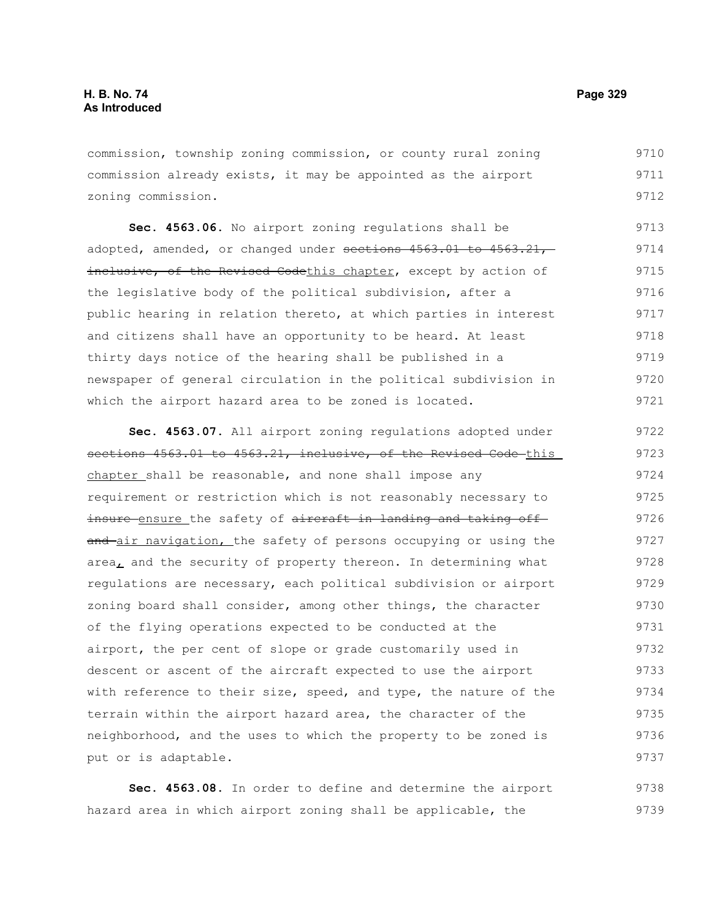commission, township zoning commission, or county rural zoning commission already exists, it may be appointed as the airport zoning commission.

**Sec. 4563.06.** No airport zoning regulations shall be adopted, amended, or changed under ~~sections 4563.01 to 4563.21, inclusive, of the Revised Code~~this chapter, except by action of the legislative body of the political subdivision, after a public hearing in relation thereto, at which parties in interest and citizens shall have an opportunity to be heard. At least thirty days notice of the hearing shall be published in a newspaper of general circulation in the political subdivision in which the airport hazard area to be zoned is located.

**Sec. 4563.07.** All airport zoning regulations adopted under ~~sections 4563.01 to 4563.21, inclusive, of the Revised Code~~ this chapter shall be reasonable, and none shall impose any requirement or restriction which is not reasonably necessary to ~~insure~~ ensure the safety of ~~aircraft in landing and taking off and~~ air navigation, the safety of persons occupying or using the area, and the security of property thereon. In determining what regulations are necessary, each political subdivision or airport zoning board shall consider, among other things, the character of the flying operations expected to be conducted at the airport, the per cent of slope or grade customarily used in descent or ascent of the aircraft expected to use the airport with reference to their size, speed, and type, the nature of the terrain within the airport hazard area, the character of the neighborhood, and the uses to which the property to be zoned is put or is adaptable.

**Sec. 4563.08.** In order to define and determine the airport hazard area in which airport zoning shall be applicable, the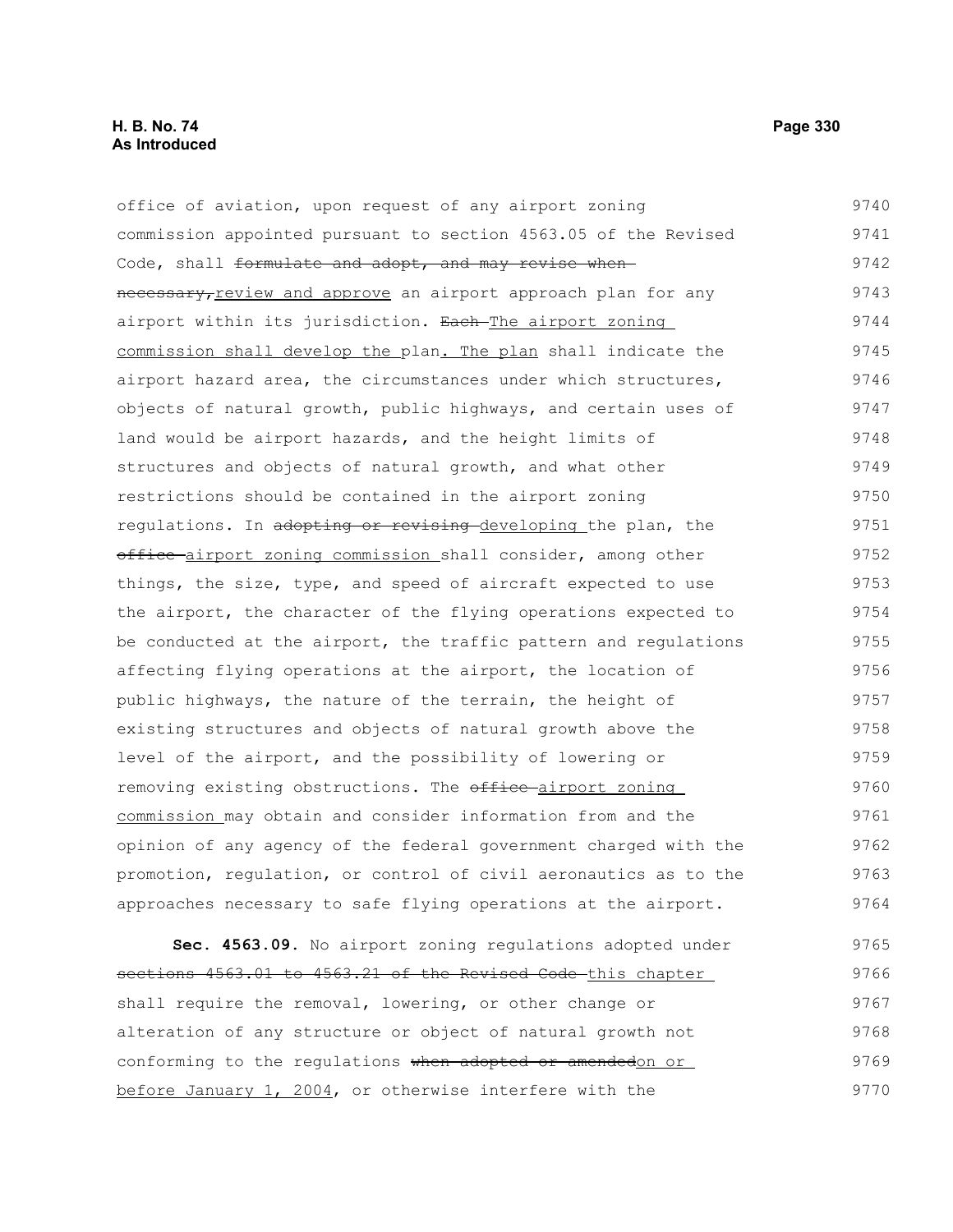office of aviation, upon request of any airport zoning commission appointed pursuant to section 4563.05 of the Revised Code, shall ~~formulate and adopt, and may revise when necessary,~~review and approve an airport approach plan for any airport within its jurisdiction. ~~Each~~ The airport zoning commission shall develop the plan. The plan shall indicate the airport hazard area, the circumstances under which structures, objects of natural growth, public highways, and certain uses of land would be airport hazards, and the height limits of structures and objects of natural growth, and what other restrictions should be contained in the airport zoning regulations. In ~~adopting or revising~~ developing the plan, the ~~office~~ airport zoning commission shall consider, among other things, the size, type, and speed of aircraft expected to use the airport, the character of the flying operations expected to be conducted at the airport, the traffic pattern and regulations affecting flying operations at the airport, the location of public highways, the nature of the terrain, the height of existing structures and objects of natural growth above the level of the airport, and the possibility of lowering or removing existing obstructions. The ~~office~~ airport zoning commission may obtain and consider information from and the opinion of any agency of the federal government charged with the promotion, regulation, or control of civil aeronautics as to the approaches necessary to safe flying operations at the airport.

**Sec. 4563.09.** No airport zoning regulations adopted under ~~sections 4563.01 to 4563.21 of the Revised Code~~ this chapter shall require the removal, lowering, or other change or alteration of any structure or object of natural growth not conforming to the regulations ~~when adopted or amended~~on or before January 1, 2004, or otherwise interfere with the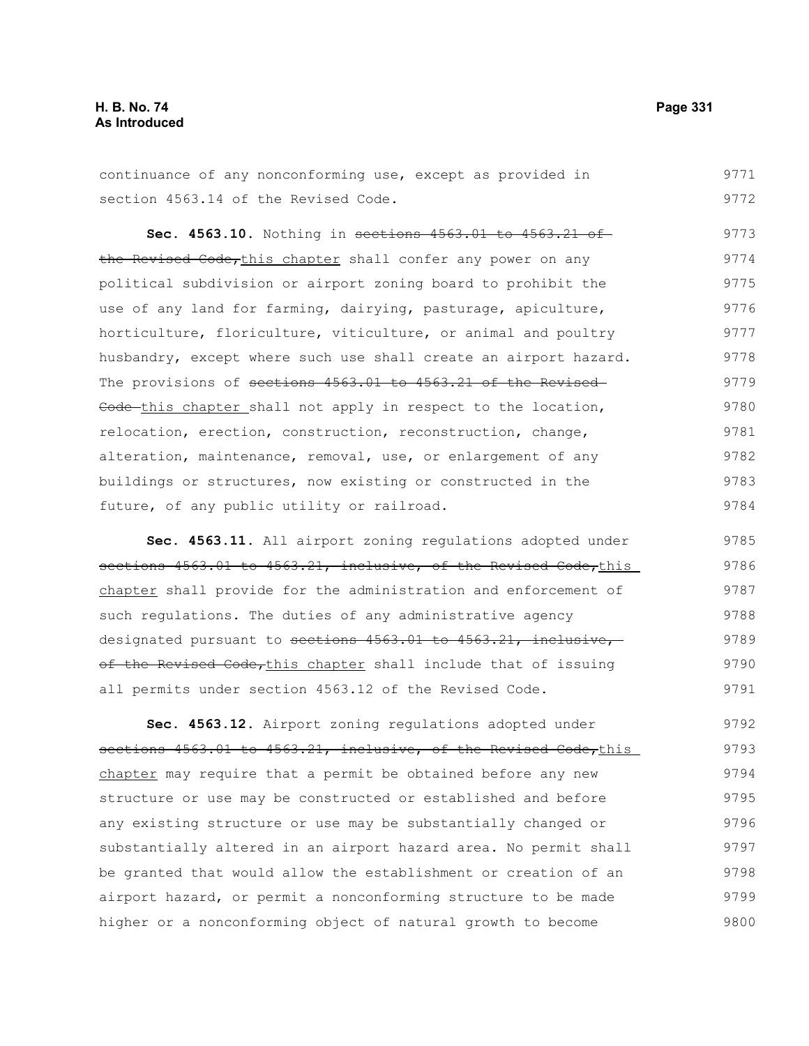continuance of any nonconforming use, except as provided in section 4563.14 of the Revised Code.

**Sec. 4563.10.** Nothing in ~~sections 4563.01 to 4563.21 of the Revised Code,~~<u>this chapter</u> shall confer any power on any political subdivision or airport zoning board to prohibit the use of any land for farming, dairying, pasturage, apiculture, horticulture, floriculture, viticulture, or animal and poultry husbandry, except where such use shall create an airport hazard. The provisions of ~~sections 4563.01 to 4563.21 of the Revised Code~~ <u>this chapter</u> shall not apply in respect to the location, relocation, erection, construction, reconstruction, change, alteration, maintenance, removal, use, or enlargement of any buildings or structures, now existing or constructed in the future, of any public utility or railroad.

**Sec. 4563.11.** All airport zoning regulations adopted under ~~sections 4563.01 to 4563.21, inclusive, of the Revised Code,~~<u>this chapter</u> shall provide for the administration and enforcement of such regulations. The duties of any administrative agency designated pursuant to ~~sections 4563.01 to 4563.21, inclusive, of the Revised Code,~~<u>this chapter</u> shall include that of issuing all permits under section 4563.12 of the Revised Code.

**Sec. 4563.12.** Airport zoning regulations adopted under ~~sections 4563.01 to 4563.21, inclusive, of the Revised Code,~~<u>this chapter</u> may require that a permit be obtained before any new structure or use may be constructed or established and before any existing structure or use may be substantially changed or substantially altered in an airport hazard area. No permit shall be granted that would allow the establishment or creation of an airport hazard, or permit a nonconforming structure to be made higher or a nonconforming object of natural growth to become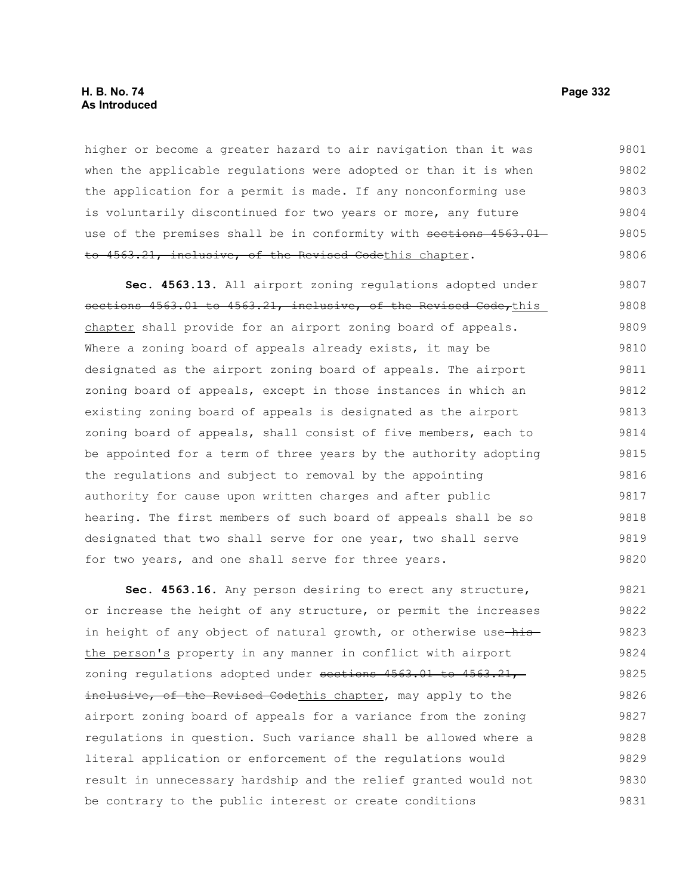higher or become a greater hazard to air navigation than it was when the applicable regulations were adopted or than it is when the application for a permit is made. If any nonconforming use is voluntarily discontinued for two years or more, any future use of the premises shall be in conformity with ~~sections 4563.01 to 4563.21, inclusive, of the Revised Code~~this chapter.

**Sec. 4563.13.** All airport zoning regulations adopted under ~~sections 4563.01 to 4563.21, inclusive, of the Revised Code,~~this chapter shall provide for an airport zoning board of appeals. Where a zoning board of appeals already exists, it may be designated as the airport zoning board of appeals. The airport zoning board of appeals, except in those instances in which an existing zoning board of appeals is designated as the airport zoning board of appeals, shall consist of five members, each to be appointed for a term of three years by the authority adopting the regulations and subject to removal by the appointing authority for cause upon written charges and after public hearing. The first members of such board of appeals shall be so designated that two shall serve for one year, two shall serve for two years, and one shall serve for three years.

**Sec. 4563.16.** Any person desiring to erect any structure, or increase the height of any structure, or permit the increases in height of any object of natural growth, or otherwise use ~~his~~ the person's property in any manner in conflict with airport zoning regulations adopted under ~~sections 4563.01 to 4563.21, inclusive, of the Revised Code~~this chapter, may apply to the airport zoning board of appeals for a variance from the zoning regulations in question. Such variance shall be allowed where a literal application or enforcement of the regulations would result in unnecessary hardship and the relief granted would not be contrary to the public interest or create conditions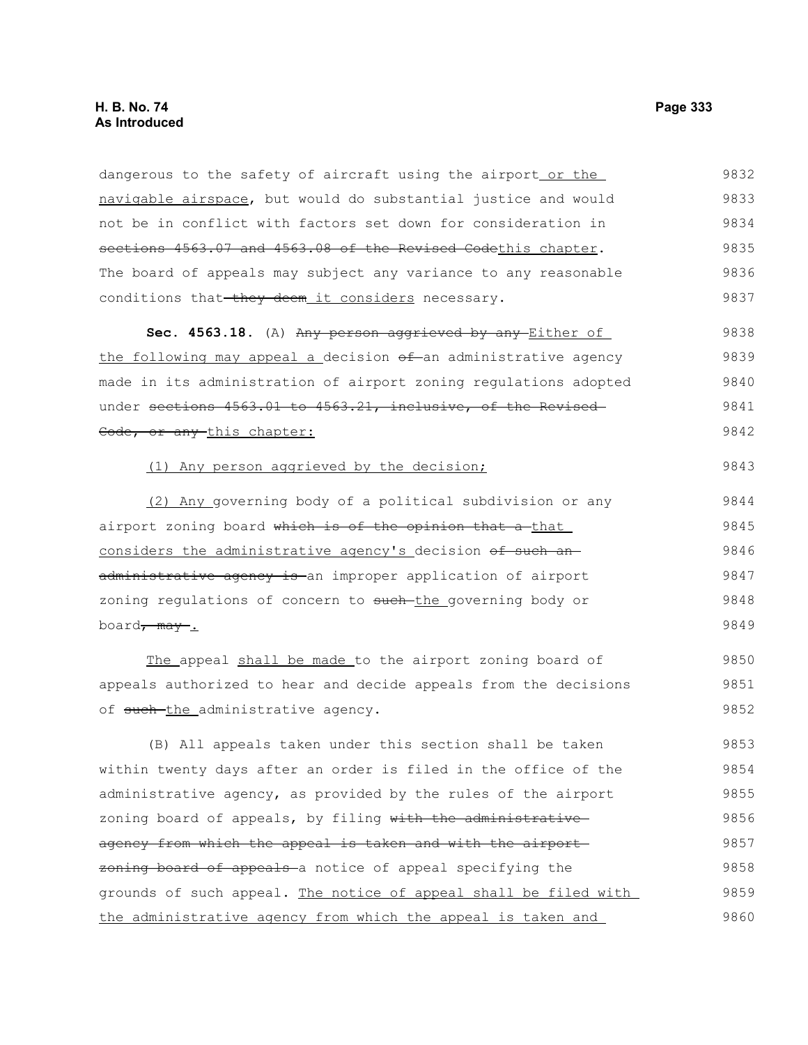dangerous to the safety of aircraft using the airport or the navigable airspace, but would do substantial justice and would not be in conflict with factors set down for consideration in ~~sections 4563.07 and 4563.08 of the Revised Code~~this chapter. The board of appeals may subject any variance to any reasonable conditions that ~~they deem~~ it considers necessary.

**Sec. 4563.18.** (A) ~~Any person aggrieved by any~~ Either of the following may appeal a decision ~~of~~ an administrative agency made in its administration of airport zoning regulations adopted under ~~sections 4563.01 to 4563.21, inclusive, of the Revised Code, or any~~ this chapter:

(1) Any person aggrieved by the decision;

(2) Any governing body of a political subdivision or any airport zoning board ~~which is of the opinion that a~~ that considers the administrative agency's decision ~~of such an administrative agency is~~ an improper application of airport zoning regulations of concern to ~~such~~ the governing body or board~~, may~~.

The appeal shall be made to the airport zoning board of appeals authorized to hear and decide appeals from the decisions of ~~such~~ the administrative agency.

(B) All appeals taken under this section shall be taken within twenty days after an order is filed in the office of the administrative agency, as provided by the rules of the airport zoning board of appeals, by filing ~~with the administrative agency from which the appeal is taken and with the airport zoning board of appeals~~ a notice of appeal specifying the grounds of such appeal. The notice of appeal shall be filed with the administrative agency from which the appeal is taken and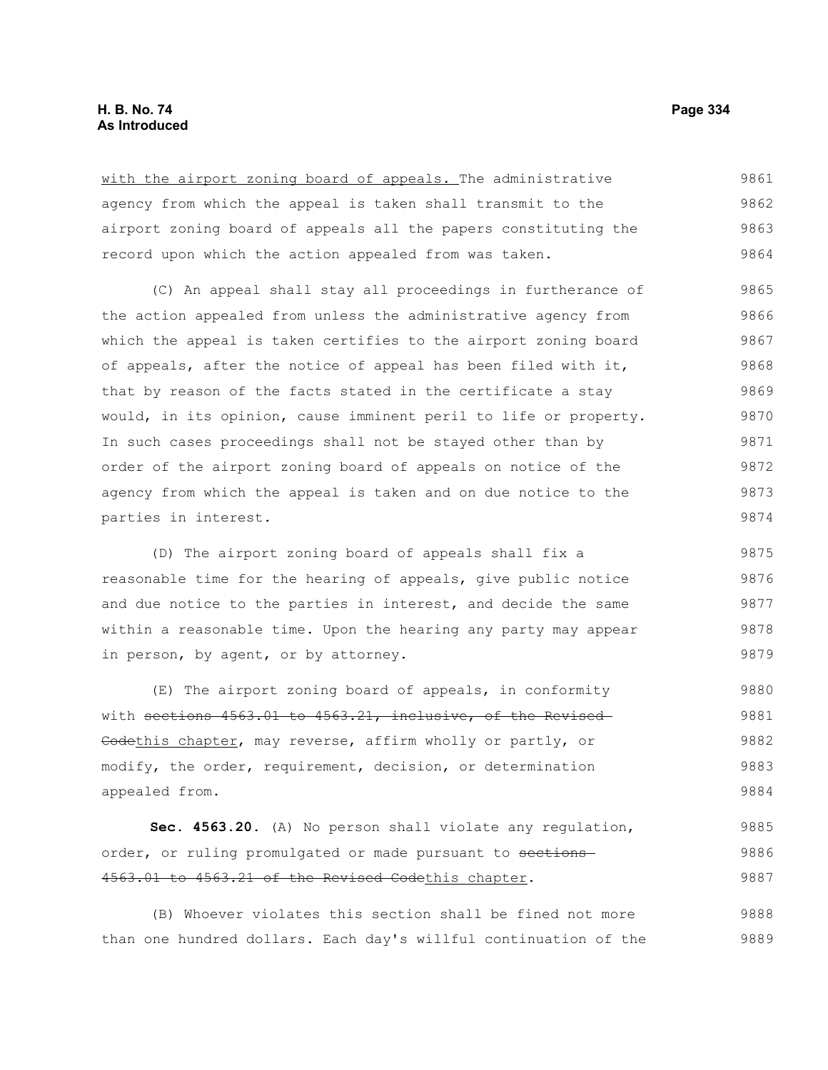with the airport zoning board of appeals. The administrative agency from which the appeal is taken shall transmit to the airport zoning board of appeals all the papers constituting the record upon which the action appealed from was taken.

(C) An appeal shall stay all proceedings in furtherance of the action appealed from unless the administrative agency from which the appeal is taken certifies to the airport zoning board of appeals, after the notice of appeal has been filed with it, that by reason of the facts stated in the certificate a stay would, in its opinion, cause imminent peril to life or property. In such cases proceedings shall not be stayed other than by order of the airport zoning board of appeals on notice of the agency from which the appeal is taken and on due notice to the parties in interest.

(D) The airport zoning board of appeals shall fix a reasonable time for the hearing of appeals, give public notice and due notice to the parties in interest, and decide the same within a reasonable time. Upon the hearing any party may appear in person, by agent, or by attorney.

(E) The airport zoning board of appeals, in conformity with ~~sections 4563.01 to 4563.21, inclusive, of the Revised Code~~this chapter, may reverse, affirm wholly or partly, or modify, the order, requirement, decision, or determination appealed from.

**Sec. 4563.20.** (A) No person shall violate any regulation, order, or ruling promulgated or made pursuant to ~~sections 4563.01 to 4563.21 of the Revised Code~~this chapter.

(B) Whoever violates this section shall be fined not more than one hundred dollars. Each day's willful continuation of the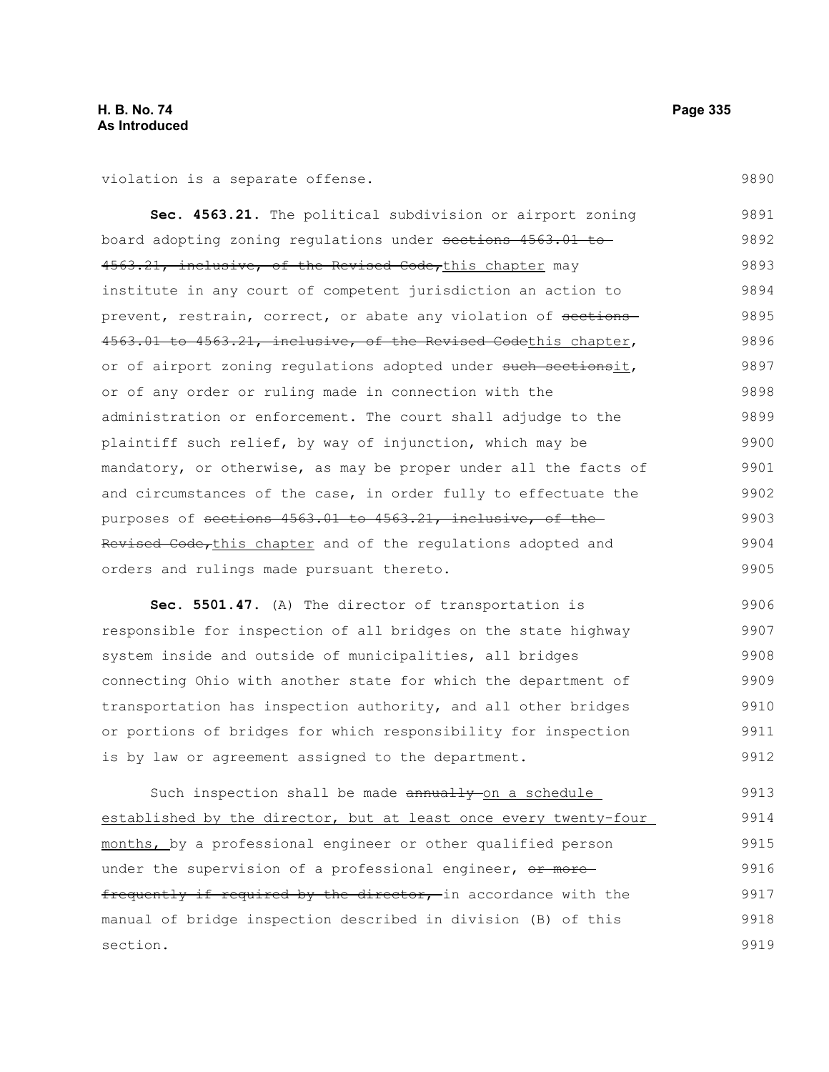violation is a separate offense.

**Sec. 4563.21.** The political subdivision or airport zoning board adopting zoning regulations under ~~sections 4563.01 to 4563.21, inclusive, of the Revised Code,~~this chapter may institute in any court of competent jurisdiction an action to prevent, restrain, correct, or abate any violation of ~~sections 4563.01 to 4563.21, inclusive, of the Revised Code~~this chapter, or of airport zoning regulations adopted under ~~such sections~~it, or of any order or ruling made in connection with the administration or enforcement. The court shall adjudge to the plaintiff such relief, by way of injunction, which may be mandatory, or otherwise, as may be proper under all the facts of and circumstances of the case, in order fully to effectuate the purposes of ~~sections 4563.01 to 4563.21, inclusive, of the Revised Code,~~this chapter and of the regulations adopted and orders and rulings made pursuant thereto.

**Sec. 5501.47.** (A) The director of transportation is responsible for inspection of all bridges on the state highway system inside and outside of municipalities, all bridges connecting Ohio with another state for which the department of transportation has inspection authority, and all other bridges or portions of bridges for which responsibility for inspection is by law or agreement assigned to the department.

Such inspection shall be made ~~annually~~ on a schedule established by the director, but at least once every twenty-four months, by a professional engineer or other qualified person under the supervision of a professional engineer, ~~or more frequently if required by the director,~~ in accordance with the manual of bridge inspection described in division (B) of this section.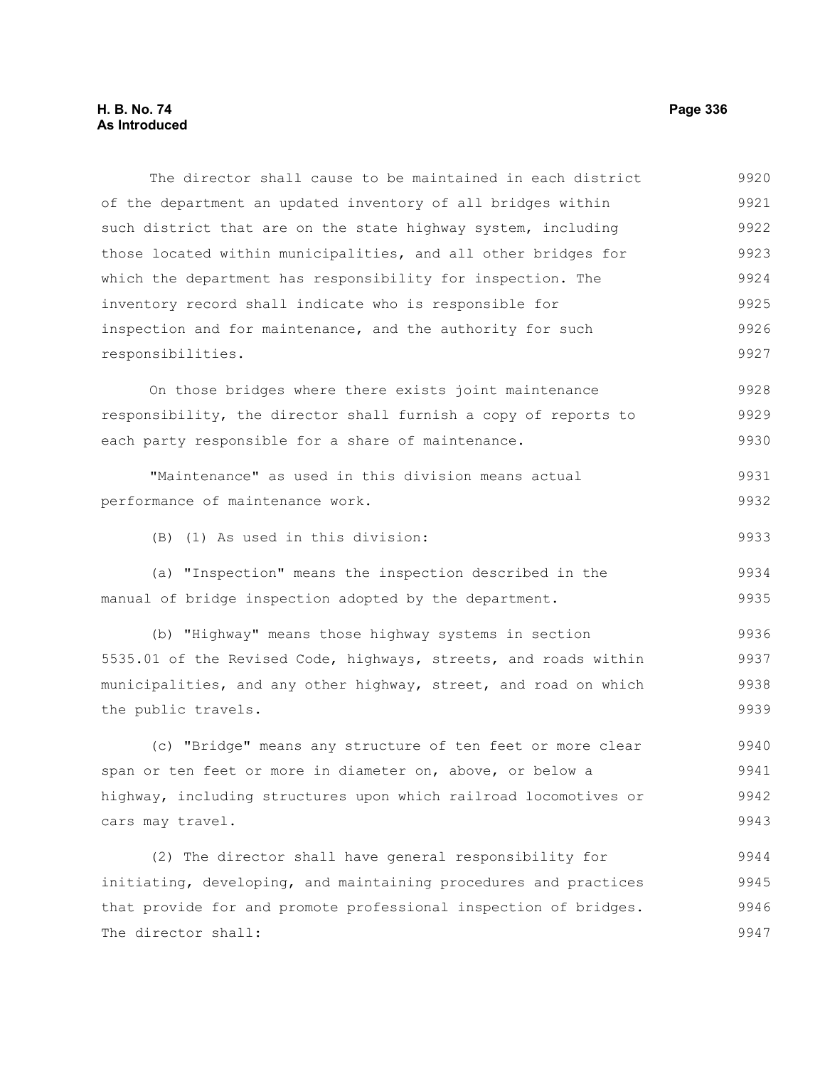The director shall cause to be maintained in each district of the department an updated inventory of all bridges within such district that are on the state highway system, including those located within municipalities, and all other bridges for which the department has responsibility for inspection. The inventory record shall indicate who is responsible for inspection and for maintenance, and the authority for such responsibilities.

On those bridges where there exists joint maintenance responsibility, the director shall furnish a copy of reports to each party responsible for a share of maintenance.

"Maintenance" as used in this division means actual performance of maintenance work.

(B) (1) As used in this division:

(a) "Inspection" means the inspection described in the manual of bridge inspection adopted by the department.

(b) "Highway" means those highway systems in section 5535.01 of the Revised Code, highways, streets, and roads within municipalities, and any other highway, street, and road on which the public travels.

(c) "Bridge" means any structure of ten feet or more clear span or ten feet or more in diameter on, above, or below a highway, including structures upon which railroad locomotives or cars may travel.

(2) The director shall have general responsibility for initiating, developing, and maintaining procedures and practices that provide for and promote professional inspection of bridges. The director shall: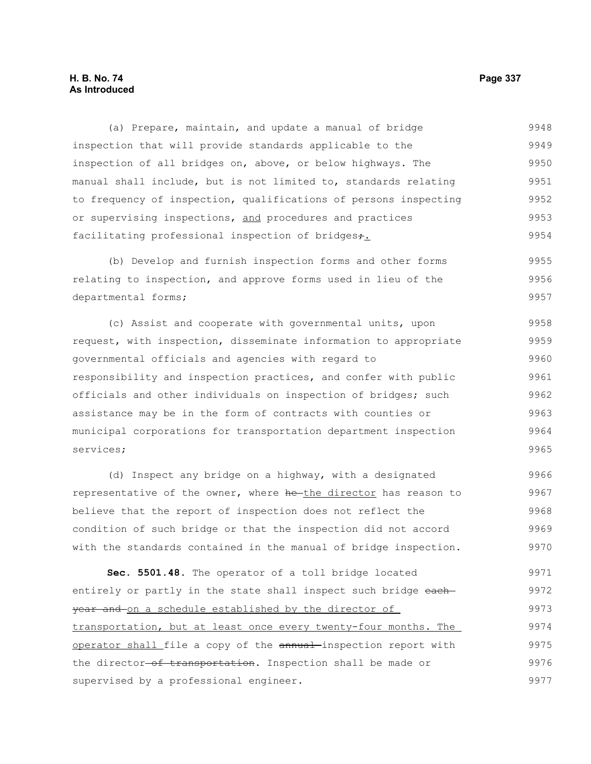(a) Prepare, maintain, and update a manual of bridge inspection that will provide standards applicable to the inspection of all bridges on, above, or below highways. The manual shall include, but is not limited to, standards relating to frequency of inspection, qualifications of persons inspecting or supervising inspections, and procedures and practices facilitating professional inspection of bridges;.

(b) Develop and furnish inspection forms and other forms relating to inspection, and approve forms used in lieu of the departmental forms;

(c) Assist and cooperate with governmental units, upon request, with inspection, disseminate information to appropriate governmental officials and agencies with regard to responsibility and inspection practices, and confer with public officials and other individuals on inspection of bridges; such assistance may be in the form of contracts with counties or municipal corporations for transportation department inspection services;

(d) Inspect any bridge on a highway, with a designated representative of the owner, where he the director has reason to believe that the report of inspection does not reflect the condition of such bridge or that the inspection did not accord with the standards contained in the manual of bridge inspection.

**Sec. 5501.48.** The operator of a toll bridge located entirely or partly in the state shall inspect such bridge each year and on a schedule established by the director of transportation, but at least once every twenty-four months. The operator shall file a copy of the annual inspection report with the director of transportation. Inspection shall be made or supervised by a professional engineer.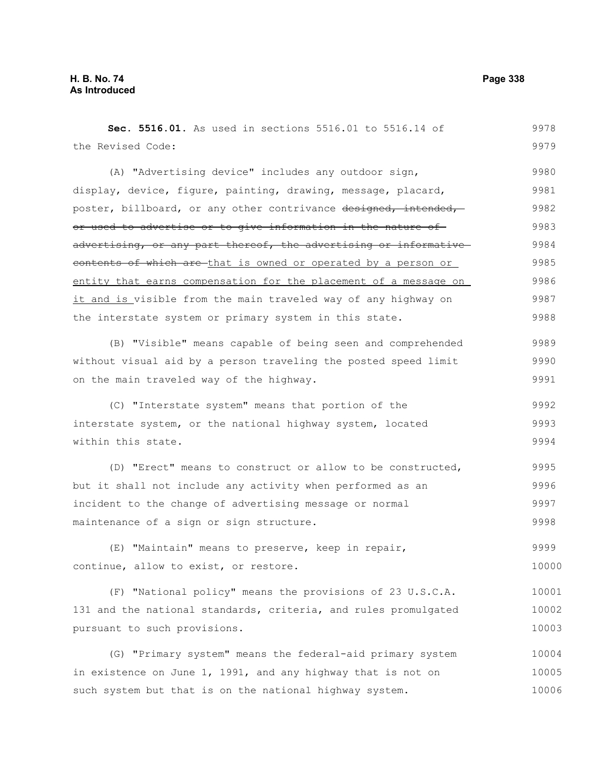**Sec. 5516.01.** As used in sections 5516.01 to 5516.14 of the Revised Code:

(A) "Advertising device" includes any outdoor sign, display, device, figure, painting, drawing, message, placard, poster, billboard, or any other contrivance ~~designed, intended, or used to advertise or to give information in the nature of advertising, or any part thereof, the advertising or informative contents of which are~~ that is owned or operated by a person or entity that earns compensation for the placement of a message on it and is visible from the main traveled way of any highway on the interstate system or primary system in this state.

(B) "Visible" means capable of being seen and comprehended without visual aid by a person traveling the posted speed limit on the main traveled way of the highway.

(C) "Interstate system" means that portion of the interstate system, or the national highway system, located within this state.

(D) "Erect" means to construct or allow to be constructed, but it shall not include any activity when performed as an incident to the change of advertising message or normal maintenance of a sign or sign structure.

(E) "Maintain" means to preserve, keep in repair, continue, allow to exist, or restore.

(F) "National policy" means the provisions of 23 U.S.C.A. 131 and the national standards, criteria, and rules promulgated pursuant to such provisions.

(G) "Primary system" means the federal-aid primary system in existence on June 1, 1991, and any highway that is not on such system but that is on the national highway system.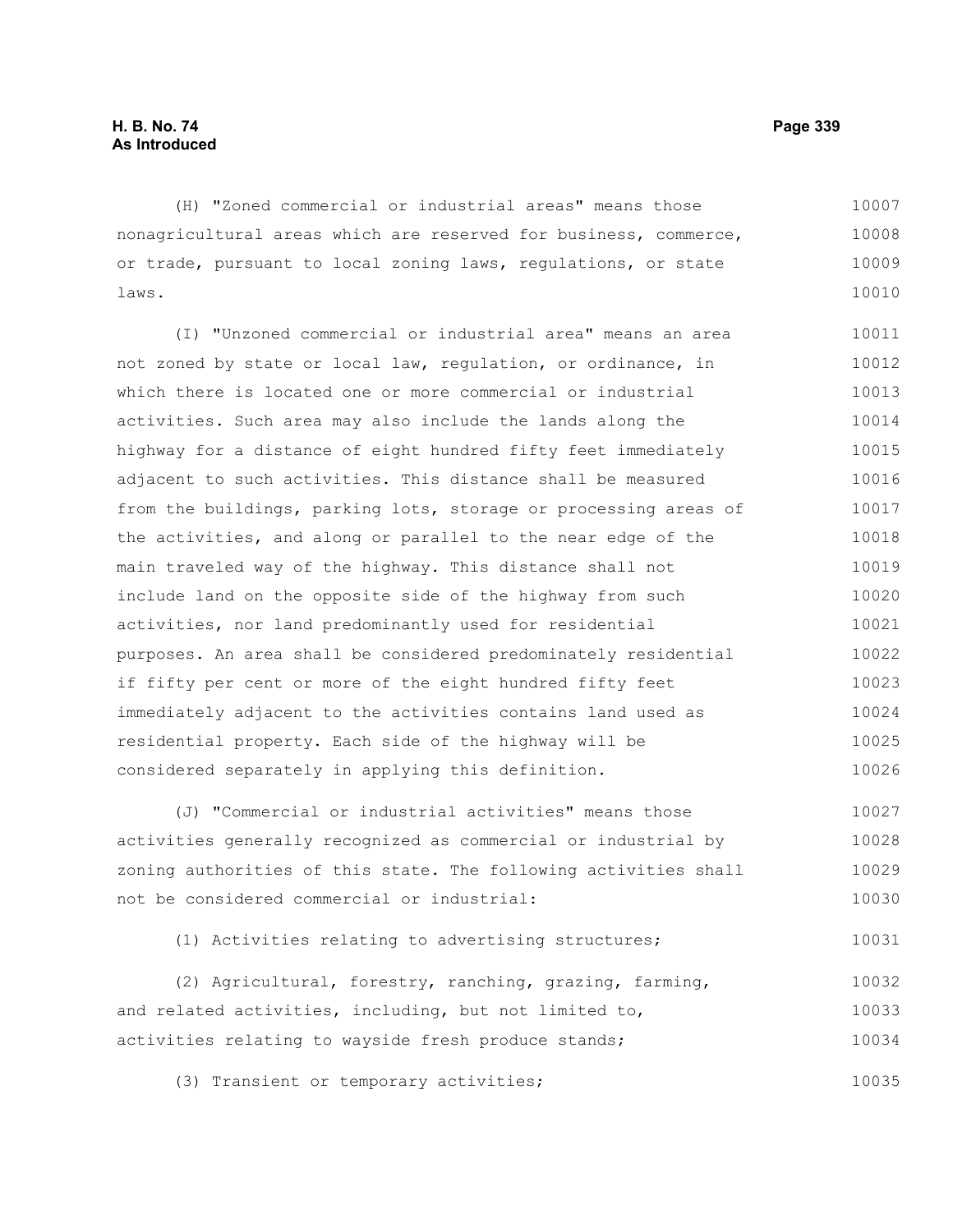(H) "Zoned commercial or industrial areas" means those nonagricultural areas which are reserved for business, commerce, or trade, pursuant to local zoning laws, regulations, or state laws.

(I) "Unzoned commercial or industrial area" means an area not zoned by state or local law, regulation, or ordinance, in which there is located one or more commercial or industrial activities. Such area may also include the lands along the highway for a distance of eight hundred fifty feet immediately adjacent to such activities. This distance shall be measured from the buildings, parking lots, storage or processing areas of the activities, and along or parallel to the near edge of the main traveled way of the highway. This distance shall not include land on the opposite side of the highway from such activities, nor land predominantly used for residential purposes. An area shall be considered predominately residential if fifty per cent or more of the eight hundred fifty feet immediately adjacent to the activities contains land used as residential property. Each side of the highway will be considered separately in applying this definition.

(J) "Commercial or industrial activities" means those activities generally recognized as commercial or industrial by zoning authorities of this state. The following activities shall not be considered commercial or industrial:

(1) Activities relating to advertising structures;

(2) Agricultural, forestry, ranching, grazing, farming, and related activities, including, but not limited to, activities relating to wayside fresh produce stands;

(3) Transient or temporary activities;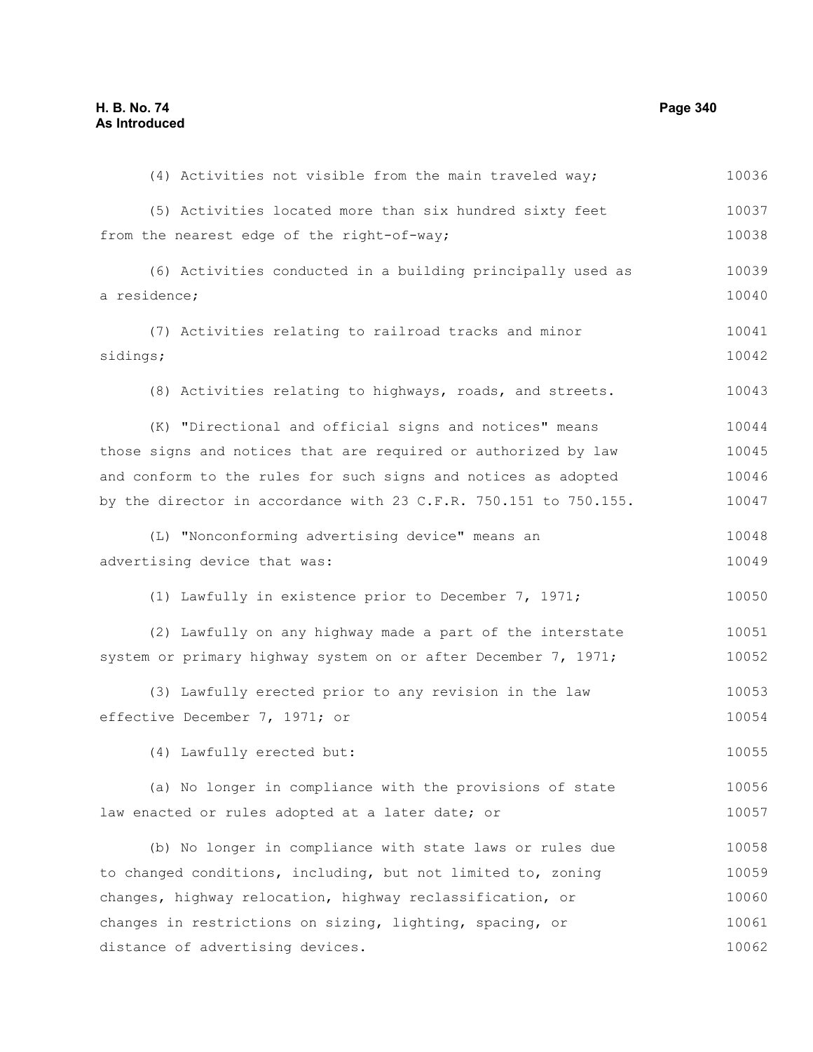(4) Activities not visible from the main traveled way;

(5) Activities located more than six hundred sixty feet from the nearest edge of the right-of-way;

(6) Activities conducted in a building principally used as a residence;

(7) Activities relating to railroad tracks and minor sidings;

(8) Activities relating to highways, roads, and streets.

(K) "Directional and official signs and notices" means those signs and notices that are required or authorized by law and conform to the rules for such signs and notices as adopted by the director in accordance with 23 C.F.R. 750.151 to 750.155.

(L) "Nonconforming advertising device" means an advertising device that was:

(1) Lawfully in existence prior to December 7, 1971;

(2) Lawfully on any highway made a part of the interstate system or primary highway system on or after December 7, 1971;

(3) Lawfully erected prior to any revision in the law effective December 7, 1971; or

(4) Lawfully erected but:

(a) No longer in compliance with the provisions of state law enacted or rules adopted at a later date; or

(b) No longer in compliance with state laws or rules due to changed conditions, including, but not limited to, zoning changes, highway relocation, highway reclassification, or changes in restrictions on sizing, lighting, spacing, or distance of advertising devices.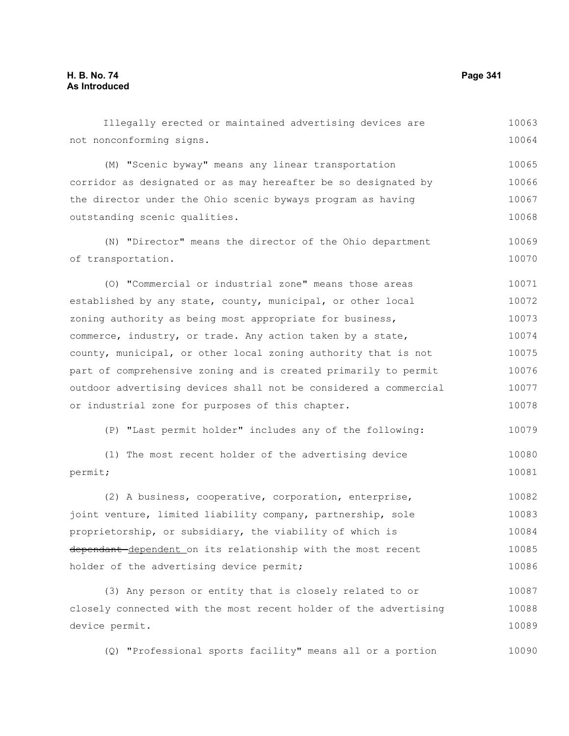Illegally erected or maintained advertising devices are not nonconforming signs.

(M) "Scenic byway" means any linear transportation corridor as designated or as may hereafter be so designated by the director under the Ohio scenic byways program as having outstanding scenic qualities.

(N) "Director" means the director of the Ohio department of transportation.

(O) "Commercial or industrial zone" means those areas established by any state, county, municipal, or other local zoning authority as being most appropriate for business, commerce, industry, or trade. Any action taken by a state, county, municipal, or other local zoning authority that is not part of comprehensive zoning and is created primarily to permit outdoor advertising devices shall not be considered a commercial or industrial zone for purposes of this chapter.

(P) "Last permit holder" includes any of the following:

(1) The most recent holder of the advertising device permit;

(2) A business, cooperative, corporation, enterprise, joint venture, limited liability company, partnership, sole proprietorship, or subsidiary, the viability of which is ~~dependant~~ dependent on its relationship with the most recent holder of the advertising device permit;

(3) Any person or entity that is closely related to or closely connected with the most recent holder of the advertising device permit.

(Q) "Professional sports facility" means all or a portion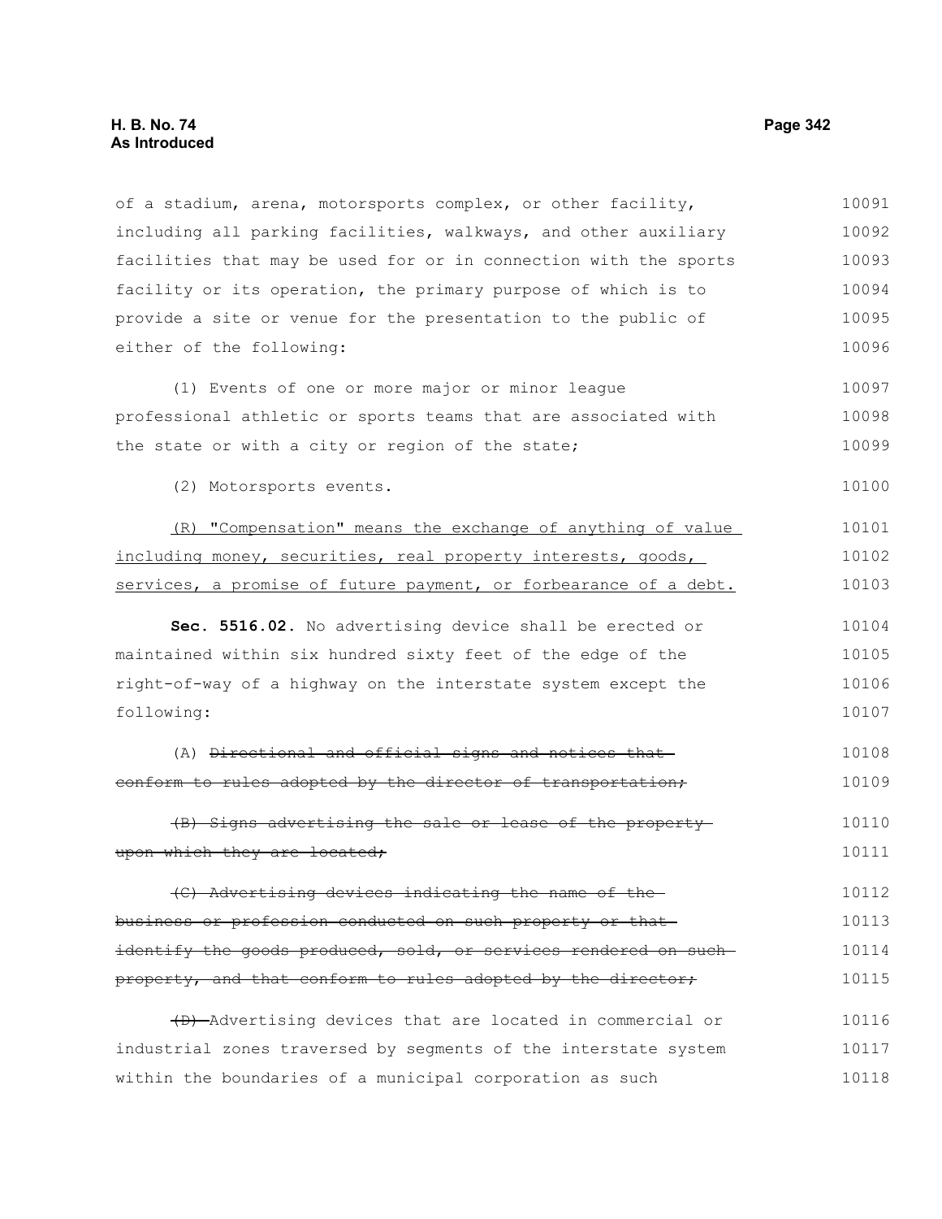of a stadium, arena, motorsports complex, or other facility, including all parking facilities, walkways, and other auxiliary facilities that may be used for or in connection with the sports facility or its operation, the primary purpose of which is to provide a site or venue for the presentation to the public of either of the following:

(1) Events of one or more major or minor league professional athletic or sports teams that are associated with the state or with a city or region of the state;

(2) Motorsports events.

<u>(R) "Compensation" means the exchange of anything of value including money, securities, real property interests, goods, services, a promise of future payment, or forbearance of a debt.</u>

**Sec. 5516.02.** No advertising device shall be erected or maintained within six hundred sixty feet of the edge of the right-of-way of a highway on the interstate system except the following:

(A) ~~Directional and official signs and notices that conform to rules adopted by the director of transportation;~~

~~(B) Signs advertising the sale or lease of the property upon which they are located;~~

~~(C) Advertising devices indicating the name of the business or profession conducted on such property or that identify the goods produced, sold, or services rendered on such property, and that conform to rules adopted by the director;~~

~~(D)~~ Advertising devices that are located in commercial or industrial zones traversed by segments of the interstate system within the boundaries of a municipal corporation as such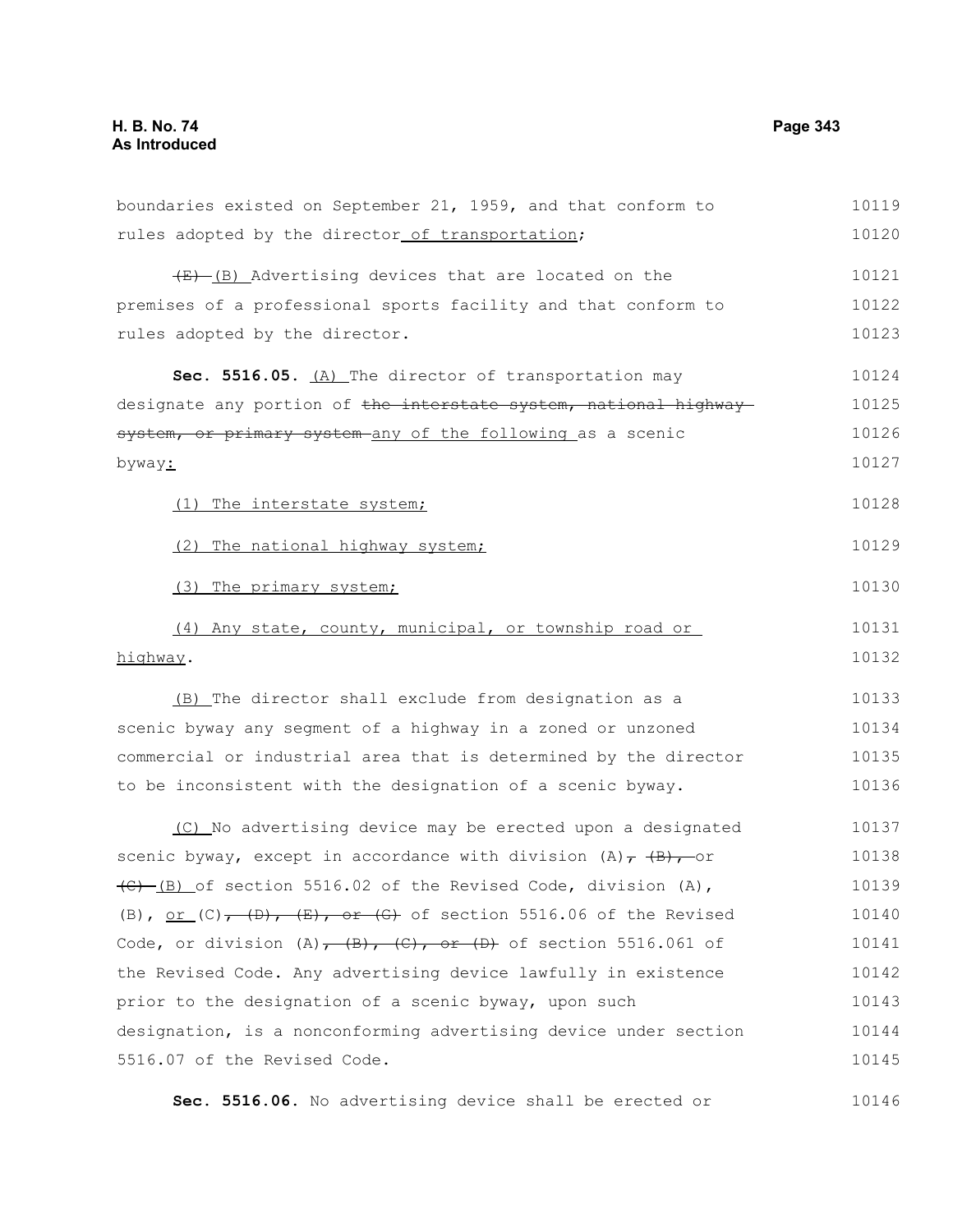boundaries existed on September 21, 1959, and that conform to rules adopted by the director of transportation;

~~(E)~~ (B) Advertising devices that are located on the premises of a professional sports facility and that conform to rules adopted by the director.

**Sec. 5516.05.** (A) The director of transportation may designate any portion of ~~the interstate system, national highway system, or primary system~~ any of the following as a scenic byway:

(1) The interstate system;

(2) The national highway system;

(3) The primary system;

(4) Any state, county, municipal, or township road or highway.

(B) The director shall exclude from designation as a scenic byway any segment of a highway in a zoned or unzoned commercial or industrial area that is determined by the director to be inconsistent with the designation of a scenic byway.

(C) No advertising device may be erected upon a designated scenic byway, except in accordance with division (A)~~, (B),~~ or ~~(C)~~ (B) of section 5516.02 of the Revised Code, division (A), (B), or (C)~~, (D), (E), or (G)~~ of section 5516.06 of the Revised Code, or division (A)~~, (B), (C), or (D)~~ of section 5516.061 of the Revised Code. Any advertising device lawfully in existence prior to the designation of a scenic byway, upon such designation, is a nonconforming advertising device under section 5516.07 of the Revised Code.

**Sec. 5516.06.** No advertising device shall be erected or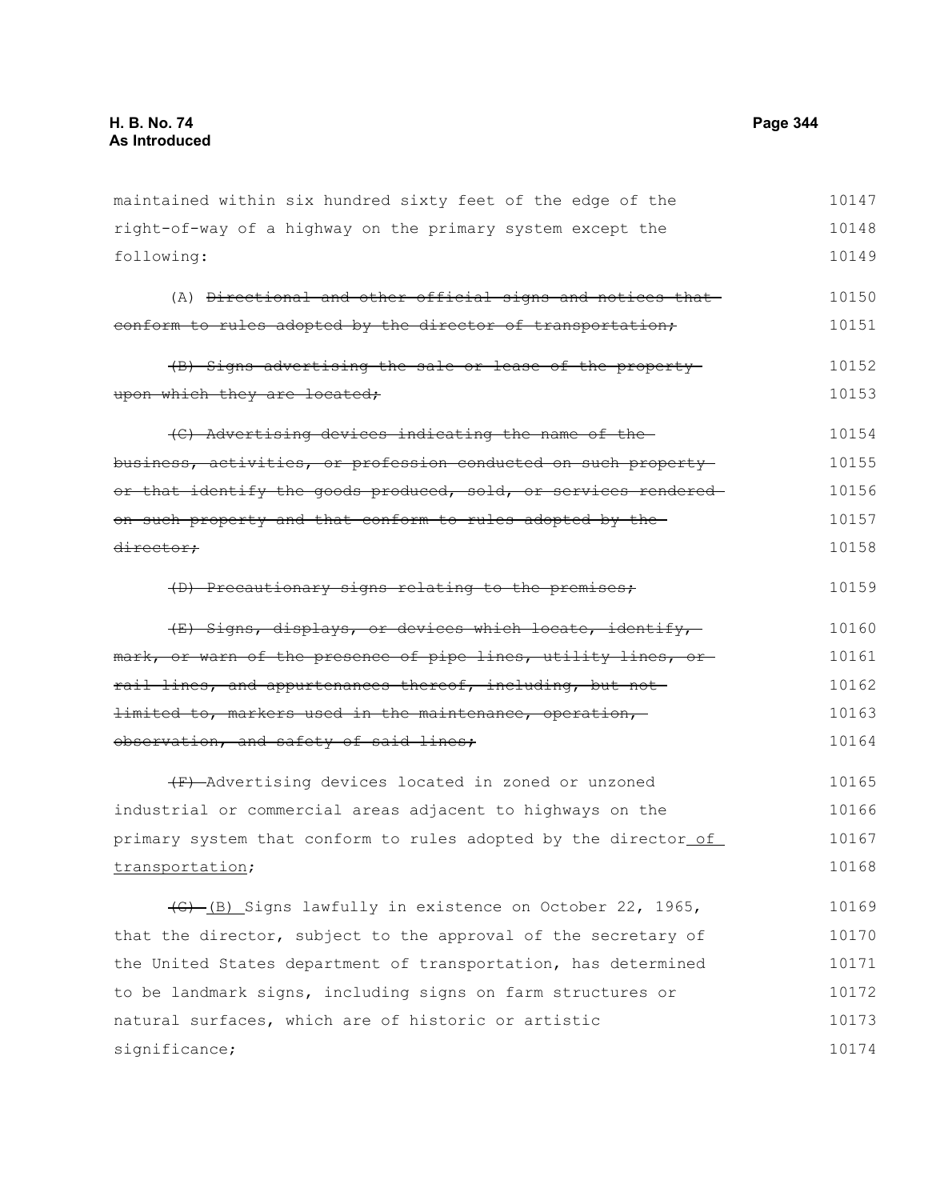maintained within six hundred sixty feet of the edge of the right-of-way of a highway on the primary system except the following:

(A) ~~Directional and other official signs and notices that conform to rules adopted by the director of transportation;~~

~~(B) Signs advertising the sale or lease of the property upon which they are located;~~

~~(C) Advertising devices indicating the name of the business, activities, or profession conducted on such property or that identify the goods produced, sold, or services rendered on such property and that conform to rules adopted by the director;~~

~~(D) Precautionary signs relating to the premises;~~

~~(E) Signs, displays, or devices which locate, identify, mark, or warn of the presence of pipe lines, utility lines, or rail lines, and appurtenances thereof, including, but not limited to, markers used in the maintenance, operation, observation, and safety of said lines;~~

~~(F)~~ Advertising devices located in zoned or unzoned industrial or commercial areas adjacent to highways on the primary system that conform to rules adopted by the director <u>of transportation</u>;

~~(G)~~ <u>(B)</u> Signs lawfully in existence on October 22, 1965, that the director, subject to the approval of the secretary of the United States department of transportation, has determined to be landmark signs, including signs on farm structures or natural surfaces, which are of historic or artistic significance;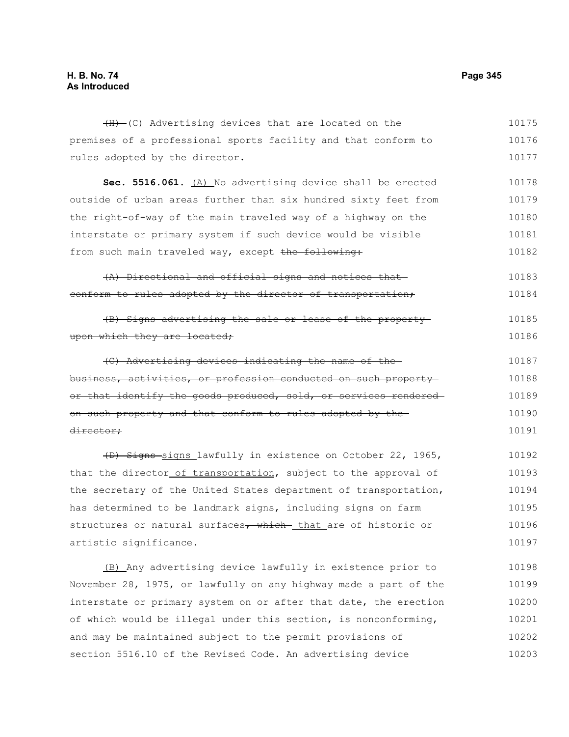~~(H)~~ (C) Advertising devices that are located on the premises of a professional sports facility and that conform to rules adopted by the director.

**Sec. 5516.061.** (A) No advertising device shall be erected outside of urban areas further than six hundred sixty feet from the right-of-way of the main traveled way of a highway on the interstate or primary system if such device would be visible from such main traveled way, except ~~the following:~~

~~(A) Directional and official signs and notices that conform to rules adopted by the director of transportation;~~

~~(B) Signs advertising the sale or lease of the property upon which they are located;~~

~~(C) Advertising devices indicating the name of the business, activities, or profession conducted on such property or that identify the goods produced, sold, or services rendered on such property and that conform to rules adopted by the director;~~

~~(D) Signs~~ signs lawfully in existence on October 22, 1965, that the director of transportation, subject to the approval of the secretary of the United States department of transportation, has determined to be landmark signs, including signs on farm structures or natural surfaces~~, which~~ that are of historic or artistic significance.

(B) Any advertising device lawfully in existence prior to November 28, 1975, or lawfully on any highway made a part of the interstate or primary system on or after that date, the erection of which would be illegal under this section, is nonconforming, and may be maintained subject to the permit provisions of section 5516.10 of the Revised Code. An advertising device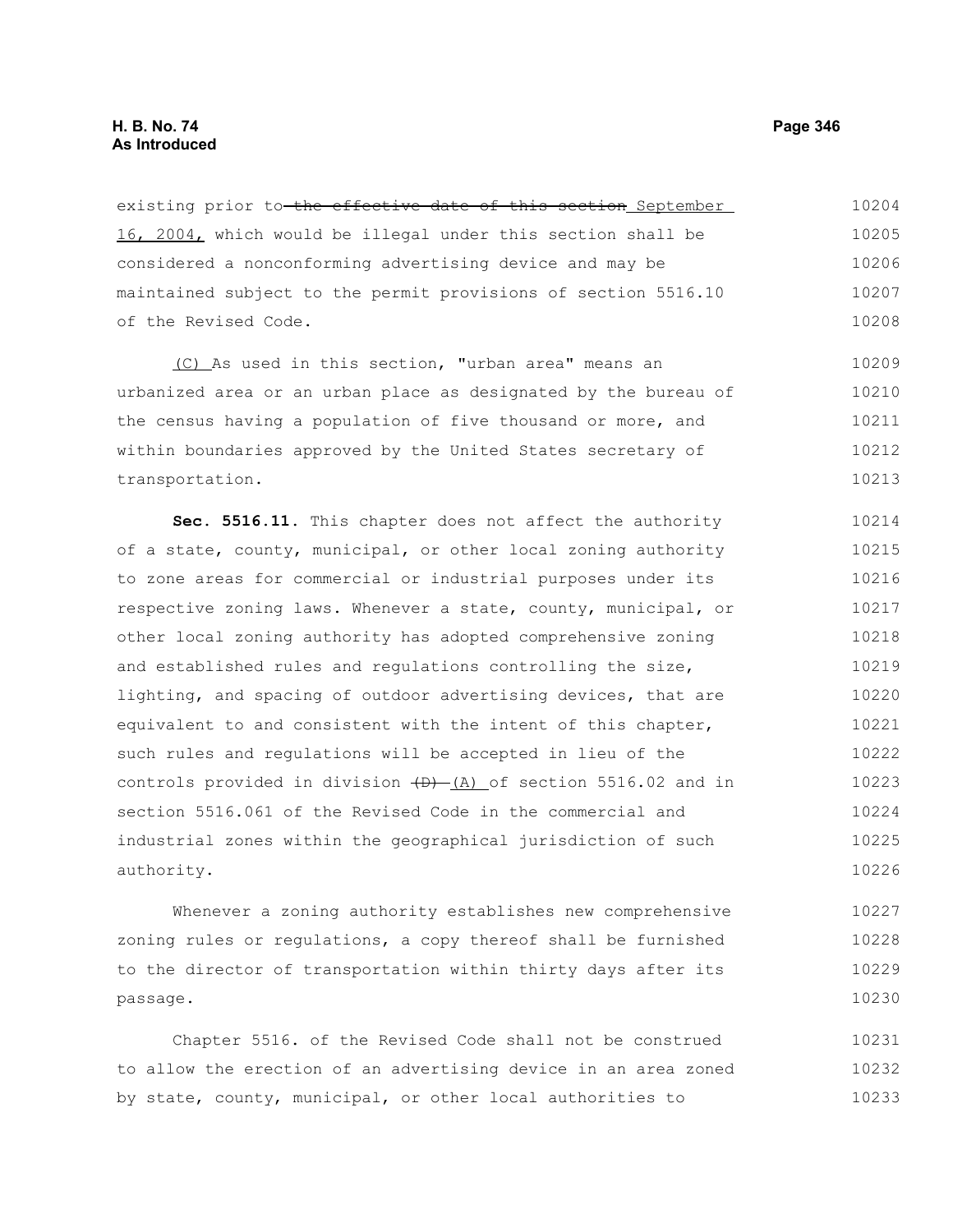existing prior to ~~the effective date of this section~~ September 16, 2004, which would be illegal under this section shall be considered a nonconforming advertising device and may be maintained subject to the permit provisions of section 5516.10 of the Revised Code.

(C) As used in this section, "urban area" means an urbanized area or an urban place as designated by the bureau of the census having a population of five thousand or more, and within boundaries approved by the United States secretary of transportation.

**Sec. 5516.11.** This chapter does not affect the authority of a state, county, municipal, or other local zoning authority to zone areas for commercial or industrial purposes under its respective zoning laws. Whenever a state, county, municipal, or other local zoning authority has adopted comprehensive zoning and established rules and regulations controlling the size, lighting, and spacing of outdoor advertising devices, that are equivalent to and consistent with the intent of this chapter, such rules and regulations will be accepted in lieu of the controls provided in division ~~(D)~~ (A) of section 5516.02 and in section 5516.061 of the Revised Code in the commercial and industrial zones within the geographical jurisdiction of such authority.

Whenever a zoning authority establishes new comprehensive zoning rules or regulations, a copy thereof shall be furnished to the director of transportation within thirty days after its passage.

Chapter 5516. of the Revised Code shall not be construed to allow the erection of an advertising device in an area zoned by state, county, municipal, or other local authorities to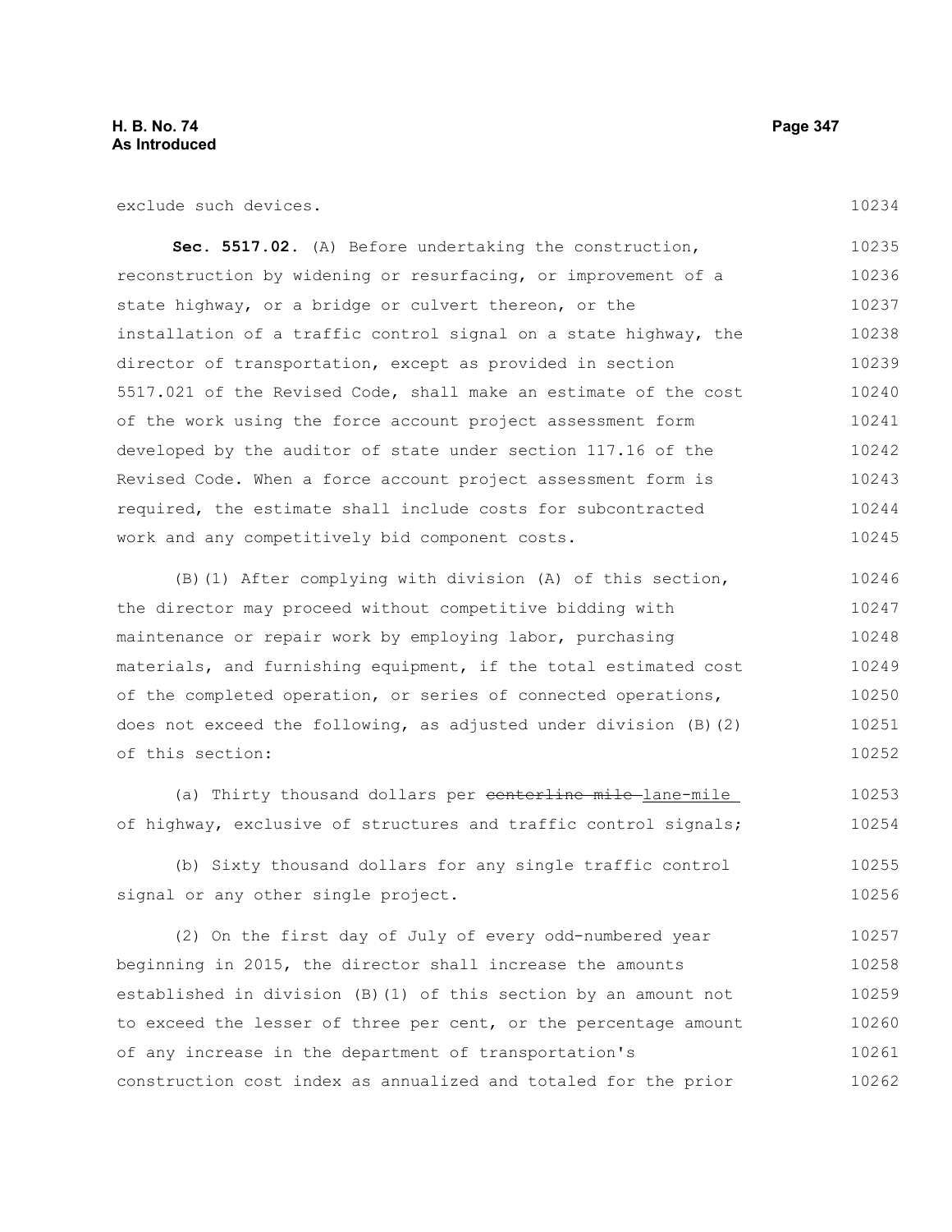exclude such devices.

**Sec. 5517.02.** (A) Before undertaking the construction, reconstruction by widening or resurfacing, or improvement of a state highway, or a bridge or culvert thereon, or the installation of a traffic control signal on a state highway, the director of transportation, except as provided in section 5517.021 of the Revised Code, shall make an estimate of the cost of the work using the force account project assessment form developed by the auditor of state under section 117.16 of the Revised Code. When a force account project assessment form is required, the estimate shall include costs for subcontracted work and any competitively bid component costs.

(B)(1) After complying with division (A) of this section, the director may proceed without competitive bidding with maintenance or repair work by employing labor, purchasing materials, and furnishing equipment, if the total estimated cost of the completed operation, or series of connected operations, does not exceed the following, as adjusted under division (B)(2) of this section:

(a) Thirty thousand dollars per ~~centerline mile~~ lane-mile of highway, exclusive of structures and traffic control signals;

(b) Sixty thousand dollars for any single traffic control signal or any other single project.

(2) On the first day of July of every odd-numbered year beginning in 2015, the director shall increase the amounts established in division (B)(1) of this section by an amount not to exceed the lesser of three per cent, or the percentage amount of any increase in the department of transportation's construction cost index as annualized and totaled for the prior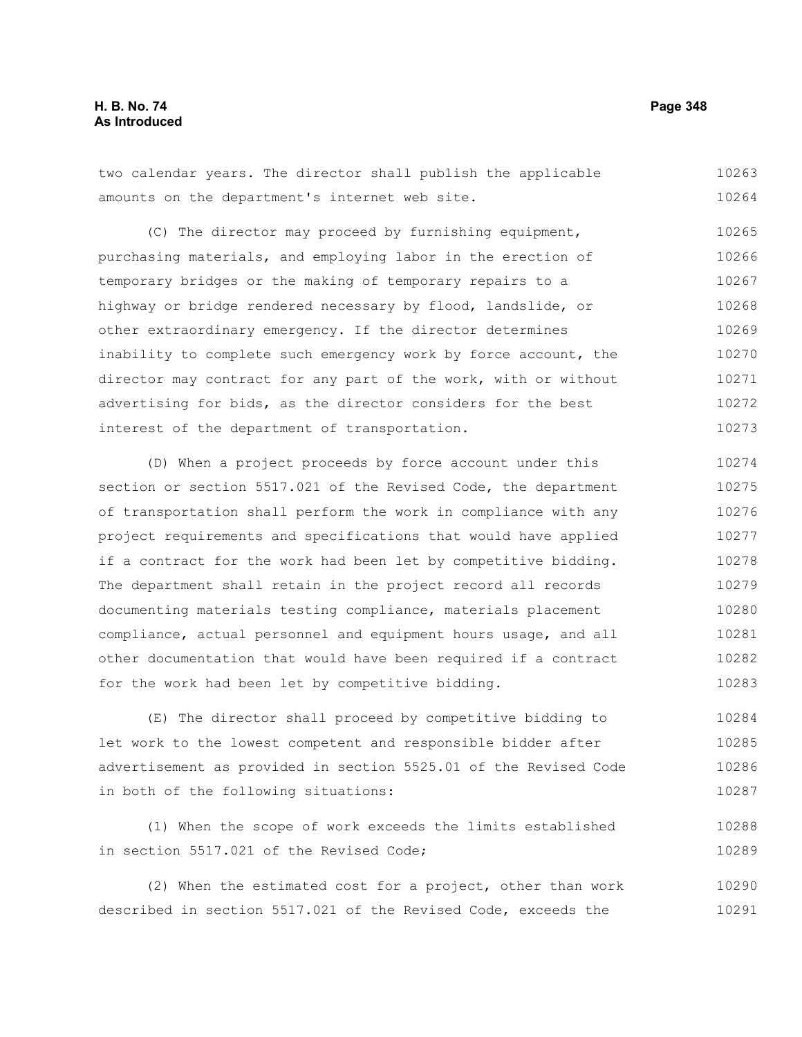two calendar years. The director shall publish the applicable amounts on the department's internet web site.

(C) The director may proceed by furnishing equipment, purchasing materials, and employing labor in the erection of temporary bridges or the making of temporary repairs to a highway or bridge rendered necessary by flood, landslide, or other extraordinary emergency. If the director determines inability to complete such emergency work by force account, the director may contract for any part of the work, with or without advertising for bids, as the director considers for the best interest of the department of transportation.

(D) When a project proceeds by force account under this section or section 5517.021 of the Revised Code, the department of transportation shall perform the work in compliance with any project requirements and specifications that would have applied if a contract for the work had been let by competitive bidding. The department shall retain in the project record all records documenting materials testing compliance, materials placement compliance, actual personnel and equipment hours usage, and all other documentation that would have been required if a contract for the work had been let by competitive bidding.

(E) The director shall proceed by competitive bidding to let work to the lowest competent and responsible bidder after advertisement as provided in section 5525.01 of the Revised Code in both of the following situations:

(1) When the scope of work exceeds the limits established in section 5517.021 of the Revised Code;

(2) When the estimated cost for a project, other than work described in section 5517.021 of the Revised Code, exceeds the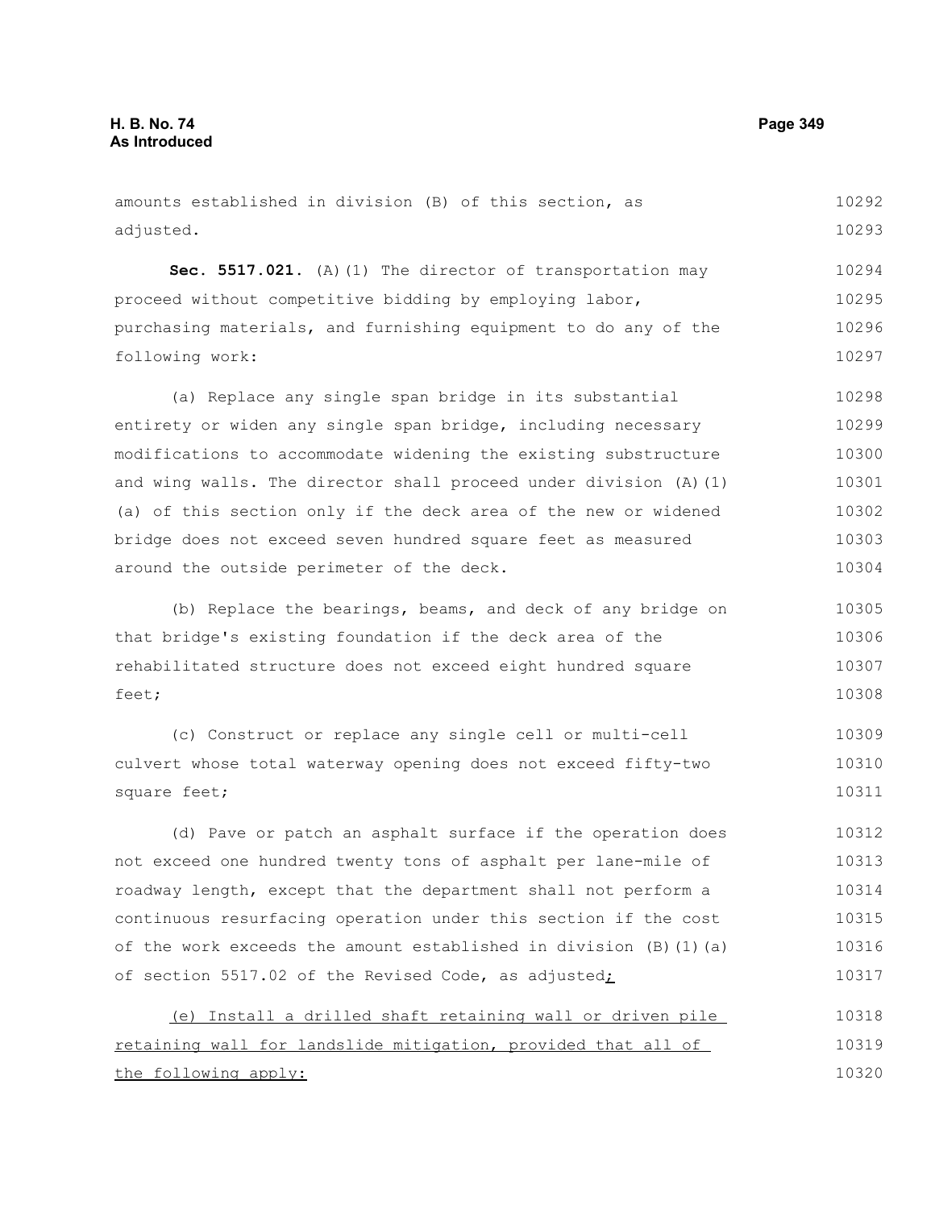amounts established in division (B) of this section, as adjusted.

**Sec. 5517.021.** (A)(1) The director of transportation may proceed without competitive bidding by employing labor, purchasing materials, and furnishing equipment to do any of the following work:

(a) Replace any single span bridge in its substantial entirety or widen any single span bridge, including necessary modifications to accommodate widening the existing substructure and wing walls. The director shall proceed under division (A)(1)(a) of this section only if the deck area of the new or widened bridge does not exceed seven hundred square feet as measured around the outside perimeter of the deck.

(b) Replace the bearings, beams, and deck of any bridge on that bridge's existing foundation if the deck area of the rehabilitated structure does not exceed eight hundred square feet;

(c) Construct or replace any single cell or multi-cell culvert whose total waterway opening does not exceed fifty-two square feet;

(d) Pave or patch an asphalt surface if the operation does not exceed one hundred twenty tons of asphalt per lane-mile of roadway length, except that the department shall not perform a continuous resurfacing operation under this section if the cost of the work exceeds the amount established in division (B)(1)(a) of section 5517.02 of the Revised Code, as adjusted<u>;</u>

<u>(e) Install a drilled shaft retaining wall or driven pile retaining wall for landslide mitigation, provided that all of the following apply:</u>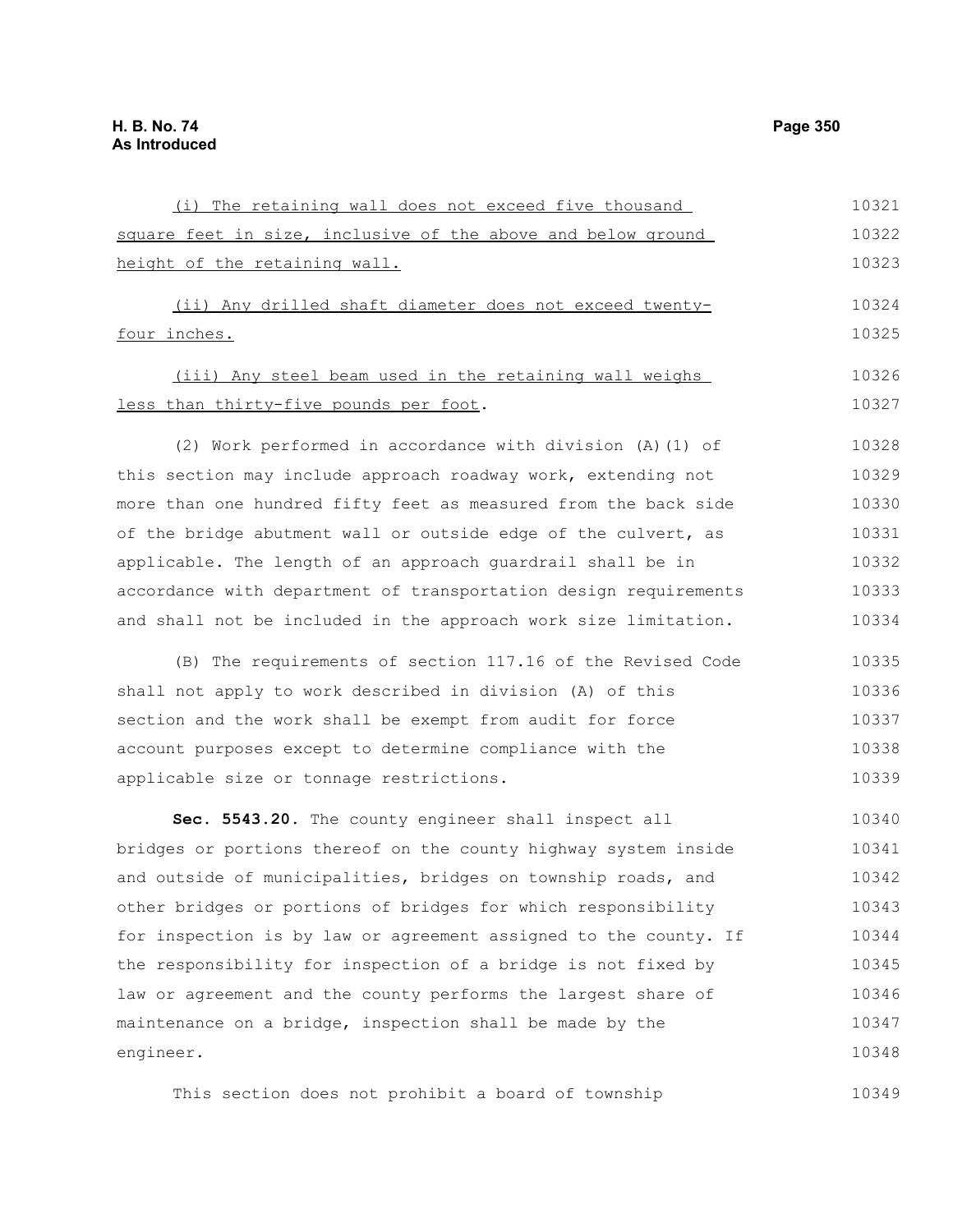(i) The retaining wall does not exceed five thousand square feet in size, inclusive of the above and below ground height of the retaining wall.

(ii) Any drilled shaft diameter does not exceed twenty-four inches.

(iii) Any steel beam used in the retaining wall weighs less than thirty-five pounds per foot.

(2) Work performed in accordance with division (A)(1) of this section may include approach roadway work, extending not more than one hundred fifty feet as measured from the back side of the bridge abutment wall or outside edge of the culvert, as applicable. The length of an approach guardrail shall be in accordance with department of transportation design requirements and shall not be included in the approach work size limitation.

(B) The requirements of section 117.16 of the Revised Code shall not apply to work described in division (A) of this section and the work shall be exempt from audit for force account purposes except to determine compliance with the applicable size or tonnage restrictions.

**Sec. 5543.20.** The county engineer shall inspect all bridges or portions thereof on the county highway system inside and outside of municipalities, bridges on township roads, and other bridges or portions of bridges for which responsibility for inspection is by law or agreement assigned to the county. If the responsibility for inspection of a bridge is not fixed by law or agreement and the county performs the largest share of maintenance on a bridge, inspection shall be made by the engineer.

This section does not prohibit a board of township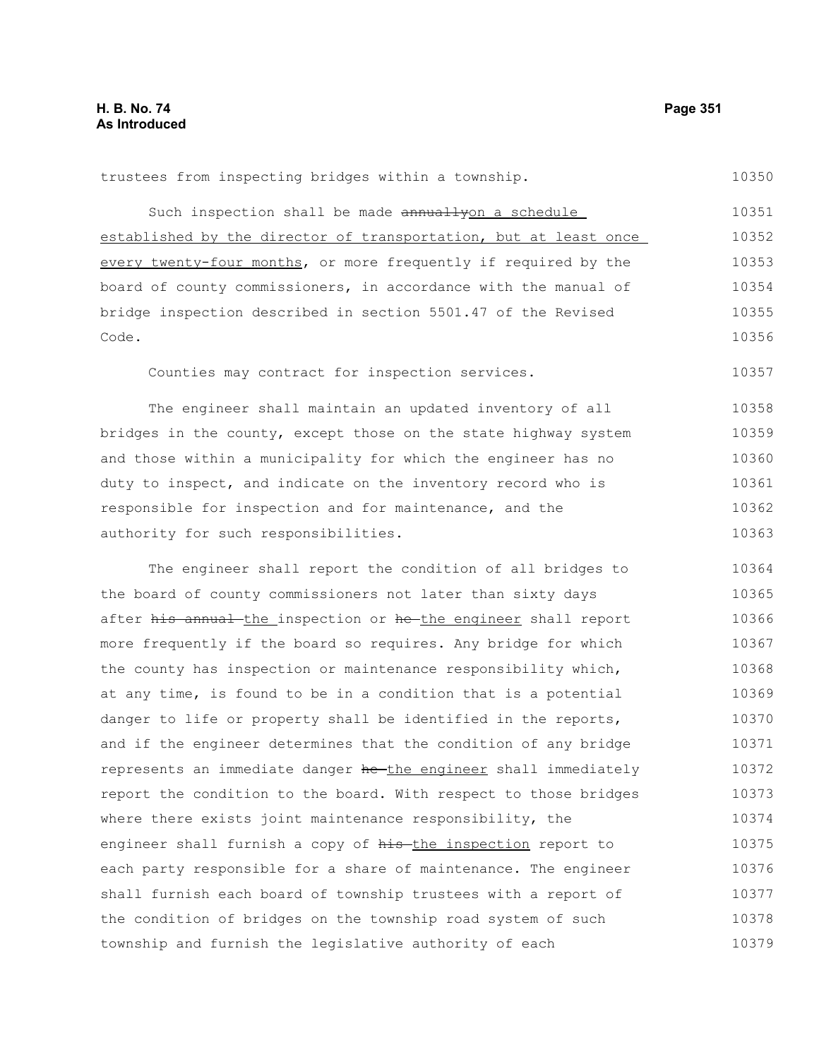trustees from inspecting bridges within a township.

Such inspection shall be made ~~annually~~on a schedule established by the director of transportation, but at least once every twenty-four months, or more frequently if required by the board of county commissioners, in accordance with the manual of bridge inspection described in section 5501.47 of the Revised Code.

Counties may contract for inspection services.

The engineer shall maintain an updated inventory of all bridges in the county, except those on the state highway system and those within a municipality for which the engineer has no duty to inspect, and indicate on the inventory record who is responsible for inspection and for maintenance, and the authority for such responsibilities.

The engineer shall report the condition of all bridges to the board of county commissioners not later than sixty days after ~~his annual~~ the inspection or ~~he~~ the engineer shall report more frequently if the board so requires. Any bridge for which the county has inspection or maintenance responsibility which, at any time, is found to be in a condition that is a potential danger to life or property shall be identified in the reports, and if the engineer determines that the condition of any bridge represents an immediate danger ~~he~~ the engineer shall immediately report the condition to the board. With respect to those bridges where there exists joint maintenance responsibility, the engineer shall furnish a copy of ~~his~~ the inspection report to each party responsible for a share of maintenance. The engineer shall furnish each board of township trustees with a report of the condition of bridges on the township road system of such township and furnish the legislative authority of each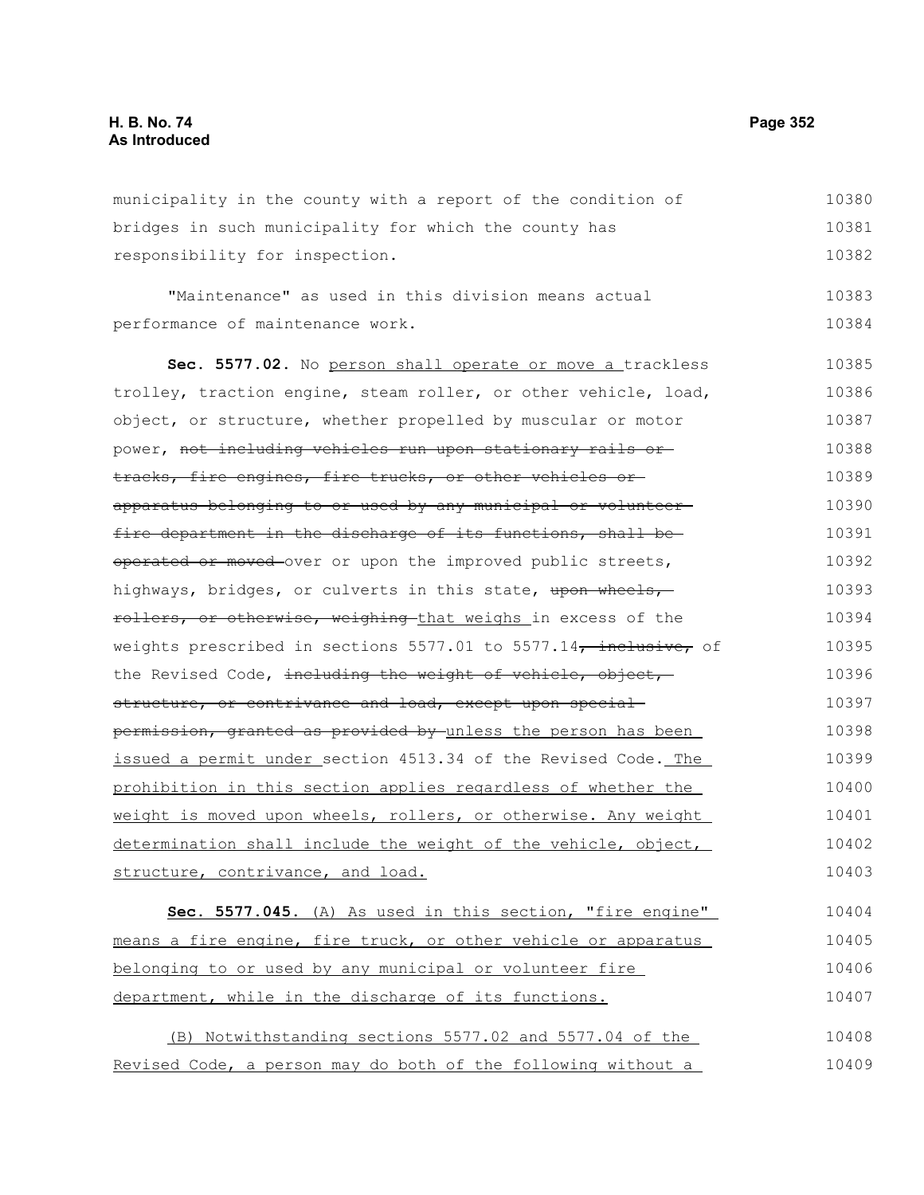municipality in the county with a report of the condition of bridges in such municipality for which the county has responsibility for inspection.

"Maintenance" as used in this division means actual performance of maintenance work.

**Sec. 5577.02.** No person shall operate or move a trackless trolley, traction engine, steam roller, or other vehicle, load, object, or structure, whether propelled by muscular or motor power, ~~not including vehicles run upon stationary rails or tracks, fire engines, fire trucks, or other vehicles or apparatus belonging to or used by any municipal or volunteer fire department in the discharge of its functions, shall be operated or moved~~ over or upon the improved public streets, highways, bridges, or culverts in this state, ~~upon wheels, rollers, or otherwise, weighing~~ that weighs in excess of the weights prescribed in sections 5577.01 to 5577.14~~, inclusive,~~ of the Revised Code, ~~including the weight of vehicle, object, structure, or contrivance and load, except upon special permission, granted as provided by~~ unless the person has been issued a permit under section 4513.34 of the Revised Code. The prohibition in this section applies regardless of whether the weight is moved upon wheels, rollers, or otherwise. Any weight determination shall include the weight of the vehicle, object, structure, contrivance, and load.

**Sec. 5577.045.** (A) As used in this section, "fire engine" means a fire engine, fire truck, or other vehicle or apparatus belonging to or used by any municipal or volunteer fire department, while in the discharge of its functions.

(B) Notwithstanding sections 5577.02 and 5577.04 of the Revised Code, a person may do both of the following without a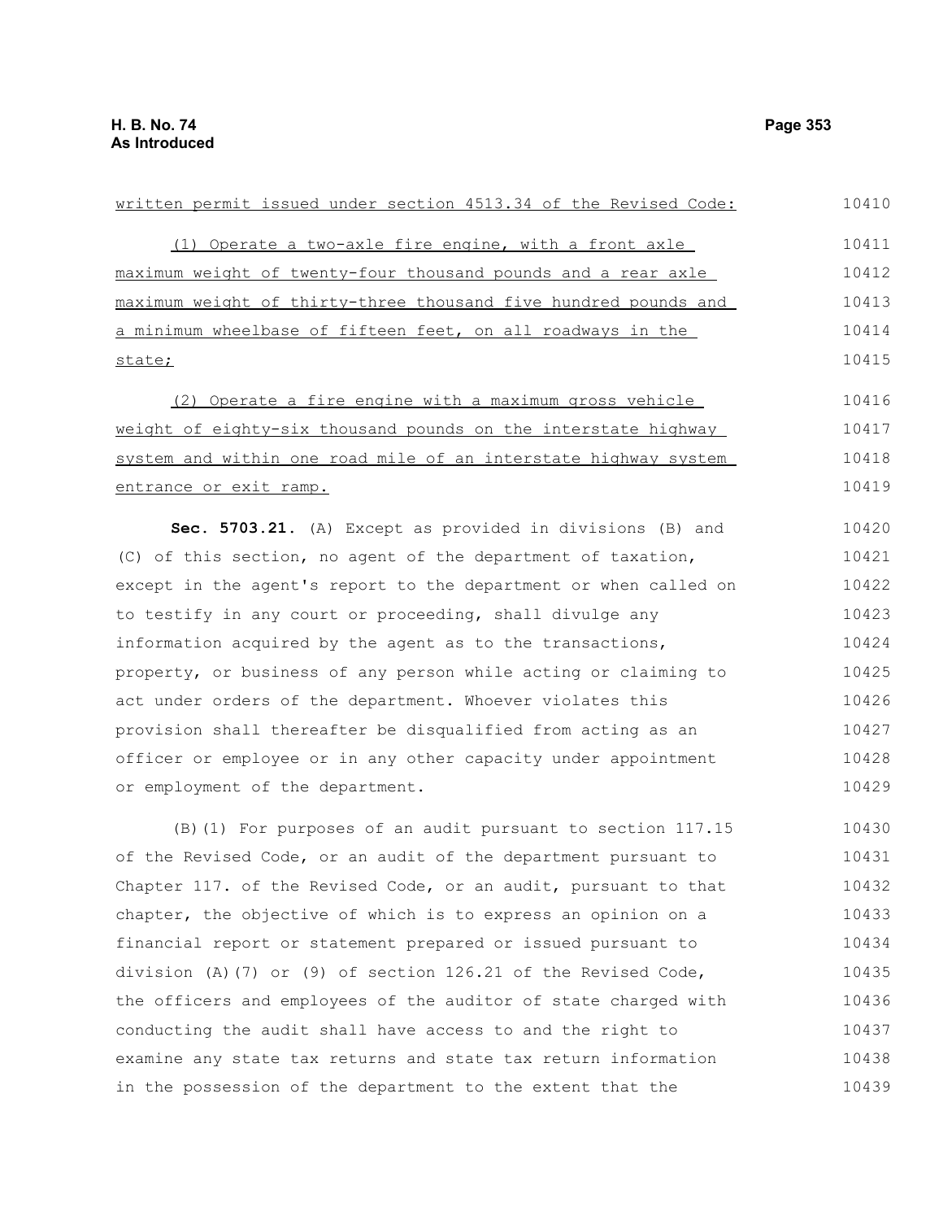written permit issued under section 4513.34 of the Revised Code:

(1) Operate a two-axle fire engine, with a front axle maximum weight of twenty-four thousand pounds and a rear axle maximum weight of thirty-three thousand five hundred pounds and a minimum wheelbase of fifteen feet, on all roadways in the state;

(2) Operate a fire engine with a maximum gross vehicle weight of eighty-six thousand pounds on the interstate highway system and within one road mile of an interstate highway system entrance or exit ramp.

**Sec. 5703.21.** (A) Except as provided in divisions (B) and (C) of this section, no agent of the department of taxation, except in the agent's report to the department or when called on to testify in any court or proceeding, shall divulge any information acquired by the agent as to the transactions, property, or business of any person while acting or claiming to act under orders of the department. Whoever violates this provision shall thereafter be disqualified from acting as an officer or employee or in any other capacity under appointment or employment of the department.

(B)(1) For purposes of an audit pursuant to section 117.15 of the Revised Code, or an audit of the department pursuant to Chapter 117. of the Revised Code, or an audit, pursuant to that chapter, the objective of which is to express an opinion on a financial report or statement prepared or issued pursuant to division (A)(7) or (9) of section 126.21 of the Revised Code, the officers and employees of the auditor of state charged with conducting the audit shall have access to and the right to examine any state tax returns and state tax return information in the possession of the department to the extent that the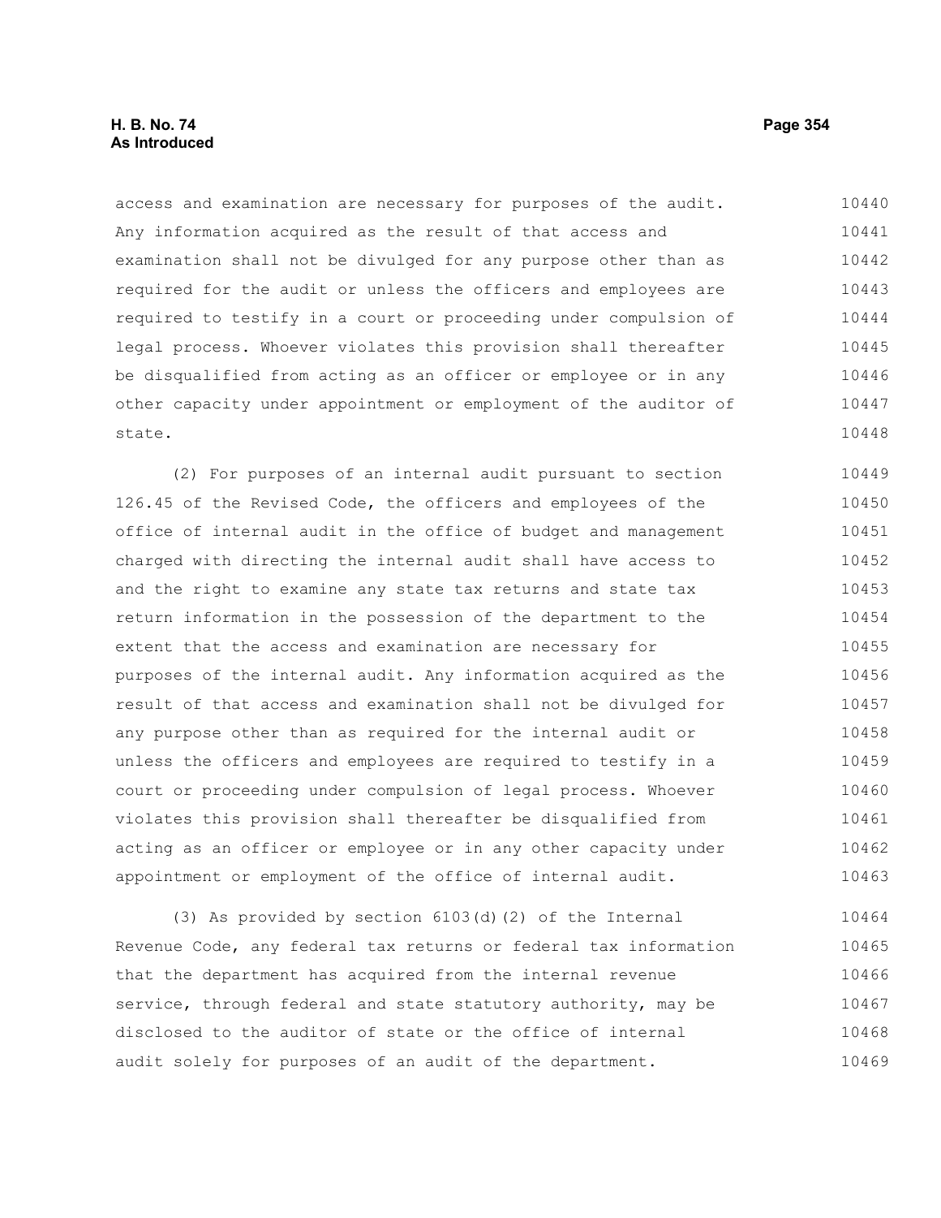access and examination are necessary for purposes of the audit. Any information acquired as the result of that access and examination shall not be divulged for any purpose other than as required for the audit or unless the officers and employees are required to testify in a court or proceeding under compulsion of legal process. Whoever violates this provision shall thereafter be disqualified from acting as an officer or employee or in any other capacity under appointment or employment of the auditor of state.

(2) For purposes of an internal audit pursuant to section 126.45 of the Revised Code, the officers and employees of the office of internal audit in the office of budget and management charged with directing the internal audit shall have access to and the right to examine any state tax returns and state tax return information in the possession of the department to the extent that the access and examination are necessary for purposes of the internal audit. Any information acquired as the result of that access and examination shall not be divulged for any purpose other than as required for the internal audit or unless the officers and employees are required to testify in a court or proceeding under compulsion of legal process. Whoever violates this provision shall thereafter be disqualified from acting as an officer or employee or in any other capacity under appointment or employment of the office of internal audit.

(3) As provided by section 6103(d)(2) of the Internal Revenue Code, any federal tax returns or federal tax information that the department has acquired from the internal revenue service, through federal and state statutory authority, may be disclosed to the auditor of state or the office of internal audit solely for purposes of an audit of the department.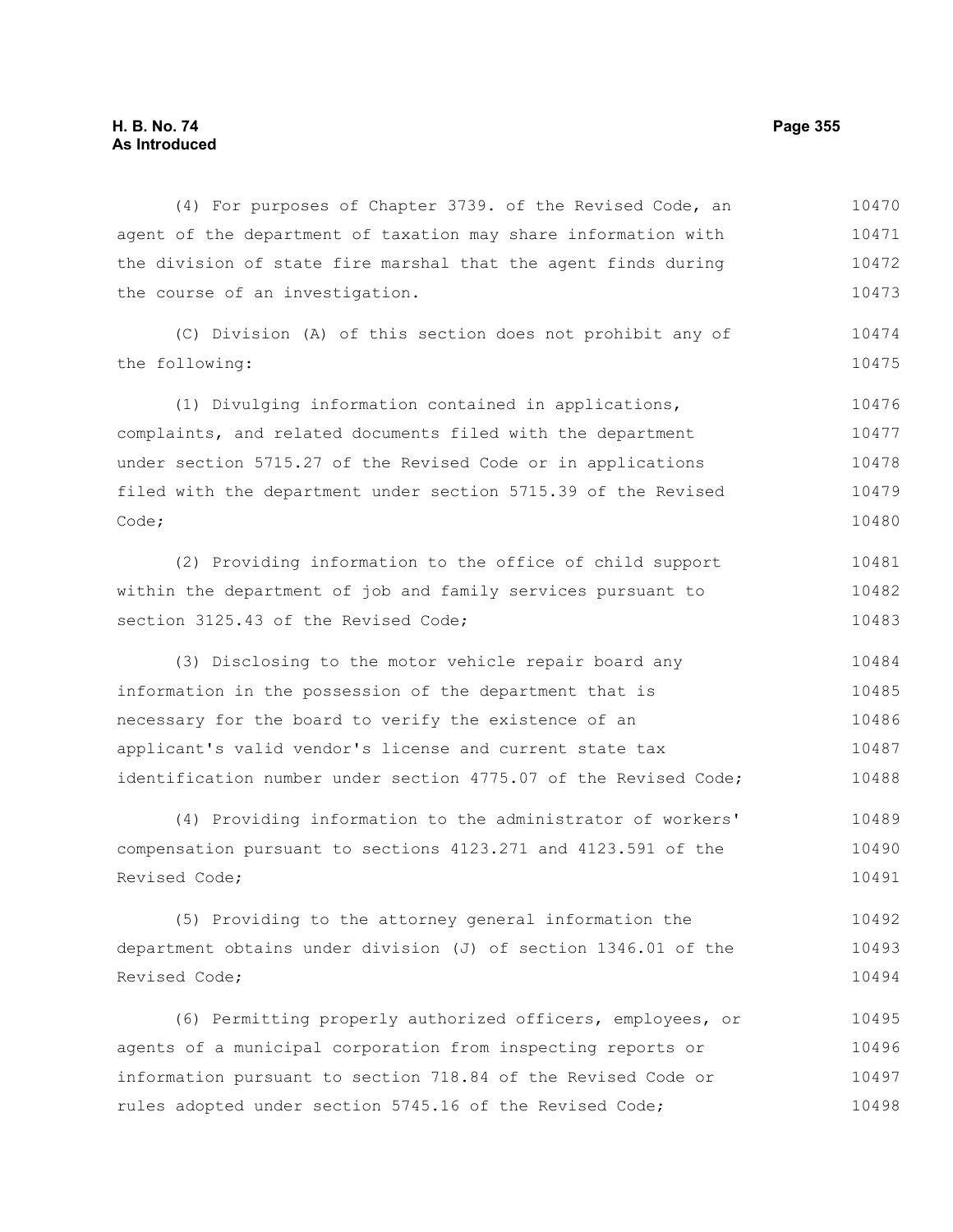(4) For purposes of Chapter 3739. of the Revised Code, an agent of the department of taxation may share information with the division of state fire marshal that the agent finds during the course of an investigation.

(C) Division (A) of this section does not prohibit any of the following:

(1) Divulging information contained in applications, complaints, and related documents filed with the department under section 5715.27 of the Revised Code or in applications filed with the department under section 5715.39 of the Revised Code;

(2) Providing information to the office of child support within the department of job and family services pursuant to section 3125.43 of the Revised Code;

(3) Disclosing to the motor vehicle repair board any information in the possession of the department that is necessary for the board to verify the existence of an applicant's valid vendor's license and current state tax identification number under section 4775.07 of the Revised Code;

(4) Providing information to the administrator of workers' compensation pursuant to sections 4123.271 and 4123.591 of the Revised Code;

(5) Providing to the attorney general information the department obtains under division (J) of section 1346.01 of the Revised Code;

(6) Permitting properly authorized officers, employees, or agents of a municipal corporation from inspecting reports or information pursuant to section 718.84 of the Revised Code or rules adopted under section 5745.16 of the Revised Code;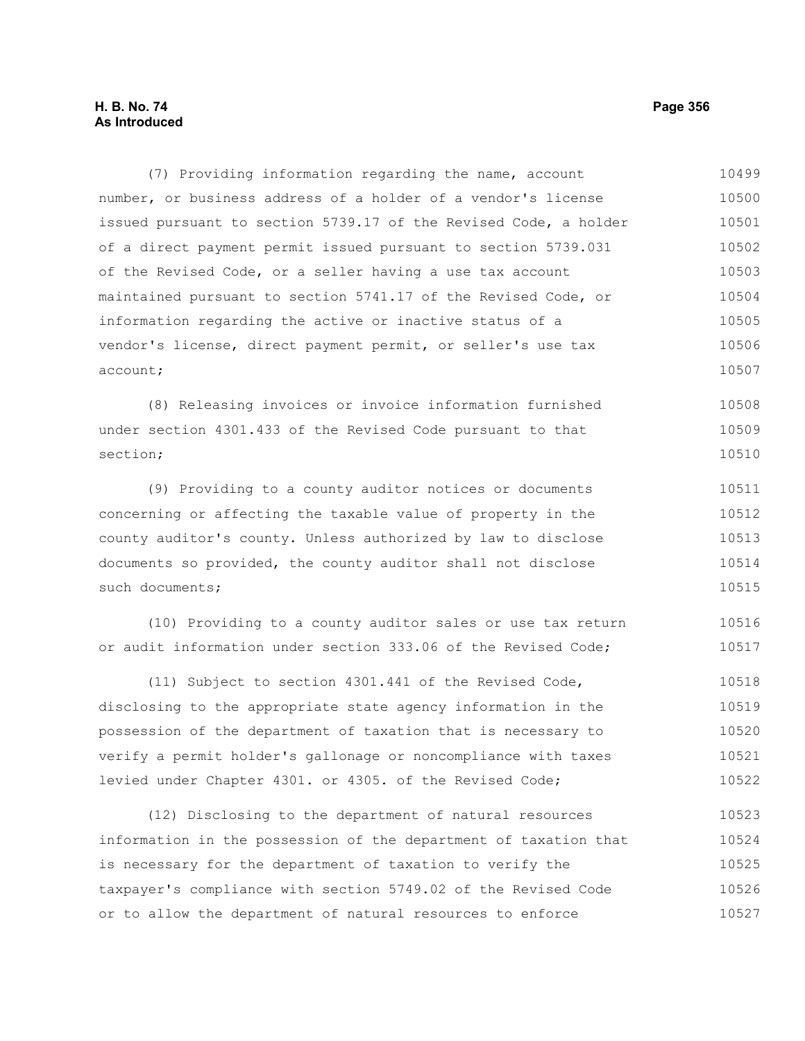(7) Providing information regarding the name, account number, or business address of a holder of a vendor's license issued pursuant to section 5739.17 of the Revised Code, a holder of a direct payment permit issued pursuant to section 5739.031 of the Revised Code, or a seller having a use tax account maintained pursuant to section 5741.17 of the Revised Code, or information regarding the active or inactive status of a vendor's license, direct payment permit, or seller's use tax account;

(8) Releasing invoices or invoice information furnished under section 4301.433 of the Revised Code pursuant to that section;

(9) Providing to a county auditor notices or documents concerning or affecting the taxable value of property in the county auditor's county. Unless authorized by law to disclose documents so provided, the county auditor shall not disclose such documents;

(10) Providing to a county auditor sales or use tax return or audit information under section 333.06 of the Revised Code;

(11) Subject to section 4301.441 of the Revised Code, disclosing to the appropriate state agency information in the possession of the department of taxation that is necessary to verify a permit holder's gallonage or noncompliance with taxes levied under Chapter 4301. or 4305. of the Revised Code;

(12) Disclosing to the department of natural resources information in the possession of the department of taxation that is necessary for the department of taxation to verify the taxpayer's compliance with section 5749.02 of the Revised Code or to allow the department of natural resources to enforce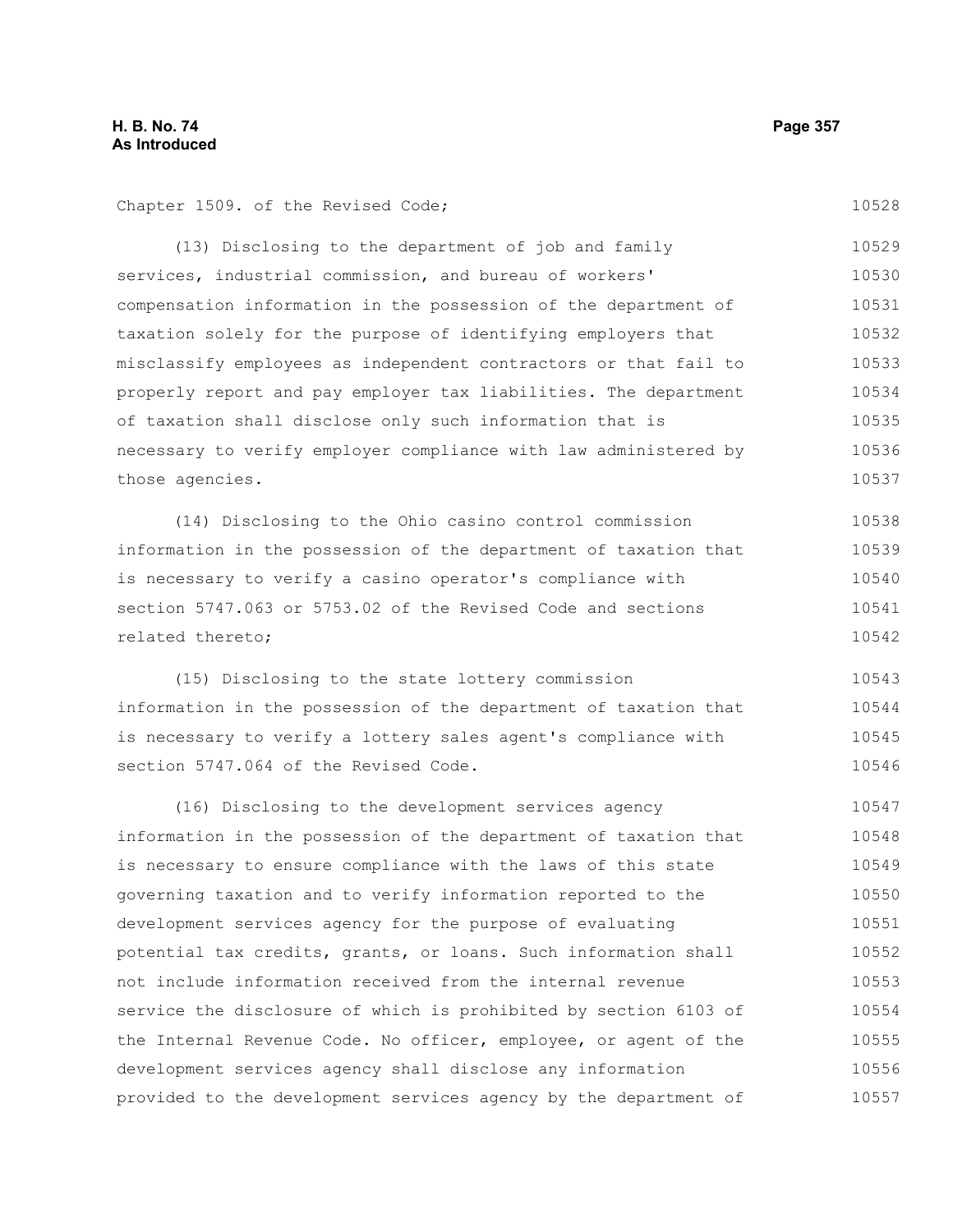Chapter 1509. of the Revised Code;

(13) Disclosing to the department of job and family services, industrial commission, and bureau of workers' compensation information in the possession of the department of taxation solely for the purpose of identifying employers that misclassify employees as independent contractors or that fail to properly report and pay employer tax liabilities. The department of taxation shall disclose only such information that is necessary to verify employer compliance with law administered by those agencies.

(14) Disclosing to the Ohio casino control commission information in the possession of the department of taxation that is necessary to verify a casino operator's compliance with section 5747.063 or 5753.02 of the Revised Code and sections related thereto;

(15) Disclosing to the state lottery commission information in the possession of the department of taxation that is necessary to verify a lottery sales agent's compliance with section 5747.064 of the Revised Code.

(16) Disclosing to the development services agency information in the possession of the department of taxation that is necessary to ensure compliance with the laws of this state governing taxation and to verify information reported to the development services agency for the purpose of evaluating potential tax credits, grants, or loans. Such information shall not include information received from the internal revenue service the disclosure of which is prohibited by section 6103 of the Internal Revenue Code. No officer, employee, or agent of the development services agency shall disclose any information provided to the development services agency by the department of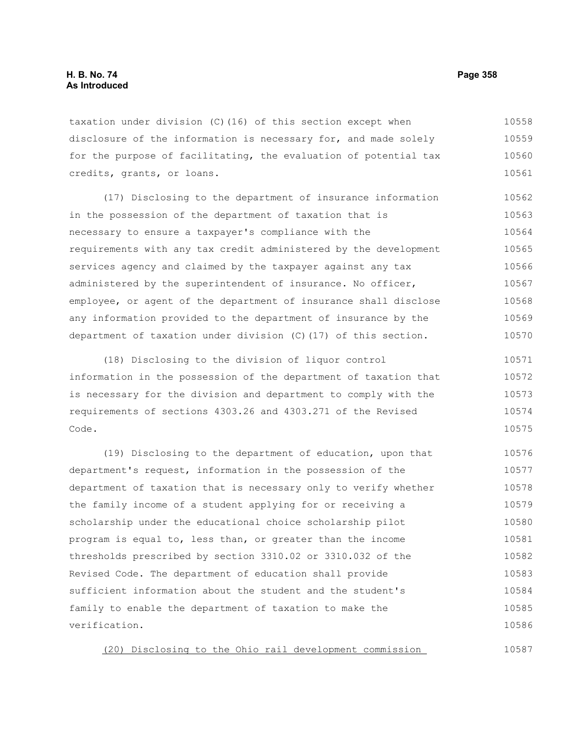taxation under division (C)(16) of this section except when disclosure of the information is necessary for, and made solely for the purpose of facilitating, the evaluation of potential tax credits, grants, or loans.

(17) Disclosing to the department of insurance information in the possession of the department of taxation that is necessary to ensure a taxpayer's compliance with the requirements with any tax credit administered by the development services agency and claimed by the taxpayer against any tax administered by the superintendent of insurance. No officer, employee, or agent of the department of insurance shall disclose any information provided to the department of insurance by the department of taxation under division (C)(17) of this section.

(18) Disclosing to the division of liquor control information in the possession of the department of taxation that is necessary for the division and department to comply with the requirements of sections 4303.26 and 4303.271 of the Revised Code.

(19) Disclosing to the department of education, upon that department's request, information in the possession of the department of taxation that is necessary only to verify whether the family income of a student applying for or receiving a scholarship under the educational choice scholarship pilot program is equal to, less than, or greater than the income thresholds prescribed by section 3310.02 or 3310.032 of the Revised Code. The department of education shall provide sufficient information about the student and the student's family to enable the department of taxation to make the verification.

<u>(20) Disclosing to the Ohio rail development commission</u>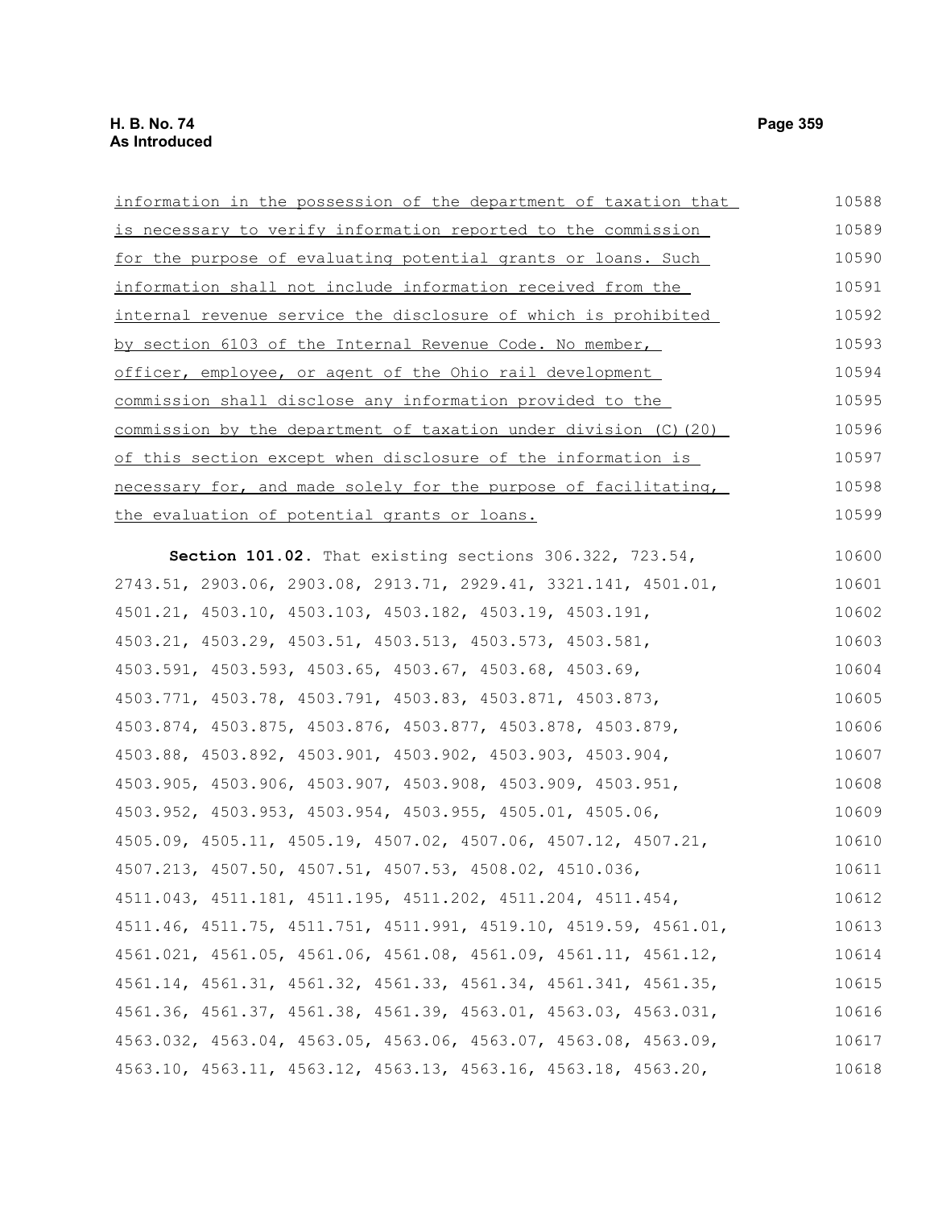information in the possession of the department of taxation that is necessary to verify information reported to the commission for the purpose of evaluating potential grants or loans. Such information shall not include information received from the internal revenue service the disclosure of which is prohibited by section 6103 of the Internal Revenue Code. No member, officer, employee, or agent of the Ohio rail development commission shall disclose any information provided to the commission by the department of taxation under division (C)(20) of this section except when disclosure of the information is necessary for, and made solely for the purpose of facilitating, the evaluation of potential grants or loans.

**Section 101.02.** That existing sections 306.322, 723.54, 2743.51, 2903.06, 2903.08, 2913.71, 2929.41, 3321.141, 4501.01, 4501.21, 4503.10, 4503.103, 4503.182, 4503.19, 4503.191, 4503.21, 4503.29, 4503.51, 4503.513, 4503.573, 4503.581, 4503.591, 4503.593, 4503.65, 4503.67, 4503.68, 4503.69, 4503.771, 4503.78, 4503.791, 4503.83, 4503.871, 4503.873, 4503.874, 4503.875, 4503.876, 4503.877, 4503.878, 4503.879, 4503.88, 4503.892, 4503.901, 4503.902, 4503.903, 4503.904, 4503.905, 4503.906, 4503.907, 4503.908, 4503.909, 4503.951, 4503.952, 4503.953, 4503.954, 4503.955, 4505.01, 4505.06, 4505.09, 4505.11, 4505.19, 4507.02, 4507.06, 4507.12, 4507.21, 4507.213, 4507.50, 4507.51, 4507.53, 4508.02, 4510.036, 4511.043, 4511.181, 4511.195, 4511.202, 4511.204, 4511.454, 4511.46, 4511.75, 4511.751, 4511.991, 4519.10, 4519.59, 4561.01, 4561.021, 4561.05, 4561.06, 4561.08, 4561.09, 4561.11, 4561.12, 4561.14, 4561.31, 4561.32, 4561.33, 4561.34, 4561.341, 4561.35, 4561.36, 4561.37, 4561.38, 4561.39, 4563.01, 4563.03, 4563.031, 4563.032, 4563.04, 4563.05, 4563.06, 4563.07, 4563.08, 4563.09, 4563.10, 4563.11, 4563.12, 4563.13, 4563.16, 4563.18, 4563.20,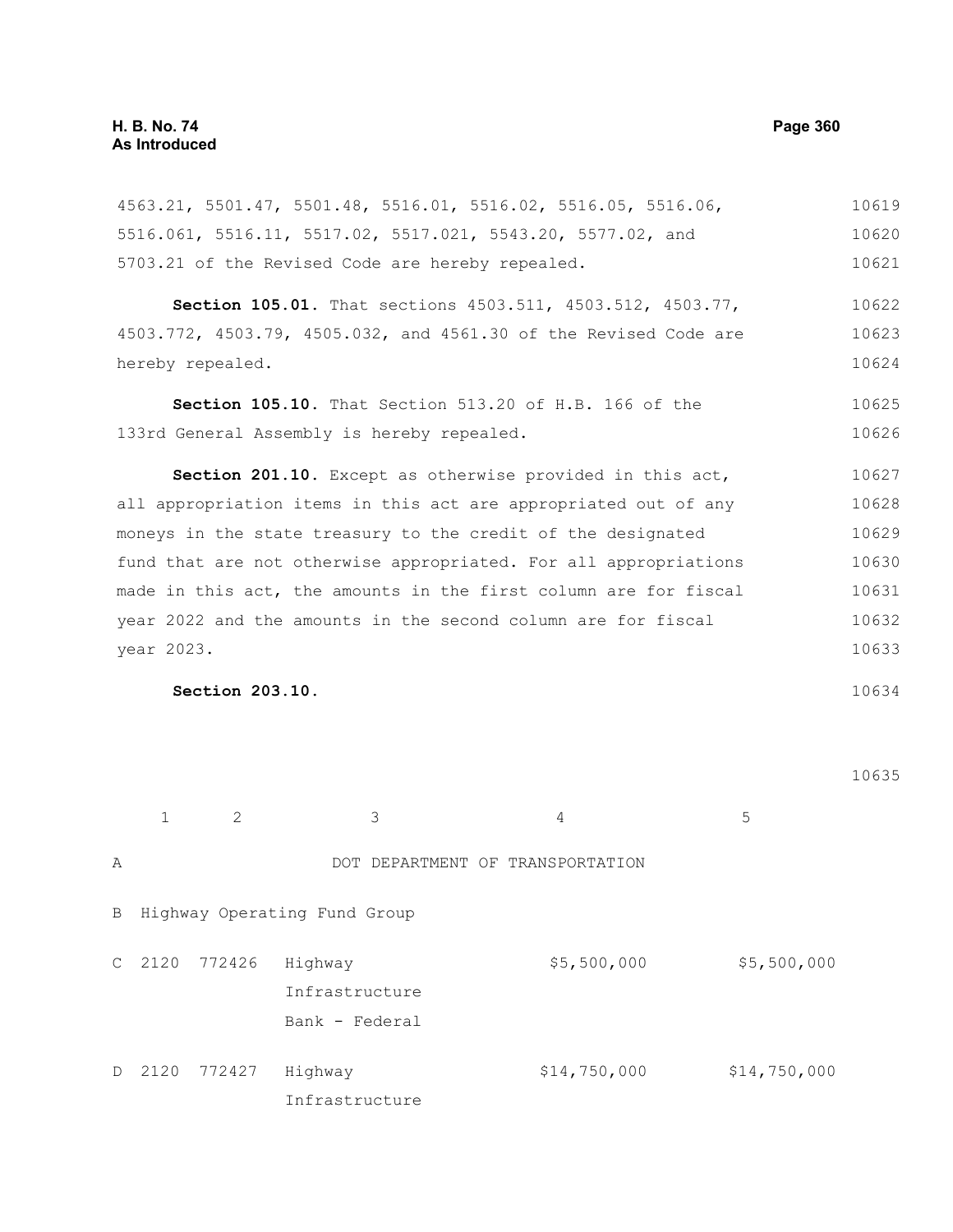4563.21, 5501.47, 5501.48, 5516.01, 5516.02, 5516.05, 5516.06, 5516.061, 5516.11, 5517.02, 5517.021, 5543.20, 5577.02, and 5703.21 of the Revised Code are hereby repealed. 10619 10620 10621

**Section 105.01.** That sections 4503.511, 4503.512, 4503.77, 4503.772, 4503.79, 4505.032, and 4561.30 of the Revised Code are hereby repealed. 10622 10623 10624

**Section 105.10.** That Section 513.20 of H.B. 166 of the 133rd General Assembly is hereby repealed. 10625 10626

**Section 201.10.** Except as otherwise provided in this act, all appropriation items in this act are appropriated out of any moneys in the state treasury to the credit of the designated fund that are not otherwise appropriated. For all appropriations made in this act, the amounts in the first column are for fiscal year 2022 and the amounts in the second column are for fiscal year 2023. 10627 10628 10629 10630 10631 10632 10633

**Section 203.10.** 10634

10635

| | 1 | 2 | 3 | 4 | 5 |
|---|---|---|---|---|---|
| A | | | DOT DEPARTMENT OF TRANSPORTATION | | |
| B | Highway Operating Fund Group | | | | |
| C | 2120 | 772426 | Highway Infrastructure Bank - Federal | $5,500,000 | $5,500,000 |
| D | 2120 | 772427 | Highway Infrastructure | $14,750,000 | $14,750,000 |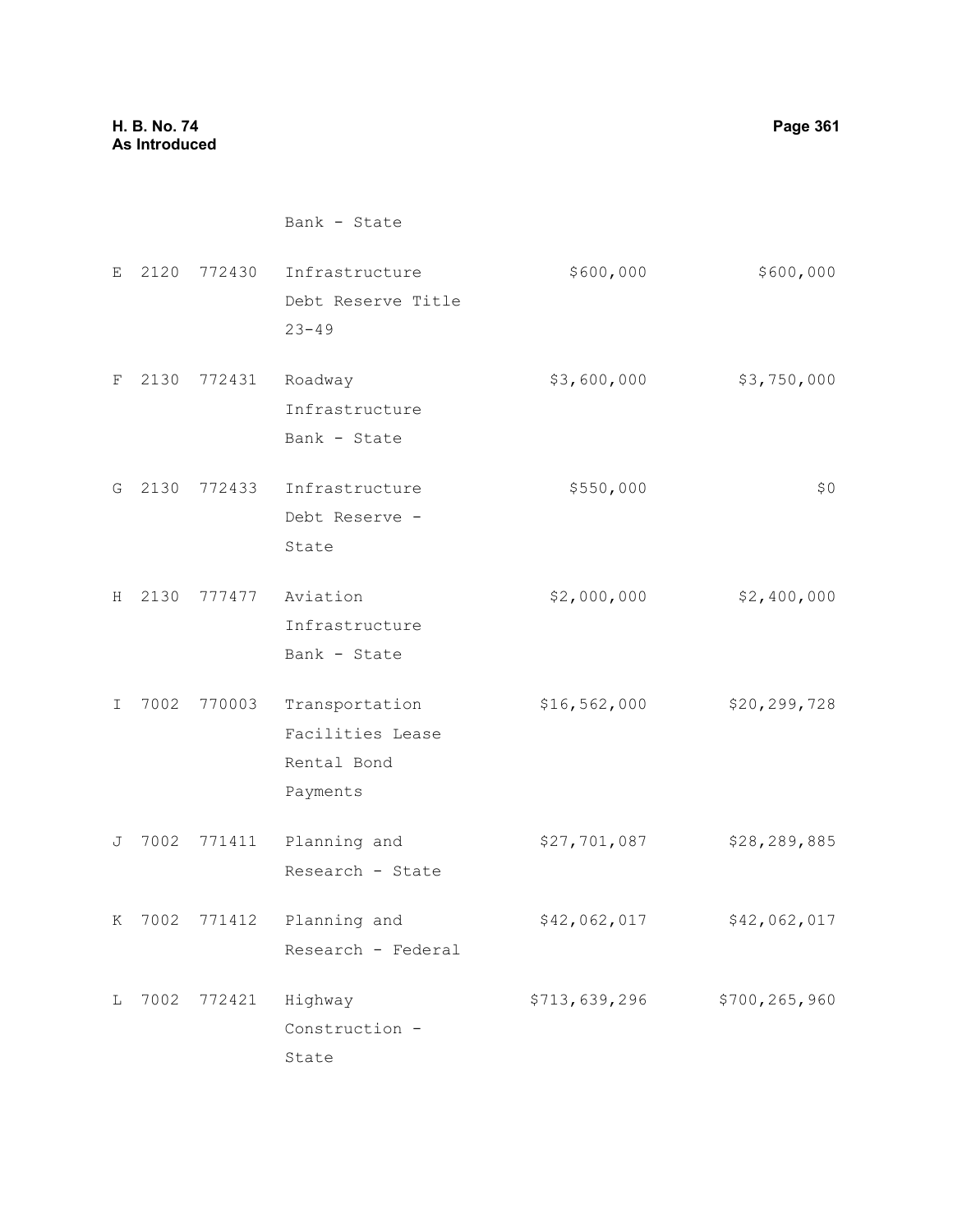| | | | | | |
|---|---|---|---|---|---|
| | | | Bank - State | | |
| E | 2120 | 772430 | Infrastructure Debt Reserve Title 23-49 | $600,000 | $600,000 |
| F | 2130 | 772431 | Roadway Infrastructure Bank - State | $3,600,000 | $3,750,000 |
| G | 2130 | 772433 | Infrastructure Debt Reserve - State | $550,000 | $0 |
| H | 2130 | 777477 | Aviation Infrastructure Bank - State | $2,000,000 | $2,400,000 |
| I | 7002 | 770003 | Transportation Facilities Lease Rental Bond Payments | $16,562,000 | $20,299,728 |
| J | 7002 | 771411 | Planning and Research - State | $27,701,087 | $28,289,885 |
| K | 7002 | 771412 | Planning and Research - Federal | $42,062,017 | $42,062,017 |
| L | 7002 | 772421 | Highway Construction - State | $713,639,296 | $700,265,960 |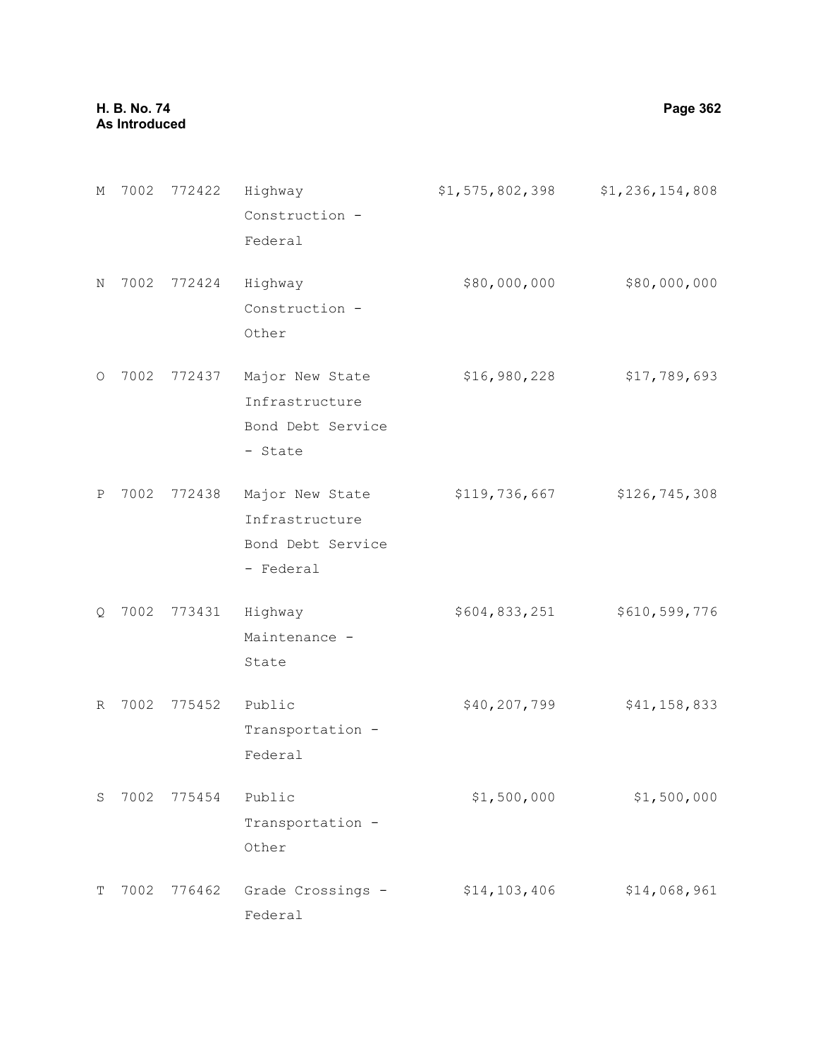| | | | | | |
|---|---|---|---|---|---|
| M | 7002 | 772422 | Highway Construction - Federal | $1,575,802,398 | $1,236,154,808 |
| N | 7002 | 772424 | Highway Construction - Other | $80,000,000 | $80,000,000 |
| O | 7002 | 772437 | Major New State Infrastructure Bond Debt Service - State | $16,980,228 | $17,789,693 |
| P | 7002 | 772438 | Major New State Infrastructure Bond Debt Service - Federal | $119,736,667 | $126,745,308 |
| Q | 7002 | 773431 | Highway Maintenance - State | $604,833,251 | $610,599,776 |
| R | 7002 | 775452 | Public Transportation - Federal | $40,207,799 | $41,158,833 |
| S | 7002 | 775454 | Public Transportation - Other | $1,500,000 | $1,500,000 |
| T | 7002 | 776462 | Grade Crossings - Federal | $14,103,406 | $14,068,961 |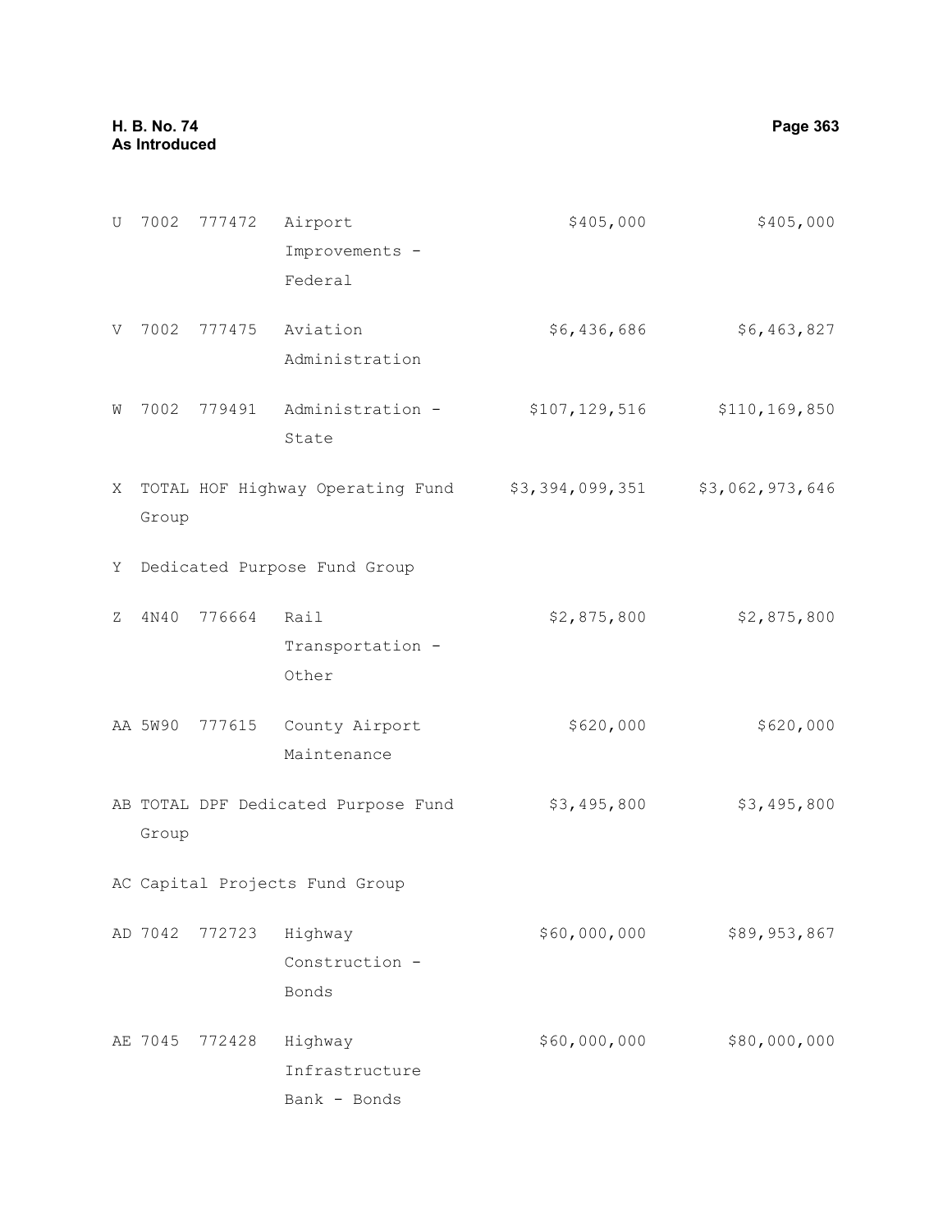| | | | | | |
|---|---|---|---|---|---|
| U | 7002 | 777472 | Airport Improvements - Federal | $405,000 | $405,000 |
| V | 7002 | 777475 | Aviation Administration | $6,436,686 | $6,463,827 |
| W | 7002 | 779491 | Administration - State | $107,129,516 | $110,169,850 |
| X | TOTAL HOF Highway Operating Fund Group | | | $3,394,099,351 | $3,062,973,646 |
| Y | Dedicated Purpose Fund Group | | | | |
| Z | 4N40 | 776664 | Rail Transportation - Other | $2,875,800 | $2,875,800 |
| AA | 5W90 | 777615 | County Airport Maintenance | $620,000 | $620,000 |
| AB | TOTAL DPF Dedicated Purpose Fund Group | | | $3,495,800 | $3,495,800 |
| AC | Capital Projects Fund Group | | | | |
| AD | 7042 | 772723 | Highway Construction - Bonds | $60,000,000 | $89,953,867 |
| AE | 7045 | 772428 | Highway Infrastructure Bank - Bonds | $60,000,000 | $80,000,000 |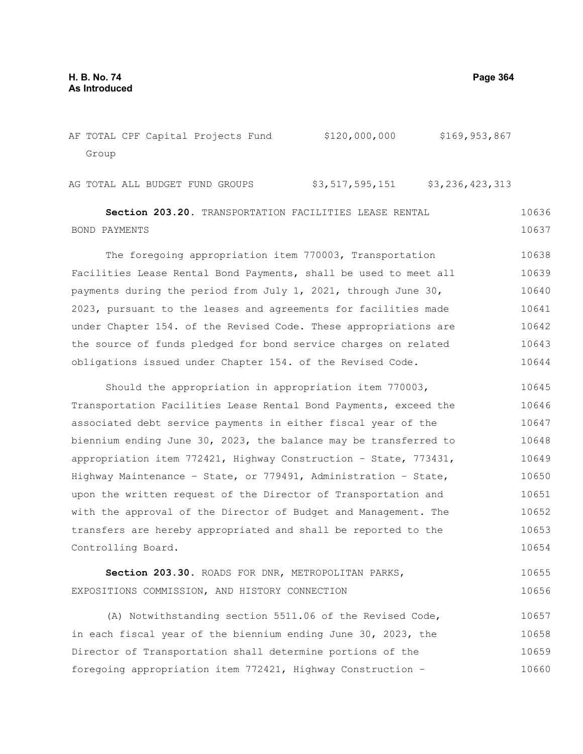| | | |
|---|---|---|
| AF TOTAL CPF Capital Projects Fund Group | $120,000,000 | $169,953,867 |
| AG TOTAL ALL BUDGET FUND GROUPS | $3,517,595,151 | $3,236,423,313 |

**Section 203.20.** TRANSPORTATION FACILITIES LEASE RENTAL BOND PAYMENTS

The foregoing appropriation item 770003, Transportation Facilities Lease Rental Bond Payments, shall be used to meet all payments during the period from July 1, 2021, through June 30, 2023, pursuant to the leases and agreements for facilities made under Chapter 154. of the Revised Code. These appropriations are the source of funds pledged for bond service charges on related obligations issued under Chapter 154. of the Revised Code.

Should the appropriation in appropriation item 770003, Transportation Facilities Lease Rental Bond Payments, exceed the associated debt service payments in either fiscal year of the biennium ending June 30, 2023, the balance may be transferred to appropriation item 772421, Highway Construction – State, 773431, Highway Maintenance – State, or 779491, Administration – State, upon the written request of the Director of Transportation and with the approval of the Director of Budget and Management. The transfers are hereby appropriated and shall be reported to the Controlling Board.

**Section 203.30.** ROADS FOR DNR, METROPOLITAN PARKS, EXPOSITIONS COMMISSION, AND HISTORY CONNECTION

(A) Notwithstanding section 5511.06 of the Revised Code, in each fiscal year of the biennium ending June 30, 2023, the Director of Transportation shall determine portions of the foregoing appropriation item 772421, Highway Construction –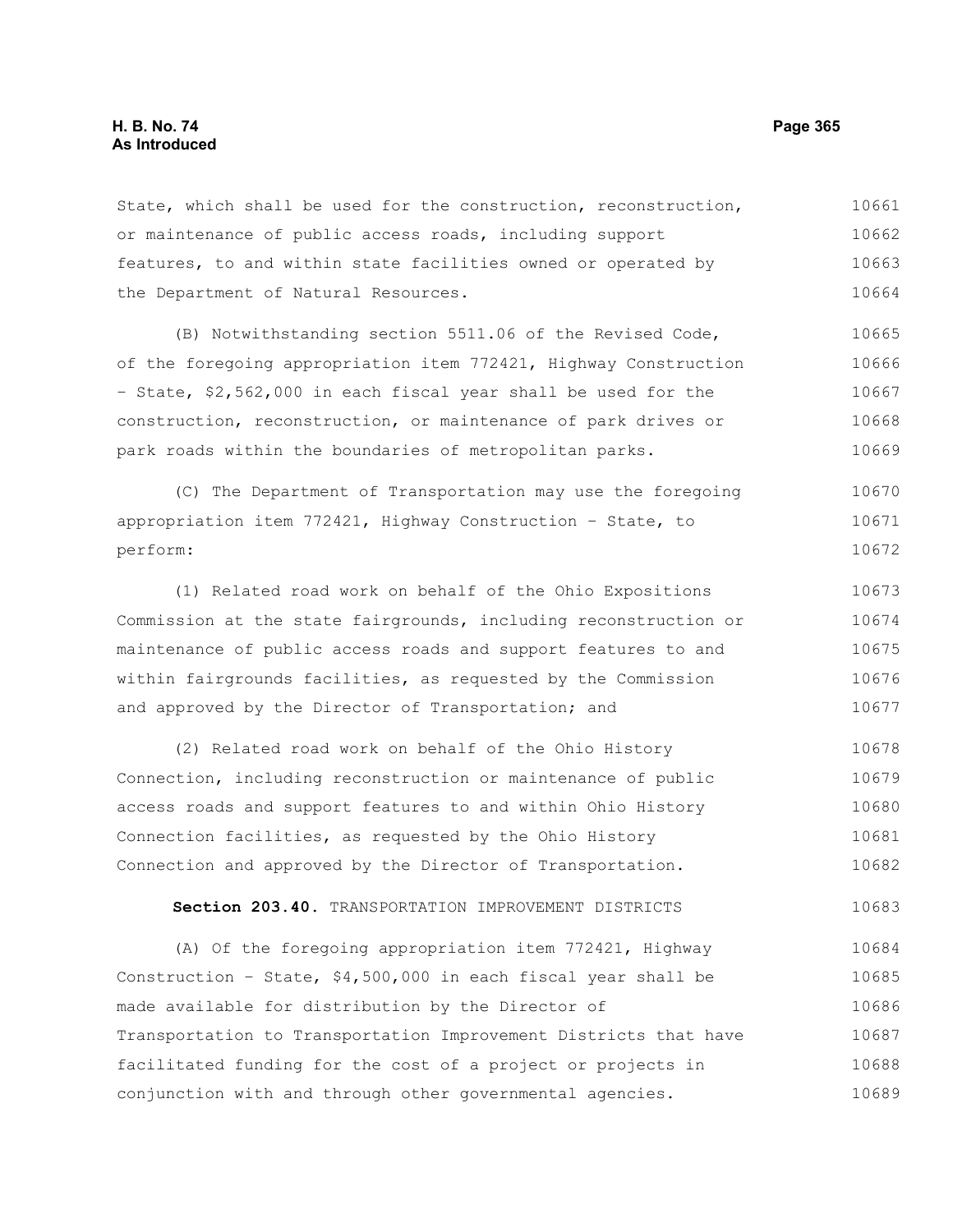State, which shall be used for the construction, reconstruction, or maintenance of public access roads, including support features, to and within state facilities owned or operated by the Department of Natural Resources.

(B) Notwithstanding section 5511.06 of the Revised Code, of the foregoing appropriation item 772421, Highway Construction - State, $2,562,000 in each fiscal year shall be used for the construction, reconstruction, or maintenance of park drives or park roads within the boundaries of metropolitan parks.

(C) The Department of Transportation may use the foregoing appropriation item 772421, Highway Construction - State, to perform:

(1) Related road work on behalf of the Ohio Expositions Commission at the state fairgrounds, including reconstruction or maintenance of public access roads and support features to and within fairgrounds facilities, as requested by the Commission and approved by the Director of Transportation; and

(2) Related road work on behalf of the Ohio History Connection, including reconstruction or maintenance of public access roads and support features to and within Ohio History Connection facilities, as requested by the Ohio History Connection and approved by the Director of Transportation.

**Section 203.40.** TRANSPORTATION IMPROVEMENT DISTRICTS

(A) Of the foregoing appropriation item 772421, Highway Construction - State, $4,500,000 in each fiscal year shall be made available for distribution by the Director of Transportation to Transportation Improvement Districts that have facilitated funding for the cost of a project or projects in conjunction with and through other governmental agencies.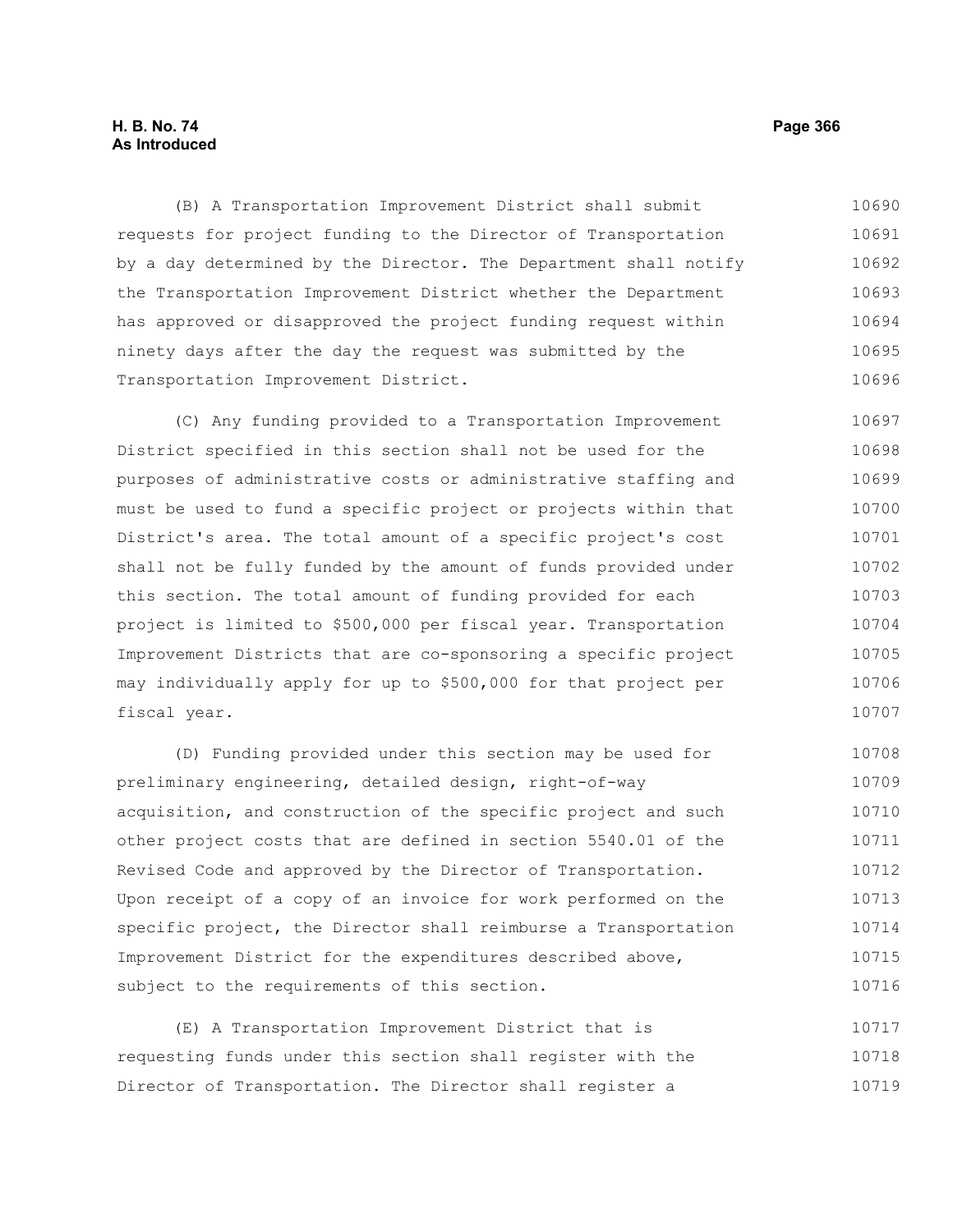(B) A Transportation Improvement District shall submit requests for project funding to the Director of Transportation by a day determined by the Director. The Department shall notify the Transportation Improvement District whether the Department has approved or disapproved the project funding request within ninety days after the day the request was submitted by the Transportation Improvement District.

(C) Any funding provided to a Transportation Improvement District specified in this section shall not be used for the purposes of administrative costs or administrative staffing and must be used to fund a specific project or projects within that District's area. The total amount of a specific project's cost shall not be fully funded by the amount of funds provided under this section. The total amount of funding provided for each project is limited to $500,000 per fiscal year. Transportation Improvement Districts that are co-sponsoring a specific project may individually apply for up to $500,000 for that project per fiscal year.

(D) Funding provided under this section may be used for preliminary engineering, detailed design, right-of-way acquisition, and construction of the specific project and such other project costs that are defined in section 5540.01 of the Revised Code and approved by the Director of Transportation. Upon receipt of a copy of an invoice for work performed on the specific project, the Director shall reimburse a Transportation Improvement District for the expenditures described above, subject to the requirements of this section.

(E) A Transportation Improvement District that is requesting funds under this section shall register with the Director of Transportation. The Director shall register a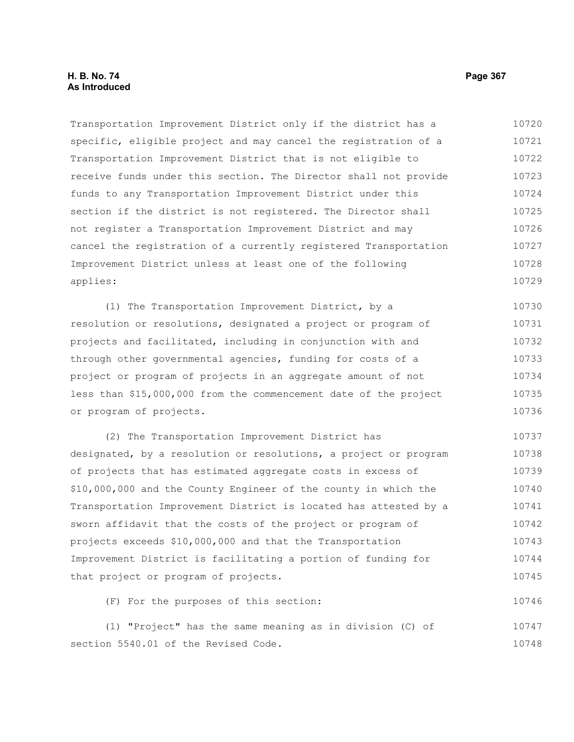Transportation Improvement District only if the district has a specific, eligible project and may cancel the registration of a Transportation Improvement District that is not eligible to receive funds under this section. The Director shall not provide funds to any Transportation Improvement District under this section if the district is not registered. The Director shall not register a Transportation Improvement District and may cancel the registration of a currently registered Transportation Improvement District unless at least one of the following applies:

(1) The Transportation Improvement District, by a resolution or resolutions, designated a project or program of projects and facilitated, including in conjunction with and through other governmental agencies, funding for costs of a project or program of projects in an aggregate amount of not less than $15,000,000 from the commencement date of the project or program of projects.

(2) The Transportation Improvement District has designated, by a resolution or resolutions, a project or program of projects that has estimated aggregate costs in excess of $10,000,000 and the County Engineer of the county in which the Transportation Improvement District is located has attested by a sworn affidavit that the costs of the project or program of projects exceeds $10,000,000 and that the Transportation Improvement District is facilitating a portion of funding for that project or program of projects.

(F) For the purposes of this section:

(1) "Project" has the same meaning as in division (C) of section 5540.01 of the Revised Code.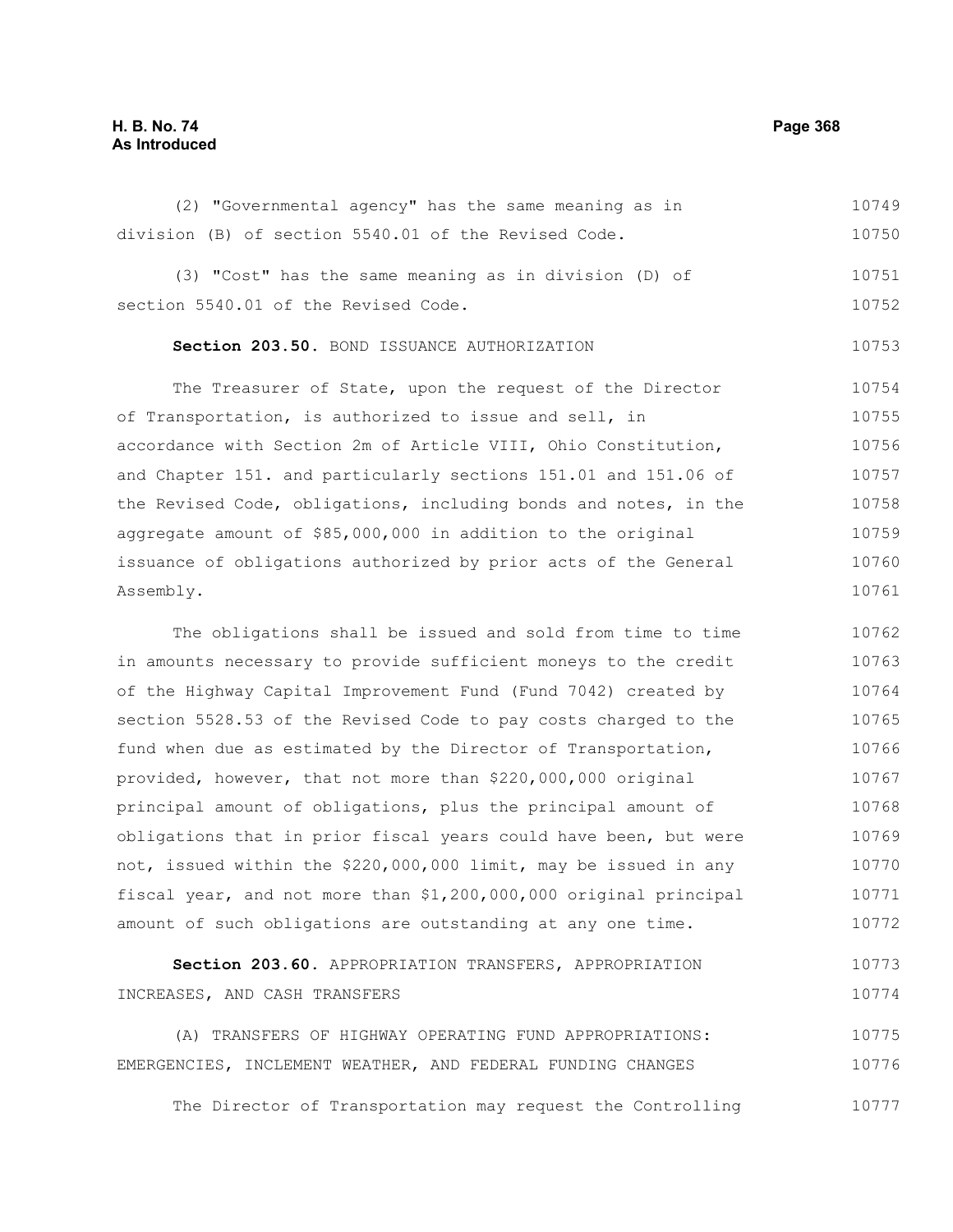(2) "Governmental agency" has the same meaning as in division (B) of section 5540.01 of the Revised Code.

(3) "Cost" has the same meaning as in division (D) of section 5540.01 of the Revised Code.

**Section 203.50.** BOND ISSUANCE AUTHORIZATION

The Treasurer of State, upon the request of the Director of Transportation, is authorized to issue and sell, in accordance with Section 2m of Article VIII, Ohio Constitution, and Chapter 151. and particularly sections 151.01 and 151.06 of the Revised Code, obligations, including bonds and notes, in the aggregate amount of $85,000,000 in addition to the original issuance of obligations authorized by prior acts of the General Assembly.

The obligations shall be issued and sold from time to time in amounts necessary to provide sufficient moneys to the credit of the Highway Capital Improvement Fund (Fund 7042) created by section 5528.53 of the Revised Code to pay costs charged to the fund when due as estimated by the Director of Transportation, provided, however, that not more than $220,000,000 original principal amount of obligations, plus the principal amount of obligations that in prior fiscal years could have been, but were not, issued within the $220,000,000 limit, may be issued in any fiscal year, and not more than $1,200,000,000 original principal amount of such obligations are outstanding at any one time.

**Section 203.60.** APPROPRIATION TRANSFERS, APPROPRIATION INCREASES, AND CASH TRANSFERS

(A) TRANSFERS OF HIGHWAY OPERATING FUND APPROPRIATIONS: EMERGENCIES, INCLEMENT WEATHER, AND FEDERAL FUNDING CHANGES

The Director of Transportation may request the Controlling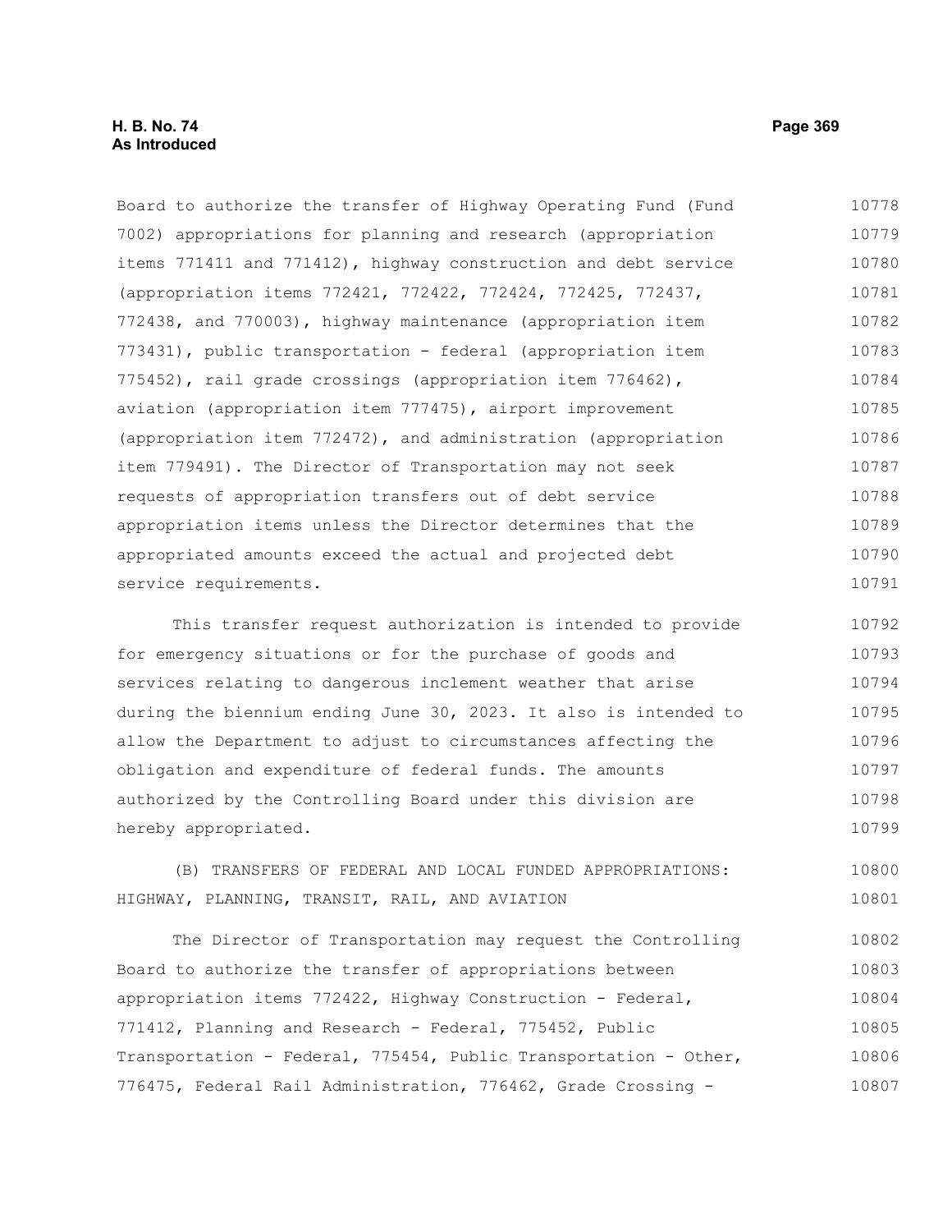Board to authorize the transfer of Highway Operating Fund (Fund 7002) appropriations for planning and research (appropriation items 771411 and 771412), highway construction and debt service (appropriation items 772421, 772422, 772424, 772425, 772437, 772438, and 770003), highway maintenance (appropriation item 773431), public transportation - federal (appropriation item 775452), rail grade crossings (appropriation item 776462), aviation (appropriation item 777475), airport improvement (appropriation item 772472), and administration (appropriation item 779491). The Director of Transportation may not seek requests of appropriation transfers out of debt service appropriation items unless the Director determines that the appropriated amounts exceed the actual and projected debt service requirements.

This transfer request authorization is intended to provide for emergency situations or for the purchase of goods and services relating to dangerous inclement weather that arise during the biennium ending June 30, 2023. It also is intended to allow the Department to adjust to circumstances affecting the obligation and expenditure of federal funds. The amounts authorized by the Controlling Board under this division are hereby appropriated.

(B) TRANSFERS OF FEDERAL AND LOCAL FUNDED APPROPRIATIONS: HIGHWAY, PLANNING, TRANSIT, RAIL, AND AVIATION

The Director of Transportation may request the Controlling Board to authorize the transfer of appropriations between appropriation items 772422, Highway Construction - Federal, 771412, Planning and Research - Federal, 775452, Public Transportation - Federal, 775454, Public Transportation - Other, 776475, Federal Rail Administration, 776462, Grade Crossing -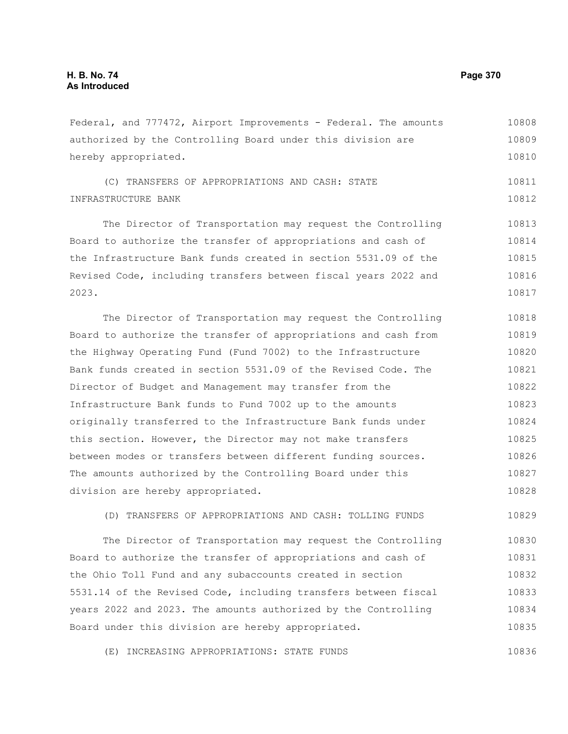Federal, and 777472, Airport Improvements - Federal. The amounts authorized by the Controlling Board under this division are hereby appropriated.

(C) TRANSFERS OF APPROPRIATIONS AND CASH: STATE INFRASTRUCTURE BANK

The Director of Transportation may request the Controlling Board to authorize the transfer of appropriations and cash of the Infrastructure Bank funds created in section 5531.09 of the Revised Code, including transfers between fiscal years 2022 and 2023.

The Director of Transportation may request the Controlling Board to authorize the transfer of appropriations and cash from the Highway Operating Fund (Fund 7002) to the Infrastructure Bank funds created in section 5531.09 of the Revised Code. The Director of Budget and Management may transfer from the Infrastructure Bank funds to Fund 7002 up to the amounts originally transferred to the Infrastructure Bank funds under this section. However, the Director may not make transfers between modes or transfers between different funding sources. The amounts authorized by the Controlling Board under this division are hereby appropriated.

(D) TRANSFERS OF APPROPRIATIONS AND CASH: TOLLING FUNDS

The Director of Transportation may request the Controlling Board to authorize the transfer of appropriations and cash of the Ohio Toll Fund and any subaccounts created in section 5531.14 of the Revised Code, including transfers between fiscal years 2022 and 2023. The amounts authorized by the Controlling Board under this division are hereby appropriated.

(E) INCREASING APPROPRIATIONS: STATE FUNDS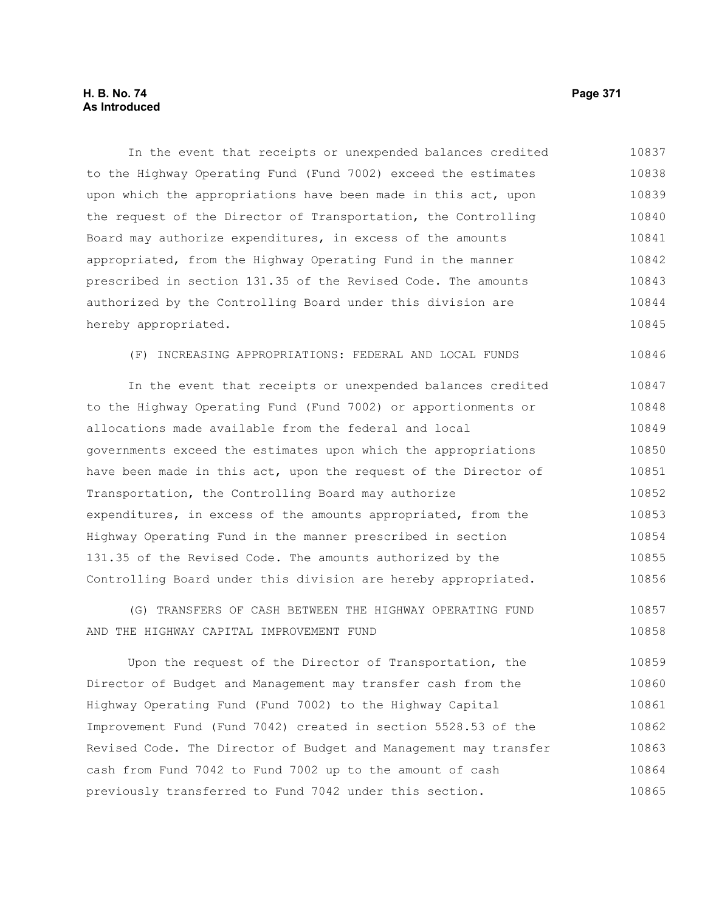In the event that receipts or unexpended balances credited to the Highway Operating Fund (Fund 7002) exceed the estimates upon which the appropriations have been made in this act, upon the request of the Director of Transportation, the Controlling Board may authorize expenditures, in excess of the amounts appropriated, from the Highway Operating Fund in the manner prescribed in section 131.35 of the Revised Code. The amounts authorized by the Controlling Board under this division are hereby appropriated.

(F) INCREASING APPROPRIATIONS: FEDERAL AND LOCAL FUNDS

In the event that receipts or unexpended balances credited to the Highway Operating Fund (Fund 7002) or apportionments or allocations made available from the federal and local governments exceed the estimates upon which the appropriations have been made in this act, upon the request of the Director of Transportation, the Controlling Board may authorize expenditures, in excess of the amounts appropriated, from the Highway Operating Fund in the manner prescribed in section 131.35 of the Revised Code. The amounts authorized by the Controlling Board under this division are hereby appropriated.

(G) TRANSFERS OF CASH BETWEEN THE HIGHWAY OPERATING FUND AND THE HIGHWAY CAPITAL IMPROVEMENT FUND

Upon the request of the Director of Transportation, the Director of Budget and Management may transfer cash from the Highway Operating Fund (Fund 7002) to the Highway Capital Improvement Fund (Fund 7042) created in section 5528.53 of the Revised Code. The Director of Budget and Management may transfer cash from Fund 7042 to Fund 7002 up to the amount of cash previously transferred to Fund 7042 under this section.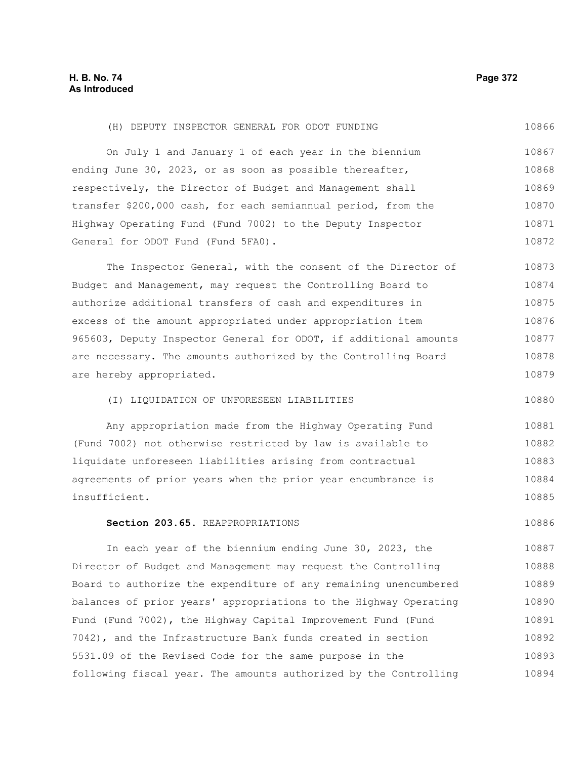(H) DEPUTY INSPECTOR GENERAL FOR ODOT FUNDING

On July 1 and January 1 of each year in the biennium ending June 30, 2023, or as soon as possible thereafter, respectively, the Director of Budget and Management shall transfer $200,000 cash, for each semiannual period, from the Highway Operating Fund (Fund 7002) to the Deputy Inspector General for ODOT Fund (Fund 5FA0).

The Inspector General, with the consent of the Director of Budget and Management, may request the Controlling Board to authorize additional transfers of cash and expenditures in excess of the amount appropriated under appropriation item 965603, Deputy Inspector General for ODOT, if additional amounts are necessary. The amounts authorized by the Controlling Board are hereby appropriated.

(I) LIQUIDATION OF UNFORESEEN LIABILITIES

Any appropriation made from the Highway Operating Fund (Fund 7002) not otherwise restricted by law is available to liquidate unforeseen liabilities arising from contractual agreements of prior years when the prior year encumbrance is insufficient.

**Section 203.65.** REAPPROPRIATIONS

In each year of the biennium ending June 30, 2023, the Director of Budget and Management may request the Controlling Board to authorize the expenditure of any remaining unencumbered balances of prior years' appropriations to the Highway Operating Fund (Fund 7002), the Highway Capital Improvement Fund (Fund 7042), and the Infrastructure Bank funds created in section 5531.09 of the Revised Code for the same purpose in the following fiscal year. The amounts authorized by the Controlling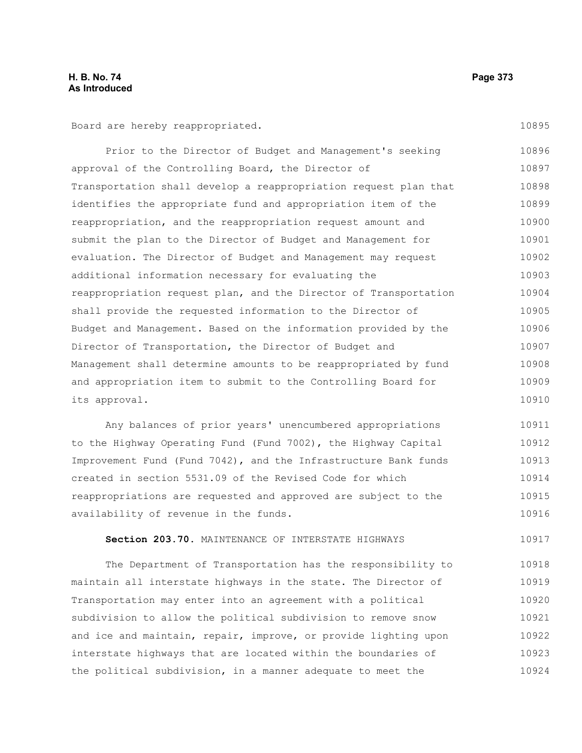Board are hereby reappropriated.

Prior to the Director of Budget and Management's seeking approval of the Controlling Board, the Director of Transportation shall develop a reappropriation request plan that identifies the appropriate fund and appropriation item of the reappropriation, and the reappropriation request amount and submit the plan to the Director of Budget and Management for evaluation. The Director of Budget and Management may request additional information necessary for evaluating the reappropriation request plan, and the Director of Transportation shall provide the requested information to the Director of Budget and Management. Based on the information provided by the Director of Transportation, the Director of Budget and Management shall determine amounts to be reappropriated by fund and appropriation item to submit to the Controlling Board for its approval.

Any balances of prior years' unencumbered appropriations to the Highway Operating Fund (Fund 7002), the Highway Capital Improvement Fund (Fund 7042), and the Infrastructure Bank funds created in section 5531.09 of the Revised Code for which reappropriations are requested and approved are subject to the availability of revenue in the funds.

**Section 203.70.** MAINTENANCE OF INTERSTATE HIGHWAYS

The Department of Transportation has the responsibility to maintain all interstate highways in the state. The Director of Transportation may enter into an agreement with a political subdivision to allow the political subdivision to remove snow and ice and maintain, repair, improve, or provide lighting upon interstate highways that are located within the boundaries of the political subdivision, in a manner adequate to meet the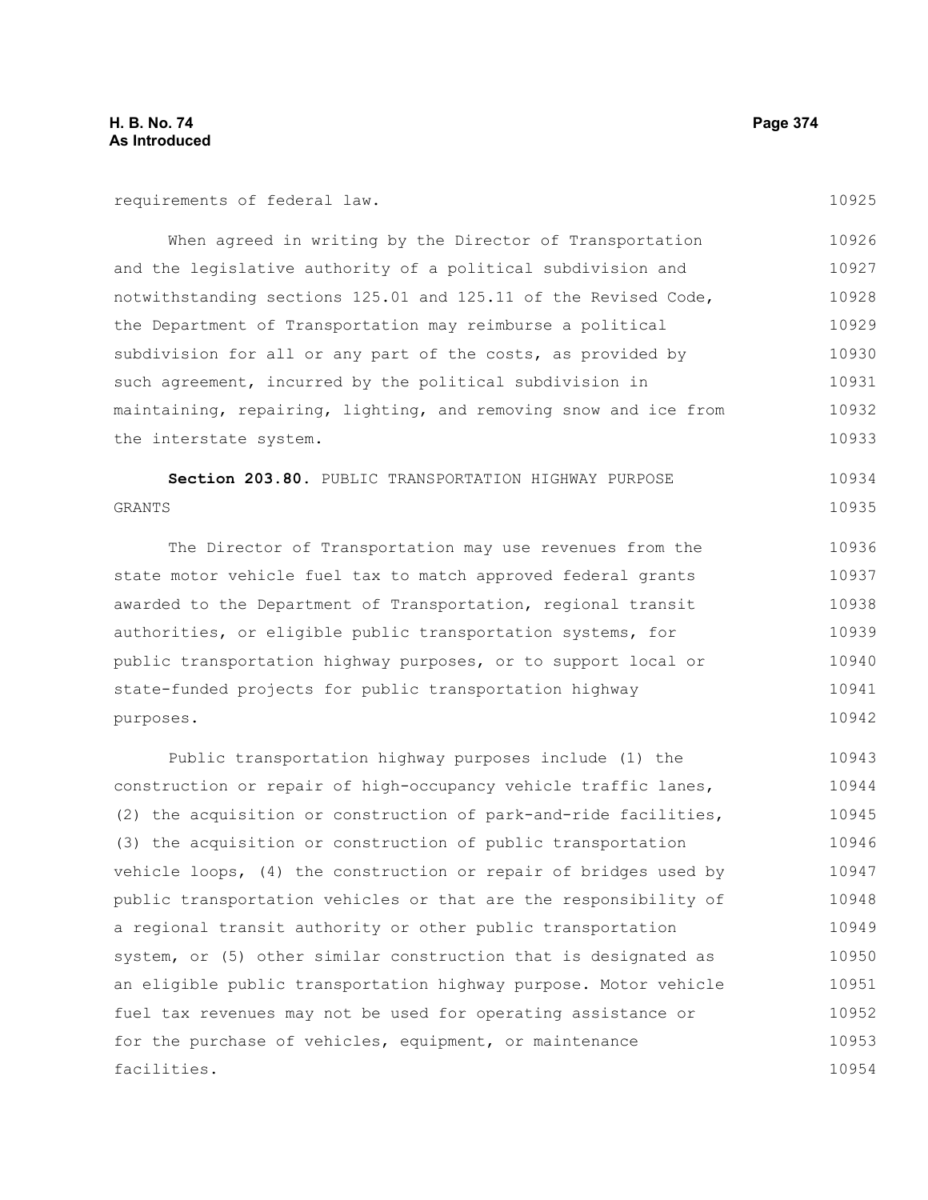requirements of federal law.

When agreed in writing by the Director of Transportation and the legislative authority of a political subdivision and notwithstanding sections 125.01 and 125.11 of the Revised Code, the Department of Transportation may reimburse a political subdivision for all or any part of the costs, as provided by such agreement, incurred by the political subdivision in maintaining, repairing, lighting, and removing snow and ice from the interstate system.

**Section 203.80.** PUBLIC TRANSPORTATION HIGHWAY PURPOSE GRANTS

The Director of Transportation may use revenues from the state motor vehicle fuel tax to match approved federal grants awarded to the Department of Transportation, regional transit authorities, or eligible public transportation systems, for public transportation highway purposes, or to support local or state-funded projects for public transportation highway purposes.

Public transportation highway purposes include (1) the construction or repair of high-occupancy vehicle traffic lanes, (2) the acquisition or construction of park-and-ride facilities, (3) the acquisition or construction of public transportation vehicle loops, (4) the construction or repair of bridges used by public transportation vehicles or that are the responsibility of a regional transit authority or other public transportation system, or (5) other similar construction that is designated as an eligible public transportation highway purpose. Motor vehicle fuel tax revenues may not be used for operating assistance or for the purchase of vehicles, equipment, or maintenance facilities.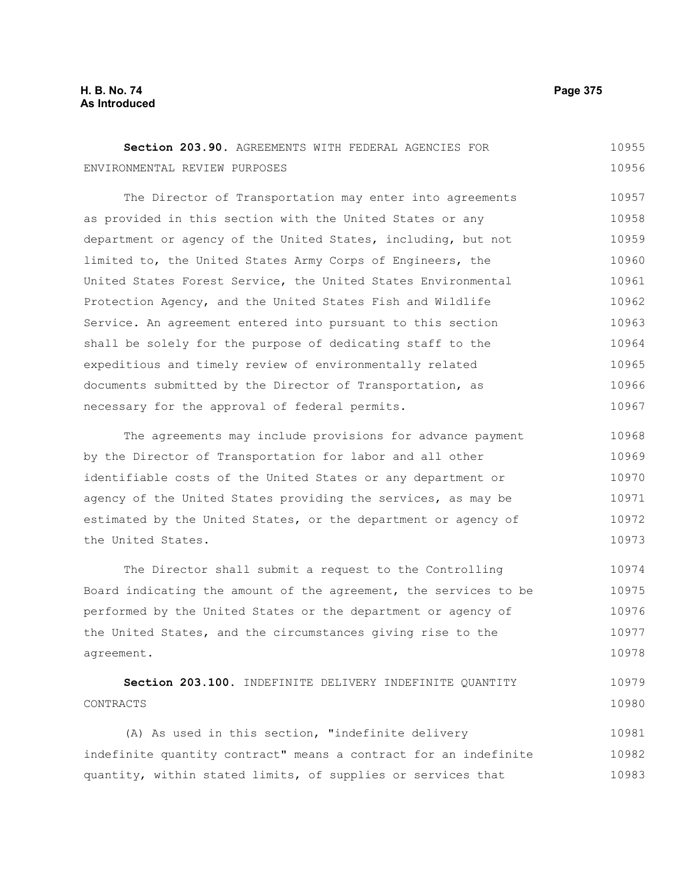**Section 203.90.** AGREEMENTS WITH FEDERAL AGENCIES FOR ENVIRONMENTAL REVIEW PURPOSES

The Director of Transportation may enter into agreements as provided in this section with the United States or any department or agency of the United States, including, but not limited to, the United States Army Corps of Engineers, the United States Forest Service, the United States Environmental Protection Agency, and the United States Fish and Wildlife Service. An agreement entered into pursuant to this section shall be solely for the purpose of dedicating staff to the expeditious and timely review of environmentally related documents submitted by the Director of Transportation, as necessary for the approval of federal permits.

The agreements may include provisions for advance payment by the Director of Transportation for labor and all other identifiable costs of the United States or any department or agency of the United States providing the services, as may be estimated by the United States, or the department or agency of the United States.

The Director shall submit a request to the Controlling Board indicating the amount of the agreement, the services to be performed by the United States or the department or agency of the United States, and the circumstances giving rise to the agreement.

**Section 203.100.** INDEFINITE DELIVERY INDEFINITE QUANTITY CONTRACTS

(A) As used in this section, "indefinite delivery indefinite quantity contract" means a contract for an indefinite quantity, within stated limits, of supplies or services that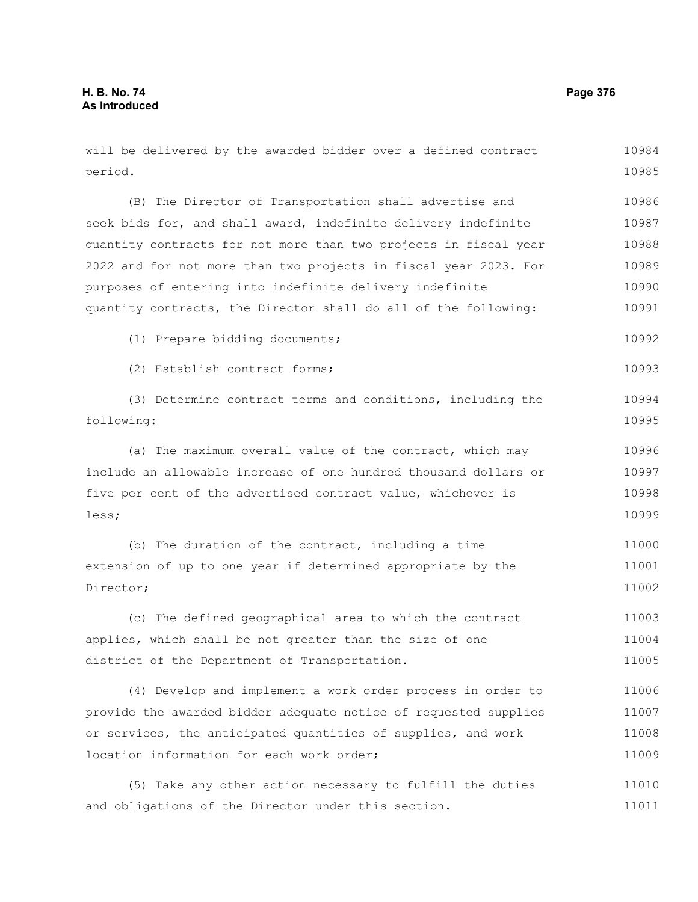will be delivered by the awarded bidder over a defined contract period.

(B) The Director of Transportation shall advertise and seek bids for, and shall award, indefinite delivery indefinite quantity contracts for not more than two projects in fiscal year 2022 and for not more than two projects in fiscal year 2023. For purposes of entering into indefinite delivery indefinite quantity contracts, the Director shall do all of the following:

(1) Prepare bidding documents;

(2) Establish contract forms;

(3) Determine contract terms and conditions, including the following:

(a) The maximum overall value of the contract, which may include an allowable increase of one hundred thousand dollars or five per cent of the advertised contract value, whichever is less;

(b) The duration of the contract, including a time extension of up to one year if determined appropriate by the Director;

(c) The defined geographical area to which the contract applies, which shall be not greater than the size of one district of the Department of Transportation.

(4) Develop and implement a work order process in order to provide the awarded bidder adequate notice of requested supplies or services, the anticipated quantities of supplies, and work location information for each work order;

(5) Take any other action necessary to fulfill the duties and obligations of the Director under this section.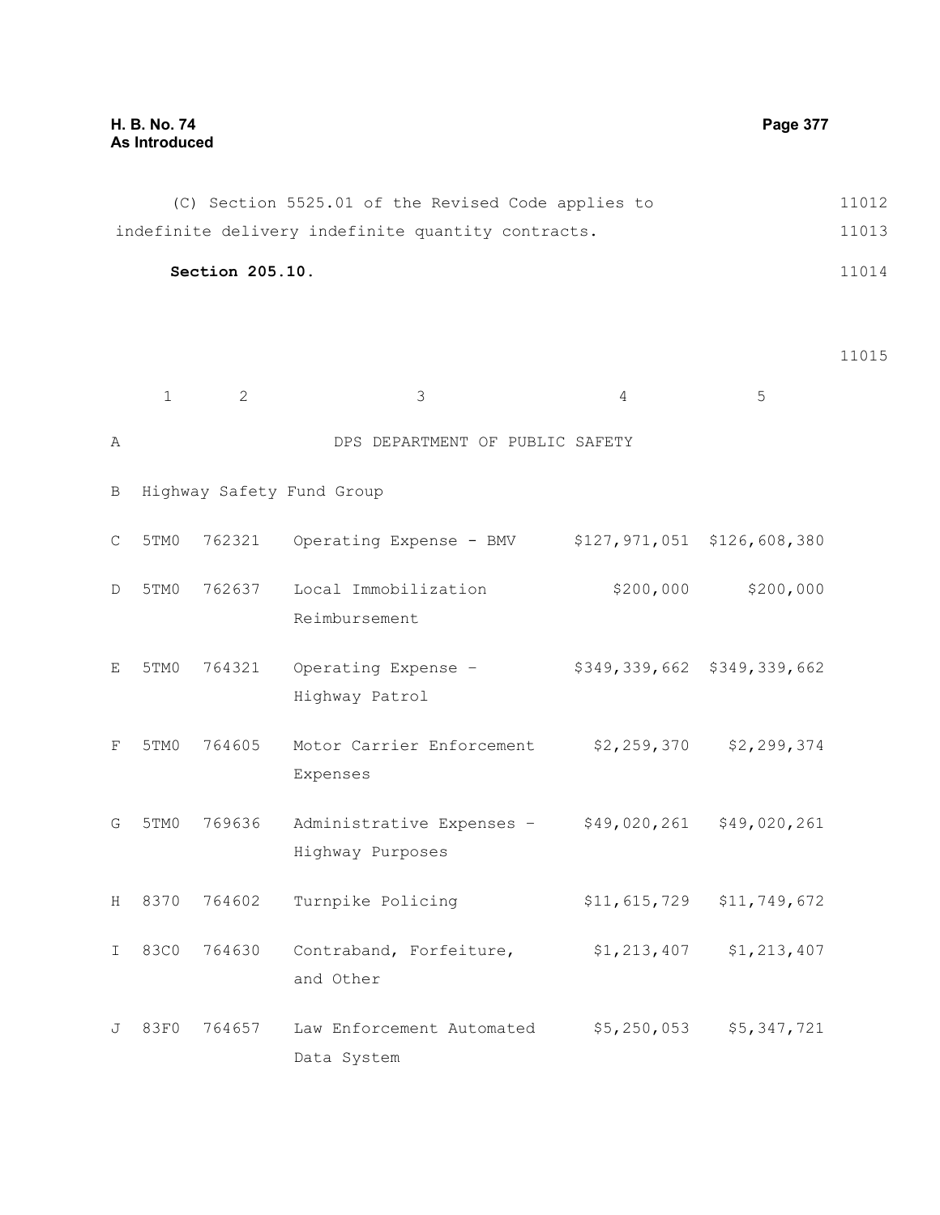(C) Section 5525.01 of the Revised Code applies to indefinite delivery indefinite quantity contracts.

**Section 205.10.**

| | 1 | 2 | 3 | 4 | 5 |
|---|---|---|---|---|---|
| A | | | DPS DEPARTMENT OF PUBLIC SAFETY | | |
| B | Highway Safety Fund Group | | | | |
| C | 5TM0 | 762321 | Operating Expense - BMV | $127,971,051 | $126,608,380 |
| D | 5TM0 | 762637 | Local Immobilization Reimbursement | $200,000 | $200,000 |
| E | 5TM0 | 764321 | Operating Expense - Highway Patrol | $349,339,662 | $349,339,662 |
| F | 5TM0 | 764605 | Motor Carrier Enforcement Expenses | $2,259,370 | $2,299,374 |
| G | 5TM0 | 769636 | Administrative Expenses - Highway Purposes | $49,020,261 | $49,020,261 |
| H | 8370 | 764602 | Turnpike Policing | $11,615,729 | $11,749,672 |
| I | 83C0 | 764630 | Contraband, Forfeiture, and Other | $1,213,407 | $1,213,407 |
| J | 83F0 | 764657 | Law Enforcement Automated Data System | $5,250,053 | $5,347,721 |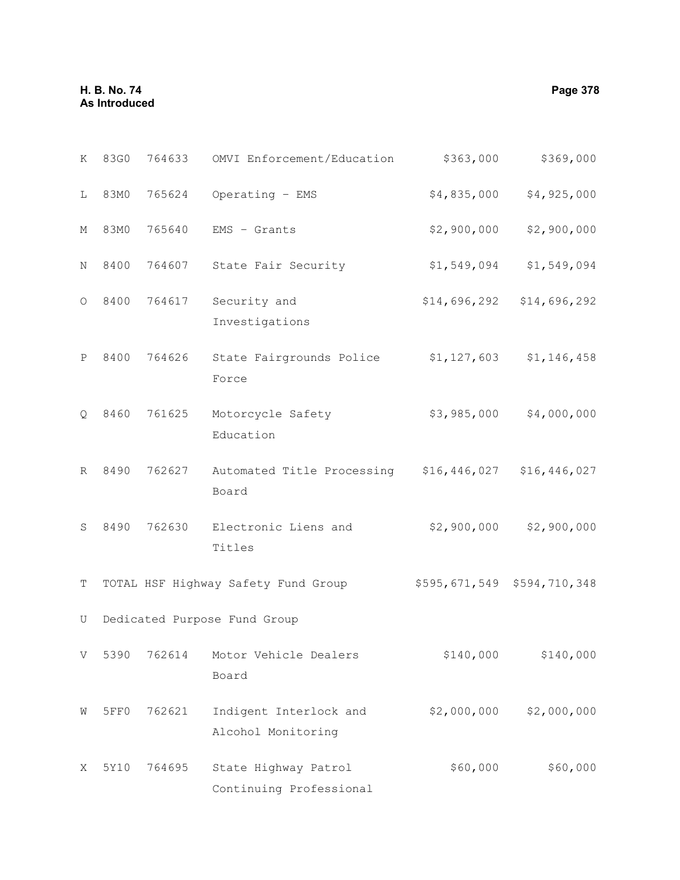| | | | | | |
|---|---|---|---|---|---|
| K | 83G0 | 764633 | OMVI Enforcement/Education | $363,000 | $369,000 |
| L | 83M0 | 765624 | Operating - EMS | $4,835,000 | $4,925,000 |
| M | 83M0 | 765640 | EMS - Grants | $2,900,000 | $2,900,000 |
| N | 8400 | 764607 | State Fair Security | $1,549,094 | $1,549,094 |
| O | 8400 | 764617 | Security and Investigations | $14,696,292 | $14,696,292 |
| P | 8400 | 764626 | State Fairgrounds Police Force | $1,127,603 | $1,146,458 |
| Q | 8460 | 761625 | Motorcycle Safety Education | $3,985,000 | $4,000,000 |
| R | 8490 | 762627 | Automated Title Processing Board | $16,446,027 | $16,446,027 |
| S | 8490 | 762630 | Electronic Liens and Titles | $2,900,000 | $2,900,000 |
| T | TOTAL HSF Highway Safety Fund Group | | | $595,671,549 | $594,710,348 |
| U | Dedicated Purpose Fund Group | | | | |
| V | 5390 | 762614 | Motor Vehicle Dealers Board | $140,000 | $140,000 |
| W | 5FF0 | 762621 | Indigent Interlock and Alcohol Monitoring | $2,000,000 | $2,000,000 |
| X | 5Y10 | 764695 | State Highway Patrol Continuing Professional | $60,000 | $60,000 |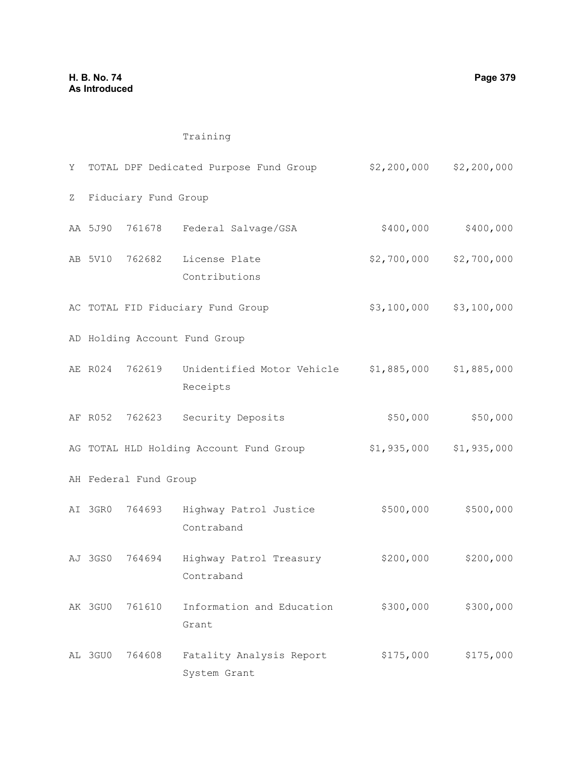| | | | | | |
|---|---|---|---|---|---|
| | | | Training | | |
| Y | TOTAL DPF Dedicated Purpose Fund Group | | | $2,200,000 | $2,200,000 |
| Z | Fiduciary Fund Group | | | | |
| AA | 5J90 | 761678 | Federal Salvage/GSA | $400,000 | $400,000 |
| AB | 5V10 | 762682 | License Plate Contributions | $2,700,000 | $2,700,000 |
| AC | TOTAL FID Fiduciary Fund Group | | | $3,100,000 | $3,100,000 |
| AD | Holding Account Fund Group | | | | |
| AE | R024 | 762619 | Unidentified Motor Vehicle Receipts | $1,885,000 | $1,885,000 |
| AF | R052 | 762623 | Security Deposits | $50,000 | $50,000 |
| AG | TOTAL HLD Holding Account Fund Group | | | $1,935,000 | $1,935,000 |
| AH | Federal Fund Group | | | | |
| AI | 3GR0 | 764693 | Highway Patrol Justice Contraband | $500,000 | $500,000 |
| AJ | 3GS0 | 764694 | Highway Patrol Treasury Contraband | $200,000 | $200,000 |
| AK | 3GU0 | 761610 | Information and Education Grant | $300,000 | $300,000 |
| AL | 3GU0 | 764608 | Fatality Analysis Report System Grant | $175,000 | $175,000 |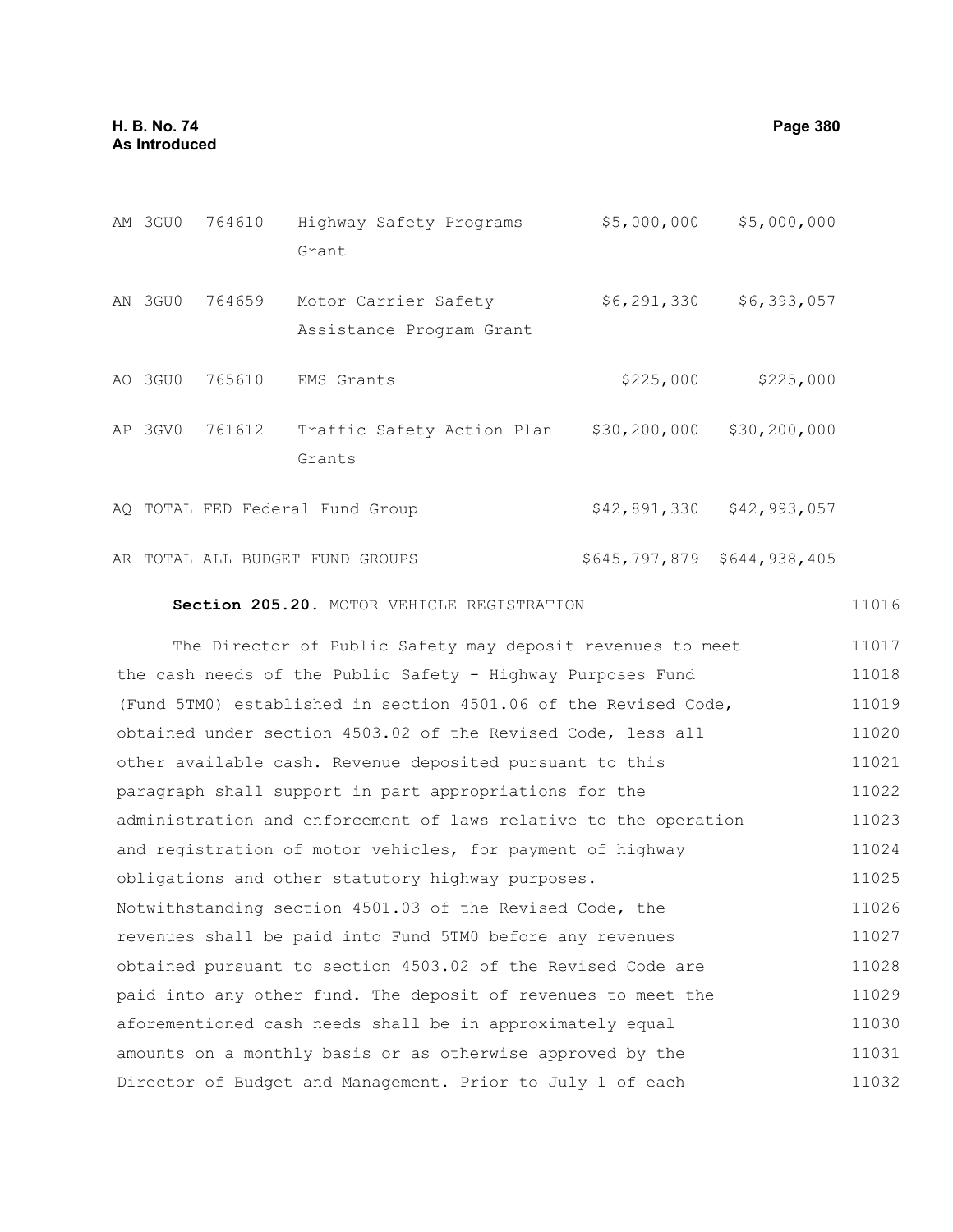| | | | | | |
|---|---|---|---|---|---|
| AM | 3GU0 | 764610 | Highway Safety Programs Grant | $5,000,000 | $5,000,000 |
| AN | 3GU0 | 764659 | Motor Carrier Safety Assistance Program Grant | $6,291,330 | $6,393,057 |
| AO | 3GU0 | 765610 | EMS Grants | $225,000 | $225,000 |
| AP | 3GV0 | 761612 | Traffic Safety Action Plan Grants | $30,200,000 | $30,200,000 |
| AQ | TOTAL FED Federal Fund Group | | | $42,891,330 | $42,993,057 |
| AR | TOTAL ALL BUDGET FUND GROUPS | | | $645,797,879 | $644,938,405 |

**Section 205.20.** MOTOR VEHICLE REGISTRATION 11016

The Director of Public Safety may deposit revenues to meet the cash needs of the Public Safety - Highway Purposes Fund (Fund 5TM0) established in section 4501.06 of the Revised Code, obtained under section 4503.02 of the Revised Code, less all other available cash. Revenue deposited pursuant to this paragraph shall support in part appropriations for the administration and enforcement of laws relative to the operation and registration of motor vehicles, for payment of highway obligations and other statutory highway purposes. Notwithstanding section 4501.03 of the Revised Code, the revenues shall be paid into Fund 5TM0 before any revenues obtained pursuant to section 4503.02 of the Revised Code are paid into any other fund. The deposit of revenues to meet the aforementioned cash needs shall be in approximately equal amounts on a monthly basis or as otherwise approved by the Director of Budget and Management. Prior to July 1 of each 11017 11018 11019 11020 11021 11022 11023 11024 11025 11026 11027 11028 11029 11030 11031 11032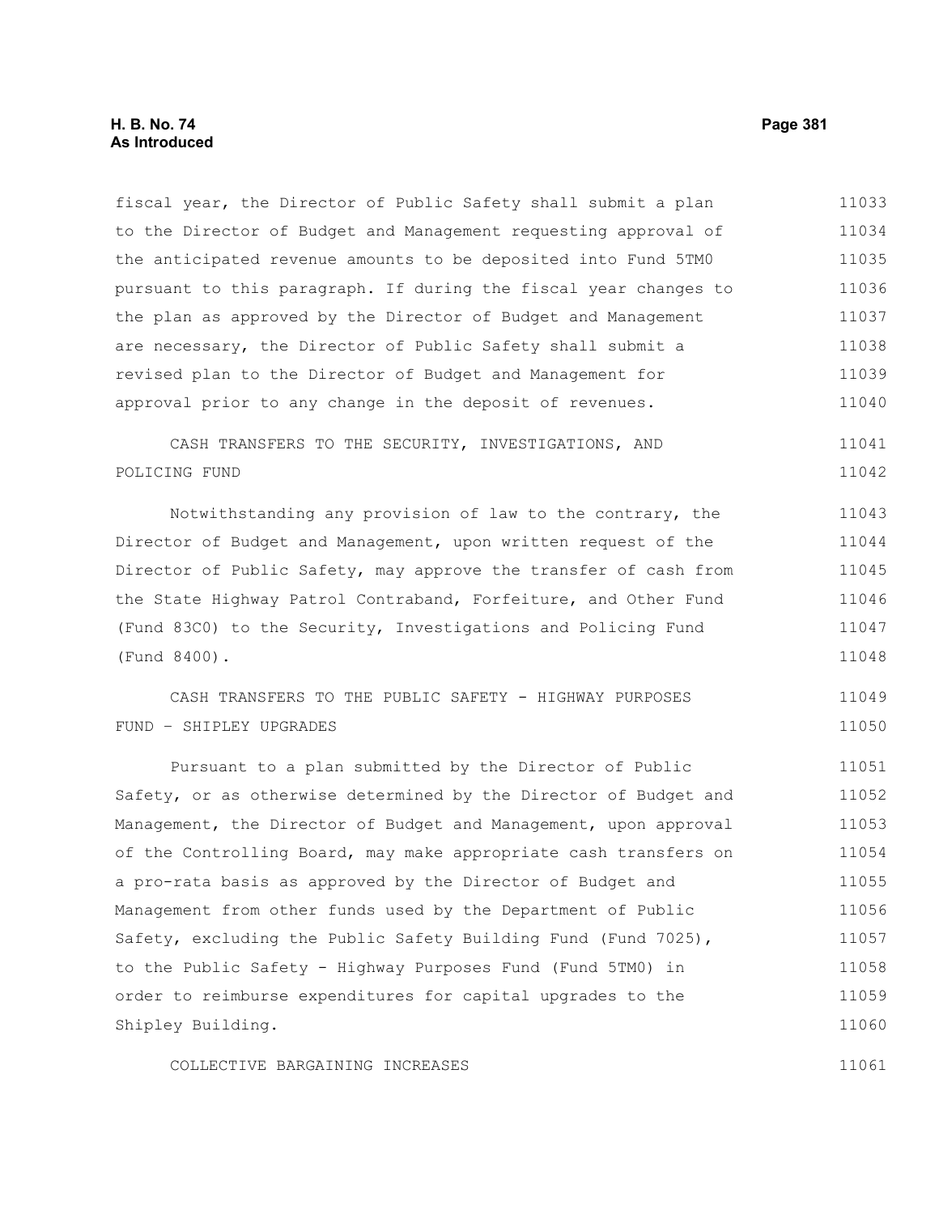fiscal year, the Director of Public Safety shall submit a plan to the Director of Budget and Management requesting approval of the anticipated revenue amounts to be deposited into Fund 5TM0 pursuant to this paragraph. If during the fiscal year changes to the plan as approved by the Director of Budget and Management are necessary, the Director of Public Safety shall submit a revised plan to the Director of Budget and Management for approval prior to any change in the deposit of revenues.

CASH TRANSFERS TO THE SECURITY, INVESTIGATIONS, AND POLICING FUND

Notwithstanding any provision of law to the contrary, the Director of Budget and Management, upon written request of the Director of Public Safety, may approve the transfer of cash from the State Highway Patrol Contraband, Forfeiture, and Other Fund (Fund 83C0) to the Security, Investigations and Policing Fund (Fund 8400).

CASH TRANSFERS TO THE PUBLIC SAFETY - HIGHWAY PURPOSES FUND – SHIPLEY UPGRADES

Pursuant to a plan submitted by the Director of Public Safety, or as otherwise determined by the Director of Budget and Management, the Director of Budget and Management, upon approval of the Controlling Board, may make appropriate cash transfers on a pro-rata basis as approved by the Director of Budget and Management from other funds used by the Department of Public Safety, excluding the Public Safety Building Fund (Fund 7025), to the Public Safety - Highway Purposes Fund (Fund 5TM0) in order to reimburse expenditures for capital upgrades to the Shipley Building.

COLLECTIVE BARGAINING INCREASES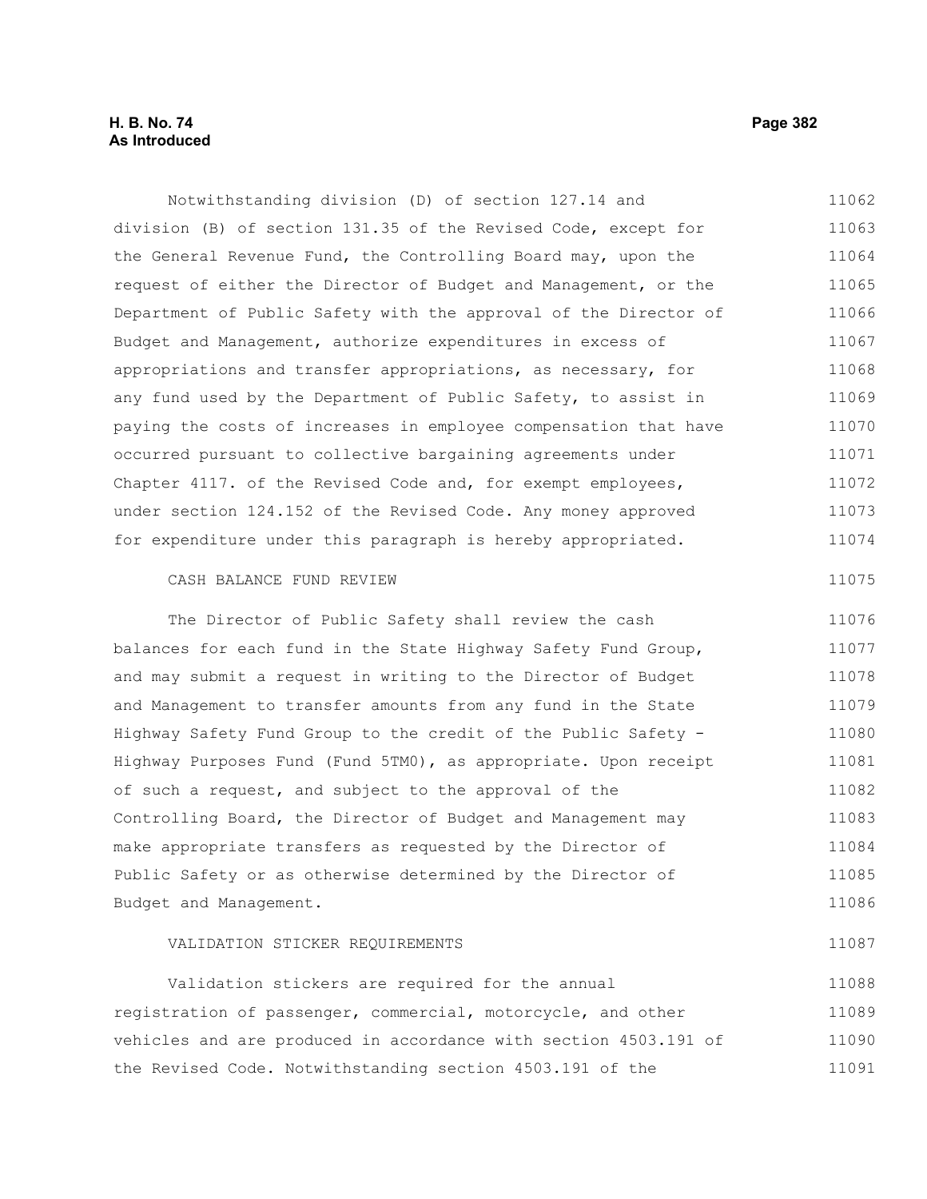Notwithstanding division (D) of section 127.14 and division (B) of section 131.35 of the Revised Code, except for the General Revenue Fund, the Controlling Board may, upon the request of either the Director of Budget and Management, or the Department of Public Safety with the approval of the Director of Budget and Management, authorize expenditures in excess of appropriations and transfer appropriations, as necessary, for any fund used by the Department of Public Safety, to assist in paying the costs of increases in employee compensation that have occurred pursuant to collective bargaining agreements under Chapter 4117. of the Revised Code and, for exempt employees, under section 124.152 of the Revised Code. Any money approved for expenditure under this paragraph is hereby appropriated.

CASH BALANCE FUND REVIEW

The Director of Public Safety shall review the cash balances for each fund in the State Highway Safety Fund Group, and may submit a request in writing to the Director of Budget and Management to transfer amounts from any fund in the State Highway Safety Fund Group to the credit of the Public Safety - Highway Purposes Fund (Fund 5TM0), as appropriate. Upon receipt of such a request, and subject to the approval of the Controlling Board, the Director of Budget and Management may make appropriate transfers as requested by the Director of Public Safety or as otherwise determined by the Director of Budget and Management.

VALIDATION STICKER REQUIREMENTS

Validation stickers are required for the annual registration of passenger, commercial, motorcycle, and other vehicles and are produced in accordance with section 4503.191 of the Revised Code. Notwithstanding section 4503.191 of the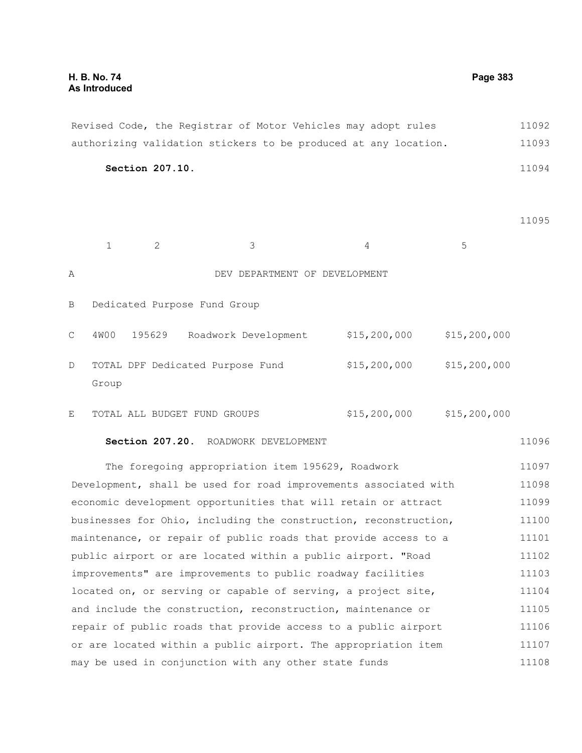Revised Code, the Registrar of Motor Vehicles may adopt rules authorizing validation stickers to be produced at any location.

**Section 207.10.**

| | 1 | 2 | 3 | 4 | 5 |
|---|---|---|---|---|---|
| A | | | DEV DEPARTMENT OF DEVELOPMENT | | |
| B | Dedicated Purpose Fund Group | | | | |
| C | 4W00 | 195629 | Roadwork Development | $15,200,000 | $15,200,000 |
| D | TOTAL DPF Dedicated Purpose Fund Group | | | $15,200,000 | $15,200,000 |
| E | TOTAL ALL BUDGET FUND GROUPS | | | $15,200,000 | $15,200,000 |

**Section 207.20.** ROADWORK DEVELOPMENT

The foregoing appropriation item 195629, Roadwork Development, shall be used for road improvements associated with economic development opportunities that will retain or attract businesses for Ohio, including the construction, reconstruction, maintenance, or repair of public roads that provide access to a public airport or are located within a public airport. "Road improvements" are improvements to public roadway facilities located on, or serving or capable of serving, a project site, and include the construction, reconstruction, maintenance or repair of public roads that provide access to a public airport or are located within a public airport. The appropriation item may be used in conjunction with any other state funds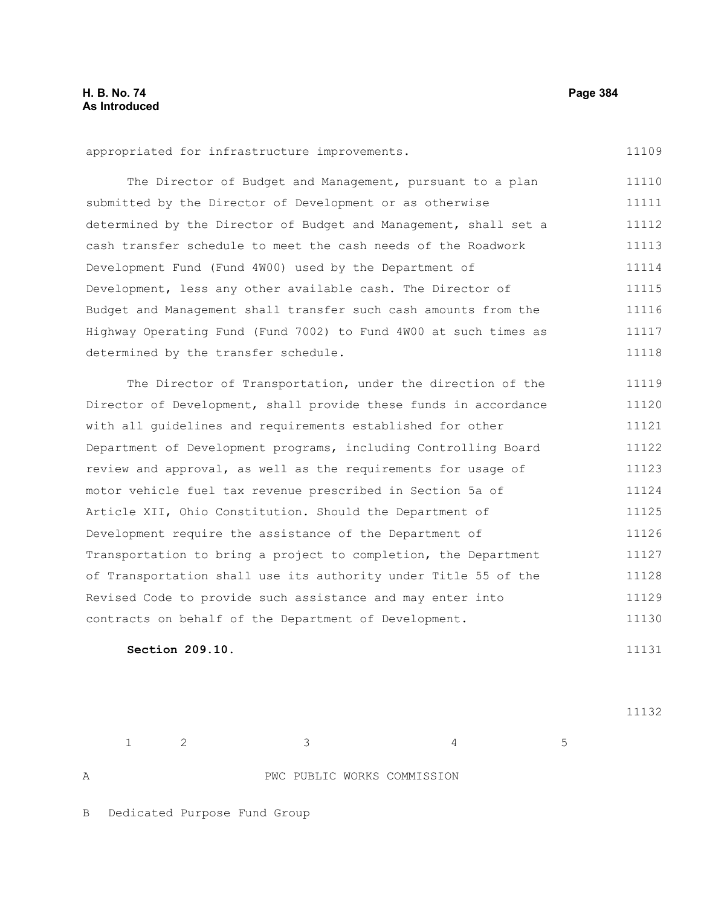appropriated for infrastructure improvements.

The Director of Budget and Management, pursuant to a plan submitted by the Director of Development or as otherwise determined by the Director of Budget and Management, shall set a cash transfer schedule to meet the cash needs of the Roadwork Development Fund (Fund 4W00) used by the Department of Development, less any other available cash. The Director of Budget and Management shall transfer such cash amounts from the Highway Operating Fund (Fund 7002) to Fund 4W00 at such times as determined by the transfer schedule.

The Director of Transportation, under the direction of the Director of Development, shall provide these funds in accordance with all guidelines and requirements established for other Department of Development programs, including Controlling Board review and approval, as well as the requirements for usage of motor vehicle fuel tax revenue prescribed in Section 5a of Article XII, Ohio Constitution. Should the Department of Development require the assistance of the Department of Transportation to bring a project to completion, the Department of Transportation shall use its authority under Title 55 of the Revised Code to provide such assistance and may enter into contracts on behalf of the Department of Development.

**Section 209.10.**

| | 1 | 2 | 3 | 4 | 5 |
|---|---|---|---|---|---|
| A | | | PWC PUBLIC WORKS COMMISSION | | |
| B | Dedicated Purpose Fund Group | | | | |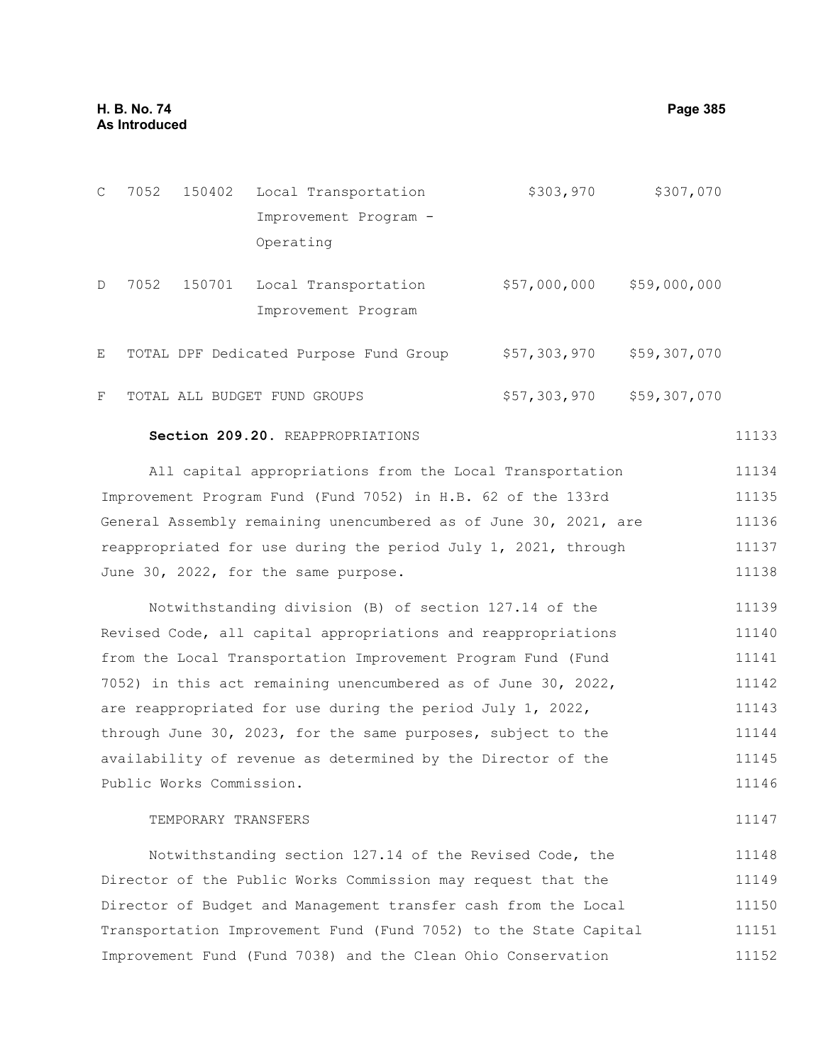| | | | | | |
|---|---|---|---|---|---|
| C | 7052 | 150402 | Local Transportation Improvement Program - Operating | $303,970 | $307,070 |
| D | 7052 | 150701 | Local Transportation Improvement Program | $57,000,000 | $59,000,000 |
| E | TOTAL DPF Dedicated Purpose Fund Group | | | $57,303,970 | $59,307,070 |
| F | TOTAL ALL BUDGET FUND GROUPS | | | $57,303,970 | $59,307,070 |

**Section 209.20.** REAPPROPRIATIONS

All capital appropriations from the Local Transportation Improvement Program Fund (Fund 7052) in H.B. 62 of the 133rd General Assembly remaining unencumbered as of June 30, 2021, are reappropriated for use during the period July 1, 2021, through June 30, 2022, for the same purpose.

Notwithstanding division (B) of section 127.14 of the Revised Code, all capital appropriations and reappropriations from the Local Transportation Improvement Program Fund (Fund 7052) in this act remaining unencumbered as of June 30, 2022, are reappropriated for use during the period July 1, 2022, through June 30, 2023, for the same purposes, subject to the availability of revenue as determined by the Director of the Public Works Commission.

TEMPORARY TRANSFERS

Notwithstanding section 127.14 of the Revised Code, the Director of the Public Works Commission may request that the Director of Budget and Management transfer cash from the Local Transportation Improvement Fund (Fund 7052) to the State Capital Improvement Fund (Fund 7038) and the Clean Ohio Conservation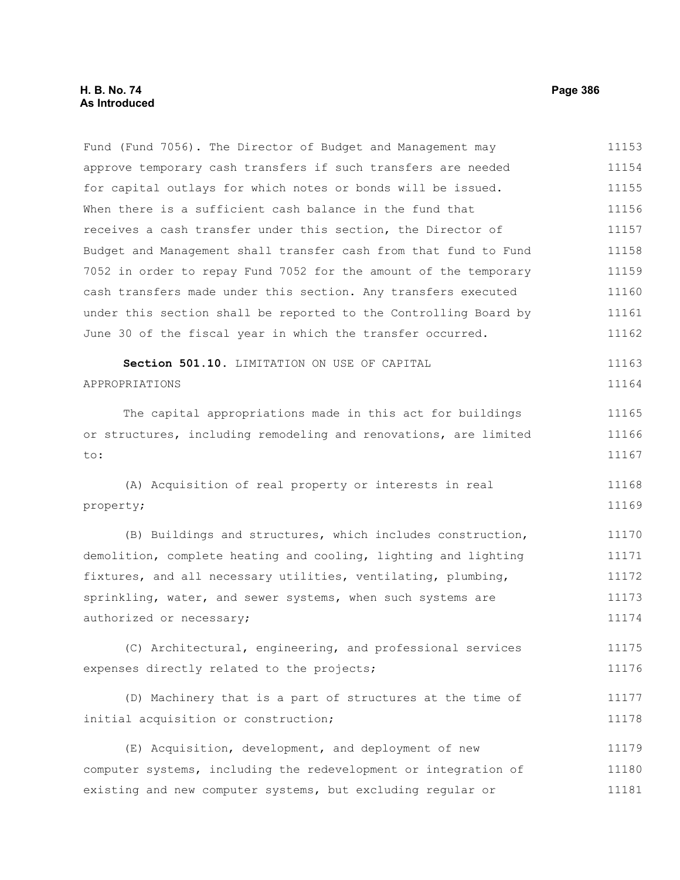Fund (Fund 7056). The Director of Budget and Management may approve temporary cash transfers if such transfers are needed for capital outlays for which notes or bonds will be issued. When there is a sufficient cash balance in the fund that receives a cash transfer under this section, the Director of Budget and Management shall transfer cash from that fund to Fund 7052 in order to repay Fund 7052 for the amount of the temporary cash transfers made under this section. Any transfers executed under this section shall be reported to the Controlling Board by June 30 of the fiscal year in which the transfer occurred.

**Section 501.10.** LIMITATION ON USE OF CAPITAL APPROPRIATIONS

The capital appropriations made in this act for buildings or structures, including remodeling and renovations, are limited to:

(A) Acquisition of real property or interests in real property;

(B) Buildings and structures, which includes construction, demolition, complete heating and cooling, lighting and lighting fixtures, and all necessary utilities, ventilating, plumbing, sprinkling, water, and sewer systems, when such systems are authorized or necessary;

(C) Architectural, engineering, and professional services expenses directly related to the projects;

(D) Machinery that is a part of structures at the time of initial acquisition or construction;

(E) Acquisition, development, and deployment of new computer systems, including the redevelopment or integration of existing and new computer systems, but excluding regular or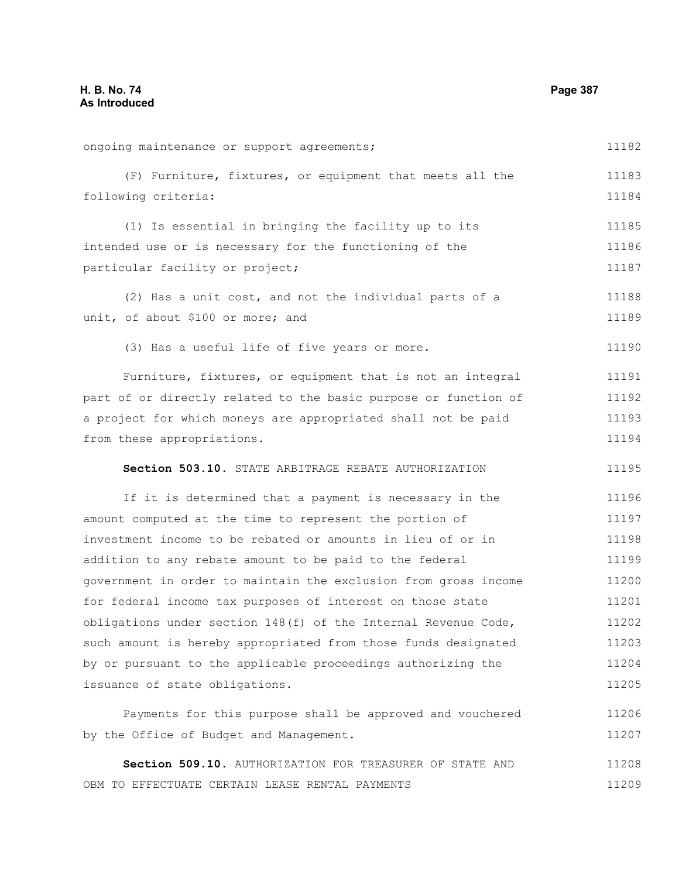ongoing maintenance or support agreements;

(F) Furniture, fixtures, or equipment that meets all the following criteria:

(1) Is essential in bringing the facility up to its intended use or is necessary for the functioning of the particular facility or project;

(2) Has a unit cost, and not the individual parts of a unit, of about $100 or more; and

(3) Has a useful life of five years or more.

Furniture, fixtures, or equipment that is not an integral part of or directly related to the basic purpose or function of a project for which moneys are appropriated shall not be paid from these appropriations.

**Section 503.10.** STATE ARBITRAGE REBATE AUTHORIZATION

If it is determined that a payment is necessary in the amount computed at the time to represent the portion of investment income to be rebated or amounts in lieu of or in addition to any rebate amount to be paid to the federal government in order to maintain the exclusion from gross income for federal income tax purposes of interest on those state obligations under section 148(f) of the Internal Revenue Code, such amount is hereby appropriated from those funds designated by or pursuant to the applicable proceedings authorizing the issuance of state obligations.

Payments for this purpose shall be approved and vouchered by the Office of Budget and Management.

**Section 509.10.** AUTHORIZATION FOR TREASURER OF STATE AND OBM TO EFFECTUATE CERTAIN LEASE RENTAL PAYMENTS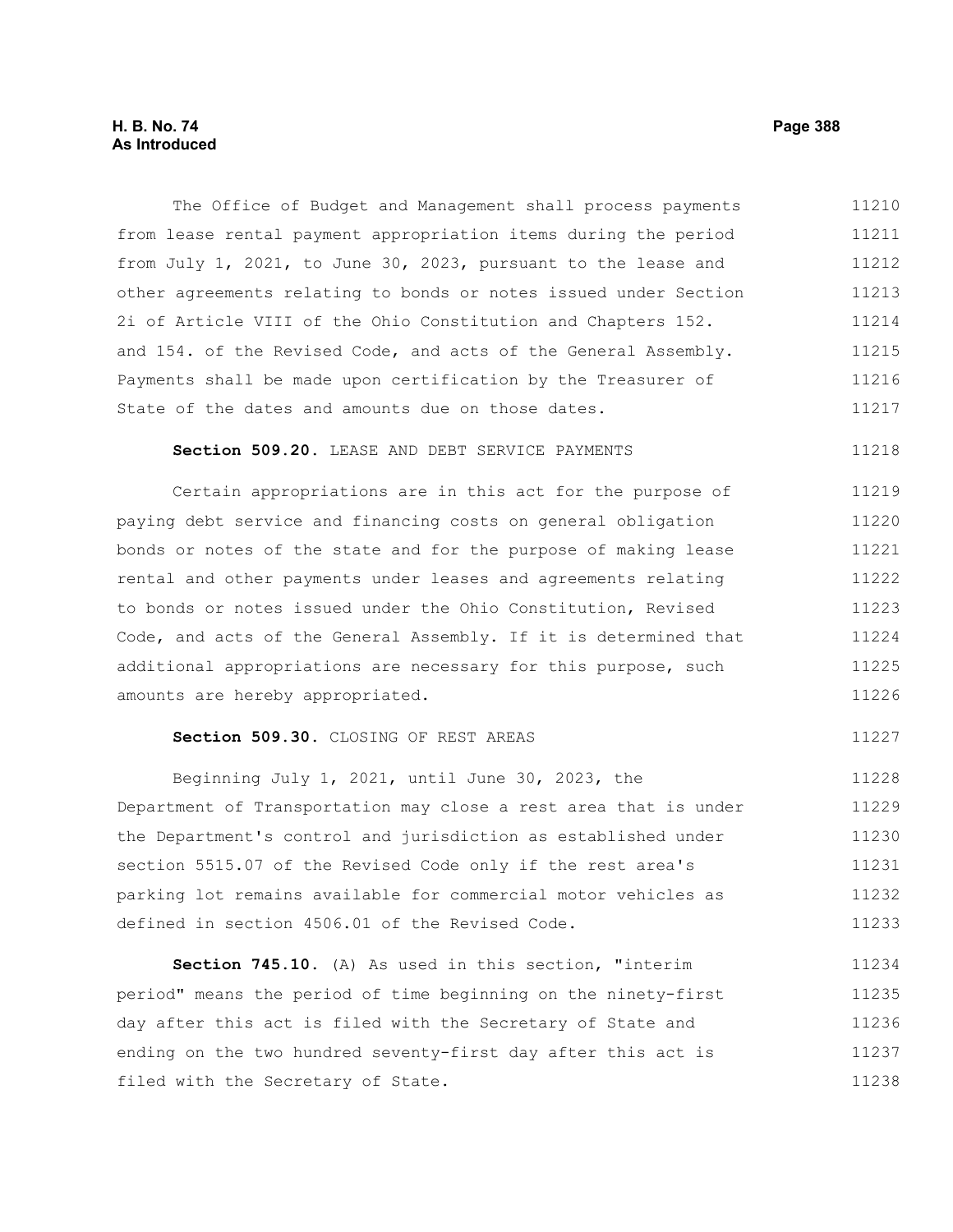The Office of Budget and Management shall process payments from lease rental payment appropriation items during the period from July 1, 2021, to June 30, 2023, pursuant to the lease and other agreements relating to bonds or notes issued under Section 2i of Article VIII of the Ohio Constitution and Chapters 152. and 154. of the Revised Code, and acts of the General Assembly. Payments shall be made upon certification by the Treasurer of State of the dates and amounts due on those dates.

**Section 509.20.** LEASE AND DEBT SERVICE PAYMENTS

Certain appropriations are in this act for the purpose of paying debt service and financing costs on general obligation bonds or notes of the state and for the purpose of making lease rental and other payments under leases and agreements relating to bonds or notes issued under the Ohio Constitution, Revised Code, and acts of the General Assembly. If it is determined that additional appropriations are necessary for this purpose, such amounts are hereby appropriated.

**Section 509.30.** CLOSING OF REST AREAS

Beginning July 1, 2021, until June 30, 2023, the Department of Transportation may close a rest area that is under the Department's control and jurisdiction as established under section 5515.07 of the Revised Code only if the rest area's parking lot remains available for commercial motor vehicles as defined in section 4506.01 of the Revised Code.

**Section 745.10.** (A) As used in this section, "interim period" means the period of time beginning on the ninety-first day after this act is filed with the Secretary of State and ending on the two hundred seventy-first day after this act is filed with the Secretary of State.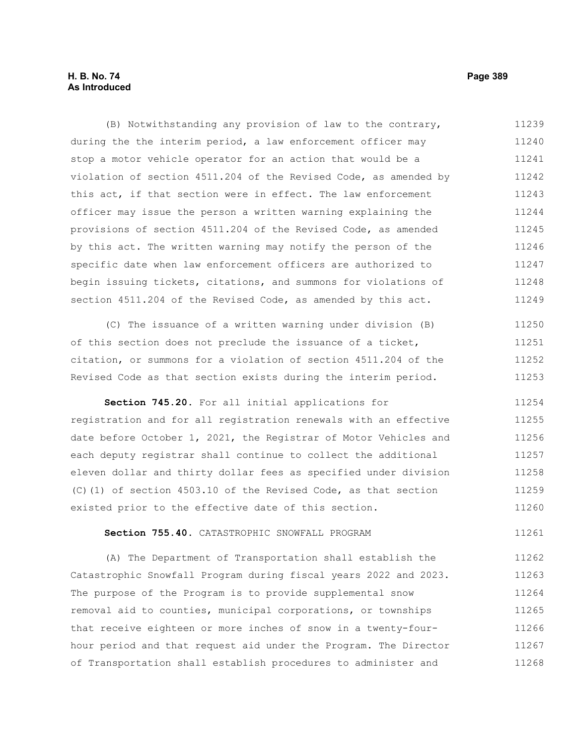(B) Notwithstanding any provision of law to the contrary, during the the interim period, a law enforcement officer may stop a motor vehicle operator for an action that would be a violation of section 4511.204 of the Revised Code, as amended by this act, if that section were in effect. The law enforcement officer may issue the person a written warning explaining the provisions of section 4511.204 of the Revised Code, as amended by this act. The written warning may notify the person of the specific date when law enforcement officers are authorized to begin issuing tickets, citations, and summons for violations of section 4511.204 of the Revised Code, as amended by this act.

(C) The issuance of a written warning under division (B) of this section does not preclude the issuance of a ticket, citation, or summons for a violation of section 4511.204 of the Revised Code as that section exists during the interim period.

**Section 745.20.** For all initial applications for registration and for all registration renewals with an effective date before October 1, 2021, the Registrar of Motor Vehicles and each deputy registrar shall continue to collect the additional eleven dollar and thirty dollar fees as specified under division (C)(1) of section 4503.10 of the Revised Code, as that section existed prior to the effective date of this section.

**Section 755.40.** CATASTROPHIC SNOWFALL PROGRAM

(A) The Department of Transportation shall establish the Catastrophic Snowfall Program during fiscal years 2022 and 2023. The purpose of the Program is to provide supplemental snow removal aid to counties, municipal corporations, or townships that receive eighteen or more inches of snow in a twenty-four-hour period and that request aid under the Program. The Director of Transportation shall establish procedures to administer and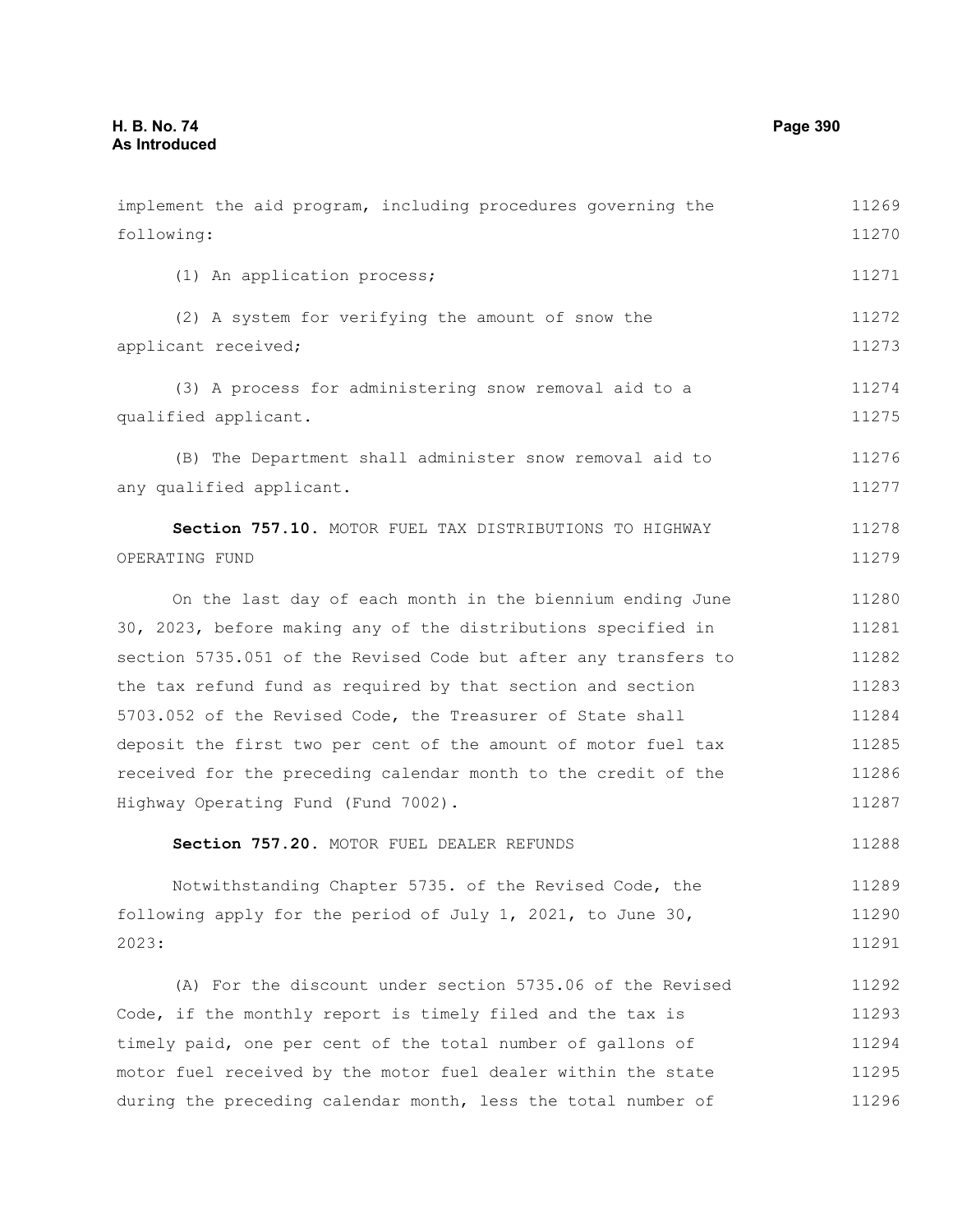implement the aid program, including procedures governing the following:

(1) An application process;

(2) A system for verifying the amount of snow the applicant received;

(3) A process for administering snow removal aid to a qualified applicant.

(B) The Department shall administer snow removal aid to any qualified applicant.

**Section 757.10.** MOTOR FUEL TAX DISTRIBUTIONS TO HIGHWAY OPERATING FUND

On the last day of each month in the biennium ending June 30, 2023, before making any of the distributions specified in section 5735.051 of the Revised Code but after any transfers to the tax refund fund as required by that section and section 5703.052 of the Revised Code, the Treasurer of State shall deposit the first two per cent of the amount of motor fuel tax received for the preceding calendar month to the credit of the Highway Operating Fund (Fund 7002).

**Section 757.20.** MOTOR FUEL DEALER REFUNDS

Notwithstanding Chapter 5735. of the Revised Code, the following apply for the period of July 1, 2021, to June 30, 2023:

(A) For the discount under section 5735.06 of the Revised Code, if the monthly report is timely filed and the tax is timely paid, one per cent of the total number of gallons of motor fuel received by the motor fuel dealer within the state during the preceding calendar month, less the total number of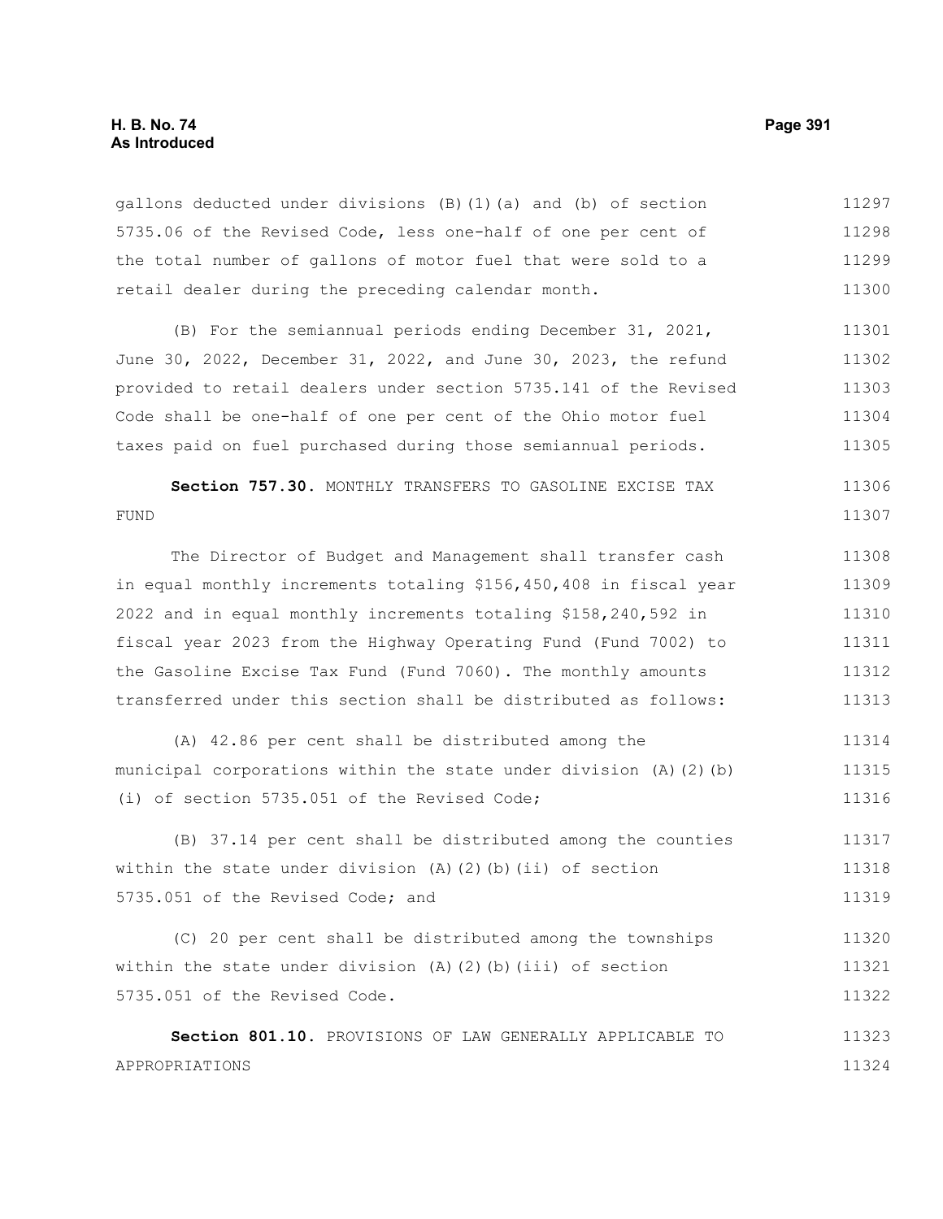gallons deducted under divisions (B)(1)(a) and (b) of section 5735.06 of the Revised Code, less one-half of one per cent of the total number of gallons of motor fuel that were sold to a retail dealer during the preceding calendar month.

(B) For the semiannual periods ending December 31, 2021, June 30, 2022, December 31, 2022, and June 30, 2023, the refund provided to retail dealers under section 5735.141 of the Revised Code shall be one-half of one per cent of the Ohio motor fuel taxes paid on fuel purchased during those semiannual periods.

**Section 757.30.** MONTHLY TRANSFERS TO GASOLINE EXCISE TAX FUND

The Director of Budget and Management shall transfer cash in equal monthly increments totaling $156,450,408 in fiscal year 2022 and in equal monthly increments totaling $158,240,592 in fiscal year 2023 from the Highway Operating Fund (Fund 7002) to the Gasoline Excise Tax Fund (Fund 7060). The monthly amounts transferred under this section shall be distributed as follows:

(A) 42.86 per cent shall be distributed among the municipal corporations within the state under division (A)(2)(b)(i) of section 5735.051 of the Revised Code;

(B) 37.14 per cent shall be distributed among the counties within the state under division (A)(2)(b)(ii) of section 5735.051 of the Revised Code; and

(C) 20 per cent shall be distributed among the townships within the state under division (A)(2)(b)(iii) of section 5735.051 of the Revised Code.

**Section 801.10.** PROVISIONS OF LAW GENERALLY APPLICABLE TO APPROPRIATIONS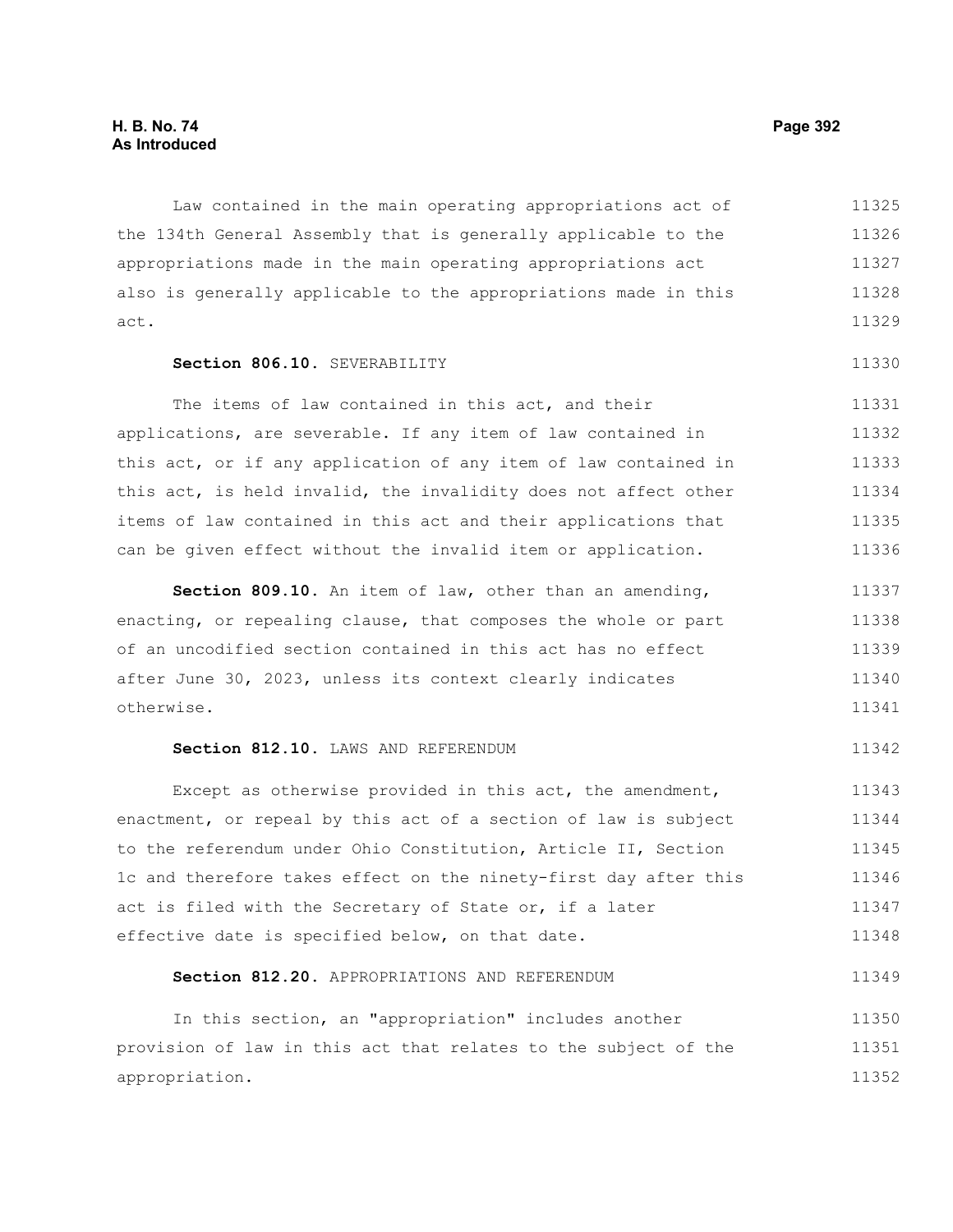Law contained in the main operating appropriations act of the 134th General Assembly that is generally applicable to the appropriations made in the main operating appropriations act also is generally applicable to the appropriations made in this act.

**Section 806.10.** SEVERABILITY

The items of law contained in this act, and their applications, are severable. If any item of law contained in this act, or if any application of any item of law contained in this act, is held invalid, the invalidity does not affect other items of law contained in this act and their applications that can be given effect without the invalid item or application.

**Section 809.10.** An item of law, other than an amending, enacting, or repealing clause, that composes the whole or part of an uncodified section contained in this act has no effect after June 30, 2023, unless its context clearly indicates otherwise.

**Section 812.10.** LAWS AND REFERENDUM

Except as otherwise provided in this act, the amendment, enactment, or repeal by this act of a section of law is subject to the referendum under Ohio Constitution, Article II, Section 1c and therefore takes effect on the ninety-first day after this act is filed with the Secretary of State or, if a later effective date is specified below, on that date.

**Section 812.20.** APPROPRIATIONS AND REFERENDUM

In this section, an "appropriation" includes another provision of law in this act that relates to the subject of the appropriation.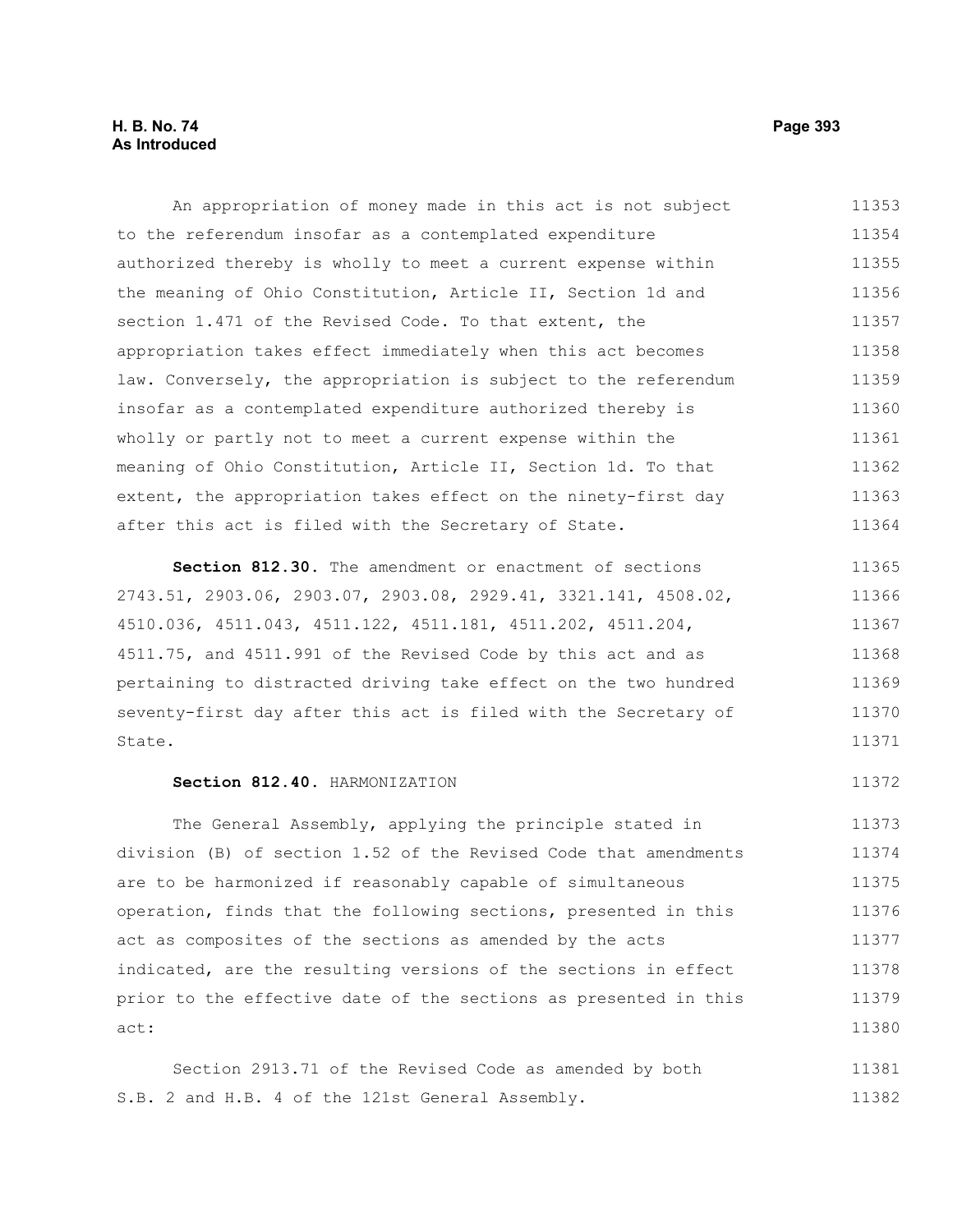An appropriation of money made in this act is not subject to the referendum insofar as a contemplated expenditure authorized thereby is wholly to meet a current expense within the meaning of Ohio Constitution, Article II, Section 1d and section 1.471 of the Revised Code. To that extent, the appropriation takes effect immediately when this act becomes law. Conversely, the appropriation is subject to the referendum insofar as a contemplated expenditure authorized thereby is wholly or partly not to meet a current expense within the meaning of Ohio Constitution, Article II, Section 1d. To that extent, the appropriation takes effect on the ninety-first day after this act is filed with the Secretary of State.

**Section 812.30.** The amendment or enactment of sections 2743.51, 2903.06, 2903.07, 2903.08, 2929.41, 3321.141, 4508.02, 4510.036, 4511.043, 4511.122, 4511.181, 4511.202, 4511.204, 4511.75, and 4511.991 of the Revised Code by this act and as pertaining to distracted driving take effect on the two hundred seventy-first day after this act is filed with the Secretary of State.

**Section 812.40.** HARMONIZATION

The General Assembly, applying the principle stated in division (B) of section 1.52 of the Revised Code that amendments are to be harmonized if reasonably capable of simultaneous operation, finds that the following sections, presented in this act as composites of the sections as amended by the acts indicated, are the resulting versions of the sections in effect prior to the effective date of the sections as presented in this act:

Section 2913.71 of the Revised Code as amended by both S.B. 2 and H.B. 4 of the 121st General Assembly.